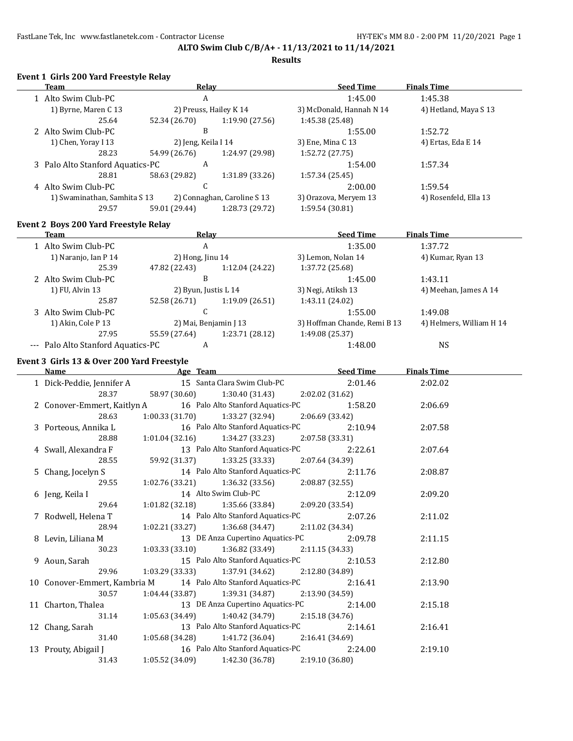# ALTO Swim Club C/B/A+ - 11/13/2021 to 11/14/2021

## Results

### Event 1 Girls 200 Yard Freestyle Relay

| | Team | Relay | Seed Time | Finals Time |
|---|---|---|---|---|
| 1 | Alto Swim Club-PC | A | 1:45.00 | 1:45.38 |
| | 1) Byrne, Maren C 13 | 2) Preuss, Hailey K 14 | 3) McDonald, Hannah N 14 | 4) Hetland, Maya S 13 |
| | 25.64 | 52.34 (26.70) | 1:19.90 (27.56) | 1:45.38 (25.48) |
| 2 | Alto Swim Club-PC | B | 1:55.00 | 1:52.72 |
| | 1) Chen, Yoray I 13 | 2) Jeng, Keila I 14 | 3) Ene, Mina C 13 | 4) Ertas, Eda E 14 |
| | 28.23 | 54.99 (26.76) | 1:24.97 (29.98) | 1:52.72 (27.75) |
| 3 | Palo Alto Stanford Aquatics-PC | A | 1:54.00 | 1:57.34 |
| | 28.81 | 58.63 (29.82) | 1:31.89 (33.26) | 1:57.34 (25.45) |
| 4 | Alto Swim Club-PC | C | 2:00.00 | 1:59.54 |
| | 1) Swaminathan, Samhita S 13 | 2) Connaghan, Caroline S 13 | 3) Orazova, Meryem 13 | 4) Rosenfeld, Ella 13 |
| | 29.57 | 59.01 (29.44) | 1:28.73 (29.72) | 1:59.54 (30.81) |

### Event 2 Boys 200 Yard Freestyle Relay

| | Team | Relay | Seed Time | Finals Time |
|---|---|---|---|---|
| 1 | Alto Swim Club-PC | A | 1:35.00 | 1:37.72 |
| | 1) Naranjo, Ian P 14 | 2) Hong, Jinu 14 | 3) Lemon, Nolan 14 | 4) Kumar, Ryan 13 |
| | 25.39 | 47.82 (22.43) | 1:12.04 (24.22) | 1:37.72 (25.68) |
| 2 | Alto Swim Club-PC | B | 1:45.00 | 1:43.11 |
| | 1) FU, Alvin 13 | 2) Byun, Justis L 14 | 3) Negi, Atiksh 13 | 4) Meehan, James A 14 |
| | 25.87 | 52.58 (26.71) | 1:19.09 (26.51) | 1:43.11 (24.02) |
| 3 | Alto Swim Club-PC | C | 1:55.00 | 1:49.08 |
| | 1) Akin, Cole P 13 | 2) Mai, Benjamin J 13 | 3) Hoffman Chande, Remi B 13 | 4) Helmers, William H 14 |
| | 27.95 | 55.59 (27.64) | 1:23.71 (28.12) | 1:49.08 (25.37) |
| --- | Palo Alto Stanford Aquatics-PC | A | 1:48.00 | NS |

### Event 3 Girls 13 & Over 200 Yard Freestyle

| | Name | Age | Team | Seed Time | Finals Time |
|---|---|---|---|---|---|
| 1 | Dick-Peddie, Jennifer A | 15 | Santa Clara Swim Club-PC | 2:01.46 | 2:02.02 |
| | 28.37 | 58.97 (30.60) | 1:30.40 (31.43) | 2:02.02 (31.62) | |
| 2 | Conover-Emmert, Kaitlyn A | 16 | Palo Alto Stanford Aquatics-PC | 1:58.20 | 2:06.69 |
| | 28.63 | 1:00.33 (31.70) | 1:33.27 (32.94) | 2:06.69 (33.42) | |
| 3 | Porteous, Annika L | 16 | Palo Alto Stanford Aquatics-PC | 2:10.94 | 2:07.58 |
| | 28.88 | 1:01.04 (32.16) | 1:34.27 (33.23) | 2:07.58 (33.31) | |
| 4 | Swall, Alexandra F | 13 | Palo Alto Stanford Aquatics-PC | 2:22.61 | 2:07.64 |
| | 28.55 | 59.92 (31.37) | 1:33.25 (33.33) | 2:07.64 (34.39) | |
| 5 | Chang, Jocelyn S | 14 | Palo Alto Stanford Aquatics-PC | 2:11.76 | 2:08.87 |
| | 29.55 | 1:02.76 (33.21) | 1:36.32 (33.56) | 2:08.87 (32.55) | |
| 6 | Jeng, Keila I | 14 | Alto Swim Club-PC | 2:12.09 | 2:09.20 |
| | 29.64 | 1:01.82 (32.18) | 1:35.66 (33.84) | 2:09.20 (33.54) | |
| 7 | Rodwell, Helena T | 14 | Palo Alto Stanford Aquatics-PC | 2:07.26 | 2:11.02 |
| | 28.94 | 1:02.21 (33.27) | 1:36.68 (34.47) | 2:11.02 (34.34) | |
| 8 | Levin, Liliana M | 13 | DE Anza Cupertino Aquatics-PC | 2:09.78 | 2:11.15 |
| | 30.23 | 1:03.33 (33.10) | 1:36.82 (33.49) | 2:11.15 (34.33) | |
| 9 | Aoun, Sarah | 15 | Palo Alto Stanford Aquatics-PC | 2:10.53 | 2:12.80 |
| | 29.96 | 1:03.29 (33.33) | 1:37.91 (34.62) | 2:12.80 (34.89) | |
| 10 | Conover-Emmert, Kambria M | 14 | Palo Alto Stanford Aquatics-PC | 2:16.41 | 2:13.90 |
| | 30.57 | 1:04.44 (33.87) | 1:39.31 (34.87) | 2:13.90 (34.59) | |
| 11 | Charton, Thalea | 13 | DE Anza Cupertino Aquatics-PC | 2:14.00 | 2:15.18 |
| | 31.14 | 1:05.63 (34.49) | 1:40.42 (34.79) | 2:15.18 (34.76) | |
| 12 | Chang, Sarah | 13 | Palo Alto Stanford Aquatics-PC | 2:14.61 | 2:16.41 |
| | 31.40 | 1:05.68 (34.28) | 1:41.72 (36.04) | 2:16.41 (34.69) | |
| 13 | Prouty, Abigail J | 16 | Palo Alto Stanford Aquatics-PC | 2:24.00 | 2:19.10 |
| | 31.43 | 1:05.52 (34.09) | 1:42.30 (36.78) | 2:19.10 (36.80) | |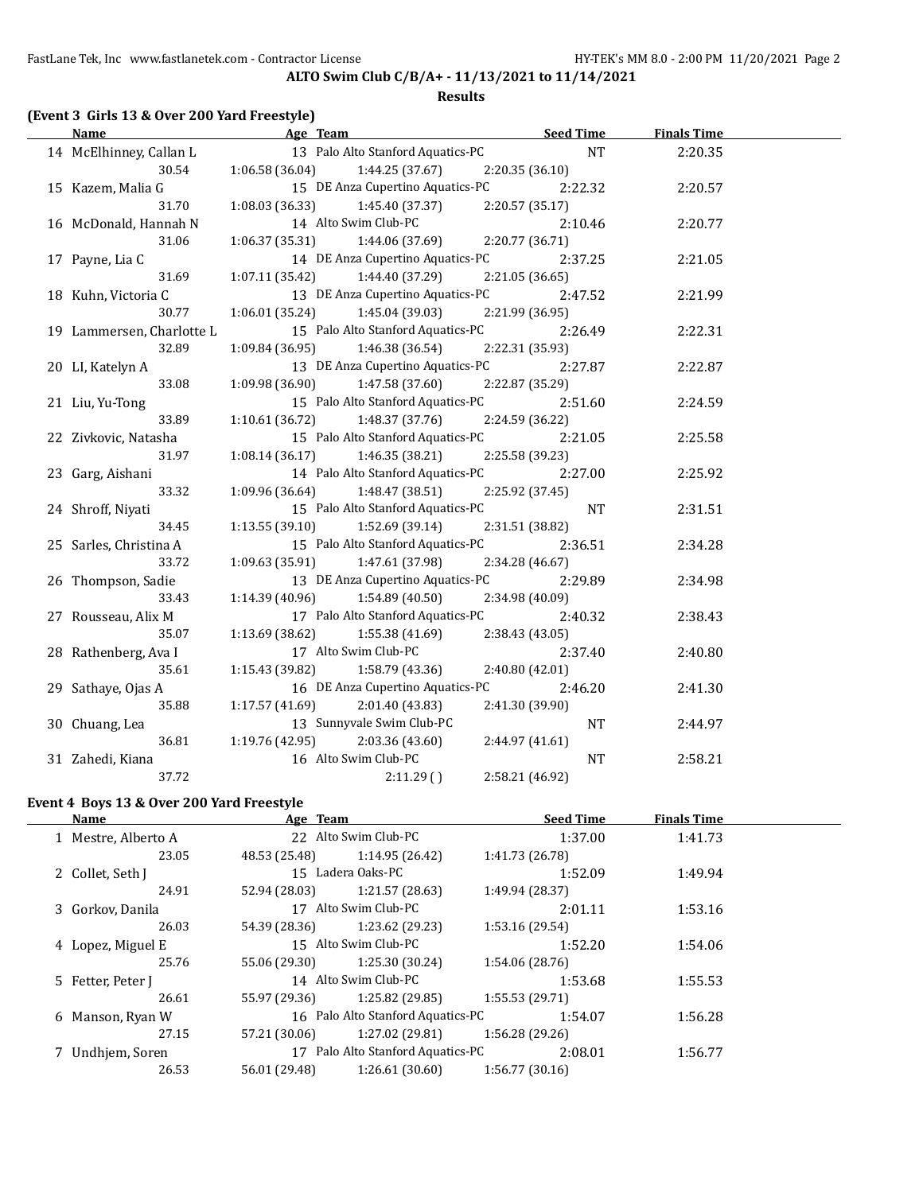## ALTO Swim Club C/B/A+ - 11/13/2021 to 11/14/2021

### Results

**(Event 3 Girls 13 & Over 200 Yard Freestyle)**

| Name | Age | Team | Seed Time | Finals Time |
|---|---|---|---|---|
| 14 McElhinney, Callan L | 13 | Palo Alto Stanford Aquatics-PC | NT | 2:20.35 |
| 30.54 | 1:06.58 (36.04) | 1:44.25 (37.67) | 2:20.35 (36.10) | |
| 15 Kazem, Malia G | 15 | DE Anza Cupertino Aquatics-PC | 2:22.32 | 2:20.57 |
| 31.70 | 1:08.03 (36.33) | 1:45.40 (37.37) | 2:20.57 (35.17) | |
| 16 McDonald, Hannah N | 14 | Alto Swim Club-PC | 2:10.46 | 2:20.77 |
| 31.06 | 1:06.37 (35.31) | 1:44.06 (37.69) | 2:20.77 (36.71) | |
| 17 Payne, Lia C | 14 | DE Anza Cupertino Aquatics-PC | 2:37.25 | 2:21.05 |
| 31.69 | 1:07.11 (35.42) | 1:44.40 (37.29) | 2:21.05 (36.65) | |
| 18 Kuhn, Victoria C | 13 | DE Anza Cupertino Aquatics-PC | 2:47.52 | 2:21.99 |
| 30.77 | 1:06.01 (35.24) | 1:45.04 (39.03) | 2:21.99 (36.95) | |
| 19 Lammersen, Charlotte L | 15 | Palo Alto Stanford Aquatics-PC | 2:26.49 | 2:22.31 |
| 32.89 | 1:09.84 (36.95) | 1:46.38 (36.54) | 2:22.31 (35.93) | |
| 20 LI, Katelyn A | 13 | DE Anza Cupertino Aquatics-PC | 2:27.87 | 2:22.87 |
| 33.08 | 1:09.98 (36.90) | 1:47.58 (37.60) | 2:22.87 (35.29) | |
| 21 Liu, Yu-Tong | 15 | Palo Alto Stanford Aquatics-PC | 2:51.60 | 2:24.59 |
| 33.89 | 1:10.61 (36.72) | 1:48.37 (37.76) | 2:24.59 (36.22) | |
| 22 Zivkovic, Natasha | 15 | Palo Alto Stanford Aquatics-PC | 2:21.05 | 2:25.58 |
| 31.97 | 1:08.14 (36.17) | 1:46.35 (38.21) | 2:25.58 (39.23) | |
| 23 Garg, Aishani | 14 | Palo Alto Stanford Aquatics-PC | 2:27.00 | 2:25.92 |
| 33.32 | 1:09.96 (36.64) | 1:48.47 (38.51) | 2:25.92 (37.45) | |
| 24 Shroff, Niyati | 15 | Palo Alto Stanford Aquatics-PC | NT | 2:31.51 |
| 34.45 | 1:13.55 (39.10) | 1:52.69 (39.14) | 2:31.51 (38.82) | |
| 25 Sarles, Christina A | 15 | Palo Alto Stanford Aquatics-PC | 2:36.51 | 2:34.28 |
| 33.72 | 1:09.63 (35.91) | 1:47.61 (37.98) | 2:34.28 (46.67) | |
| 26 Thompson, Sadie | 13 | DE Anza Cupertino Aquatics-PC | 2:29.89 | 2:34.98 |
| 33.43 | 1:14.39 (40.96) | 1:54.89 (40.50) | 2:34.98 (40.09) | |
| 27 Rousseau, Alix M | 17 | Palo Alto Stanford Aquatics-PC | 2:40.32 | 2:38.43 |
| 35.07 | 1:13.69 (38.62) | 1:55.38 (41.69) | 2:38.43 (43.05) | |
| 28 Rathenberg, Ava I | 17 | Alto Swim Club-PC | 2:37.40 | 2:40.80 |
| 35.61 | 1:15.43 (39.82) | 1:58.79 (43.36) | 2:40.80 (42.01) | |
| 29 Sathaye, Ojas A | 16 | DE Anza Cupertino Aquatics-PC | 2:46.20 | 2:41.30 |
| 35.88 | 1:17.57 (41.69) | 2:01.40 (43.83) | 2:41.30 (39.90) | |
| 30 Chuang, Lea | 13 | Sunnyvale Swim Club-PC | NT | 2:44.97 |
| 36.81 | 1:19.76 (42.95) | 2:03.36 (43.60) | 2:44.97 (41.61) | |
| 31 Zahedi, Kiana | 16 | Alto Swim Club-PC | NT | 2:58.21 |
| 37.72 | | 2:11.29 ( ) | 2:58.21 (46.92) | |

**Event 4 Boys 13 & Over 200 Yard Freestyle**

| Name | Age | Team | Seed Time | Finals Time |
|---|---|---|---|---|
| 1 Mestre, Alberto A | 22 | Alto Swim Club-PC | 1:37.00 | 1:41.73 |
| 23.05 | 48.53 (25.48) | 1:14.95 (26.42) | 1:41.73 (26.78) | |
| 2 Collet, Seth J | 15 | Ladera Oaks-PC | 1:52.09 | 1:49.94 |
| 24.91 | 52.94 (28.03) | 1:21.57 (28.63) | 1:49.94 (28.37) | |
| 3 Gorkov, Danila | 17 | Alto Swim Club-PC | 2:01.11 | 1:53.16 |
| 26.03 | 54.39 (28.36) | 1:23.62 (29.23) | 1:53.16 (29.54) | |
| 4 Lopez, Miguel E | 15 | Alto Swim Club-PC | 1:52.20 | 1:54.06 |
| 25.76 | 55.06 (29.30) | 1:25.30 (30.24) | 1:54.06 (28.76) | |
| 5 Fetter, Peter J | 14 | Alto Swim Club-PC | 1:53.68 | 1:55.53 |
| 26.61 | 55.97 (29.36) | 1:25.82 (29.85) | 1:55.53 (29.71) | |
| 6 Manson, Ryan W | 16 | Palo Alto Stanford Aquatics-PC | 1:54.07 | 1:56.28 |
| 27.15 | 57.21 (30.06) | 1:27.02 (29.81) | 1:56.28 (29.26) | |
| 7 Undhjem, Soren | 17 | Palo Alto Stanford Aquatics-PC | 2:08.01 | 1:56.77 |
| 26.53 | 56.01 (29.48) | 1:26.61 (30.60) | 1:56.77 (30.16) | |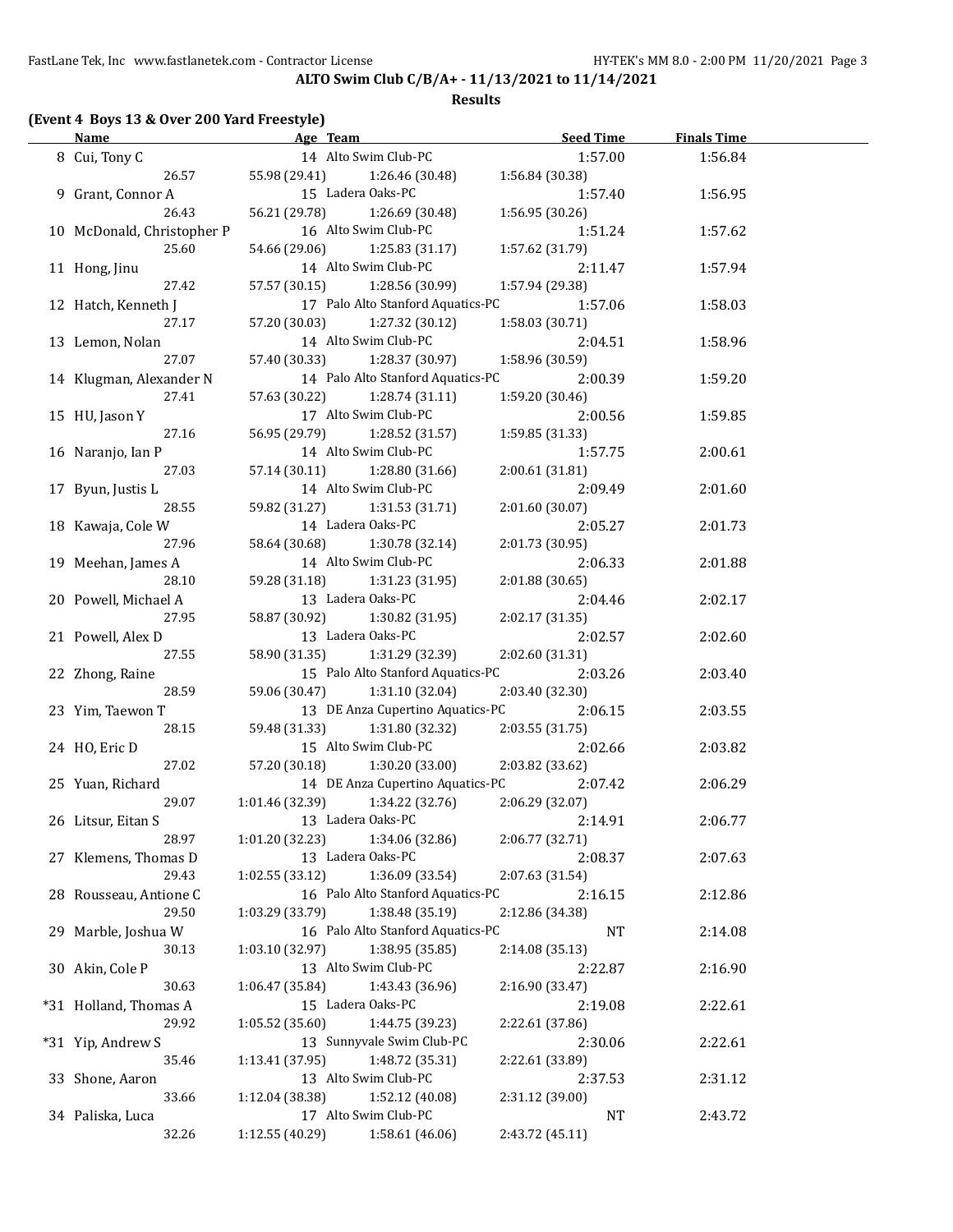**ALTO Swim Club C/B/A+ - 11/13/2021 to 11/14/2021**

**Results**

**(Event 4 Boys 13 & Over 200 Yard Freestyle)**

| | Name | Age | Team | Seed Time | Finals Time |
|---|---|---|---|---|---|
| 8 | Cui, Tony C | 14 | Alto Swim Club-PC | 1:57.00 | 1:56.84 |
| | 26.57 | 55.98 (29.41) | 1:26.46 (30.48) | 1:56.84 (30.38) | |
| 9 | Grant, Connor A | 15 | Ladera Oaks-PC | 1:57.40 | 1:56.95 |
| | 26.43 | 56.21 (29.78) | 1:26.69 (30.48) | 1:56.95 (30.26) | |
| 10 | McDonald, Christopher P | 16 | Alto Swim Club-PC | 1:51.24 | 1:57.62 |
| | 25.60 | 54.66 (29.06) | 1:25.83 (31.17) | 1:57.62 (31.79) | |
| 11 | Hong, Jinu | 14 | Alto Swim Club-PC | 2:11.47 | 1:57.94 |
| | 27.42 | 57.57 (30.15) | 1:28.56 (30.99) | 1:57.94 (29.38) | |
| 12 | Hatch, Kenneth J | 17 | Palo Alto Stanford Aquatics-PC | 1:57.06 | 1:58.03 |
| | 27.17 | 57.20 (30.03) | 1:27.32 (30.12) | 1:58.03 (30.71) | |
| 13 | Lemon, Nolan | 14 | Alto Swim Club-PC | 2:04.51 | 1:58.96 |
| | 27.07 | 57.40 (30.33) | 1:28.37 (30.97) | 1:58.96 (30.59) | |
| 14 | Klugman, Alexander N | 14 | Palo Alto Stanford Aquatics-PC | 2:00.39 | 1:59.20 |
| | 27.41 | 57.63 (30.22) | 1:28.74 (31.11) | 1:59.20 (30.46) | |
| 15 | HU, Jason Y | 17 | Alto Swim Club-PC | 2:00.56 | 1:59.85 |
| | 27.16 | 56.95 (29.79) | 1:28.52 (31.57) | 1:59.85 (31.33) | |
| 16 | Naranjo, Ian P | 14 | Alto Swim Club-PC | 1:57.75 | 2:00.61 |
| | 27.03 | 57.14 (30.11) | 1:28.80 (31.66) | 2:00.61 (31.81) | |
| 17 | Byun, Justis L | 14 | Alto Swim Club-PC | 2:09.49 | 2:01.60 |
| | 28.55 | 59.82 (31.27) | 1:31.53 (31.71) | 2:01.60 (30.07) | |
| 18 | Kawaja, Cole W | 14 | Ladera Oaks-PC | 2:05.27 | 2:01.73 |
| | 27.96 | 58.64 (30.68) | 1:30.78 (32.14) | 2:01.73 (30.95) | |
| 19 | Meehan, James A | 14 | Alto Swim Club-PC | 2:06.33 | 2:01.88 |
| | 28.10 | 59.28 (31.18) | 1:31.23 (31.95) | 2:01.88 (30.65) | |
| 20 | Powell, Michael A | 13 | Ladera Oaks-PC | 2:04.46 | 2:02.17 |
| | 27.95 | 58.87 (30.92) | 1:30.82 (31.95) | 2:02.17 (31.35) | |
| 21 | Powell, Alex D | 13 | Ladera Oaks-PC | 2:02.57 | 2:02.60 |
| | 27.55 | 58.90 (31.35) | 1:31.29 (32.39) | 2:02.60 (31.31) | |
| 22 | Zhong, Raine | 15 | Palo Alto Stanford Aquatics-PC | 2:03.26 | 2:03.40 |
| | 28.59 | 59.06 (30.47) | 1:31.10 (32.04) | 2:03.40 (32.30) | |
| 23 | Yim, Taewon T | 13 | DE Anza Cupertino Aquatics-PC | 2:06.15 | 2:03.55 |
| | 28.15 | 59.48 (31.33) | 1:31.80 (32.32) | 2:03.55 (31.75) | |
| 24 | HO, Eric D | 15 | Alto Swim Club-PC | 2:02.66 | 2:03.82 |
| | 27.02 | 57.20 (30.18) | 1:30.20 (33.00) | 2:03.82 (33.62) | |
| 25 | Yuan, Richard | 14 | DE Anza Cupertino Aquatics-PC | 2:07.42 | 2:06.29 |
| | 29.07 | 1:01.46 (32.39) | 1:34.22 (32.76) | 2:06.29 (32.07) | |
| 26 | Litsur, Eitan S | 13 | Ladera Oaks-PC | 2:14.91 | 2:06.77 |
| | 28.97 | 1:01.20 (32.23) | 1:34.06 (32.86) | 2:06.77 (32.71) | |
| 27 | Klemens, Thomas D | 13 | Ladera Oaks-PC | 2:08.37 | 2:07.63 |
| | 29.43 | 1:02.55 (33.12) | 1:36.09 (33.54) | 2:07.63 (31.54) | |
| 28 | Rousseau, Antione C | 16 | Palo Alto Stanford Aquatics-PC | 2:16.15 | 2:12.86 |
| | 29.50 | 1:03.29 (33.79) | 1:38.48 (35.19) | 2:12.86 (34.38) | |
| 29 | Marble, Joshua W | 16 | Palo Alto Stanford Aquatics-PC | NT | 2:14.08 |
| | 30.13 | 1:03.10 (32.97) | 1:38.95 (35.85) | 2:14.08 (35.13) | |
| 30 | Akin, Cole P | 13 | Alto Swim Club-PC | 2:22.87 | 2:16.90 |
| | 30.63 | 1:06.47 (35.84) | 1:43.43 (36.96) | 2:16.90 (33.47) | |
| *31 | Holland, Thomas A | 15 | Ladera Oaks-PC | 2:19.08 | 2:22.61 |
| | 29.92 | 1:05.52 (35.60) | 1:44.75 (39.23) | 2:22.61 (37.86) | |
| *31 | Yip, Andrew S | 13 | Sunnyvale Swim Club-PC | 2:30.06 | 2:22.61 |
| | 35.46 | 1:13.41 (37.95) | 1:48.72 (35.31) | 2:22.61 (33.89) | |
| 33 | Shone, Aaron | 13 | Alto Swim Club-PC | 2:37.53 | 2:31.12 |
| | 33.66 | 1:12.04 (38.38) | 1:52.12 (40.08) | 2:31.12 (39.00) | |
| 34 | Paliska, Luca | 17 | Alto Swim Club-PC | NT | 2:43.72 |
| | 32.26 | 1:12.55 (40.29) | 1:58.61 (46.06) | 2:43.72 (45.11) | |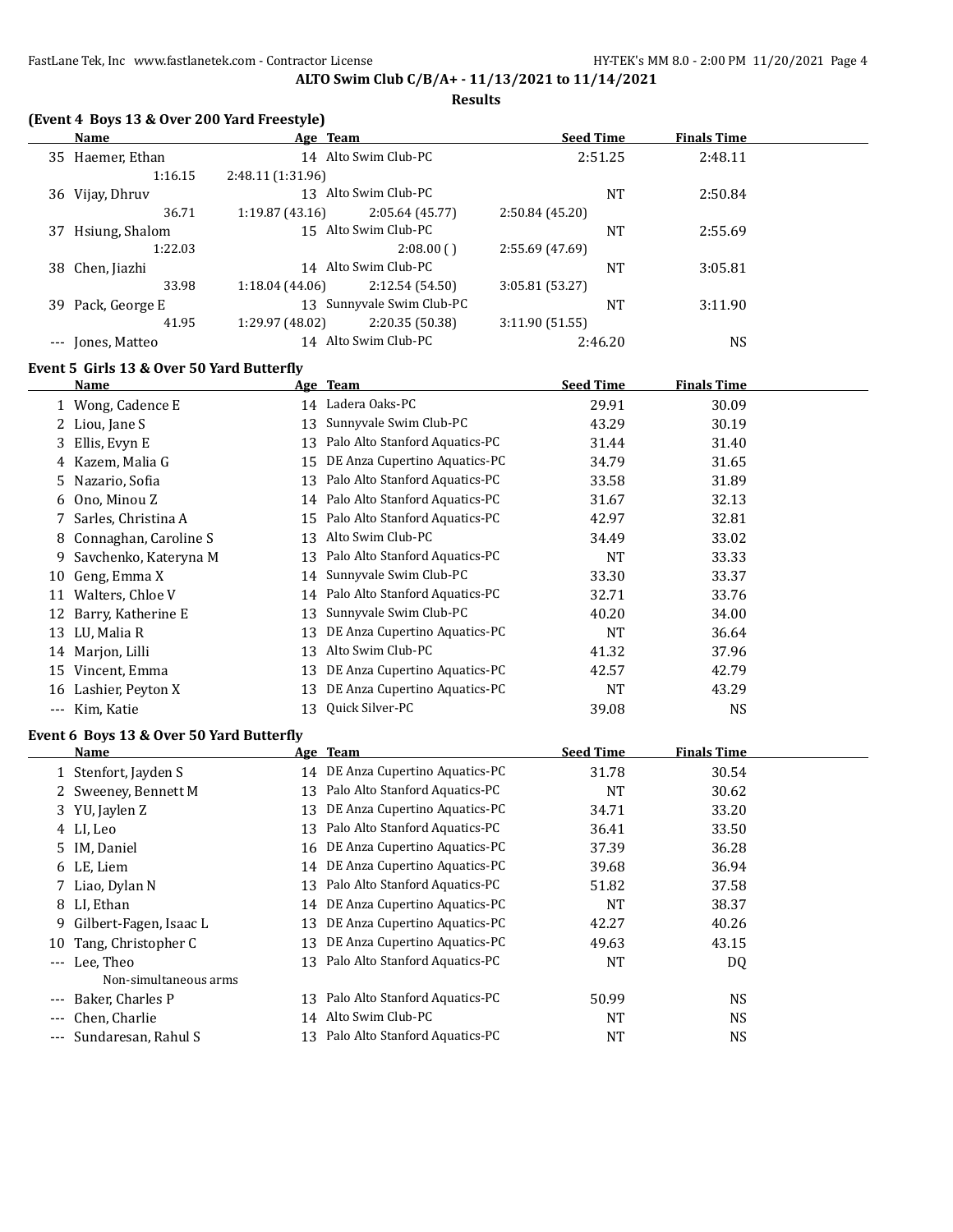**ALTO Swim Club C/B/A+ - 11/13/2021 to 11/14/2021**

**Results**

### (Event 4 Boys 13 & Over 200 Yard Freestyle)

| | Name | Age | Team | Seed Time | Finals Time |
|---|---|---|---|---|---|
| 35 | Haemer, Ethan | 14 | Alto Swim Club-PC | 2:51.25 | 2:48.11 |
| | 1:16.15 | 2:48.11 (1:31.96) | | | |
| 36 | Vijay, Dhruv | 13 | Alto Swim Club-PC | NT | 2:50.84 |
| | 36.71 | 1:19.87 (43.16) | 2:05.64 (45.77) | 2:50.84 (45.20) | |
| 37 | Hsiung, Shalom | 15 | Alto Swim Club-PC | NT | 2:55.69 |
| | 1:22.03 | | 2:08.00 ( ) | 2:55.69 (47.69) | |
| 38 | Chen, Jiazhi | 14 | Alto Swim Club-PC | NT | 3:05.81 |
| | 33.98 | 1:18.04 (44.06) | 2:12.54 (54.50) | 3:05.81 (53.27) | |
| 39 | Pack, George E | 13 | Sunnyvale Swim Club-PC | NT | 3:11.90 |
| | 41.95 | 1:29.97 (48.02) | 2:20.35 (50.38) | 3:11.90 (51.55) | |
| --- | Jones, Matteo | 14 | Alto Swim Club-PC | 2:46.20 | NS |

### Event 5 Girls 13 & Over 50 Yard Butterfly

| | Name | Age | Team | Seed Time | Finals Time |
|---|---|---|---|---|---|
| 1 | Wong, Cadence E | 14 | Ladera Oaks-PC | 29.91 | 30.09 |
| 2 | Liou, Jane S | 13 | Sunnyvale Swim Club-PC | 43.29 | 30.19 |
| 3 | Ellis, Evyn E | 13 | Palo Alto Stanford Aquatics-PC | 31.44 | 31.40 |
| 4 | Kazem, Malia G | 15 | DE Anza Cupertino Aquatics-PC | 34.79 | 31.65 |
| 5 | Nazario, Sofia | 13 | Palo Alto Stanford Aquatics-PC | 33.58 | 31.89 |
| 6 | Ono, Minou Z | 14 | Palo Alto Stanford Aquatics-PC | 31.67 | 32.13 |
| 7 | Sarles, Christina A | 15 | Palo Alto Stanford Aquatics-PC | 42.97 | 32.81 |
| 8 | Connaghan, Caroline S | 13 | Alto Swim Club-PC | 34.49 | 33.02 |
| 9 | Savchenko, Kateryna M | 13 | Palo Alto Stanford Aquatics-PC | NT | 33.33 |
| 10 | Geng, Emma X | 14 | Sunnyvale Swim Club-PC | 33.30 | 33.37 |
| 11 | Walters, Chloe V | 14 | Palo Alto Stanford Aquatics-PC | 32.71 | 33.76 |
| 12 | Barry, Katherine E | 13 | Sunnyvale Swim Club-PC | 40.20 | 34.00 |
| 13 | LU, Malia R | 13 | DE Anza Cupertino Aquatics-PC | NT | 36.64 |
| 14 | Marjon, Lilli | 13 | Alto Swim Club-PC | 41.32 | 37.96 |
| 15 | Vincent, Emma | 13 | DE Anza Cupertino Aquatics-PC | 42.57 | 42.79 |
| 16 | Lashier, Peyton X | 13 | DE Anza Cupertino Aquatics-PC | NT | 43.29 |
| --- | Kim, Katie | 13 | Quick Silver-PC | 39.08 | NS |

### Event 6 Boys 13 & Over 50 Yard Butterfly

| | Name | Age | Team | Seed Time | Finals Time |
|---|---|---|---|---|---|
| 1 | Stenfort, Jayden S | 14 | DE Anza Cupertino Aquatics-PC | 31.78 | 30.54 |
| 2 | Sweeney, Bennett M | 13 | Palo Alto Stanford Aquatics-PC | NT | 30.62 |
| 3 | YU, Jaylen Z | 13 | DE Anza Cupertino Aquatics-PC | 34.71 | 33.20 |
| 4 | LI, Leo | 13 | Palo Alto Stanford Aquatics-PC | 36.41 | 33.50 |
| 5 | IM, Daniel | 16 | DE Anza Cupertino Aquatics-PC | 37.39 | 36.28 |
| 6 | LE, Liem | 14 | DE Anza Cupertino Aquatics-PC | 39.68 | 36.94 |
| 7 | Liao, Dylan N | 13 | Palo Alto Stanford Aquatics-PC | 51.82 | 37.58 |
| 8 | LI, Ethan | 14 | DE Anza Cupertino Aquatics-PC | NT | 38.37 |
| 9 | Gilbert-Fagen, Isaac L | 13 | DE Anza Cupertino Aquatics-PC | 42.27 | 40.26 |
| 10 | Tang, Christopher C | 13 | DE Anza Cupertino Aquatics-PC | 49.63 | 43.15 |
| --- | Lee, Theo | 13 | Palo Alto Stanford Aquatics-PC | NT | DQ |
| | Non-simultaneous arms | | | | |
| --- | Baker, Charles P | 13 | Palo Alto Stanford Aquatics-PC | 50.99 | NS |
| --- | Chen, Charlie | 14 | Alto Swim Club-PC | NT | NS |
| --- | Sundaresan, Rahul S | 13 | Palo Alto Stanford Aquatics-PC | NT | NS |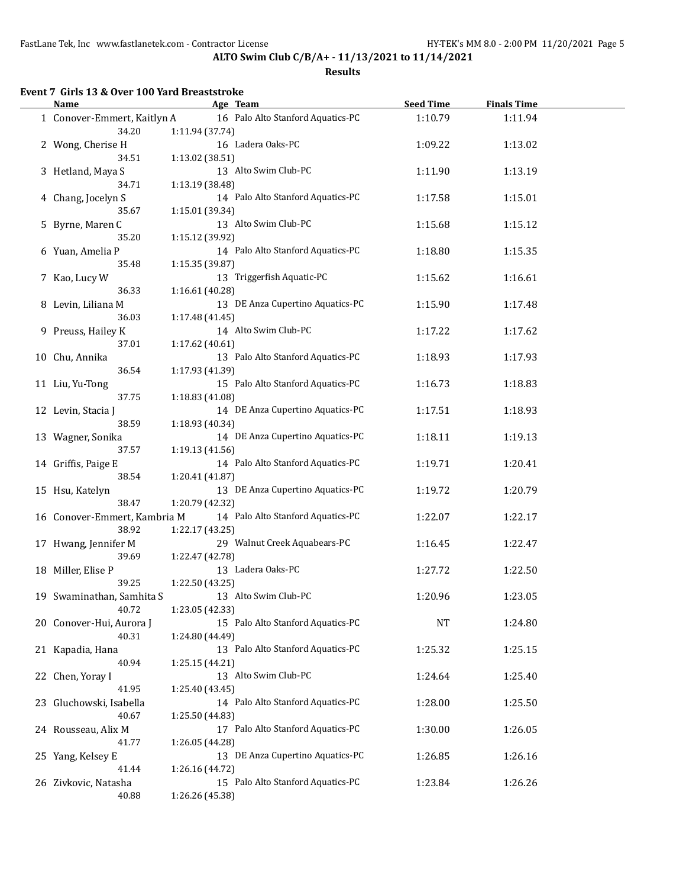**ALTO Swim Club C/B/A+ - 11/13/2021 to 11/14/2021**

**Results**

## Event 7 Girls 13 & Over 100 Yard Breaststroke

| | Name | Age | Team | Seed Time | Finals Time |
|---|---|---|---|---|---|
| 1 | Conover-Emmert, Kaitlyn A | 16 | Palo Alto Stanford Aquatics-PC | 1:10.79 | 1:11.94 |
| | 34.20 | 1:11.94 (37.74) | | | |
| 2 | Wong, Cherise H | 16 | Ladera Oaks-PC | 1:09.22 | 1:13.02 |
| | 34.51 | 1:13.02 (38.51) | | | |
| 3 | Hetland, Maya S | 13 | Alto Swim Club-PC | 1:11.90 | 1:13.19 |
| | 34.71 | 1:13.19 (38.48) | | | |
| 4 | Chang, Jocelyn S | 14 | Palo Alto Stanford Aquatics-PC | 1:17.58 | 1:15.01 |
| | 35.67 | 1:15.01 (39.34) | | | |
| 5 | Byrne, Maren C | 13 | Alto Swim Club-PC | 1:15.68 | 1:15.12 |
| | 35.20 | 1:15.12 (39.92) | | | |
| 6 | Yuan, Amelia P | 14 | Palo Alto Stanford Aquatics-PC | 1:18.80 | 1:15.35 |
| | 35.48 | 1:15.35 (39.87) | | | |
| 7 | Kao, Lucy W | 13 | Triggerfish Aquatic-PC | 1:15.62 | 1:16.61 |
| | 36.33 | 1:16.61 (40.28) | | | |
| 8 | Levin, Liliana M | 13 | DE Anza Cupertino Aquatics-PC | 1:15.90 | 1:17.48 |
| | 36.03 | 1:17.48 (41.45) | | | |
| 9 | Preuss, Hailey K | 14 | Alto Swim Club-PC | 1:17.22 | 1:17.62 |
| | 37.01 | 1:17.62 (40.61) | | | |
| 10 | Chu, Annika | 13 | Palo Alto Stanford Aquatics-PC | 1:18.93 | 1:17.93 |
| | 36.54 | 1:17.93 (41.39) | | | |
| 11 | Liu, Yu-Tong | 15 | Palo Alto Stanford Aquatics-PC | 1:16.73 | 1:18.83 |
| | 37.75 | 1:18.83 (41.08) | | | |
| 12 | Levin, Stacia J | 14 | DE Anza Cupertino Aquatics-PC | 1:17.51 | 1:18.93 |
| | 38.59 | 1:18.93 (40.34) | | | |
| 13 | Wagner, Sonika | 14 | DE Anza Cupertino Aquatics-PC | 1:18.11 | 1:19.13 |
| | 37.57 | 1:19.13 (41.56) | | | |
| 14 | Griffis, Paige E | 14 | Palo Alto Stanford Aquatics-PC | 1:19.71 | 1:20.41 |
| | 38.54 | 1:20.41 (41.87) | | | |
| 15 | Hsu, Katelyn | 13 | DE Anza Cupertino Aquatics-PC | 1:19.72 | 1:20.79 |
| | 38.47 | 1:20.79 (42.32) | | | |
| 16 | Conover-Emmert, Kambria M | 14 | Palo Alto Stanford Aquatics-PC | 1:22.07 | 1:22.17 |
| | 38.92 | 1:22.17 (43.25) | | | |
| 17 | Hwang, Jennifer M | 29 | Walnut Creek Aquabears-PC | 1:16.45 | 1:22.47 |
| | 39.69 | 1:22.47 (42.78) | | | |
| 18 | Miller, Elise P | 13 | Ladera Oaks-PC | 1:27.72 | 1:22.50 |
| | 39.25 | 1:22.50 (43.25) | | | |
| 19 | Swaminathan, Samhita S | 13 | Alto Swim Club-PC | 1:20.96 | 1:23.05 |
| | 40.72 | 1:23.05 (42.33) | | | |
| 20 | Conover-Hui, Aurora J | 15 | Palo Alto Stanford Aquatics-PC | NT | 1:24.80 |
| | 40.31 | 1:24.80 (44.49) | | | |
| 21 | Kapadia, Hana | 13 | Palo Alto Stanford Aquatics-PC | 1:25.32 | 1:25.15 |
| | 40.94 | 1:25.15 (44.21) | | | |
| 22 | Chen, Yoray I | 13 | Alto Swim Club-PC | 1:24.64 | 1:25.40 |
| | 41.95 | 1:25.40 (43.45) | | | |
| 23 | Gluchowski, Isabella | 14 | Palo Alto Stanford Aquatics-PC | 1:28.00 | 1:25.50 |
| | 40.67 | 1:25.50 (44.83) | | | |
| 24 | Rousseau, Alix M | 17 | Palo Alto Stanford Aquatics-PC | 1:30.00 | 1:26.05 |
| | 41.77 | 1:26.05 (44.28) | | | |
| 25 | Yang, Kelsey E | 13 | DE Anza Cupertino Aquatics-PC | 1:26.85 | 1:26.16 |
| | 41.44 | 1:26.16 (44.72) | | | |
| 26 | Zivkovic, Natasha | 15 | Palo Alto Stanford Aquatics-PC | 1:23.84 | 1:26.26 |
| | 40.88 | 1:26.26 (45.38) | | | |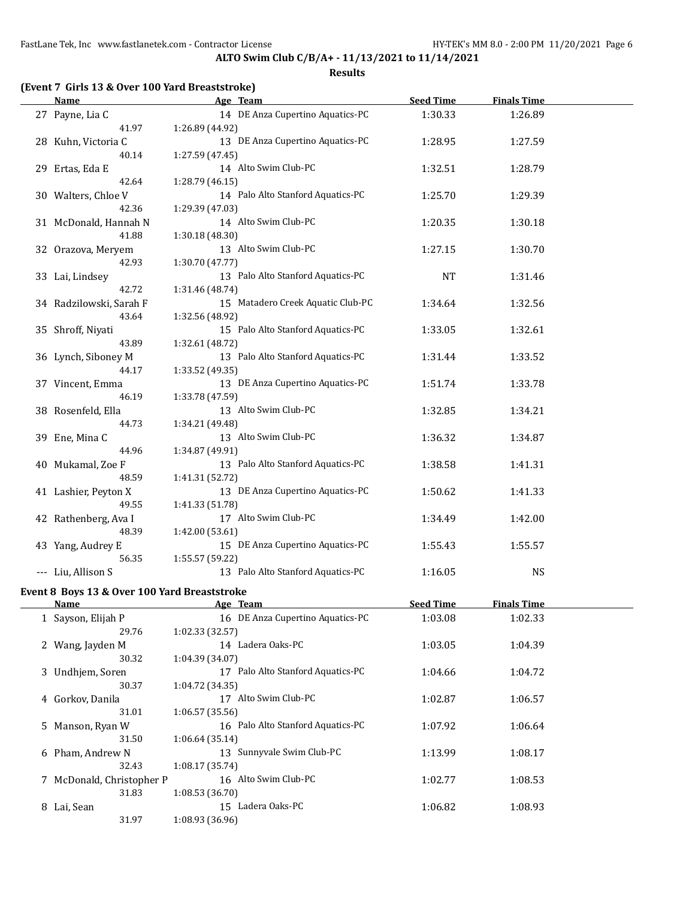**ALTO Swim Club C/B/A+ - 11/13/2021 to 11/14/2021**

**Results**

### (Event 7 Girls 13 & Over 100 Yard Breaststroke)

| | Name | Age | Team | Seed Time | Finals Time |
|---|---|---|---|---|---|
| 27 | Payne, Lia C | 14 | DE Anza Cupertino Aquatics-PC | 1:30.33 | 1:26.89 |
| | 41.97 | 1:26.89 (44.92) | | | |
| 28 | Kuhn, Victoria C | 13 | DE Anza Cupertino Aquatics-PC | 1:28.95 | 1:27.59 |
| | 40.14 | 1:27.59 (47.45) | | | |
| 29 | Ertas, Eda E | 14 | Alto Swim Club-PC | 1:32.51 | 1:28.79 |
| | 42.64 | 1:28.79 (46.15) | | | |
| 30 | Walters, Chloe V | 14 | Palo Alto Stanford Aquatics-PC | 1:25.70 | 1:29.39 |
| | 42.36 | 1:29.39 (47.03) | | | |
| 31 | McDonald, Hannah N | 14 | Alto Swim Club-PC | 1:20.35 | 1:30.18 |
| | 41.88 | 1:30.18 (48.30) | | | |
| 32 | Orazova, Meryem | 13 | Alto Swim Club-PC | 1:27.15 | 1:30.70 |
| | 42.93 | 1:30.70 (47.77) | | | |
| 33 | Lai, Lindsey | 13 | Palo Alto Stanford Aquatics-PC | NT | 1:31.46 |
| | 42.72 | 1:31.46 (48.74) | | | |
| 34 | Radzilowski, Sarah F | 15 | Matadero Creek Aquatic Club-PC | 1:34.64 | 1:32.56 |
| | 43.64 | 1:32.56 (48.92) | | | |
| 35 | Shroff, Niyati | 15 | Palo Alto Stanford Aquatics-PC | 1:33.05 | 1:32.61 |
| | 43.89 | 1:32.61 (48.72) | | | |
| 36 | Lynch, Siboney M | 13 | Palo Alto Stanford Aquatics-PC | 1:31.44 | 1:33.52 |
| | 44.17 | 1:33.52 (49.35) | | | |
| 37 | Vincent, Emma | 13 | DE Anza Cupertino Aquatics-PC | 1:51.74 | 1:33.78 |
| | 46.19 | 1:33.78 (47.59) | | | |
| 38 | Rosenfeld, Ella | 13 | Alto Swim Club-PC | 1:32.85 | 1:34.21 |
| | 44.73 | 1:34.21 (49.48) | | | |
| 39 | Ene, Mina C | 13 | Alto Swim Club-PC | 1:36.32 | 1:34.87 |
| | 44.96 | 1:34.87 (49.91) | | | |
| 40 | Mukamal, Zoe F | 13 | Palo Alto Stanford Aquatics-PC | 1:38.58 | 1:41.31 |
| | 48.59 | 1:41.31 (52.72) | | | |
| 41 | Lashier, Peyton X | 13 | DE Anza Cupertino Aquatics-PC | 1:50.62 | 1:41.33 |
| | 49.55 | 1:41.33 (51.78) | | | |
| 42 | Rathenberg, Ava I | 17 | Alto Swim Club-PC | 1:34.49 | 1:42.00 |
| | 48.39 | 1:42.00 (53.61) | | | |
| 43 | Yang, Audrey E | 15 | DE Anza Cupertino Aquatics-PC | 1:55.43 | 1:55.57 |
| | 56.35 | 1:55.57 (59.22) | | | |
| --- | Liu, Allison S | 13 | Palo Alto Stanford Aquatics-PC | 1:16.05 | NS |

### Event 8 Boys 13 & Over 100 Yard Breaststroke

| | Name | Age | Team | Seed Time | Finals Time |
|---|---|---|---|---|---|
| 1 | Sayson, Elijah P | 16 | DE Anza Cupertino Aquatics-PC | 1:03.08 | 1:02.33 |
| | 29.76 | 1:02.33 (32.57) | | | |
| 2 | Wang, Jayden M | 14 | Ladera Oaks-PC | 1:03.05 | 1:04.39 |
| | 30.32 | 1:04.39 (34.07) | | | |
| 3 | Undhjem, Soren | 17 | Palo Alto Stanford Aquatics-PC | 1:04.66 | 1:04.72 |
| | 30.37 | 1:04.72 (34.35) | | | |
| 4 | Gorkov, Danila | 17 | Alto Swim Club-PC | 1:02.87 | 1:06.57 |
| | 31.01 | 1:06.57 (35.56) | | | |
| 5 | Manson, Ryan W | 16 | Palo Alto Stanford Aquatics-PC | 1:07.92 | 1:06.64 |
| | 31.50 | 1:06.64 (35.14) | | | |
| 6 | Pham, Andrew N | 13 | Sunnyvale Swim Club-PC | 1:13.99 | 1:08.17 |
| | 32.43 | 1:08.17 (35.74) | | | |
| 7 | McDonald, Christopher P | 16 | Alto Swim Club-PC | 1:02.77 | 1:08.53 |
| | 31.83 | 1:08.53 (36.70) | | | |
| 8 | Lai, Sean | 15 | Ladera Oaks-PC | 1:06.82 | 1:08.93 |
| | 31.97 | 1:08.93 (36.96) | | | |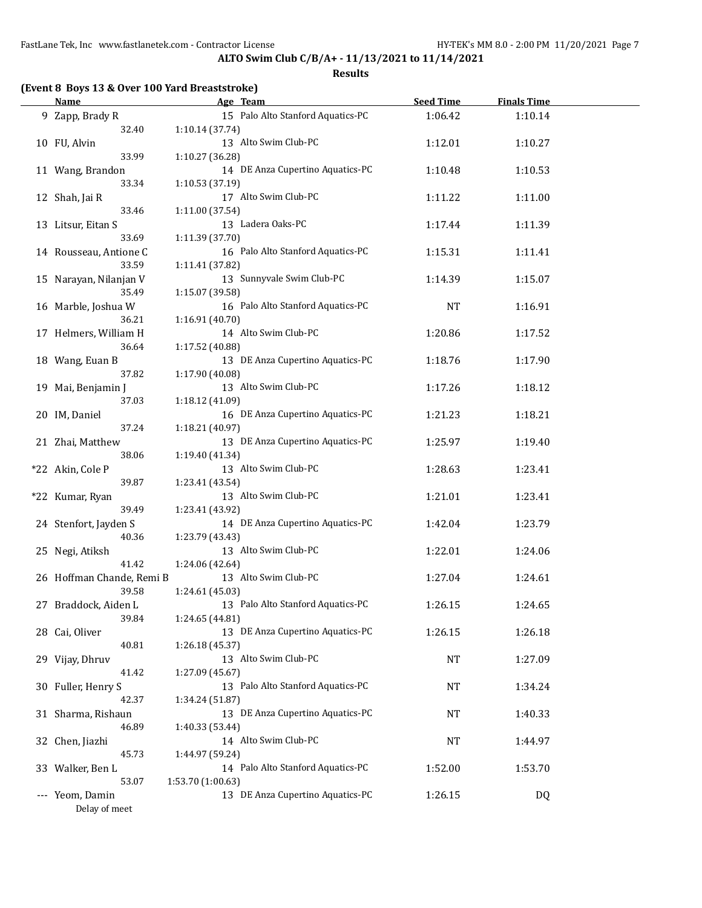## ALTO Swim Club C/B/A+ - 11/13/2021 to 11/14/2021

### Results

**(Event 8 Boys 13 & Over 100 Yard Breaststroke)**

| | Name | Age | Team | Seed Time | Finals Time |
|---|---|---|---|---|---|
| 9 | Zapp, Brady R | 15 | Palo Alto Stanford Aquatics-PC | 1:06.42 | 1:10.14 |
| | 32.40 | 1:10.14 (37.74) | | | |
| 10 | FU, Alvin | 13 | Alto Swim Club-PC | 1:12.01 | 1:10.27 |
| | 33.99 | 1:10.27 (36.28) | | | |
| 11 | Wang, Brandon | 14 | DE Anza Cupertino Aquatics-PC | 1:10.48 | 1:10.53 |
| | 33.34 | 1:10.53 (37.19) | | | |
| 12 | Shah, Jai R | 17 | Alto Swim Club-PC | 1:11.22 | 1:11.00 |
| | 33.46 | 1:11.00 (37.54) | | | |
| 13 | Litsur, Eitan S | 13 | Ladera Oaks-PC | 1:17.44 | 1:11.39 |
| | 33.69 | 1:11.39 (37.70) | | | |
| 14 | Rousseau, Antione C | 16 | Palo Alto Stanford Aquatics-PC | 1:15.31 | 1:11.41 |
| | 33.59 | 1:11.41 (37.82) | | | |
| 15 | Narayan, Nilanjan V | 13 | Sunnyvale Swim Club-PC | 1:14.39 | 1:15.07 |
| | 35.49 | 1:15.07 (39.58) | | | |
| 16 | Marble, Joshua W | 16 | Palo Alto Stanford Aquatics-PC | NT | 1:16.91 |
| | 36.21 | 1:16.91 (40.70) | | | |
| 17 | Helmers, William H | 14 | Alto Swim Club-PC | 1:20.86 | 1:17.52 |
| | 36.64 | 1:17.52 (40.88) | | | |
| 18 | Wang, Euan B | 13 | DE Anza Cupertino Aquatics-PC | 1:18.76 | 1:17.90 |
| | 37.82 | 1:17.90 (40.08) | | | |
| 19 | Mai, Benjamin J | 13 | Alto Swim Club-PC | 1:17.26 | 1:18.12 |
| | 37.03 | 1:18.12 (41.09) | | | |
| 20 | IM, Daniel | 16 | DE Anza Cupertino Aquatics-PC | 1:21.23 | 1:18.21 |
| | 37.24 | 1:18.21 (40.97) | | | |
| 21 | Zhai, Matthew | 13 | DE Anza Cupertino Aquatics-PC | 1:25.97 | 1:19.40 |
| | 38.06 | 1:19.40 (41.34) | | | |
| *22 | Akin, Cole P | 13 | Alto Swim Club-PC | 1:28.63 | 1:23.41 |
| | 39.87 | 1:23.41 (43.54) | | | |
| *22 | Kumar, Ryan | 13 | Alto Swim Club-PC | 1:21.01 | 1:23.41 |
| | 39.49 | 1:23.41 (43.92) | | | |
| 24 | Stenfort, Jayden S | 14 | DE Anza Cupertino Aquatics-PC | 1:42.04 | 1:23.79 |
| | 40.36 | 1:23.79 (43.43) | | | |
| 25 | Negi, Atiksh | 13 | Alto Swim Club-PC | 1:22.01 | 1:24.06 |
| | 41.42 | 1:24.06 (42.64) | | | |
| 26 | Hoffman Chande, Remi B | 13 | Alto Swim Club-PC | 1:27.04 | 1:24.61 |
| | 39.58 | 1:24.61 (45.03) | | | |
| 27 | Braddock, Aiden L | 13 | Palo Alto Stanford Aquatics-PC | 1:26.15 | 1:24.65 |
| | 39.84 | 1:24.65 (44.81) | | | |
| 28 | Cai, Oliver | 13 | DE Anza Cupertino Aquatics-PC | 1:26.15 | 1:26.18 |
| | 40.81 | 1:26.18 (45.37) | | | |
| 29 | Vijay, Dhruv | 13 | Alto Swim Club-PC | NT | 1:27.09 |
| | 41.42 | 1:27.09 (45.67) | | | |
| 30 | Fuller, Henry S | 13 | Palo Alto Stanford Aquatics-PC | NT | 1:34.24 |
| | 42.37 | 1:34.24 (51.87) | | | |
| 31 | Sharma, Rishaun | 13 | DE Anza Cupertino Aquatics-PC | NT | 1:40.33 |
| | 46.89 | 1:40.33 (53.44) | | | |
| 32 | Chen, Jiazhi | 14 | Alto Swim Club-PC | NT | 1:44.97 |
| | 45.73 | 1:44.97 (59.24) | | | |
| 33 | Walker, Ben L | 14 | Palo Alto Stanford Aquatics-PC | 1:52.00 | 1:53.70 |
| | 53.07 | 1:53.70 (1:00.63) | | | |
| --- | Yeom, Damin | 13 | DE Anza Cupertino Aquatics-PC | 1:26.15 | DQ |
| | Delay of meet | | | | |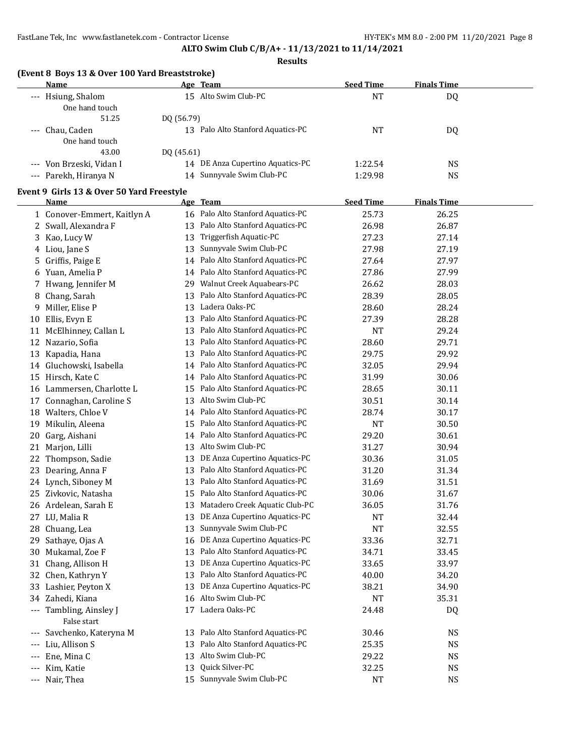**ALTO Swim Club C/B/A+ - 11/13/2021 to 11/14/2021**

**Results**

### (Event 8 Boys 13 & Over 100 Yard Breaststroke)

| | Name | Age | Team | Seed Time | Finals Time |
|---|---|---|---|---|---|
| --- | Hsiung, Shalom | 15 | Alto Swim Club-PC | NT | DQ |
| | One hand touch | | | | |
| | 51.25 | DQ (56.79) | | | |
| --- | Chau, Caden | 13 | Palo Alto Stanford Aquatics-PC | NT | DQ |
| | One hand touch | | | | |
| | 43.00 | DQ (45.61) | | | |
| --- | Von Brzeski, Vidan I | 14 | DE Anza Cupertino Aquatics-PC | 1:22.54 | NS |
| --- | Parekh, Hiranya N | 14 | Sunnyvale Swim Club-PC | 1:29.98 | NS |

### Event 9 Girls 13 & Over 50 Yard Freestyle

| | Name | Age | Team | Seed Time | Finals Time |
|---|---|---|---|---|---|
| 1 | Conover-Emmert, Kaitlyn A | 16 | Palo Alto Stanford Aquatics-PC | 25.73 | 26.25 |
| 2 | Swall, Alexandra F | 13 | Palo Alto Stanford Aquatics-PC | 26.98 | 26.87 |
| 3 | Kao, Lucy W | 13 | Triggerfish Aquatic-PC | 27.23 | 27.14 |
| 4 | Liou, Jane S | 13 | Sunnyvale Swim Club-PC | 27.98 | 27.19 |
| 5 | Griffis, Paige E | 14 | Palo Alto Stanford Aquatics-PC | 27.64 | 27.97 |
| 6 | Yuan, Amelia P | 14 | Palo Alto Stanford Aquatics-PC | 27.86 | 27.99 |
| 7 | Hwang, Jennifer M | 29 | Walnut Creek Aquabears-PC | 26.62 | 28.03 |
| 8 | Chang, Sarah | 13 | Palo Alto Stanford Aquatics-PC | 28.39 | 28.05 |
| 9 | Miller, Elise P | 13 | Ladera Oaks-PC | 28.60 | 28.24 |
| 10 | Ellis, Evyn E | 13 | Palo Alto Stanford Aquatics-PC | 27.39 | 28.28 |
| 11 | McElhinney, Callan L | 13 | Palo Alto Stanford Aquatics-PC | NT | 29.24 |
| 12 | Nazario, Sofia | 13 | Palo Alto Stanford Aquatics-PC | 28.60 | 29.71 |
| 13 | Kapadia, Hana | 13 | Palo Alto Stanford Aquatics-PC | 29.75 | 29.92 |
| 14 | Gluchowski, Isabella | 14 | Palo Alto Stanford Aquatics-PC | 32.05 | 29.94 |
| 15 | Hirsch, Kate C | 14 | Palo Alto Stanford Aquatics-PC | 31.99 | 30.06 |
| 16 | Lammersen, Charlotte L | 15 | Palo Alto Stanford Aquatics-PC | 28.65 | 30.11 |
| 17 | Connaghan, Caroline S | 13 | Alto Swim Club-PC | 30.51 | 30.14 |
| 18 | Walters, Chloe V | 14 | Palo Alto Stanford Aquatics-PC | 28.74 | 30.17 |
| 19 | Mikulin, Aleena | 15 | Palo Alto Stanford Aquatics-PC | NT | 30.50 |
| 20 | Garg, Aishani | 14 | Palo Alto Stanford Aquatics-PC | 29.20 | 30.61 |
| 21 | Marjon, Lilli | 13 | Alto Swim Club-PC | 31.27 | 30.94 |
| 22 | Thompson, Sadie | 13 | DE Anza Cupertino Aquatics-PC | 30.36 | 31.05 |
| 23 | Dearing, Anna F | 13 | Palo Alto Stanford Aquatics-PC | 31.20 | 31.34 |
| 24 | Lynch, Siboney M | 13 | Palo Alto Stanford Aquatics-PC | 31.69 | 31.51 |
| 25 | Zivkovic, Natasha | 15 | Palo Alto Stanford Aquatics-PC | 30.06 | 31.67 |
| 26 | Ardelean, Sarah E | 13 | Matadero Creek Aquatic Club-PC | 36.05 | 31.76 |
| 27 | LU, Malia R | 13 | DE Anza Cupertino Aquatics-PC | NT | 32.44 |
| 28 | Chuang, Lea | 13 | Sunnyvale Swim Club-PC | NT | 32.55 |
| 29 | Sathaye, Ojas A | 16 | DE Anza Cupertino Aquatics-PC | 33.36 | 32.71 |
| 30 | Mukamal, Zoe F | 13 | Palo Alto Stanford Aquatics-PC | 34.71 | 33.45 |
| 31 | Chang, Allison H | 13 | DE Anza Cupertino Aquatics-PC | 33.65 | 33.97 |
| 32 | Chen, Kathryn Y | 13 | Palo Alto Stanford Aquatics-PC | 40.00 | 34.20 |
| 33 | Lashier, Peyton X | 13 | DE Anza Cupertino Aquatics-PC | 38.21 | 34.90 |
| 34 | Zahedi, Kiana | 16 | Alto Swim Club-PC | NT | 35.31 |
| --- | Tambling, Ainsley J | 17 | Ladera Oaks-PC | 24.48 | DQ |
| | False start | | | | |
| --- | Savchenko, Kateryna M | 13 | Palo Alto Stanford Aquatics-PC | 30.46 | NS |
| --- | Liu, Allison S | 13 | Palo Alto Stanford Aquatics-PC | 25.35 | NS |
| --- | Ene, Mina C | 13 | Alto Swim Club-PC | 29.22 | NS |
| --- | Kim, Katie | 13 | Quick Silver-PC | 32.25 | NS |
| --- | Nair, Thea | 15 | Sunnyvale Swim Club-PC | NT | NS |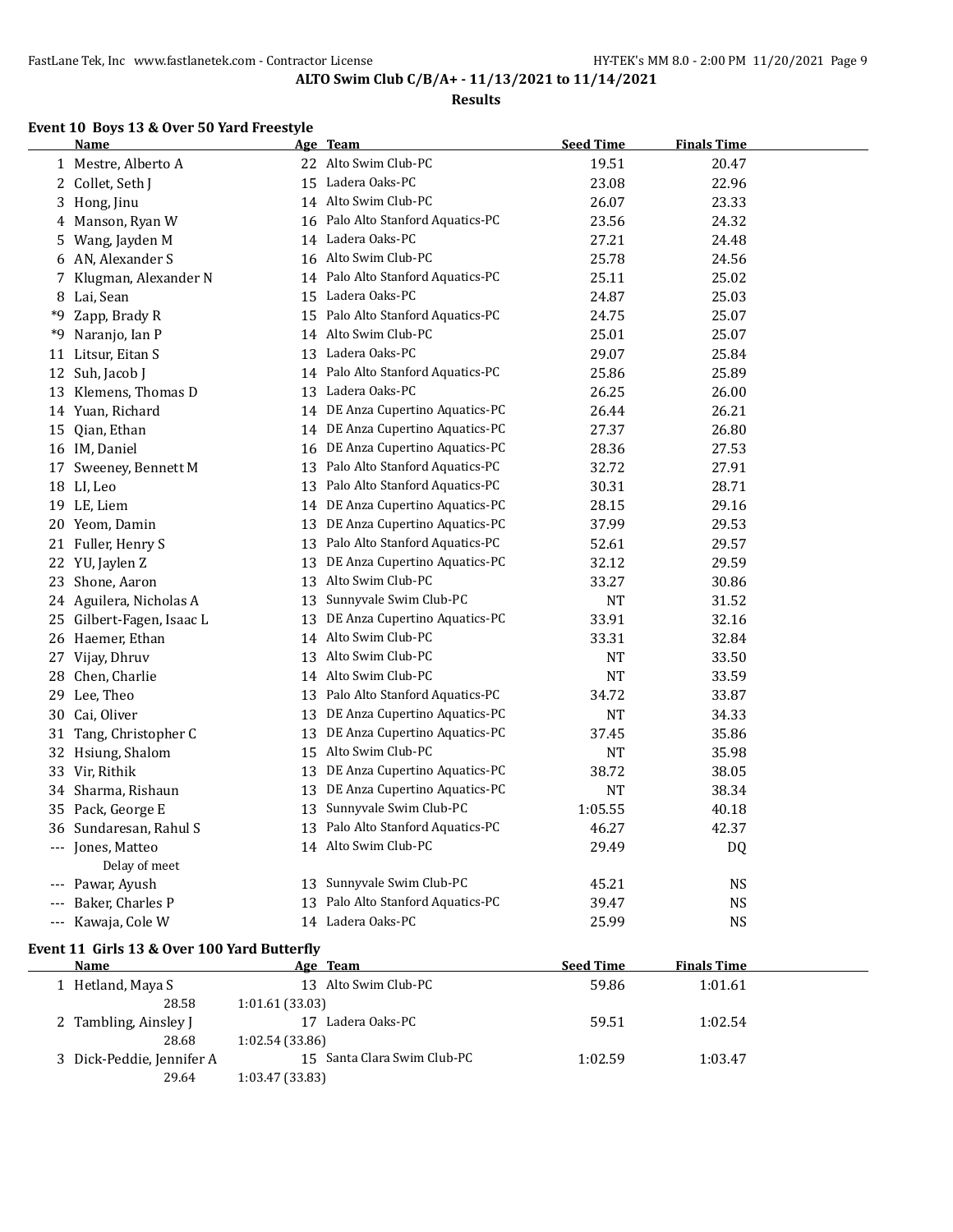# ALTO Swim Club C/B/A+ - 11/13/2021 to 11/14/2021

## Results

### Event 10 Boys 13 & Over 50 Yard Freestyle

| | Name | Age | Team | Seed Time | Finals Time |
|---|---|---|---|---|---|
| 1 | Mestre, Alberto A | 22 | Alto Swim Club-PC | 19.51 | 20.47 |
| 2 | Collet, Seth J | 15 | Ladera Oaks-PC | 23.08 | 22.96 |
| 3 | Hong, Jinu | 14 | Alto Swim Club-PC | 26.07 | 23.33 |
| 4 | Manson, Ryan W | 16 | Palo Alto Stanford Aquatics-PC | 23.56 | 24.32 |
| 5 | Wang, Jayden M | 14 | Ladera Oaks-PC | 27.21 | 24.48 |
| 6 | AN, Alexander S | 16 | Alto Swim Club-PC | 25.78 | 24.56 |
| 7 | Klugman, Alexander N | 14 | Palo Alto Stanford Aquatics-PC | 25.11 | 25.02 |
| 8 | Lai, Sean | 15 | Ladera Oaks-PC | 24.87 | 25.03 |
| *9 | Zapp, Brady R | 15 | Palo Alto Stanford Aquatics-PC | 24.75 | 25.07 |
| *9 | Naranjo, Ian P | 14 | Alto Swim Club-PC | 25.01 | 25.07 |
| 11 | Litsur, Eitan S | 13 | Ladera Oaks-PC | 29.07 | 25.84 |
| 12 | Suh, Jacob J | 14 | Palo Alto Stanford Aquatics-PC | 25.86 | 25.89 |
| 13 | Klemens, Thomas D | 13 | Ladera Oaks-PC | 26.25 | 26.00 |
| 14 | Yuan, Richard | 14 | DE Anza Cupertino Aquatics-PC | 26.44 | 26.21 |
| 15 | Qian, Ethan | 14 | DE Anza Cupertino Aquatics-PC | 27.37 | 26.80 |
| 16 | IM, Daniel | 16 | DE Anza Cupertino Aquatics-PC | 28.36 | 27.53 |
| 17 | Sweeney, Bennett M | 13 | Palo Alto Stanford Aquatics-PC | 32.72 | 27.91 |
| 18 | LI, Leo | 13 | Palo Alto Stanford Aquatics-PC | 30.31 | 28.71 |
| 19 | LE, Liem | 14 | DE Anza Cupertino Aquatics-PC | 28.15 | 29.16 |
| 20 | Yeom, Damin | 13 | DE Anza Cupertino Aquatics-PC | 37.99 | 29.53 |
| 21 | Fuller, Henry S | 13 | Palo Alto Stanford Aquatics-PC | 52.61 | 29.57 |
| 22 | YU, Jaylen Z | 13 | DE Anza Cupertino Aquatics-PC | 32.12 | 29.59 |
| 23 | Shone, Aaron | 13 | Alto Swim Club-PC | 33.27 | 30.86 |
| 24 | Aguilera, Nicholas A | 13 | Sunnyvale Swim Club-PC | NT | 31.52 |
| 25 | Gilbert-Fagen, Isaac L | 13 | DE Anza Cupertino Aquatics-PC | 33.91 | 32.16 |
| 26 | Haemer, Ethan | 14 | Alto Swim Club-PC | 33.31 | 32.84 |
| 27 | Vijay, Dhruv | 13 | Alto Swim Club-PC | NT | 33.50 |
| 28 | Chen, Charlie | 14 | Alto Swim Club-PC | NT | 33.59 |
| 29 | Lee, Theo | 13 | Palo Alto Stanford Aquatics-PC | 34.72 | 33.87 |
| 30 | Cai, Oliver | 13 | DE Anza Cupertino Aquatics-PC | NT | 34.33 |
| 31 | Tang, Christopher C | 13 | DE Anza Cupertino Aquatics-PC | 37.45 | 35.86 |
| 32 | Hsiung, Shalom | 15 | Alto Swim Club-PC | NT | 35.98 |
| 33 | Vir, Rithik | 13 | DE Anza Cupertino Aquatics-PC | 38.72 | 38.05 |
| 34 | Sharma, Rishaun | 13 | DE Anza Cupertino Aquatics-PC | NT | 38.34 |
| 35 | Pack, George E | 13 | Sunnyvale Swim Club-PC | 1:05.55 | 40.18 |
| 36 | Sundaresan, Rahul S | 13 | Palo Alto Stanford Aquatics-PC | 46.27 | 42.37 |
| --- | Jones, Matteo | 14 | Alto Swim Club-PC | 29.49 | DQ |
| | Delay of meet | | | | |
| --- | Pawar, Ayush | 13 | Sunnyvale Swim Club-PC | 45.21 | NS |
| --- | Baker, Charles P | 13 | Palo Alto Stanford Aquatics-PC | 39.47 | NS |
| --- | Kawaja, Cole W | 14 | Ladera Oaks-PC | 25.99 | NS |

### Event 11 Girls 13 & Over 100 Yard Butterfly

| | Name | Age | Team | Seed Time | Finals Time |
|---|---|---|---|---|---|
| 1 | Hetland, Maya S | 13 | Alto Swim Club-PC | 59.86 | 1:01.61 |
| | 28.58 | 1:01.61 (33.03) | | | |
| 2 | Tambling, Ainsley J | 17 | Ladera Oaks-PC | 59.51 | 1:02.54 |
| | 28.68 | 1:02.54 (33.86) | | | |
| 3 | Dick-Peddie, Jennifer A | 15 | Santa Clara Swim Club-PC | 1:02.59 | 1:03.47 |
| | 29.64 | 1:03.47 (33.83) | | | |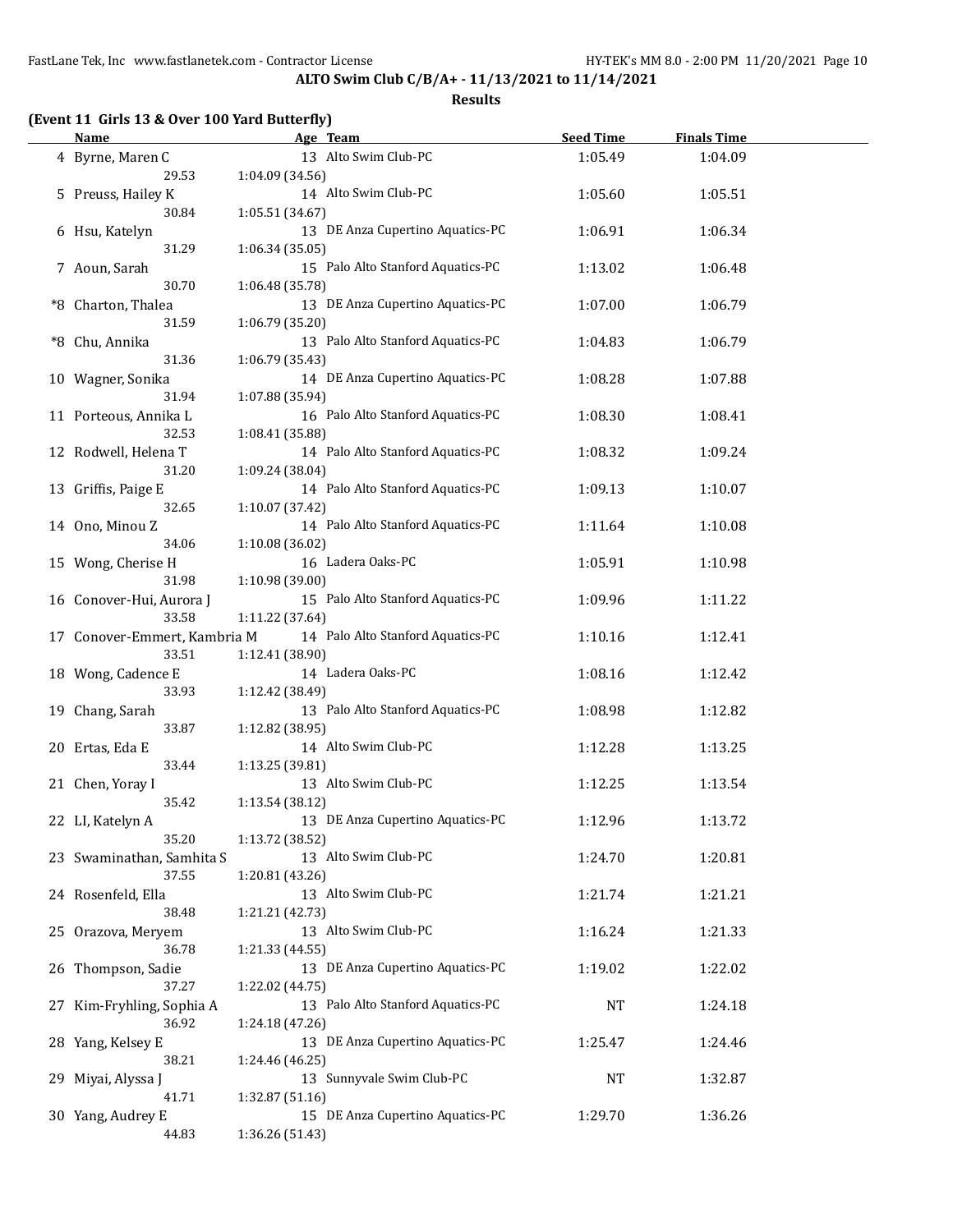**ALTO Swim Club C/B/A+ - 11/13/2021 to 11/14/2021**

**Results**

### (Event 11 Girls 13 & Over 100 Yard Butterfly)

| | Name | Age | Team | Seed Time | Finals Time |
|---|---|---|---|---|---|
| 4 | Byrne, Maren C | 13 | Alto Swim Club-PC | 1:05.49 | 1:04.09 |
| | 29.53 | 1:04.09 (34.56) | | | |
| 5 | Preuss, Hailey K | 14 | Alto Swim Club-PC | 1:05.60 | 1:05.51 |
| | 30.84 | 1:05.51 (34.67) | | | |
| 6 | Hsu, Katelyn | 13 | DE Anza Cupertino Aquatics-PC | 1:06.91 | 1:06.34 |
| | 31.29 | 1:06.34 (35.05) | | | |
| 7 | Aoun, Sarah | 15 | Palo Alto Stanford Aquatics-PC | 1:13.02 | 1:06.48 |
| | 30.70 | 1:06.48 (35.78) | | | |
| *8 | Charton, Thalea | 13 | DE Anza Cupertino Aquatics-PC | 1:07.00 | 1:06.79 |
| | 31.59 | 1:06.79 (35.20) | | | |
| *8 | Chu, Annika | 13 | Palo Alto Stanford Aquatics-PC | 1:04.83 | 1:06.79 |
| | 31.36 | 1:06.79 (35.43) | | | |
| 10 | Wagner, Sonika | 14 | DE Anza Cupertino Aquatics-PC | 1:08.28 | 1:07.88 |
| | 31.94 | 1:07.88 (35.94) | | | |
| 11 | Porteous, Annika L | 16 | Palo Alto Stanford Aquatics-PC | 1:08.30 | 1:08.41 |
| | 32.53 | 1:08.41 (35.88) | | | |
| 12 | Rodwell, Helena T | 14 | Palo Alto Stanford Aquatics-PC | 1:08.32 | 1:09.24 |
| | 31.20 | 1:09.24 (38.04) | | | |
| 13 | Griffis, Paige E | 14 | Palo Alto Stanford Aquatics-PC | 1:09.13 | 1:10.07 |
| | 32.65 | 1:10.07 (37.42) | | | |
| 14 | Ono, Minou Z | 14 | Palo Alto Stanford Aquatics-PC | 1:11.64 | 1:10.08 |
| | 34.06 | 1:10.08 (36.02) | | | |
| 15 | Wong, Cherise H | 16 | Ladera Oaks-PC | 1:05.91 | 1:10.98 |
| | 31.98 | 1:10.98 (39.00) | | | |
| 16 | Conover-Hui, Aurora J | 15 | Palo Alto Stanford Aquatics-PC | 1:09.96 | 1:11.22 |
| | 33.58 | 1:11.22 (37.64) | | | |
| 17 | Conover-Emmert, Kambria M | 14 | Palo Alto Stanford Aquatics-PC | 1:10.16 | 1:12.41 |
| | 33.51 | 1:12.41 (38.90) | | | |
| 18 | Wong, Cadence E | 14 | Ladera Oaks-PC | 1:08.16 | 1:12.42 |
| | 33.93 | 1:12.42 (38.49) | | | |
| 19 | Chang, Sarah | 13 | Palo Alto Stanford Aquatics-PC | 1:08.98 | 1:12.82 |
| | 33.87 | 1:12.82 (38.95) | | | |
| 20 | Ertas, Eda E | 14 | Alto Swim Club-PC | 1:12.28 | 1:13.25 |
| | 33.44 | 1:13.25 (39.81) | | | |
| 21 | Chen, Yoray I | 13 | Alto Swim Club-PC | 1:12.25 | 1:13.54 |
| | 35.42 | 1:13.54 (38.12) | | | |
| 22 | LI, Katelyn A | 13 | DE Anza Cupertino Aquatics-PC | 1:12.96 | 1:13.72 |
| | 35.20 | 1:13.72 (38.52) | | | |
| 23 | Swaminathan, Samhita S | 13 | Alto Swim Club-PC | 1:24.70 | 1:20.81 |
| | 37.55 | 1:20.81 (43.26) | | | |
| 24 | Rosenfeld, Ella | 13 | Alto Swim Club-PC | 1:21.74 | 1:21.21 |
| | 38.48 | 1:21.21 (42.73) | | | |
| 25 | Orazova, Meryem | 13 | Alto Swim Club-PC | 1:16.24 | 1:21.33 |
| | 36.78 | 1:21.33 (44.55) | | | |
| 26 | Thompson, Sadie | 13 | DE Anza Cupertino Aquatics-PC | 1:19.02 | 1:22.02 |
| | 37.27 | 1:22.02 (44.75) | | | |
| 27 | Kim-Fryhling, Sophia A | 13 | Palo Alto Stanford Aquatics-PC | NT | 1:24.18 |
| | 36.92 | 1:24.18 (47.26) | | | |
| 28 | Yang, Kelsey E | 13 | DE Anza Cupertino Aquatics-PC | 1:25.47 | 1:24.46 |
| | 38.21 | 1:24.46 (46.25) | | | |
| 29 | Miyai, Alyssa J | 13 | Sunnyvale Swim Club-PC | NT | 1:32.87 |
| | 41.71 | 1:32.87 (51.16) | | | |
| 30 | Yang, Audrey E | 15 | DE Anza Cupertino Aquatics-PC | 1:29.70 | 1:36.26 |
| | 44.83 | 1:36.26 (51.43) | | | |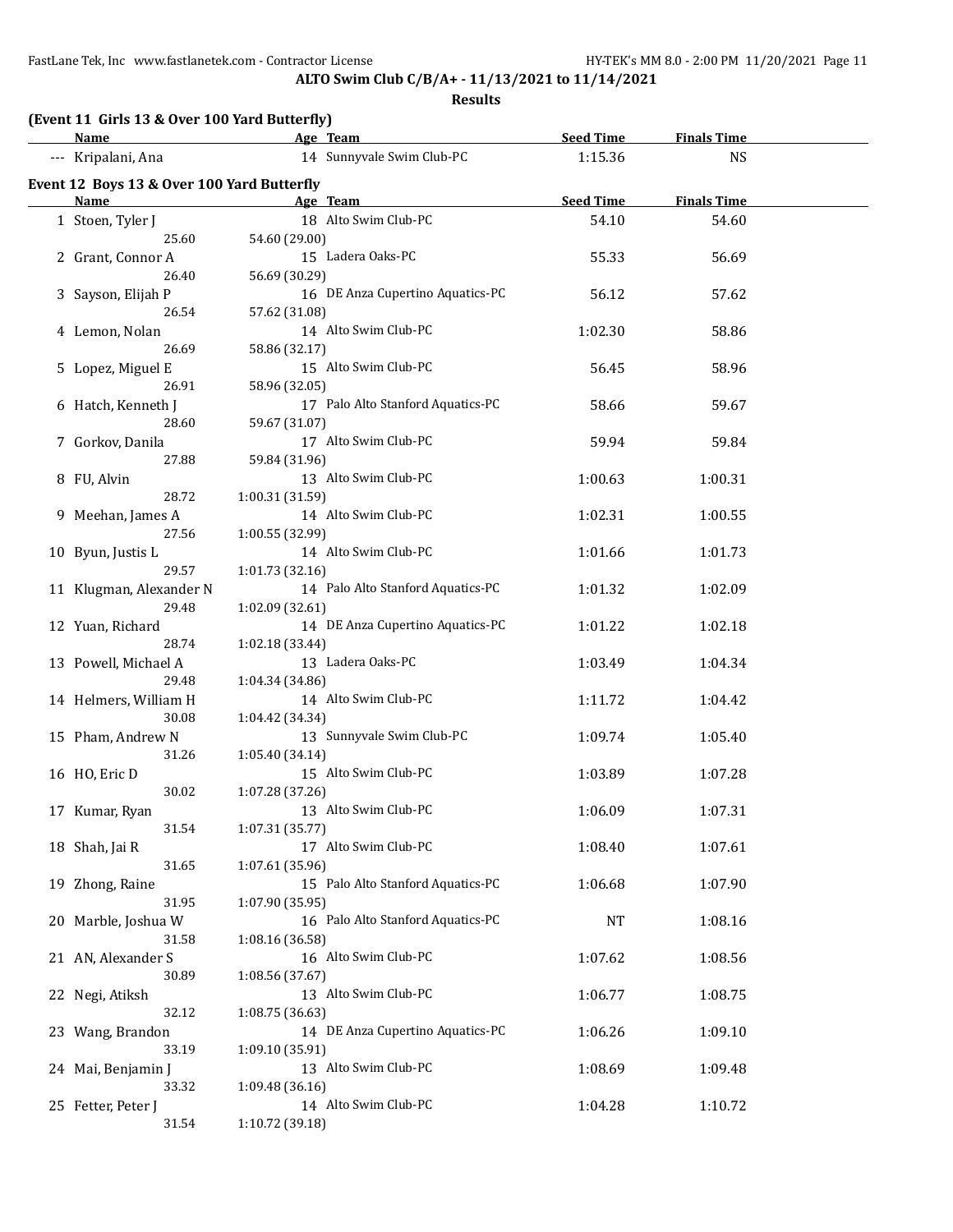**ALTO Swim Club C/B/A+ - 11/13/2021 to 11/14/2021**

**Results**

### (Event 11 Girls 13 & Over 100 Yard Butterfly)

| | Name | Age | Team | Seed Time | Finals Time |
|---|---|---|---|---|---|
| --- | Kripalani, Ana | 14 | Sunnyvale Swim Club-PC | 1:15.36 | NS |

### Event 12 Boys 13 & Over 100 Yard Butterfly

| | Name | Age | Team | Seed Time | Finals Time |
|---|---|---|---|---|---|
| 1 | Stoen, Tyler J | 18 | Alto Swim Club-PC | 54.10 | 54.60 |
| | 25.60 | 54.60 (29.00) | | | |
| 2 | Grant, Connor A | 15 | Ladera Oaks-PC | 55.33 | 56.69 |
| | 26.40 | 56.69 (30.29) | | | |
| 3 | Sayson, Elijah P | 16 | DE Anza Cupertino Aquatics-PC | 56.12 | 57.62 |
| | 26.54 | 57.62 (31.08) | | | |
| 4 | Lemon, Nolan | 14 | Alto Swim Club-PC | 1:02.30 | 58.86 |
| | 26.69 | 58.86 (32.17) | | | |
| 5 | Lopez, Miguel E | 15 | Alto Swim Club-PC | 56.45 | 58.96 |
| | 26.91 | 58.96 (32.05) | | | |
| 6 | Hatch, Kenneth J | 17 | Palo Alto Stanford Aquatics-PC | 58.66 | 59.67 |
| | 28.60 | 59.67 (31.07) | | | |
| 7 | Gorkov, Danila | 17 | Alto Swim Club-PC | 59.94 | 59.84 |
| | 27.88 | 59.84 (31.96) | | | |
| 8 | FU, Alvin | 13 | Alto Swim Club-PC | 1:00.63 | 1:00.31 |
| | 28.72 | 1:00.31 (31.59) | | | |
| 9 | Meehan, James A | 14 | Alto Swim Club-PC | 1:02.31 | 1:00.55 |
| | 27.56 | 1:00.55 (32.99) | | | |
| 10 | Byun, Justis L | 14 | Alto Swim Club-PC | 1:01.66 | 1:01.73 |
| | 29.57 | 1:01.73 (32.16) | | | |
| 11 | Klugman, Alexander N | 14 | Palo Alto Stanford Aquatics-PC | 1:01.32 | 1:02.09 |
| | 29.48 | 1:02.09 (32.61) | | | |
| 12 | Yuan, Richard | 14 | DE Anza Cupertino Aquatics-PC | 1:01.22 | 1:02.18 |
| | 28.74 | 1:02.18 (33.44) | | | |
| 13 | Powell, Michael A | 13 | Ladera Oaks-PC | 1:03.49 | 1:04.34 |
| | 29.48 | 1:04.34 (34.86) | | | |
| 14 | Helmers, William H | 14 | Alto Swim Club-PC | 1:11.72 | 1:04.42 |
| | 30.08 | 1:04.42 (34.34) | | | |
| 15 | Pham, Andrew N | 13 | Sunnyvale Swim Club-PC | 1:09.74 | 1:05.40 |
| | 31.26 | 1:05.40 (34.14) | | | |
| 16 | HO, Eric D | 15 | Alto Swim Club-PC | 1:03.89 | 1:07.28 |
| | 30.02 | 1:07.28 (37.26) | | | |
| 17 | Kumar, Ryan | 13 | Alto Swim Club-PC | 1:06.09 | 1:07.31 |
| | 31.54 | 1:07.31 (35.77) | | | |
| 18 | Shah, Jai R | 17 | Alto Swim Club-PC | 1:08.40 | 1:07.61 |
| | 31.65 | 1:07.61 (35.96) | | | |
| 19 | Zhong, Raine | 15 | Palo Alto Stanford Aquatics-PC | 1:06.68 | 1:07.90 |
| | 31.95 | 1:07.90 (35.95) | | | |
| 20 | Marble, Joshua W | 16 | Palo Alto Stanford Aquatics-PC | NT | 1:08.16 |
| | 31.58 | 1:08.16 (36.58) | | | |
| 21 | AN, Alexander S | 16 | Alto Swim Club-PC | 1:07.62 | 1:08.56 |
| | 30.89 | 1:08.56 (37.67) | | | |
| 22 | Negi, Atiksh | 13 | Alto Swim Club-PC | 1:06.77 | 1:08.75 |
| | 32.12 | 1:08.75 (36.63) | | | |
| 23 | Wang, Brandon | 14 | DE Anza Cupertino Aquatics-PC | 1:06.26 | 1:09.10 |
| | 33.19 | 1:09.10 (35.91) | | | |
| 24 | Mai, Benjamin J | 13 | Alto Swim Club-PC | 1:08.69 | 1:09.48 |
| | 33.32 | 1:09.48 (36.16) | | | |
| 25 | Fetter, Peter J | 14 | Alto Swim Club-PC | 1:04.28 | 1:10.72 |
| | 31.54 | 1:10.72 (39.18) | | | |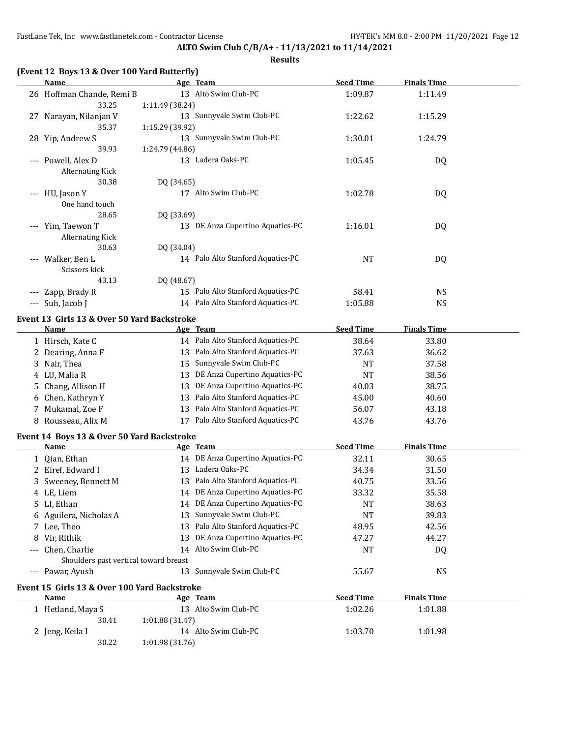## ALTO Swim Club C/B/A+ - 11/13/2021 to 11/14/2021

### Results

### (Event 12 Boys 13 & Over 100 Yard Butterfly)

| | Name | Age | Team | Seed Time | Finals Time |
|---|---|---|---|---|---|
| 26 | Hoffman Chande, Remi B | 13 | Alto Swim Club-PC | 1:09.87 | 1:11.49 |
| | 33.25 &nbsp; 1:11.49 (38.24) | | | | |
| 27 | Narayan, Nilanjan V | 13 | Sunnyvale Swim Club-PC | 1:22.62 | 1:15.29 |
| | 35.37 &nbsp; 1:15.29 (39.92) | | | | |
| 28 | Yip, Andrew S | 13 | Sunnyvale Swim Club-PC | 1:30.01 | 1:24.79 |
| | 39.93 &nbsp; 1:24.79 (44.86) | | | | |
| --- | Powell, Alex D | 13 | Ladera Oaks-PC | 1:05.45 | DQ |
| | Alternating Kick | | | | |
| | 30.38 &nbsp; DQ (34.65) | | | | |
| --- | HU, Jason Y | 17 | Alto Swim Club-PC | 1:02.78 | DQ |
| | One hand touch | | | | |
| | 28.65 &nbsp; DQ (33.69) | | | | |
| --- | Yim, Taewon T | 13 | DE Anza Cupertino Aquatics-PC | 1:16.01 | DQ |
| | Alternating Kick | | | | |
| | 30.63 &nbsp; DQ (34.04) | | | | |
| --- | Walker, Ben L | 14 | Palo Alto Stanford Aquatics-PC | NT | DQ |
| | Scissors kick | | | | |
| | 43.13 &nbsp; DQ (48.67) | | | | |
| --- | Zapp, Brady R | 15 | Palo Alto Stanford Aquatics-PC | 58.41 | NS |
| --- | Suh, Jacob J | 14 | Palo Alto Stanford Aquatics-PC | 1:05.88 | NS |

### Event 13 Girls 13 & Over 50 Yard Backstroke

| | Name | Age | Team | Seed Time | Finals Time |
|---|---|---|---|---|---|
| 1 | Hirsch, Kate C | 14 | Palo Alto Stanford Aquatics-PC | 38.64 | 33.80 |
| 2 | Dearing, Anna F | 13 | Palo Alto Stanford Aquatics-PC | 37.63 | 36.62 |
| 3 | Nair, Thea | 15 | Sunnyvale Swim Club-PC | NT | 37.58 |
| 4 | LU, Malia R | 13 | DE Anza Cupertino Aquatics-PC | NT | 38.56 |
| 5 | Chang, Allison H | 13 | DE Anza Cupertino Aquatics-PC | 40.03 | 38.75 |
| 6 | Chen, Kathryn Y | 13 | Palo Alto Stanford Aquatics-PC | 45.00 | 40.60 |
| 7 | Mukamal, Zoe F | 13 | Palo Alto Stanford Aquatics-PC | 56.07 | 43.18 |
| 8 | Rousseau, Alix M | 17 | Palo Alto Stanford Aquatics-PC | 43.76 | 43.76 |

### Event 14 Boys 13 & Over 50 Yard Backstroke

| | Name | Age | Team | Seed Time | Finals Time |
|---|---|---|---|---|---|
| 1 | Qian, Ethan | 14 | DE Anza Cupertino Aquatics-PC | 32.11 | 30.65 |
| 2 | Eiref, Edward I | 13 | Ladera Oaks-PC | 34.34 | 31.50 |
| 3 | Sweeney, Bennett M | 13 | Palo Alto Stanford Aquatics-PC | 40.75 | 33.56 |
| 4 | LE, Liem | 14 | DE Anza Cupertino Aquatics-PC | 33.32 | 35.58 |
| 5 | LI, Ethan | 14 | DE Anza Cupertino Aquatics-PC | NT | 38.63 |
| 6 | Aguilera, Nicholas A | 13 | Sunnyvale Swim Club-PC | NT | 39.83 |
| 7 | Lee, Theo | 13 | Palo Alto Stanford Aquatics-PC | 48.95 | 42.56 |
| 8 | Vir, Rithik | 13 | DE Anza Cupertino Aquatics-PC | 47.27 | 44.27 |
| --- | Chen, Charlie | 14 | Alto Swim Club-PC | NT | DQ |
| | Shoulders past vertical toward breast | | | | |
| --- | Pawar, Ayush | 13 | Sunnyvale Swim Club-PC | 55.67 | NS |

### Event 15 Girls 13 & Over 100 Yard Backstroke

| | Name | Age | Team | Seed Time | Finals Time |
|---|---|---|---|---|---|
| 1 | Hetland, Maya S | 13 | Alto Swim Club-PC | 1:02.26 | 1:01.88 |
| | 30.41 &nbsp; 1:01.88 (31.47) | | | | |
| 2 | Jeng, Keila I | 14 | Alto Swim Club-PC | 1:03.70 | 1:01.98 |
| | 30.22 &nbsp; 1:01.98 (31.76) | | | | |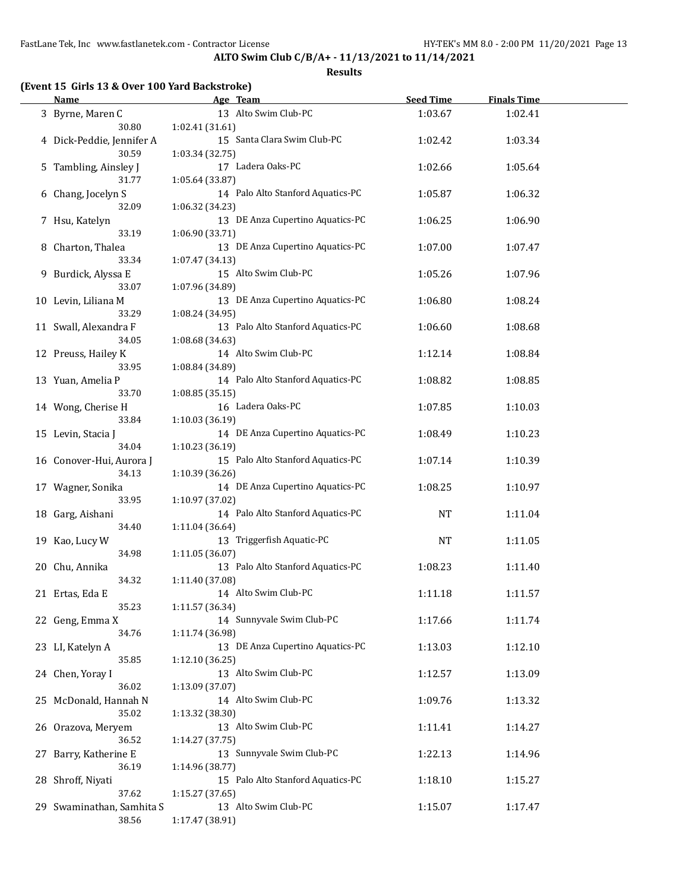**ALTO Swim Club C/B/A+ - 11/13/2021 to 11/14/2021**

**Results**

### (Event 15 Girls 13 & Over 100 Yard Backstroke)

| | Name | Age | Team | Seed Time | Finals Time |
|---|---|---|---|---|---|
| 3 | Byrne, Maren C | 13 | Alto Swim Club-PC | 1:03.67 | 1:02.41 |
| | 30.80 | 1:02.41 (31.61) | | | |
| 4 | Dick-Peddie, Jennifer A | 15 | Santa Clara Swim Club-PC | 1:02.42 | 1:03.34 |
| | 30.59 | 1:03.34 (32.75) | | | |
| 5 | Tambling, Ainsley J | 17 | Ladera Oaks-PC | 1:02.66 | 1:05.64 |
| | 31.77 | 1:05.64 (33.87) | | | |
| 6 | Chang, Jocelyn S | 14 | Palo Alto Stanford Aquatics-PC | 1:05.87 | 1:06.32 |
| | 32.09 | 1:06.32 (34.23) | | | |
| 7 | Hsu, Katelyn | 13 | DE Anza Cupertino Aquatics-PC | 1:06.25 | 1:06.90 |
| | 33.19 | 1:06.90 (33.71) | | | |
| 8 | Charton, Thalea | 13 | DE Anza Cupertino Aquatics-PC | 1:07.00 | 1:07.47 |
| | 33.34 | 1:07.47 (34.13) | | | |
| 9 | Burdick, Alyssa E | 15 | Alto Swim Club-PC | 1:05.26 | 1:07.96 |
| | 33.07 | 1:07.96 (34.89) | | | |
| 10 | Levin, Liliana M | 13 | DE Anza Cupertino Aquatics-PC | 1:06.80 | 1:08.24 |
| | 33.29 | 1:08.24 (34.95) | | | |
| 11 | Swall, Alexandra F | 13 | Palo Alto Stanford Aquatics-PC | 1:06.60 | 1:08.68 |
| | 34.05 | 1:08.68 (34.63) | | | |
| 12 | Preuss, Hailey K | 14 | Alto Swim Club-PC | 1:12.14 | 1:08.84 |
| | 33.95 | 1:08.84 (34.89) | | | |
| 13 | Yuan, Amelia P | 14 | Palo Alto Stanford Aquatics-PC | 1:08.82 | 1:08.85 |
| | 33.70 | 1:08.85 (35.15) | | | |
| 14 | Wong, Cherise H | 16 | Ladera Oaks-PC | 1:07.85 | 1:10.03 |
| | 33.84 | 1:10.03 (36.19) | | | |
| 15 | Levin, Stacia J | 14 | DE Anza Cupertino Aquatics-PC | 1:08.49 | 1:10.23 |
| | 34.04 | 1:10.23 (36.19) | | | |
| 16 | Conover-Hui, Aurora J | 15 | Palo Alto Stanford Aquatics-PC | 1:07.14 | 1:10.39 |
| | 34.13 | 1:10.39 (36.26) | | | |
| 17 | Wagner, Sonika | 14 | DE Anza Cupertino Aquatics-PC | 1:08.25 | 1:10.97 |
| | 33.95 | 1:10.97 (37.02) | | | |
| 18 | Garg, Aishani | 14 | Palo Alto Stanford Aquatics-PC | NT | 1:11.04 |
| | 34.40 | 1:11.04 (36.64) | | | |
| 19 | Kao, Lucy W | 13 | Triggerfish Aquatic-PC | NT | 1:11.05 |
| | 34.98 | 1:11.05 (36.07) | | | |
| 20 | Chu, Annika | 13 | Palo Alto Stanford Aquatics-PC | 1:08.23 | 1:11.40 |
| | 34.32 | 1:11.40 (37.08) | | | |
| 21 | Ertas, Eda E | 14 | Alto Swim Club-PC | 1:11.18 | 1:11.57 |
| | 35.23 | 1:11.57 (36.34) | | | |
| 22 | Geng, Emma X | 14 | Sunnyvale Swim Club-PC | 1:17.66 | 1:11.74 |
| | 34.76 | 1:11.74 (36.98) | | | |
| 23 | LI, Katelyn A | 13 | DE Anza Cupertino Aquatics-PC | 1:13.03 | 1:12.10 |
| | 35.85 | 1:12.10 (36.25) | | | |
| 24 | Chen, Yoray I | 13 | Alto Swim Club-PC | 1:12.57 | 1:13.09 |
| | 36.02 | 1:13.09 (37.07) | | | |
| 25 | McDonald, Hannah N | 14 | Alto Swim Club-PC | 1:09.76 | 1:13.32 |
| | 35.02 | 1:13.32 (38.30) | | | |
| 26 | Orazova, Meryem | 13 | Alto Swim Club-PC | 1:11.41 | 1:14.27 |
| | 36.52 | 1:14.27 (37.75) | | | |
| 27 | Barry, Katherine E | 13 | Sunnyvale Swim Club-PC | 1:22.13 | 1:14.96 |
| | 36.19 | 1:14.96 (38.77) | | | |
| 28 | Shroff, Niyati | 15 | Palo Alto Stanford Aquatics-PC | 1:18.10 | 1:15.27 |
| | 37.62 | 1:15.27 (37.65) | | | |
| 29 | Swaminathan, Samhita S | 13 | Alto Swim Club-PC | 1:15.07 | 1:17.47 |
| | 38.56 | 1:17.47 (38.91) | | | |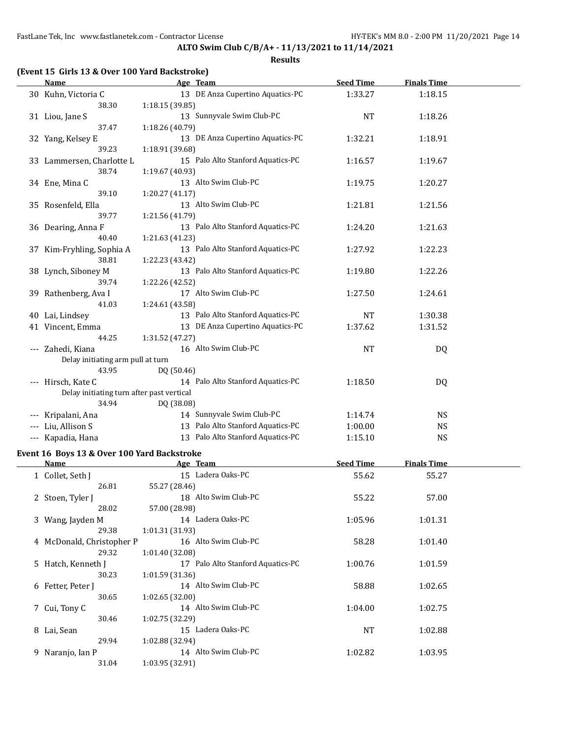## ALTO Swim Club C/B/A+ - 11/13/2021 to 11/14/2021

**Results**

### (Event 15 Girls 13 & Over 100 Yard Backstroke)

| | Name | Age | Team | Seed Time | Finals Time |
|---|---|---|---|---|---|
| 30 | Kuhn, Victoria C | 13 | DE Anza Cupertino Aquatics-PC | 1:33.27 | 1:18.15 |
| | 38.30 | 1:18.15 (39.85) | | | |
| 31 | Liou, Jane S | 13 | Sunnyvale Swim Club-PC | NT | 1:18.26 |
| | 37.47 | 1:18.26 (40.79) | | | |
| 32 | Yang, Kelsey E | 13 | DE Anza Cupertino Aquatics-PC | 1:32.21 | 1:18.91 |
| | 39.23 | 1:18.91 (39.68) | | | |
| 33 | Lammersen, Charlotte L | 15 | Palo Alto Stanford Aquatics-PC | 1:16.57 | 1:19.67 |
| | 38.74 | 1:19.67 (40.93) | | | |
| 34 | Ene, Mina C | 13 | Alto Swim Club-PC | 1:19.75 | 1:20.27 |
| | 39.10 | 1:20.27 (41.17) | | | |
| 35 | Rosenfeld, Ella | 13 | Alto Swim Club-PC | 1:21.81 | 1:21.56 |
| | 39.77 | 1:21.56 (41.79) | | | |
| 36 | Dearing, Anna F | 13 | Palo Alto Stanford Aquatics-PC | 1:24.20 | 1:21.63 |
| | 40.40 | 1:21.63 (41.23) | | | |
| 37 | Kim-Fryhling, Sophia A | 13 | Palo Alto Stanford Aquatics-PC | 1:27.92 | 1:22.23 |
| | 38.81 | 1:22.23 (43.42) | | | |
| 38 | Lynch, Siboney M | 13 | Palo Alto Stanford Aquatics-PC | 1:19.80 | 1:22.26 |
| | 39.74 | 1:22.26 (42.52) | | | |
| 39 | Rathenberg, Ava I | 17 | Alto Swim Club-PC | 1:27.50 | 1:24.61 |
| | 41.03 | 1:24.61 (43.58) | | | |
| 40 | Lai, Lindsey | 13 | Palo Alto Stanford Aquatics-PC | NT | 1:30.38 |
| 41 | Vincent, Emma | 13 | DE Anza Cupertino Aquatics-PC | 1:37.62 | 1:31.52 |
| | 44.25 | 1:31.52 (47.27) | | | |
| --- | Zahedi, Kiana | 16 | Alto Swim Club-PC | NT | DQ |
| | Delay initiating arm pull at turn | | | | |
| | 43.95 | DQ (50.46) | | | |
| --- | Hirsch, Kate C | 14 | Palo Alto Stanford Aquatics-PC | 1:18.50 | DQ |
| | Delay initiating turn after past vertical | | | | |
| | 34.94 | DQ (38.08) | | | |
| --- | Kripalani, Ana | 14 | Sunnyvale Swim Club-PC | 1:14.74 | NS |
| --- | Liu, Allison S | 13 | Palo Alto Stanford Aquatics-PC | 1:00.00 | NS |
| --- | Kapadia, Hana | 13 | Palo Alto Stanford Aquatics-PC | 1:15.10 | NS |

### Event 16 Boys 13 & Over 100 Yard Backstroke

| | Name | Age | Team | Seed Time | Finals Time |
|---|---|---|---|---|---|
| 1 | Collet, Seth J | 15 | Ladera Oaks-PC | 55.62 | 55.27 |
| | 26.81 | 55.27 (28.46) | | | |
| 2 | Stoen, Tyler J | 18 | Alto Swim Club-PC | 55.22 | 57.00 |
| | 28.02 | 57.00 (28.98) | | | |
| 3 | Wang, Jayden M | 14 | Ladera Oaks-PC | 1:05.96 | 1:01.31 |
| | 29.38 | 1:01.31 (31.93) | | | |
| 4 | McDonald, Christopher P | 16 | Alto Swim Club-PC | 58.28 | 1:01.40 |
| | 29.32 | 1:01.40 (32.08) | | | |
| 5 | Hatch, Kenneth J | 17 | Palo Alto Stanford Aquatics-PC | 1:00.76 | 1:01.59 |
| | 30.23 | 1:01.59 (31.36) | | | |
| 6 | Fetter, Peter J | 14 | Alto Swim Club-PC | 58.88 | 1:02.65 |
| | 30.65 | 1:02.65 (32.00) | | | |
| 7 | Cui, Tony C | 14 | Alto Swim Club-PC | 1:04.00 | 1:02.75 |
| | 30.46 | 1:02.75 (32.29) | | | |
| 8 | Lai, Sean | 15 | Ladera Oaks-PC | NT | 1:02.88 |
| | 29.94 | 1:02.88 (32.94) | | | |
| 9 | Naranjo, Ian P | 14 | Alto Swim Club-PC | 1:02.82 | 1:03.95 |
| | 31.04 | 1:03.95 (32.91) | | | |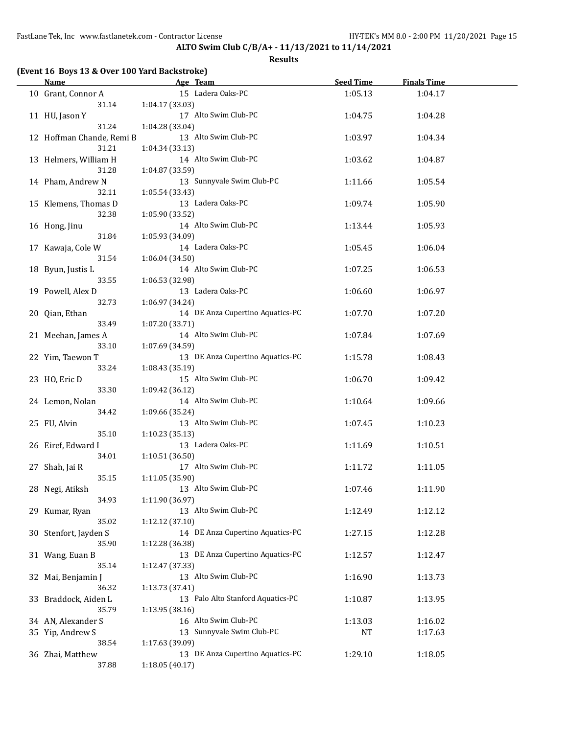**ALTO Swim Club C/B/A+ - 11/13/2021 to 11/14/2021**

**Results**

### (Event 16 Boys 13 & Over 100 Yard Backstroke)

| | Name | Age | Team | Seed Time | Finals Time |
|---|---|---|---|---|---|
| 10 | Grant, Connor A | 15 | Ladera Oaks-PC | 1:05.13 | 1:04.17 |
| | 31.14 | 1:04.17 (33.03) | | | |
| 11 | HU, Jason Y | 17 | Alto Swim Club-PC | 1:04.75 | 1:04.28 |
| | 31.24 | 1:04.28 (33.04) | | | |
| 12 | Hoffman Chande, Remi B | 13 | Alto Swim Club-PC | 1:03.97 | 1:04.34 |
| | 31.21 | 1:04.34 (33.13) | | | |
| 13 | Helmers, William H | 14 | Alto Swim Club-PC | 1:03.62 | 1:04.87 |
| | 31.28 | 1:04.87 (33.59) | | | |
| 14 | Pham, Andrew N | 13 | Sunnyvale Swim Club-PC | 1:11.66 | 1:05.54 |
| | 32.11 | 1:05.54 (33.43) | | | |
| 15 | Klemens, Thomas D | 13 | Ladera Oaks-PC | 1:09.74 | 1:05.90 |
| | 32.38 | 1:05.90 (33.52) | | | |
| 16 | Hong, Jinu | 14 | Alto Swim Club-PC | 1:13.44 | 1:05.93 |
| | 31.84 | 1:05.93 (34.09) | | | |
| 17 | Kawaja, Cole W | 14 | Ladera Oaks-PC | 1:05.45 | 1:06.04 |
| | 31.54 | 1:06.04 (34.50) | | | |
| 18 | Byun, Justis L | 14 | Alto Swim Club-PC | 1:07.25 | 1:06.53 |
| | 33.55 | 1:06.53 (32.98) | | | |
| 19 | Powell, Alex D | 13 | Ladera Oaks-PC | 1:06.60 | 1:06.97 |
| | 32.73 | 1:06.97 (34.24) | | | |
| 20 | Qian, Ethan | 14 | DE Anza Cupertino Aquatics-PC | 1:07.70 | 1:07.20 |
| | 33.49 | 1:07.20 (33.71) | | | |
| 21 | Meehan, James A | 14 | Alto Swim Club-PC | 1:07.84 | 1:07.69 |
| | 33.10 | 1:07.69 (34.59) | | | |
| 22 | Yim, Taewon T | 13 | DE Anza Cupertino Aquatics-PC | 1:15.78 | 1:08.43 |
| | 33.24 | 1:08.43 (35.19) | | | |
| 23 | HO, Eric D | 15 | Alto Swim Club-PC | 1:06.70 | 1:09.42 |
| | 33.30 | 1:09.42 (36.12) | | | |
| 24 | Lemon, Nolan | 14 | Alto Swim Club-PC | 1:10.64 | 1:09.66 |
| | 34.42 | 1:09.66 (35.24) | | | |
| 25 | FU, Alvin | 13 | Alto Swim Club-PC | 1:07.45 | 1:10.23 |
| | 35.10 | 1:10.23 (35.13) | | | |
| 26 | Eiref, Edward I | 13 | Ladera Oaks-PC | 1:11.69 | 1:10.51 |
| | 34.01 | 1:10.51 (36.50) | | | |
| 27 | Shah, Jai R | 17 | Alto Swim Club-PC | 1:11.72 | 1:11.05 |
| | 35.15 | 1:11.05 (35.90) | | | |
| 28 | Negi, Atiksh | 13 | Alto Swim Club-PC | 1:07.46 | 1:11.90 |
| | 34.93 | 1:11.90 (36.97) | | | |
| 29 | Kumar, Ryan | 13 | Alto Swim Club-PC | 1:12.49 | 1:12.12 |
| | 35.02 | 1:12.12 (37.10) | | | |
| 30 | Stenfort, Jayden S | 14 | DE Anza Cupertino Aquatics-PC | 1:27.15 | 1:12.28 |
| | 35.90 | 1:12.28 (36.38) | | | |
| 31 | Wang, Euan B | 13 | DE Anza Cupertino Aquatics-PC | 1:12.57 | 1:12.47 |
| | 35.14 | 1:12.47 (37.33) | | | |
| 32 | Mai, Benjamin J | 13 | Alto Swim Club-PC | 1:16.90 | 1:13.73 |
| | 36.32 | 1:13.73 (37.41) | | | |
| 33 | Braddock, Aiden L | 13 | Palo Alto Stanford Aquatics-PC | 1:10.87 | 1:13.95 |
| | 35.79 | 1:13.95 (38.16) | | | |
| 34 | AN, Alexander S | 16 | Alto Swim Club-PC | 1:13.03 | 1:16.02 |
| 35 | Yip, Andrew S | 13 | Sunnyvale Swim Club-PC | NT | 1:17.63 |
| | 38.54 | 1:17.63 (39.09) | | | |
| 36 | Zhai, Matthew | 13 | DE Anza Cupertino Aquatics-PC | 1:29.10 | 1:18.05 |
| | 37.88 | 1:18.05 (40.17) | | | |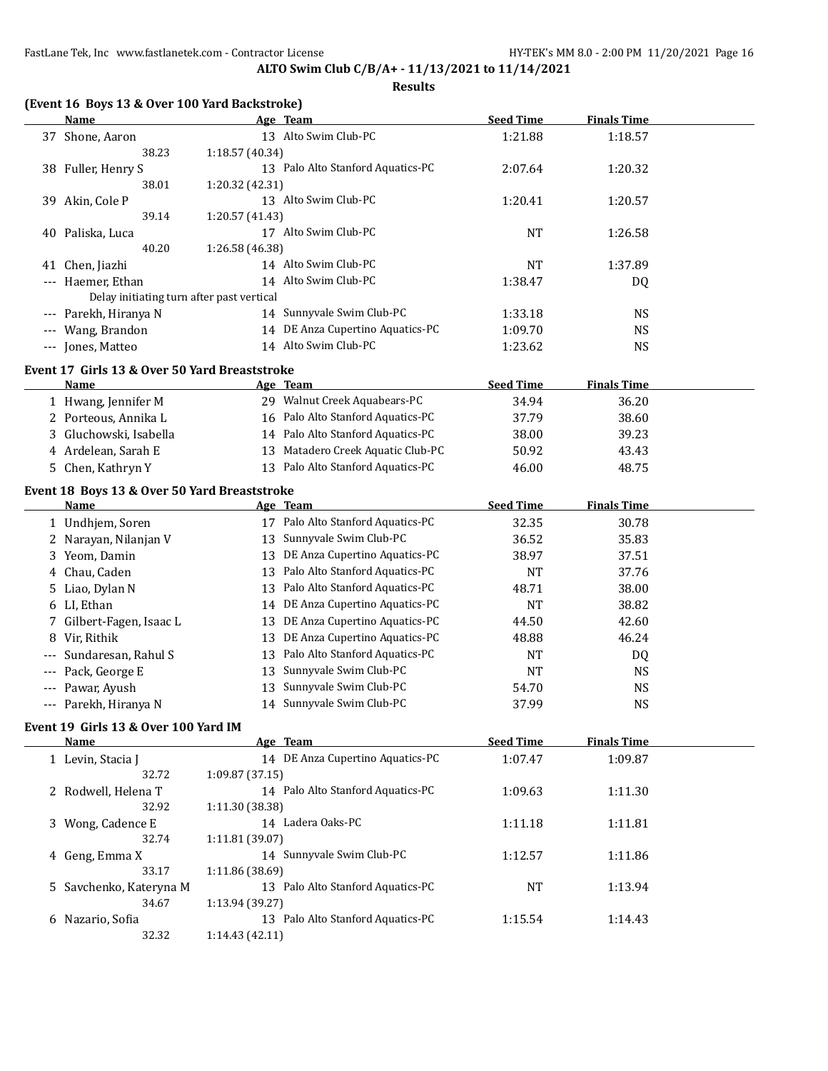**ALTO Swim Club C/B/A+ - 11/13/2021 to 11/14/2021**

**Results**

### (Event 16 Boys 13 & Over 100 Yard Backstroke)

| | Name | Age | Team | Seed Time | Finals Time |
|---|---|---|---|---|---|
| 37 | Shone, Aaron | 13 | Alto Swim Club-PC | 1:21.88 | 1:18.57 |
| | 38.23 | 1:18.57 (40.34) | | | |
| 38 | Fuller, Henry S | 13 | Palo Alto Stanford Aquatics-PC | 2:07.64 | 1:20.32 |
| | 38.01 | 1:20.32 (42.31) | | | |
| 39 | Akin, Cole P | 13 | Alto Swim Club-PC | 1:20.41 | 1:20.57 |
| | 39.14 | 1:20.57 (41.43) | | | |
| 40 | Paliska, Luca | 17 | Alto Swim Club-PC | NT | 1:26.58 |
| | 40.20 | 1:26.58 (46.38) | | | |
| 41 | Chen, Jiazhi | 14 | Alto Swim Club-PC | NT | 1:37.89 |
| --- | Haemer, Ethan | 14 | Alto Swim Club-PC | 1:38.47 | DQ |
| | Delay initiating turn after past vertical | | | | |
| --- | Parekh, Hiranya N | 14 | Sunnyvale Swim Club-PC | 1:33.18 | NS |
| --- | Wang, Brandon | 14 | DE Anza Cupertino Aquatics-PC | 1:09.70 | NS |
| --- | Jones, Matteo | 14 | Alto Swim Club-PC | 1:23.62 | NS |

### Event 17 Girls 13 & Over 50 Yard Breaststroke

| | Name | Age | Team | Seed Time | Finals Time |
|---|---|---|---|---|---|
| 1 | Hwang, Jennifer M | 29 | Walnut Creek Aquabears-PC | 34.94 | 36.20 |
| 2 | Porteous, Annika L | 16 | Palo Alto Stanford Aquatics-PC | 37.79 | 38.60 |
| 3 | Gluchowski, Isabella | 14 | Palo Alto Stanford Aquatics-PC | 38.00 | 39.23 |
| 4 | Ardelean, Sarah E | 13 | Matadero Creek Aquatic Club-PC | 50.92 | 43.43 |
| 5 | Chen, Kathryn Y | 13 | Palo Alto Stanford Aquatics-PC | 46.00 | 48.75 |

### Event 18 Boys 13 & Over 50 Yard Breaststroke

| | Name | Age | Team | Seed Time | Finals Time |
|---|---|---|---|---|---|
| 1 | Undhjem, Soren | 17 | Palo Alto Stanford Aquatics-PC | 32.35 | 30.78 |
| 2 | Narayan, Nilanjan V | 13 | Sunnyvale Swim Club-PC | 36.52 | 35.83 |
| 3 | Yeom, Damin | 13 | DE Anza Cupertino Aquatics-PC | 38.97 | 37.51 |
| 4 | Chau, Caden | 13 | Palo Alto Stanford Aquatics-PC | NT | 37.76 |
| 5 | Liao, Dylan N | 13 | Palo Alto Stanford Aquatics-PC | 48.71 | 38.00 |
| 6 | LI, Ethan | 14 | DE Anza Cupertino Aquatics-PC | NT | 38.82 |
| 7 | Gilbert-Fagen, Isaac L | 13 | DE Anza Cupertino Aquatics-PC | 44.50 | 42.60 |
| 8 | Vir, Rithik | 13 | DE Anza Cupertino Aquatics-PC | 48.88 | 46.24 |
| --- | Sundaresan, Rahul S | 13 | Palo Alto Stanford Aquatics-PC | NT | DQ |
| --- | Pack, George E | 13 | Sunnyvale Swim Club-PC | NT | NS |
| --- | Pawar, Ayush | 13 | Sunnyvale Swim Club-PC | 54.70 | NS |
| --- | Parekh, Hiranya N | 14 | Sunnyvale Swim Club-PC | 37.99 | NS |

### Event 19 Girls 13 & Over 100 Yard IM

| | Name | Age | Team | Seed Time | Finals Time |
|---|---|---|---|---|---|
| 1 | Levin, Stacia J | 14 | DE Anza Cupertino Aquatics-PC | 1:07.47 | 1:09.87 |
| | 32.72 | 1:09.87 (37.15) | | | |
| 2 | Rodwell, Helena T | 14 | Palo Alto Stanford Aquatics-PC | 1:09.63 | 1:11.30 |
| | 32.92 | 1:11.30 (38.38) | | | |
| 3 | Wong, Cadence E | 14 | Ladera Oaks-PC | 1:11.18 | 1:11.81 |
| | 32.74 | 1:11.81 (39.07) | | | |
| 4 | Geng, Emma X | 14 | Sunnyvale Swim Club-PC | 1:12.57 | 1:11.86 |
| | 33.17 | 1:11.86 (38.69) | | | |
| 5 | Savchenko, Kateryna M | 13 | Palo Alto Stanford Aquatics-PC | NT | 1:13.94 |
| | 34.67 | 1:13.94 (39.27) | | | |
| 6 | Nazario, Sofia | 13 | Palo Alto Stanford Aquatics-PC | 1:15.54 | 1:14.43 |
| | 32.32 | 1:14.43 (42.11) | | | |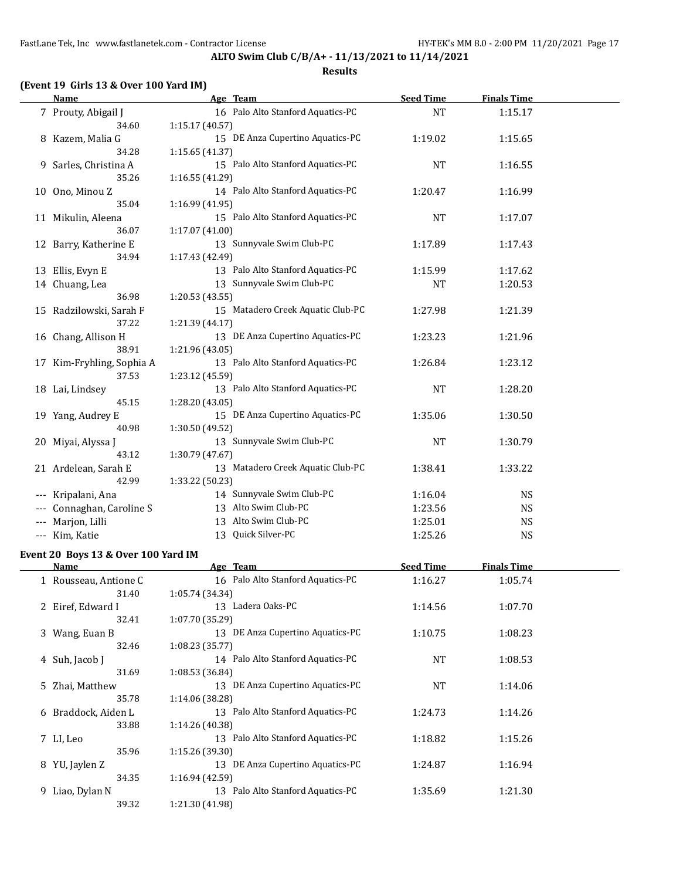**ALTO Swim Club C/B/A+ - 11/13/2021 to 11/14/2021**

**Results**

### (Event 19 Girls 13 & Over 100 Yard IM)

| | Name | Age | Team | Seed Time | Finals Time |
|---|---|---|---|---|---|
| 7 | Prouty, Abigail J | 16 | Palo Alto Stanford Aquatics-PC | NT | 1:15.17 |
| | 34.60 | 1:15.17 (40.57) | | | |
| 8 | Kazem, Malia G | 15 | DE Anza Cupertino Aquatics-PC | 1:19.02 | 1:15.65 |
| | 34.28 | 1:15.65 (41.37) | | | |
| 9 | Sarles, Christina A | 15 | Palo Alto Stanford Aquatics-PC | NT | 1:16.55 |
| | 35.26 | 1:16.55 (41.29) | | | |
| 10 | Ono, Minou Z | 14 | Palo Alto Stanford Aquatics-PC | 1:20.47 | 1:16.99 |
| | 35.04 | 1:16.99 (41.95) | | | |
| 11 | Mikulin, Aleena | 15 | Palo Alto Stanford Aquatics-PC | NT | 1:17.07 |
| | 36.07 | 1:17.07 (41.00) | | | |
| 12 | Barry, Katherine E | 13 | Sunnyvale Swim Club-PC | 1:17.89 | 1:17.43 |
| | 34.94 | 1:17.43 (42.49) | | | |
| 13 | Ellis, Evyn E | 13 | Palo Alto Stanford Aquatics-PC | 1:15.99 | 1:17.62 |
| 14 | Chuang, Lea | 13 | Sunnyvale Swim Club-PC | NT | 1:20.53 |
| | 36.98 | 1:20.53 (43.55) | | | |
| 15 | Radzilowski, Sarah F | 15 | Matadero Creek Aquatic Club-PC | 1:27.98 | 1:21.39 |
| | 37.22 | 1:21.39 (44.17) | | | |
| 16 | Chang, Allison H | 13 | DE Anza Cupertino Aquatics-PC | 1:23.23 | 1:21.96 |
| | 38.91 | 1:21.96 (43.05) | | | |
| 17 | Kim-Fryhling, Sophia A | 13 | Palo Alto Stanford Aquatics-PC | 1:26.84 | 1:23.12 |
| | 37.53 | 1:23.12 (45.59) | | | |
| 18 | Lai, Lindsey | 13 | Palo Alto Stanford Aquatics-PC | NT | 1:28.20 |
| | 45.15 | 1:28.20 (43.05) | | | |
| 19 | Yang, Audrey E | 15 | DE Anza Cupertino Aquatics-PC | 1:35.06 | 1:30.50 |
| | 40.98 | 1:30.50 (49.52) | | | |
| 20 | Miyai, Alyssa J | 13 | Sunnyvale Swim Club-PC | NT | 1:30.79 |
| | 43.12 | 1:30.79 (47.67) | | | |
| 21 | Ardelean, Sarah E | 13 | Matadero Creek Aquatic Club-PC | 1:38.41 | 1:33.22 |
| | 42.99 | 1:33.22 (50.23) | | | |
| --- | Kripalani, Ana | 14 | Sunnyvale Swim Club-PC | 1:16.04 | NS |
| --- | Connaghan, Caroline S | 13 | Alto Swim Club-PC | 1:23.56 | NS |
| --- | Marjon, Lilli | 13 | Alto Swim Club-PC | 1:25.01 | NS |
| --- | Kim, Katie | 13 | Quick Silver-PC | 1:25.26 | NS |

### Event 20 Boys 13 & Over 100 Yard IM

| | Name | Age | Team | Seed Time | Finals Time |
|---|---|---|---|---|---|
| 1 | Rousseau, Antione C | 16 | Palo Alto Stanford Aquatics-PC | 1:16.27 | 1:05.74 |
| | 31.40 | 1:05.74 (34.34) | | | |
| 2 | Eiref, Edward I | 13 | Ladera Oaks-PC | 1:14.56 | 1:07.70 |
| | 32.41 | 1:07.70 (35.29) | | | |
| 3 | Wang, Euan B | 13 | DE Anza Cupertino Aquatics-PC | 1:10.75 | 1:08.23 |
| | 32.46 | 1:08.23 (35.77) | | | |
| 4 | Suh, Jacob J | 14 | Palo Alto Stanford Aquatics-PC | NT | 1:08.53 |
| | 31.69 | 1:08.53 (36.84) | | | |
| 5 | Zhai, Matthew | 13 | DE Anza Cupertino Aquatics-PC | NT | 1:14.06 |
| | 35.78 | 1:14.06 (38.28) | | | |
| 6 | Braddock, Aiden L | 13 | Palo Alto Stanford Aquatics-PC | 1:24.73 | 1:14.26 |
| | 33.88 | 1:14.26 (40.38) | | | |
| 7 | LI, Leo | 13 | Palo Alto Stanford Aquatics-PC | 1:18.82 | 1:15.26 |
| | 35.96 | 1:15.26 (39.30) | | | |
| 8 | YU, Jaylen Z | 13 | DE Anza Cupertino Aquatics-PC | 1:24.87 | 1:16.94 |
| | 34.35 | 1:16.94 (42.59) | | | |
| 9 | Liao, Dylan N | 13 | Palo Alto Stanford Aquatics-PC | 1:35.69 | 1:21.30 |
| | 39.32 | 1:21.30 (41.98) | | | |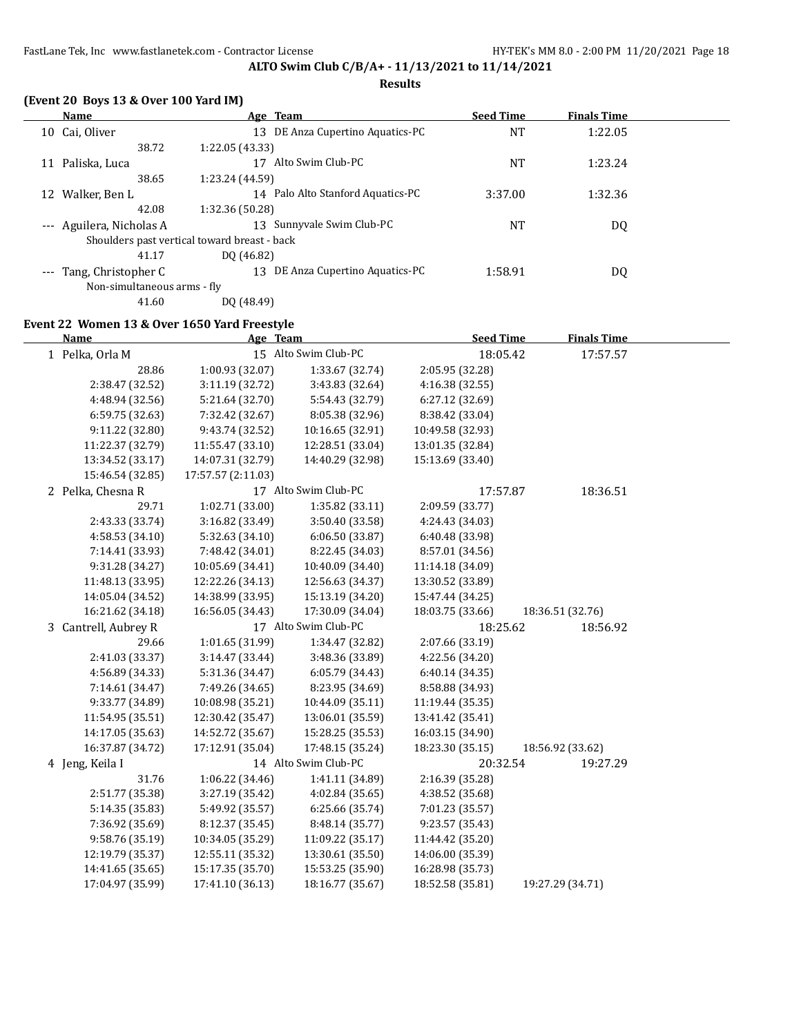## ALTO Swim Club C/B/A+ - 11/13/2021 to 11/14/2021

### Results

### (Event 20 Boys 13 & Over 100 Yard IM)

| | Name | Age | Team | Seed Time | Finals Time |
|---|---|---|---|---|---|
| 10 | Cai, Oliver | 13 | DE Anza Cupertino Aquatics-PC | NT | 1:22.05 |
| | 38.72 &nbsp; 1:22.05 (43.33) | | | | |
| 11 | Paliska, Luca | 17 | Alto Swim Club-PC | NT | 1:23.24 |
| | 38.65 &nbsp; 1:23.24 (44.59) | | | | |
| 12 | Walker, Ben L | 14 | Palo Alto Stanford Aquatics-PC | 3:37.00 | 1:32.36 |
| | 42.08 &nbsp; 1:32.36 (50.28) | | | | |
| --- | Aguilera, Nicholas A | 13 | Sunnyvale Swim Club-PC | NT | DQ |
| | Shoulders past vertical toward breast - back | | | | |
| | 41.17 &nbsp; DQ (46.82) | | | | |
| --- | Tang, Christopher C | 13 | DE Anza Cupertino Aquatics-PC | 1:58.91 | DQ |
| | Non-simultaneous arms - fly | | | | |
| | 41.60 &nbsp; DQ (48.49) | | | | |

### Event 22 Women 13 & Over 1650 Yard Freestyle

| | Name | Age | Team | Seed Time | Finals Time |
|---|---|---|---|---|---|
| 1 | Pelka, Orla M | 15 | Alto Swim Club-PC | 18:05.42 | 17:57.57 |

| | | | | |
|---|---|---|---|---|
| 28.86 | 1:00.93 (32.07) | 1:33.67 (32.74) | 2:05.95 (32.28) | |
| 2:38.47 (32.52) | 3:11.19 (32.72) | 3:43.83 (32.64) | 4:16.38 (32.55) | |
| 4:48.94 (32.56) | 5:21.64 (32.70) | 5:54.43 (32.79) | 6:27.12 (32.69) | |
| 6:59.75 (32.63) | 7:32.42 (32.67) | 8:05.38 (32.96) | 8:38.42 (33.04) | |
| 9:11.22 (32.80) | 9:43.74 (32.52) | 10:16.65 (32.91) | 10:49.58 (32.93) | |
| 11:22.37 (32.79) | 11:55.47 (33.10) | 12:28.51 (33.04) | 13:01.35 (32.84) | |
| 13:34.52 (33.17) | 14:07.31 (32.79) | 14:40.29 (32.98) | 15:13.69 (33.40) | |
| 15:46.54 (32.85) | 17:57.57 (2:11.03) | | | |

| | Name | Age | Team | Seed Time | Finals Time |
|---|---|---|---|---|---|
| 2 | Pelka, Chesna R | 17 | Alto Swim Club-PC | 17:57.87 | 18:36.51 |

| | | | | |
|---|---|---|---|---|
| 29.71 | 1:02.71 (33.00) | 1:35.82 (33.11) | 2:09.59 (33.77) | |
| 2:43.33 (33.74) | 3:16.82 (33.49) | 3:50.40 (33.58) | 4:24.43 (34.03) | |
| 4:58.53 (34.10) | 5:32.63 (34.10) | 6:06.50 (33.87) | 6:40.48 (33.98) | |
| 7:14.41 (33.93) | 7:48.42 (34.01) | 8:22.45 (34.03) | 8:57.01 (34.56) | |
| 9:31.28 (34.27) | 10:05.69 (34.41) | 10:40.09 (34.40) | 11:14.18 (34.09) | |
| 11:48.13 (33.95) | 12:22.26 (34.13) | 12:56.63 (34.37) | 13:30.52 (33.89) | |
| 14:05.04 (34.52) | 14:38.99 (33.95) | 15:13.19 (34.20) | 15:47.44 (34.25) | |
| 16:21.62 (34.18) | 16:56.05 (34.43) | 17:30.09 (34.04) | 18:03.75 (33.66) | 18:36.51 (32.76) |

| | Name | Age | Team | Seed Time | Finals Time |
|---|---|---|---|---|---|
| 3 | Cantrell, Aubrey R | 17 | Alto Swim Club-PC | 18:25.62 | 18:56.92 |

| | | | | |
|---|---|---|---|---|
| 29.66 | 1:01.65 (31.99) | 1:34.47 (32.82) | 2:07.66 (33.19) | |
| 2:41.03 (33.37) | 3:14.47 (33.44) | 3:48.36 (33.89) | 4:22.56 (34.20) | |
| 4:56.89 (34.33) | 5:31.36 (34.47) | 6:05.79 (34.43) | 6:40.14 (34.35) | |
| 7:14.61 (34.47) | 7:49.26 (34.65) | 8:23.95 (34.69) | 8:58.88 (34.93) | |
| 9:33.77 (34.89) | 10:08.98 (35.21) | 10:44.09 (35.11) | 11:19.44 (35.35) | |
| 11:54.95 (35.51) | 12:30.42 (35.47) | 13:06.01 (35.59) | 13:41.42 (35.41) | |
| 14:17.05 (35.63) | 14:52.72 (35.67) | 15:28.25 (35.53) | 16:03.15 (34.90) | |
| 16:37.87 (34.72) | 17:12.91 (35.04) | 17:48.15 (35.24) | 18:23.30 (35.15) | 18:56.92 (33.62) |

| | Name | Age | Team | Seed Time | Finals Time |
|---|---|---|---|---|---|
| 4 | Jeng, Keila I | 14 | Alto Swim Club-PC | 20:32.54 | 19:27.29 |

| | | | | |
|---|---|---|---|---|
| 31.76 | 1:06.22 (34.46) | 1:41.11 (34.89) | 2:16.39 (35.28) | |
| 2:51.77 (35.38) | 3:27.19 (35.42) | 4:02.84 (35.65) | 4:38.52 (35.68) | |
| 5:14.35 (35.83) | 5:49.92 (35.57) | 6:25.66 (35.74) | 7:01.23 (35.57) | |
| 7:36.92 (35.69) | 8:12.37 (35.45) | 8:48.14 (35.77) | 9:23.57 (35.43) | |
| 9:58.76 (35.19) | 10:34.05 (35.29) | 11:09.22 (35.17) | 11:44.42 (35.20) | |
| 12:19.79 (35.37) | 12:55.11 (35.32) | 13:30.61 (35.50) | 14:06.00 (35.39) | |
| 14:41.65 (35.65) | 15:17.35 (35.70) | 15:53.25 (35.90) | 16:28.98 (35.73) | |
| 17:04.97 (35.99) | 17:41.10 (36.13) | 18:16.77 (35.67) | 18:52.58 (35.81) | 19:27.29 (34.71) |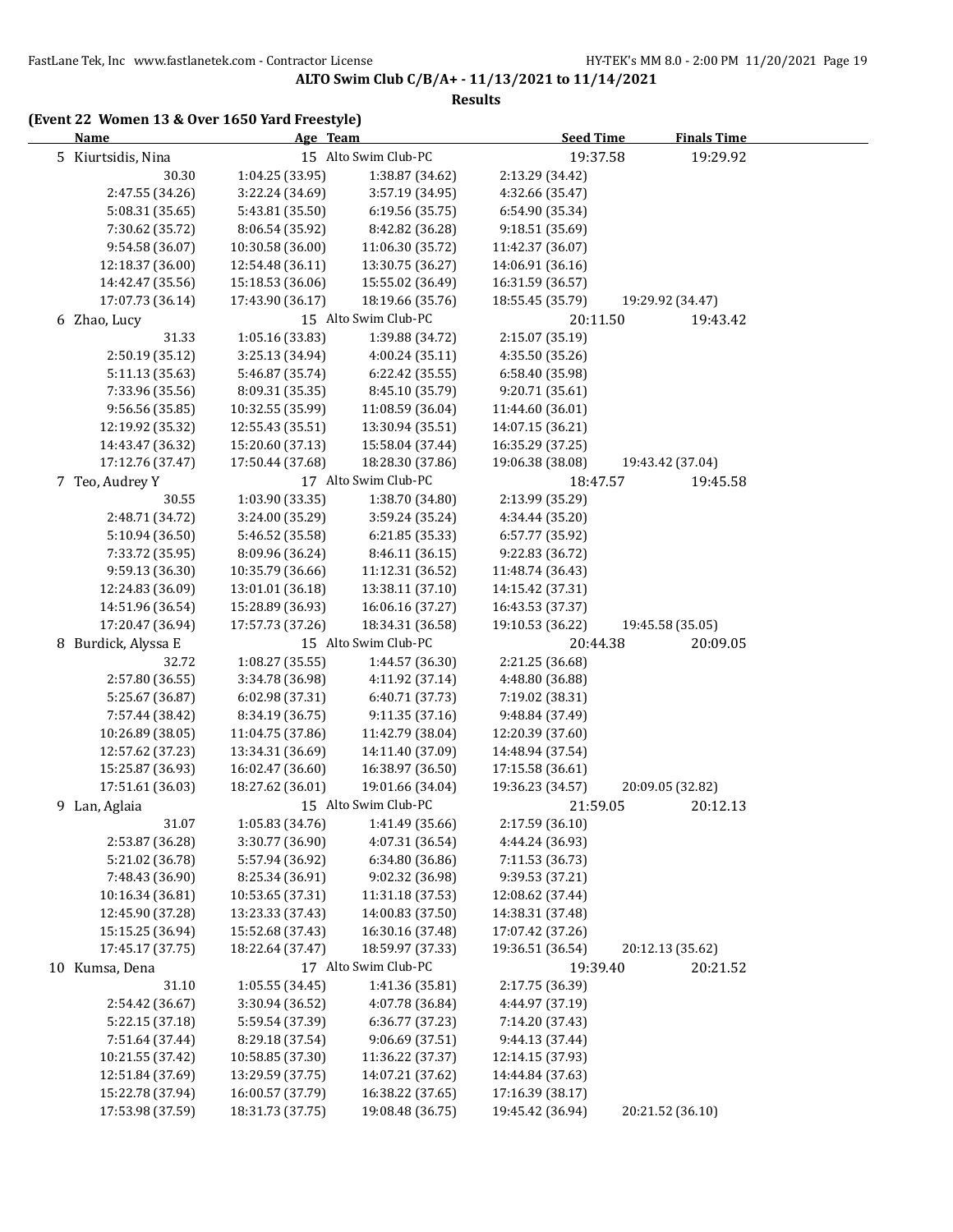**ALTO Swim Club C/B/A+ - 11/13/2021 to 11/14/2021**

**Results**

**(Event 22 Women 13 & Over 1650 Yard Freestyle)**

| Name | Age | Team | Seed Time | Finals Time |
|---|---|---|---|---|
| 5 Kiurtsidis, Nina | 15 | Alto Swim Club-PC | 19:37.58 | 19:29.92 |

| | | | | |
|---|---|---|---|---|
| 30.30 | 1:04.25 (33.95) | 1:38.87 (34.62) | 2:13.29 (34.42) | |
| 2:47.55 (34.26) | 3:22.24 (34.69) | 3:57.19 (34.95) | 4:32.66 (35.47) | |
| 5:08.31 (35.65) | 5:43.81 (35.50) | 6:19.56 (35.75) | 6:54.90 (35.34) | |
| 7:30.62 (35.72) | 8:06.54 (35.92) | 8:42.82 (36.28) | 9:18.51 (35.69) | |
| 9:54.58 (36.07) | 10:30.58 (36.00) | 11:06.30 (35.72) | 11:42.37 (36.07) | |
| 12:18.37 (36.00) | 12:54.48 (36.11) | 13:30.75 (36.27) | 14:06.91 (36.16) | |
| 14:42.47 (35.56) | 15:18.53 (36.06) | 15:55.02 (36.49) | 16:31.59 (36.57) | |
| 17:07.73 (36.14) | 17:43.90 (36.17) | 18:19.66 (35.76) | 18:55.45 (35.79) | 19:29.92 (34.47) |

| Name | Age | Team | Seed Time | Finals Time |
|---|---|---|---|---|
| 6 Zhao, Lucy | 15 | Alto Swim Club-PC | 20:11.50 | 19:43.42 |

| | | | | |
|---|---|---|---|---|
| 31.33 | 1:05.16 (33.83) | 1:39.88 (34.72) | 2:15.07 (35.19) | |
| 2:50.19 (35.12) | 3:25.13 (34.94) | 4:00.24 (35.11) | 4:35.50 (35.26) | |
| 5:11.13 (35.63) | 5:46.87 (35.74) | 6:22.42 (35.55) | 6:58.40 (35.98) | |
| 7:33.96 (35.56) | 8:09.31 (35.35) | 8:45.10 (35.79) | 9:20.71 (35.61) | |
| 9:56.56 (35.85) | 10:32.55 (35.99) | 11:08.59 (36.04) | 11:44.60 (36.01) | |
| 12:19.92 (35.32) | 12:55.43 (35.51) | 13:30.94 (35.51) | 14:07.15 (36.21) | |
| 14:43.47 (36.32) | 15:20.60 (37.13) | 15:58.04 (37.44) | 16:35.29 (37.25) | |
| 17:12.76 (37.47) | 17:50.44 (37.68) | 18:28.30 (37.86) | 19:06.38 (38.08) | 19:43.42 (37.04) |

| Name | Age | Team | Seed Time | Finals Time |
|---|---|---|---|---|
| 7 Teo, Audrey Y | 17 | Alto Swim Club-PC | 18:47.57 | 19:45.58 |

| | | | | |
|---|---|---|---|---|
| 30.55 | 1:03.90 (33.35) | 1:38.70 (34.80) | 2:13.99 (35.29) | |
| 2:48.71 (34.72) | 3:24.00 (35.29) | 3:59.24 (35.24) | 4:34.44 (35.20) | |
| 5:10.94 (36.50) | 5:46.52 (35.58) | 6:21.85 (35.33) | 6:57.77 (35.92) | |
| 7:33.72 (35.95) | 8:09.96 (36.24) | 8:46.11 (36.15) | 9:22.83 (36.72) | |
| 9:59.13 (36.30) | 10:35.79 (36.66) | 11:12.31 (36.52) | 11:48.74 (36.43) | |
| 12:24.83 (36.09) | 13:01.01 (36.18) | 13:38.11 (37.10) | 14:15.42 (37.31) | |
| 14:51.96 (36.54) | 15:28.89 (36.93) | 16:06.16 (37.27) | 16:43.53 (37.37) | |
| 17:20.47 (36.94) | 17:57.73 (37.26) | 18:34.31 (36.58) | 19:10.53 (36.22) | 19:45.58 (35.05) |

| Name | Age | Team | Seed Time | Finals Time |
|---|---|---|---|---|
| 8 Burdick, Alyssa E | 15 | Alto Swim Club-PC | 20:44.38 | 20:09.05 |

| | | | | |
|---|---|---|---|---|
| 32.72 | 1:08.27 (35.55) | 1:44.57 (36.30) | 2:21.25 (36.68) | |
| 2:57.80 (36.55) | 3:34.78 (36.98) | 4:11.92 (37.14) | 4:48.80 (36.88) | |
| 5:25.67 (36.87) | 6:02.98 (37.31) | 6:40.71 (37.73) | 7:19.02 (38.31) | |
| 7:57.44 (38.42) | 8:34.19 (36.75) | 9:11.35 (37.16) | 9:48.84 (37.49) | |
| 10:26.89 (38.05) | 11:04.75 (37.86) | 11:42.79 (38.04) | 12:20.39 (37.60) | |
| 12:57.62 (37.23) | 13:34.31 (36.69) | 14:11.40 (37.09) | 14:48.94 (37.54) | |
| 15:25.87 (36.93) | 16:02.47 (36.60) | 16:38.97 (36.50) | 17:15.58 (36.61) | |
| 17:51.61 (36.03) | 18:27.62 (36.01) | 19:01.66 (34.04) | 19:36.23 (34.57) | 20:09.05 (32.82) |

| Name | Age | Team | Seed Time | Finals Time |
|---|---|---|---|---|
| 9 Lan, Aglaia | 15 | Alto Swim Club-PC | 21:59.05 | 20:12.13 |

| | | | | |
|---|---|---|---|---|
| 31.07 | 1:05.83 (34.76) | 1:41.49 (35.66) | 2:17.59 (36.10) | |
| 2:53.87 (36.28) | 3:30.77 (36.90) | 4:07.31 (36.54) | 4:44.24 (36.93) | |
| 5:21.02 (36.78) | 5:57.94 (36.92) | 6:34.80 (36.86) | 7:11.53 (36.73) | |
| 7:48.43 (36.90) | 8:25.34 (36.91) | 9:02.32 (36.98) | 9:39.53 (37.21) | |
| 10:16.34 (36.81) | 10:53.65 (37.31) | 11:31.18 (37.53) | 12:08.62 (37.44) | |
| 12:45.90 (37.28) | 13:23.33 (37.43) | 14:00.83 (37.50) | 14:38.31 (37.48) | |
| 15:15.25 (36.94) | 15:52.68 (37.43) | 16:30.16 (37.48) | 17:07.42 (37.26) | |
| 17:45.17 (37.75) | 18:22.64 (37.47) | 18:59.97 (37.33) | 19:36.51 (36.54) | 20:12.13 (35.62) |

| Name | Age | Team | Seed Time | Finals Time |
|---|---|---|---|---|
| 10 Kumsa, Dena | 17 | Alto Swim Club-PC | 19:39.40 | 20:21.52 |

| | | | | |
|---|---|---|---|---|
| 31.10 | 1:05.55 (34.45) | 1:41.36 (35.81) | 2:17.75 (36.39) | |
| 2:54.42 (36.67) | 3:30.94 (36.52) | 4:07.78 (36.84) | 4:44.97 (37.19) | |
| 5:22.15 (37.18) | 5:59.54 (37.39) | 6:36.77 (37.23) | 7:14.20 (37.43) | |
| 7:51.64 (37.44) | 8:29.18 (37.54) | 9:06.69 (37.51) | 9:44.13 (37.44) | |
| 10:21.55 (37.42) | 10:58.85 (37.30) | 11:36.22 (37.37) | 12:14.15 (37.93) | |
| 12:51.84 (37.69) | 13:29.59 (37.75) | 14:07.21 (37.62) | 14:44.84 (37.63) | |
| 15:22.78 (37.94) | 16:00.57 (37.79) | 16:38.22 (37.65) | 17:16.39 (38.17) | |
| 17:53.98 (37.59) | 18:31.73 (37.75) | 19:08.48 (36.75) | 19:45.42 (36.94) | 20:21.52 (36.10) |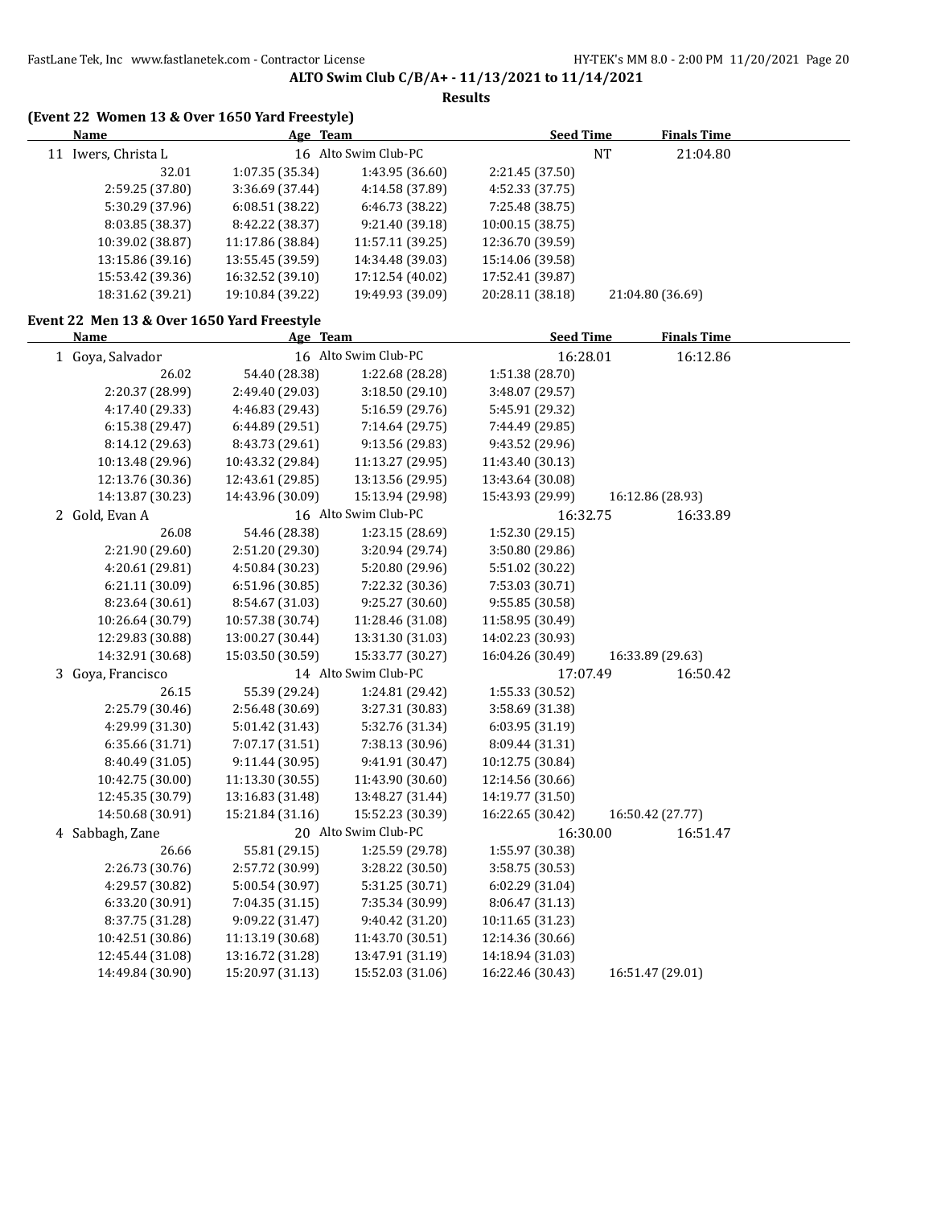**ALTO Swim Club C/B/A+ - 11/13/2021 to 11/14/2021**

**Results**

### (Event 22 Women 13 & Over 1650 Yard Freestyle)

| Name | Age | Team | Seed Time | Finals Time |
|---|---|---|---|---|
| 11 Iwers, Christa L | 16 | Alto Swim Club-PC | NT | 21:04.80 |

| | | | | |
|---|---|---|---|---|
| 32.01 | 1:07.35 (35.34) | 1:43.95 (36.60) | 2:21.45 (37.50) | |
| 2:59.25 (37.80) | 3:36.69 (37.44) | 4:14.58 (37.89) | 4:52.33 (37.75) | |
| 5:30.29 (37.96) | 6:08.51 (38.22) | 6:46.73 (38.22) | 7:25.48 (38.75) | |
| 8:03.85 (38.37) | 8:42.22 (38.37) | 9:21.40 (39.18) | 10:00.15 (38.75) | |
| 10:39.02 (38.87) | 11:17.86 (38.84) | 11:57.11 (39.25) | 12:36.70 (39.59) | |
| 13:15.86 (39.16) | 13:55.45 (39.59) | 14:34.48 (39.03) | 15:14.06 (39.58) | |
| 15:53.42 (39.36) | 16:32.52 (39.10) | 17:12.54 (40.02) | 17:52.41 (39.87) | |
| 18:31.62 (39.21) | 19:10.84 (39.22) | 19:49.93 (39.09) | 20:28.11 (38.18) | 21:04.80 (36.69) |

### Event 22 Men 13 & Over 1650 Yard Freestyle

| Name | Age | Team | Seed Time | Finals Time |
|---|---|---|---|---|
| 1 Goya, Salvador | 16 | Alto Swim Club-PC | 16:28.01 | 16:12.86 |

| | | | | |
|---|---|---|---|---|
| 26.02 | 54.40 (28.38) | 1:22.68 (28.28) | 1:51.38 (28.70) | |
| 2:20.37 (28.99) | 2:49.40 (29.03) | 3:18.50 (29.10) | 3:48.07 (29.57) | |
| 4:17.40 (29.33) | 4:46.83 (29.43) | 5:16.59 (29.76) | 5:45.91 (29.32) | |
| 6:15.38 (29.47) | 6:44.89 (29.51) | 7:14.64 (29.75) | 7:44.49 (29.85) | |
| 8:14.12 (29.63) | 8:43.73 (29.61) | 9:13.56 (29.83) | 9:43.52 (29.96) | |
| 10:13.48 (29.96) | 10:43.32 (29.84) | 11:13.27 (29.95) | 11:43.40 (30.13) | |
| 12:13.76 (30.36) | 12:43.61 (29.85) | 13:13.56 (29.95) | 13:43.64 (30.08) | |
| 14:13.87 (30.23) | 14:43.96 (30.09) | 15:13.94 (29.98) | 15:43.93 (29.99) | 16:12.86 (28.93) |

| Name | Age | Team | Seed Time | Finals Time |
|---|---|---|---|---|
| 2 Gold, Evan A | 16 | Alto Swim Club-PC | 16:32.75 | 16:33.89 |

| | | | | |
|---|---|---|---|---|
| 26.08 | 54.46 (28.38) | 1:23.15 (28.69) | 1:52.30 (29.15) | |
| 2:21.90 (29.60) | 2:51.20 (29.30) | 3:20.94 (29.74) | 3:50.80 (29.86) | |
| 4:20.61 (29.81) | 4:50.84 (30.23) | 5:20.80 (29.96) | 5:51.02 (30.22) | |
| 6:21.11 (30.09) | 6:51.96 (30.85) | 7:22.32 (30.36) | 7:53.03 (30.71) | |
| 8:23.64 (30.61) | 8:54.67 (31.03) | 9:25.27 (30.60) | 9:55.85 (30.58) | |
| 10:26.64 (30.79) | 10:57.38 (30.74) | 11:28.46 (31.08) | 11:58.95 (30.49) | |
| 12:29.83 (30.88) | 13:00.27 (30.44) | 13:31.30 (31.03) | 14:02.23 (30.93) | |
| 14:32.91 (30.68) | 15:03.50 (30.59) | 15:33.77 (30.27) | 16:04.26 (30.49) | 16:33.89 (29.63) |

| Name | Age | Team | Seed Time | Finals Time |
|---|---|---|---|---|
| 3 Goya, Francisco | 14 | Alto Swim Club-PC | 17:07.49 | 16:50.42 |

| | | | | |
|---|---|---|---|---|
| 26.15 | 55.39 (29.24) | 1:24.81 (29.42) | 1:55.33 (30.52) | |
| 2:25.79 (30.46) | 2:56.48 (30.69) | 3:27.31 (30.83) | 3:58.69 (31.38) | |
| 4:29.99 (31.30) | 5:01.42 (31.43) | 5:32.76 (31.34) | 6:03.95 (31.19) | |
| 6:35.66 (31.71) | 7:07.17 (31.51) | 7:38.13 (30.96) | 8:09.44 (31.31) | |
| 8:40.49 (31.05) | 9:11.44 (30.95) | 9:41.91 (30.47) | 10:12.75 (30.84) | |
| 10:42.75 (30.00) | 11:13.30 (30.55) | 11:43.90 (30.60) | 12:14.56 (30.66) | |
| 12:45.35 (30.79) | 13:16.83 (31.48) | 13:48.27 (31.44) | 14:19.77 (31.50) | |
| 14:50.68 (30.91) | 15:21.84 (31.16) | 15:52.23 (30.39) | 16:22.65 (30.42) | 16:50.42 (27.77) |

| Name | Age | Team | Seed Time | Finals Time |
|---|---|---|---|---|
| 4 Sabbagh, Zane | 20 | Alto Swim Club-PC | 16:30.00 | 16:51.47 |

| | | | | |
|---|---|---|---|---|
| 26.66 | 55.81 (29.15) | 1:25.59 (29.78) | 1:55.97 (30.38) | |
| 2:26.73 (30.76) | 2:57.72 (30.99) | 3:28.22 (30.50) | 3:58.75 (30.53) | |
| 4:29.57 (30.82) | 5:00.54 (30.97) | 5:31.25 (30.71) | 6:02.29 (31.04) | |
| 6:33.20 (30.91) | 7:04.35 (31.15) | 7:35.34 (30.99) | 8:06.47 (31.13) | |
| 8:37.75 (31.28) | 9:09.22 (31.47) | 9:40.42 (31.20) | 10:11.65 (31.23) | |
| 10:42.51 (30.86) | 11:13.19 (30.68) | 11:43.70 (30.51) | 12:14.36 (30.66) | |
| 12:45.44 (31.08) | 13:16.72 (31.28) | 13:47.91 (31.19) | 14:18.94 (31.03) | |
| 14:49.84 (30.90) | 15:20.97 (31.13) | 15:52.03 (31.06) | 16:22.46 (30.43) | 16:51.47 (29.01) |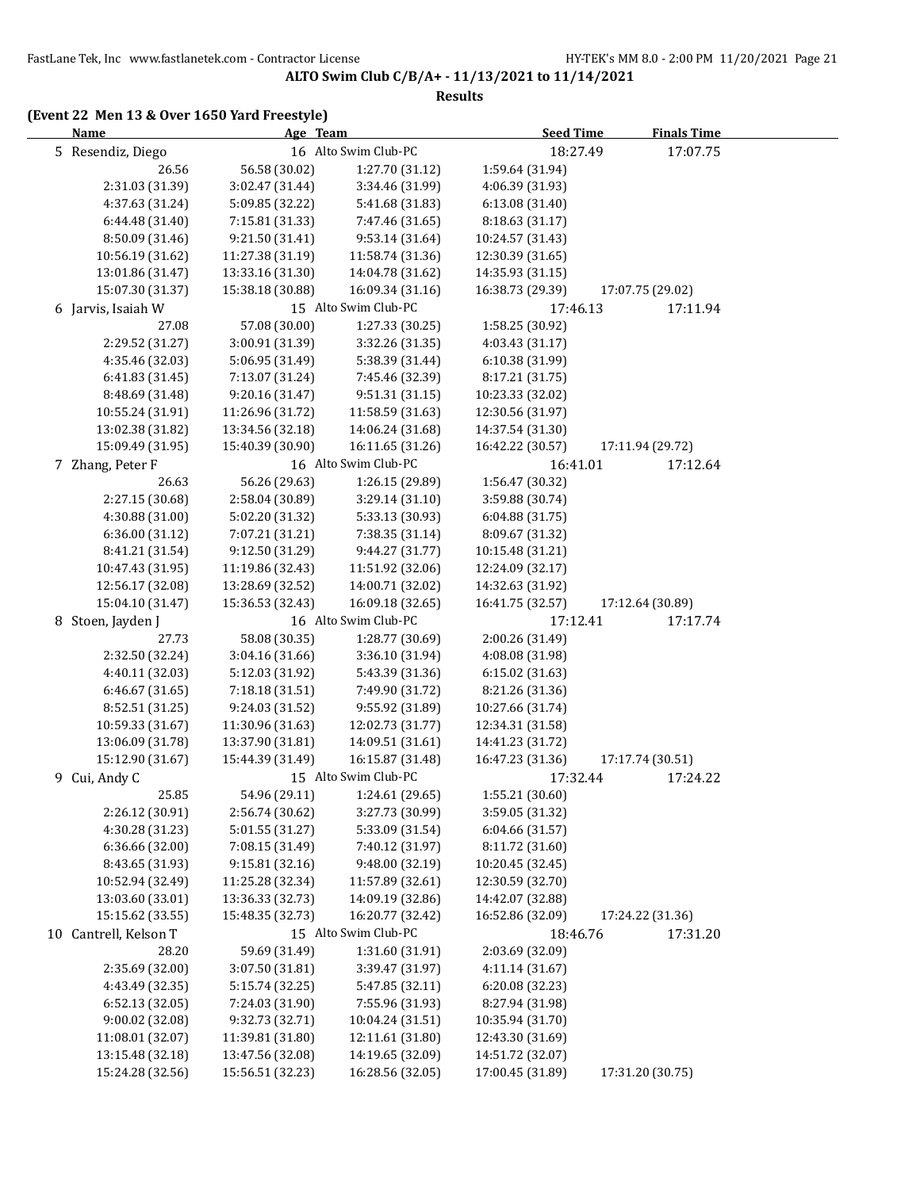**ALTO Swim Club C/B/A+ - 11/13/2021 to 11/14/2021**

**Results**

**(Event 22 Men 13 & Over 1650 Yard Freestyle)**

| Name | Age | Team | Seed Time | Finals Time |
|---|---|---|---|---|
| 5 Resendiz, Diego | 16 | Alto Swim Club-PC | 18:27.49 | 17:07.75 |

| | | | | |
|---|---|---|---|---|
| 26.56 | 56.58 (30.02) | 1:27.70 (31.12) | 1:59.64 (31.94) | |
| 2:31.03 (31.39) | 3:02.47 (31.44) | 3:34.46 (31.99) | 4:06.39 (31.93) | |
| 4:37.63 (31.24) | 5:09.85 (32.22) | 5:41.68 (31.83) | 6:13.08 (31.40) | |
| 6:44.48 (31.40) | 7:15.81 (31.33) | 7:47.46 (31.65) | 8:18.63 (31.17) | |
| 8:50.09 (31.46) | 9:21.50 (31.41) | 9:53.14 (31.64) | 10:24.57 (31.43) | |
| 10:56.19 (31.62) | 11:27.38 (31.19) | 11:58.74 (31.36) | 12:30.39 (31.65) | |
| 13:01.86 (31.47) | 13:33.16 (31.30) | 14:04.78 (31.62) | 14:35.93 (31.15) | |
| 15:07.30 (31.37) | 15:38.18 (30.88) | 16:09.34 (31.16) | 16:38.73 (29.39) | 17:07.75 (29.02) |

| Name | Age | Team | Seed Time | Finals Time |
|---|---|---|---|---|
| 6 Jarvis, Isaiah W | 15 | Alto Swim Club-PC | 17:46.13 | 17:11.94 |

| | | | | |
|---|---|---|---|---|
| 27.08 | 57.08 (30.00) | 1:27.33 (30.25) | 1:58.25 (30.92) | |
| 2:29.52 (31.27) | 3:00.91 (31.39) | 3:32.26 (31.35) | 4:03.43 (31.17) | |
| 4:35.46 (32.03) | 5:06.95 (31.49) | 5:38.39 (31.44) | 6:10.38 (31.99) | |
| 6:41.83 (31.45) | 7:13.07 (31.24) | 7:45.46 (32.39) | 8:17.21 (31.75) | |
| 8:48.69 (31.48) | 9:20.16 (31.47) | 9:51.31 (31.15) | 10:23.33 (32.02) | |
| 10:55.24 (31.91) | 11:26.96 (31.72) | 11:58.59 (31.63) | 12:30.56 (31.97) | |
| 13:02.38 (31.82) | 13:34.56 (32.18) | 14:06.24 (31.68) | 14:37.54 (31.30) | |
| 15:09.49 (31.95) | 15:40.39 (30.90) | 16:11.65 (31.26) | 16:42.22 (30.57) | 17:11.94 (29.72) |

| Name | Age | Team | Seed Time | Finals Time |
|---|---|---|---|---|
| 7 Zhang, Peter F | 16 | Alto Swim Club-PC | 16:41.01 | 17:12.64 |

| | | | | |
|---|---|---|---|---|
| 26.63 | 56.26 (29.63) | 1:26.15 (29.89) | 1:56.47 (30.32) | |
| 2:27.15 (30.68) | 2:58.04 (30.89) | 3:29.14 (31.10) | 3:59.88 (30.74) | |
| 4:30.88 (31.00) | 5:02.20 (31.32) | 5:33.13 (30.93) | 6:04.88 (31.75) | |
| 6:36.00 (31.12) | 7:07.21 (31.21) | 7:38.35 (31.14) | 8:09.67 (31.32) | |
| 8:41.21 (31.54) | 9:12.50 (31.29) | 9:44.27 (31.77) | 10:15.48 (31.21) | |
| 10:47.43 (31.95) | 11:19.86 (32.43) | 11:51.92 (32.06) | 12:24.09 (32.17) | |
| 12:56.17 (32.08) | 13:28.69 (32.52) | 14:00.71 (32.02) | 14:32.63 (31.92) | |
| 15:04.10 (31.47) | 15:36.53 (32.43) | 16:09.18 (32.65) | 16:41.75 (32.57) | 17:12.64 (30.89) |

| Name | Age | Team | Seed Time | Finals Time |
|---|---|---|---|---|
| 8 Stoen, Jayden J | 16 | Alto Swim Club-PC | 17:12.41 | 17:17.74 |

| | | | | |
|---|---|---|---|---|
| 27.73 | 58.08 (30.35) | 1:28.77 (30.69) | 2:00.26 (31.49) | |
| 2:32.50 (32.24) | 3:04.16 (31.66) | 3:36.10 (31.94) | 4:08.08 (31.98) | |
| 4:40.11 (32.03) | 5:12.03 (31.92) | 5:43.39 (31.36) | 6:15.02 (31.63) | |
| 6:46.67 (31.65) | 7:18.18 (31.51) | 7:49.90 (31.72) | 8:21.26 (31.36) | |
| 8:52.51 (31.25) | 9:24.03 (31.52) | 9:55.92 (31.89) | 10:27.66 (31.74) | |
| 10:59.33 (31.67) | 11:30.96 (31.63) | 12:02.73 (31.77) | 12:34.31 (31.58) | |
| 13:06.09 (31.78) | 13:37.90 (31.81) | 14:09.51 (31.61) | 14:41.23 (31.72) | |
| 15:12.90 (31.67) | 15:44.39 (31.49) | 16:15.87 (31.48) | 16:47.23 (31.36) | 17:17.74 (30.51) |

| Name | Age | Team | Seed Time | Finals Time |
|---|---|---|---|---|
| 9 Cui, Andy C | 15 | Alto Swim Club-PC | 17:32.44 | 17:24.22 |

| | | | | |
|---|---|---|---|---|
| 25.85 | 54.96 (29.11) | 1:24.61 (29.65) | 1:55.21 (30.60) | |
| 2:26.12 (30.91) | 2:56.74 (30.62) | 3:27.73 (30.99) | 3:59.05 (31.32) | |
| 4:30.28 (31.23) | 5:01.55 (31.27) | 5:33.09 (31.54) | 6:04.66 (31.57) | |
| 6:36.66 (32.00) | 7:08.15 (31.49) | 7:40.12 (31.97) | 8:11.72 (31.60) | |
| 8:43.65 (31.93) | 9:15.81 (32.16) | 9:48.00 (32.19) | 10:20.45 (32.45) | |
| 10:52.94 (32.49) | 11:25.28 (32.34) | 11:57.89 (32.61) | 12:30.59 (32.70) | |
| 13:03.60 (33.01) | 13:36.33 (32.73) | 14:09.19 (32.86) | 14:42.07 (32.88) | |
| 15:15.62 (33.55) | 15:48.35 (32.73) | 16:20.77 (32.42) | 16:52.86 (32.09) | 17:24.22 (31.36) |

| Name | Age | Team | Seed Time | Finals Time |
|---|---|---|---|---|
| 10 Cantrell, Kelson T | 15 | Alto Swim Club-PC | 18:46.76 | 17:31.20 |

| | | | | |
|---|---|---|---|---|
| 28.20 | 59.69 (31.49) | 1:31.60 (31.91) | 2:03.69 (32.09) | |
| 2:35.69 (32.00) | 3:07.50 (31.81) | 3:39.47 (31.97) | 4:11.14 (31.67) | |
| 4:43.49 (32.35) | 5:15.74 (32.25) | 5:47.85 (32.11) | 6:20.08 (32.23) | |
| 6:52.13 (32.05) | 7:24.03 (31.90) | 7:55.96 (31.93) | 8:27.94 (31.98) | |
| 9:00.02 (32.08) | 9:32.73 (32.71) | 10:04.24 (31.51) | 10:35.94 (31.70) | |
| 11:08.01 (32.07) | 11:39.81 (31.80) | 12:11.61 (31.80) | 12:43.30 (31.69) | |
| 13:15.48 (32.18) | 13:47.56 (32.08) | 14:19.65 (32.09) | 14:51.72 (32.07) | |
| 15:24.28 (32.56) | 15:56.51 (32.23) | 16:28.56 (32.05) | 17:00.45 (31.89) | 17:31.20 (30.75) |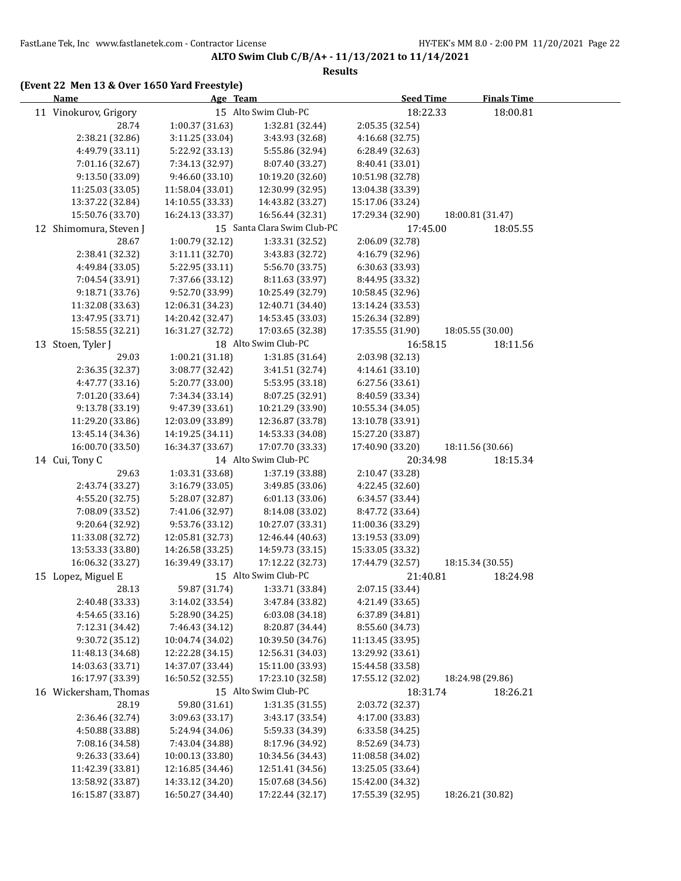**ALTO Swim Club C/B/A+ - 11/13/2021 to 11/14/2021**

**Results**

### (Event 22 Men 13 & Over 1650 Yard Freestyle)

| Name | Age | Team | Seed Time | Finals Time |
|---|---|---|---|---|
| 11 Vinokurov, Grigory | 15 | Alto Swim Club-PC | 18:22.33 | 18:00.81 |

28.74 | 1:00.37 (31.63) | 1:32.81 (32.44) | 2:05.35 (32.54)
2:38.21 (32.86) | 3:11.25 (33.04) | 3:43.93 (32.68) | 4:16.68 (32.75)
4:49.79 (33.11) | 5:22.92 (33.13) | 5:55.86 (32.94) | 6:28.49 (32.63)
7:01.16 (32.67) | 7:34.13 (32.97) | 8:07.40 (33.27) | 8:40.41 (33.01)
9:13.50 (33.09) | 9:46.60 (33.10) | 10:19.20 (32.60) | 10:51.98 (32.78)
11:25.03 (33.05) | 11:58.04 (33.01) | 12:30.99 (32.95) | 13:04.38 (33.39)
13:37.22 (32.84) | 14:10.55 (33.33) | 14:43.82 (33.27) | 15:17.06 (33.24)
15:50.76 (33.70) | 16:24.13 (33.37) | 16:56.44 (32.31) | 17:29.34 (32.90) | 18:00.81 (31.47)

| Name | Age | Team | Seed Time | Finals Time |
|---|---|---|---|---|
| 12 Shimomura, Steven J | 15 | Santa Clara Swim Club-PC | 17:45.00 | 18:05.55 |

28.67 | 1:00.79 (32.12) | 1:33.31 (32.52) | 2:06.09 (32.78)
2:38.41 (32.32) | 3:11.11 (32.70) | 3:43.83 (32.72) | 4:16.79 (32.96)
4:49.84 (33.05) | 5:22.95 (33.11) | 5:56.70 (33.75) | 6:30.63 (33.93)
7:04.54 (33.91) | 7:37.66 (33.12) | 8:11.63 (33.97) | 8:44.95 (33.32)
9:18.71 (33.76) | 9:52.70 (33.99) | 10:25.49 (32.79) | 10:58.45 (32.96)
11:32.08 (33.63) | 12:06.31 (34.23) | 12:40.71 (34.40) | 13:14.24 (33.53)
13:47.95 (33.71) | 14:20.42 (32.47) | 14:53.45 (33.03) | 15:26.34 (32.89)
15:58.55 (32.21) | 16:31.27 (32.72) | 17:03.65 (32.38) | 17:35.55 (31.90) | 18:05.55 (30.00)

| Name | Age | Team | Seed Time | Finals Time |
|---|---|---|---|---|
| 13 Stoen, Tyler J | 18 | Alto Swim Club-PC | 16:58.15 | 18:11.56 |

29.03 | 1:00.21 (31.18) | 1:31.85 (31.64) | 2:03.98 (32.13)
2:36.35 (32.37) | 3:08.77 (32.42) | 3:41.51 (32.74) | 4:14.61 (33.10)
4:47.77 (33.16) | 5:20.77 (33.00) | 5:53.95 (33.18) | 6:27.56 (33.61)
7:01.20 (33.64) | 7:34.34 (33.14) | 8:07.25 (32.91) | 8:40.59 (33.34)
9:13.78 (33.19) | 9:47.39 (33.61) | 10:21.29 (33.90) | 10:55.34 (34.05)
11:29.20 (33.86) | 12:03.09 (33.89) | 12:36.87 (33.78) | 13:10.78 (33.91)
13:45.14 (34.36) | 14:19.25 (34.11) | 14:53.33 (34.08) | 15:27.20 (33.87)
16:00.70 (33.50) | 16:34.37 (33.67) | 17:07.70 (33.33) | 17:40.90 (33.20) | 18:11.56 (30.66)

| Name | Age | Team | Seed Time | Finals Time |
|---|---|---|---|---|
| 14 Cui, Tony C | 14 | Alto Swim Club-PC | 20:34.98 | 18:15.34 |

29.63 | 1:03.31 (33.68) | 1:37.19 (33.88) | 2:10.47 (33.28)
2:43.74 (33.27) | 3:16.79 (33.05) | 3:49.85 (33.06) | 4:22.45 (32.60)
4:55.20 (32.75) | 5:28.07 (32.87) | 6:01.13 (33.06) | 6:34.57 (33.44)
7:08.09 (33.52) | 7:41.06 (32.97) | 8:14.08 (33.02) | 8:47.72 (33.64)
9:20.64 (32.92) | 9:53.76 (33.12) | 10:27.07 (33.31) | 11:00.36 (33.29)
11:33.08 (32.72) | 12:05.81 (32.73) | 12:46.44 (40.63) | 13:19.53 (33.09)
13:53.33 (33.80) | 14:26.58 (33.25) | 14:59.73 (33.15) | 15:33.05 (33.32)
16:06.32 (33.27) | 16:39.49 (33.17) | 17:12.22 (32.73) | 17:44.79 (32.57) | 18:15.34 (30.55)

| Name | Age | Team | Seed Time | Finals Time |
|---|---|---|---|---|
| 15 Lopez, Miguel E | 15 | Alto Swim Club-PC | 21:40.81 | 18:24.98 |

28.13 | 59.87 (31.74) | 1:33.71 (33.84) | 2:07.15 (33.44)
2:40.48 (33.33) | 3:14.02 (33.54) | 3:47.84 (33.82) | 4:21.49 (33.65)
4:54.65 (33.16) | 5:28.90 (34.25) | 6:03.08 (34.18) | 6:37.89 (34.81)
7:12.31 (34.42) | 7:46.43 (34.12) | 8:20.87 (34.44) | 8:55.60 (34.73)
9:30.72 (35.12) | 10:04.74 (34.02) | 10:39.50 (34.76) | 11:13.45 (33.95)
11:48.13 (34.68) | 12:22.28 (34.15) | 12:56.31 (34.03) | 13:29.92 (33.61)
14:03.63 (33.71) | 14:37.07 (33.44) | 15:11.00 (33.93) | 15:44.58 (33.58)
16:17.97 (33.39) | 16:50.52 (32.55) | 17:23.10 (32.58) | 17:55.12 (32.02) | 18:24.98 (29.86)

| Name | Age | Team | Seed Time | Finals Time |
|---|---|---|---|---|
| 16 Wickersham, Thomas | 15 | Alto Swim Club-PC | 18:31.74 | 18:26.21 |

28.19 | 59.80 (31.61) | 1:31.35 (31.55) | 2:03.72 (32.37)
2:36.46 (32.74) | 3:09.63 (33.17) | 3:43.17 (33.54) | 4:17.00 (33.83)
4:50.88 (33.88) | 5:24.94 (34.06) | 5:59.33 (34.39) | 6:33.58 (34.25)
7:08.16 (34.58) | 7:43.04 (34.88) | 8:17.96 (34.92) | 8:52.69 (34.73)
9:26.33 (33.64) | 10:00.13 (33.80) | 10:34.56 (34.43) | 11:08.58 (34.02)
11:42.39 (33.81) | 12:16.85 (34.46) | 12:51.41 (34.56) | 13:25.05 (33.64)
13:58.92 (33.87) | 14:33.12 (34.20) | 15:07.68 (34.56) | 15:42.00 (34.32)
16:15.87 (33.87) | 16:50.27 (34.40) | 17:22.44 (32.17) | 17:55.39 (32.95) | 18:26.21 (30.82)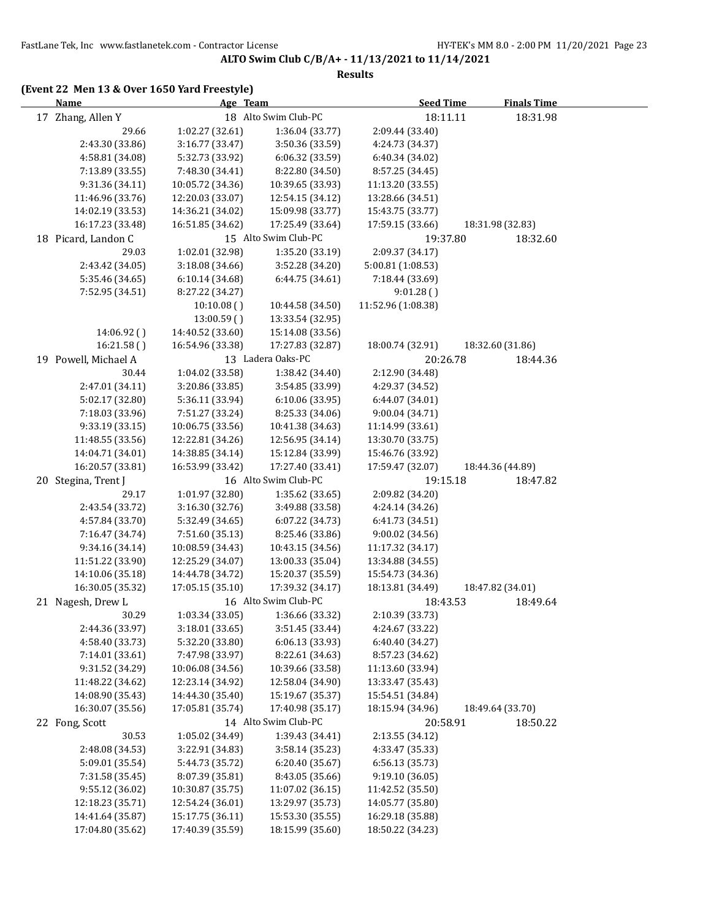**ALTO Swim Club C/B/A+ - 11/13/2021 to 11/14/2021**

**Results**

**(Event 22 Men 13 & Over 1650 Yard Freestyle)**

| Name | Age | Team | Seed Time | Finals Time |
|---|---|---|---|---|
| 17 Zhang, Allen Y | 18 | Alto Swim Club-PC | 18:11.11 | 18:31.98 |

29.66 | 1:02.27 (32.61) | 1:36.04 (33.77) | 2:09.44 (33.40)
2:43.30 (33.86) | 3:16.77 (33.47) | 3:50.36 (33.59) | 4:24.73 (34.37)
4:58.81 (34.08) | 5:32.73 (33.92) | 6:06.32 (33.59) | 6:40.34 (34.02)
7:13.89 (33.55) | 7:48.30 (34.41) | 8:22.80 (34.50) | 8:57.25 (34.45)
9:31.36 (34.11) | 10:05.72 (34.36) | 10:39.65 (33.93) | 11:13.20 (33.55)
11:46.96 (33.76) | 12:20.03 (33.07) | 12:54.15 (34.12) | 13:28.66 (34.51)
14:02.19 (33.53) | 14:36.21 (34.02) | 15:09.98 (33.77) | 15:43.75 (33.77)
16:17.23 (33.48) | 16:51.85 (34.62) | 17:25.49 (33.64) | 17:59.15 (33.66) | 18:31.98 (32.83)

| Name | Age | Team | Seed Time | Finals Time |
|---|---|---|---|---|
| 18 Picard, Landon C | 15 | Alto Swim Club-PC | 19:37.80 | 18:32.60 |

29.03 | 1:02.01 (32.98) | 1:35.20 (33.19) | 2:09.37 (34.17)
2:43.42 (34.05) | 3:18.08 (34.66) | 3:52.28 (34.20) | 5:00.81 (1:08.53)
5:35.46 (34.65) | 6:10.14 (34.68) | 6:44.75 (34.61) | 7:18.44 (33.69)
7:52.95 (34.51) | 8:27.22 (34.27) | | 9:01.28 ( )
| 10:10.08 ( ) | 10:44.58 (34.50) | 11:52.96 (1:08.38)
| 13:00.59 ( ) | 13:33.54 (32.95) |
14:06.92 ( ) | 14:40.52 (33.60) | 15:14.08 (33.56) |
16:21.58 ( ) | 16:54.96 (33.38) | 17:27.83 (32.87) | 18:00.74 (32.91) | 18:32.60 (31.86)

| Name | Age | Team | Seed Time | Finals Time |
|---|---|---|---|---|
| 19 Powell, Michael A | 13 | Ladera Oaks-PC | 20:26.78 | 18:44.36 |

30.44 | 1:04.02 (33.58) | 1:38.42 (34.40) | 2:12.90 (34.48)
2:47.01 (34.11) | 3:20.86 (33.85) | 3:54.85 (33.99) | 4:29.37 (34.52)
5:02.17 (32.80) | 5:36.11 (33.94) | 6:10.06 (33.95) | 6:44.07 (34.01)
7:18.03 (33.96) | 7:51.27 (33.24) | 8:25.33 (34.06) | 9:00.04 (34.71)
9:33.19 (33.15) | 10:06.75 (33.56) | 10:41.38 (34.63) | 11:14.99 (33.61)
11:48.55 (33.56) | 12:22.81 (34.26) | 12:56.95 (34.14) | 13:30.70 (33.75)
14:04.71 (34.01) | 14:38.85 (34.14) | 15:12.84 (33.99) | 15:46.76 (33.92)
16:20.57 (33.81) | 16:53.99 (33.42) | 17:27.40 (33.41) | 17:59.47 (32.07) | 18:44.36 (44.89)

| Name | Age | Team | Seed Time | Finals Time |
|---|---|---|---|---|
| 20 Stegina, Trent J | 16 | Alto Swim Club-PC | 19:15.18 | 18:47.82 |

29.17 | 1:01.97 (32.80) | 1:35.62 (33.65) | 2:09.82 (34.20)
2:43.54 (33.72) | 3:16.30 (32.76) | 3:49.88 (33.58) | 4:24.14 (34.26)
4:57.84 (33.70) | 5:32.49 (34.65) | 6:07.22 (34.73) | 6:41.73 (34.51)
7:16.47 (34.74) | 7:51.60 (35.13) | 8:25.46 (33.86) | 9:00.02 (34.56)
9:34.16 (34.14) | 10:08.59 (34.43) | 10:43.15 (34.56) | 11:17.32 (34.17)
11:51.22 (33.90) | 12:25.29 (34.07) | 13:00.33 (35.04) | 13:34.88 (34.55)
14:10.06 (35.18) | 14:44.78 (34.72) | 15:20.37 (35.59) | 15:54.73 (34.36)
16:30.05 (35.32) | 17:05.15 (35.10) | 17:39.32 (34.17) | 18:13.81 (34.49) | 18:47.82 (34.01)

| Name | Age | Team | Seed Time | Finals Time |
|---|---|---|---|---|
| 21 Nagesh, Drew L | 16 | Alto Swim Club-PC | 18:43.53 | 18:49.64 |

30.29 | 1:03.34 (33.05) | 1:36.66 (33.32) | 2:10.39 (33.73)
2:44.36 (33.97) | 3:18.01 (33.65) | 3:51.45 (33.44) | 4:24.67 (33.22)
4:58.40 (33.73) | 5:32.20 (33.80) | 6:06.13 (33.93) | 6:40.40 (34.27)
7:14.01 (33.61) | 7:47.98 (33.97) | 8:22.61 (34.63) | 8:57.23 (34.62)
9:31.52 (34.29) | 10:06.08 (34.56) | 10:39.66 (33.58) | 11:13.60 (33.94)
11:48.22 (34.62) | 12:23.14 (34.92) | 12:58.04 (34.90) | 13:33.47 (35.43)
14:08.90 (35.43) | 14:44.30 (35.40) | 15:19.67 (35.37) | 15:54.51 (34.84)
16:30.07 (35.56) | 17:05.81 (35.74) | 17:40.98 (35.17) | 18:15.94 (34.96) | 18:49.64 (33.70)

| Name | Age | Team | Seed Time | Finals Time |
|---|---|---|---|---|
| 22 Fong, Scott | 14 | Alto Swim Club-PC | 20:58.91 | 18:50.22 |

30.53 | 1:05.02 (34.49) | 1:39.43 (34.41) | 2:13.55 (34.12)
2:48.08 (34.53) | 3:22.91 (34.83) | 3:58.14 (35.23) | 4:33.47 (35.33)
5:09.01 (35.54) | 5:44.73 (35.72) | 6:20.40 (35.67) | 6:56.13 (35.73)
7:31.58 (35.45) | 8:07.39 (35.81) | 8:43.05 (35.66) | 9:19.10 (36.05)
9:55.12 (36.02) | 10:30.87 (35.75) | 11:07.02 (36.15) | 11:42.52 (35.50)
12:18.23 (35.71) | 12:54.24 (36.01) | 13:29.97 (35.73) | 14:05.77 (35.80)
14:41.64 (35.87) | 15:17.75 (36.11) | 15:53.30 (35.55) | 16:29.18 (35.88)
17:04.80 (35.62) | 17:40.39 (35.59) | 18:15.99 (35.60) | 18:50.22 (34.23)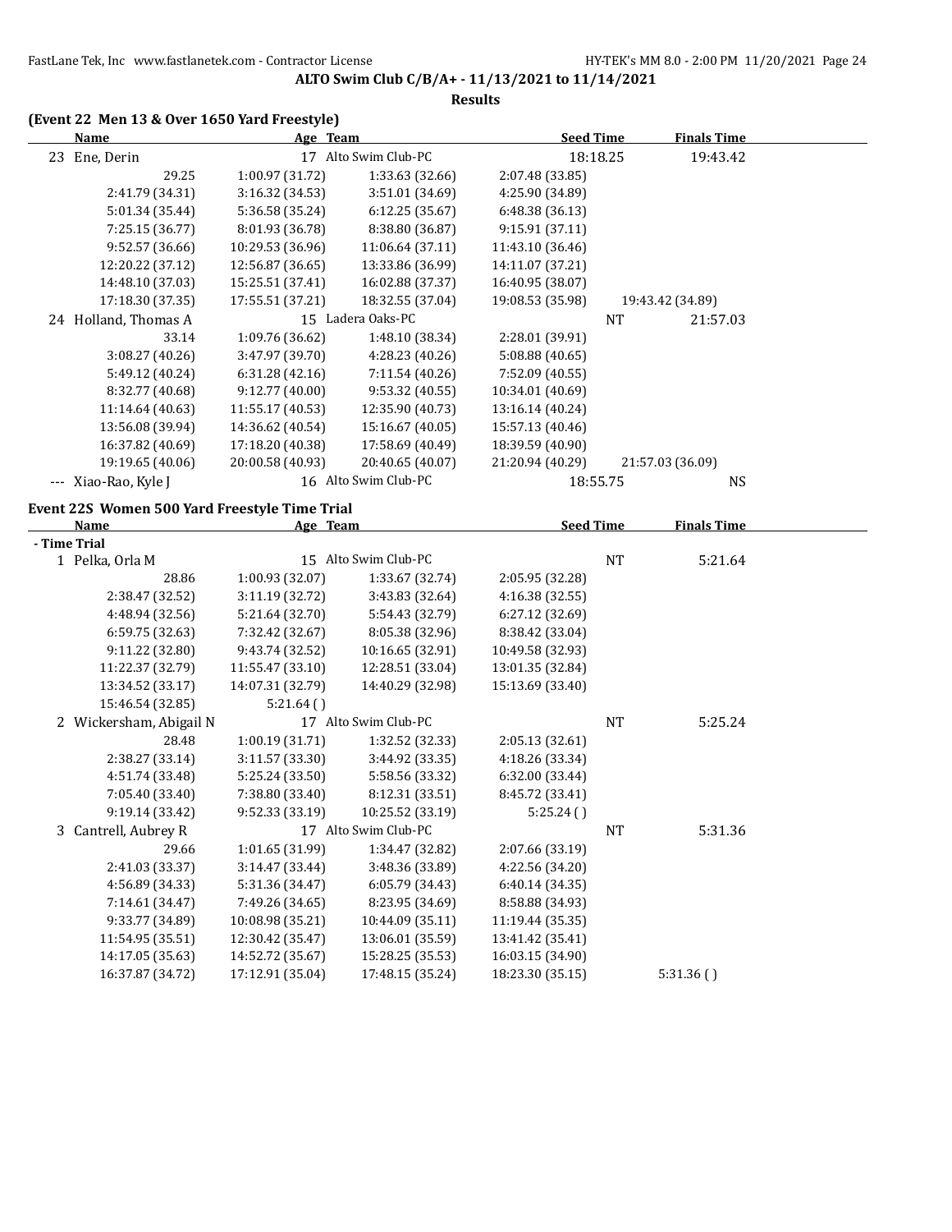# ALTO Swim Club C/B/A+ - 11/13/2021 to 11/14/2021

## Results

### (Event 22 Men 13 & Over 1650 Yard Freestyle)

| Name | Age | Team | Seed Time | Finals Time |
|---|---|---|---|---|
| 23 Ene, Derin | 17 | Alto Swim Club-PC | 18:18.25 | 19:43.42 |

29.25 | 1:00.97 (31.72) | 1:33.63 (32.66) | 2:07.48 (33.85)
2:41.79 (34.31) | 3:16.32 (34.53) | 3:51.01 (34.69) | 4:25.90 (34.89)
5:01.34 (35.44) | 5:36.58 (35.24) | 6:12.25 (35.67) | 6:48.38 (36.13)
7:25.15 (36.77) | 8:01.93 (36.78) | 8:38.80 (36.87) | 9:15.91 (37.11)
9:52.57 (36.66) | 10:29.53 (36.96) | 11:06.64 (37.11) | 11:43.10 (36.46)
12:20.22 (37.12) | 12:56.87 (36.65) | 13:33.86 (36.99) | 14:11.07 (37.21)
14:48.10 (37.03) | 15:25.51 (37.41) | 16:02.88 (37.37) | 16:40.95 (38.07)
17:18.30 (37.35) | 17:55.51 (37.21) | 18:32.55 (37.04) | 19:08.53 (35.98) | 19:43.42 (34.89)

| Name | Age | Team | Seed Time | Finals Time |
|---|---|---|---|---|
| 24 Holland, Thomas A | 15 | Ladera Oaks-PC | NT | 21:57.03 |

33.14 | 1:09.76 (36.62) | 1:48.10 (38.34) | 2:28.01 (39.91)
3:08.27 (40.26) | 3:47.97 (39.70) | 4:28.23 (40.26) | 5:08.88 (40.65)
5:49.12 (40.24) | 6:31.28 (42.16) | 7:11.54 (40.26) | 7:52.09 (40.55)
8:32.77 (40.68) | 9:12.77 (40.00) | 9:53.32 (40.55) | 10:34.01 (40.69)
11:14.64 (40.63) | 11:55.17 (40.53) | 12:35.90 (40.73) | 13:16.14 (40.24)
13:56.08 (39.94) | 14:36.62 (40.54) | 15:16.67 (40.05) | 15:57.13 (40.46)
16:37.82 (40.69) | 17:18.20 (40.38) | 17:58.69 (40.49) | 18:39.59 (40.90)
19:19.65 (40.06) | 20:00.58 (40.93) | 20:40.65 (40.07) | 21:20.94 (40.29) | 21:57.03 (36.09)

| Name | Age | Team | Seed Time | Finals Time |
|---|---|---|---|---|
| --- Xiao-Rao, Kyle J | 16 | Alto Swim Club-PC | 18:55.75 | NS |

### Event 22S Women 500 Yard Freestyle Time Trial

| Name | Age | Team | Seed Time | Finals Time |
|---|---|---|---|---|
| **- Time Trial** | | | | |
| 1 Pelka, Orla M | 15 | Alto Swim Club-PC | NT | 5:21.64 |

28.86 | 1:00.93 (32.07) | 1:33.67 (32.74) | 2:05.95 (32.28)
2:38.47 (32.52) | 3:11.19 (32.72) | 3:43.83 (32.64) | 4:16.38 (32.55)
4:48.94 (32.56) | 5:21.64 (32.70) | 5:54.43 (32.79) | 6:27.12 (32.69)
6:59.75 (32.63) | 7:32.42 (32.67) | 8:05.38 (32.96) | 8:38.42 (33.04)
9:11.22 (32.80) | 9:43.74 (32.52) | 10:16.65 (32.91) | 10:49.58 (32.93)
11:22.37 (32.79) | 11:55.47 (33.10) | 12:28.51 (33.04) | 13:01.35 (32.84)
13:34.52 (33.17) | 14:07.31 (32.79) | 14:40.29 (32.98) | 15:13.69 (33.40)
15:46.54 (32.85) | 5:21.64 ( )

| Name | Age | Team | Seed Time | Finals Time |
|---|---|---|---|---|
| 2 Wickersham, Abigail N | 17 | Alto Swim Club-PC | NT | 5:25.24 |

28.48 | 1:00.19 (31.71) | 1:32.52 (32.33) | 2:05.13 (32.61)
2:38.27 (33.14) | 3:11.57 (33.30) | 3:44.92 (33.35) | 4:18.26 (33.34)
4:51.74 (33.48) | 5:25.24 (33.50) | 5:58.56 (33.32) | 6:32.00 (33.44)
7:05.40 (33.40) | 7:38.80 (33.40) | 8:12.31 (33.51) | 8:45.72 (33.41)
9:19.14 (33.42) | 9:52.33 (33.19) | 10:25.52 (33.19) | 5:25.24 ( )

| Name | Age | Team | Seed Time | Finals Time |
|---|---|---|---|---|
| 3 Cantrell, Aubrey R | 17 | Alto Swim Club-PC | NT | 5:31.36 |

29.66 | 1:01.65 (31.99) | 1:34.47 (32.82) | 2:07.66 (33.19)
2:41.03 (33.37) | 3:14.47 (33.44) | 3:48.36 (33.89) | 4:22.56 (34.20)
4:56.89 (34.33) | 5:31.36 (34.47) | 6:05.79 (34.43) | 6:40.14 (34.35)
7:14.61 (34.47) | 7:49.26 (34.65) | 8:23.95 (34.69) | 8:58.88 (34.93)
9:33.77 (34.89) | 10:08.98 (35.21) | 10:44.09 (35.11) | 11:19.44 (35.35)
11:54.95 (35.51) | 12:30.42 (35.47) | 13:06.01 (35.59) | 13:41.42 (35.41)
14:17.05 (35.63) | 14:52.72 (35.67) | 15:28.25 (35.53) | 16:03.15 (34.90)
16:37.87 (34.72) | 17:12.91 (35.04) | 17:48.15 (35.24) | 18:23.30 (35.15) | 5:31.36 ( )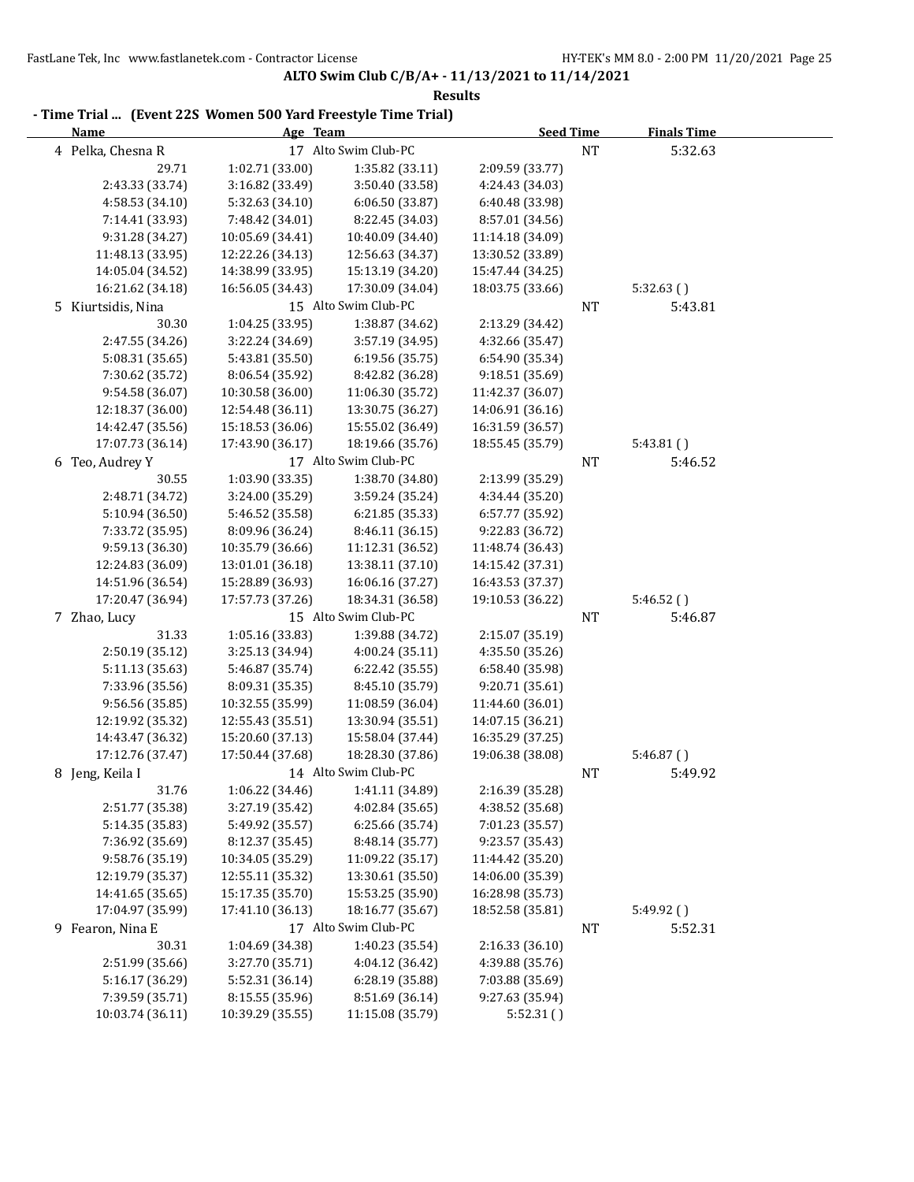**ALTO Swim Club C/B/A+ - 11/13/2021 to 11/14/2021**

**Results**

**- Time Trial ... (Event 22S Women 500 Yard Freestyle Time Trial)**

| Name | Age | Team | | Seed Time | Finals Time |
|---|---|---|---|---|---|
| 4 Pelka, Chesna R | 17 | Alto Swim Club-PC | | NT | 5:32.63 |
| 29.71 | 1:02.71 (33.00) | 1:35.82 (33.11) | 2:09.59 (33.77) | | |
| 2:43.33 (33.74) | 3:16.82 (33.49) | 3:50.40 (33.58) | 4:24.43 (34.03) | | |
| 4:58.53 (34.10) | 5:32.63 (34.10) | 6:06.50 (33.87) | 6:40.48 (33.98) | | |
| 7:14.41 (33.93) | 7:48.42 (34.01) | 8:22.45 (34.03) | 8:57.01 (34.56) | | |
| 9:31.28 (34.27) | 10:05.69 (34.41) | 10:40.09 (34.40) | 11:14.18 (34.09) | | |
| 11:48.13 (33.95) | 12:22.26 (34.13) | 12:56.63 (34.37) | 13:30.52 (33.89) | | |
| 14:05.04 (34.52) | 14:38.99 (33.95) | 15:13.19 (34.20) | 15:47.44 (34.25) | | |
| 16:21.62 (34.18) | 16:56.05 (34.43) | 17:30.09 (34.04) | 18:03.75 (33.66) | | 5:32.63 ( ) |
| 5 Kiurtsidis, Nina | 15 | Alto Swim Club-PC | | NT | 5:43.81 |
| 30.30 | 1:04.25 (33.95) | 1:38.87 (34.62) | 2:13.29 (34.42) | | |
| 2:47.55 (34.26) | 3:22.24 (34.69) | 3:57.19 (34.95) | 4:32.66 (35.47) | | |
| 5:08.31 (35.65) | 5:43.81 (35.50) | 6:19.56 (35.75) | 6:54.90 (35.34) | | |
| 7:30.62 (35.72) | 8:06.54 (35.92) | 8:42.82 (36.28) | 9:18.51 (35.69) | | |
| 9:54.58 (36.07) | 10:30.58 (36.00) | 11:06.30 (35.72) | 11:42.37 (36.07) | | |
| 12:18.37 (36.00) | 12:54.48 (36.11) | 13:30.75 (36.27) | 14:06.91 (36.16) | | |
| 14:42.47 (35.56) | 15:18.53 (36.06) | 15:55.02 (36.49) | 16:31.59 (36.57) | | |
| 17:07.73 (36.14) | 17:43.90 (36.17) | 18:19.66 (35.76) | 18:55.45 (35.79) | | 5:43.81 ( ) |
| 6 Teo, Audrey Y | 17 | Alto Swim Club-PC | | NT | 5:46.52 |
| 30.55 | 1:03.90 (33.35) | 1:38.70 (34.80) | 2:13.99 (35.29) | | |
| 2:48.71 (34.72) | 3:24.00 (35.29) | 3:59.24 (35.24) | 4:34.44 (35.20) | | |
| 5:10.94 (36.50) | 5:46.52 (35.58) | 6:21.85 (35.33) | 6:57.77 (35.92) | | |
| 7:33.72 (35.95) | 8:09.96 (36.24) | 8:46.11 (36.15) | 9:22.83 (36.72) | | |
| 9:59.13 (36.30) | 10:35.79 (36.66) | 11:12.31 (36.52) | 11:48.74 (36.43) | | |
| 12:24.83 (36.09) | 13:01.01 (36.18) | 13:38.11 (37.10) | 14:15.42 (37.31) | | |
| 14:51.96 (36.54) | 15:28.89 (36.93) | 16:06.16 (37.27) | 16:43.53 (37.37) | | |
| 17:20.47 (36.94) | 17:57.73 (37.26) | 18:34.31 (36.58) | 19:10.53 (36.22) | | 5:46.52 ( ) |
| 7 Zhao, Lucy | 15 | Alto Swim Club-PC | | NT | 5:46.87 |
| 31.33 | 1:05.16 (33.83) | 1:39.88 (34.72) | 2:15.07 (35.19) | | |
| 2:50.19 (35.12) | 3:25.13 (34.94) | 4:00.24 (35.11) | 4:35.50 (35.26) | | |
| 5:11.13 (35.63) | 5:46.87 (35.74) | 6:22.42 (35.55) | 6:58.40 (35.98) | | |
| 7:33.96 (35.56) | 8:09.31 (35.35) | 8:45.10 (35.79) | 9:20.71 (35.61) | | |
| 9:56.56 (35.85) | 10:32.55 (35.99) | 11:08.59 (36.04) | 11:44.60 (36.01) | | |
| 12:19.92 (35.32) | 12:55.43 (35.51) | 13:30.94 (35.51) | 14:07.15 (36.21) | | |
| 14:43.47 (36.32) | 15:20.60 (37.13) | 15:58.04 (37.44) | 16:35.29 (37.25) | | |
| 17:12.76 (37.47) | 17:50.44 (37.68) | 18:28.30 (37.86) | 19:06.38 (38.08) | | 5:46.87 ( ) |
| 8 Jeng, Keila I | 14 | Alto Swim Club-PC | | NT | 5:49.92 |
| 31.76 | 1:06.22 (34.46) | 1:41.11 (34.89) | 2:16.39 (35.28) | | |
| 2:51.77 (35.38) | 3:27.19 (35.42) | 4:02.84 (35.65) | 4:38.52 (35.68) | | |
| 5:14.35 (35.83) | 5:49.92 (35.57) | 6:25.66 (35.74) | 7:01.23 (35.57) | | |
| 7:36.92 (35.69) | 8:12.37 (35.45) | 8:48.14 (35.77) | 9:23.57 (35.43) | | |
| 9:58.76 (35.19) | 10:34.05 (35.29) | 11:09.22 (35.17) | 11:44.42 (35.20) | | |
| 12:19.79 (35.37) | 12:55.11 (35.32) | 13:30.61 (35.50) | 14:06.00 (35.39) | | |
| 14:41.65 (35.65) | 15:17.35 (35.70) | 15:53.25 (35.90) | 16:28.98 (35.73) | | |
| 17:04.97 (35.99) | 17:41.10 (36.13) | 18:16.77 (35.67) | 18:52.58 (35.81) | | 5:49.92 ( ) |
| 9 Fearon, Nina E | 17 | Alto Swim Club-PC | | NT | 5:52.31 |
| 30.31 | 1:04.69 (34.38) | 1:40.23 (35.54) | 2:16.33 (36.10) | | |
| 2:51.99 (35.66) | 3:27.70 (35.71) | 4:04.12 (36.42) | 4:39.88 (35.76) | | |
| 5:16.17 (36.29) | 5:52.31 (36.14) | 6:28.19 (35.88) | 7:03.88 (35.69) | | |
| 7:39.59 (35.71) | 8:15.55 (35.96) | 8:51.69 (36.14) | 9:27.63 (35.94) | | |
| 10:03.74 (36.11) | 10:39.29 (35.55) | 11:15.08 (35.79) | 5:52.31 ( ) | | |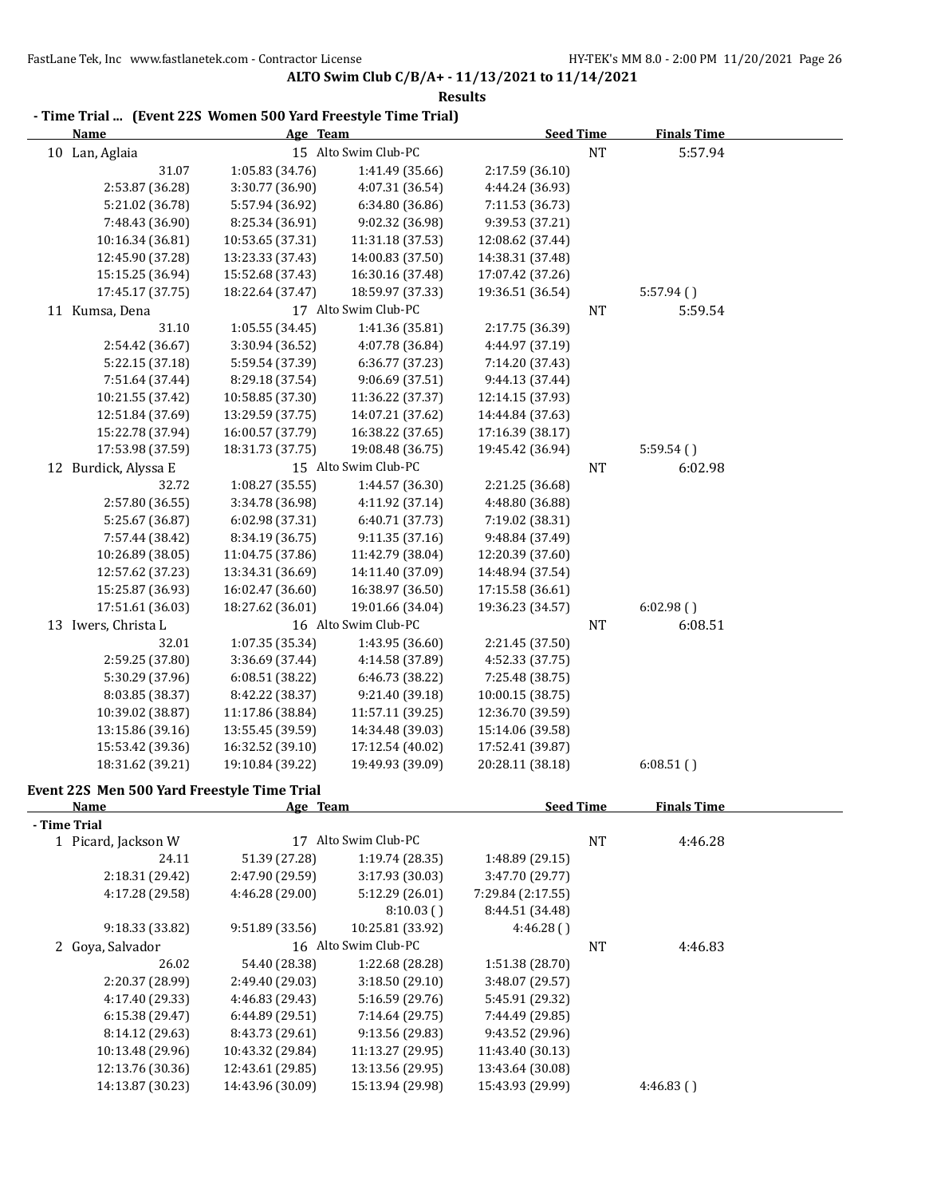**ALTO Swim Club C/B/A+ - 11/13/2021 to 11/14/2021**

**Results**

### - Time Trial ... (Event 22S Women 500 Yard Freestyle Time Trial)

| Name | Age | Team | Seed Time | Finals Time |
|---|---|---|---|---|
| 10 Lan, Aglaia | 15 | Alto Swim Club-PC | NT | 5:57.94 |

31.07, 1:05.83 (34.76), 1:41.49 (35.66), 2:17.59 (36.10)
2:53.87 (36.28), 3:30.77 (36.90), 4:07.31 (36.54), 4:44.24 (36.93)
5:21.02 (36.78), 5:57.94 (36.92), 6:34.80 (36.86), 7:11.53 (36.73)
7:48.43 (36.90), 8:25.34 (36.91), 9:02.32 (36.98), 9:39.53 (37.21)
10:16.34 (36.81), 10:53.65 (37.31), 11:31.18 (37.53), 12:08.62 (37.44)
12:45.90 (37.28), 13:23.33 (37.43), 14:00.83 (37.50), 14:38.31 (37.48)
15:15.25 (36.94), 15:52.68 (37.43), 16:30.16 (37.48), 17:07.42 (37.26)
17:45.17 (37.75), 18:22.64 (37.47), 18:59.97 (37.33), 19:36.51 (36.54), 5:57.94 ( )

| Name | Age | Team | Seed Time | Finals Time |
|---|---|---|---|---|
| 11 Kumsa, Dena | 17 | Alto Swim Club-PC | NT | 5:59.54 |

31.10, 1:05.55 (34.45), 1:41.36 (35.81), 2:17.75 (36.39)
2:54.42 (36.67), 3:30.94 (36.52), 4:07.78 (36.84), 4:44.97 (37.19)
5:22.15 (37.18), 5:59.54 (37.39), 6:36.77 (37.23), 7:14.20 (37.43)
7:51.64 (37.44), 8:29.18 (37.54), 9:06.69 (37.51), 9:44.13 (37.44)
10:21.55 (37.42), 10:58.85 (37.30), 11:36.22 (37.37), 12:14.15 (37.93)
12:51.84 (37.69), 13:29.59 (37.75), 14:07.21 (37.62), 14:44.84 (37.63)
15:22.78 (37.94), 16:00.57 (37.79), 16:38.22 (37.65), 17:16.39 (38.17)
17:53.98 (37.59), 18:31.73 (37.75), 19:08.48 (36.75), 19:45.42 (36.94), 5:59.54 ( )

| Name | Age | Team | Seed Time | Finals Time |
|---|---|---|---|---|
| 12 Burdick, Alyssa E | 15 | Alto Swim Club-PC | NT | 6:02.98 |

32.72, 1:08.27 (35.55), 1:44.57 (36.30), 2:21.25 (36.68)
2:57.80 (36.55), 3:34.78 (36.98), 4:11.92 (37.14), 4:48.80 (36.88)
5:25.67 (36.87), 6:02.98 (37.31), 6:40.71 (37.73), 7:19.02 (38.31)
7:57.44 (38.42), 8:34.19 (36.75), 9:11.35 (37.16), 9:48.84 (37.49)
10:26.89 (38.05), 11:04.75 (37.86), 11:42.79 (38.04), 12:20.39 (37.60)
12:57.62 (37.23), 13:34.31 (36.69), 14:11.40 (37.09), 14:48.94 (37.54)
15:25.87 (36.93), 16:02.47 (36.60), 16:38.97 (36.50), 17:15.58 (36.61)
17:51.61 (36.03), 18:27.62 (36.01), 19:01.66 (34.04), 19:36.23 (34.57), 6:02.98 ( )

| Name | Age | Team | Seed Time | Finals Time |
|---|---|---|---|---|
| 13 Iwers, Christa L | 16 | Alto Swim Club-PC | NT | 6:08.51 |

32.01, 1:07.35 (35.34), 1:43.95 (36.60), 2:21.45 (37.50)
2:59.25 (37.80), 3:36.69 (37.44), 4:14.58 (37.89), 4:52.33 (37.75)
5:30.29 (37.96), 6:08.51 (38.22), 6:46.73 (38.22), 7:25.48 (38.75)
8:03.85 (38.37), 8:42.22 (38.37), 9:21.40 (39.18), 10:00.15 (38.75)
10:39.02 (38.87), 11:17.86 (38.84), 11:57.11 (39.25), 12:36.70 (39.59)
13:15.86 (39.16), 13:55.45 (39.59), 14:34.48 (39.03), 15:14.06 (39.58)
15:53.42 (39.36), 16:32.52 (39.10), 17:12.54 (40.02), 17:52.41 (39.87)
18:31.62 (39.21), 19:10.84 (39.22), 19:49.93 (39.09), 20:28.11 (38.18), 6:08.51 ( )

### Event 22S Men 500 Yard Freestyle Time Trial

**- Time Trial**

| Name | Age | Team | Seed Time | Finals Time |
|---|---|---|---|---|
| 1 Picard, Jackson W | 17 | Alto Swim Club-PC | NT | 4:46.28 |

24.11, 51.39 (27.28), 1:19.74 (28.35), 1:48.89 (29.15)
2:18.31 (29.42), 2:47.90 (29.59), 3:17.93 (30.03), 3:47.70 (29.77)
4:17.28 (29.58), 4:46.28 (29.00), 5:12.29 (26.01), 7:29.84 (2:17.55)
8:10.03 ( ), 8:44.51 (34.48)
9:18.33 (33.82), 9:51.89 (33.56), 10:25.81 (33.92), 4:46.28 ( )

| Name | Age | Team | Seed Time | Finals Time |
|---|---|---|---|---|
| 2 Goya, Salvador | 16 | Alto Swim Club-PC | NT | 4:46.83 |

26.02, 54.40 (28.38), 1:22.68 (28.28), 1:51.38 (28.70)
2:20.37 (28.99), 2:49.40 (29.03), 3:18.50 (29.10), 3:48.07 (29.57)
4:17.40 (29.33), 4:46.83 (29.43), 5:16.59 (29.76), 5:45.91 (29.32)
6:15.38 (29.47), 6:44.89 (29.51), 7:14.64 (29.75), 7:44.49 (29.85)
8:14.12 (29.63), 8:43.73 (29.61), 9:13.56 (29.83), 9:43.52 (29.96)
10:13.48 (29.96), 10:43.32 (29.84), 11:13.27 (29.95), 11:43.40 (30.13)
12:13.76 (30.36), 12:43.61 (29.85), 13:13.56 (29.95), 13:43.64 (30.08)
14:13.87 (30.23), 14:43.96 (30.09), 15:13.94 (29.98), 15:43.93 (29.99), 4:46.83 ( )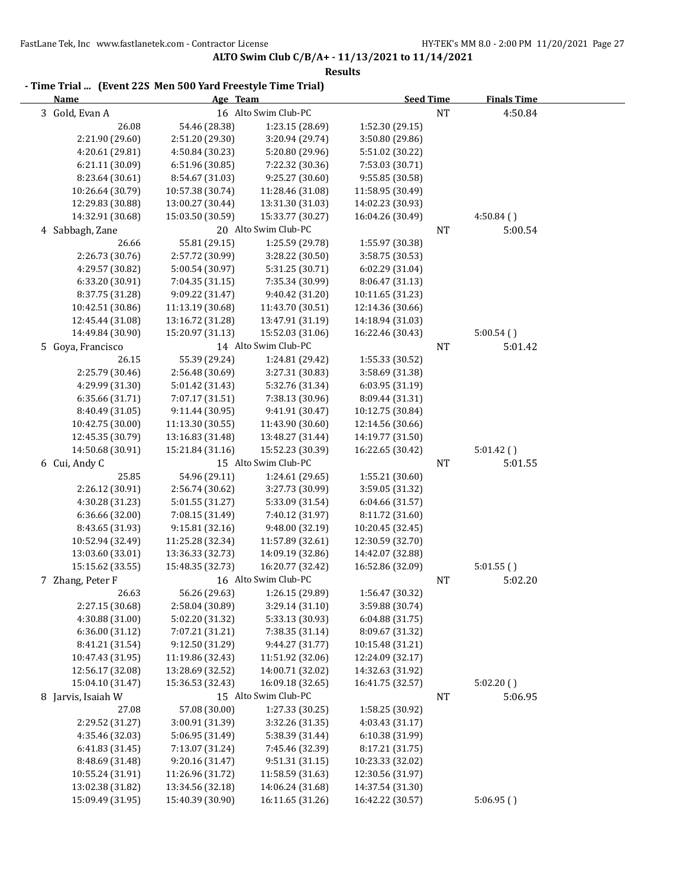**ALTO Swim Club C/B/A+ - 11/13/2021 to 11/14/2021**

**Results**

**- Time Trial ... (Event 22S Men 500 Yard Freestyle Time Trial)**

| Name | Age | Team | Seed Time | Finals Time |
|---|---|---|---|---|
| 3 Gold, Evan A | 16 | Alto Swim Club-PC | NT | 4:50.84 |
| 4 Sabbagh, Zane | 20 | Alto Swim Club-PC | NT | 5:00.54 |
| 5 Goya, Francisco | 14 | Alto Swim Club-PC | NT | 5:01.42 |
| 6 Cui, Andy C | 15 | Alto Swim Club-PC | NT | 5:01.55 |
| 7 Zhang, Peter F | 16 | Alto Swim Club-PC | NT | 5:02.20 |
| 8 Jarvis, Isaiah W | 15 | Alto Swim Club-PC | NT | 5:06.95 |

**3 Gold, Evan A** — splits:

| | | | | |
|---|---|---|---|---|
| 26.08 | 54.46 (28.38) | 1:23.15 (28.69) | 1:52.30 (29.15) | |
| 2:21.90 (29.60) | 2:51.20 (29.30) | 3:20.94 (29.74) | 3:50.80 (29.86) | |
| 4:20.61 (29.81) | 4:50.84 (30.23) | 5:20.80 (29.96) | 5:51.02 (30.22) | |
| 6:21.11 (30.09) | 6:51.96 (30.85) | 7:22.32 (30.36) | 7:53.03 (30.71) | |
| 8:23.64 (30.61) | 8:54.67 (31.03) | 9:25.27 (30.60) | 9:55.85 (30.58) | |
| 10:26.64 (30.79) | 10:57.38 (30.74) | 11:28.46 (31.08) | 11:58.95 (30.49) | |
| 12:29.83 (30.88) | 13:00.27 (30.44) | 13:31.30 (31.03) | 14:02.23 (30.93) | |
| 14:32.91 (30.68) | 15:03.50 (30.59) | 15:33.77 (30.27) | 16:04.26 (30.49) | 4:50.84 ( ) |

**4 Sabbagh, Zane** — splits:

| | | | | |
|---|---|---|---|---|
| 26.66 | 55.81 (29.15) | 1:25.59 (29.78) | 1:55.97 (30.38) | |
| 2:26.73 (30.76) | 2:57.72 (30.99) | 3:28.22 (30.50) | 3:58.75 (30.53) | |
| 4:29.57 (30.82) | 5:00.54 (30.97) | 5:31.25 (30.71) | 6:02.29 (31.04) | |
| 6:33.20 (30.91) | 7:04.35 (31.15) | 7:35.34 (30.99) | 8:06.47 (31.13) | |
| 8:37.75 (31.28) | 9:09.22 (31.47) | 9:40.42 (31.20) | 10:11.65 (31.23) | |
| 10:42.51 (30.86) | 11:13.19 (30.68) | 11:43.70 (30.51) | 12:14.36 (30.66) | |
| 12:45.44 (31.08) | 13:16.72 (31.28) | 13:47.91 (31.19) | 14:18.94 (31.03) | |
| 14:49.84 (30.90) | 15:20.97 (31.13) | 15:52.03 (31.06) | 16:22.46 (30.43) | 5:00.54 ( ) |

**5 Goya, Francisco** — splits:

| | | | | |
|---|---|---|---|---|
| 26.15 | 55.39 (29.24) | 1:24.81 (29.42) | 1:55.33 (30.52) | |
| 2:25.79 (30.46) | 2:56.48 (30.69) | 3:27.31 (30.83) | 3:58.69 (31.38) | |
| 4:29.99 (31.30) | 5:01.42 (31.43) | 5:32.76 (31.34) | 6:03.95 (31.19) | |
| 6:35.66 (31.71) | 7:07.17 (31.51) | 7:38.13 (30.96) | 8:09.44 (31.31) | |
| 8:40.49 (31.05) | 9:11.44 (30.95) | 9:41.91 (30.47) | 10:12.75 (30.84) | |
| 10:42.75 (30.00) | 11:13.30 (30.55) | 11:43.90 (30.60) | 12:14.56 (30.66) | |
| 12:45.35 (30.79) | 13:16.83 (31.48) | 13:48.27 (31.44) | 14:19.77 (31.50) | |
| 14:50.68 (30.91) | 15:21.84 (31.16) | 15:52.23 (30.39) | 16:22.65 (30.42) | 5:01.42 ( ) |

**6 Cui, Andy C** — splits:

| | | | | |
|---|---|---|---|---|
| 25.85 | 54.96 (29.11) | 1:24.61 (29.65) | 1:55.21 (30.60) | |
| 2:26.12 (30.91) | 2:56.74 (30.62) | 3:27.73 (30.99) | 3:59.05 (31.32) | |
| 4:30.28 (31.23) | 5:01.55 (31.27) | 5:33.09 (31.54) | 6:04.66 (31.57) | |
| 6:36.66 (32.00) | 7:08.15 (31.49) | 7:40.12 (31.97) | 8:11.72 (31.60) | |
| 8:43.65 (31.93) | 9:15.81 (32.16) | 9:48.00 (32.19) | 10:20.45 (32.45) | |
| 10:52.94 (32.49) | 11:25.28 (32.34) | 11:57.89 (32.61) | 12:30.59 (32.70) | |
| 13:03.60 (33.01) | 13:36.33 (32.73) | 14:09.19 (32.86) | 14:42.07 (32.88) | |
| 15:15.62 (33.55) | 15:48.35 (32.73) | 16:20.77 (32.42) | 16:52.86 (32.09) | 5:01.55 ( ) |

**7 Zhang, Peter F** — splits:

| | | | | |
|---|---|---|---|---|
| 26.63 | 56.26 (29.63) | 1:26.15 (29.89) | 1:56.47 (30.32) | |
| 2:27.15 (30.68) | 2:58.04 (30.89) | 3:29.14 (31.10) | 3:59.88 (30.74) | |
| 4:30.88 (31.00) | 5:02.20 (31.32) | 5:33.13 (30.93) | 6:04.88 (31.75) | |
| 6:36.00 (31.12) | 7:07.21 (31.21) | 7:38.35 (31.14) | 8:09.67 (31.32) | |
| 8:41.21 (31.54) | 9:12.50 (31.29) | 9:44.27 (31.77) | 10:15.48 (31.21) | |
| 10:47.43 (31.95) | 11:19.86 (32.43) | 11:51.92 (32.06) | 12:24.09 (32.17) | |
| 12:56.17 (32.08) | 13:28.69 (32.52) | 14:00.71 (32.02) | 14:32.63 (31.92) | |
| 15:04.10 (31.47) | 15:36.53 (32.43) | 16:09.18 (32.65) | 16:41.75 (32.57) | 5:02.20 ( ) |

**8 Jarvis, Isaiah W** — splits:

| | | | | |
|---|---|---|---|---|
| 27.08 | 57.08 (30.00) | 1:27.33 (30.25) | 1:58.25 (30.92) | |
| 2:29.52 (31.27) | 3:00.91 (31.39) | 3:32.26 (31.35) | 4:03.43 (31.17) | |
| 4:35.46 (32.03) | 5:06.95 (31.49) | 5:38.39 (31.44) | 6:10.38 (31.99) | |
| 6:41.83 (31.45) | 7:13.07 (31.24) | 7:45.46 (32.39) | 8:17.21 (31.75) | |
| 8:48.69 (31.48) | 9:20.16 (31.47) | 9:51.31 (31.15) | 10:23.33 (32.02) | |
| 10:55.24 (31.91) | 11:26.96 (31.72) | 11:58.59 (31.63) | 12:30.56 (31.97) | |
| 13:02.38 (31.82) | 13:34.56 (32.18) | 14:06.24 (31.68) | 14:37.54 (31.30) | |
| 15:09.49 (31.95) | 15:40.39 (30.90) | 16:11.65 (31.26) | 16:42.22 (30.57) | 5:06.95 ( ) |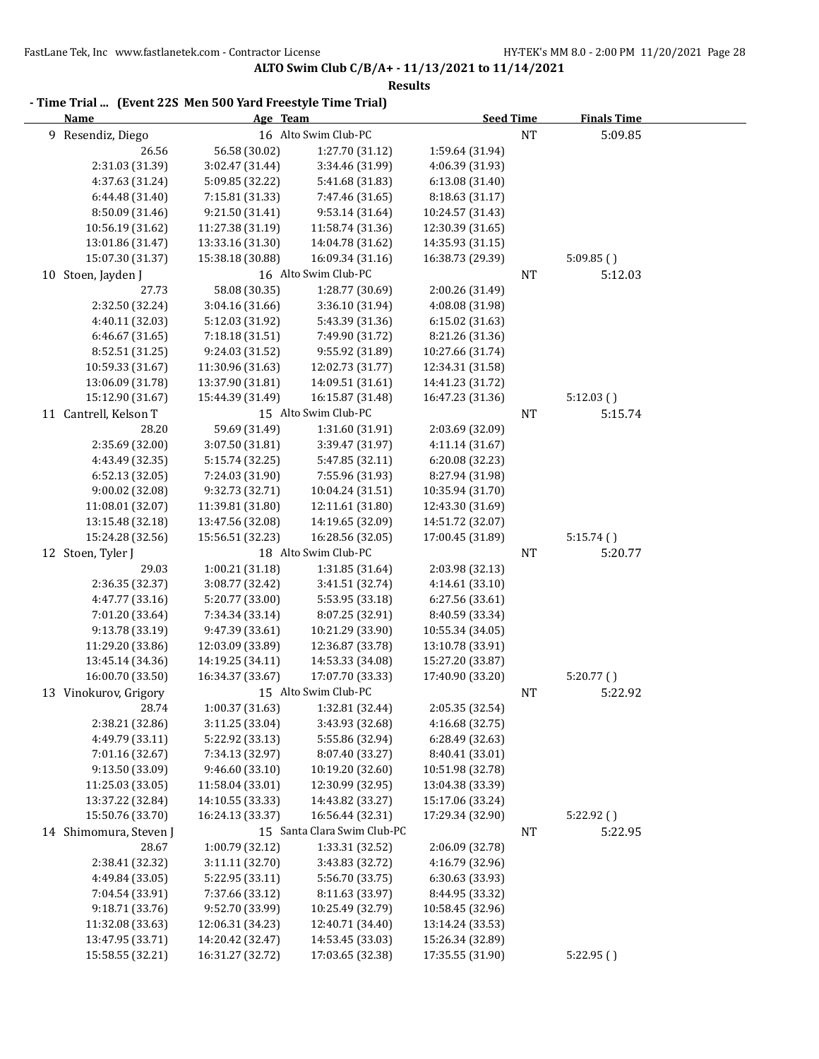**ALTO Swim Club C/B/A+ - 11/13/2021 to 11/14/2021**

**Results**

## - Time Trial ... (Event 22S Men 500 Yard Freestyle Time Trial)

| Name | Age | Team | Seed Time | Finals Time |
|---|---|---|---|---|
| 9 Resendiz, Diego | 16 | Alto Swim Club-PC | NT | 5:09.85 |

| | | | | |
|---|---|---|---|---|
| 26.56 | 56.58 (30.02) | 1:27.70 (31.12) | 1:59.64 (31.94) | |
| 2:31.03 (31.39) | 3:02.47 (31.44) | 3:34.46 (31.99) | 4:06.39 (31.93) | |
| 4:37.63 (31.24) | 5:09.85 (32.22) | 5:41.68 (31.83) | 6:13.08 (31.40) | |
| 6:44.48 (31.40) | 7:15.81 (31.33) | 7:47.46 (31.65) | 8:18.63 (31.17) | |
| 8:50.09 (31.46) | 9:21.50 (31.41) | 9:53.14 (31.64) | 10:24.57 (31.43) | |
| 10:56.19 (31.62) | 11:27.38 (31.19) | 11:58.74 (31.36) | 12:30.39 (31.65) | |
| 13:01.86 (31.47) | 13:33.16 (31.30) | 14:04.78 (31.62) | 14:35.93 (31.15) | |
| 15:07.30 (31.37) | 15:38.18 (30.88) | 16:09.34 (31.16) | 16:38.73 (29.39) | 5:09.85 ( ) |

| Name | Age | Team | Seed Time | Finals Time |
|---|---|---|---|---|
| 10 Stoen, Jayden J | 16 | Alto Swim Club-PC | NT | 5:12.03 |

| | | | | |
|---|---|---|---|---|
| 27.73 | 58.08 (30.35) | 1:28.77 (30.69) | 2:00.26 (31.49) | |
| 2:32.50 (32.24) | 3:04.16 (31.66) | 3:36.10 (31.94) | 4:08.08 (31.98) | |
| 4:40.11 (32.03) | 5:12.03 (31.92) | 5:43.39 (31.36) | 6:15.02 (31.63) | |
| 6:46.67 (31.65) | 7:18.18 (31.51) | 7:49.90 (31.72) | 8:21.26 (31.36) | |
| 8:52.51 (31.25) | 9:24.03 (31.52) | 9:55.92 (31.89) | 10:27.66 (31.74) | |
| 10:59.33 (31.67) | 11:30.96 (31.63) | 12:02.73 (31.77) | 12:34.31 (31.58) | |
| 13:06.09 (31.78) | 13:37.90 (31.81) | 14:09.51 (31.61) | 14:41.23 (31.72) | |
| 15:12.90 (31.67) | 15:44.39 (31.49) | 16:15.87 (31.48) | 16:47.23 (31.36) | 5:12.03 ( ) |

| Name | Age | Team | Seed Time | Finals Time |
|---|---|---|---|---|
| 11 Cantrell, Kelson T | 15 | Alto Swim Club-PC | NT | 5:15.74 |

| | | | | |
|---|---|---|---|---|
| 28.20 | 59.69 (31.49) | 1:31.60 (31.91) | 2:03.69 (32.09) | |
| 2:35.69 (32.00) | 3:07.50 (31.81) | 3:39.47 (31.97) | 4:11.14 (31.67) | |
| 4:43.49 (32.35) | 5:15.74 (32.25) | 5:47.85 (32.11) | 6:20.08 (32.23) | |
| 6:52.13 (32.05) | 7:24.03 (31.90) | 7:55.96 (31.93) | 8:27.94 (31.98) | |
| 9:00.02 (32.08) | 9:32.73 (32.71) | 10:04.24 (31.51) | 10:35.94 (31.70) | |
| 11:08.01 (32.07) | 11:39.81 (31.80) | 12:11.61 (31.80) | 12:43.30 (31.69) | |
| 13:15.48 (32.18) | 13:47.56 (32.08) | 14:19.65 (32.09) | 14:51.72 (32.07) | |
| 15:24.28 (32.56) | 15:56.51 (32.23) | 16:28.56 (32.05) | 17:00.45 (31.89) | 5:15.74 ( ) |

| Name | Age | Team | Seed Time | Finals Time |
|---|---|---|---|---|
| 12 Stoen, Tyler J | 18 | Alto Swim Club-PC | NT | 5:20.77 |

| | | | | |
|---|---|---|---|---|
| 29.03 | 1:00.21 (31.18) | 1:31.85 (31.64) | 2:03.98 (32.13) | |
| 2:36.35 (32.37) | 3:08.77 (32.42) | 3:41.51 (32.74) | 4:14.61 (33.10) | |
| 4:47.77 (33.16) | 5:20.77 (33.00) | 5:53.95 (33.18) | 6:27.56 (33.61) | |
| 7:01.20 (33.64) | 7:34.34 (33.14) | 8:07.25 (32.91) | 8:40.59 (33.34) | |
| 9:13.78 (33.19) | 9:47.39 (33.61) | 10:21.29 (33.90) | 10:55.34 (34.05) | |
| 11:29.20 (33.86) | 12:03.09 (33.89) | 12:36.87 (33.78) | 13:10.78 (33.91) | |
| 13:45.14 (34.36) | 14:19.25 (34.11) | 14:53.33 (34.08) | 15:27.20 (33.87) | |
| 16:00.70 (33.50) | 16:34.37 (33.67) | 17:07.70 (33.33) | 17:40.90 (33.20) | 5:20.77 ( ) |

| Name | Age | Team | Seed Time | Finals Time |
|---|---|---|---|---|
| 13 Vinokurov, Grigory | 15 | Alto Swim Club-PC | NT | 5:22.92 |

| | | | | |
|---|---|---|---|---|
| 28.74 | 1:00.37 (31.63) | 1:32.81 (32.44) | 2:05.35 (32.54) | |
| 2:38.21 (32.86) | 3:11.25 (33.04) | 3:43.93 (32.68) | 4:16.68 (32.75) | |
| 4:49.79 (33.11) | 5:22.92 (33.13) | 5:55.86 (32.94) | 6:28.49 (32.63) | |
| 7:01.16 (32.67) | 7:34.13 (32.97) | 8:07.40 (33.27) | 8:40.41 (33.01) | |
| 9:13.50 (33.09) | 9:46.60 (33.10) | 10:19.20 (32.60) | 10:51.98 (32.78) | |
| 11:25.03 (33.05) | 11:58.04 (33.01) | 12:30.99 (32.95) | 13:04.38 (33.39) | |
| 13:37.22 (32.84) | 14:10.55 (33.33) | 14:43.82 (33.27) | 15:17.06 (33.24) | |
| 15:50.76 (33.70) | 16:24.13 (33.37) | 16:56.44 (32.31) | 17:29.34 (32.90) | 5:22.92 ( ) |

| Name | Age | Team | Seed Time | Finals Time |
|---|---|---|---|---|
| 14 Shimomura, Steven J | 15 | Santa Clara Swim Club-PC | NT | 5:22.95 |

| | | | | |
|---|---|---|---|---|
| 28.67 | 1:00.79 (32.12) | 1:33.31 (32.52) | 2:06.09 (32.78) | |
| 2:38.41 (32.32) | 3:11.11 (32.70) | 3:43.83 (32.72) | 4:16.79 (32.96) | |
| 4:49.84 (33.05) | 5:22.95 (33.11) | 5:56.70 (33.75) | 6:30.63 (33.93) | |
| 7:04.54 (33.91) | 7:37.66 (33.12) | 8:11.63 (33.97) | 8:44.95 (33.32) | |
| 9:18.71 (33.76) | 9:52.70 (33.99) | 10:25.49 (32.79) | 10:58.45 (32.96) | |
| 11:32.08 (33.63) | 12:06.31 (34.23) | 12:40.71 (34.40) | 13:14.24 (33.53) | |
| 13:47.95 (33.71) | 14:20.42 (32.47) | 14:53.45 (33.03) | 15:26.34 (32.89) | |
| 15:58.55 (32.21) | 16:31.27 (32.72) | 17:03.65 (32.38) | 17:35.55 (31.90) | 5:22.95 ( ) |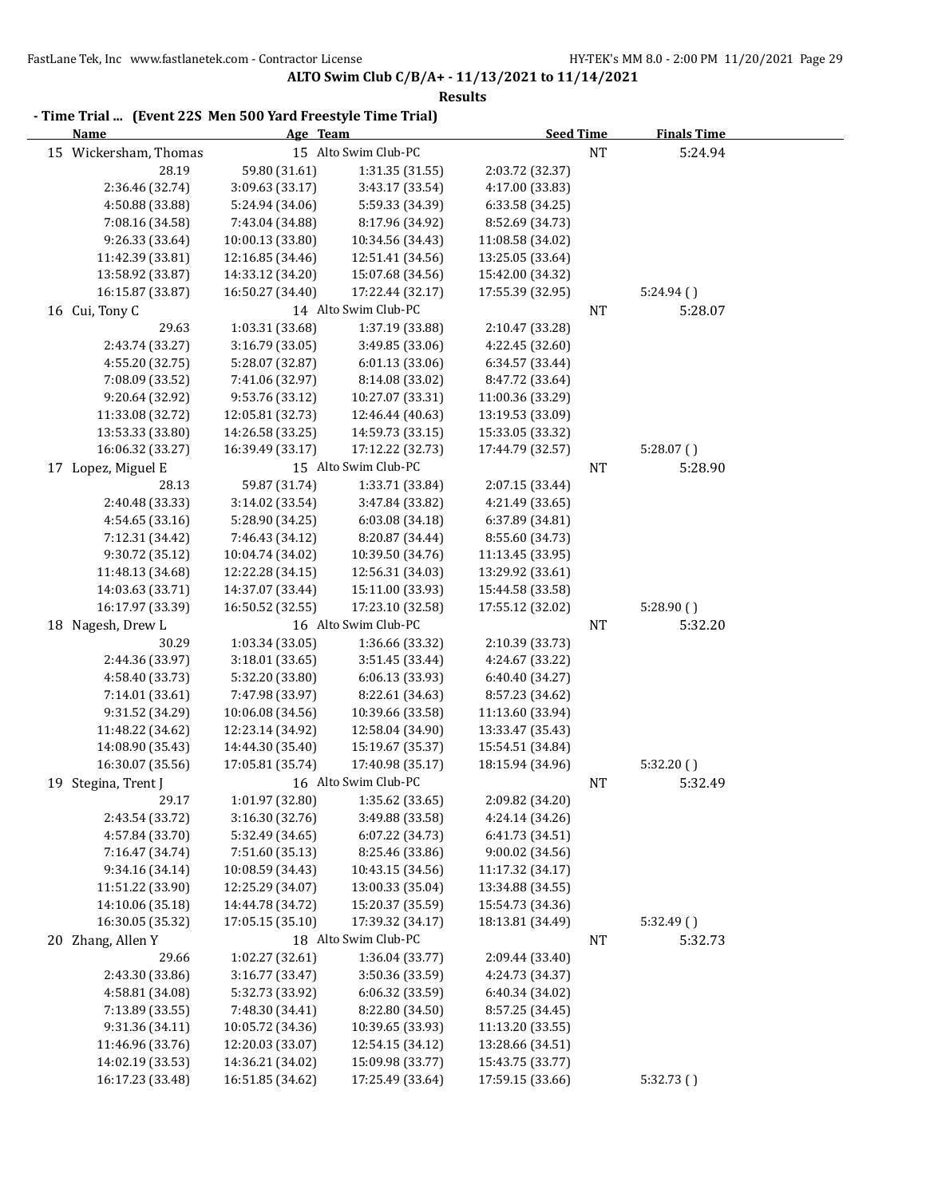**ALTO Swim Club C/B/A+ - 11/13/2021 to 11/14/2021**

**Results**

**- Time Trial ... (Event 22S Men 500 Yard Freestyle Time Trial)**

| Name | Age | Team | | Seed Time | Finals Time |
|---|---|---|---|---|---|
| 15 Wickersham, Thomas | 15 | Alto Swim Club-PC | | NT | 5:24.94 |
| 28.19 | 59.80 (31.61) | 1:31.35 (31.55) | 2:03.72 (32.37) | | |
| 2:36.46 (32.74) | 3:09.63 (33.17) | 3:43.17 (33.54) | 4:17.00 (33.83) | | |
| 4:50.88 (33.88) | 5:24.94 (34.06) | 5:59.33 (34.39) | 6:33.58 (34.25) | | |
| 7:08.16 (34.58) | 7:43.04 (34.88) | 8:17.96 (34.92) | 8:52.69 (34.73) | | |
| 9:26.33 (33.64) | 10:00.13 (33.80) | 10:34.56 (34.43) | 11:08.58 (34.02) | | |
| 11:42.39 (33.81) | 12:16.85 (34.46) | 12:51.41 (34.56) | 13:25.05 (33.64) | | |
| 13:58.92 (33.87) | 14:33.12 (34.20) | 15:07.68 (34.56) | 15:42.00 (34.32) | | |
| 16:15.87 (33.87) | 16:50.27 (34.40) | 17:22.44 (32.17) | 17:55.39 (32.95) | | 5:24.94 ( ) |
| 16 Cui, Tony C | 14 | Alto Swim Club-PC | | NT | 5:28.07 |
| 29.63 | 1:03.31 (33.68) | 1:37.19 (33.88) | 2:10.47 (33.28) | | |
| 2:43.74 (33.27) | 3:16.79 (33.05) | 3:49.85 (33.06) | 4:22.45 (32.60) | | |
| 4:55.20 (32.75) | 5:28.07 (32.87) | 6:01.13 (33.06) | 6:34.57 (33.44) | | |
| 7:08.09 (33.52) | 7:41.06 (32.97) | 8:14.08 (33.02) | 8:47.72 (33.64) | | |
| 9:20.64 (32.92) | 9:53.76 (33.12) | 10:27.07 (33.31) | 11:00.36 (33.29) | | |
| 11:33.08 (32.72) | 12:05.81 (32.73) | 12:46.44 (40.63) | 13:19.53 (33.09) | | |
| 13:53.33 (33.80) | 14:26.58 (33.25) | 14:59.73 (33.15) | 15:33.05 (33.32) | | |
| 16:06.32 (33.27) | 16:39.49 (33.17) | 17:12.22 (32.73) | 17:44.79 (32.57) | | 5:28.07 ( ) |
| 17 Lopez, Miguel E | 15 | Alto Swim Club-PC | | NT | 5:28.90 |
| 28.13 | 59.87 (31.74) | 1:33.71 (33.84) | 2:07.15 (33.44) | | |
| 2:40.48 (33.33) | 3:14.02 (33.54) | 3:47.84 (33.82) | 4:21.49 (33.65) | | |
| 4:54.65 (33.16) | 5:28.90 (34.25) | 6:03.08 (34.18) | 6:37.89 (34.81) | | |
| 7:12.31 (34.42) | 7:46.43 (34.12) | 8:20.87 (34.44) | 8:55.60 (34.73) | | |
| 9:30.72 (35.12) | 10:04.74 (34.02) | 10:39.50 (34.76) | 11:13.45 (33.95) | | |
| 11:48.13 (34.68) | 12:22.28 (34.15) | 12:56.31 (34.03) | 13:29.92 (33.61) | | |
| 14:03.63 (33.71) | 14:37.07 (33.44) | 15:11.00 (33.93) | 15:44.58 (33.58) | | |
| 16:17.97 (33.39) | 16:50.52 (32.55) | 17:23.10 (32.58) | 17:55.12 (32.02) | | 5:28.90 ( ) |
| 18 Nagesh, Drew L | 16 | Alto Swim Club-PC | | NT | 5:32.20 |
| 30.29 | 1:03.34 (33.05) | 1:36.66 (33.32) | 2:10.39 (33.73) | | |
| 2:44.36 (33.97) | 3:18.01 (33.65) | 3:51.45 (33.44) | 4:24.67 (33.22) | | |
| 4:58.40 (33.73) | 5:32.20 (33.80) | 6:06.13 (33.93) | 6:40.40 (34.27) | | |
| 7:14.01 (33.61) | 7:47.98 (33.97) | 8:22.61 (34.63) | 8:57.23 (34.62) | | |
| 9:31.52 (34.29) | 10:06.08 (34.56) | 10:39.66 (33.58) | 11:13.60 (33.94) | | |
| 11:48.22 (34.62) | 12:23.14 (34.92) | 12:58.04 (34.90) | 13:33.47 (35.43) | | |
| 14:08.90 (35.43) | 14:44.30 (35.40) | 15:19.67 (35.37) | 15:54.51 (34.84) | | |
| 16:30.07 (35.56) | 17:05.81 (35.74) | 17:40.98 (35.17) | 18:15.94 (34.96) | | 5:32.20 ( ) |
| 19 Stegina, Trent J | 16 | Alto Swim Club-PC | | NT | 5:32.49 |
| 29.17 | 1:01.97 (32.80) | 1:35.62 (33.65) | 2:09.82 (34.20) | | |
| 2:43.54 (33.72) | 3:16.30 (32.76) | 3:49.88 (33.58) | 4:24.14 (34.26) | | |
| 4:57.84 (33.70) | 5:32.49 (34.65) | 6:07.22 (34.73) | 6:41.73 (34.51) | | |
| 7:16.47 (34.74) | 7:51.60 (35.13) | 8:25.46 (33.86) | 9:00.02 (34.56) | | |
| 9:34.16 (34.14) | 10:08.59 (34.43) | 10:43.15 (34.56) | 11:17.32 (34.17) | | |
| 11:51.22 (33.90) | 12:25.29 (34.07) | 13:00.33 (35.04) | 13:34.88 (34.55) | | |
| 14:10.06 (35.18) | 14:44.78 (34.72) | 15:20.37 (35.59) | 15:54.73 (34.36) | | |
| 16:30.05 (35.32) | 17:05.15 (35.10) | 17:39.32 (34.17) | 18:13.81 (34.49) | | 5:32.49 ( ) |
| 20 Zhang, Allen Y | 18 | Alto Swim Club-PC | | NT | 5:32.73 |
| 29.66 | 1:02.27 (32.61) | 1:36.04 (33.77) | 2:09.44 (33.40) | | |
| 2:43.30 (33.86) | 3:16.77 (33.47) | 3:50.36 (33.59) | 4:24.73 (34.37) | | |
| 4:58.81 (34.08) | 5:32.73 (33.92) | 6:06.32 (33.59) | 6:40.34 (34.02) | | |
| 7:13.89 (33.55) | 7:48.30 (34.41) | 8:22.80 (34.50) | 8:57.25 (34.45) | | |
| 9:31.36 (34.11) | 10:05.72 (34.36) | 10:39.65 (33.93) | 11:13.20 (33.55) | | |
| 11:46.96 (33.76) | 12:20.03 (33.07) | 12:54.15 (34.12) | 13:28.66 (34.51) | | |
| 14:02.19 (33.53) | 14:36.21 (34.02) | 15:09.98 (33.77) | 15:43.75 (33.77) | | |
| 16:17.23 (33.48) | 16:51.85 (34.62) | 17:25.49 (33.64) | 17:59.15 (33.66) | | 5:32.73 ( ) |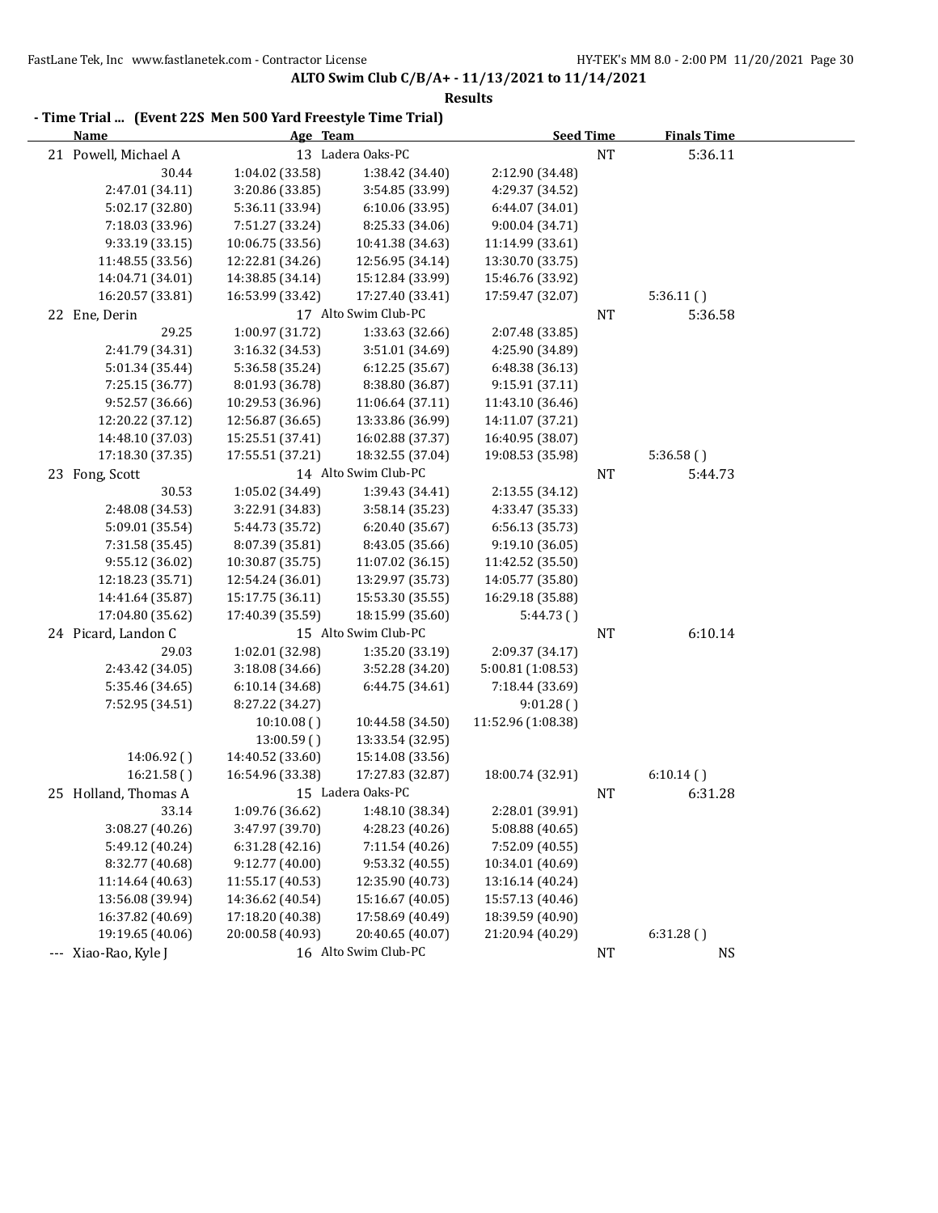**ALTO Swim Club C/B/A+ - 11/13/2021 to 11/14/2021**

**Results**

**- Time Trial ... (Event 22S Men 500 Yard Freestyle Time Trial)**

| Name | Age | Team | | Seed Time | Finals Time |
|---|---|---|---|---|---|
| 21 Powell, Michael A | 13 | Ladera Oaks-PC | | NT | 5:36.11 |
| 30.44 | 1:04.02 (33.58) | 1:38.42 (34.40) | 2:12.90 (34.48) | | |
| 2:47.01 (34.11) | 3:20.86 (33.85) | 3:54.85 (33.99) | 4:29.37 (34.52) | | |
| 5:02.17 (32.80) | 5:36.11 (33.94) | 6:10.06 (33.95) | 6:44.07 (34.01) | | |
| 7:18.03 (33.96) | 7:51.27 (33.24) | 8:25.33 (34.06) | 9:00.04 (34.71) | | |
| 9:33.19 (33.15) | 10:06.75 (33.56) | 10:41.38 (34.63) | 11:14.99 (33.61) | | |
| 11:48.55 (33.56) | 12:22.81 (34.26) | 12:56.95 (34.14) | 13:30.70 (33.75) | | |
| 14:04.71 (34.01) | 14:38.85 (34.14) | 15:12.84 (33.99) | 15:46.76 (33.92) | | |
| 16:20.57 (33.81) | 16:53.99 (33.42) | 17:27.40 (33.41) | 17:59.47 (32.07) | | 5:36.11 ( ) |
| 22 Ene, Derin | 17 | Alto Swim Club-PC | | NT | 5:36.58 |
| 29.25 | 1:00.97 (31.72) | 1:33.63 (32.66) | 2:07.48 (33.85) | | |
| 2:41.79 (34.31) | 3:16.32 (34.53) | 3:51.01 (34.69) | 4:25.90 (34.89) | | |
| 5:01.34 (35.44) | 5:36.58 (35.24) | 6:12.25 (35.67) | 6:48.38 (36.13) | | |
| 7:25.15 (36.77) | 8:01.93 (36.78) | 8:38.80 (36.87) | 9:15.91 (37.11) | | |
| 9:52.57 (36.66) | 10:29.53 (36.96) | 11:06.64 (37.11) | 11:43.10 (36.46) | | |
| 12:20.22 (37.12) | 12:56.87 (36.65) | 13:33.86 (36.99) | 14:11.07 (37.21) | | |
| 14:48.10 (37.03) | 15:25.51 (37.41) | 16:02.88 (37.37) | 16:40.95 (38.07) | | |
| 17:18.30 (37.35) | 17:55.51 (37.21) | 18:32.55 (37.04) | 19:08.53 (35.98) | | 5:36.58 ( ) |
| 23 Fong, Scott | 14 | Alto Swim Club-PC | | NT | 5:44.73 |
| 30.53 | 1:05.02 (34.49) | 1:39.43 (34.41) | 2:13.55 (34.12) | | |
| 2:48.08 (34.53) | 3:22.91 (34.83) | 3:58.14 (35.23) | 4:33.47 (35.33) | | |
| 5:09.01 (35.54) | 5:44.73 (35.72) | 6:20.40 (35.67) | 6:56.13 (35.73) | | |
| 7:31.58 (35.45) | 8:07.39 (35.81) | 8:43.05 (35.66) | 9:19.10 (36.05) | | |
| 9:55.12 (36.02) | 10:30.87 (35.75) | 11:07.02 (36.15) | 11:42.52 (35.50) | | |
| 12:18.23 (35.71) | 12:54.24 (36.01) | 13:29.97 (35.73) | 14:05.77 (35.80) | | |
| 14:41.64 (35.87) | 15:17.75 (36.11) | 15:53.30 (35.55) | 16:29.18 (35.88) | | |
| 17:04.80 (35.62) | 17:40.39 (35.59) | 18:15.99 (35.60) | 5:44.73 ( ) | | |
| 24 Picard, Landon C | 15 | Alto Swim Club-PC | | NT | 6:10.14 |
| 29.03 | 1:02.01 (32.98) | 1:35.20 (33.19) | 2:09.37 (34.17) | | |
| 2:43.42 (34.05) | 3:18.08 (34.66) | 3:52.28 (34.20) | 5:00.81 (1:08.53) | | |
| 5:35.46 (34.65) | 6:10.14 (34.68) | 6:44.75 (34.61) | 7:18.44 (33.69) | | |
| 7:52.95 (34.51) | 8:27.22 (34.27) | | 9:01.28 ( ) | | |
| | 10:10.08 ( ) | 10:44.58 (34.50) | 11:52.96 (1:08.38) | | |
| | 13:00.59 ( ) | 13:33.54 (32.95) | | | |
| 14:06.92 ( ) | 14:40.52 (33.60) | 15:14.08 (33.56) | | | |
| 16:21.58 ( ) | 16:54.96 (33.38) | 17:27.83 (32.87) | 18:00.74 (32.91) | | 6:10.14 ( ) |
| 25 Holland, Thomas A | 15 | Ladera Oaks-PC | | NT | 6:31.28 |
| 33.14 | 1:09.76 (36.62) | 1:48.10 (38.34) | 2:28.01 (39.91) | | |
| 3:08.27 (40.26) | 3:47.97 (39.70) | 4:28.23 (40.26) | 5:08.88 (40.65) | | |
| 5:49.12 (40.24) | 6:31.28 (42.16) | 7:11.54 (40.26) | 7:52.09 (40.55) | | |
| 8:32.77 (40.68) | 9:12.77 (40.00) | 9:53.32 (40.55) | 10:34.01 (40.69) | | |
| 11:14.64 (40.63) | 11:55.17 (40.53) | 12:35.90 (40.73) | 13:16.14 (40.24) | | |
| 13:56.08 (39.94) | 14:36.62 (40.54) | 15:16.67 (40.05) | 15:57.13 (40.46) | | |
| 16:37.82 (40.69) | 17:18.20 (40.38) | 17:58.69 (40.49) | 18:39.59 (40.90) | | |
| 19:19.65 (40.06) | 20:00.58 (40.93) | 20:40.65 (40.07) | 21:20.94 (40.29) | | 6:31.28 ( ) |
| --- Xiao-Rao, Kyle J | 16 | Alto Swim Club-PC | | NT | NS |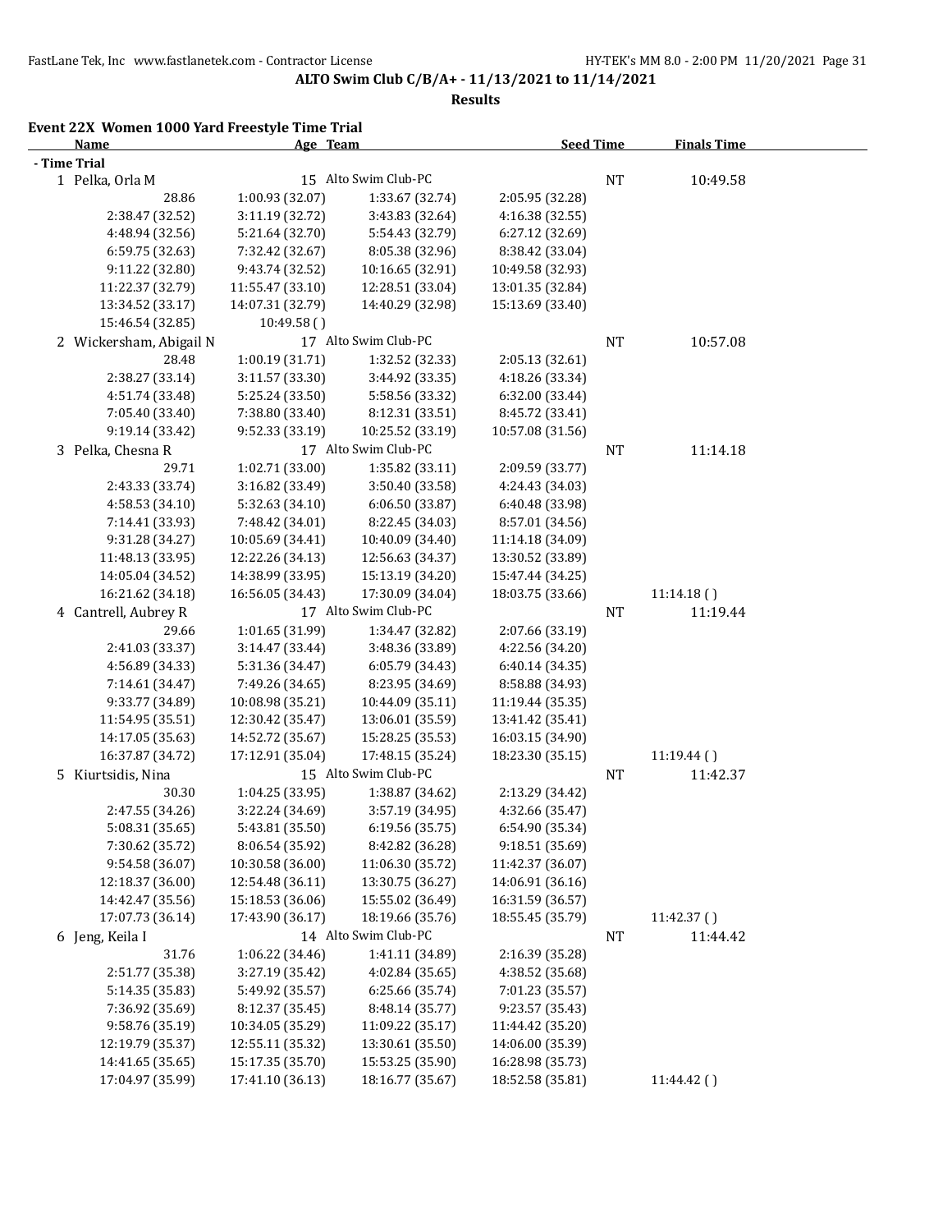**ALTO Swim Club C/B/A+ - 11/13/2021 to 11/14/2021**

**Results**

### Event 22X Women 1000 Yard Freestyle Time Trial

| Name | Age | Team | Seed Time | Finals Time |
|---|---|---|---|---|
| **- Time Trial** | | | | |
| 1 Pelka, Orla M | 15 | Alto Swim Club-PC | NT | 10:49.58 |
| 2 Wickersham, Abigail N | 17 | Alto Swim Club-PC | NT | 10:57.08 |
| 3 Pelka, Chesna R | 17 | Alto Swim Club-PC | NT | 11:14.18 |
| 4 Cantrell, Aubrey R | 17 | Alto Swim Club-PC | NT | 11:19.44 |
| 5 Kiurtsidis, Nina | 15 | Alto Swim Club-PC | NT | 11:42.37 |
| 6 Jeng, Keila I | 14 | Alto Swim Club-PC | NT | 11:44.42 |

**1 Pelka, Orla M** splits:

| | | | |
|---|---|---|---|
| 28.86 | 1:00.93 (32.07) | 1:33.67 (32.74) | 2:05.95 (32.28) |
| 2:38.47 (32.52) | 3:11.19 (32.72) | 3:43.83 (32.64) | 4:16.38 (32.55) |
| 4:48.94 (32.56) | 5:21.64 (32.70) | 5:54.43 (32.79) | 6:27.12 (32.69) |
| 6:59.75 (32.63) | 7:32.42 (32.67) | 8:05.38 (32.96) | 8:38.42 (33.04) |
| 9:11.22 (32.80) | 9:43.74 (32.52) | 10:16.65 (32.91) | 10:49.58 (32.93) |
| 11:22.37 (32.79) | 11:55.47 (33.10) | 12:28.51 (33.04) | 13:01.35 (32.84) |
| 13:34.52 (33.17) | 14:07.31 (32.79) | 14:40.29 (32.98) | 15:13.69 (33.40) |
| 15:46.54 (32.85) | 10:49.58 ( ) | | |

**2 Wickersham, Abigail N** splits:

| | | | |
|---|---|---|---|
| 28.48 | 1:00.19 (31.71) | 1:32.52 (32.33) | 2:05.13 (32.61) |
| 2:38.27 (33.14) | 3:11.57 (33.30) | 3:44.92 (33.35) | 4:18.26 (33.34) |
| 4:51.74 (33.48) | 5:25.24 (33.50) | 5:58.56 (33.32) | 6:32.00 (33.44) |
| 7:05.40 (33.40) | 7:38.80 (33.40) | 8:12.31 (33.51) | 8:45.72 (33.41) |
| 9:19.14 (33.42) | 9:52.33 (33.19) | 10:25.52 (33.19) | 10:57.08 (31.56) |

**3 Pelka, Chesna R** splits:

| | | | | |
|---|---|---|---|---|
| 29.71 | 1:02.71 (33.00) | 1:35.82 (33.11) | 2:09.59 (33.77) | |
| 2:43.33 (33.74) | 3:16.82 (33.49) | 3:50.40 (33.58) | 4:24.43 (34.03) | |
| 4:58.53 (34.10) | 5:32.63 (34.10) | 6:06.50 (33.87) | 6:40.48 (33.98) | |
| 7:14.41 (33.93) | 7:48.42 (34.01) | 8:22.45 (34.03) | 8:57.01 (34.56) | |
| 9:31.28 (34.27) | 10:05.69 (34.41) | 10:40.09 (34.40) | 11:14.18 (34.09) | |
| 11:48.13 (33.95) | 12:22.26 (34.13) | 12:56.63 (34.37) | 13:30.52 (33.89) | |
| 14:05.04 (34.52) | 14:38.99 (33.95) | 15:13.19 (34.20) | 15:47.44 (34.25) | |
| 16:21.62 (34.18) | 16:56.05 (34.43) | 17:30.09 (34.04) | 18:03.75 (33.66) | 11:14.18 ( ) |

**4 Cantrell, Aubrey R** splits:

| | | | | |
|---|---|---|---|---|
| 29.66 | 1:01.65 (31.99) | 1:34.47 (32.82) | 2:07.66 (33.19) | |
| 2:41.03 (33.37) | 3:14.47 (33.44) | 3:48.36 (33.89) | 4:22.56 (34.20) | |
| 4:56.89 (34.33) | 5:31.36 (34.47) | 6:05.79 (34.43) | 6:40.14 (34.35) | |
| 7:14.61 (34.47) | 7:49.26 (34.65) | 8:23.95 (34.69) | 8:58.88 (34.93) | |
| 9:33.77 (34.89) | 10:08.98 (35.21) | 10:44.09 (35.11) | 11:19.44 (35.35) | |
| 11:54.95 (35.51) | 12:30.42 (35.47) | 13:06.01 (35.59) | 13:41.42 (35.41) | |
| 14:17.05 (35.63) | 14:52.72 (35.67) | 15:28.25 (35.53) | 16:03.15 (34.90) | |
| 16:37.87 (34.72) | 17:12.91 (35.04) | 17:48.15 (35.24) | 18:23.30 (35.15) | 11:19.44 ( ) |

**5 Kiurtsidis, Nina** splits:

| | | | | |
|---|---|---|---|---|
| 30.30 | 1:04.25 (33.95) | 1:38.87 (34.62) | 2:13.29 (34.42) | |
| 2:47.55 (34.26) | 3:22.24 (34.69) | 3:57.19 (34.95) | 4:32.66 (35.47) | |
| 5:08.31 (35.65) | 5:43.81 (35.50) | 6:19.56 (35.75) | 6:54.90 (35.34) | |
| 7:30.62 (35.72) | 8:06.54 (35.92) | 8:42.82 (36.28) | 9:18.51 (35.69) | |
| 9:54.58 (36.07) | 10:30.58 (36.00) | 11:06.30 (35.72) | 11:42.37 (36.07) | |
| 12:18.37 (36.00) | 12:54.48 (36.11) | 13:30.75 (36.27) | 14:06.91 (36.16) | |
| 14:42.47 (35.56) | 15:18.53 (36.06) | 15:55.02 (36.49) | 16:31.59 (36.57) | |
| 17:07.73 (36.14) | 17:43.90 (36.17) | 18:19.66 (35.76) | 18:55.45 (35.79) | 11:42.37 ( ) |

**6 Jeng, Keila I** splits:

| | | | | |
|---|---|---|---|---|
| 31.76 | 1:06.22 (34.46) | 1:41.11 (34.89) | 2:16.39 (35.28) | |
| 2:51.77 (35.38) | 3:27.19 (35.42) | 4:02.84 (35.65) | 4:38.52 (35.68) | |
| 5:14.35 (35.83) | 5:49.92 (35.57) | 6:25.66 (35.74) | 7:01.23 (35.57) | |
| 7:36.92 (35.69) | 8:12.37 (35.45) | 8:48.14 (35.77) | 9:23.57 (35.43) | |
| 9:58.76 (35.19) | 10:34.05 (35.29) | 11:09.22 (35.17) | 11:44.42 (35.20) | |
| 12:19.79 (35.37) | 12:55.11 (35.32) | 13:30.61 (35.50) | 14:06.00 (35.39) | |
| 14:41.65 (35.65) | 15:17.35 (35.70) | 15:53.25 (35.90) | 16:28.98 (35.73) | |
| 17:04.97 (35.99) | 17:41.10 (36.13) | 18:16.77 (35.67) | 18:52.58 (35.81) | 11:44.42 ( ) |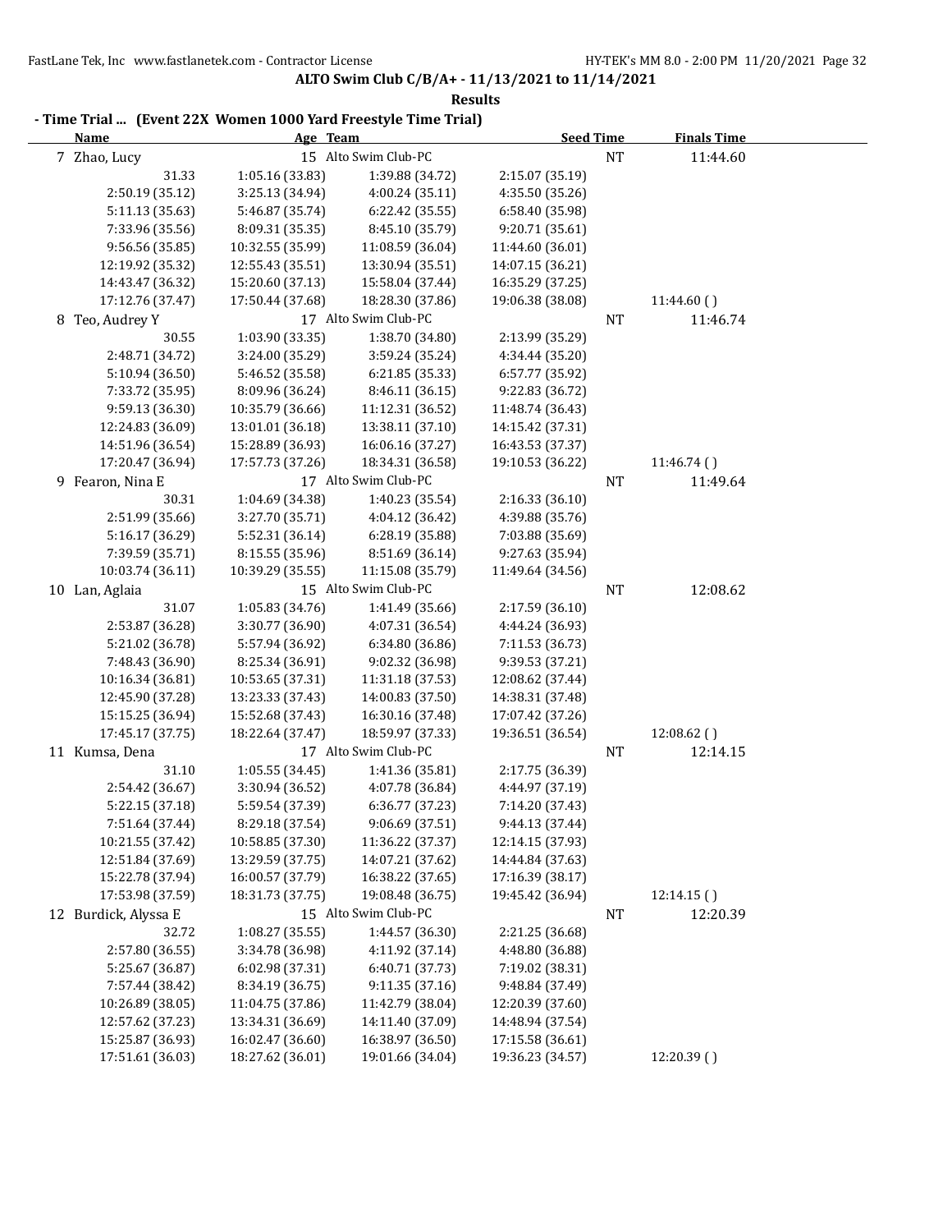**ALTO Swim Club C/B/A+ - 11/13/2021 to 11/14/2021**

**Results**

**- Time Trial ... (Event 22X Women 1000 Yard Freestyle Time Trial)**

| Name | Age | Team | Seed Time | Finals Time |
|---|---|---|---|---|
| 7 Zhao, Lucy | 15 | Alto Swim Club-PC | NT | 11:44.60 |

| | | | | |
|---|---|---|---|---|
| 31.33 | 1:05.16 (33.83) | 1:39.88 (34.72) | 2:15.07 (35.19) | |
| 2:50.19 (35.12) | 3:25.13 (34.94) | 4:00.24 (35.11) | 4:35.50 (35.26) | |
| 5:11.13 (35.63) | 5:46.87 (35.74) | 6:22.42 (35.55) | 6:58.40 (35.98) | |
| 7:33.96 (35.56) | 8:09.31 (35.35) | 8:45.10 (35.79) | 9:20.71 (35.61) | |
| 9:56.56 (35.85) | 10:32.55 (35.99) | 11:08.59 (36.04) | 11:44.60 (36.01) | |
| 12:19.92 (35.32) | 12:55.43 (35.51) | 13:30.94 (35.51) | 14:07.15 (36.21) | |
| 14:43.47 (36.32) | 15:20.60 (37.13) | 15:58.04 (37.44) | 16:35.29 (37.25) | |
| 17:12.76 (37.47) | 17:50.44 (37.68) | 18:28.30 (37.86) | 19:06.38 (38.08) | 11:44.60 ( ) |

| Name | Age | Team | Seed Time | Finals Time |
|---|---|---|---|---|
| 8 Teo, Audrey Y | 17 | Alto Swim Club-PC | NT | 11:46.74 |

| | | | | |
|---|---|---|---|---|
| 30.55 | 1:03.90 (33.35) | 1:38.70 (34.80) | 2:13.99 (35.29) | |
| 2:48.71 (34.72) | 3:24.00 (35.29) | 3:59.24 (35.24) | 4:34.44 (35.20) | |
| 5:10.94 (36.50) | 5:46.52 (35.58) | 6:21.85 (35.33) | 6:57.77 (35.92) | |
| 7:33.72 (35.95) | 8:09.96 (36.24) | 8:46.11 (36.15) | 9:22.83 (36.72) | |
| 9:59.13 (36.30) | 10:35.79 (36.66) | 11:12.31 (36.52) | 11:48.74 (36.43) | |
| 12:24.83 (36.09) | 13:01.01 (36.18) | 13:38.11 (37.10) | 14:15.42 (37.31) | |
| 14:51.96 (36.54) | 15:28.89 (36.93) | 16:06.16 (37.27) | 16:43.53 (37.37) | |
| 17:20.47 (36.94) | 17:57.73 (37.26) | 18:34.31 (36.58) | 19:10.53 (36.22) | 11:46.74 ( ) |

| Name | Age | Team | Seed Time | Finals Time |
|---|---|---|---|---|
| 9 Fearon, Nina E | 17 | Alto Swim Club-PC | NT | 11:49.64 |

| | | | |
|---|---|---|---|
| 30.31 | 1:04.69 (34.38) | 1:40.23 (35.54) | 2:16.33 (36.10) |
| 2:51.99 (35.66) | 3:27.70 (35.71) | 4:04.12 (36.42) | 4:39.88 (35.76) |
| 5:16.17 (36.29) | 5:52.31 (36.14) | 6:28.19 (35.88) | 7:03.88 (35.69) |
| 7:39.59 (35.71) | 8:15.55 (35.96) | 8:51.69 (36.14) | 9:27.63 (35.94) |
| 10:03.74 (36.11) | 10:39.29 (35.55) | 11:15.08 (35.79) | 11:49.64 (34.56) |

| Name | Age | Team | Seed Time | Finals Time |
|---|---|---|---|---|
| 10 Lan, Aglaia | 15 | Alto Swim Club-PC | NT | 12:08.62 |

| | | | | |
|---|---|---|---|---|
| 31.07 | 1:05.83 (34.76) | 1:41.49 (35.66) | 2:17.59 (36.10) | |
| 2:53.87 (36.28) | 3:30.77 (36.90) | 4:07.31 (36.54) | 4:44.24 (36.93) | |
| 5:21.02 (36.78) | 5:57.94 (36.92) | 6:34.80 (36.86) | 7:11.53 (36.73) | |
| 7:48.43 (36.90) | 8:25.34 (36.91) | 9:02.32 (36.98) | 9:39.53 (37.21) | |
| 10:16.34 (36.81) | 10:53.65 (37.31) | 11:31.18 (37.53) | 12:08.62 (37.44) | |
| 12:45.90 (37.28) | 13:23.33 (37.43) | 14:00.83 (37.50) | 14:38.31 (37.48) | |
| 15:15.25 (36.94) | 15:52.68 (37.43) | 16:30.16 (37.48) | 17:07.42 (37.26) | |
| 17:45.17 (37.75) | 18:22.64 (37.47) | 18:59.97 (37.33) | 19:36.51 (36.54) | 12:08.62 ( ) |

| Name | Age | Team | Seed Time | Finals Time |
|---|---|---|---|---|
| 11 Kumsa, Dena | 17 | Alto Swim Club-PC | NT | 12:14.15 |

| | | | | |
|---|---|---|---|---|
| 31.10 | 1:05.55 (34.45) | 1:41.36 (35.81) | 2:17.75 (36.39) | |
| 2:54.42 (36.67) | 3:30.94 (36.52) | 4:07.78 (36.84) | 4:44.97 (37.19) | |
| 5:22.15 (37.18) | 5:59.54 (37.39) | 6:36.77 (37.23) | 7:14.20 (37.43) | |
| 7:51.64 (37.44) | 8:29.18 (37.54) | 9:06.69 (37.51) | 9:44.13 (37.44) | |
| 10:21.55 (37.42) | 10:58.85 (37.30) | 11:36.22 (37.37) | 12:14.15 (37.93) | |
| 12:51.84 (37.69) | 13:29.59 (37.75) | 14:07.21 (37.62) | 14:44.84 (37.63) | |
| 15:22.78 (37.94) | 16:00.57 (37.79) | 16:38.22 (37.65) | 17:16.39 (38.17) | |
| 17:53.98 (37.59) | 18:31.73 (37.75) | 19:08.48 (36.75) | 19:45.42 (36.94) | 12:14.15 ( ) |

| Name | Age | Team | Seed Time | Finals Time |
|---|---|---|---|---|
| 12 Burdick, Alyssa E | 15 | Alto Swim Club-PC | NT | 12:20.39 |

| | | | | |
|---|---|---|---|---|
| 32.72 | 1:08.27 (35.55) | 1:44.57 (36.30) | 2:21.25 (36.68) | |
| 2:57.80 (36.55) | 3:34.78 (36.98) | 4:11.92 (37.14) | 4:48.80 (36.88) | |
| 5:25.67 (36.87) | 6:02.98 (37.31) | 6:40.71 (37.73) | 7:19.02 (38.31) | |
| 7:57.44 (38.42) | 8:34.19 (36.75) | 9:11.35 (37.16) | 9:48.84 (37.49) | |
| 10:26.89 (38.05) | 11:04.75 (37.86) | 11:42.79 (38.04) | 12:20.39 (37.60) | |
| 12:57.62 (37.23) | 13:34.31 (36.69) | 14:11.40 (37.09) | 14:48.94 (37.54) | |
| 15:25.87 (36.93) | 16:02.47 (36.60) | 16:38.97 (36.50) | 17:15.58 (36.61) | |
| 17:51.61 (36.03) | 18:27.62 (36.01) | 19:01.66 (34.04) | 19:36.23 (34.57) | 12:20.39 ( ) |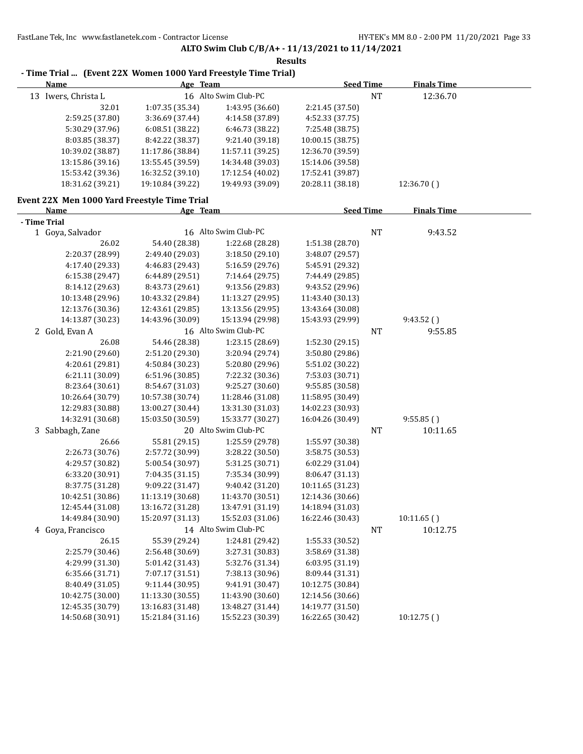**ALTO Swim Club C/B/A+ - 11/13/2021 to 11/14/2021**

**Results**

### - Time Trial ... (Event 22X Women 1000 Yard Freestyle Time Trial)

| Name | Age | Team | Seed Time | Finals Time |
|---|---|---|---|---|
| 13 Iwers, Christa L | 16 | Alto Swim Club-PC | NT | 12:36.70 |

| | | | |
|---|---|---|---|
| 32.01 | 1:07.35 (35.34) | 1:43.95 (36.60) | 2:21.45 (37.50) |
| 2:59.25 (37.80) | 3:36.69 (37.44) | 4:14.58 (37.89) | 4:52.33 (37.75) |
| 5:30.29 (37.96) | 6:08.51 (38.22) | 6:46.73 (38.22) | 7:25.48 (38.75) |
| 8:03.85 (38.37) | 8:42.22 (38.37) | 9:21.40 (39.18) | 10:00.15 (38.75) |
| 10:39.02 (38.87) | 11:17.86 (38.84) | 11:57.11 (39.25) | 12:36.70 (39.59) |
| 13:15.86 (39.16) | 13:55.45 (39.59) | 14:34.48 (39.03) | 15:14.06 (39.58) |
| 15:53.42 (39.36) | 16:32.52 (39.10) | 17:12.54 (40.02) | 17:52.41 (39.87) |
| 18:31.62 (39.21) | 19:10.84 (39.22) | 19:49.93 (39.09) | 20:28.11 (38.18) 12:36.70 ( ) |

### Event 22X Men 1000 Yard Freestyle Time Trial

| Name | Age | Team | Seed Time | Finals Time |
|---|---|---|---|---|
| **- Time Trial** | | | | |
| 1 Goya, Salvador | 16 | Alto Swim Club-PC | NT | 9:43.52 |

| | | | |
|---|---|---|---|
| 26.02 | 54.40 (28.38) | 1:22.68 (28.28) | 1:51.38 (28.70) |
| 2:20.37 (28.99) | 2:49.40 (29.03) | 3:18.50 (29.10) | 3:48.07 (29.57) |
| 4:17.40 (29.33) | 4:46.83 (29.43) | 5:16.59 (29.76) | 5:45.91 (29.32) |
| 6:15.38 (29.47) | 6:44.89 (29.51) | 7:14.64 (29.75) | 7:44.49 (29.85) |
| 8:14.12 (29.63) | 8:43.73 (29.61) | 9:13.56 (29.83) | 9:43.52 (29.96) |
| 10:13.48 (29.96) | 10:43.32 (29.84) | 11:13.27 (29.95) | 11:43.40 (30.13) |
| 12:13.76 (30.36) | 12:43.61 (29.85) | 13:13.56 (29.95) | 13:43.64 (30.08) |
| 14:13.87 (30.23) | 14:43.96 (30.09) | 15:13.94 (29.98) | 15:43.93 (29.99) 9:43.52 ( ) |

| Name | Age | Team | Seed Time | Finals Time |
|---|---|---|---|---|
| 2 Gold, Evan A | 16 | Alto Swim Club-PC | NT | 9:55.85 |

| | | | |
|---|---|---|---|
| 26.08 | 54.46 (28.38) | 1:23.15 (28.69) | 1:52.30 (29.15) |
| 2:21.90 (29.60) | 2:51.20 (29.30) | 3:20.94 (29.74) | 3:50.80 (29.86) |
| 4:20.61 (29.81) | 4:50.84 (30.23) | 5:20.80 (29.96) | 5:51.02 (30.22) |
| 6:21.11 (30.09) | 6:51.96 (30.85) | 7:22.32 (30.36) | 7:53.03 (30.71) |
| 8:23.64 (30.61) | 8:54.67 (31.03) | 9:25.27 (30.60) | 9:55.85 (30.58) |
| 10:26.64 (30.79) | 10:57.38 (30.74) | 11:28.46 (31.08) | 11:58.95 (30.49) |
| 12:29.83 (30.88) | 13:00.27 (30.44) | 13:31.30 (31.03) | 14:02.23 (30.93) |
| 14:32.91 (30.68) | 15:03.50 (30.59) | 15:33.77 (30.27) | 16:04.26 (30.49) 9:55.85 ( ) |

| Name | Age | Team | Seed Time | Finals Time |
|---|---|---|---|---|
| 3 Sabbagh, Zane | 20 | Alto Swim Club-PC | NT | 10:11.65 |

| | | | |
|---|---|---|---|
| 26.66 | 55.81 (29.15) | 1:25.59 (29.78) | 1:55.97 (30.38) |
| 2:26.73 (30.76) | 2:57.72 (30.99) | 3:28.22 (30.50) | 3:58.75 (30.53) |
| 4:29.57 (30.82) | 5:00.54 (30.97) | 5:31.25 (30.71) | 6:02.29 (31.04) |
| 6:33.20 (30.91) | 7:04.35 (31.15) | 7:35.34 (30.99) | 8:06.47 (31.13) |
| 8:37.75 (31.28) | 9:09.22 (31.47) | 9:40.42 (31.20) | 10:11.65 (31.23) |
| 10:42.51 (30.86) | 11:13.19 (30.68) | 11:43.70 (30.51) | 12:14.36 (30.66) |
| 12:45.44 (31.08) | 13:16.72 (31.28) | 13:47.91 (31.19) | 14:18.94 (31.03) |
| 14:49.84 (30.90) | 15:20.97 (31.13) | 15:52.03 (31.06) | 16:22.46 (30.43) 10:11.65 ( ) |

| Name | Age | Team | Seed Time | Finals Time |
|---|---|---|---|---|
| 4 Goya, Francisco | 14 | Alto Swim Club-PC | NT | 10:12.75 |

| | | | |
|---|---|---|---|
| 26.15 | 55.39 (29.24) | 1:24.81 (29.42) | 1:55.33 (30.52) |
| 2:25.79 (30.46) | 2:56.48 (30.69) | 3:27.31 (30.83) | 3:58.69 (31.38) |
| 4:29.99 (31.30) | 5:01.42 (31.43) | 5:32.76 (31.34) | 6:03.95 (31.19) |
| 6:35.66 (31.71) | 7:07.17 (31.51) | 7:38.13 (30.96) | 8:09.44 (31.31) |
| 8:40.49 (31.05) | 9:11.44 (30.95) | 9:41.91 (30.47) | 10:12.75 (30.84) |
| 10:42.75 (30.00) | 11:13.30 (30.55) | 11:43.90 (30.60) | 12:14.56 (30.66) |
| 12:45.35 (30.79) | 13:16.83 (31.48) | 13:48.27 (31.44) | 14:19.77 (31.50) |
| 14:50.68 (30.91) | 15:21.84 (31.16) | 15:52.23 (30.39) | 16:22.65 (30.42) 10:12.75 ( ) |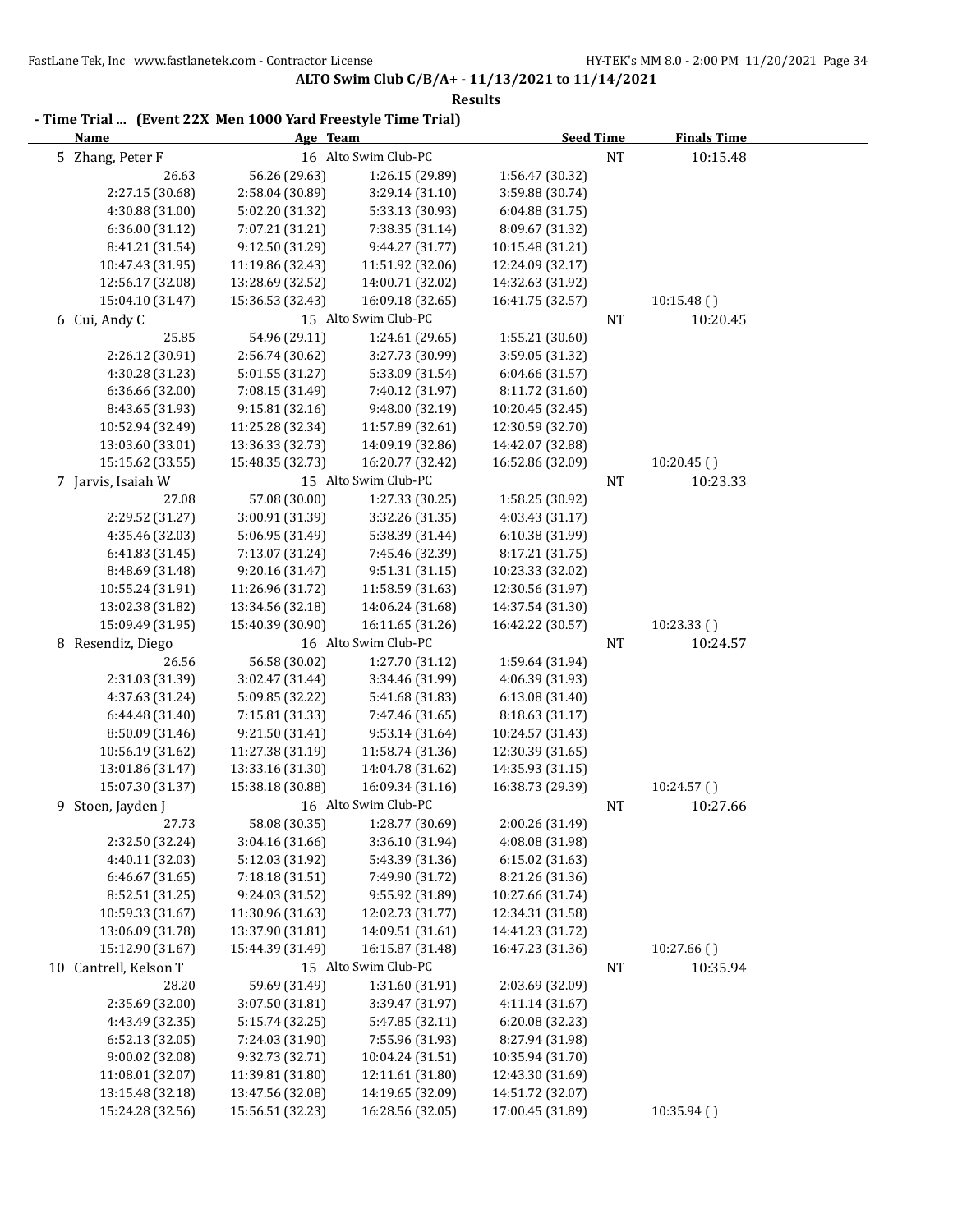**ALTO Swim Club C/B/A+ - 11/13/2021 to 11/14/2021**

**Results**

**- Time Trial ... (Event 22X Men 1000 Yard Freestyle Time Trial)**

| Name | Age | Team | | Seed Time | Finals Time |
|---|---|---|---|---|---|
| 5 Zhang, Peter F | 16 | Alto Swim Club-PC | | NT | 10:15.48 |
| 26.63 | 56.26 (29.63) | 1:26.15 (29.89) | 1:56.47 (30.32) | | |
| 2:27.15 (30.68) | 2:58.04 (30.89) | 3:29.14 (31.10) | 3:59.88 (30.74) | | |
| 4:30.88 (31.00) | 5:02.20 (31.32) | 5:33.13 (30.93) | 6:04.88 (31.75) | | |
| 6:36.00 (31.12) | 7:07.21 (31.21) | 7:38.35 (31.14) | 8:09.67 (31.32) | | |
| 8:41.21 (31.54) | 9:12.50 (31.29) | 9:44.27 (31.77) | 10:15.48 (31.21) | | |
| 10:47.43 (31.95) | 11:19.86 (32.43) | 11:51.92 (32.06) | 12:24.09 (32.17) | | |
| 12:56.17 (32.08) | 13:28.69 (32.52) | 14:00.71 (32.02) | 14:32.63 (31.92) | | |
| 15:04.10 (31.47) | 15:36.53 (32.43) | 16:09.18 (32.65) | 16:41.75 (32.57) | | 10:15.48 ( ) |
| 6 Cui, Andy C | 15 | Alto Swim Club-PC | | NT | 10:20.45 |
| 25.85 | 54.96 (29.11) | 1:24.61 (29.65) | 1:55.21 (30.60) | | |
| 2:26.12 (30.91) | 2:56.74 (30.62) | 3:27.73 (30.99) | 3:59.05 (31.32) | | |
| 4:30.28 (31.23) | 5:01.55 (31.27) | 5:33.09 (31.54) | 6:04.66 (31.57) | | |
| 6:36.66 (32.00) | 7:08.15 (31.49) | 7:40.12 (31.97) | 8:11.72 (31.60) | | |
| 8:43.65 (31.93) | 9:15.81 (32.16) | 9:48.00 (32.19) | 10:20.45 (32.45) | | |
| 10:52.94 (32.49) | 11:25.28 (32.34) | 11:57.89 (32.61) | 12:30.59 (32.70) | | |
| 13:03.60 (33.01) | 13:36.33 (32.73) | 14:09.19 (32.86) | 14:42.07 (32.88) | | |
| 15:15.62 (33.55) | 15:48.35 (32.73) | 16:20.77 (32.42) | 16:52.86 (32.09) | | 10:20.45 ( ) |
| 7 Jarvis, Isaiah W | 15 | Alto Swim Club-PC | | NT | 10:23.33 |
| 27.08 | 57.08 (30.00) | 1:27.33 (30.25) | 1:58.25 (30.92) | | |
| 2:29.52 (31.27) | 3:00.91 (31.39) | 3:32.26 (31.35) | 4:03.43 (31.17) | | |
| 4:35.46 (32.03) | 5:06.95 (31.49) | 5:38.39 (31.44) | 6:10.38 (31.99) | | |
| 6:41.83 (31.45) | 7:13.07 (31.24) | 7:45.46 (32.39) | 8:17.21 (31.75) | | |
| 8:48.69 (31.48) | 9:20.16 (31.47) | 9:51.31 (31.15) | 10:23.33 (32.02) | | |
| 10:55.24 (31.91) | 11:26.96 (31.72) | 11:58.59 (31.63) | 12:30.56 (31.97) | | |
| 13:02.38 (31.82) | 13:34.56 (32.18) | 14:06.24 (31.68) | 14:37.54 (31.30) | | |
| 15:09.49 (31.95) | 15:40.39 (30.90) | 16:11.65 (31.26) | 16:42.22 (30.57) | | 10:23.33 ( ) |
| 8 Resendiz, Diego | 16 | Alto Swim Club-PC | | NT | 10:24.57 |
| 26.56 | 56.58 (30.02) | 1:27.70 (31.12) | 1:59.64 (31.94) | | |
| 2:31.03 (31.39) | 3:02.47 (31.44) | 3:34.46 (31.99) | 4:06.39 (31.93) | | |
| 4:37.63 (31.24) | 5:09.85 (32.22) | 5:41.68 (31.83) | 6:13.08 (31.40) | | |
| 6:44.48 (31.40) | 7:15.81 (31.33) | 7:47.46 (31.65) | 8:18.63 (31.17) | | |
| 8:50.09 (31.46) | 9:21.50 (31.41) | 9:53.14 (31.64) | 10:24.57 (31.43) | | |
| 10:56.19 (31.62) | 11:27.38 (31.19) | 11:58.74 (31.36) | 12:30.39 (31.65) | | |
| 13:01.86 (31.47) | 13:33.16 (31.30) | 14:04.78 (31.62) | 14:35.93 (31.15) | | |
| 15:07.30 (31.37) | 15:38.18 (30.88) | 16:09.34 (31.16) | 16:38.73 (29.39) | | 10:24.57 ( ) |
| 9 Stoen, Jayden J | 16 | Alto Swim Club-PC | | NT | 10:27.66 |
| 27.73 | 58.08 (30.35) | 1:28.77 (30.69) | 2:00.26 (31.49) | | |
| 2:32.50 (32.24) | 3:04.16 (31.66) | 3:36.10 (31.94) | 4:08.08 (31.98) | | |
| 4:40.11 (32.03) | 5:12.03 (31.92) | 5:43.39 (31.36) | 6:15.02 (31.63) | | |
| 6:46.67 (31.65) | 7:18.18 (31.51) | 7:49.90 (31.72) | 8:21.26 (31.36) | | |
| 8:52.51 (31.25) | 9:24.03 (31.52) | 9:55.92 (31.89) | 10:27.66 (31.74) | | |
| 10:59.33 (31.67) | 11:30.96 (31.63) | 12:02.73 (31.77) | 12:34.31 (31.58) | | |
| 13:06.09 (31.78) | 13:37.90 (31.81) | 14:09.51 (31.61) | 14:41.23 (31.72) | | |
| 15:12.90 (31.67) | 15:44.39 (31.49) | 16:15.87 (31.48) | 16:47.23 (31.36) | | 10:27.66 ( ) |
| 10 Cantrell, Kelson T | 15 | Alto Swim Club-PC | | NT | 10:35.94 |
| 28.20 | 59.69 (31.49) | 1:31.60 (31.91) | 2:03.69 (32.09) | | |
| 2:35.69 (32.00) | 3:07.50 (31.81) | 3:39.47 (31.97) | 4:11.14 (31.67) | | |
| 4:43.49 (32.35) | 5:15.74 (32.25) | 5:47.85 (32.11) | 6:20.08 (32.23) | | |
| 6:52.13 (32.05) | 7:24.03 (31.90) | 7:55.96 (31.93) | 8:27.94 (31.98) | | |
| 9:00.02 (32.08) | 9:32.73 (32.71) | 10:04.24 (31.51) | 10:35.94 (31.70) | | |
| 11:08.01 (32.07) | 11:39.81 (31.80) | 12:11.61 (31.80) | 12:43.30 (31.69) | | |
| 13:15.48 (32.18) | 13:47.56 (32.08) | 14:19.65 (32.09) | 14:51.72 (32.07) | | |
| 15:24.28 (32.56) | 15:56.51 (32.23) | 16:28.56 (32.05) | 17:00.45 (31.89) | | 10:35.94 ( ) |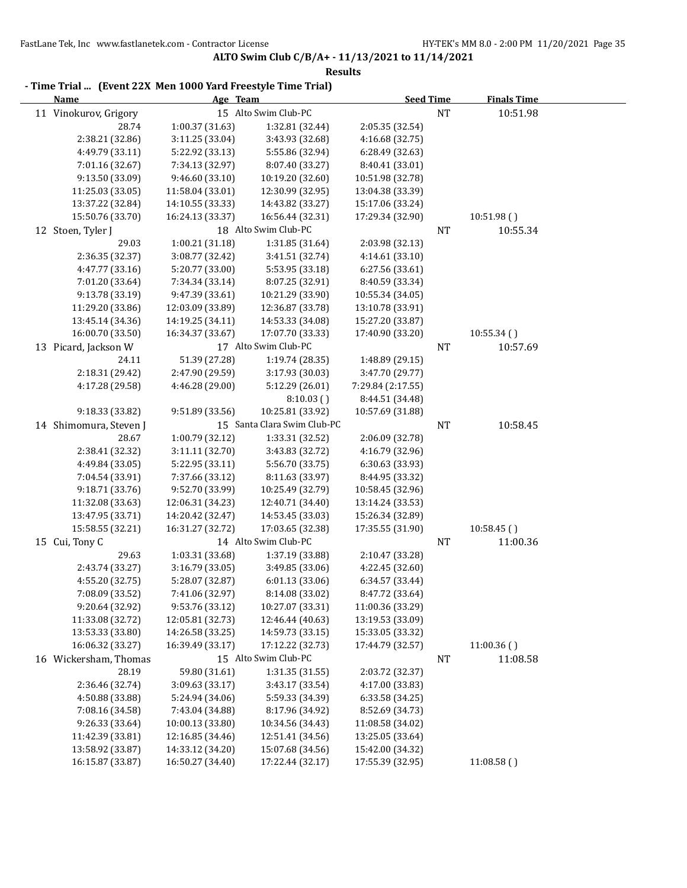**ALTO Swim Club C/B/A+ - 11/13/2021 to 11/14/2021**

**Results**

**- Time Trial ... (Event 22X Men 1000 Yard Freestyle Time Trial)**

| Name | Age Team | | Seed Time | Finals Time |
|---|---|---|---|---|
| 11 Vinokurov, Grigory | 15 Alto Swim Club-PC | | NT | 10:51.98 |
| 28.74 | 1:00.37 (31.63) | 1:32.81 (32.44) | 2:05.35 (32.54) | |
| 2:38.21 (32.86) | 3:11.25 (33.04) | 3:43.93 (32.68) | 4:16.68 (32.75) | |
| 4:49.79 (33.11) | 5:22.92 (33.13) | 5:55.86 (32.94) | 6:28.49 (32.63) | |
| 7:01.16 (32.67) | 7:34.13 (32.97) | 8:07.40 (33.27) | 8:40.41 (33.01) | |
| 9:13.50 (33.09) | 9:46.60 (33.10) | 10:19.20 (32.60) | 10:51.98 (32.78) | |
| 11:25.03 (33.05) | 11:58.04 (33.01) | 12:30.99 (32.95) | 13:04.38 (33.39) | |
| 13:37.22 (32.84) | 14:10.55 (33.33) | 14:43.82 (33.27) | 15:17.06 (33.24) | |
| 15:50.76 (33.70) | 16:24.13 (33.37) | 16:56.44 (32.31) | 17:29.34 (32.90) | 10:51.98 ( ) |
| 12 Stoen, Tyler J | 18 Alto Swim Club-PC | | NT | 10:55.34 |
| 29.03 | 1:00.21 (31.18) | 1:31.85 (31.64) | 2:03.98 (32.13) | |
| 2:36.35 (32.37) | 3:08.77 (32.42) | 3:41.51 (32.74) | 4:14.61 (33.10) | |
| 4:47.77 (33.16) | 5:20.77 (33.00) | 5:53.95 (33.18) | 6:27.56 (33.61) | |
| 7:01.20 (33.64) | 7:34.34 (33.14) | 8:07.25 (32.91) | 8:40.59 (33.34) | |
| 9:13.78 (33.19) | 9:47.39 (33.61) | 10:21.29 (33.90) | 10:55.34 (34.05) | |
| 11:29.20 (33.86) | 12:03.09 (33.89) | 12:36.87 (33.78) | 13:10.78 (33.91) | |
| 13:45.14 (34.36) | 14:19.25 (34.11) | 14:53.33 (34.08) | 15:27.20 (33.87) | |
| 16:00.70 (33.50) | 16:34.37 (33.67) | 17:07.70 (33.33) | 17:40.90 (33.20) | 10:55.34 ( ) |
| 13 Picard, Jackson W | 17 Alto Swim Club-PC | | NT | 10:57.69 |
| 24.11 | 51.39 (27.28) | 1:19.74 (28.35) | 1:48.89 (29.15) | |
| 2:18.31 (29.42) | 2:47.90 (29.59) | 3:17.93 (30.03) | 3:47.70 (29.77) | |
| 4:17.28 (29.58) | 4:46.28 (29.00) | 5:12.29 (26.01) | 7:29.84 (2:17.55) | |
| | | 8:10.03 ( ) | 8:44.51 (34.48) | |
| 9:18.33 (33.82) | 9:51.89 (33.56) | 10:25.81 (33.92) | 10:57.69 (31.88) | |
| 14 Shimomura, Steven J | 15 Santa Clara Swim Club-PC | | NT | 10:58.45 |
| 28.67 | 1:00.79 (32.12) | 1:33.31 (32.52) | 2:06.09 (32.78) | |
| 2:38.41 (32.32) | 3:11.11 (32.70) | 3:43.83 (32.72) | 4:16.79 (32.96) | |
| 4:49.84 (33.05) | 5:22.95 (33.11) | 5:56.70 (33.75) | 6:30.63 (33.93) | |
| 7:04.54 (33.91) | 7:37.66 (33.12) | 8:11.63 (33.97) | 8:44.95 (33.32) | |
| 9:18.71 (33.76) | 9:52.70 (33.99) | 10:25.49 (32.79) | 10:58.45 (32.96) | |
| 11:32.08 (33.63) | 12:06.31 (34.23) | 12:40.71 (34.40) | 13:14.24 (33.53) | |
| 13:47.95 (33.71) | 14:20.42 (32.47) | 14:53.45 (33.03) | 15:26.34 (32.89) | |
| 15:58.55 (32.21) | 16:31.27 (32.72) | 17:03.65 (32.38) | 17:35.55 (31.90) | 10:58.45 ( ) |
| 15 Cui, Tony C | 14 Alto Swim Club-PC | | NT | 11:00.36 |
| 29.63 | 1:03.31 (33.68) | 1:37.19 (33.88) | 2:10.47 (33.28) | |
| 2:43.74 (33.27) | 3:16.79 (33.05) | 3:49.85 (33.06) | 4:22.45 (32.60) | |
| 4:55.20 (32.75) | 5:28.07 (32.87) | 6:01.13 (33.06) | 6:34.57 (33.44) | |
| 7:08.09 (33.52) | 7:41.06 (32.97) | 8:14.08 (33.02) | 8:47.72 (33.64) | |
| 9:20.64 (32.92) | 9:53.76 (33.12) | 10:27.07 (33.31) | 11:00.36 (33.29) | |
| 11:33.08 (32.72) | 12:05.81 (32.73) | 12:46.44 (40.63) | 13:19.53 (33.09) | |
| 13:53.33 (33.80) | 14:26.58 (33.25) | 14:59.73 (33.15) | 15:33.05 (33.32) | |
| 16:06.32 (33.27) | 16:39.49 (33.17) | 17:12.22 (32.73) | 17:44.79 (32.57) | 11:00.36 ( ) |
| 16 Wickersham, Thomas | 15 Alto Swim Club-PC | | NT | 11:08.58 |
| 28.19 | 59.80 (31.61) | 1:31.35 (31.55) | 2:03.72 (32.37) | |
| 2:36.46 (32.74) | 3:09.63 (33.17) | 3:43.17 (33.54) | 4:17.00 (33.83) | |
| 4:50.88 (33.88) | 5:24.94 (34.06) | 5:59.33 (34.39) | 6:33.58 (34.25) | |
| 7:08.16 (34.58) | 7:43.04 (34.88) | 8:17.96 (34.92) | 8:52.69 (34.73) | |
| 9:26.33 (33.64) | 10:00.13 (33.80) | 10:34.56 (34.43) | 11:08.58 (34.02) | |
| 11:42.39 (33.81) | 12:16.85 (34.46) | 12:51.41 (34.56) | 13:25.05 (33.64) | |
| 13:58.92 (33.87) | 14:33.12 (34.20) | 15:07.68 (34.56) | 15:42.00 (34.32) | |
| 16:15.87 (33.87) | 16:50.27 (34.40) | 17:22.44 (32.17) | 17:55.39 (32.95) | 11:08.58 ( ) |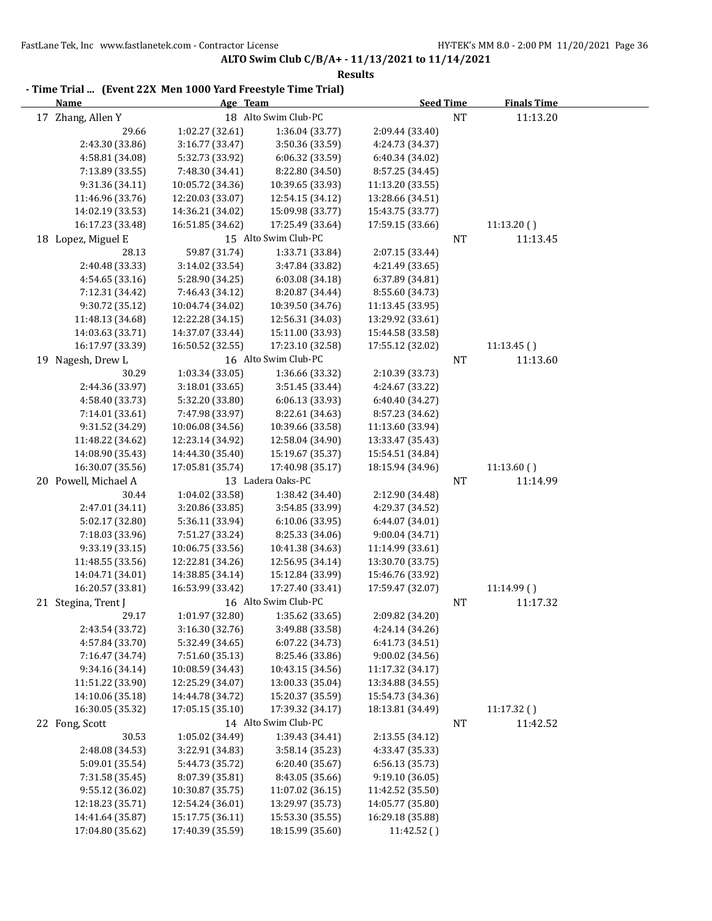**ALTO Swim Club C/B/A+ - 11/13/2021 to 11/14/2021**

**Results**

**- Time Trial ... (Event 22X Men 1000 Yard Freestyle Time Trial)**

| Name | Age | Team | Seed Time | Finals Time |
|---|---|---|---|---|
| 17 Zhang, Allen Y | 18 | Alto Swim Club-PC | NT | 11:13.20 |

| | | | | |
|---|---|---|---|---|
| 29.66 | 1:02.27 (32.61) | 1:36.04 (33.77) | 2:09.44 (33.40) | |
| 2:43.30 (33.86) | 3:16.77 (33.47) | 3:50.36 (33.59) | 4:24.73 (34.37) | |
| 4:58.81 (34.08) | 5:32.73 (33.92) | 6:06.32 (33.59) | 6:40.34 (34.02) | |
| 7:13.89 (33.55) | 7:48.30 (34.41) | 8:22.80 (34.50) | 8:57.25 (34.45) | |
| 9:31.36 (34.11) | 10:05.72 (34.36) | 10:39.65 (33.93) | 11:13.20 (33.55) | |
| 11:46.96 (33.76) | 12:20.03 (33.07) | 12:54.15 (34.12) | 13:28.66 (34.51) | |
| 14:02.19 (33.53) | 14:36.21 (34.02) | 15:09.98 (33.77) | 15:43.75 (33.77) | |
| 16:17.23 (33.48) | 16:51.85 (34.62) | 17:25.49 (33.64) | 17:59.15 (33.66) | 11:13.20 ( ) |

| Name | Age | Team | Seed Time | Finals Time |
|---|---|---|---|---|
| 18 Lopez, Miguel E | 15 | Alto Swim Club-PC | NT | 11:13.45 |

| | | | | |
|---|---|---|---|---|
| 28.13 | 59.87 (31.74) | 1:33.71 (33.84) | 2:07.15 (33.44) | |
| 2:40.48 (33.33) | 3:14.02 (33.54) | 3:47.84 (33.82) | 4:21.49 (33.65) | |
| 4:54.65 (33.16) | 5:28.90 (34.25) | 6:03.08 (34.18) | 6:37.89 (34.81) | |
| 7:12.31 (34.42) | 7:46.43 (34.12) | 8:20.87 (34.44) | 8:55.60 (34.73) | |
| 9:30.72 (35.12) | 10:04.74 (34.02) | 10:39.50 (34.76) | 11:13.45 (33.95) | |
| 11:48.13 (34.68) | 12:22.28 (34.15) | 12:56.31 (34.03) | 13:29.92 (33.61) | |
| 14:03.63 (33.71) | 14:37.07 (33.44) | 15:11.00 (33.93) | 15:44.58 (33.58) | |
| 16:17.97 (33.39) | 16:50.52 (32.55) | 17:23.10 (32.58) | 17:55.12 (32.02) | 11:13.45 ( ) |

| Name | Age | Team | Seed Time | Finals Time |
|---|---|---|---|---|
| 19 Nagesh, Drew L | 16 | Alto Swim Club-PC | NT | 11:13.60 |

| | | | | |
|---|---|---|---|---|
| 30.29 | 1:03.34 (33.05) | 1:36.66 (33.32) | 2:10.39 (33.73) | |
| 2:44.36 (33.97) | 3:18.01 (33.65) | 3:51.45 (33.44) | 4:24.67 (33.22) | |
| 4:58.40 (33.73) | 5:32.20 (33.80) | 6:06.13 (33.93) | 6:40.40 (34.27) | |
| 7:14.01 (33.61) | 7:47.98 (33.97) | 8:22.61 (34.63) | 8:57.23 (34.62) | |
| 9:31.52 (34.29) | 10:06.08 (34.56) | 10:39.66 (33.58) | 11:13.60 (33.94) | |
| 11:48.22 (34.62) | 12:23.14 (34.92) | 12:58.04 (34.90) | 13:33.47 (35.43) | |
| 14:08.90 (35.43) | 14:44.30 (35.40) | 15:19.67 (35.37) | 15:54.51 (34.84) | |
| 16:30.07 (35.56) | 17:05.81 (35.74) | 17:40.98 (35.17) | 18:15.94 (34.96) | 11:13.60 ( ) |

| Name | Age | Team | Seed Time | Finals Time |
|---|---|---|---|---|
| 20 Powell, Michael A | 13 | Ladera Oaks-PC | NT | 11:14.99 |

| | | | | |
|---|---|---|---|---|
| 30.44 | 1:04.02 (33.58) | 1:38.42 (34.40) | 2:12.90 (34.48) | |
| 2:47.01 (34.11) | 3:20.86 (33.85) | 3:54.85 (33.99) | 4:29.37 (34.52) | |
| 5:02.17 (32.80) | 5:36.11 (33.94) | 6:10.06 (33.95) | 6:44.07 (34.01) | |
| 7:18.03 (33.96) | 7:51.27 (33.24) | 8:25.33 (34.06) | 9:00.04 (34.71) | |
| 9:33.19 (33.15) | 10:06.75 (33.56) | 10:41.38 (34.63) | 11:14.99 (33.61) | |
| 11:48.55 (33.56) | 12:22.81 (34.26) | 12:56.95 (34.14) | 13:30.70 (33.75) | |
| 14:04.71 (34.01) | 14:38.85 (34.14) | 15:12.84 (33.99) | 15:46.76 (33.92) | |
| 16:20.57 (33.81) | 16:53.99 (33.42) | 17:27.40 (33.41) | 17:59.47 (32.07) | 11:14.99 ( ) |

| Name | Age | Team | Seed Time | Finals Time |
|---|---|---|---|---|
| 21 Stegina, Trent J | 16 | Alto Swim Club-PC | NT | 11:17.32 |

| | | | | |
|---|---|---|---|---|
| 29.17 | 1:01.97 (32.80) | 1:35.62 (33.65) | 2:09.82 (34.20) | |
| 2:43.54 (33.72) | 3:16.30 (32.76) | 3:49.88 (33.58) | 4:24.14 (34.26) | |
| 4:57.84 (33.70) | 5:32.49 (34.65) | 6:07.22 (34.73) | 6:41.73 (34.51) | |
| 7:16.47 (34.74) | 7:51.60 (35.13) | 8:25.46 (33.86) | 9:00.02 (34.56) | |
| 9:34.16 (34.14) | 10:08.59 (34.43) | 10:43.15 (34.56) | 11:17.32 (34.17) | |
| 11:51.22 (33.90) | 12:25.29 (34.07) | 13:00.33 (35.04) | 13:34.88 (34.55) | |
| 14:10.06 (35.18) | 14:44.78 (34.72) | 15:20.37 (35.59) | 15:54.73 (34.36) | |
| 16:30.05 (35.32) | 17:05.15 (35.10) | 17:39.32 (34.17) | 18:13.81 (34.49) | 11:17.32 ( ) |

| Name | Age | Team | Seed Time | Finals Time |
|---|---|---|---|---|
| 22 Fong, Scott | 14 | Alto Swim Club-PC | NT | 11:42.52 |

| | | | |
|---|---|---|---|
| 30.53 | 1:05.02 (34.49) | 1:39.43 (34.41) | 2:13.55 (34.12) |
| 2:48.08 (34.53) | 3:22.91 (34.83) | 3:58.14 (35.23) | 4:33.47 (35.33) |
| 5:09.01 (35.54) | 5:44.73 (35.72) | 6:20.40 (35.67) | 6:56.13 (35.73) |
| 7:31.58 (35.45) | 8:07.39 (35.81) | 8:43.05 (35.66) | 9:19.10 (36.05) |
| 9:55.12 (36.02) | 10:30.87 (35.75) | 11:07.02 (36.15) | 11:42.52 (35.50) |
| 12:18.23 (35.71) | 12:54.24 (36.01) | 13:29.97 (35.73) | 14:05.77 (35.80) |
| 14:41.64 (35.87) | 15:17.75 (36.11) | 15:53.30 (35.55) | 16:29.18 (35.88) |
| 17:04.80 (35.62) | 17:40.39 (35.59) | 18:15.99 (35.60) | 11:42.52 ( ) |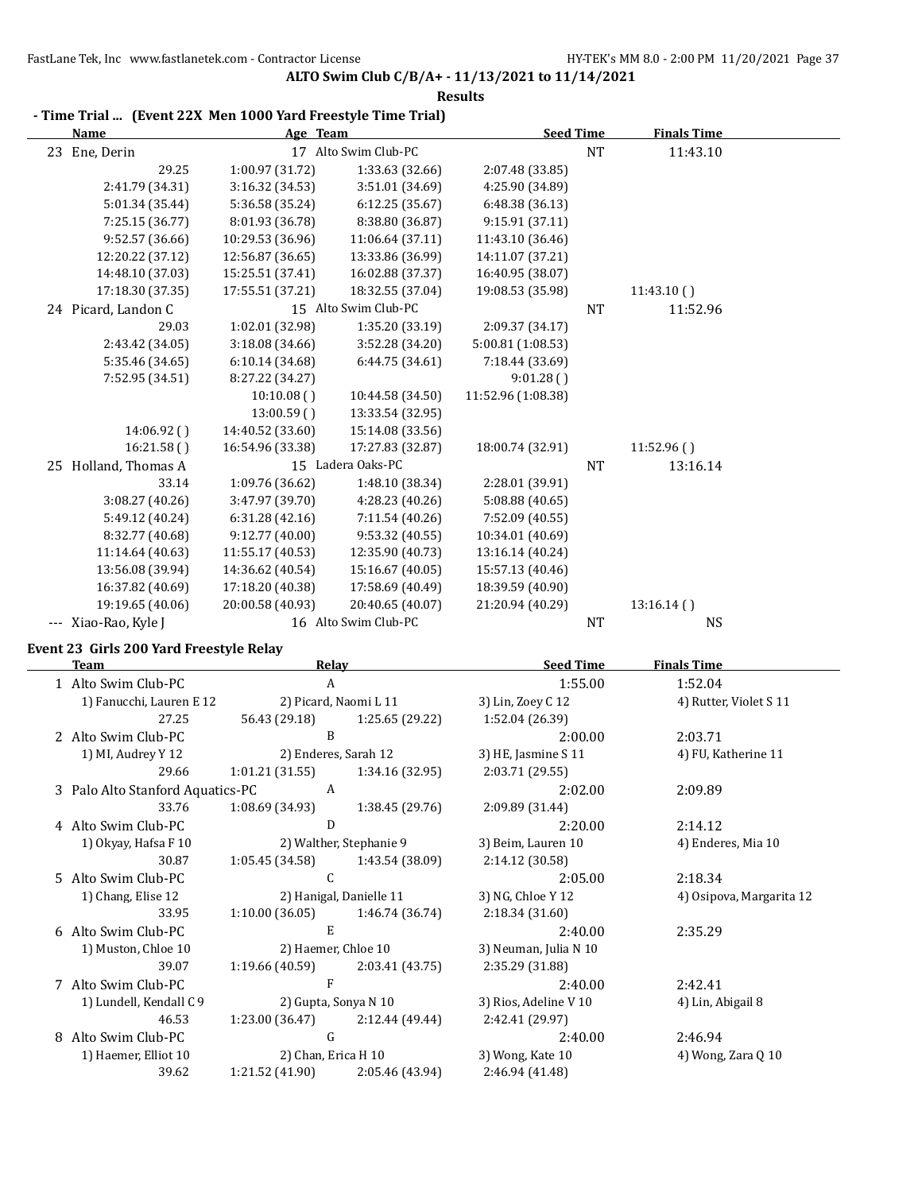**ALTO Swim Club C/B/A+ - 11/13/2021 to 11/14/2021**

**Results**

### - Time Trial ... (Event 22X Men 1000 Yard Freestyle Time Trial)

| | Name | Age | Team | Seed Time | Finals Time |
|---|---|---|---|---|---|
| 23 | Ene, Derin | 17 | Alto Swim Club-PC | NT | 11:43.10 |

29.25 | 1:00.97 (31.72) | 1:33.63 (32.66) | 2:07.48 (33.85)
2:41.79 (34.31) | 3:16.32 (34.53) | 3:51.01 (34.69) | 4:25.90 (34.89)
5:01.34 (35.44) | 5:36.58 (35.24) | 6:12.25 (35.67) | 6:48.38 (36.13)
7:25.15 (36.77) | 8:01.93 (36.78) | 8:38.80 (36.87) | 9:15.91 (37.11)
9:52.57 (36.66) | 10:29.53 (36.96) | 11:06.64 (37.11) | 11:43.10 (36.46)
12:20.22 (37.12) | 12:56.87 (36.65) | 13:33.86 (36.99) | 14:11.07 (37.21)
14:48.10 (37.03) | 15:25.51 (37.41) | 16:02.88 (37.37) | 16:40.95 (38.07)
17:18.30 (37.35) | 17:55.51 (37.21) | 18:32.55 (37.04) | 19:08.53 (35.98) | 11:43.10 ( )

| | Name | Age | Team | Seed Time | Finals Time |
|---|---|---|---|---|---|
| 24 | Picard, Landon C | 15 | Alto Swim Club-PC | NT | 11:52.96 |

29.03 | 1:02.01 (32.98) | 1:35.20 (33.19) | 2:09.37 (34.17)
2:43.42 (34.05) | 3:18.08 (34.66) | 3:52.28 (34.20) | 5:00.81 (1:08.53)
5:35.46 (34.65) | 6:10.14 (34.68) | 6:44.75 (34.61) | 7:18.44 (33.69)
7:52.95 (34.51) | 8:27.22 (34.27) | | 9:01.28 ( )
| 10:10.08 ( ) | 10:44.58 (34.50) | 11:52.96 (1:08.38)
| 13:00.59 ( ) | 13:33.54 (32.95) |
14:06.92 ( ) | 14:40.52 (33.60) | 15:14.08 (33.56) |
16:21.58 ( ) | 16:54.96 (33.38) | 17:27.83 (32.87) | 18:00.74 (32.91) | 11:52.96 ( )

| | Name | Age | Team | Seed Time | Finals Time |
|---|---|---|---|---|---|
| 25 | Holland, Thomas A | 15 | Ladera Oaks-PC | NT | 13:16.14 |

33.14 | 1:09.76 (36.62) | 1:48.10 (38.34) | 2:28.01 (39.91)
3:08.27 (40.26) | 3:47.97 (39.70) | 4:28.23 (40.26) | 5:08.88 (40.65)
5:49.12 (40.24) | 6:31.28 (42.16) | 7:11.54 (40.26) | 7:52.09 (40.55)
8:32.77 (40.68) | 9:12.77 (40.00) | 9:53.32 (40.55) | 10:34.01 (40.69)
11:14.64 (40.63) | 11:55.17 (40.53) | 12:35.90 (40.73) | 13:16.14 (40.24)
13:56.08 (39.94) | 14:36.62 (40.54) | 15:16.67 (40.05) | 15:57.13 (40.46)
16:37.82 (40.69) | 17:18.20 (40.38) | 17:58.69 (40.49) | 18:39.59 (40.90)
19:19.65 (40.06) | 20:00.58 (40.93) | 20:40.65 (40.07) | 21:20.94 (40.29) | 13:16.14 ( )

| | Name | Age | Team | Seed Time | Finals Time |
|---|---|---|---|---|---|
| --- | Xiao-Rao, Kyle J | 16 | Alto Swim Club-PC | NT | NS |

### Event 23 Girls 200 Yard Freestyle Relay

| | Team | Relay | Seed Time | Finals Time |
|---|---|---|---|---|
| 1 | Alto Swim Club-PC | A | 1:55.00 | 1:52.04 |

1) Fanucchi, Lauren E 12 | 2) Picard, Naomi L 11 | 3) Lin, Zoey C 12 | 4) Rutter, Violet S 11
27.25 | 56.43 (29.18) | 1:25.65 (29.22) | 1:52.04 (26.39)

| | Team | Relay | Seed Time | Finals Time |
|---|---|---|---|---|
| 2 | Alto Swim Club-PC | B | 2:00.00 | 2:03.71 |

1) MI, Audrey Y 12 | 2) Enderes, Sarah 12 | 3) HE, Jasmine S 11 | 4) FU, Katherine 11
29.66 | 1:01.21 (31.55) | 1:34.16 (32.95) | 2:03.71 (29.55)

| | Team | Relay | Seed Time | Finals Time |
|---|---|---|---|---|
| 3 | Palo Alto Stanford Aquatics-PC | A | 2:02.00 | 2:09.89 |

33.76 | 1:08.69 (34.93) | 1:38.45 (29.76) | 2:09.89 (31.44)

| | Team | Relay | Seed Time | Finals Time |
|---|---|---|---|---|
| 4 | Alto Swim Club-PC | D | 2:20.00 | 2:14.12 |

1) Okyay, Hafsa F 10 | 2) Walther, Stephanie 9 | 3) Beim, Lauren 10 | 4) Enderes, Mia 10
30.87 | 1:05.45 (34.58) | 1:43.54 (38.09) | 2:14.12 (30.58)

| | Team | Relay | Seed Time | Finals Time |
|---|---|---|---|---|
| 5 | Alto Swim Club-PC | C | 2:05.00 | 2:18.34 |

1) Chang, Elise 12 | 2) Hanigal, Danielle 11 | 3) NG, Chloe Y 12 | 4) Osipova, Margarita 12
33.95 | 1:10.00 (36.05) | 1:46.74 (36.74) | 2:18.34 (31.60)

| | Team | Relay | Seed Time | Finals Time |
|---|---|---|---|---|
| 6 | Alto Swim Club-PC | E | 2:40.00 | 2:35.29 |

1) Muston, Chloe 10 | 2) Haemer, Chloe 10 | 3) Neuman, Julia N 10
39.07 | 1:19.66 (40.59) | 2:03.41 (43.75) | 2:35.29 (31.88)

| | Team | Relay | Seed Time | Finals Time |
|---|---|---|---|---|
| 7 | Alto Swim Club-PC | F | 2:40.00 | 2:42.41 |

1) Lundell, Kendall C 9 | 2) Gupta, Sonya N 10 | 3) Rios, Adeline V 10 | 4) Lin, Abigail 8
46.53 | 1:23.00 (36.47) | 2:12.44 (49.44) | 2:42.41 (29.97)

| | Team | Relay | Seed Time | Finals Time |
|---|---|---|---|---|
| 8 | Alto Swim Club-PC | G | 2:40.00 | 2:46.94 |

1) Haemer, Elliot 10 | 2) Chan, Erica H 10 | 3) Wong, Kate 10 | 4) Wong, Zara Q 10
39.62 | 1:21.52 (41.90) | 2:05.46 (43.94) | 2:46.94 (41.48)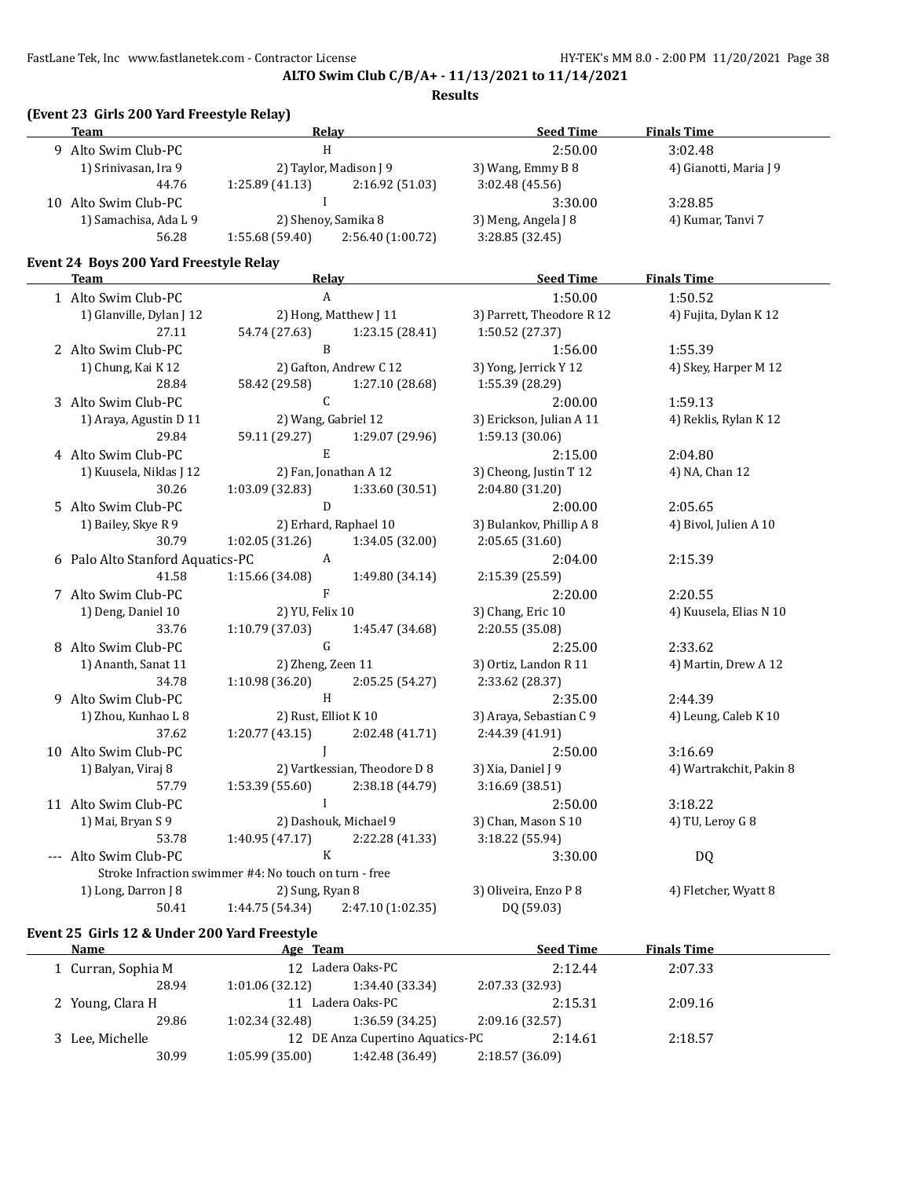**ALTO Swim Club C/B/A+ - 11/13/2021 to 11/14/2021**

**Results**

### (Event 23 Girls 200 Yard Freestyle Relay)

| | Team | Relay | | Seed Time | Finals Time |
|---|---|---|---|---|---|
| 9 | Alto Swim Club-PC | H | | 2:50.00 | 3:02.48 |
| | 1) Srinivasan, Ira 9 | 2) Taylor, Madison J 9 | | 3) Wang, Emmy B 8 | 4) Gianotti, Maria J 9 |
| | 44.76 | 1:25.89 (41.13) | 2:16.92 (51.03) | 3:02.48 (45.56) | |
| 10 | Alto Swim Club-PC | I | | 3:30.00 | 3:28.85 |
| | 1) Samachisa, Ada L 9 | 2) Shenoy, Samika 8 | | 3) Meng, Angela J 8 | 4) Kumar, Tanvi 7 |
| | 56.28 | 1:55.68 (59.40) | 2:56.40 (1:00.72) | 3:28.85 (32.45) | |

### Event 24 Boys 200 Yard Freestyle Relay

| | Team | Relay | | Seed Time | Finals Time |
|---|---|---|---|---|---|
| 1 | Alto Swim Club-PC | A | | 1:50.00 | 1:50.52 |
| | 1) Glanville, Dylan J 12 | 2) Hong, Matthew J 11 | | 3) Parrett, Theodore R 12 | 4) Fujita, Dylan K 12 |
| | 27.11 | 54.74 (27.63) | 1:23.15 (28.41) | 1:50.52 (27.37) | |
| 2 | Alto Swim Club-PC | B | | 1:56.00 | 1:55.39 |
| | 1) Chung, Kai K 12 | 2) Gafton, Andrew C 12 | | 3) Yong, Jerrick Y 12 | 4) Skey, Harper M 12 |
| | 28.84 | 58.42 (29.58) | 1:27.10 (28.68) | 1:55.39 (28.29) | |
| 3 | Alto Swim Club-PC | C | | 2:00.00 | 1:59.13 |
| | 1) Araya, Agustin D 11 | 2) Wang, Gabriel 12 | | 3) Erickson, Julian A 11 | 4) Reklis, Rylan K 12 |
| | 29.84 | 59.11 (29.27) | 1:29.07 (29.96) | 1:59.13 (30.06) | |
| 4 | Alto Swim Club-PC | E | | 2:15.00 | 2:04.80 |
| | 1) Kuusela, Niklas J 12 | 2) Fan, Jonathan A 12 | | 3) Cheong, Justin T 12 | 4) NA, Chan 12 |
| | 30.26 | 1:03.09 (32.83) | 1:33.60 (30.51) | 2:04.80 (31.20) | |
| 5 | Alto Swim Club-PC | D | | 2:00.00 | 2:05.65 |
| | 1) Bailey, Skye R 9 | 2) Erhard, Raphael 10 | | 3) Bulankov, Phillip A 8 | 4) Bivol, Julien A 10 |
| | 30.79 | 1:02.05 (31.26) | 1:34.05 (32.00) | 2:05.65 (31.60) | |
| 6 | Palo Alto Stanford Aquatics-PC | A | | 2:04.00 | 2:15.39 |
| | 41.58 | 1:15.66 (34.08) | 1:49.80 (34.14) | 2:15.39 (25.59) | |
| 7 | Alto Swim Club-PC | F | | 2:20.00 | 2:20.55 |
| | 1) Deng, Daniel 10 | 2) YU, Felix 10 | | 3) Chang, Eric 10 | 4) Kuusela, Elias N 10 |
| | 33.76 | 1:10.79 (37.03) | 1:45.47 (34.68) | 2:20.55 (35.08) | |
| 8 | Alto Swim Club-PC | G | | 2:25.00 | 2:33.62 |
| | 1) Ananth, Sanat 11 | 2) Zheng, Zeen 11 | | 3) Ortiz, Landon R 11 | 4) Martin, Drew A 12 |
| | 34.78 | 1:10.98 (36.20) | 2:05.25 (54.27) | 2:33.62 (28.37) | |
| 9 | Alto Swim Club-PC | H | | 2:35.00 | 2:44.39 |
| | 1) Zhou, Kunhao L 8 | 2) Rust, Elliot K 10 | | 3) Araya, Sebastian C 9 | 4) Leung, Caleb K 10 |
| | 37.62 | 1:20.77 (43.15) | 2:02.48 (41.71) | 2:44.39 (41.91) | |
| 10 | Alto Swim Club-PC | J | | 2:50.00 | 3:16.69 |
| | 1) Balyan, Viraj 8 | 2) Vartkessian, Theodore D 8 | | 3) Xia, Daniel J 9 | 4) Wartrakchit, Pakin 8 |
| | 57.79 | 1:53.39 (55.60) | 2:38.18 (44.79) | 3:16.69 (38.51) | |
| 11 | Alto Swim Club-PC | I | | 2:50.00 | 3:18.22 |
| | 1) Mai, Bryan S 9 | 2) Dashouk, Michael 9 | | 3) Chan, Mason S 10 | 4) TU, Leroy G 8 |
| | 53.78 | 1:40.95 (47.17) | 2:22.28 (41.33) | 3:18.22 (55.94) | |
| --- | Alto Swim Club-PC | K | | 3:30.00 | DQ |
| | Stroke Infraction swimmer #4: No touch on turn - free | | | | |
| | 1) Long, Darron J 8 | 2) Sung, Ryan 8 | | 3) Oliveira, Enzo P 8 | 4) Fletcher, Wyatt 8 |
| | 50.41 | 1:44.75 (54.34) | 2:47.10 (1:02.35) | DQ (59.03) | |

### Event 25 Girls 12 & Under 200 Yard Freestyle

| | Name | Age | Team | Seed Time | Finals Time |
|---|---|---|---|---|---|
| 1 | Curran, Sophia M | 12 | Ladera Oaks-PC | 2:12.44 | 2:07.33 |
| | 28.94 | 1:01.06 (32.12) | 1:34.40 (33.34) | 2:07.33 (32.93) | |
| 2 | Young, Clara H | 11 | Ladera Oaks-PC | 2:15.31 | 2:09.16 |
| | 29.86 | 1:02.34 (32.48) | 1:36.59 (34.25) | 2:09.16 (32.57) | |
| 3 | Lee, Michelle | 12 | DE Anza Cupertino Aquatics-PC | 2:14.61 | 2:18.57 |
| | 30.99 | 1:05.99 (35.00) | 1:42.48 (36.49) | 2:18.57 (36.09) | |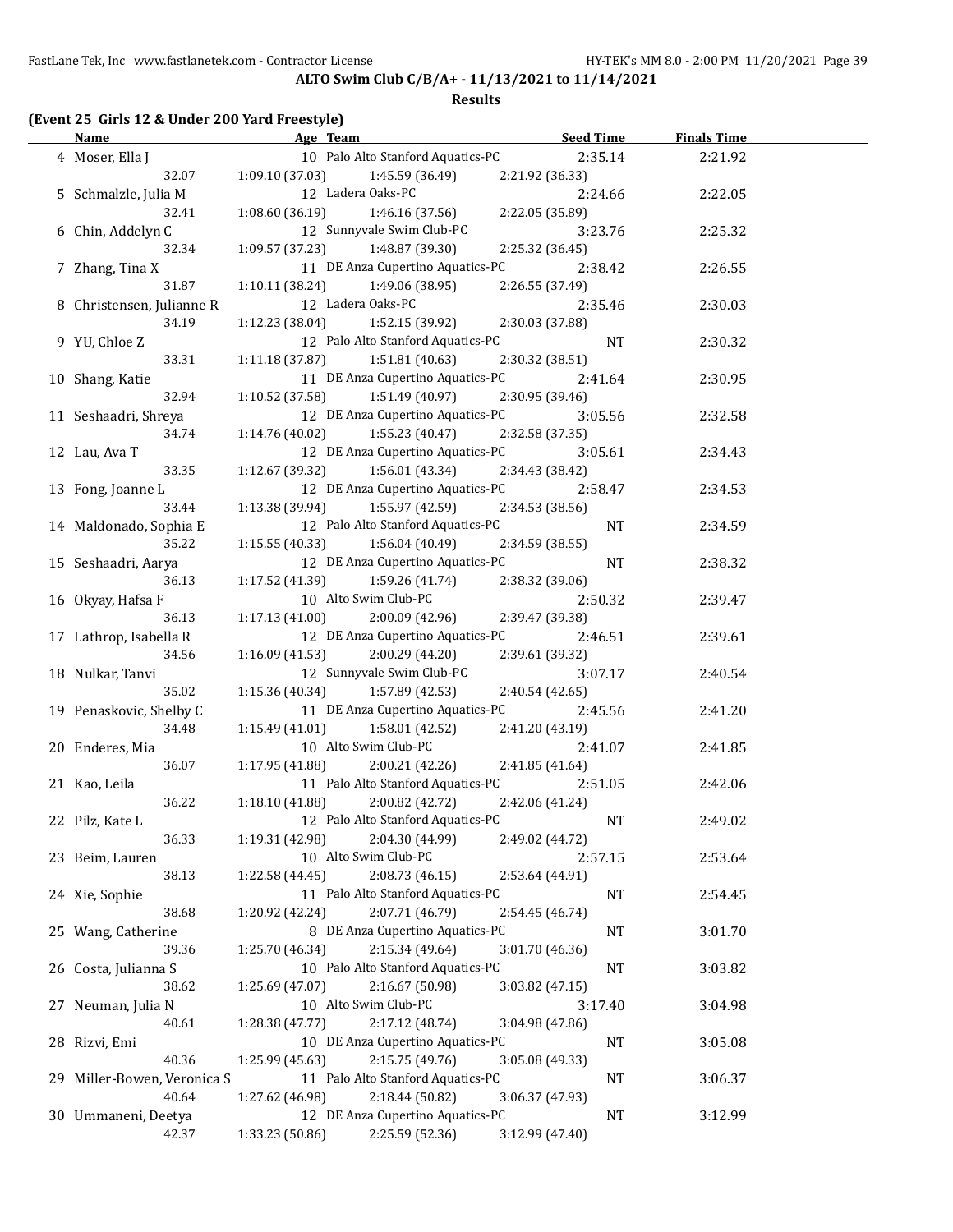**ALTO Swim Club C/B/A+ - 11/13/2021 to 11/14/2021**

**Results**

**(Event 25 Girls 12 & Under 200 Yard Freestyle)**

| | Name | Age | Team | Seed Time | Finals Time |
|---|---|---|---|---|---|
| 4 | Moser, Ella J | 10 | Palo Alto Stanford Aquatics-PC | 2:35.14 | 2:21.92 |
| | 32.07 | 1:09.10 (37.03) | 1:45.59 (36.49) | 2:21.92 (36.33) | |
| 5 | Schmalzle, Julia M | 12 | Ladera Oaks-PC | 2:24.66 | 2:22.05 |
| | 32.41 | 1:08.60 (36.19) | 1:46.16 (37.56) | 2:22.05 (35.89) | |
| 6 | Chin, Addelyn C | 12 | Sunnyvale Swim Club-PC | 3:23.76 | 2:25.32 |
| | 32.34 | 1:09.57 (37.23) | 1:48.87 (39.30) | 2:25.32 (36.45) | |
| 7 | Zhang, Tina X | 11 | DE Anza Cupertino Aquatics-PC | 2:38.42 | 2:26.55 |
| | 31.87 | 1:10.11 (38.24) | 1:49.06 (38.95) | 2:26.55 (37.49) | |
| 8 | Christensen, Julianne R | 12 | Ladera Oaks-PC | 2:35.46 | 2:30.03 |
| | 34.19 | 1:12.23 (38.04) | 1:52.15 (39.92) | 2:30.03 (37.88) | |
| 9 | YU, Chloe Z | 12 | Palo Alto Stanford Aquatics-PC | NT | 2:30.32 |
| | 33.31 | 1:11.18 (37.87) | 1:51.81 (40.63) | 2:30.32 (38.51) | |
| 10 | Shang, Katie | 11 | DE Anza Cupertino Aquatics-PC | 2:41.64 | 2:30.95 |
| | 32.94 | 1:10.52 (37.58) | 1:51.49 (40.97) | 2:30.95 (39.46) | |
| 11 | Seshaadri, Shreya | 12 | DE Anza Cupertino Aquatics-PC | 3:05.56 | 2:32.58 |
| | 34.74 | 1:14.76 (40.02) | 1:55.23 (40.47) | 2:32.58 (37.35) | |
| 12 | Lau, Ava T | 12 | DE Anza Cupertino Aquatics-PC | 3:05.61 | 2:34.43 |
| | 33.35 | 1:12.67 (39.32) | 1:56.01 (43.34) | 2:34.43 (38.42) | |
| 13 | Fong, Joanne L | 12 | DE Anza Cupertino Aquatics-PC | 2:58.47 | 2:34.53 |
| | 33.44 | 1:13.38 (39.94) | 1:55.97 (42.59) | 2:34.53 (38.56) | |
| 14 | Maldonado, Sophia E | 12 | Palo Alto Stanford Aquatics-PC | NT | 2:34.59 |
| | 35.22 | 1:15.55 (40.33) | 1:56.04 (40.49) | 2:34.59 (38.55) | |
| 15 | Seshaadri, Aarya | 12 | DE Anza Cupertino Aquatics-PC | NT | 2:38.32 |
| | 36.13 | 1:17.52 (41.39) | 1:59.26 (41.74) | 2:38.32 (39.06) | |
| 16 | Okyay, Hafsa F | 10 | Alto Swim Club-PC | 2:50.32 | 2:39.47 |
| | 36.13 | 1:17.13 (41.00) | 2:00.09 (42.96) | 2:39.47 (39.38) | |
| 17 | Lathrop, Isabella R | 12 | DE Anza Cupertino Aquatics-PC | 2:46.51 | 2:39.61 |
| | 34.56 | 1:16.09 (41.53) | 2:00.29 (44.20) | 2:39.61 (39.32) | |
| 18 | Nulkar, Tanvi | 12 | Sunnyvale Swim Club-PC | 3:07.17 | 2:40.54 |
| | 35.02 | 1:15.36 (40.34) | 1:57.89 (42.53) | 2:40.54 (42.65) | |
| 19 | Penaskovic, Shelby C | 11 | DE Anza Cupertino Aquatics-PC | 2:45.56 | 2:41.20 |
| | 34.48 | 1:15.49 (41.01) | 1:58.01 (42.52) | 2:41.20 (43.19) | |
| 20 | Enderes, Mia | 10 | Alto Swim Club-PC | 2:41.07 | 2:41.85 |
| | 36.07 | 1:17.95 (41.88) | 2:00.21 (42.26) | 2:41.85 (41.64) | |
| 21 | Kao, Leila | 11 | Palo Alto Stanford Aquatics-PC | 2:51.05 | 2:42.06 |
| | 36.22 | 1:18.10 (41.88) | 2:00.82 (42.72) | 2:42.06 (41.24) | |
| 22 | Pilz, Kate L | 12 | Palo Alto Stanford Aquatics-PC | NT | 2:49.02 |
| | 36.33 | 1:19.31 (42.98) | 2:04.30 (44.99) | 2:49.02 (44.72) | |
| 23 | Beim, Lauren | 10 | Alto Swim Club-PC | 2:57.15 | 2:53.64 |
| | 38.13 | 1:22.58 (44.45) | 2:08.73 (46.15) | 2:53.64 (44.91) | |
| 24 | Xie, Sophie | 11 | Palo Alto Stanford Aquatics-PC | NT | 2:54.45 |
| | 38.68 | 1:20.92 (42.24) | 2:07.71 (46.79) | 2:54.45 (46.74) | |
| 25 | Wang, Catherine | 8 | DE Anza Cupertino Aquatics-PC | NT | 3:01.70 |
| | 39.36 | 1:25.70 (46.34) | 2:15.34 (49.64) | 3:01.70 (46.36) | |
| 26 | Costa, Julianna S | 10 | Palo Alto Stanford Aquatics-PC | NT | 3:03.82 |
| | 38.62 | 1:25.69 (47.07) | 2:16.67 (50.98) | 3:03.82 (47.15) | |
| 27 | Neuman, Julia N | 10 | Alto Swim Club-PC | 3:17.40 | 3:04.98 |
| | 40.61 | 1:28.38 (47.77) | 2:17.12 (48.74) | 3:04.98 (47.86) | |
| 28 | Rizvi, Emi | 10 | DE Anza Cupertino Aquatics-PC | NT | 3:05.08 |
| | 40.36 | 1:25.99 (45.63) | 2:15.75 (49.76) | 3:05.08 (49.33) | |
| 29 | Miller-Bowen, Veronica S | 11 | Palo Alto Stanford Aquatics-PC | NT | 3:06.37 |
| | 40.64 | 1:27.62 (46.98) | 2:18.44 (50.82) | 3:06.37 (47.93) | |
| 30 | Ummaneni, Deetya | 12 | DE Anza Cupertino Aquatics-PC | NT | 3:12.99 |
| | 42.37 | 1:33.23 (50.86) | 2:25.59 (52.36) | 3:12.99 (47.40) | |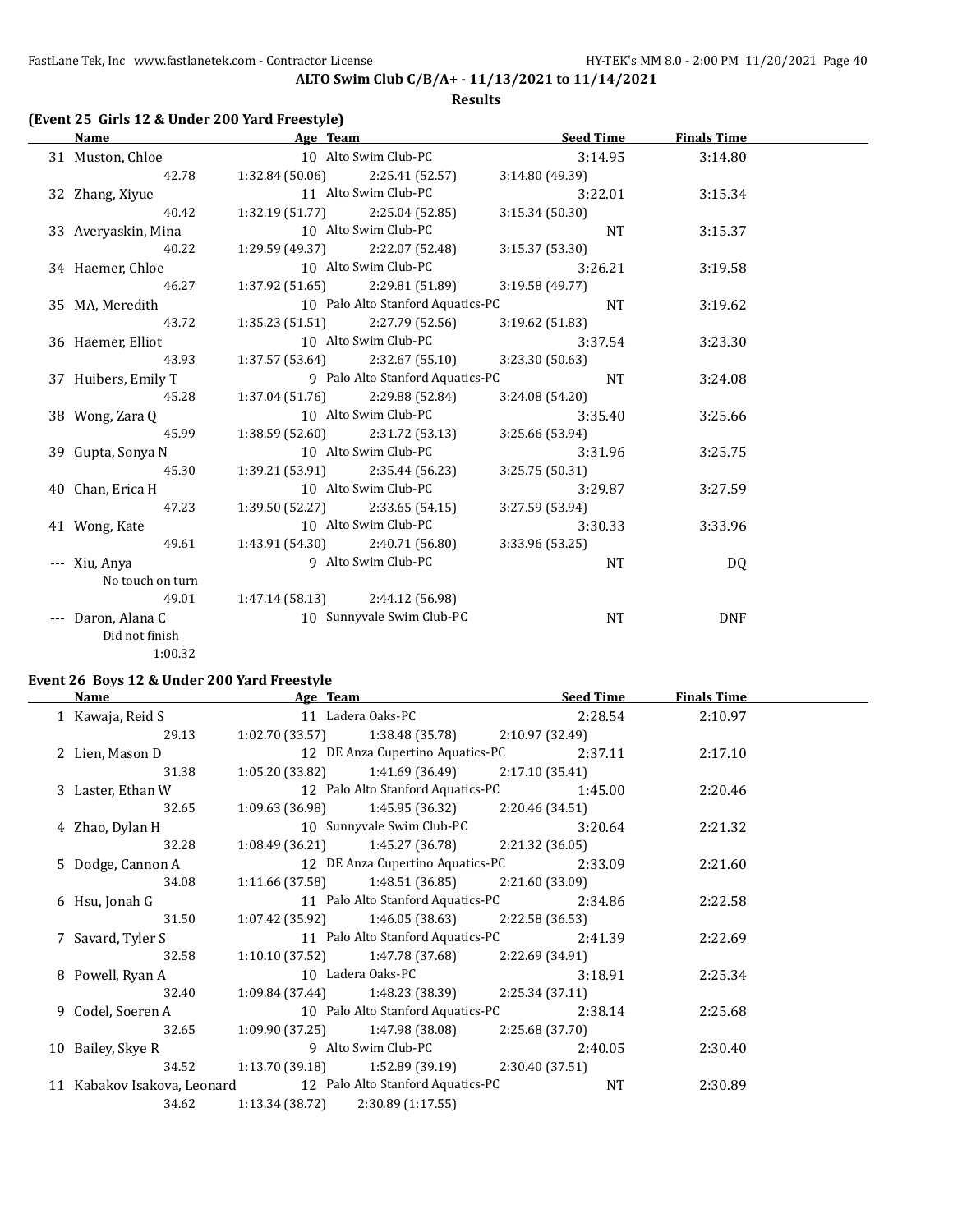**ALTO Swim Club C/B/A+ - 11/13/2021 to 11/14/2021**

**Results**

### (Event 25 Girls 12 & Under 200 Yard Freestyle)

| | Name | Age | Team | Seed Time | Finals Time |
|---|---|---|---|---|---|
| 31 | Muston, Chloe | 10 | Alto Swim Club-PC | 3:14.95 | 3:14.80 |
| | 42.78 | 1:32.84 (50.06) | 2:25.41 (52.57) | 3:14.80 (49.39) | |
| 32 | Zhang, Xiyue | 11 | Alto Swim Club-PC | 3:22.01 | 3:15.34 |
| | 40.42 | 1:32.19 (51.77) | 2:25.04 (52.85) | 3:15.34 (50.30) | |
| 33 | Averyaskin, Mina | 10 | Alto Swim Club-PC | NT | 3:15.37 |
| | 40.22 | 1:29.59 (49.37) | 2:22.07 (52.48) | 3:15.37 (53.30) | |
| 34 | Haemer, Chloe | 10 | Alto Swim Club-PC | 3:26.21 | 3:19.58 |
| | 46.27 | 1:37.92 (51.65) | 2:29.81 (51.89) | 3:19.58 (49.77) | |
| 35 | MA, Meredith | 10 | Palo Alto Stanford Aquatics-PC | NT | 3:19.62 |
| | 43.72 | 1:35.23 (51.51) | 2:27.79 (52.56) | 3:19.62 (51.83) | |
| 36 | Haemer, Elliot | 10 | Alto Swim Club-PC | 3:37.54 | 3:23.30 |
| | 43.93 | 1:37.57 (53.64) | 2:32.67 (55.10) | 3:23.30 (50.63) | |
| 37 | Huibers, Emily T | 9 | Palo Alto Stanford Aquatics-PC | NT | 3:24.08 |
| | 45.28 | 1:37.04 (51.76) | 2:29.88 (52.84) | 3:24.08 (54.20) | |
| 38 | Wong, Zara Q | 10 | Alto Swim Club-PC | 3:35.40 | 3:25.66 |
| | 45.99 | 1:38.59 (52.60) | 2:31.72 (53.13) | 3:25.66 (53.94) | |
| 39 | Gupta, Sonya N | 10 | Alto Swim Club-PC | 3:31.96 | 3:25.75 |
| | 45.30 | 1:39.21 (53.91) | 2:35.44 (56.23) | 3:25.75 (50.31) | |
| 40 | Chan, Erica H | 10 | Alto Swim Club-PC | 3:29.87 | 3:27.59 |
| | 47.23 | 1:39.50 (52.27) | 2:33.65 (54.15) | 3:27.59 (53.94) | |
| 41 | Wong, Kate | 10 | Alto Swim Club-PC | 3:30.33 | 3:33.96 |
| | 49.61 | 1:43.91 (54.30) | 2:40.71 (56.80) | 3:33.96 (53.25) | |
| --- | Xiu, Anya | 9 | Alto Swim Club-PC | NT | DQ |
| | No touch on turn | | | | |
| | 49.01 | 1:47.14 (58.13) | 2:44.12 (56.98) | | |
| --- | Daron, Alana C | 10 | Sunnyvale Swim Club-PC | NT | DNF |
| | Did not finish | | | | |
| | 1:00.32 | | | | |

### Event 26 Boys 12 & Under 200 Yard Freestyle

| | Name | Age | Team | Seed Time | Finals Time |
|---|---|---|---|---|---|
| 1 | Kawaja, Reid S | 11 | Ladera Oaks-PC | 2:28.54 | 2:10.97 |
| | 29.13 | 1:02.70 (33.57) | 1:38.48 (35.78) | 2:10.97 (32.49) | |
| 2 | Lien, Mason D | 12 | DE Anza Cupertino Aquatics-PC | 2:37.11 | 2:17.10 |
| | 31.38 | 1:05.20 (33.82) | 1:41.69 (36.49) | 2:17.10 (35.41) | |
| 3 | Laster, Ethan W | 12 | Palo Alto Stanford Aquatics-PC | 1:45.00 | 2:20.46 |
| | 32.65 | 1:09.63 (36.98) | 1:45.95 (36.32) | 2:20.46 (34.51) | |
| 4 | Zhao, Dylan H | 10 | Sunnyvale Swim Club-PC | 3:20.64 | 2:21.32 |
| | 32.28 | 1:08.49 (36.21) | 1:45.27 (36.78) | 2:21.32 (36.05) | |
| 5 | Dodge, Cannon A | 12 | DE Anza Cupertino Aquatics-PC | 2:33.09 | 2:21.60 |
| | 34.08 | 1:11.66 (37.58) | 1:48.51 (36.85) | 2:21.60 (33.09) | |
| 6 | Hsu, Jonah G | 11 | Palo Alto Stanford Aquatics-PC | 2:34.86 | 2:22.58 |
| | 31.50 | 1:07.42 (35.92) | 1:46.05 (38.63) | 2:22.58 (36.53) | |
| 7 | Savard, Tyler S | 11 | Palo Alto Stanford Aquatics-PC | 2:41.39 | 2:22.69 |
| | 32.58 | 1:10.10 (37.52) | 1:47.78 (37.68) | 2:22.69 (34.91) | |
| 8 | Powell, Ryan A | 10 | Ladera Oaks-PC | 3:18.91 | 2:25.34 |
| | 32.40 | 1:09.84 (37.44) | 1:48.23 (38.39) | 2:25.34 (37.11) | |
| 9 | Codel, Soeren A | 10 | Palo Alto Stanford Aquatics-PC | 2:38.14 | 2:25.68 |
| | 32.65 | 1:09.90 (37.25) | 1:47.98 (38.08) | 2:25.68 (37.70) | |
| 10 | Bailey, Skye R | 9 | Alto Swim Club-PC | 2:40.05 | 2:30.40 |
| | 34.52 | 1:13.70 (39.18) | 1:52.89 (39.19) | 2:30.40 (37.51) | |
| 11 | Kabakov Isakova, Leonard | 12 | Palo Alto Stanford Aquatics-PC | NT | 2:30.89 |
| | 34.62 | 1:13.34 (38.72) | 2:30.89 (1:17.55) | | |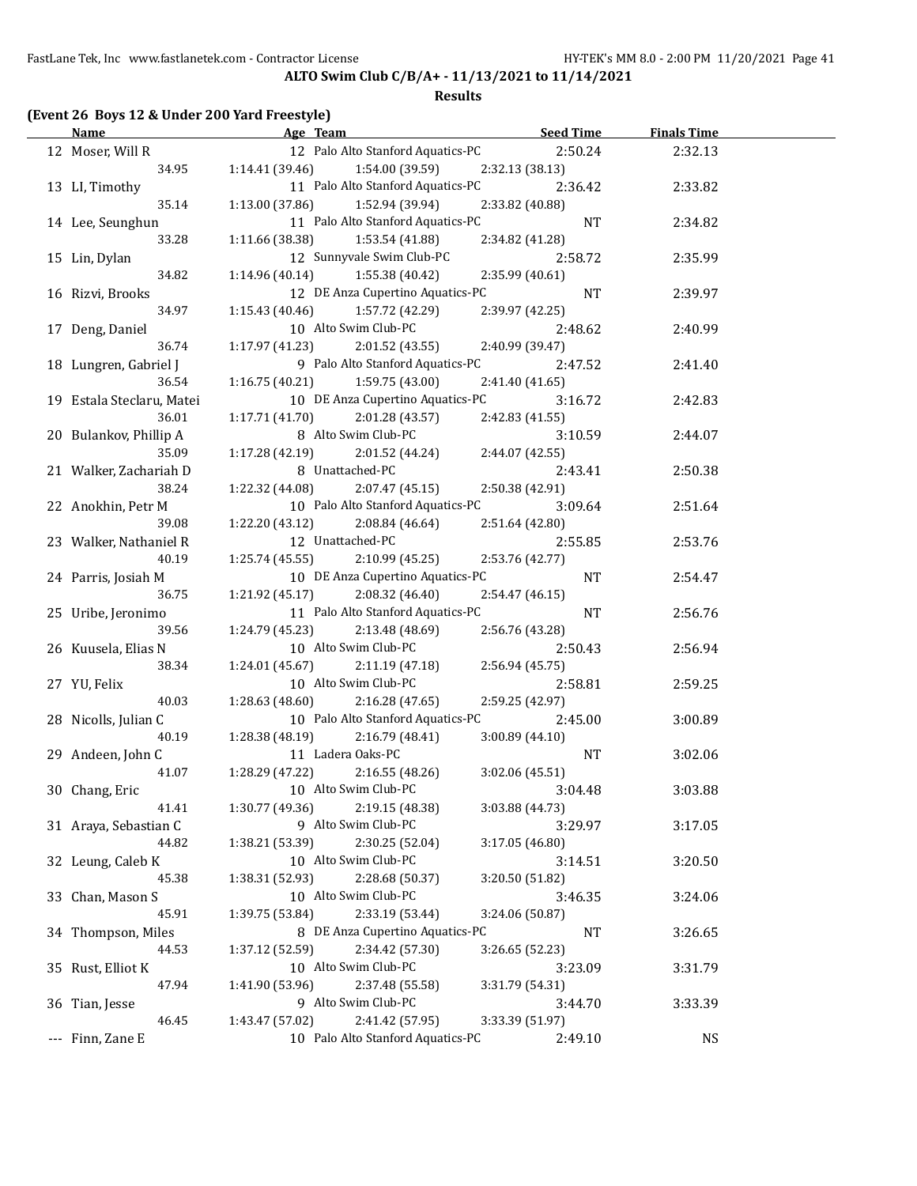**ALTO Swim Club C/B/A+ - 11/13/2021 to 11/14/2021**

**Results**

**(Event 26 Boys 12 & Under 200 Yard Freestyle)**

| | Name | Age | Team | Seed Time | Finals Time |
|---|---|---|---|---|---|
| 12 | Moser, Will R | 12 | Palo Alto Stanford Aquatics-PC | 2:50.24 | 2:32.13 |
| | 34.95 | 1:14.41 (39.46) | 1:54.00 (39.59) | 2:32.13 (38.13) | |
| 13 | LI, Timothy | 11 | Palo Alto Stanford Aquatics-PC | 2:36.42 | 2:33.82 |
| | 35.14 | 1:13.00 (37.86) | 1:52.94 (39.94) | 2:33.82 (40.88) | |
| 14 | Lee, Seunghun | 11 | Palo Alto Stanford Aquatics-PC | NT | 2:34.82 |
| | 33.28 | 1:11.66 (38.38) | 1:53.54 (41.88) | 2:34.82 (41.28) | |
| 15 | Lin, Dylan | 12 | Sunnyvale Swim Club-PC | 2:58.72 | 2:35.99 |
| | 34.82 | 1:14.96 (40.14) | 1:55.38 (40.42) | 2:35.99 (40.61) | |
| 16 | Rizvi, Brooks | 12 | DE Anza Cupertino Aquatics-PC | NT | 2:39.97 |
| | 34.97 | 1:15.43 (40.46) | 1:57.72 (42.29) | 2:39.97 (42.25) | |
| 17 | Deng, Daniel | 10 | Alto Swim Club-PC | 2:48.62 | 2:40.99 |
| | 36.74 | 1:17.97 (41.23) | 2:01.52 (43.55) | 2:40.99 (39.47) | |
| 18 | Lungren, Gabriel J | 9 | Palo Alto Stanford Aquatics-PC | 2:47.52 | 2:41.40 |
| | 36.54 | 1:16.75 (40.21) | 1:59.75 (43.00) | 2:41.40 (41.65) | |
| 19 | Estala Steclaru, Matei | 10 | DE Anza Cupertino Aquatics-PC | 3:16.72 | 2:42.83 |
| | 36.01 | 1:17.71 (41.70) | 2:01.28 (43.57) | 2:42.83 (41.55) | |
| 20 | Bulankov, Phillip A | 8 | Alto Swim Club-PC | 3:10.59 | 2:44.07 |
| | 35.09 | 1:17.28 (42.19) | 2:01.52 (44.24) | 2:44.07 (42.55) | |
| 21 | Walker, Zachariah D | 8 | Unattached-PC | 2:43.41 | 2:50.38 |
| | 38.24 | 1:22.32 (44.08) | 2:07.47 (45.15) | 2:50.38 (42.91) | |
| 22 | Anokhin, Petr M | 10 | Palo Alto Stanford Aquatics-PC | 3:09.64 | 2:51.64 |
| | 39.08 | 1:22.20 (43.12) | 2:08.84 (46.64) | 2:51.64 (42.80) | |
| 23 | Walker, Nathaniel R | 12 | Unattached-PC | 2:55.85 | 2:53.76 |
| | 40.19 | 1:25.74 (45.55) | 2:10.99 (45.25) | 2:53.76 (42.77) | |
| 24 | Parris, Josiah M | 10 | DE Anza Cupertino Aquatics-PC | NT | 2:54.47 |
| | 36.75 | 1:21.92 (45.17) | 2:08.32 (46.40) | 2:54.47 (46.15) | |
| 25 | Uribe, Jeronimo | 11 | Palo Alto Stanford Aquatics-PC | NT | 2:56.76 |
| | 39.56 | 1:24.79 (45.23) | 2:13.48 (48.69) | 2:56.76 (43.28) | |
| 26 | Kuusela, Elias N | 10 | Alto Swim Club-PC | 2:50.43 | 2:56.94 |
| | 38.34 | 1:24.01 (45.67) | 2:11.19 (47.18) | 2:56.94 (45.75) | |
| 27 | YU, Felix | 10 | Alto Swim Club-PC | 2:58.81 | 2:59.25 |
| | 40.03 | 1:28.63 (48.60) | 2:16.28 (47.65) | 2:59.25 (42.97) | |
| 28 | Nicolls, Julian C | 10 | Palo Alto Stanford Aquatics-PC | 2:45.00 | 3:00.89 |
| | 40.19 | 1:28.38 (48.19) | 2:16.79 (48.41) | 3:00.89 (44.10) | |
| 29 | Andeen, John C | 11 | Ladera Oaks-PC | NT | 3:02.06 |
| | 41.07 | 1:28.29 (47.22) | 2:16.55 (48.26) | 3:02.06 (45.51) | |
| 30 | Chang, Eric | 10 | Alto Swim Club-PC | 3:04.48 | 3:03.88 |
| | 41.41 | 1:30.77 (49.36) | 2:19.15 (48.38) | 3:03.88 (44.73) | |
| 31 | Araya, Sebastian C | 9 | Alto Swim Club-PC | 3:29.97 | 3:17.05 |
| | 44.82 | 1:38.21 (53.39) | 2:30.25 (52.04) | 3:17.05 (46.80) | |
| 32 | Leung, Caleb K | 10 | Alto Swim Club-PC | 3:14.51 | 3:20.50 |
| | 45.38 | 1:38.31 (52.93) | 2:28.68 (50.37) | 3:20.50 (51.82) | |
| 33 | Chan, Mason S | 10 | Alto Swim Club-PC | 3:46.35 | 3:24.06 |
| | 45.91 | 1:39.75 (53.84) | 2:33.19 (53.44) | 3:24.06 (50.87) | |
| 34 | Thompson, Miles | 8 | DE Anza Cupertino Aquatics-PC | NT | 3:26.65 |
| | 44.53 | 1:37.12 (52.59) | 2:34.42 (57.30) | 3:26.65 (52.23) | |
| 35 | Rust, Elliot K | 10 | Alto Swim Club-PC | 3:23.09 | 3:31.79 |
| | 47.94 | 1:41.90 (53.96) | 2:37.48 (55.58) | 3:31.79 (54.31) | |
| 36 | Tian, Jesse | 9 | Alto Swim Club-PC | 3:44.70 | 3:33.39 |
| | 46.45 | 1:43.47 (57.02) | 2:41.42 (57.95) | 3:33.39 (51.97) | |
| --- | Finn, Zane E | 10 | Palo Alto Stanford Aquatics-PC | 2:49.10 | NS |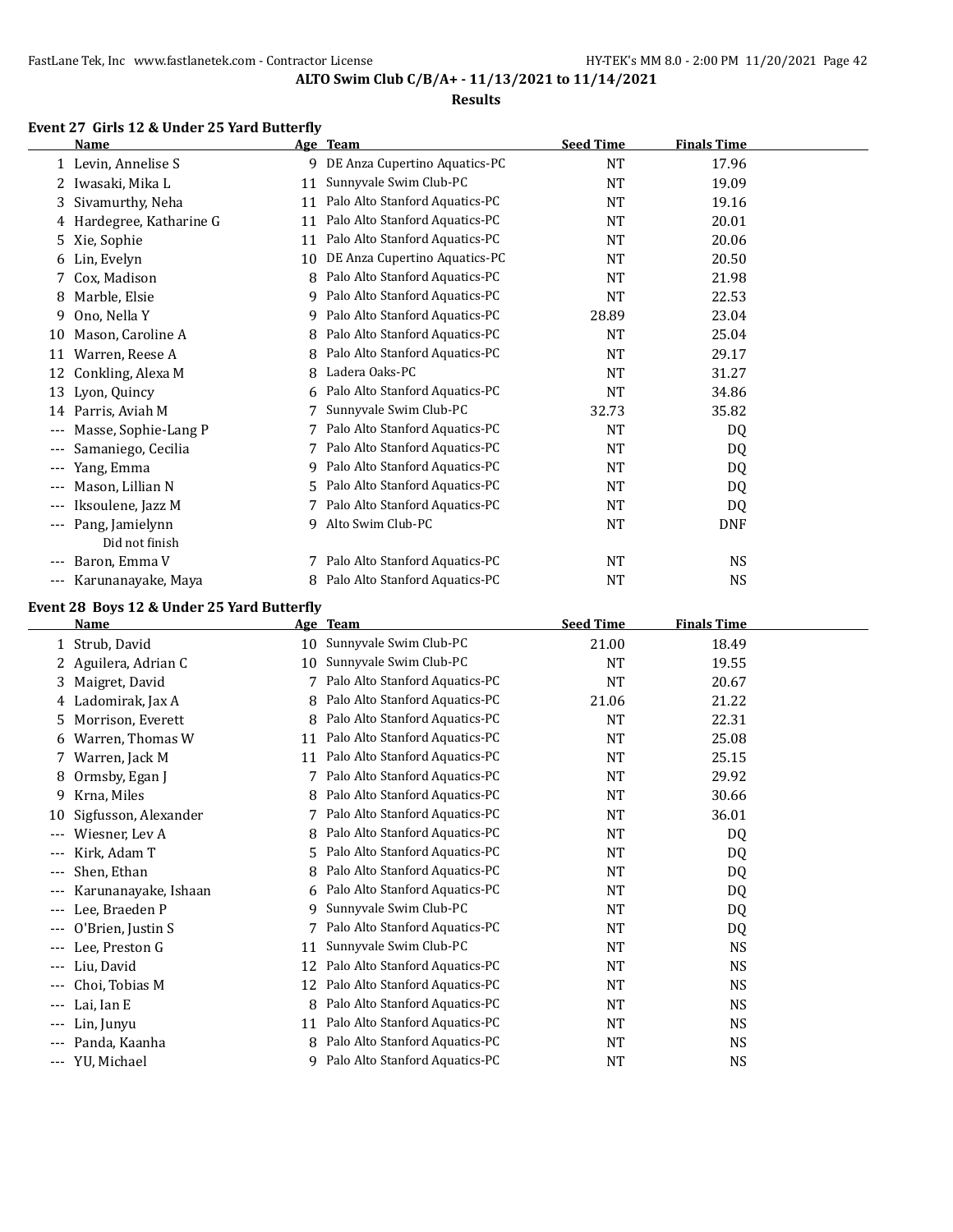ALTO Swim Club C/B/A+ - 11/13/2021 to 11/14/2021

**Results**

### Event 27 Girls 12 & Under 25 Yard Butterfly

| | Name | Age | Team | Seed Time | Finals Time |
|---|---|---|---|---|---|
| 1 | Levin, Annelise S | 9 | DE Anza Cupertino Aquatics-PC | NT | 17.96 |
| 2 | Iwasaki, Mika L | 11 | Sunnyvale Swim Club-PC | NT | 19.09 |
| 3 | Sivamurthy, Neha | 11 | Palo Alto Stanford Aquatics-PC | NT | 19.16 |
| 4 | Hardegree, Katharine G | 11 | Palo Alto Stanford Aquatics-PC | NT | 20.01 |
| 5 | Xie, Sophie | 11 | Palo Alto Stanford Aquatics-PC | NT | 20.06 |
| 6 | Lin, Evelyn | 10 | DE Anza Cupertino Aquatics-PC | NT | 20.50 |
| 7 | Cox, Madison | 8 | Palo Alto Stanford Aquatics-PC | NT | 21.98 |
| 8 | Marble, Elsie | 9 | Palo Alto Stanford Aquatics-PC | NT | 22.53 |
| 9 | Ono, Nella Y | 9 | Palo Alto Stanford Aquatics-PC | 28.89 | 23.04 |
| 10 | Mason, Caroline A | 8 | Palo Alto Stanford Aquatics-PC | NT | 25.04 |
| 11 | Warren, Reese A | 8 | Palo Alto Stanford Aquatics-PC | NT | 29.17 |
| 12 | Conkling, Alexa M | 8 | Ladera Oaks-PC | NT | 31.27 |
| 13 | Lyon, Quincy | 6 | Palo Alto Stanford Aquatics-PC | NT | 34.86 |
| 14 | Parris, Aviah M | 7 | Sunnyvale Swim Club-PC | 32.73 | 35.82 |
| --- | Masse, Sophie-Lang P | 7 | Palo Alto Stanford Aquatics-PC | NT | DQ |
| --- | Samaniego, Cecilia | 7 | Palo Alto Stanford Aquatics-PC | NT | DQ |
| --- | Yang, Emma | 9 | Palo Alto Stanford Aquatics-PC | NT | DQ |
| --- | Mason, Lillian N | 5 | Palo Alto Stanford Aquatics-PC | NT | DQ |
| --- | Iksoulene, Jazz M | 7 | Palo Alto Stanford Aquatics-PC | NT | DQ |
| --- | Pang, Jamielynn | 9 | Alto Swim Club-PC | NT | DNF |
| | Did not finish | | | | |
| --- | Baron, Emma V | 7 | Palo Alto Stanford Aquatics-PC | NT | NS |
| --- | Karunanayake, Maya | 8 | Palo Alto Stanford Aquatics-PC | NT | NS |

### Event 28 Boys 12 & Under 25 Yard Butterfly

| | Name | Age | Team | Seed Time | Finals Time |
|---|---|---|---|---|---|
| 1 | Strub, David | 10 | Sunnyvale Swim Club-PC | 21.00 | 18.49 |
| 2 | Aguilera, Adrian C | 10 | Sunnyvale Swim Club-PC | NT | 19.55 |
| 3 | Maigret, David | 7 | Palo Alto Stanford Aquatics-PC | NT | 20.67 |
| 4 | Ladomirak, Jax A | 8 | Palo Alto Stanford Aquatics-PC | 21.06 | 21.22 |
| 5 | Morrison, Everett | 8 | Palo Alto Stanford Aquatics-PC | NT | 22.31 |
| 6 | Warren, Thomas W | 11 | Palo Alto Stanford Aquatics-PC | NT | 25.08 |
| 7 | Warren, Jack M | 11 | Palo Alto Stanford Aquatics-PC | NT | 25.15 |
| 8 | Ormsby, Egan J | 7 | Palo Alto Stanford Aquatics-PC | NT | 29.92 |
| 9 | Krna, Miles | 8 | Palo Alto Stanford Aquatics-PC | NT | 30.66 |
| 10 | Sigfusson, Alexander | 7 | Palo Alto Stanford Aquatics-PC | NT | 36.01 |
| --- | Wiesner, Lev A | 8 | Palo Alto Stanford Aquatics-PC | NT | DQ |
| --- | Kirk, Adam T | 5 | Palo Alto Stanford Aquatics-PC | NT | DQ |
| --- | Shen, Ethan | 8 | Palo Alto Stanford Aquatics-PC | NT | DQ |
| --- | Karunanayake, Ishaan | 6 | Palo Alto Stanford Aquatics-PC | NT | DQ |
| --- | Lee, Braeden P | 9 | Sunnyvale Swim Club-PC | NT | DQ |
| --- | O'Brien, Justin S | 7 | Palo Alto Stanford Aquatics-PC | NT | DQ |
| --- | Lee, Preston G | 11 | Sunnyvale Swim Club-PC | NT | NS |
| --- | Liu, David | 12 | Palo Alto Stanford Aquatics-PC | NT | NS |
| --- | Choi, Tobias M | 12 | Palo Alto Stanford Aquatics-PC | NT | NS |
| --- | Lai, Ian E | 8 | Palo Alto Stanford Aquatics-PC | NT | NS |
| --- | Lin, Junyu | 11 | Palo Alto Stanford Aquatics-PC | NT | NS |
| --- | Panda, Kaanha | 8 | Palo Alto Stanford Aquatics-PC | NT | NS |
| --- | YU, Michael | 9 | Palo Alto Stanford Aquatics-PC | NT | NS |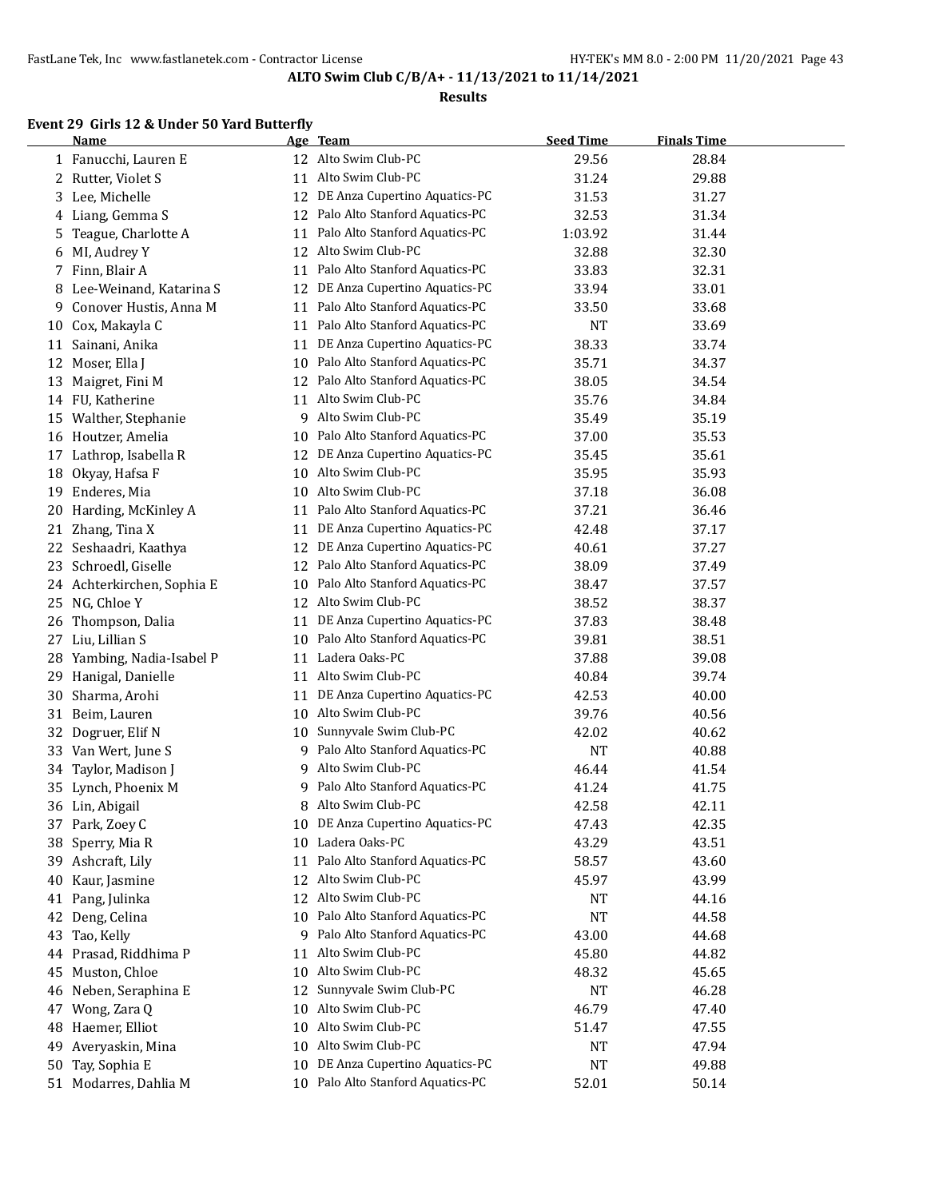# ALTO Swim Club C/B/A+ - 11/13/2021 to 11/14/2021

## Results

### Event 29 Girls 12 & Under 50 Yard Butterfly

| | Name | Age | Team | Seed Time | Finals Time |
|---|---|---|---|---|---|
| 1 | Fanucchi, Lauren E | 12 | Alto Swim Club-PC | 29.56 | 28.84 |
| 2 | Rutter, Violet S | 11 | Alto Swim Club-PC | 31.24 | 29.88 |
| 3 | Lee, Michelle | 12 | DE Anza Cupertino Aquatics-PC | 31.53 | 31.27 |
| 4 | Liang, Gemma S | 12 | Palo Alto Stanford Aquatics-PC | 32.53 | 31.34 |
| 5 | Teague, Charlotte A | 11 | Palo Alto Stanford Aquatics-PC | 1:03.92 | 31.44 |
| 6 | MI, Audrey Y | 12 | Alto Swim Club-PC | 32.88 | 32.30 |
| 7 | Finn, Blair A | 11 | Palo Alto Stanford Aquatics-PC | 33.83 | 32.31 |
| 8 | Lee-Weinand, Katarina S | 12 | DE Anza Cupertino Aquatics-PC | 33.94 | 33.01 |
| 9 | Conover Hustis, Anna M | 11 | Palo Alto Stanford Aquatics-PC | 33.50 | 33.68 |
| 10 | Cox, Makayla C | 11 | Palo Alto Stanford Aquatics-PC | NT | 33.69 |
| 11 | Sainani, Anika | 11 | DE Anza Cupertino Aquatics-PC | 38.33 | 33.74 |
| 12 | Moser, Ella J | 10 | Palo Alto Stanford Aquatics-PC | 35.71 | 34.37 |
| 13 | Maigret, Fini M | 12 | Palo Alto Stanford Aquatics-PC | 38.05 | 34.54 |
| 14 | FU, Katherine | 11 | Alto Swim Club-PC | 35.76 | 34.84 |
| 15 | Walther, Stephanie | 9 | Alto Swim Club-PC | 35.49 | 35.19 |
| 16 | Houtzer, Amelia | 10 | Palo Alto Stanford Aquatics-PC | 37.00 | 35.53 |
| 17 | Lathrop, Isabella R | 12 | DE Anza Cupertino Aquatics-PC | 35.45 | 35.61 |
| 18 | Okyay, Hafsa F | 10 | Alto Swim Club-PC | 35.95 | 35.93 |
| 19 | Enderes, Mia | 10 | Alto Swim Club-PC | 37.18 | 36.08 |
| 20 | Harding, McKinley A | 11 | Palo Alto Stanford Aquatics-PC | 37.21 | 36.46 |
| 21 | Zhang, Tina X | 11 | DE Anza Cupertino Aquatics-PC | 42.48 | 37.17 |
| 22 | Seshaadri, Kaathya | 12 | DE Anza Cupertino Aquatics-PC | 40.61 | 37.27 |
| 23 | Schroedl, Giselle | 12 | Palo Alto Stanford Aquatics-PC | 38.09 | 37.49 |
| 24 | Achterkirchen, Sophia E | 10 | Palo Alto Stanford Aquatics-PC | 38.47 | 37.57 |
| 25 | NG, Chloe Y | 12 | Alto Swim Club-PC | 38.52 | 38.37 |
| 26 | Thompson, Dalia | 11 | DE Anza Cupertino Aquatics-PC | 37.83 | 38.48 |
| 27 | Liu, Lillian S | 10 | Palo Alto Stanford Aquatics-PC | 39.81 | 38.51 |
| 28 | Yambing, Nadia-Isabel P | 11 | Ladera Oaks-PC | 37.88 | 39.08 |
| 29 | Hanigal, Danielle | 11 | Alto Swim Club-PC | 40.84 | 39.74 |
| 30 | Sharma, Arohi | 11 | DE Anza Cupertino Aquatics-PC | 42.53 | 40.00 |
| 31 | Beim, Lauren | 10 | Alto Swim Club-PC | 39.76 | 40.56 |
| 32 | Dogruer, Elif N | 10 | Sunnyvale Swim Club-PC | 42.02 | 40.62 |
| 33 | Van Wert, June S | 9 | Palo Alto Stanford Aquatics-PC | NT | 40.88 |
| 34 | Taylor, Madison J | 9 | Alto Swim Club-PC | 46.44 | 41.54 |
| 35 | Lynch, Phoenix M | 9 | Palo Alto Stanford Aquatics-PC | 41.24 | 41.75 |
| 36 | Lin, Abigail | 8 | Alto Swim Club-PC | 42.58 | 42.11 |
| 37 | Park, Zoey C | 10 | DE Anza Cupertino Aquatics-PC | 47.43 | 42.35 |
| 38 | Sperry, Mia R | 10 | Ladera Oaks-PC | 43.29 | 43.51 |
| 39 | Ashcraft, Lily | 11 | Palo Alto Stanford Aquatics-PC | 58.57 | 43.60 |
| 40 | Kaur, Jasmine | 12 | Alto Swim Club-PC | 45.97 | 43.99 |
| 41 | Pang, Julinka | 12 | Alto Swim Club-PC | NT | 44.16 |
| 42 | Deng, Celina | 10 | Palo Alto Stanford Aquatics-PC | NT | 44.58 |
| 43 | Tao, Kelly | 9 | Palo Alto Stanford Aquatics-PC | 43.00 | 44.68 |
| 44 | Prasad, Riddhima P | 11 | Alto Swim Club-PC | 45.80 | 44.82 |
| 45 | Muston, Chloe | 10 | Alto Swim Club-PC | 48.32 | 45.65 |
| 46 | Neben, Seraphina E | 12 | Sunnyvale Swim Club-PC | NT | 46.28 |
| 47 | Wong, Zara Q | 10 | Alto Swim Club-PC | 46.79 | 47.40 |
| 48 | Haemer, Elliot | 10 | Alto Swim Club-PC | 51.47 | 47.55 |
| 49 | Averyaskin, Mina | 10 | Alto Swim Club-PC | NT | 47.94 |
| 50 | Tay, Sophia E | 10 | DE Anza Cupertino Aquatics-PC | NT | 49.88 |
| 51 | Modarres, Dahlia M | 10 | Palo Alto Stanford Aquatics-PC | 52.01 | 50.14 |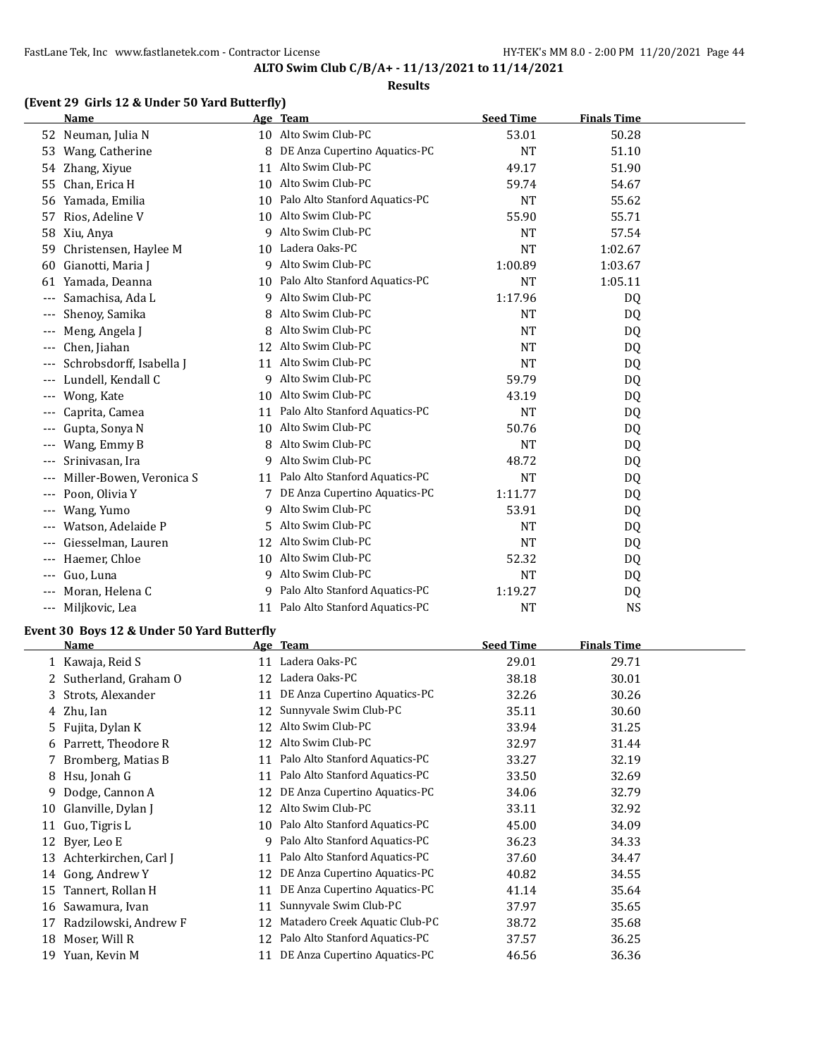**ALTO Swim Club C/B/A+ - 11/13/2021 to 11/14/2021**

**Results**

### (Event 29 Girls 12 & Under 50 Yard Butterfly)

| | Name | Age | Team | Seed Time | Finals Time |
|---|---|---|---|---|---|
| 52 | Neuman, Julia N | 10 | Alto Swim Club-PC | 53.01 | 50.28 |
| 53 | Wang, Catherine | 8 | DE Anza Cupertino Aquatics-PC | NT | 51.10 |
| 54 | Zhang, Xiyue | 11 | Alto Swim Club-PC | 49.17 | 51.90 |
| 55 | Chan, Erica H | 10 | Alto Swim Club-PC | 59.74 | 54.67 |
| 56 | Yamada, Emilia | 10 | Palo Alto Stanford Aquatics-PC | NT | 55.62 |
| 57 | Rios, Adeline V | 10 | Alto Swim Club-PC | 55.90 | 55.71 |
| 58 | Xiu, Anya | 9 | Alto Swim Club-PC | NT | 57.54 |
| 59 | Christensen, Haylee M | 10 | Ladera Oaks-PC | NT | 1:02.67 |
| 60 | Gianotti, Maria J | 9 | Alto Swim Club-PC | 1:00.89 | 1:03.67 |
| 61 | Yamada, Deanna | 10 | Palo Alto Stanford Aquatics-PC | NT | 1:05.11 |
| --- | Samachisa, Ada L | 9 | Alto Swim Club-PC | 1:17.96 | DQ |
| --- | Shenoy, Samika | 8 | Alto Swim Club-PC | NT | DQ |
| --- | Meng, Angela J | 8 | Alto Swim Club-PC | NT | DQ |
| --- | Chen, Jiahan | 12 | Alto Swim Club-PC | NT | DQ |
| --- | Schrobsdorff, Isabella J | 11 | Alto Swim Club-PC | NT | DQ |
| --- | Lundell, Kendall C | 9 | Alto Swim Club-PC | 59.79 | DQ |
| --- | Wong, Kate | 10 | Alto Swim Club-PC | 43.19 | DQ |
| --- | Caprita, Camea | 11 | Palo Alto Stanford Aquatics-PC | NT | DQ |
| --- | Gupta, Sonya N | 10 | Alto Swim Club-PC | 50.76 | DQ |
| --- | Wang, Emmy B | 8 | Alto Swim Club-PC | NT | DQ |
| --- | Srinivasan, Ira | 9 | Alto Swim Club-PC | 48.72 | DQ |
| --- | Miller-Bowen, Veronica S | 11 | Palo Alto Stanford Aquatics-PC | NT | DQ |
| --- | Poon, Olivia Y | 7 | DE Anza Cupertino Aquatics-PC | 1:11.77 | DQ |
| --- | Wang, Yumo | 9 | Alto Swim Club-PC | 53.91 | DQ |
| --- | Watson, Adelaide P | 5 | Alto Swim Club-PC | NT | DQ |
| --- | Giesselman, Lauren | 12 | Alto Swim Club-PC | NT | DQ |
| --- | Haemer, Chloe | 10 | Alto Swim Club-PC | 52.32 | DQ |
| --- | Guo, Luna | 9 | Alto Swim Club-PC | NT | DQ |
| --- | Moran, Helena C | 9 | Palo Alto Stanford Aquatics-PC | 1:19.27 | DQ |
| --- | Miljkovic, Lea | 11 | Palo Alto Stanford Aquatics-PC | NT | NS |

### Event 30 Boys 12 & Under 50 Yard Butterfly

| | Name | Age | Team | Seed Time | Finals Time |
|---|---|---|---|---|---|
| 1 | Kawaja, Reid S | 11 | Ladera Oaks-PC | 29.01 | 29.71 |
| 2 | Sutherland, Graham O | 12 | Ladera Oaks-PC | 38.18 | 30.01 |
| 3 | Strots, Alexander | 11 | DE Anza Cupertino Aquatics-PC | 32.26 | 30.26 |
| 4 | Zhu, Ian | 12 | Sunnyvale Swim Club-PC | 35.11 | 30.60 |
| 5 | Fujita, Dylan K | 12 | Alto Swim Club-PC | 33.94 | 31.25 |
| 6 | Parrett, Theodore R | 12 | Alto Swim Club-PC | 32.97 | 31.44 |
| 7 | Bromberg, Matias B | 11 | Palo Alto Stanford Aquatics-PC | 33.27 | 32.19 |
| 8 | Hsu, Jonah G | 11 | Palo Alto Stanford Aquatics-PC | 33.50 | 32.69 |
| 9 | Dodge, Cannon A | 12 | DE Anza Cupertino Aquatics-PC | 34.06 | 32.79 |
| 10 | Glanville, Dylan J | 12 | Alto Swim Club-PC | 33.11 | 32.92 |
| 11 | Guo, Tigris L | 10 | Palo Alto Stanford Aquatics-PC | 45.00 | 34.09 |
| 12 | Byer, Leo E | 9 | Palo Alto Stanford Aquatics-PC | 36.23 | 34.33 |
| 13 | Achterkirchen, Carl J | 11 | Palo Alto Stanford Aquatics-PC | 37.60 | 34.47 |
| 14 | Gong, Andrew Y | 12 | DE Anza Cupertino Aquatics-PC | 40.82 | 34.55 |
| 15 | Tannert, Rollan H | 11 | DE Anza Cupertino Aquatics-PC | 41.14 | 35.64 |
| 16 | Sawamura, Ivan | 11 | Sunnyvale Swim Club-PC | 37.97 | 35.65 |
| 17 | Radzilowski, Andrew F | 12 | Matadero Creek Aquatic Club-PC | 38.72 | 35.68 |
| 18 | Moser, Will R | 12 | Palo Alto Stanford Aquatics-PC | 37.57 | 36.25 |
| 19 | Yuan, Kevin M | 11 | DE Anza Cupertino Aquatics-PC | 46.56 | 36.36 |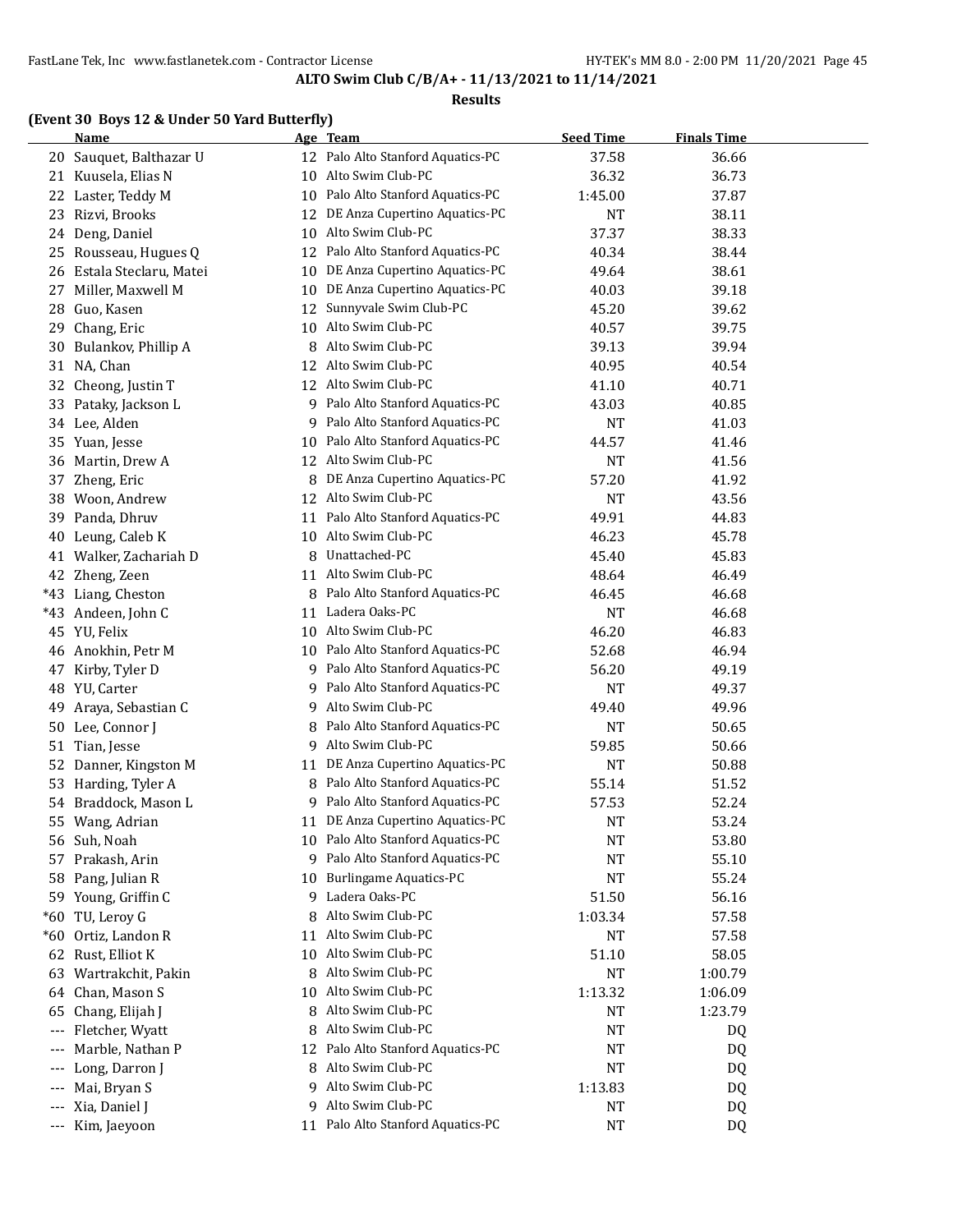**ALTO Swim Club C/B/A+ - 11/13/2021 to 11/14/2021**

**Results**

### (Event 30 Boys 12 & Under 50 Yard Butterfly)

| | Name | Age | Team | Seed Time | Finals Time |
|---|---|---|---|---|---|
| 20 | Sauquet, Balthazar U | 12 | Palo Alto Stanford Aquatics-PC | 37.58 | 36.66 |
| 21 | Kuusela, Elias N | 10 | Alto Swim Club-PC | 36.32 | 36.73 |
| 22 | Laster, Teddy M | 10 | Palo Alto Stanford Aquatics-PC | 1:45.00 | 37.87 |
| 23 | Rizvi, Brooks | 12 | DE Anza Cupertino Aquatics-PC | NT | 38.11 |
| 24 | Deng, Daniel | 10 | Alto Swim Club-PC | 37.37 | 38.33 |
| 25 | Rousseau, Hugues Q | 12 | Palo Alto Stanford Aquatics-PC | 40.34 | 38.44 |
| 26 | Estala Steclaru, Matei | 10 | DE Anza Cupertino Aquatics-PC | 49.64 | 38.61 |
| 27 | Miller, Maxwell M | 10 | DE Anza Cupertino Aquatics-PC | 40.03 | 39.18 |
| 28 | Guo, Kasen | 12 | Sunnyvale Swim Club-PC | 45.20 | 39.62 |
| 29 | Chang, Eric | 10 | Alto Swim Club-PC | 40.57 | 39.75 |
| 30 | Bulankov, Phillip A | 8 | Alto Swim Club-PC | 39.13 | 39.94 |
| 31 | NA, Chan | 12 | Alto Swim Club-PC | 40.95 | 40.54 |
| 32 | Cheong, Justin T | 12 | Alto Swim Club-PC | 41.10 | 40.71 |
| 33 | Pataky, Jackson L | 9 | Palo Alto Stanford Aquatics-PC | 43.03 | 40.85 |
| 34 | Lee, Alden | 9 | Palo Alto Stanford Aquatics-PC | NT | 41.03 |
| 35 | Yuan, Jesse | 10 | Palo Alto Stanford Aquatics-PC | 44.57 | 41.46 |
| 36 | Martin, Drew A | 12 | Alto Swim Club-PC | NT | 41.56 |
| 37 | Zheng, Eric | 8 | DE Anza Cupertino Aquatics-PC | 57.20 | 41.92 |
| 38 | Woon, Andrew | 12 | Alto Swim Club-PC | NT | 43.56 |
| 39 | Panda, Dhruv | 11 | Palo Alto Stanford Aquatics-PC | 49.91 | 44.83 |
| 40 | Leung, Caleb K | 10 | Alto Swim Club-PC | 46.23 | 45.78 |
| 41 | Walker, Zachariah D | 8 | Unattached-PC | 45.40 | 45.83 |
| 42 | Zheng, Zeen | 11 | Alto Swim Club-PC | 48.64 | 46.49 |
| *43 | Liang, Cheston | 8 | Palo Alto Stanford Aquatics-PC | 46.45 | 46.68 |
| *43 | Andeen, John C | 11 | Ladera Oaks-PC | NT | 46.68 |
| 45 | YU, Felix | 10 | Alto Swim Club-PC | 46.20 | 46.83 |
| 46 | Anokhin, Petr M | 10 | Palo Alto Stanford Aquatics-PC | 52.68 | 46.94 |
| 47 | Kirby, Tyler D | 9 | Palo Alto Stanford Aquatics-PC | 56.20 | 49.19 |
| 48 | YU, Carter | 9 | Palo Alto Stanford Aquatics-PC | NT | 49.37 |
| 49 | Araya, Sebastian C | 9 | Alto Swim Club-PC | 49.40 | 49.96 |
| 50 | Lee, Connor J | 8 | Palo Alto Stanford Aquatics-PC | NT | 50.65 |
| 51 | Tian, Jesse | 9 | Alto Swim Club-PC | 59.85 | 50.66 |
| 52 | Danner, Kingston M | 11 | DE Anza Cupertino Aquatics-PC | NT | 50.88 |
| 53 | Harding, Tyler A | 8 | Palo Alto Stanford Aquatics-PC | 55.14 | 51.52 |
| 54 | Braddock, Mason L | 9 | Palo Alto Stanford Aquatics-PC | 57.53 | 52.24 |
| 55 | Wang, Adrian | 11 | DE Anza Cupertino Aquatics-PC | NT | 53.24 |
| 56 | Suh, Noah | 10 | Palo Alto Stanford Aquatics-PC | NT | 53.80 |
| 57 | Prakash, Arin | 9 | Palo Alto Stanford Aquatics-PC | NT | 55.10 |
| 58 | Pang, Julian R | 10 | Burlingame Aquatics-PC | NT | 55.24 |
| 59 | Young, Griffin C | 9 | Ladera Oaks-PC | 51.50 | 56.16 |
| *60 | TU, Leroy G | 8 | Alto Swim Club-PC | 1:03.34 | 57.58 |
| *60 | Ortiz, Landon R | 11 | Alto Swim Club-PC | NT | 57.58 |
| 62 | Rust, Elliot K | 10 | Alto Swim Club-PC | 51.10 | 58.05 |
| 63 | Wartrakchit, Pakin | 8 | Alto Swim Club-PC | NT | 1:00.79 |
| 64 | Chan, Mason S | 10 | Alto Swim Club-PC | 1:13.32 | 1:06.09 |
| 65 | Chang, Elijah J | 8 | Alto Swim Club-PC | NT | 1:23.79 |
| --- | Fletcher, Wyatt | 8 | Alto Swim Club-PC | NT | DQ |
| --- | Marble, Nathan P | 12 | Palo Alto Stanford Aquatics-PC | NT | DQ |
| --- | Long, Darron J | 8 | Alto Swim Club-PC | NT | DQ |
| --- | Mai, Bryan S | 9 | Alto Swim Club-PC | 1:13.83 | DQ |
| --- | Xia, Daniel J | 9 | Alto Swim Club-PC | NT | DQ |
| --- | Kim, Jaeyoon | 11 | Palo Alto Stanford Aquatics-PC | NT | DQ |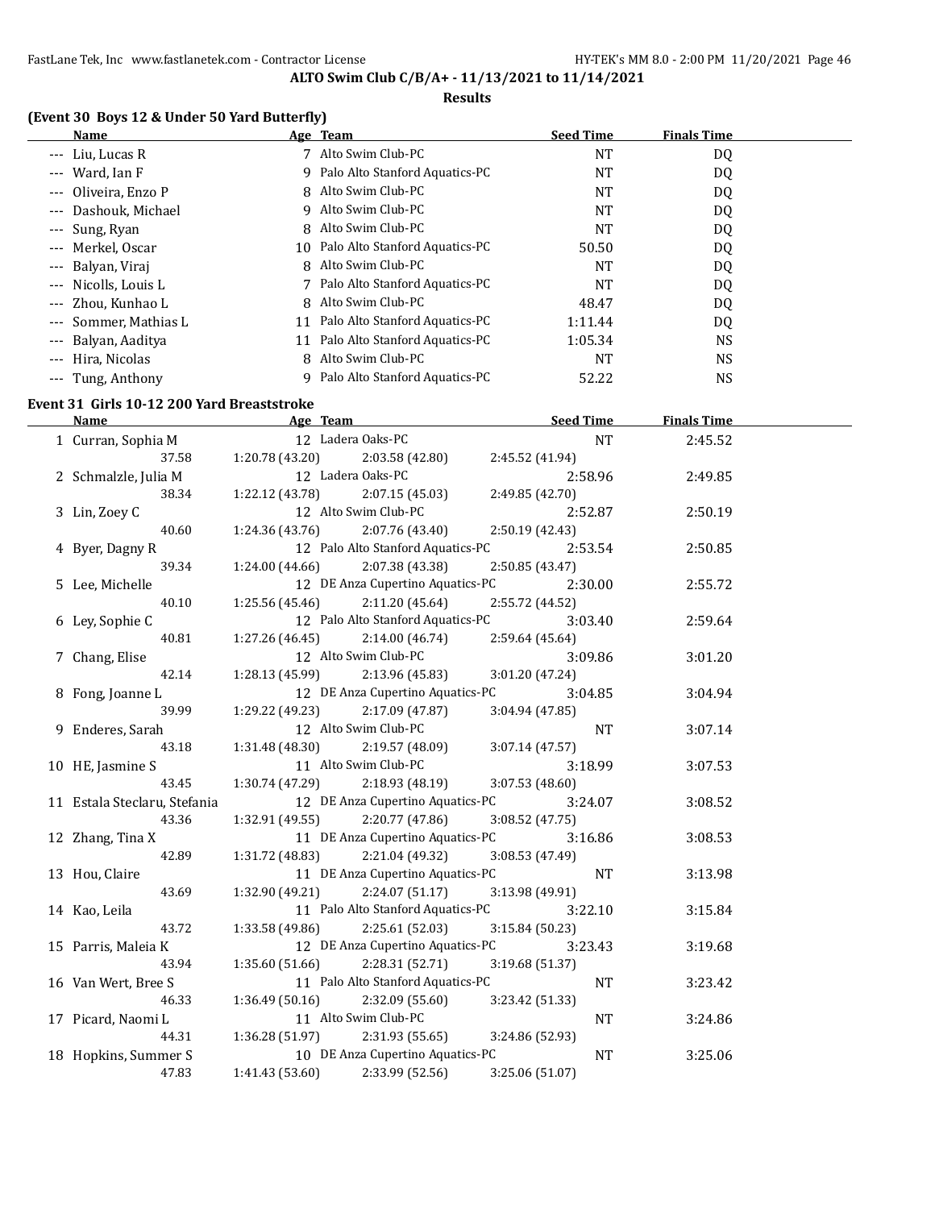**ALTO Swim Club C/B/A+ - 11/13/2021 to 11/14/2021**

**Results**

### (Event 30 Boys 12 & Under 50 Yard Butterfly)

| | Name | Age | Team | Seed Time | Finals Time |
|---|---|---|---|---|---|
| --- | Liu, Lucas R | 7 | Alto Swim Club-PC | NT | DQ |
| --- | Ward, Ian F | 9 | Palo Alto Stanford Aquatics-PC | NT | DQ |
| --- | Oliveira, Enzo P | 8 | Alto Swim Club-PC | NT | DQ |
| --- | Dashouk, Michael | 9 | Alto Swim Club-PC | NT | DQ |
| --- | Sung, Ryan | 8 | Alto Swim Club-PC | NT | DQ |
| --- | Merkel, Oscar | 10 | Palo Alto Stanford Aquatics-PC | 50.50 | DQ |
| --- | Balyan, Viraj | 8 | Alto Swim Club-PC | NT | DQ |
| --- | Nicolls, Louis L | 7 | Palo Alto Stanford Aquatics-PC | NT | DQ |
| --- | Zhou, Kunhao L | 8 | Alto Swim Club-PC | 48.47 | DQ |
| --- | Sommer, Mathias L | 11 | Palo Alto Stanford Aquatics-PC | 1:11.44 | DQ |
| --- | Balyan, Aaditya | 11 | Palo Alto Stanford Aquatics-PC | 1:05.34 | NS |
| --- | Hira, Nicolas | 8 | Alto Swim Club-PC | NT | NS |
| --- | Tung, Anthony | 9 | Palo Alto Stanford Aquatics-PC | 52.22 | NS |

### Event 31 Girls 10-12 200 Yard Breaststroke

| | Name | Age | Team | Seed Time | Finals Time |
|---|---|---|---|---|---|
| 1 | Curran, Sophia M | 12 | Ladera Oaks-PC | NT | 2:45.52 |
| | 37.58 | 1:20.78 (43.20) | 2:03.58 (42.80) | 2:45.52 (41.94) | |
| 2 | Schmalzle, Julia M | 12 | Ladera Oaks-PC | 2:58.96 | 2:49.85 |
| | 38.34 | 1:22.12 (43.78) | 2:07.15 (45.03) | 2:49.85 (42.70) | |
| 3 | Lin, Zoey C | 12 | Alto Swim Club-PC | 2:52.87 | 2:50.19 |
| | 40.60 | 1:24.36 (43.76) | 2:07.76 (43.40) | 2:50.19 (42.43) | |
| 4 | Byer, Dagny R | 12 | Palo Alto Stanford Aquatics-PC | 2:53.54 | 2:50.85 |
| | 39.34 | 1:24.00 (44.66) | 2:07.38 (43.38) | 2:50.85 (43.47) | |
| 5 | Lee, Michelle | 12 | DE Anza Cupertino Aquatics-PC | 2:30.00 | 2:55.72 |
| | 40.10 | 1:25.56 (45.46) | 2:11.20 (45.64) | 2:55.72 (44.52) | |
| 6 | Ley, Sophie C | 12 | Palo Alto Stanford Aquatics-PC | 3:03.40 | 2:59.64 |
| | 40.81 | 1:27.26 (46.45) | 2:14.00 (46.74) | 2:59.64 (45.64) | |
| 7 | Chang, Elise | 12 | Alto Swim Club-PC | 3:09.86 | 3:01.20 |
| | 42.14 | 1:28.13 (45.99) | 2:13.96 (45.83) | 3:01.20 (47.24) | |
| 8 | Fong, Joanne L | 12 | DE Anza Cupertino Aquatics-PC | 3:04.85 | 3:04.94 |
| | 39.99 | 1:29.22 (49.23) | 2:17.09 (47.87) | 3:04.94 (47.85) | |
| 9 | Enderes, Sarah | 12 | Alto Swim Club-PC | NT | 3:07.14 |
| | 43.18 | 1:31.48 (48.30) | 2:19.57 (48.09) | 3:07.14 (47.57) | |
| 10 | HE, Jasmine S | 11 | Alto Swim Club-PC | 3:18.99 | 3:07.53 |
| | 43.45 | 1:30.74 (47.29) | 2:18.93 (48.19) | 3:07.53 (48.60) | |
| 11 | Estala Steclaru, Stefania | 12 | DE Anza Cupertino Aquatics-PC | 3:24.07 | 3:08.52 |
| | 43.36 | 1:32.91 (49.55) | 2:20.77 (47.86) | 3:08.52 (47.75) | |
| 12 | Zhang, Tina X | 11 | DE Anza Cupertino Aquatics-PC | 3:16.86 | 3:08.53 |
| | 42.89 | 1:31.72 (48.83) | 2:21.04 (49.32) | 3:08.53 (47.49) | |
| 13 | Hou, Claire | 11 | DE Anza Cupertino Aquatics-PC | NT | 3:13.98 |
| | 43.69 | 1:32.90 (49.21) | 2:24.07 (51.17) | 3:13.98 (49.91) | |
| 14 | Kao, Leila | 11 | Palo Alto Stanford Aquatics-PC | 3:22.10 | 3:15.84 |
| | 43.72 | 1:33.58 (49.86) | 2:25.61 (52.03) | 3:15.84 (50.23) | |
| 15 | Parris, Maleia K | 12 | DE Anza Cupertino Aquatics-PC | 3:23.43 | 3:19.68 |
| | 43.94 | 1:35.60 (51.66) | 2:28.31 (52.71) | 3:19.68 (51.37) | |
| 16 | Van Wert, Bree S | 11 | Palo Alto Stanford Aquatics-PC | NT | 3:23.42 |
| | 46.33 | 1:36.49 (50.16) | 2:32.09 (55.60) | 3:23.42 (51.33) | |
| 17 | Picard, Naomi L | 11 | Alto Swim Club-PC | NT | 3:24.86 |
| | 44.31 | 1:36.28 (51.97) | 2:31.93 (55.65) | 3:24.86 (52.93) | |
| 18 | Hopkins, Summer S | 10 | DE Anza Cupertino Aquatics-PC | NT | 3:25.06 |
| | 47.83 | 1:41.43 (53.60) | 2:33.99 (52.56) | 3:25.06 (51.07) | |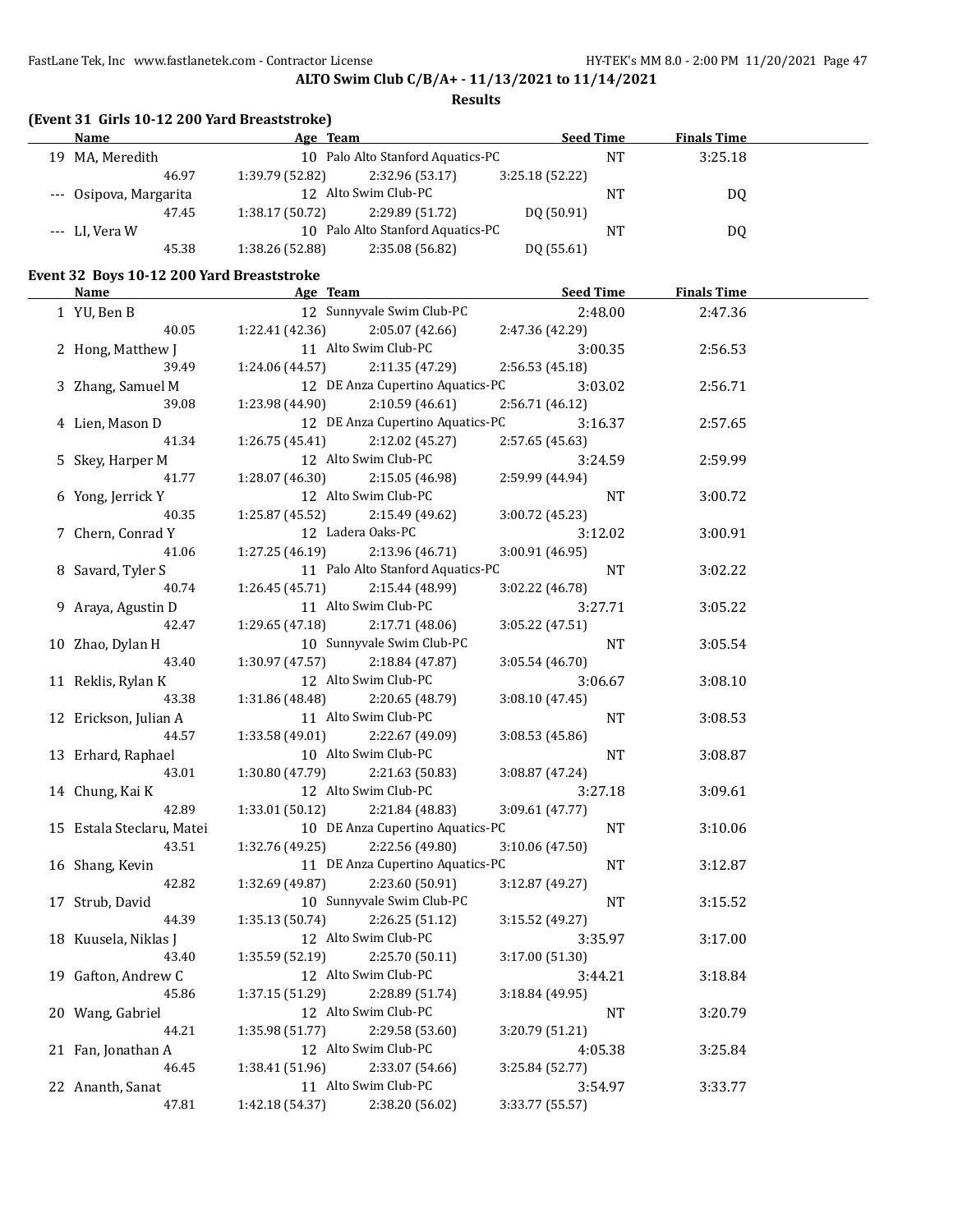**ALTO Swim Club C/B/A+ - 11/13/2021 to 11/14/2021**

**Results**

### (Event 31 Girls 10-12 200 Yard Breaststroke)

| | Name | Age | Team | Seed Time | Finals Time |
|---|---|---|---|---|---|
| 19 | MA, Meredith | 10 | Palo Alto Stanford Aquatics-PC | NT | 3:25.18 |
| | 46.97 | 1:39.79 (52.82) | 2:32.96 (53.17) | 3:25.18 (52.22) | |
| --- | Osipova, Margarita | 12 | Alto Swim Club-PC | NT | DQ |
| | 47.45 | 1:38.17 (50.72) | 2:29.89 (51.72) | DQ (50.91) | |
| --- | LI, Vera W | 10 | Palo Alto Stanford Aquatics-PC | NT | DQ |
| | 45.38 | 1:38.26 (52.88) | 2:35.08 (56.82) | DQ (55.61) | |

### Event 32 Boys 10-12 200 Yard Breaststroke

| | Name | Age | Team | Seed Time | Finals Time |
|---|---|---|---|---|---|
| 1 | YU, Ben B | 12 | Sunnyvale Swim Club-PC | 2:48.00 | 2:47.36 |
| | 40.05 | 1:22.41 (42.36) | 2:05.07 (42.66) | 2:47.36 (42.29) | |
| 2 | Hong, Matthew J | 11 | Alto Swim Club-PC | 3:00.35 | 2:56.53 |
| | 39.49 | 1:24.06 (44.57) | 2:11.35 (47.29) | 2:56.53 (45.18) | |
| 3 | Zhang, Samuel M | 12 | DE Anza Cupertino Aquatics-PC | 3:03.02 | 2:56.71 |
| | 39.08 | 1:23.98 (44.90) | 2:10.59 (46.61) | 2:56.71 (46.12) | |
| 4 | Lien, Mason D | 12 | DE Anza Cupertino Aquatics-PC | 3:16.37 | 2:57.65 |
| | 41.34 | 1:26.75 (45.41) | 2:12.02 (45.27) | 2:57.65 (45.63) | |
| 5 | Skey, Harper M | 12 | Alto Swim Club-PC | 3:24.59 | 2:59.99 |
| | 41.77 | 1:28.07 (46.30) | 2:15.05 (46.98) | 2:59.99 (44.94) | |
| 6 | Yong, Jerrick Y | 12 | Alto Swim Club-PC | NT | 3:00.72 |
| | 40.35 | 1:25.87 (45.52) | 2:15.49 (49.62) | 3:00.72 (45.23) | |
| 7 | Chern, Conrad Y | 12 | Ladera Oaks-PC | 3:12.02 | 3:00.91 |
| | 41.06 | 1:27.25 (46.19) | 2:13.96 (46.71) | 3:00.91 (46.95) | |
| 8 | Savard, Tyler S | 11 | Palo Alto Stanford Aquatics-PC | NT | 3:02.22 |
| | 40.74 | 1:26.45 (45.71) | 2:15.44 (48.99) | 3:02.22 (46.78) | |
| 9 | Araya, Agustin D | 11 | Alto Swim Club-PC | 3:27.71 | 3:05.22 |
| | 42.47 | 1:29.65 (47.18) | 2:17.71 (48.06) | 3:05.22 (47.51) | |
| 10 | Zhao, Dylan H | 10 | Sunnyvale Swim Club-PC | NT | 3:05.54 |
| | 43.40 | 1:30.97 (47.57) | 2:18.84 (47.87) | 3:05.54 (46.70) | |
| 11 | Reklis, Rylan K | 12 | Alto Swim Club-PC | 3:06.67 | 3:08.10 |
| | 43.38 | 1:31.86 (48.48) | 2:20.65 (48.79) | 3:08.10 (47.45) | |
| 12 | Erickson, Julian A | 11 | Alto Swim Club-PC | NT | 3:08.53 |
| | 44.57 | 1:33.58 (49.01) | 2:22.67 (49.09) | 3:08.53 (45.86) | |
| 13 | Erhard, Raphael | 10 | Alto Swim Club-PC | NT | 3:08.87 |
| | 43.01 | 1:30.80 (47.79) | 2:21.63 (50.83) | 3:08.87 (47.24) | |
| 14 | Chung, Kai K | 12 | Alto Swim Club-PC | 3:27.18 | 3:09.61 |
| | 42.89 | 1:33.01 (50.12) | 2:21.84 (48.83) | 3:09.61 (47.77) | |
| 15 | Estala Steclaru, Matei | 10 | DE Anza Cupertino Aquatics-PC | NT | 3:10.06 |
| | 43.51 | 1:32.76 (49.25) | 2:22.56 (49.80) | 3:10.06 (47.50) | |
| 16 | Shang, Kevin | 11 | DE Anza Cupertino Aquatics-PC | NT | 3:12.87 |
| | 42.82 | 1:32.69 (49.87) | 2:23.60 (50.91) | 3:12.87 (49.27) | |
| 17 | Strub, David | 10 | Sunnyvale Swim Club-PC | NT | 3:15.52 |
| | 44.39 | 1:35.13 (50.74) | 2:26.25 (51.12) | 3:15.52 (49.27) | |
| 18 | Kuusela, Niklas J | 12 | Alto Swim Club-PC | 3:35.97 | 3:17.00 |
| | 43.40 | 1:35.59 (52.19) | 2:25.70 (50.11) | 3:17.00 (51.30) | |
| 19 | Gafton, Andrew C | 12 | Alto Swim Club-PC | 3:44.21 | 3:18.84 |
| | 45.86 | 1:37.15 (51.29) | 2:28.89 (51.74) | 3:18.84 (49.95) | |
| 20 | Wang, Gabriel | 12 | Alto Swim Club-PC | NT | 3:20.79 |
| | 44.21 | 1:35.98 (51.77) | 2:29.58 (53.60) | 3:20.79 (51.21) | |
| 21 | Fan, Jonathan A | 12 | Alto Swim Club-PC | 4:05.38 | 3:25.84 |
| | 46.45 | 1:38.41 (51.96) | 2:33.07 (54.66) | 3:25.84 (52.77) | |
| 22 | Ananth, Sanat | 11 | Alto Swim Club-PC | 3:54.97 | 3:33.77 |
| | 47.81 | 1:42.18 (54.37) | 2:38.20 (56.02) | 3:33.77 (55.57) | |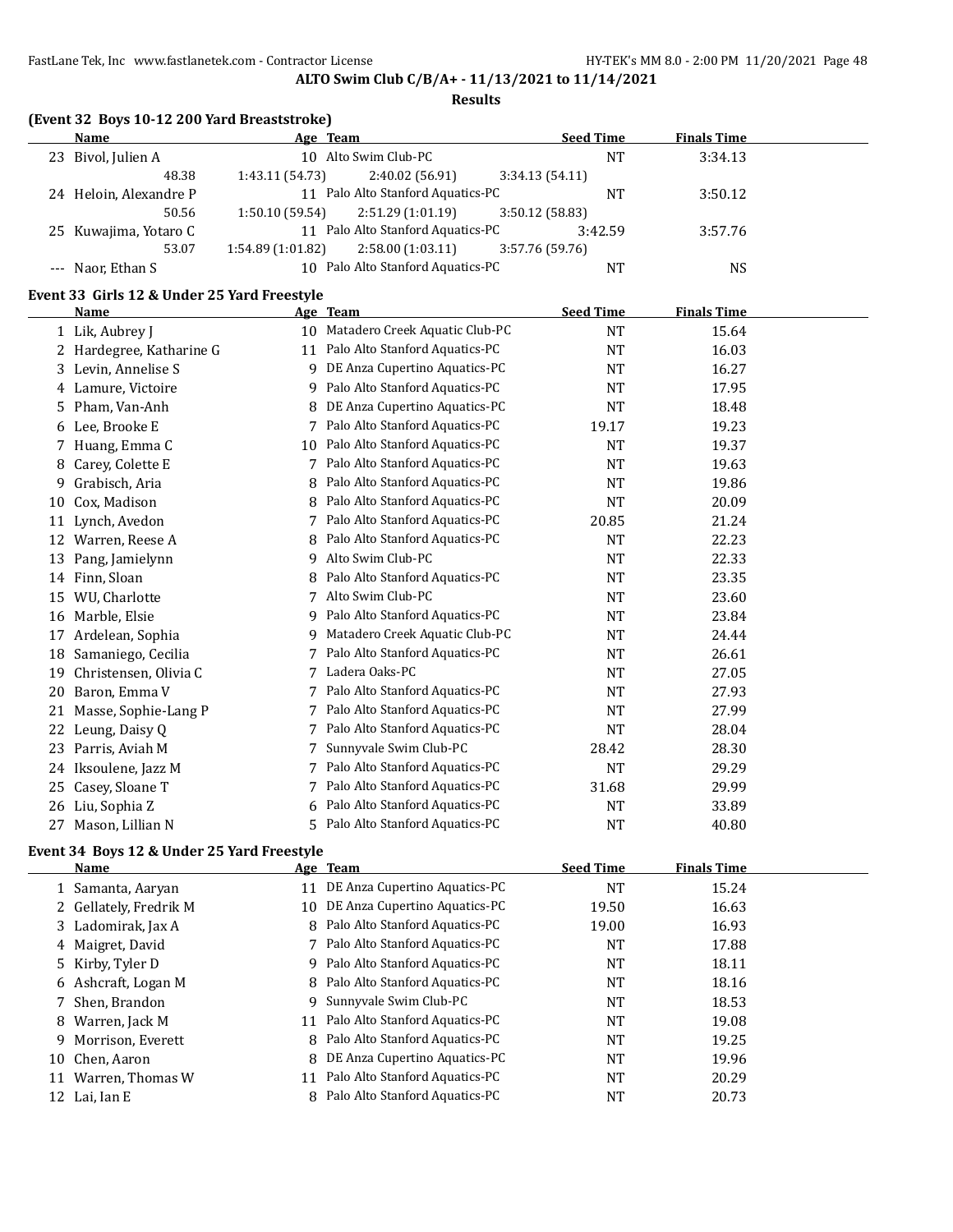**ALTO Swim Club C/B/A+ - 11/13/2021 to 11/14/2021**

**Results**

### (Event 32 Boys 10-12 200 Yard Breaststroke)

| | Name | Age | Team | Seed Time | Finals Time |
|---|---|---|---|---|---|
| 23 | Bivol, Julien A | 10 | Alto Swim Club-PC | NT | 3:34.13 |
| | 48.38 | 1:43.11 (54.73) | 2:40.02 (56.91) | 3:34.13 (54.11) | |
| 24 | Heloin, Alexandre P | 11 | Palo Alto Stanford Aquatics-PC | NT | 3:50.12 |
| | 50.56 | 1:50.10 (59.54) | 2:51.29 (1:01.19) | 3:50.12 (58.83) | |
| 25 | Kuwajima, Yotaro C | 11 | Palo Alto Stanford Aquatics-PC | 3:42.59 | 3:57.76 |
| | 53.07 | 1:54.89 (1:01.82) | 2:58.00 (1:03.11) | 3:57.76 (59.76) | |
| --- | Naor, Ethan S | 10 | Palo Alto Stanford Aquatics-PC | NT | NS |

### Event 33 Girls 12 & Under 25 Yard Freestyle

| | Name | Age | Team | Seed Time | Finals Time |
|---|---|---|---|---|---|
| 1 | Lik, Aubrey J | 10 | Matadero Creek Aquatic Club-PC | NT | 15.64 |
| 2 | Hardegree, Katharine G | 11 | Palo Alto Stanford Aquatics-PC | NT | 16.03 |
| 3 | Levin, Annelise S | 9 | DE Anza Cupertino Aquatics-PC | NT | 16.27 |
| 4 | Lamure, Victoire | 9 | Palo Alto Stanford Aquatics-PC | NT | 17.95 |
| 5 | Pham, Van-Anh | 8 | DE Anza Cupertino Aquatics-PC | NT | 18.48 |
| 6 | Lee, Brooke E | 7 | Palo Alto Stanford Aquatics-PC | 19.17 | 19.23 |
| 7 | Huang, Emma C | 10 | Palo Alto Stanford Aquatics-PC | NT | 19.37 |
| 8 | Carey, Colette E | 7 | Palo Alto Stanford Aquatics-PC | NT | 19.63 |
| 9 | Grabisch, Aria | 8 | Palo Alto Stanford Aquatics-PC | NT | 19.86 |
| 10 | Cox, Madison | 8 | Palo Alto Stanford Aquatics-PC | NT | 20.09 |
| 11 | Lynch, Avedon | 7 | Palo Alto Stanford Aquatics-PC | 20.85 | 21.24 |
| 12 | Warren, Reese A | 8 | Palo Alto Stanford Aquatics-PC | NT | 22.23 |
| 13 | Pang, Jamielynn | 9 | Alto Swim Club-PC | NT | 22.33 |
| 14 | Finn, Sloan | 8 | Palo Alto Stanford Aquatics-PC | NT | 23.35 |
| 15 | WU, Charlotte | 7 | Alto Swim Club-PC | NT | 23.60 |
| 16 | Marble, Elsie | 9 | Palo Alto Stanford Aquatics-PC | NT | 23.84 |
| 17 | Ardelean, Sophia | 9 | Matadero Creek Aquatic Club-PC | NT | 24.44 |
| 18 | Samaniego, Cecilia | 7 | Palo Alto Stanford Aquatics-PC | NT | 26.61 |
| 19 | Christensen, Olivia C | 7 | Ladera Oaks-PC | NT | 27.05 |
| 20 | Baron, Emma V | 7 | Palo Alto Stanford Aquatics-PC | NT | 27.93 |
| 21 | Masse, Sophie-Lang P | 7 | Palo Alto Stanford Aquatics-PC | NT | 27.99 |
| 22 | Leung, Daisy Q | 7 | Palo Alto Stanford Aquatics-PC | NT | 28.04 |
| 23 | Parris, Aviah M | 7 | Sunnyvale Swim Club-PC | 28.42 | 28.30 |
| 24 | Iksoulene, Jazz M | 7 | Palo Alto Stanford Aquatics-PC | NT | 29.29 |
| 25 | Casey, Sloane T | 7 | Palo Alto Stanford Aquatics-PC | 31.68 | 29.99 |
| 26 | Liu, Sophia Z | 6 | Palo Alto Stanford Aquatics-PC | NT | 33.89 |
| 27 | Mason, Lillian N | 5 | Palo Alto Stanford Aquatics-PC | NT | 40.80 |

### Event 34 Boys 12 & Under 25 Yard Freestyle

| | Name | Age | Team | Seed Time | Finals Time |
|---|---|---|---|---|---|
| 1 | Samanta, Aaryan | 11 | DE Anza Cupertino Aquatics-PC | NT | 15.24 |
| 2 | Gellately, Fredrik M | 10 | DE Anza Cupertino Aquatics-PC | 19.50 | 16.63 |
| 3 | Ladomirak, Jax A | 8 | Palo Alto Stanford Aquatics-PC | 19.00 | 16.93 |
| 4 | Maigret, David | 7 | Palo Alto Stanford Aquatics-PC | NT | 17.88 |
| 5 | Kirby, Tyler D | 9 | Palo Alto Stanford Aquatics-PC | NT | 18.11 |
| 6 | Ashcraft, Logan M | 8 | Palo Alto Stanford Aquatics-PC | NT | 18.16 |
| 7 | Shen, Brandon | 9 | Sunnyvale Swim Club-PC | NT | 18.53 |
| 8 | Warren, Jack M | 11 | Palo Alto Stanford Aquatics-PC | NT | 19.08 |
| 9 | Morrison, Everett | 8 | Palo Alto Stanford Aquatics-PC | NT | 19.25 |
| 10 | Chen, Aaron | 8 | DE Anza Cupertino Aquatics-PC | NT | 19.96 |
| 11 | Warren, Thomas W | 11 | Palo Alto Stanford Aquatics-PC | NT | 20.29 |
| 12 | Lai, Ian E | 8 | Palo Alto Stanford Aquatics-PC | NT | 20.73 |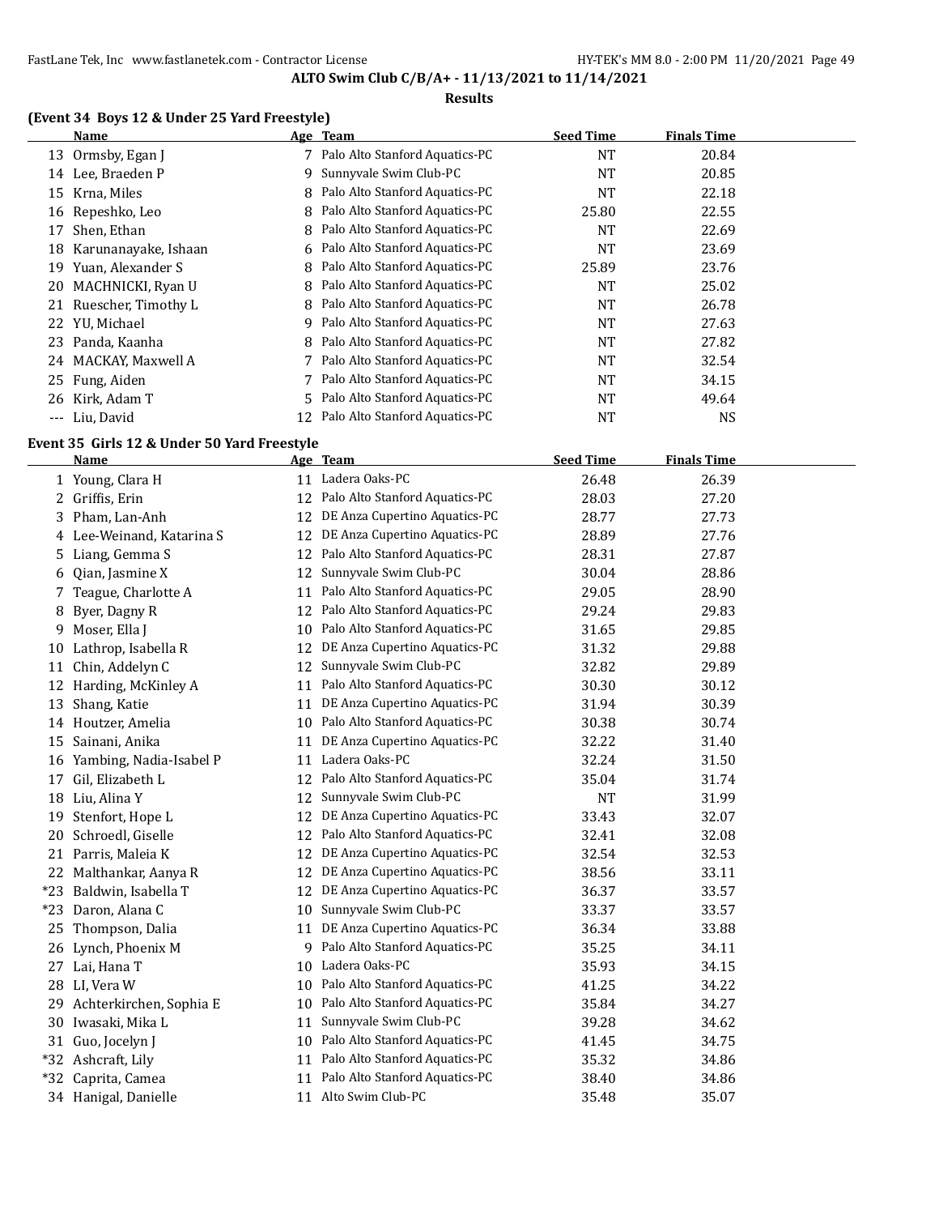**ALTO Swim Club C/B/A+ - 11/13/2021 to 11/14/2021**

**Results**

### (Event 34 Boys 12 & Under 25 Yard Freestyle)

| | Name | Age | Team | Seed Time | Finals Time |
|---|---|---|---|---|---|
| 13 | Ormsby, Egan J | 7 | Palo Alto Stanford Aquatics-PC | NT | 20.84 |
| 14 | Lee, Braeden P | 9 | Sunnyvale Swim Club-PC | NT | 20.85 |
| 15 | Krna, Miles | 8 | Palo Alto Stanford Aquatics-PC | NT | 22.18 |
| 16 | Repeshko, Leo | 8 | Palo Alto Stanford Aquatics-PC | 25.80 | 22.55 |
| 17 | Shen, Ethan | 8 | Palo Alto Stanford Aquatics-PC | NT | 22.69 |
| 18 | Karunanayake, Ishaan | 6 | Palo Alto Stanford Aquatics-PC | NT | 23.69 |
| 19 | Yuan, Alexander S | 8 | Palo Alto Stanford Aquatics-PC | 25.89 | 23.76 |
| 20 | MACHNICKI, Ryan U | 8 | Palo Alto Stanford Aquatics-PC | NT | 25.02 |
| 21 | Ruescher, Timothy L | 8 | Palo Alto Stanford Aquatics-PC | NT | 26.78 |
| 22 | YU, Michael | 9 | Palo Alto Stanford Aquatics-PC | NT | 27.63 |
| 23 | Panda, Kaanha | 8 | Palo Alto Stanford Aquatics-PC | NT | 27.82 |
| 24 | MACKAY, Maxwell A | 7 | Palo Alto Stanford Aquatics-PC | NT | 32.54 |
| 25 | Fung, Aiden | 7 | Palo Alto Stanford Aquatics-PC | NT | 34.15 |
| 26 | Kirk, Adam T | 5 | Palo Alto Stanford Aquatics-PC | NT | 49.64 |
| --- | Liu, David | 12 | Palo Alto Stanford Aquatics-PC | NT | NS |

### Event 35 Girls 12 & Under 50 Yard Freestyle

| | Name | Age | Team | Seed Time | Finals Time |
|---|---|---|---|---|---|
| 1 | Young, Clara H | 11 | Ladera Oaks-PC | 26.48 | 26.39 |
| 2 | Griffis, Erin | 12 | Palo Alto Stanford Aquatics-PC | 28.03 | 27.20 |
| 3 | Pham, Lan-Anh | 12 | DE Anza Cupertino Aquatics-PC | 28.77 | 27.73 |
| 4 | Lee-Weinand, Katarina S | 12 | DE Anza Cupertino Aquatics-PC | 28.89 | 27.76 |
| 5 | Liang, Gemma S | 12 | Palo Alto Stanford Aquatics-PC | 28.31 | 27.87 |
| 6 | Qian, Jasmine X | 12 | Sunnyvale Swim Club-PC | 30.04 | 28.86 |
| 7 | Teague, Charlotte A | 11 | Palo Alto Stanford Aquatics-PC | 29.05 | 28.90 |
| 8 | Byer, Dagny R | 12 | Palo Alto Stanford Aquatics-PC | 29.24 | 29.83 |
| 9 | Moser, Ella J | 10 | Palo Alto Stanford Aquatics-PC | 31.65 | 29.85 |
| 10 | Lathrop, Isabella R | 12 | DE Anza Cupertino Aquatics-PC | 31.32 | 29.88 |
| 11 | Chin, Addelyn C | 12 | Sunnyvale Swim Club-PC | 32.82 | 29.89 |
| 12 | Harding, McKinley A | 11 | Palo Alto Stanford Aquatics-PC | 30.30 | 30.12 |
| 13 | Shang, Katie | 11 | DE Anza Cupertino Aquatics-PC | 31.94 | 30.39 |
| 14 | Houtzer, Amelia | 10 | Palo Alto Stanford Aquatics-PC | 30.38 | 30.74 |
| 15 | Sainani, Anika | 11 | DE Anza Cupertino Aquatics-PC | 32.22 | 31.40 |
| 16 | Yambing, Nadia-Isabel P | 11 | Ladera Oaks-PC | 32.24 | 31.50 |
| 17 | Gil, Elizabeth L | 12 | Palo Alto Stanford Aquatics-PC | 35.04 | 31.74 |
| 18 | Liu, Alina Y | 12 | Sunnyvale Swim Club-PC | NT | 31.99 |
| 19 | Stenfort, Hope L | 12 | DE Anza Cupertino Aquatics-PC | 33.43 | 32.07 |
| 20 | Schroedl, Giselle | 12 | Palo Alto Stanford Aquatics-PC | 32.41 | 32.08 |
| 21 | Parris, Maleia K | 12 | DE Anza Cupertino Aquatics-PC | 32.54 | 32.53 |
| 22 | Malthankar, Aanya R | 12 | DE Anza Cupertino Aquatics-PC | 38.56 | 33.11 |
| *23 | Baldwin, Isabella T | 12 | DE Anza Cupertino Aquatics-PC | 36.37 | 33.57 |
| *23 | Daron, Alana C | 10 | Sunnyvale Swim Club-PC | 33.37 | 33.57 |
| 25 | Thompson, Dalia | 11 | DE Anza Cupertino Aquatics-PC | 36.34 | 33.88 |
| 26 | Lynch, Phoenix M | 9 | Palo Alto Stanford Aquatics-PC | 35.25 | 34.11 |
| 27 | Lai, Hana T | 10 | Ladera Oaks-PC | 35.93 | 34.15 |
| 28 | LI, Vera W | 10 | Palo Alto Stanford Aquatics-PC | 41.25 | 34.22 |
| 29 | Achterkirchen, Sophia E | 10 | Palo Alto Stanford Aquatics-PC | 35.84 | 34.27 |
| 30 | Iwasaki, Mika L | 11 | Sunnyvale Swim Club-PC | 39.28 | 34.62 |
| 31 | Guo, Jocelyn J | 10 | Palo Alto Stanford Aquatics-PC | 41.45 | 34.75 |
| *32 | Ashcraft, Lily | 11 | Palo Alto Stanford Aquatics-PC | 35.32 | 34.86 |
| *32 | Caprita, Camea | 11 | Palo Alto Stanford Aquatics-PC | 38.40 | 34.86 |
| 34 | Hanigal, Danielle | 11 | Alto Swim Club-PC | 35.48 | 35.07 |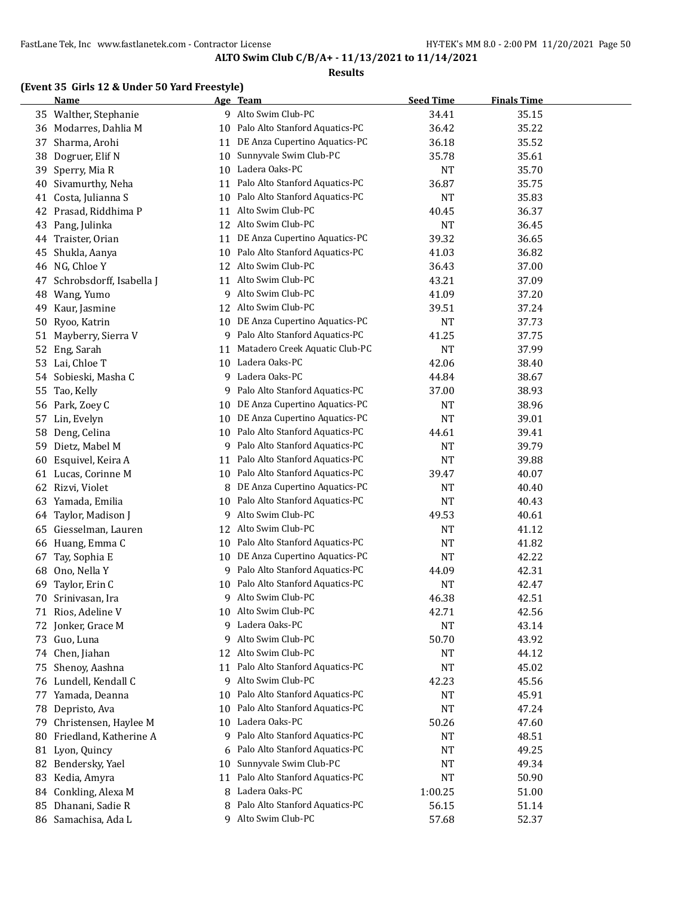**ALTO Swim Club C/B/A+ - 11/13/2021 to 11/14/2021**

**Results**

**(Event 35 Girls 12 & Under 50 Yard Freestyle)**

| | Name | Age | Team | Seed Time | Finals Time |
|---|---|---|---|---|---|
| 35 | Walther, Stephanie | 9 | Alto Swim Club-PC | 34.41 | 35.15 |
| 36 | Modarres, Dahlia M | 10 | Palo Alto Stanford Aquatics-PC | 36.42 | 35.22 |
| 37 | Sharma, Arohi | 11 | DE Anza Cupertino Aquatics-PC | 36.18 | 35.52 |
| 38 | Dogruer, Elif N | 10 | Sunnyvale Swim Club-PC | 35.78 | 35.61 |
| 39 | Sperry, Mia R | 10 | Ladera Oaks-PC | NT | 35.70 |
| 40 | Sivamurthy, Neha | 11 | Palo Alto Stanford Aquatics-PC | 36.87 | 35.75 |
| 41 | Costa, Julianna S | 10 | Palo Alto Stanford Aquatics-PC | NT | 35.83 |
| 42 | Prasad, Riddhima P | 11 | Alto Swim Club-PC | 40.45 | 36.37 |
| 43 | Pang, Julinka | 12 | Alto Swim Club-PC | NT | 36.45 |
| 44 | Traister, Orian | 11 | DE Anza Cupertino Aquatics-PC | 39.32 | 36.65 |
| 45 | Shukla, Aanya | 10 | Palo Alto Stanford Aquatics-PC | 41.03 | 36.82 |
| 46 | NG, Chloe Y | 12 | Alto Swim Club-PC | 36.43 | 37.00 |
| 47 | Schrobsdorff, Isabella J | 11 | Alto Swim Club-PC | 43.21 | 37.09 |
| 48 | Wang, Yumo | 9 | Alto Swim Club-PC | 41.09 | 37.20 |
| 49 | Kaur, Jasmine | 12 | Alto Swim Club-PC | 39.51 | 37.24 |
| 50 | Ryoo, Katrin | 10 | DE Anza Cupertino Aquatics-PC | NT | 37.73 |
| 51 | Mayberry, Sierra V | 9 | Palo Alto Stanford Aquatics-PC | 41.25 | 37.75 |
| 52 | Eng, Sarah | 11 | Matadero Creek Aquatic Club-PC | NT | 37.99 |
| 53 | Lai, Chloe T | 10 | Ladera Oaks-PC | 42.06 | 38.40 |
| 54 | Sobieski, Masha C | 9 | Ladera Oaks-PC | 44.84 | 38.67 |
| 55 | Tao, Kelly | 9 | Palo Alto Stanford Aquatics-PC | 37.00 | 38.93 |
| 56 | Park, Zoey C | 10 | DE Anza Cupertino Aquatics-PC | NT | 38.96 |
| 57 | Lin, Evelyn | 10 | DE Anza Cupertino Aquatics-PC | NT | 39.01 |
| 58 | Deng, Celina | 10 | Palo Alto Stanford Aquatics-PC | 44.61 | 39.41 |
| 59 | Dietz, Mabel M | 9 | Palo Alto Stanford Aquatics-PC | NT | 39.79 |
| 60 | Esquivel, Keira A | 11 | Palo Alto Stanford Aquatics-PC | NT | 39.88 |
| 61 | Lucas, Corinne M | 10 | Palo Alto Stanford Aquatics-PC | 39.47 | 40.07 |
| 62 | Rizvi, Violet | 8 | DE Anza Cupertino Aquatics-PC | NT | 40.40 |
| 63 | Yamada, Emilia | 10 | Palo Alto Stanford Aquatics-PC | NT | 40.43 |
| 64 | Taylor, Madison J | 9 | Alto Swim Club-PC | 49.53 | 40.61 |
| 65 | Giesselman, Lauren | 12 | Alto Swim Club-PC | NT | 41.12 |
| 66 | Huang, Emma C | 10 | Palo Alto Stanford Aquatics-PC | NT | 41.82 |
| 67 | Tay, Sophia E | 10 | DE Anza Cupertino Aquatics-PC | NT | 42.22 |
| 68 | Ono, Nella Y | 9 | Palo Alto Stanford Aquatics-PC | 44.09 | 42.31 |
| 69 | Taylor, Erin C | 10 | Palo Alto Stanford Aquatics-PC | NT | 42.47 |
| 70 | Srinivasan, Ira | 9 | Alto Swim Club-PC | 46.38 | 42.51 |
| 71 | Rios, Adeline V | 10 | Alto Swim Club-PC | 42.71 | 42.56 |
| 72 | Jonker, Grace M | 9 | Ladera Oaks-PC | NT | 43.14 |
| 73 | Guo, Luna | 9 | Alto Swim Club-PC | 50.70 | 43.92 |
| 74 | Chen, Jiahan | 12 | Alto Swim Club-PC | NT | 44.12 |
| 75 | Shenoy, Aashna | 11 | Palo Alto Stanford Aquatics-PC | NT | 45.02 |
| 76 | Lundell, Kendall C | 9 | Alto Swim Club-PC | 42.23 | 45.56 |
| 77 | Yamada, Deanna | 10 | Palo Alto Stanford Aquatics-PC | NT | 45.91 |
| 78 | Depristo, Ava | 10 | Palo Alto Stanford Aquatics-PC | NT | 47.24 |
| 79 | Christensen, Haylee M | 10 | Ladera Oaks-PC | 50.26 | 47.60 |
| 80 | Friedland, Katherine A | 9 | Palo Alto Stanford Aquatics-PC | NT | 48.51 |
| 81 | Lyon, Quincy | 6 | Palo Alto Stanford Aquatics-PC | NT | 49.25 |
| 82 | Bendersky, Yael | 10 | Sunnyvale Swim Club-PC | NT | 49.34 |
| 83 | Kedia, Amyra | 11 | Palo Alto Stanford Aquatics-PC | NT | 50.90 |
| 84 | Conkling, Alexa M | 8 | Ladera Oaks-PC | 1:00.25 | 51.00 |
| 85 | Dhanani, Sadie R | 8 | Palo Alto Stanford Aquatics-PC | 56.15 | 51.14 |
| 86 | Samachisa, Ada L | 9 | Alto Swim Club-PC | 57.68 | 52.37 |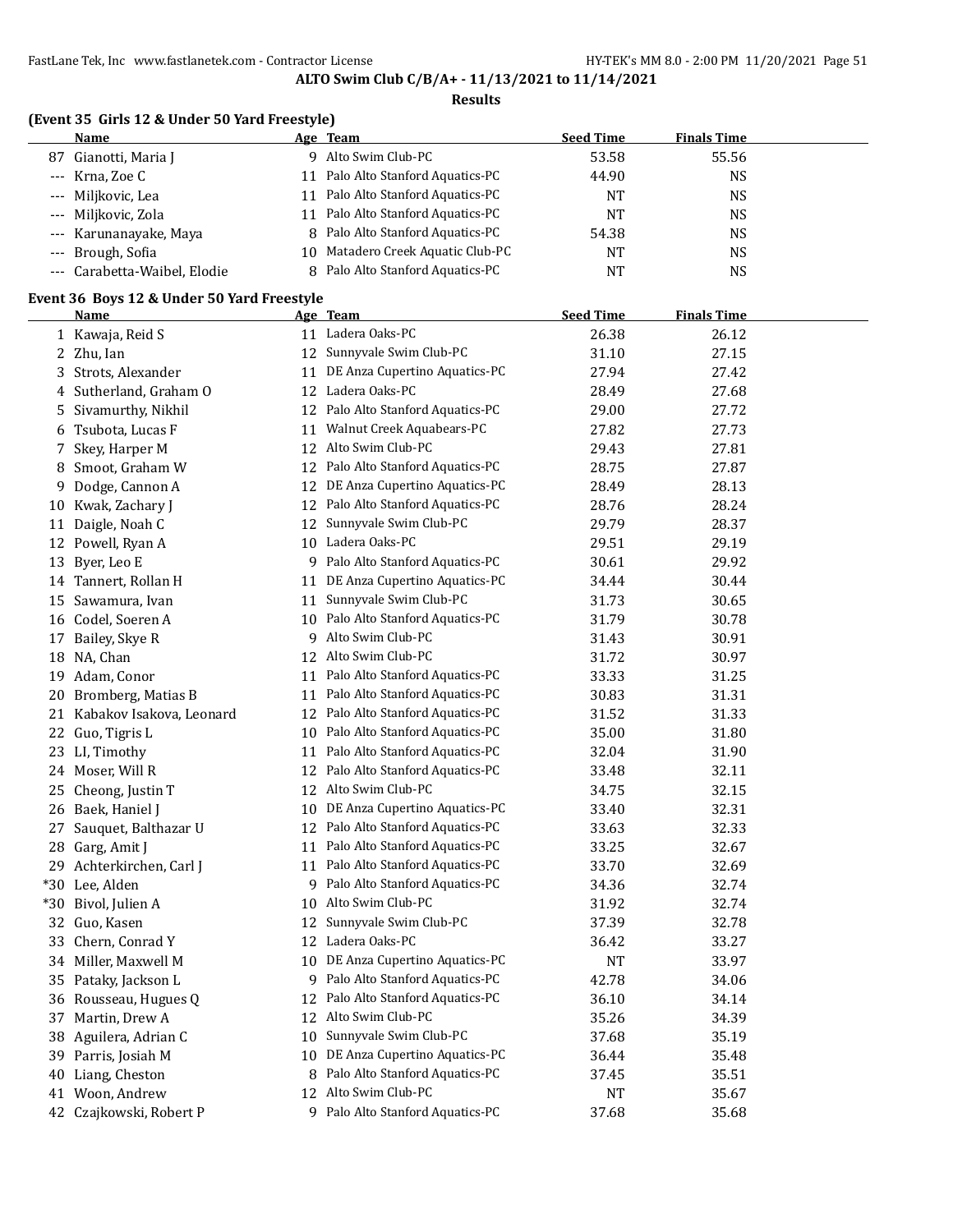**ALTO Swim Club C/B/A+ - 11/13/2021 to 11/14/2021**

**Results**

### (Event 35 Girls 12 & Under 50 Yard Freestyle)

| | Name | Age | Team | Seed Time | Finals Time |
|---|---|---|---|---|---|
| 87 | Gianotti, Maria J | 9 | Alto Swim Club-PC | 53.58 | 55.56 |
| --- | Krna, Zoe C | 11 | Palo Alto Stanford Aquatics-PC | 44.90 | NS |
| --- | Miljkovic, Lea | 11 | Palo Alto Stanford Aquatics-PC | NT | NS |
| --- | Miljkovic, Zola | 11 | Palo Alto Stanford Aquatics-PC | NT | NS |
| --- | Karunanayake, Maya | 8 | Palo Alto Stanford Aquatics-PC | 54.38 | NS |
| --- | Brough, Sofia | 10 | Matadero Creek Aquatic Club-PC | NT | NS |
| --- | Carabetta-Waibel, Elodie | 8 | Palo Alto Stanford Aquatics-PC | NT | NS |

### Event 36 Boys 12 & Under 50 Yard Freestyle

| | Name | Age | Team | Seed Time | Finals Time |
|---|---|---|---|---|---|
| 1 | Kawaja, Reid S | 11 | Ladera Oaks-PC | 26.38 | 26.12 |
| 2 | Zhu, Ian | 12 | Sunnyvale Swim Club-PC | 31.10 | 27.15 |
| 3 | Strots, Alexander | 11 | DE Anza Cupertino Aquatics-PC | 27.94 | 27.42 |
| 4 | Sutherland, Graham O | 12 | Ladera Oaks-PC | 28.49 | 27.68 |
| 5 | Sivamurthy, Nikhil | 12 | Palo Alto Stanford Aquatics-PC | 29.00 | 27.72 |
| 6 | Tsubota, Lucas F | 11 | Walnut Creek Aquabears-PC | 27.82 | 27.73 |
| 7 | Skey, Harper M | 12 | Alto Swim Club-PC | 29.43 | 27.81 |
| 8 | Smoot, Graham W | 12 | Palo Alto Stanford Aquatics-PC | 28.75 | 27.87 |
| 9 | Dodge, Cannon A | 12 | DE Anza Cupertino Aquatics-PC | 28.49 | 28.13 |
| 10 | Kwak, Zachary J | 12 | Palo Alto Stanford Aquatics-PC | 28.76 | 28.24 |
| 11 | Daigle, Noah C | 12 | Sunnyvale Swim Club-PC | 29.79 | 28.37 |
| 12 | Powell, Ryan A | 10 | Ladera Oaks-PC | 29.51 | 29.19 |
| 13 | Byer, Leo E | 9 | Palo Alto Stanford Aquatics-PC | 30.61 | 29.92 |
| 14 | Tannert, Rollan H | 11 | DE Anza Cupertino Aquatics-PC | 34.44 | 30.44 |
| 15 | Sawamura, Ivan | 11 | Sunnyvale Swim Club-PC | 31.73 | 30.65 |
| 16 | Codel, Soeren A | 10 | Palo Alto Stanford Aquatics-PC | 31.79 | 30.78 |
| 17 | Bailey, Skye R | 9 | Alto Swim Club-PC | 31.43 | 30.91 |
| 18 | NA, Chan | 12 | Alto Swim Club-PC | 31.72 | 30.97 |
| 19 | Adam, Conor | 11 | Palo Alto Stanford Aquatics-PC | 33.33 | 31.25 |
| 20 | Bromberg, Matias B | 11 | Palo Alto Stanford Aquatics-PC | 30.83 | 31.31 |
| 21 | Kabakov Isakova, Leonard | 12 | Palo Alto Stanford Aquatics-PC | 31.52 | 31.33 |
| 22 | Guo, Tigris L | 10 | Palo Alto Stanford Aquatics-PC | 35.00 | 31.80 |
| 23 | LI, Timothy | 11 | Palo Alto Stanford Aquatics-PC | 32.04 | 31.90 |
| 24 | Moser, Will R | 12 | Palo Alto Stanford Aquatics-PC | 33.48 | 32.11 |
| 25 | Cheong, Justin T | 12 | Alto Swim Club-PC | 34.75 | 32.15 |
| 26 | Baek, Haniel J | 10 | DE Anza Cupertino Aquatics-PC | 33.40 | 32.31 |
| 27 | Sauquet, Balthazar U | 12 | Palo Alto Stanford Aquatics-PC | 33.63 | 32.33 |
| 28 | Garg, Amit J | 11 | Palo Alto Stanford Aquatics-PC | 33.25 | 32.67 |
| 29 | Achterkirchen, Carl J | 11 | Palo Alto Stanford Aquatics-PC | 33.70 | 32.69 |
| *30 | Lee, Alden | 9 | Palo Alto Stanford Aquatics-PC | 34.36 | 32.74 |
| *30 | Bivol, Julien A | 10 | Alto Swim Club-PC | 31.92 | 32.74 |
| 32 | Guo, Kasen | 12 | Sunnyvale Swim Club-PC | 37.39 | 32.78 |
| 33 | Chern, Conrad Y | 12 | Ladera Oaks-PC | 36.42 | 33.27 |
| 34 | Miller, Maxwell M | 10 | DE Anza Cupertino Aquatics-PC | NT | 33.97 |
| 35 | Pataky, Jackson L | 9 | Palo Alto Stanford Aquatics-PC | 42.78 | 34.06 |
| 36 | Rousseau, Hugues Q | 12 | Palo Alto Stanford Aquatics-PC | 36.10 | 34.14 |
| 37 | Martin, Drew A | 12 | Alto Swim Club-PC | 35.26 | 34.39 |
| 38 | Aguilera, Adrian C | 10 | Sunnyvale Swim Club-PC | 37.68 | 35.19 |
| 39 | Parris, Josiah M | 10 | DE Anza Cupertino Aquatics-PC | 36.44 | 35.48 |
| 40 | Liang, Cheston | 8 | Palo Alto Stanford Aquatics-PC | 37.45 | 35.51 |
| 41 | Woon, Andrew | 12 | Alto Swim Club-PC | NT | 35.67 |
| 42 | Czajkowski, Robert P | 9 | Palo Alto Stanford Aquatics-PC | 37.68 | 35.68 |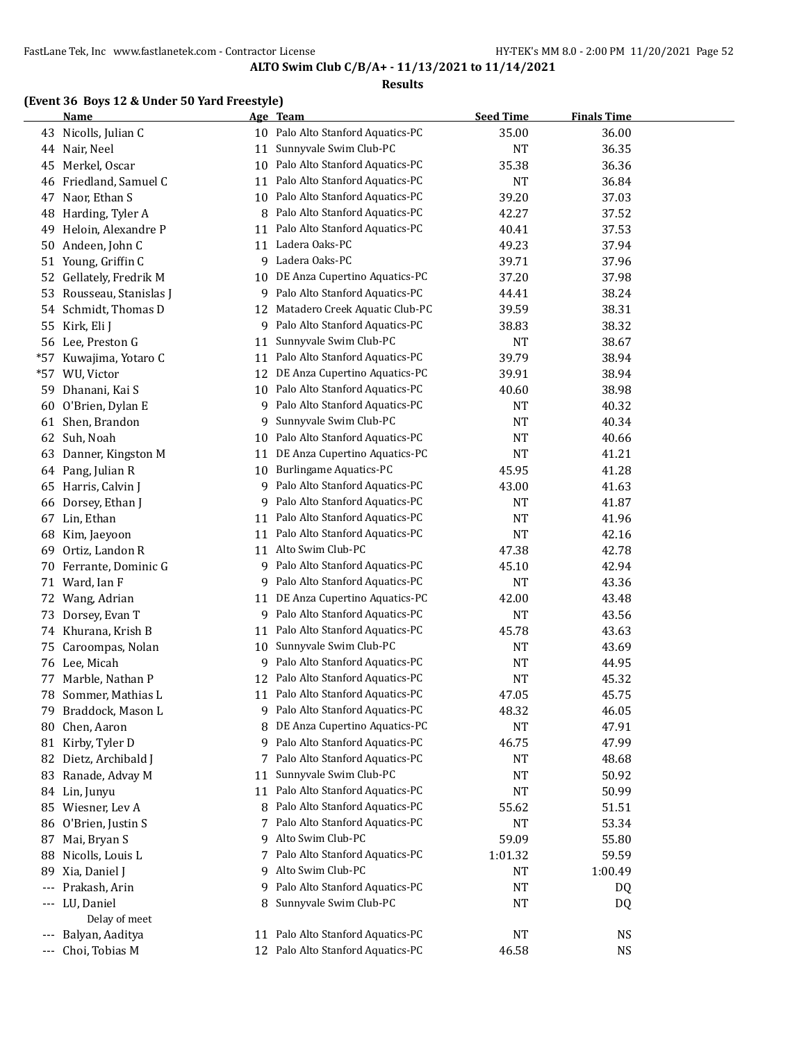**ALTO Swim Club C/B/A+ - 11/13/2021 to 11/14/2021**

**Results**

### (Event 36 Boys 12 & Under 50 Yard Freestyle)

| | Name | Age | Team | Seed Time | Finals Time |
|---|---|---|---|---|---|
| 43 | Nicolls, Julian C | 10 | Palo Alto Stanford Aquatics-PC | 35.00 | 36.00 |
| 44 | Nair, Neel | 11 | Sunnyvale Swim Club-PC | NT | 36.35 |
| 45 | Merkel, Oscar | 10 | Palo Alto Stanford Aquatics-PC | 35.38 | 36.36 |
| 46 | Friedland, Samuel C | 11 | Palo Alto Stanford Aquatics-PC | NT | 36.84 |
| 47 | Naor, Ethan S | 10 | Palo Alto Stanford Aquatics-PC | 39.20 | 37.03 |
| 48 | Harding, Tyler A | 8 | Palo Alto Stanford Aquatics-PC | 42.27 | 37.52 |
| 49 | Heloin, Alexandre P | 11 | Palo Alto Stanford Aquatics-PC | 40.41 | 37.53 |
| 50 | Andeen, John C | 11 | Ladera Oaks-PC | 49.23 | 37.94 |
| 51 | Young, Griffin C | 9 | Ladera Oaks-PC | 39.71 | 37.96 |
| 52 | Gellately, Fredrik M | 10 | DE Anza Cupertino Aquatics-PC | 37.20 | 37.98 |
| 53 | Rousseau, Stanislas J | 9 | Palo Alto Stanford Aquatics-PC | 44.41 | 38.24 |
| 54 | Schmidt, Thomas D | 12 | Matadero Creek Aquatic Club-PC | 39.59 | 38.31 |
| 55 | Kirk, Eli J | 9 | Palo Alto Stanford Aquatics-PC | 38.83 | 38.32 |
| 56 | Lee, Preston G | 11 | Sunnyvale Swim Club-PC | NT | 38.67 |
| *57 | Kuwajima, Yotaro C | 11 | Palo Alto Stanford Aquatics-PC | 39.79 | 38.94 |
| *57 | WU, Victor | 12 | DE Anza Cupertino Aquatics-PC | 39.91 | 38.94 |
| 59 | Dhanani, Kai S | 10 | Palo Alto Stanford Aquatics-PC | 40.60 | 38.98 |
| 60 | O'Brien, Dylan E | 9 | Palo Alto Stanford Aquatics-PC | NT | 40.32 |
| 61 | Shen, Brandon | 9 | Sunnyvale Swim Club-PC | NT | 40.34 |
| 62 | Suh, Noah | 10 | Palo Alto Stanford Aquatics-PC | NT | 40.66 |
| 63 | Danner, Kingston M | 11 | DE Anza Cupertino Aquatics-PC | NT | 41.21 |
| 64 | Pang, Julian R | 10 | Burlingame Aquatics-PC | 45.95 | 41.28 |
| 65 | Harris, Calvin J | 9 | Palo Alto Stanford Aquatics-PC | 43.00 | 41.63 |
| 66 | Dorsey, Ethan J | 9 | Palo Alto Stanford Aquatics-PC | NT | 41.87 |
| 67 | Lin, Ethan | 11 | Palo Alto Stanford Aquatics-PC | NT | 41.96 |
| 68 | Kim, Jaeyoon | 11 | Palo Alto Stanford Aquatics-PC | NT | 42.16 |
| 69 | Ortiz, Landon R | 11 | Alto Swim Club-PC | 47.38 | 42.78 |
| 70 | Ferrante, Dominic G | 9 | Palo Alto Stanford Aquatics-PC | 45.10 | 42.94 |
| 71 | Ward, Ian F | 9 | Palo Alto Stanford Aquatics-PC | NT | 43.36 |
| 72 | Wang, Adrian | 11 | DE Anza Cupertino Aquatics-PC | 42.00 | 43.48 |
| 73 | Dorsey, Evan T | 9 | Palo Alto Stanford Aquatics-PC | NT | 43.56 |
| 74 | Khurana, Krish B | 11 | Palo Alto Stanford Aquatics-PC | 45.78 | 43.63 |
| 75 | Caroompas, Nolan | 10 | Sunnyvale Swim Club-PC | NT | 43.69 |
| 76 | Lee, Micah | 9 | Palo Alto Stanford Aquatics-PC | NT | 44.95 |
| 77 | Marble, Nathan P | 12 | Palo Alto Stanford Aquatics-PC | NT | 45.32 |
| 78 | Sommer, Mathias L | 11 | Palo Alto Stanford Aquatics-PC | 47.05 | 45.75 |
| 79 | Braddock, Mason L | 9 | Palo Alto Stanford Aquatics-PC | 48.32 | 46.05 |
| 80 | Chen, Aaron | 8 | DE Anza Cupertino Aquatics-PC | NT | 47.91 |
| 81 | Kirby, Tyler D | 9 | Palo Alto Stanford Aquatics-PC | 46.75 | 47.99 |
| 82 | Dietz, Archibald J | 7 | Palo Alto Stanford Aquatics-PC | NT | 48.68 |
| 83 | Ranade, Advay M | 11 | Sunnyvale Swim Club-PC | NT | 50.92 |
| 84 | Lin, Junyu | 11 | Palo Alto Stanford Aquatics-PC | NT | 50.99 |
| 85 | Wiesner, Lev A | 8 | Palo Alto Stanford Aquatics-PC | 55.62 | 51.51 |
| 86 | O'Brien, Justin S | 7 | Palo Alto Stanford Aquatics-PC | NT | 53.34 |
| 87 | Mai, Bryan S | 9 | Alto Swim Club-PC | 59.09 | 55.80 |
| 88 | Nicolls, Louis L | 7 | Palo Alto Stanford Aquatics-PC | 1:01.32 | 59.59 |
| 89 | Xia, Daniel J | 9 | Alto Swim Club-PC | NT | 1:00.49 |
| --- | Prakash, Arin | 9 | Palo Alto Stanford Aquatics-PC | NT | DQ |
| --- | LU, Daniel | 8 | Sunnyvale Swim Club-PC | NT | DQ |
| | Delay of meet | | | | |
| --- | Balyan, Aaditya | 11 | Palo Alto Stanford Aquatics-PC | NT | NS |
| --- | Choi, Tobias M | 12 | Palo Alto Stanford Aquatics-PC | 46.58 | NS |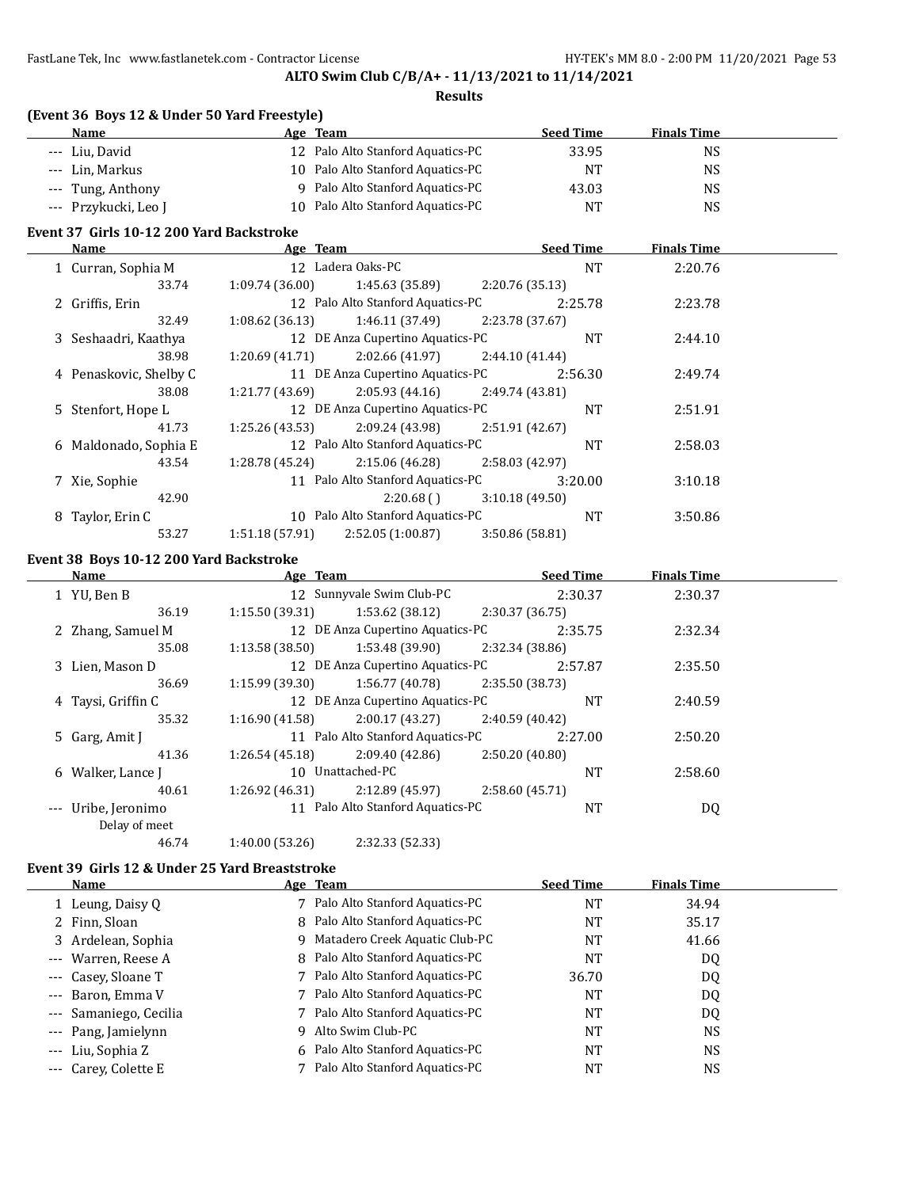**ALTO Swim Club C/B/A+ - 11/13/2021 to 11/14/2021**

**Results**

### (Event 36 Boys 12 & Under 50 Yard Freestyle)

| | Name | Age | Team | Seed Time | Finals Time |
|---|---|---|---|---|---|
| --- | Liu, David | 12 | Palo Alto Stanford Aquatics-PC | 33.95 | NS |
| --- | Lin, Markus | 10 | Palo Alto Stanford Aquatics-PC | NT | NS |
| --- | Tung, Anthony | 9 | Palo Alto Stanford Aquatics-PC | 43.03 | NS |
| --- | Przykucki, Leo J | 10 | Palo Alto Stanford Aquatics-PC | NT | NS |

### Event 37 Girls 10-12 200 Yard Backstroke

| | Name | Age | Team | Seed Time | Finals Time |
|---|---|---|---|---|---|
| 1 | Curran, Sophia M | 12 | Ladera Oaks-PC | NT | 2:20.76 |
| | 33.74 | 1:09.74 (36.00) | 1:45.63 (35.89) | 2:20.76 (35.13) | |
| 2 | Griffis, Erin | 12 | Palo Alto Stanford Aquatics-PC | 2:25.78 | 2:23.78 |
| | 32.49 | 1:08.62 (36.13) | 1:46.11 (37.49) | 2:23.78 (37.67) | |
| 3 | Seshaadri, Kaathya | 12 | DE Anza Cupertino Aquatics-PC | NT | 2:44.10 |
| | 38.98 | 1:20.69 (41.71) | 2:02.66 (41.97) | 2:44.10 (41.44) | |
| 4 | Penaskovic, Shelby C | 11 | DE Anza Cupertino Aquatics-PC | 2:56.30 | 2:49.74 |
| | 38.08 | 1:21.77 (43.69) | 2:05.93 (44.16) | 2:49.74 (43.81) | |
| 5 | Stenfort, Hope L | 12 | DE Anza Cupertino Aquatics-PC | NT | 2:51.91 |
| | 41.73 | 1:25.26 (43.53) | 2:09.24 (43.98) | 2:51.91 (42.67) | |
| 6 | Maldonado, Sophia E | 12 | Palo Alto Stanford Aquatics-PC | NT | 2:58.03 |
| | 43.54 | 1:28.78 (45.24) | 2:15.06 (46.28) | 2:58.03 (42.97) | |
| 7 | Xie, Sophie | 11 | Palo Alto Stanford Aquatics-PC | 3:20.00 | 3:10.18 |
| | 42.90 | | 2:20.68 ( ) | 3:10.18 (49.50) | |
| 8 | Taylor, Erin C | 10 | Palo Alto Stanford Aquatics-PC | NT | 3:50.86 |
| | 53.27 | 1:51.18 (57.91) | 2:52.05 (1:00.87) | 3:50.86 (58.81) | |

### Event 38 Boys 10-12 200 Yard Backstroke

| | Name | Age | Team | Seed Time | Finals Time |
|---|---|---|---|---|---|
| 1 | YU, Ben B | 12 | Sunnyvale Swim Club-PC | 2:30.37 | 2:30.37 |
| | 36.19 | 1:15.50 (39.31) | 1:53.62 (38.12) | 2:30.37 (36.75) | |
| 2 | Zhang, Samuel M | 12 | DE Anza Cupertino Aquatics-PC | 2:35.75 | 2:32.34 |
| | 35.08 | 1:13.58 (38.50) | 1:53.48 (39.90) | 2:32.34 (38.86) | |
| 3 | Lien, Mason D | 12 | DE Anza Cupertino Aquatics-PC | 2:57.87 | 2:35.50 |
| | 36.69 | 1:15.99 (39.30) | 1:56.77 (40.78) | 2:35.50 (38.73) | |
| 4 | Taysi, Griffin C | 12 | DE Anza Cupertino Aquatics-PC | NT | 2:40.59 |
| | 35.32 | 1:16.90 (41.58) | 2:00.17 (43.27) | 2:40.59 (40.42) | |
| 5 | Garg, Amit J | 11 | Palo Alto Stanford Aquatics-PC | 2:27.00 | 2:50.20 |
| | 41.36 | 1:26.54 (45.18) | 2:09.40 (42.86) | 2:50.20 (40.80) | |
| 6 | Walker, Lance J | 10 | Unattached-PC | NT | 2:58.60 |
| | 40.61 | 1:26.92 (46.31) | 2:12.89 (45.97) | 2:58.60 (45.71) | |
| --- | Uribe, Jeronimo | 11 | Palo Alto Stanford Aquatics-PC | NT | DQ |
| | Delay of meet | | | | |
| | 46.74 | 1:40.00 (53.26) | 2:32.33 (52.33) | | |

### Event 39 Girls 12 & Under 25 Yard Breaststroke

| | Name | Age | Team | Seed Time | Finals Time |
|---|---|---|---|---|---|
| 1 | Leung, Daisy Q | 7 | Palo Alto Stanford Aquatics-PC | NT | 34.94 |
| 2 | Finn, Sloan | 8 | Palo Alto Stanford Aquatics-PC | NT | 35.17 |
| 3 | Ardelean, Sophia | 9 | Matadero Creek Aquatic Club-PC | NT | 41.66 |
| --- | Warren, Reese A | 8 | Palo Alto Stanford Aquatics-PC | NT | DQ |
| --- | Casey, Sloane T | 7 | Palo Alto Stanford Aquatics-PC | 36.70 | DQ |
| --- | Baron, Emma V | 7 | Palo Alto Stanford Aquatics-PC | NT | DQ |
| --- | Samaniego, Cecilia | 7 | Palo Alto Stanford Aquatics-PC | NT | DQ |
| --- | Pang, Jamielynn | 9 | Alto Swim Club-PC | NT | NS |
| --- | Liu, Sophia Z | 6 | Palo Alto Stanford Aquatics-PC | NT | NS |
| --- | Carey, Colette E | 7 | Palo Alto Stanford Aquatics-PC | NT | NS |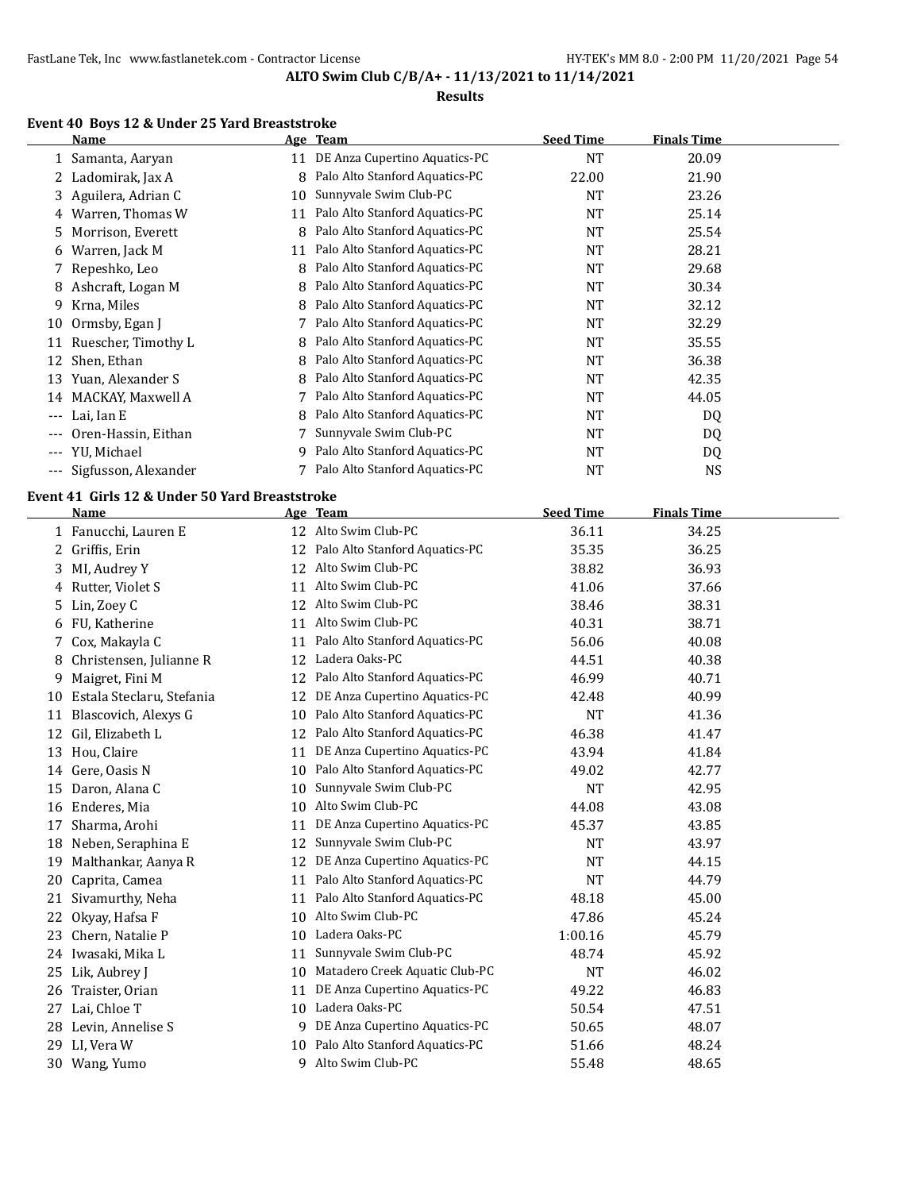# ALTO Swim Club C/B/A+ - 11/13/2021 to 11/14/2021

## Results

### Event 40 Boys 12 & Under 25 Yard Breaststroke

| | Name | Age | Team | Seed Time | Finals Time |
|---|---|---|---|---|---|
| 1 | Samanta, Aaryan | 11 | DE Anza Cupertino Aquatics-PC | NT | 20.09 |
| 2 | Ladomirak, Jax A | 8 | Palo Alto Stanford Aquatics-PC | 22.00 | 21.90 |
| 3 | Aguilera, Adrian C | 10 | Sunnyvale Swim Club-PC | NT | 23.26 |
| 4 | Warren, Thomas W | 11 | Palo Alto Stanford Aquatics-PC | NT | 25.14 |
| 5 | Morrison, Everett | 8 | Palo Alto Stanford Aquatics-PC | NT | 25.54 |
| 6 | Warren, Jack M | 11 | Palo Alto Stanford Aquatics-PC | NT | 28.21 |
| 7 | Repeshko, Leo | 8 | Palo Alto Stanford Aquatics-PC | NT | 29.68 |
| 8 | Ashcraft, Logan M | 8 | Palo Alto Stanford Aquatics-PC | NT | 30.34 |
| 9 | Krna, Miles | 8 | Palo Alto Stanford Aquatics-PC | NT | 32.12 |
| 10 | Ormsby, Egan J | 7 | Palo Alto Stanford Aquatics-PC | NT | 32.29 |
| 11 | Ruescher, Timothy L | 8 | Palo Alto Stanford Aquatics-PC | NT | 35.55 |
| 12 | Shen, Ethan | 8 | Palo Alto Stanford Aquatics-PC | NT | 36.38 |
| 13 | Yuan, Alexander S | 8 | Palo Alto Stanford Aquatics-PC | NT | 42.35 |
| 14 | MACKAY, Maxwell A | 7 | Palo Alto Stanford Aquatics-PC | NT | 44.05 |
| --- | Lai, Ian E | 8 | Palo Alto Stanford Aquatics-PC | NT | DQ |
| --- | Oren-Hassin, Eithan | 7 | Sunnyvale Swim Club-PC | NT | DQ |
| --- | YU, Michael | 9 | Palo Alto Stanford Aquatics-PC | NT | DQ |
| --- | Sigfusson, Alexander | 7 | Palo Alto Stanford Aquatics-PC | NT | NS |

### Event 41 Girls 12 & Under 50 Yard Breaststroke

| | Name | Age | Team | Seed Time | Finals Time |
|---|---|---|---|---|---|
| 1 | Fanucchi, Lauren E | 12 | Alto Swim Club-PC | 36.11 | 34.25 |
| 2 | Griffis, Erin | 12 | Palo Alto Stanford Aquatics-PC | 35.35 | 36.25 |
| 3 | MI, Audrey Y | 12 | Alto Swim Club-PC | 38.82 | 36.93 |
| 4 | Rutter, Violet S | 11 | Alto Swim Club-PC | 41.06 | 37.66 |
| 5 | Lin, Zoey C | 12 | Alto Swim Club-PC | 38.46 | 38.31 |
| 6 | FU, Katherine | 11 | Alto Swim Club-PC | 40.31 | 38.71 |
| 7 | Cox, Makayla C | 11 | Palo Alto Stanford Aquatics-PC | 56.06 | 40.08 |
| 8 | Christensen, Julianne R | 12 | Ladera Oaks-PC | 44.51 | 40.38 |
| 9 | Maigret, Fini M | 12 | Palo Alto Stanford Aquatics-PC | 46.99 | 40.71 |
| 10 | Estala Steclaru, Stefania | 12 | DE Anza Cupertino Aquatics-PC | 42.48 | 40.99 |
| 11 | Blascovich, Alexys G | 10 | Palo Alto Stanford Aquatics-PC | NT | 41.36 |
| 12 | Gil, Elizabeth L | 12 | Palo Alto Stanford Aquatics-PC | 46.38 | 41.47 |
| 13 | Hou, Claire | 11 | DE Anza Cupertino Aquatics-PC | 43.94 | 41.84 |
| 14 | Gere, Oasis N | 10 | Palo Alto Stanford Aquatics-PC | 49.02 | 42.77 |
| 15 | Daron, Alana C | 10 | Sunnyvale Swim Club-PC | NT | 42.95 |
| 16 | Enderes, Mia | 10 | Alto Swim Club-PC | 44.08 | 43.08 |
| 17 | Sharma, Arohi | 11 | DE Anza Cupertino Aquatics-PC | 45.37 | 43.85 |
| 18 | Neben, Seraphina E | 12 | Sunnyvale Swim Club-PC | NT | 43.97 |
| 19 | Malthankar, Aanya R | 12 | DE Anza Cupertino Aquatics-PC | NT | 44.15 |
| 20 | Caprita, Camea | 11 | Palo Alto Stanford Aquatics-PC | NT | 44.79 |
| 21 | Sivamurthy, Neha | 11 | Palo Alto Stanford Aquatics-PC | 48.18 | 45.00 |
| 22 | Okyay, Hafsa F | 10 | Alto Swim Club-PC | 47.86 | 45.24 |
| 23 | Chern, Natalie P | 10 | Ladera Oaks-PC | 1:00.16 | 45.79 |
| 24 | Iwasaki, Mika L | 11 | Sunnyvale Swim Club-PC | 48.74 | 45.92 |
| 25 | Lik, Aubrey J | 10 | Matadero Creek Aquatic Club-PC | NT | 46.02 |
| 26 | Traister, Orian | 11 | DE Anza Cupertino Aquatics-PC | 49.22 | 46.83 |
| 27 | Lai, Chloe T | 10 | Ladera Oaks-PC | 50.54 | 47.51 |
| 28 | Levin, Annelise S | 9 | DE Anza Cupertino Aquatics-PC | 50.65 | 48.07 |
| 29 | LI, Vera W | 10 | Palo Alto Stanford Aquatics-PC | 51.66 | 48.24 |
| 30 | Wang, Yumo | 9 | Alto Swim Club-PC | 55.48 | 48.65 |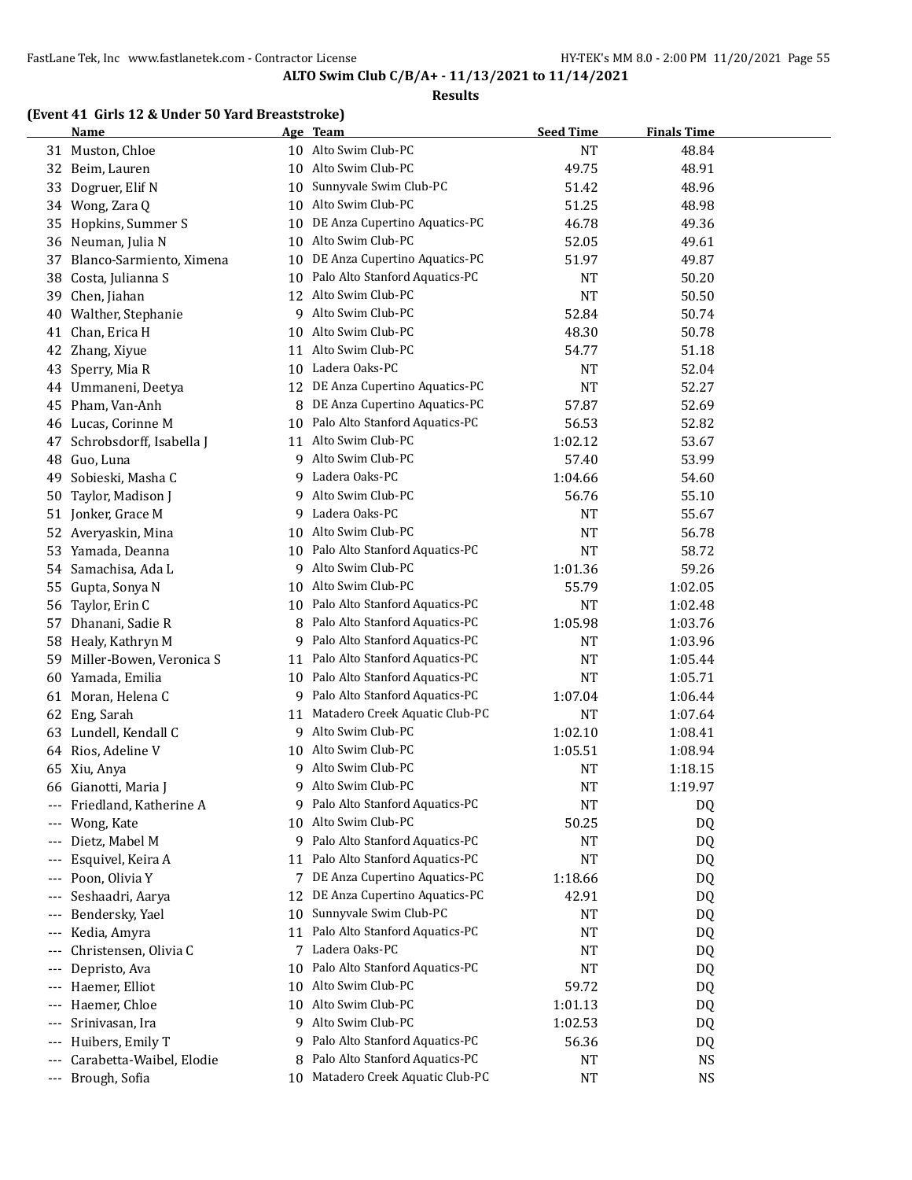## ALTO Swim Club C/B/A+ - 11/13/2021 to 11/14/2021

### Results

**(Event 41 Girls 12 & Under 50 Yard Breaststroke)**

| | Name | Age | Team | Seed Time | Finals Time |
|---|---|---|---|---|---|
| 31 | Muston, Chloe | 10 | Alto Swim Club-PC | NT | 48.84 |
| 32 | Beim, Lauren | 10 | Alto Swim Club-PC | 49.75 | 48.91 |
| 33 | Dogruer, Elif N | 10 | Sunnyvale Swim Club-PC | 51.42 | 48.96 |
| 34 | Wong, Zara Q | 10 | Alto Swim Club-PC | 51.25 | 48.98 |
| 35 | Hopkins, Summer S | 10 | DE Anza Cupertino Aquatics-PC | 46.78 | 49.36 |
| 36 | Neuman, Julia N | 10 | Alto Swim Club-PC | 52.05 | 49.61 |
| 37 | Blanco-Sarmiento, Ximena | 10 | DE Anza Cupertino Aquatics-PC | 51.97 | 49.87 |
| 38 | Costa, Julianna S | 10 | Palo Alto Stanford Aquatics-PC | NT | 50.20 |
| 39 | Chen, Jiahan | 12 | Alto Swim Club-PC | NT | 50.50 |
| 40 | Walther, Stephanie | 9 | Alto Swim Club-PC | 52.84 | 50.74 |
| 41 | Chan, Erica H | 10 | Alto Swim Club-PC | 48.30 | 50.78 |
| 42 | Zhang, Xiyue | 11 | Alto Swim Club-PC | 54.77 | 51.18 |
| 43 | Sperry, Mia R | 10 | Ladera Oaks-PC | NT | 52.04 |
| 44 | Ummaneni, Deetya | 12 | DE Anza Cupertino Aquatics-PC | NT | 52.27 |
| 45 | Pham, Van-Anh | 8 | DE Anza Cupertino Aquatics-PC | 57.87 | 52.69 |
| 46 | Lucas, Corinne M | 10 | Palo Alto Stanford Aquatics-PC | 56.53 | 52.82 |
| 47 | Schrobsdorff, Isabella J | 11 | Alto Swim Club-PC | 1:02.12 | 53.67 |
| 48 | Guo, Luna | 9 | Alto Swim Club-PC | 57.40 | 53.99 |
| 49 | Sobieski, Masha C | 9 | Ladera Oaks-PC | 1:04.66 | 54.60 |
| 50 | Taylor, Madison J | 9 | Alto Swim Club-PC | 56.76 | 55.10 |
| 51 | Jonker, Grace M | 9 | Ladera Oaks-PC | NT | 55.67 |
| 52 | Averyaskin, Mina | 10 | Alto Swim Club-PC | NT | 56.78 |
| 53 | Yamada, Deanna | 10 | Palo Alto Stanford Aquatics-PC | NT | 58.72 |
| 54 | Samachisa, Ada L | 9 | Alto Swim Club-PC | 1:01.36 | 59.26 |
| 55 | Gupta, Sonya N | 10 | Alto Swim Club-PC | 55.79 | 1:02.05 |
| 56 | Taylor, Erin C | 10 | Palo Alto Stanford Aquatics-PC | NT | 1:02.48 |
| 57 | Dhanani, Sadie R | 8 | Palo Alto Stanford Aquatics-PC | 1:05.98 | 1:03.76 |
| 58 | Healy, Kathryn M | 9 | Palo Alto Stanford Aquatics-PC | NT | 1:03.96 |
| 59 | Miller-Bowen, Veronica S | 11 | Palo Alto Stanford Aquatics-PC | NT | 1:05.44 |
| 60 | Yamada, Emilia | 10 | Palo Alto Stanford Aquatics-PC | NT | 1:05.71 |
| 61 | Moran, Helena C | 9 | Palo Alto Stanford Aquatics-PC | 1:07.04 | 1:06.44 |
| 62 | Eng, Sarah | 11 | Matadero Creek Aquatic Club-PC | NT | 1:07.64 |
| 63 | Lundell, Kendall C | 9 | Alto Swim Club-PC | 1:02.10 | 1:08.41 |
| 64 | Rios, Adeline V | 10 | Alto Swim Club-PC | 1:05.51 | 1:08.94 |
| 65 | Xiu, Anya | 9 | Alto Swim Club-PC | NT | 1:18.15 |
| 66 | Gianotti, Maria J | 9 | Alto Swim Club-PC | NT | 1:19.97 |
| --- | Friedland, Katherine A | 9 | Palo Alto Stanford Aquatics-PC | NT | DQ |
| --- | Wong, Kate | 10 | Alto Swim Club-PC | 50.25 | DQ |
| --- | Dietz, Mabel M | 9 | Palo Alto Stanford Aquatics-PC | NT | DQ |
| --- | Esquivel, Keira A | 11 | Palo Alto Stanford Aquatics-PC | NT | DQ |
| --- | Poon, Olivia Y | 7 | DE Anza Cupertino Aquatics-PC | 1:18.66 | DQ |
| --- | Seshaadri, Aarya | 12 | DE Anza Cupertino Aquatics-PC | 42.91 | DQ |
| --- | Bendersky, Yael | 10 | Sunnyvale Swim Club-PC | NT | DQ |
| --- | Kedia, Amyra | 11 | Palo Alto Stanford Aquatics-PC | NT | DQ |
| --- | Christensen, Olivia C | 7 | Ladera Oaks-PC | NT | DQ |
| --- | Depristo, Ava | 10 | Palo Alto Stanford Aquatics-PC | NT | DQ |
| --- | Haemer, Elliot | 10 | Alto Swim Club-PC | 59.72 | DQ |
| --- | Haemer, Chloe | 10 | Alto Swim Club-PC | 1:01.13 | DQ |
| --- | Srinivasan, Ira | 9 | Alto Swim Club-PC | 1:02.53 | DQ |
| --- | Huibers, Emily T | 9 | Palo Alto Stanford Aquatics-PC | 56.36 | DQ |
| --- | Carabetta-Waibel, Elodie | 8 | Palo Alto Stanford Aquatics-PC | NT | NS |
| --- | Brough, Sofia | 10 | Matadero Creek Aquatic Club-PC | NT | NS |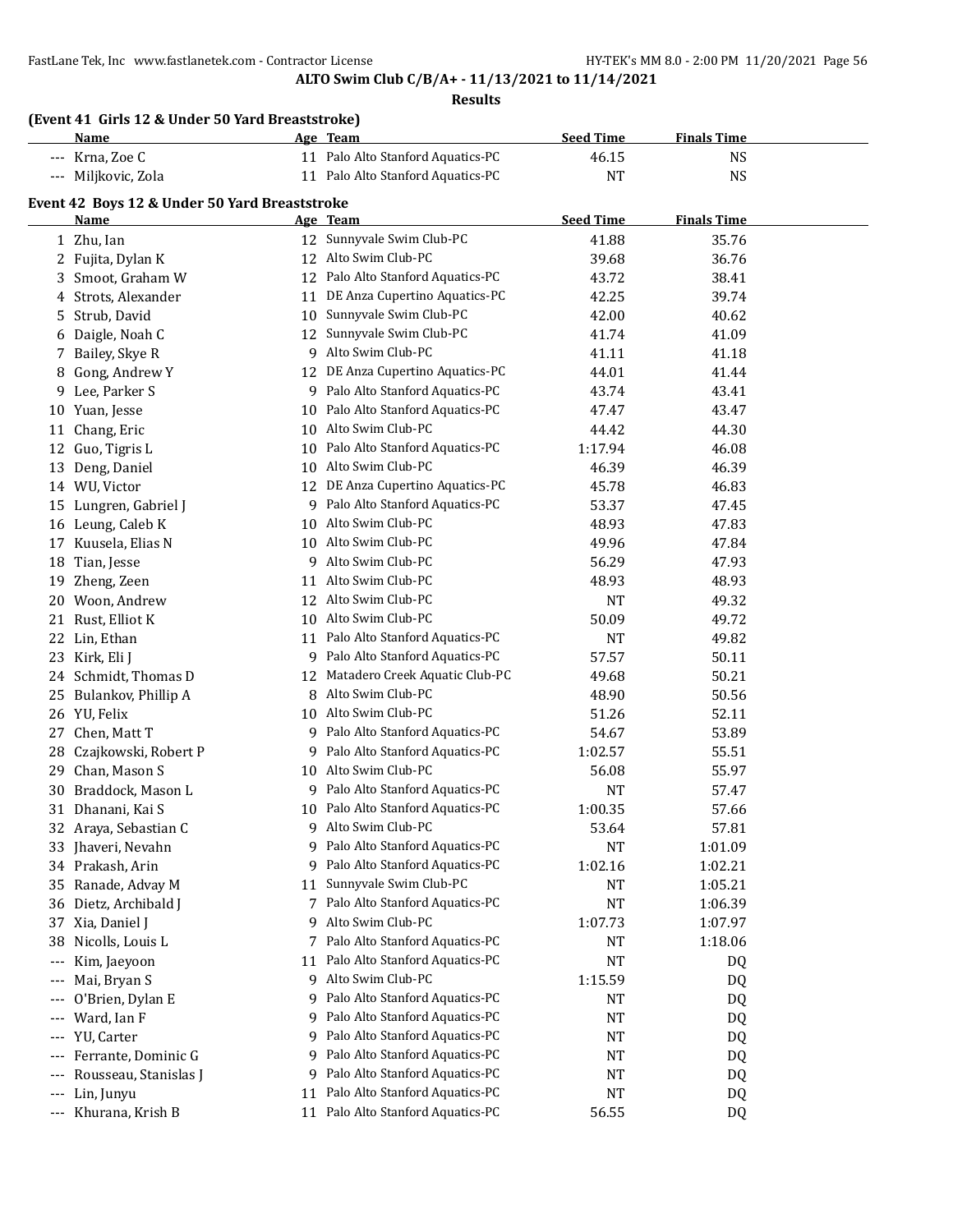**ALTO Swim Club C/B/A+ - 11/13/2021 to 11/14/2021**

**Results**

### (Event 41 Girls 12 & Under 50 Yard Breaststroke)

| | Name | Age | Team | Seed Time | Finals Time |
|---|---|---|---|---|---|
| --- | Krna, Zoe C | 11 | Palo Alto Stanford Aquatics-PC | 46.15 | NS |
| --- | Miljkovic, Zola | 11 | Palo Alto Stanford Aquatics-PC | NT | NS |

### Event 42 Boys 12 & Under 50 Yard Breaststroke

| | Name | Age | Team | Seed Time | Finals Time |
|---|---|---|---|---|---|
| 1 | Zhu, Ian | 12 | Sunnyvale Swim Club-PC | 41.88 | 35.76 |
| 2 | Fujita, Dylan K | 12 | Alto Swim Club-PC | 39.68 | 36.76 |
| 3 | Smoot, Graham W | 12 | Palo Alto Stanford Aquatics-PC | 43.72 | 38.41 |
| 4 | Strots, Alexander | 11 | DE Anza Cupertino Aquatics-PC | 42.25 | 39.74 |
| 5 | Strub, David | 10 | Sunnyvale Swim Club-PC | 42.00 | 40.62 |
| 6 | Daigle, Noah C | 12 | Sunnyvale Swim Club-PC | 41.74 | 41.09 |
| 7 | Bailey, Skye R | 9 | Alto Swim Club-PC | 41.11 | 41.18 |
| 8 | Gong, Andrew Y | 12 | DE Anza Cupertino Aquatics-PC | 44.01 | 41.44 |
| 9 | Lee, Parker S | 9 | Palo Alto Stanford Aquatics-PC | 43.74 | 43.41 |
| 10 | Yuan, Jesse | 10 | Palo Alto Stanford Aquatics-PC | 47.47 | 43.47 |
| 11 | Chang, Eric | 10 | Alto Swim Club-PC | 44.42 | 44.30 |
| 12 | Guo, Tigris L | 10 | Palo Alto Stanford Aquatics-PC | 1:17.94 | 46.08 |
| 13 | Deng, Daniel | 10 | Alto Swim Club-PC | 46.39 | 46.39 |
| 14 | WU, Victor | 12 | DE Anza Cupertino Aquatics-PC | 45.78 | 46.83 |
| 15 | Lungren, Gabriel J | 9 | Palo Alto Stanford Aquatics-PC | 53.37 | 47.45 |
| 16 | Leung, Caleb K | 10 | Alto Swim Club-PC | 48.93 | 47.83 |
| 17 | Kuusela, Elias N | 10 | Alto Swim Club-PC | 49.96 | 47.84 |
| 18 | Tian, Jesse | 9 | Alto Swim Club-PC | 56.29 | 47.93 |
| 19 | Zheng, Zeen | 11 | Alto Swim Club-PC | 48.93 | 48.93 |
| 20 | Woon, Andrew | 12 | Alto Swim Club-PC | NT | 49.32 |
| 21 | Rust, Elliot K | 10 | Alto Swim Club-PC | 50.09 | 49.72 |
| 22 | Lin, Ethan | 11 | Palo Alto Stanford Aquatics-PC | NT | 49.82 |
| 23 | Kirk, Eli J | 9 | Palo Alto Stanford Aquatics-PC | 57.57 | 50.11 |
| 24 | Schmidt, Thomas D | 12 | Matadero Creek Aquatic Club-PC | 49.68 | 50.21 |
| 25 | Bulankov, Phillip A | 8 | Alto Swim Club-PC | 48.90 | 50.56 |
| 26 | YU, Felix | 10 | Alto Swim Club-PC | 51.26 | 52.11 |
| 27 | Chen, Matt T | 9 | Palo Alto Stanford Aquatics-PC | 54.67 | 53.89 |
| 28 | Czajkowski, Robert P | 9 | Palo Alto Stanford Aquatics-PC | 1:02.57 | 55.51 |
| 29 | Chan, Mason S | 10 | Alto Swim Club-PC | 56.08 | 55.97 |
| 30 | Braddock, Mason L | 9 | Palo Alto Stanford Aquatics-PC | NT | 57.47 |
| 31 | Dhanani, Kai S | 10 | Palo Alto Stanford Aquatics-PC | 1:00.35 | 57.66 |
| 32 | Araya, Sebastian C | 9 | Alto Swim Club-PC | 53.64 | 57.81 |
| 33 | Jhaveri, Nevahn | 9 | Palo Alto Stanford Aquatics-PC | NT | 1:01.09 |
| 34 | Prakash, Arin | 9 | Palo Alto Stanford Aquatics-PC | 1:02.16 | 1:02.21 |
| 35 | Ranade, Advay M | 11 | Sunnyvale Swim Club-PC | NT | 1:05.21 |
| 36 | Dietz, Archibald J | 7 | Palo Alto Stanford Aquatics-PC | NT | 1:06.39 |
| 37 | Xia, Daniel J | 9 | Alto Swim Club-PC | 1:07.73 | 1:07.97 |
| 38 | Nicolls, Louis L | 7 | Palo Alto Stanford Aquatics-PC | NT | 1:18.06 |
| --- | Kim, Jaeyoon | 11 | Palo Alto Stanford Aquatics-PC | NT | DQ |
| --- | Mai, Bryan S | 9 | Alto Swim Club-PC | 1:15.59 | DQ |
| --- | O'Brien, Dylan E | 9 | Palo Alto Stanford Aquatics-PC | NT | DQ |
| --- | Ward, Ian F | 9 | Palo Alto Stanford Aquatics-PC | NT | DQ |
| --- | YU, Carter | 9 | Palo Alto Stanford Aquatics-PC | NT | DQ |
| --- | Ferrante, Dominic G | 9 | Palo Alto Stanford Aquatics-PC | NT | DQ |
| --- | Rousseau, Stanislas J | 9 | Palo Alto Stanford Aquatics-PC | NT | DQ |
| --- | Lin, Junyu | 11 | Palo Alto Stanford Aquatics-PC | NT | DQ |
| --- | Khurana, Krish B | 11 | Palo Alto Stanford Aquatics-PC | 56.55 | DQ |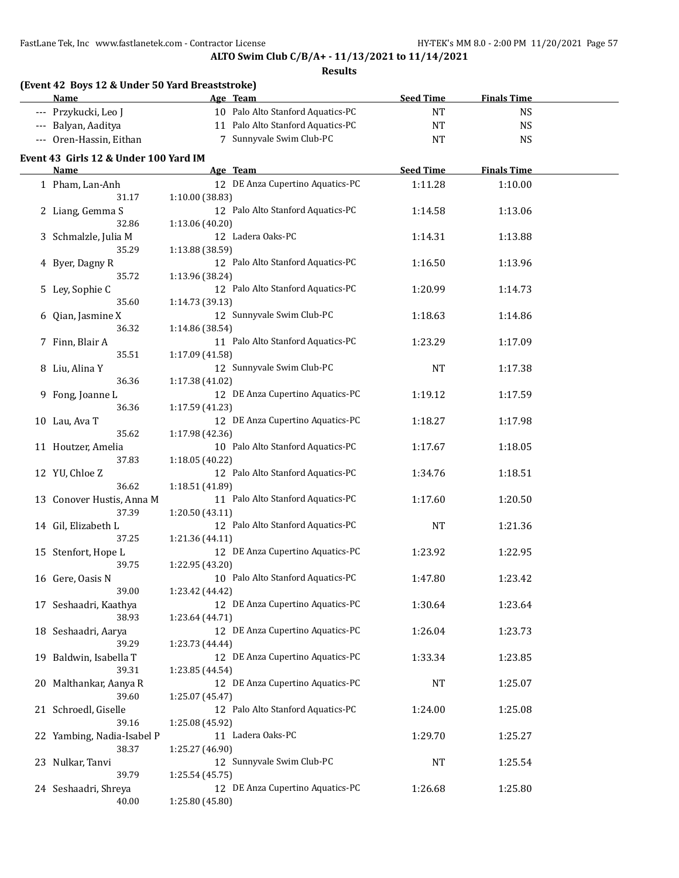**ALTO Swim Club C/B/A+ - 11/13/2021 to 11/14/2021**

**Results**

**(Event 42 Boys 12 & Under 50 Yard Breaststroke)**

| | Name | Age | Team | Seed Time | Finals Time |
|---|---|---|---|---|---|
| --- | Przykucki, Leo J | 10 | Palo Alto Stanford Aquatics-PC | NT | NS |
| --- | Balyan, Aaditya | 11 | Palo Alto Stanford Aquatics-PC | NT | NS |
| --- | Oren-Hassin, Eithan | 7 | Sunnyvale Swim Club-PC | NT | NS |

**Event 43 Girls 12 & Under 100 Yard IM**

| | Name | Age | Team | Seed Time | Finals Time |
|---|---|---|---|---|---|
| 1 | Pham, Lan-Anh | 12 | DE Anza Cupertino Aquatics-PC | 1:11.28 | 1:10.00 |
| | 31.17 | 1:10.00 (38.83) | | | |
| 2 | Liang, Gemma S | 12 | Palo Alto Stanford Aquatics-PC | 1:14.58 | 1:13.06 |
| | 32.86 | 1:13.06 (40.20) | | | |
| 3 | Schmalzle, Julia M | 12 | Ladera Oaks-PC | 1:14.31 | 1:13.88 |
| | 35.29 | 1:13.88 (38.59) | | | |
| 4 | Byer, Dagny R | 12 | Palo Alto Stanford Aquatics-PC | 1:16.50 | 1:13.96 |
| | 35.72 | 1:13.96 (38.24) | | | |
| 5 | Ley, Sophie C | 12 | Palo Alto Stanford Aquatics-PC | 1:20.99 | 1:14.73 |
| | 35.60 | 1:14.73 (39.13) | | | |
| 6 | Qian, Jasmine X | 12 | Sunnyvale Swim Club-PC | 1:18.63 | 1:14.86 |
| | 36.32 | 1:14.86 (38.54) | | | |
| 7 | Finn, Blair A | 11 | Palo Alto Stanford Aquatics-PC | 1:23.29 | 1:17.09 |
| | 35.51 | 1:17.09 (41.58) | | | |
| 8 | Liu, Alina Y | 12 | Sunnyvale Swim Club-PC | NT | 1:17.38 |
| | 36.36 | 1:17.38 (41.02) | | | |
| 9 | Fong, Joanne L | 12 | DE Anza Cupertino Aquatics-PC | 1:19.12 | 1:17.59 |
| | 36.36 | 1:17.59 (41.23) | | | |
| 10 | Lau, Ava T | 12 | DE Anza Cupertino Aquatics-PC | 1:18.27 | 1:17.98 |
| | 35.62 | 1:17.98 (42.36) | | | |
| 11 | Houtzer, Amelia | 10 | Palo Alto Stanford Aquatics-PC | 1:17.67 | 1:18.05 |
| | 37.83 | 1:18.05 (40.22) | | | |
| 12 | YU, Chloe Z | 12 | Palo Alto Stanford Aquatics-PC | 1:34.76 | 1:18.51 |
| | 36.62 | 1:18.51 (41.89) | | | |
| 13 | Conover Hustis, Anna M | 11 | Palo Alto Stanford Aquatics-PC | 1:17.60 | 1:20.50 |
| | 37.39 | 1:20.50 (43.11) | | | |
| 14 | Gil, Elizabeth L | 12 | Palo Alto Stanford Aquatics-PC | NT | 1:21.36 |
| | 37.25 | 1:21.36 (44.11) | | | |
| 15 | Stenfort, Hope L | 12 | DE Anza Cupertino Aquatics-PC | 1:23.92 | 1:22.95 |
| | 39.75 | 1:22.95 (43.20) | | | |
| 16 | Gere, Oasis N | 10 | Palo Alto Stanford Aquatics-PC | 1:47.80 | 1:23.42 |
| | 39.00 | 1:23.42 (44.42) | | | |
| 17 | Seshaadri, Kaathya | 12 | DE Anza Cupertino Aquatics-PC | 1:30.64 | 1:23.64 |
| | 38.93 | 1:23.64 (44.71) | | | |
| 18 | Seshaadri, Aarya | 12 | DE Anza Cupertino Aquatics-PC | 1:26.04 | 1:23.73 |
| | 39.29 | 1:23.73 (44.44) | | | |
| 19 | Baldwin, Isabella T | 12 | DE Anza Cupertino Aquatics-PC | 1:33.34 | 1:23.85 |
| | 39.31 | 1:23.85 (44.54) | | | |
| 20 | Malthankar, Aanya R | 12 | DE Anza Cupertino Aquatics-PC | NT | 1:25.07 |
| | 39.60 | 1:25.07 (45.47) | | | |
| 21 | Schroedl, Giselle | 12 | Palo Alto Stanford Aquatics-PC | 1:24.00 | 1:25.08 |
| | 39.16 | 1:25.08 (45.92) | | | |
| 22 | Yambing, Nadia-Isabel P | 11 | Ladera Oaks-PC | 1:29.70 | 1:25.27 |
| | 38.37 | 1:25.27 (46.90) | | | |
| 23 | Nulkar, Tanvi | 12 | Sunnyvale Swim Club-PC | NT | 1:25.54 |
| | 39.79 | 1:25.54 (45.75) | | | |
| 24 | Seshaadri, Shreya | 12 | DE Anza Cupertino Aquatics-PC | 1:26.68 | 1:25.80 |
| | 40.00 | 1:25.80 (45.80) | | | |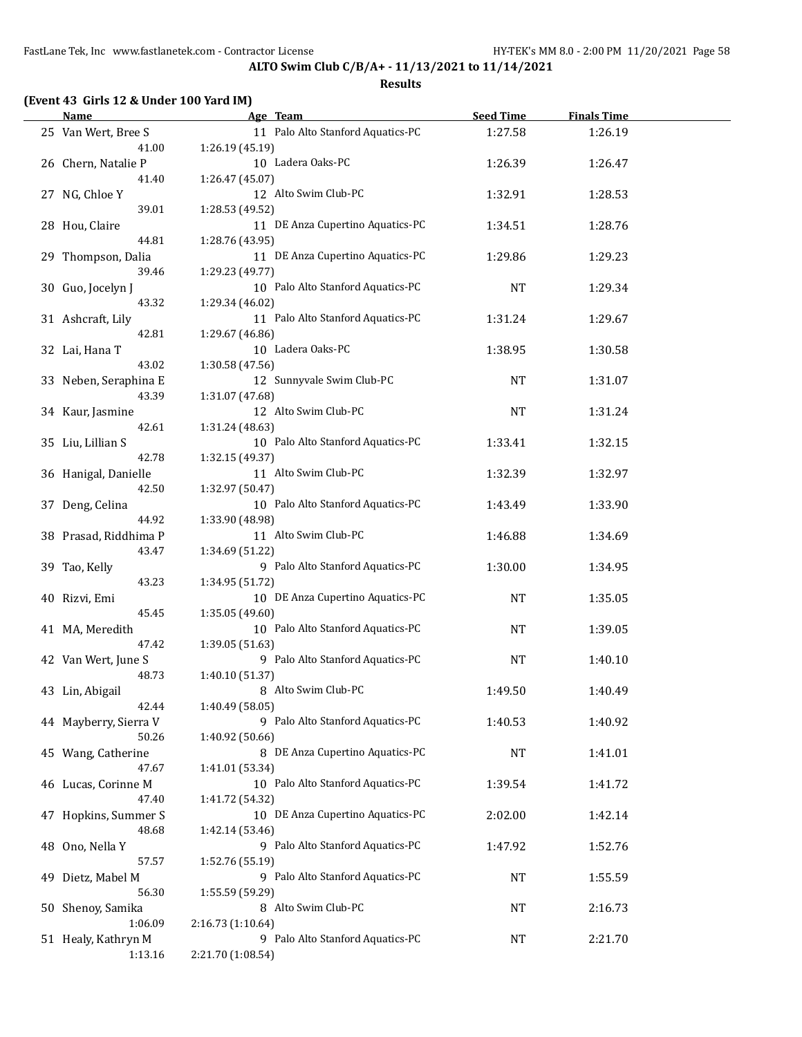**ALTO Swim Club C/B/A+ - 11/13/2021 to 11/14/2021**

**Results**

**(Event 43 Girls 12 & Under 100 Yard IM)**

| | Name | Age | Team | Seed Time | Finals Time |
|---|---|---|---|---|---|
| 25 | Van Wert, Bree S | 11 | Palo Alto Stanford Aquatics-PC | 1:27.58 | 1:26.19 |
| | 41.00 | 1:26.19 (45.19) | | | |
| 26 | Chern, Natalie P | 10 | Ladera Oaks-PC | 1:26.39 | 1:26.47 |
| | 41.40 | 1:26.47 (45.07) | | | |
| 27 | NG, Chloe Y | 12 | Alto Swim Club-PC | 1:32.91 | 1:28.53 |
| | 39.01 | 1:28.53 (49.52) | | | |
| 28 | Hou, Claire | 11 | DE Anza Cupertino Aquatics-PC | 1:34.51 | 1:28.76 |
| | 44.81 | 1:28.76 (43.95) | | | |
| 29 | Thompson, Dalia | 11 | DE Anza Cupertino Aquatics-PC | 1:29.86 | 1:29.23 |
| | 39.46 | 1:29.23 (49.77) | | | |
| 30 | Guo, Jocelyn J | 10 | Palo Alto Stanford Aquatics-PC | NT | 1:29.34 |
| | 43.32 | 1:29.34 (46.02) | | | |
| 31 | Ashcraft, Lily | 11 | Palo Alto Stanford Aquatics-PC | 1:31.24 | 1:29.67 |
| | 42.81 | 1:29.67 (46.86) | | | |
| 32 | Lai, Hana T | 10 | Ladera Oaks-PC | 1:38.95 | 1:30.58 |
| | 43.02 | 1:30.58 (47.56) | | | |
| 33 | Neben, Seraphina E | 12 | Sunnyvale Swim Club-PC | NT | 1:31.07 |
| | 43.39 | 1:31.07 (47.68) | | | |
| 34 | Kaur, Jasmine | 12 | Alto Swim Club-PC | NT | 1:31.24 |
| | 42.61 | 1:31.24 (48.63) | | | |
| 35 | Liu, Lillian S | 10 | Palo Alto Stanford Aquatics-PC | 1:33.41 | 1:32.15 |
| | 42.78 | 1:32.15 (49.37) | | | |
| 36 | Hanigal, Danielle | 11 | Alto Swim Club-PC | 1:32.39 | 1:32.97 |
| | 42.50 | 1:32.97 (50.47) | | | |
| 37 | Deng, Celina | 10 | Palo Alto Stanford Aquatics-PC | 1:43.49 | 1:33.90 |
| | 44.92 | 1:33.90 (48.98) | | | |
| 38 | Prasad, Riddhima P | 11 | Alto Swim Club-PC | 1:46.88 | 1:34.69 |
| | 43.47 | 1:34.69 (51.22) | | | |
| 39 | Tao, Kelly | 9 | Palo Alto Stanford Aquatics-PC | 1:30.00 | 1:34.95 |
| | 43.23 | 1:34.95 (51.72) | | | |
| 40 | Rizvi, Emi | 10 | DE Anza Cupertino Aquatics-PC | NT | 1:35.05 |
| | 45.45 | 1:35.05 (49.60) | | | |
| 41 | MA, Meredith | 10 | Palo Alto Stanford Aquatics-PC | NT | 1:39.05 |
| | 47.42 | 1:39.05 (51.63) | | | |
| 42 | Van Wert, June S | 9 | Palo Alto Stanford Aquatics-PC | NT | 1:40.10 |
| | 48.73 | 1:40.10 (51.37) | | | |
| 43 | Lin, Abigail | 8 | Alto Swim Club-PC | 1:49.50 | 1:40.49 |
| | 42.44 | 1:40.49 (58.05) | | | |
| 44 | Mayberry, Sierra V | 9 | Palo Alto Stanford Aquatics-PC | 1:40.53 | 1:40.92 |
| | 50.26 | 1:40.92 (50.66) | | | |
| 45 | Wang, Catherine | 8 | DE Anza Cupertino Aquatics-PC | NT | 1:41.01 |
| | 47.67 | 1:41.01 (53.34) | | | |
| 46 | Lucas, Corinne M | 10 | Palo Alto Stanford Aquatics-PC | 1:39.54 | 1:41.72 |
| | 47.40 | 1:41.72 (54.32) | | | |
| 47 | Hopkins, Summer S | 10 | DE Anza Cupertino Aquatics-PC | 2:02.00 | 1:42.14 |
| | 48.68 | 1:42.14 (53.46) | | | |
| 48 | Ono, Nella Y | 9 | Palo Alto Stanford Aquatics-PC | 1:47.92 | 1:52.76 |
| | 57.57 | 1:52.76 (55.19) | | | |
| 49 | Dietz, Mabel M | 9 | Palo Alto Stanford Aquatics-PC | NT | 1:55.59 |
| | 56.30 | 1:55.59 (59.29) | | | |
| 50 | Shenoy, Samika | 8 | Alto Swim Club-PC | NT | 2:16.73 |
| | 1:06.09 | 2:16.73 (1:10.64) | | | |
| 51 | Healy, Kathryn M | 9 | Palo Alto Stanford Aquatics-PC | NT | 2:21.70 |
| | 1:13.16 | 2:21.70 (1:08.54) | | | |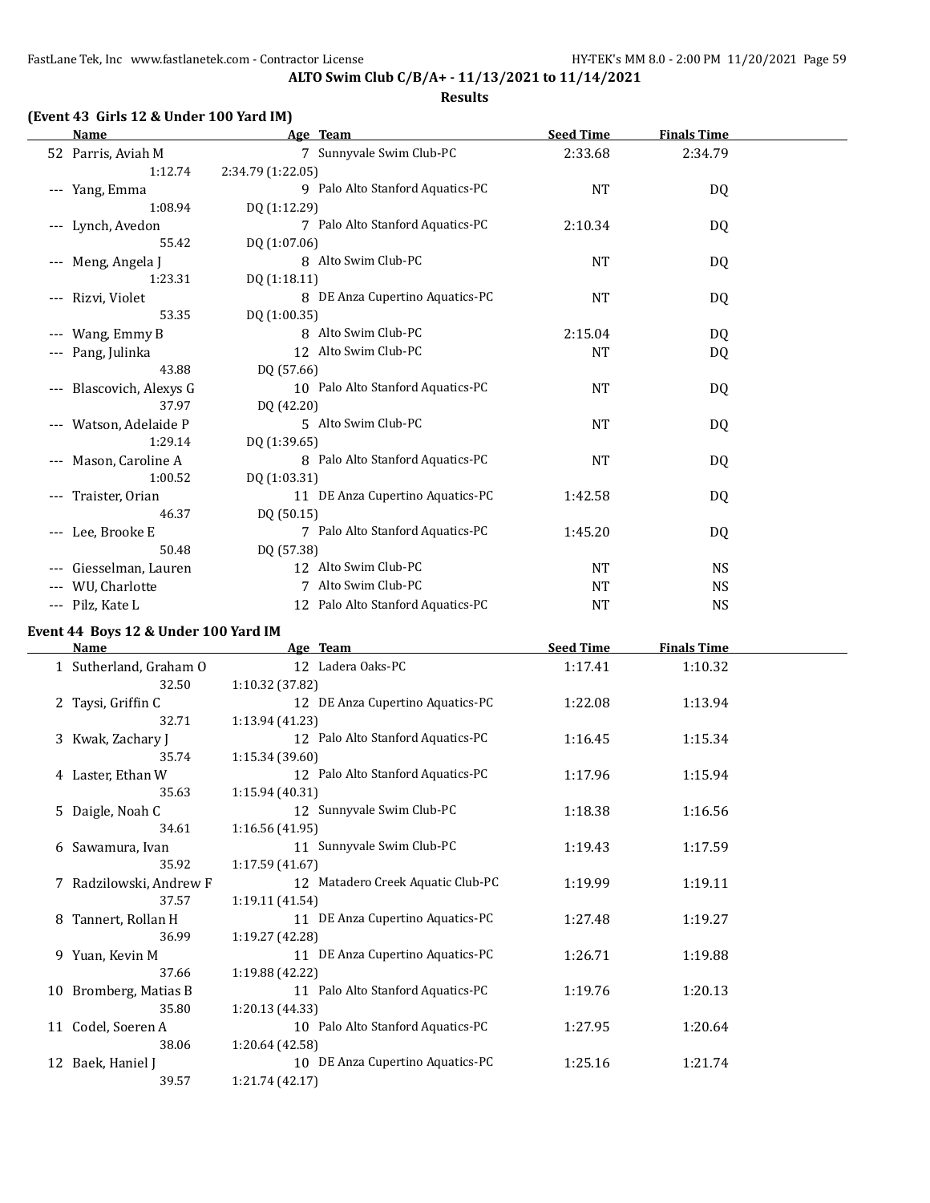**ALTO Swim Club C/B/A+ - 11/13/2021 to 11/14/2021**

**Results**

### (Event 43 Girls 12 & Under 100 Yard IM)

| | Name | Age | Team | Seed Time | Finals Time |
|---|---|---|---|---|---|
| 52 | Parris, Aviah M | 7 | Sunnyvale Swim Club-PC | 2:33.68 | 2:34.79 |
| | 1:12.74 | 2:34.79 (1:22.05) | | | |
| --- | Yang, Emma | 9 | Palo Alto Stanford Aquatics-PC | NT | DQ |
| | 1:08.94 | DQ (1:12.29) | | | |
| --- | Lynch, Avedon | 7 | Palo Alto Stanford Aquatics-PC | 2:10.34 | DQ |
| | 55.42 | DQ (1:07.06) | | | |
| --- | Meng, Angela J | 8 | Alto Swim Club-PC | NT | DQ |
| | 1:23.31 | DQ (1:18.11) | | | |
| --- | Rizvi, Violet | 8 | DE Anza Cupertino Aquatics-PC | NT | DQ |
| | 53.35 | DQ (1:00.35) | | | |
| --- | Wang, Emmy B | 8 | Alto Swim Club-PC | 2:15.04 | DQ |
| --- | Pang, Julinka | 12 | Alto Swim Club-PC | NT | DQ |
| | 43.88 | DQ (57.66) | | | |
| --- | Blascovich, Alexys G | 10 | Palo Alto Stanford Aquatics-PC | NT | DQ |
| | 37.97 | DQ (42.20) | | | |
| --- | Watson, Adelaide P | 5 | Alto Swim Club-PC | NT | DQ |
| | 1:29.14 | DQ (1:39.65) | | | |
| --- | Mason, Caroline A | 8 | Palo Alto Stanford Aquatics-PC | NT | DQ |
| | 1:00.52 | DQ (1:03.31) | | | |
| --- | Traister, Orian | 11 | DE Anza Cupertino Aquatics-PC | 1:42.58 | DQ |
| | 46.37 | DQ (50.15) | | | |
| --- | Lee, Brooke E | 7 | Palo Alto Stanford Aquatics-PC | 1:45.20 | DQ |
| | 50.48 | DQ (57.38) | | | |
| --- | Giesselman, Lauren | 12 | Alto Swim Club-PC | NT | NS |
| --- | WU, Charlotte | 7 | Alto Swim Club-PC | NT | NS |
| --- | Pilz, Kate L | 12 | Palo Alto Stanford Aquatics-PC | NT | NS |

### Event 44 Boys 12 & Under 100 Yard IM

| | Name | Age | Team | Seed Time | Finals Time |
|---|---|---|---|---|---|
| 1 | Sutherland, Graham O | 12 | Ladera Oaks-PC | 1:17.41 | 1:10.32 |
| | 32.50 | 1:10.32 (37.82) | | | |
| 2 | Taysi, Griffin C | 12 | DE Anza Cupertino Aquatics-PC | 1:22.08 | 1:13.94 |
| | 32.71 | 1:13.94 (41.23) | | | |
| 3 | Kwak, Zachary J | 12 | Palo Alto Stanford Aquatics-PC | 1:16.45 | 1:15.34 |
| | 35.74 | 1:15.34 (39.60) | | | |
| 4 | Laster, Ethan W | 12 | Palo Alto Stanford Aquatics-PC | 1:17.96 | 1:15.94 |
| | 35.63 | 1:15.94 (40.31) | | | |
| 5 | Daigle, Noah C | 12 | Sunnyvale Swim Club-PC | 1:18.38 | 1:16.56 |
| | 34.61 | 1:16.56 (41.95) | | | |
| 6 | Sawamura, Ivan | 11 | Sunnyvale Swim Club-PC | 1:19.43 | 1:17.59 |
| | 35.92 | 1:17.59 (41.67) | | | |
| 7 | Radzilowski, Andrew F | 12 | Matadero Creek Aquatic Club-PC | 1:19.99 | 1:19.11 |
| | 37.57 | 1:19.11 (41.54) | | | |
| 8 | Tannert, Rollan H | 11 | DE Anza Cupertino Aquatics-PC | 1:27.48 | 1:19.27 |
| | 36.99 | 1:19.27 (42.28) | | | |
| 9 | Yuan, Kevin M | 11 | DE Anza Cupertino Aquatics-PC | 1:26.71 | 1:19.88 |
| | 37.66 | 1:19.88 (42.22) | | | |
| 10 | Bromberg, Matias B | 11 | Palo Alto Stanford Aquatics-PC | 1:19.76 | 1:20.13 |
| | 35.80 | 1:20.13 (44.33) | | | |
| 11 | Codel, Soeren A | 10 | Palo Alto Stanford Aquatics-PC | 1:27.95 | 1:20.64 |
| | 38.06 | 1:20.64 (42.58) | | | |
| 12 | Baek, Haniel J | 10 | DE Anza Cupertino Aquatics-PC | 1:25.16 | 1:21.74 |
| | 39.57 | 1:21.74 (42.17) | | | |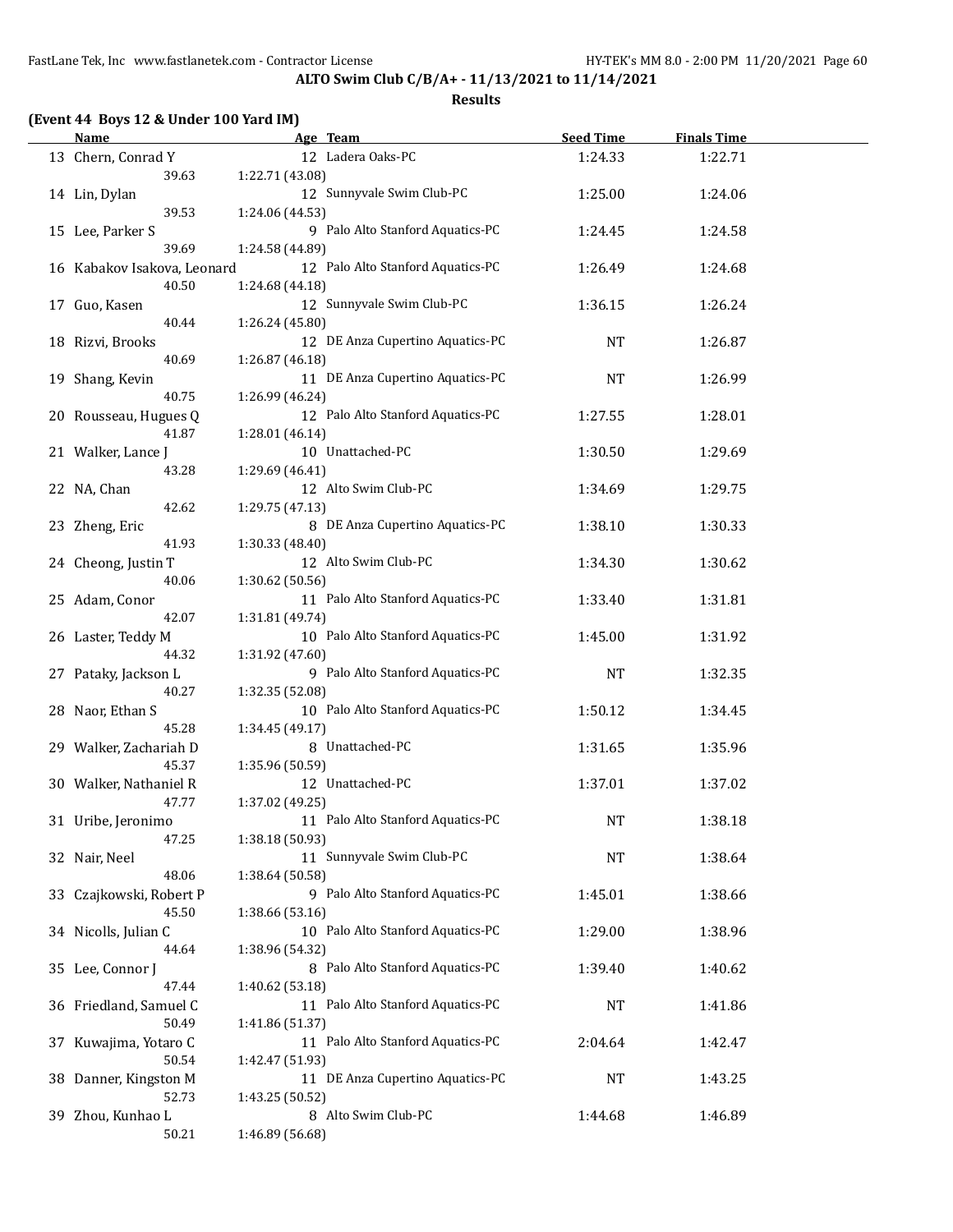**ALTO Swim Club C/B/A+ - 11/13/2021 to 11/14/2021**

**Results**

**(Event 44 Boys 12 & Under 100 Yard IM)**

| | Name | Age | Team | Seed Time | Finals Time |
|---|---|---|---|---|---|
| 13 | Chern, Conrad Y | 12 | Ladera Oaks-PC | 1:24.33 | 1:22.71 |
| | 39.63 | 1:22.71 (43.08) | | | |
| 14 | Lin, Dylan | 12 | Sunnyvale Swim Club-PC | 1:25.00 | 1:24.06 |
| | 39.53 | 1:24.06 (44.53) | | | |
| 15 | Lee, Parker S | 9 | Palo Alto Stanford Aquatics-PC | 1:24.45 | 1:24.58 |
| | 39.69 | 1:24.58 (44.89) | | | |
| 16 | Kabakov Isakova, Leonard | 12 | Palo Alto Stanford Aquatics-PC | 1:26.49 | 1:24.68 |
| | 40.50 | 1:24.68 (44.18) | | | |
| 17 | Guo, Kasen | 12 | Sunnyvale Swim Club-PC | 1:36.15 | 1:26.24 |
| | 40.44 | 1:26.24 (45.80) | | | |
| 18 | Rizvi, Brooks | 12 | DE Anza Cupertino Aquatics-PC | NT | 1:26.87 |
| | 40.69 | 1:26.87 (46.18) | | | |
| 19 | Shang, Kevin | 11 | DE Anza Cupertino Aquatics-PC | NT | 1:26.99 |
| | 40.75 | 1:26.99 (46.24) | | | |
| 20 | Rousseau, Hugues Q | 12 | Palo Alto Stanford Aquatics-PC | 1:27.55 | 1:28.01 |
| | 41.87 | 1:28.01 (46.14) | | | |
| 21 | Walker, Lance J | 10 | Unattached-PC | 1:30.50 | 1:29.69 |
| | 43.28 | 1:29.69 (46.41) | | | |
| 22 | NA, Chan | 12 | Alto Swim Club-PC | 1:34.69 | 1:29.75 |
| | 42.62 | 1:29.75 (47.13) | | | |
| 23 | Zheng, Eric | 8 | DE Anza Cupertino Aquatics-PC | 1:38.10 | 1:30.33 |
| | 41.93 | 1:30.33 (48.40) | | | |
| 24 | Cheong, Justin T | 12 | Alto Swim Club-PC | 1:34.30 | 1:30.62 |
| | 40.06 | 1:30.62 (50.56) | | | |
| 25 | Adam, Conor | 11 | Palo Alto Stanford Aquatics-PC | 1:33.40 | 1:31.81 |
| | 42.07 | 1:31.81 (49.74) | | | |
| 26 | Laster, Teddy M | 10 | Palo Alto Stanford Aquatics-PC | 1:45.00 | 1:31.92 |
| | 44.32 | 1:31.92 (47.60) | | | |
| 27 | Pataky, Jackson L | 9 | Palo Alto Stanford Aquatics-PC | NT | 1:32.35 |
| | 40.27 | 1:32.35 (52.08) | | | |
| 28 | Naor, Ethan S | 10 | Palo Alto Stanford Aquatics-PC | 1:50.12 | 1:34.45 |
| | 45.28 | 1:34.45 (49.17) | | | |
| 29 | Walker, Zachariah D | 8 | Unattached-PC | 1:31.65 | 1:35.96 |
| | 45.37 | 1:35.96 (50.59) | | | |
| 30 | Walker, Nathaniel R | 12 | Unattached-PC | 1:37.01 | 1:37.02 |
| | 47.77 | 1:37.02 (49.25) | | | |
| 31 | Uribe, Jeronimo | 11 | Palo Alto Stanford Aquatics-PC | NT | 1:38.18 |
| | 47.25 | 1:38.18 (50.93) | | | |
| 32 | Nair, Neel | 11 | Sunnyvale Swim Club-PC | NT | 1:38.64 |
| | 48.06 | 1:38.64 (50.58) | | | |
| 33 | Czajkowski, Robert P | 9 | Palo Alto Stanford Aquatics-PC | 1:45.01 | 1:38.66 |
| | 45.50 | 1:38.66 (53.16) | | | |
| 34 | Nicolls, Julian C | 10 | Palo Alto Stanford Aquatics-PC | 1:29.00 | 1:38.96 |
| | 44.64 | 1:38.96 (54.32) | | | |
| 35 | Lee, Connor J | 8 | Palo Alto Stanford Aquatics-PC | 1:39.40 | 1:40.62 |
| | 47.44 | 1:40.62 (53.18) | | | |
| 36 | Friedland, Samuel C | 11 | Palo Alto Stanford Aquatics-PC | NT | 1:41.86 |
| | 50.49 | 1:41.86 (51.37) | | | |
| 37 | Kuwajima, Yotaro C | 11 | Palo Alto Stanford Aquatics-PC | 2:04.64 | 1:42.47 |
| | 50.54 | 1:42.47 (51.93) | | | |
| 38 | Danner, Kingston M | 11 | DE Anza Cupertino Aquatics-PC | NT | 1:43.25 |
| | 52.73 | 1:43.25 (50.52) | | | |
| 39 | Zhou, Kunhao L | 8 | Alto Swim Club-PC | 1:44.68 | 1:46.89 |
| | 50.21 | 1:46.89 (56.68) | | | |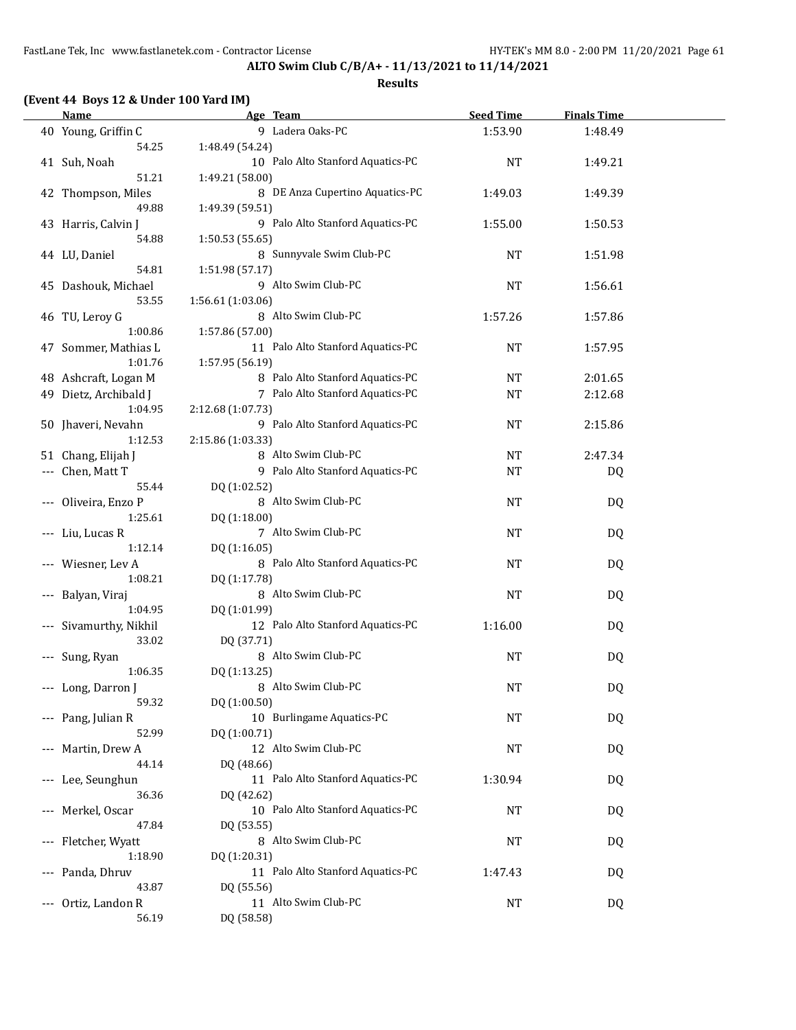**ALTO Swim Club C/B/A+ - 11/13/2021 to 11/14/2021**

**Results**

**(Event 44 Boys 12 & Under 100 Yard IM)**

| | Name | Age | Team | Seed Time | Finals Time |
|---|---|---|---|---|---|
| 40 | Young, Griffin C | 9 | Ladera Oaks-PC | 1:53.90 | 1:48.49 |
| | 54.25 | 1:48.49 (54.24) | | | |
| 41 | Suh, Noah | 10 | Palo Alto Stanford Aquatics-PC | NT | 1:49.21 |
| | 51.21 | 1:49.21 (58.00) | | | |
| 42 | Thompson, Miles | 8 | DE Anza Cupertino Aquatics-PC | 1:49.03 | 1:49.39 |
| | 49.88 | 1:49.39 (59.51) | | | |
| 43 | Harris, Calvin J | 9 | Palo Alto Stanford Aquatics-PC | 1:55.00 | 1:50.53 |
| | 54.88 | 1:50.53 (55.65) | | | |
| 44 | LU, Daniel | 8 | Sunnyvale Swim Club-PC | NT | 1:51.98 |
| | 54.81 | 1:51.98 (57.17) | | | |
| 45 | Dashouk, Michael | 9 | Alto Swim Club-PC | NT | 1:56.61 |
| | 53.55 | 1:56.61 (1:03.06) | | | |
| 46 | TU, Leroy G | 8 | Alto Swim Club-PC | 1:57.26 | 1:57.86 |
| | 1:00.86 | 1:57.86 (57.00) | | | |
| 47 | Sommer, Mathias L | 11 | Palo Alto Stanford Aquatics-PC | NT | 1:57.95 |
| | 1:01.76 | 1:57.95 (56.19) | | | |
| 48 | Ashcraft, Logan M | 8 | Palo Alto Stanford Aquatics-PC | NT | 2:01.65 |
| 49 | Dietz, Archibald J | 7 | Palo Alto Stanford Aquatics-PC | NT | 2:12.68 |
| | 1:04.95 | 2:12.68 (1:07.73) | | | |
| 50 | Jhaveri, Nevahn | 9 | Palo Alto Stanford Aquatics-PC | NT | 2:15.86 |
| | 1:12.53 | 2:15.86 (1:03.33) | | | |
| 51 | Chang, Elijah J | 8 | Alto Swim Club-PC | NT | 2:47.34 |
| --- | Chen, Matt T | 9 | Palo Alto Stanford Aquatics-PC | NT | DQ |
| | 55.44 | DQ (1:02.52) | | | |
| --- | Oliveira, Enzo P | 8 | Alto Swim Club-PC | NT | DQ |
| | 1:25.61 | DQ (1:18.00) | | | |
| --- | Liu, Lucas R | 7 | Alto Swim Club-PC | NT | DQ |
| | 1:12.14 | DQ (1:16.05) | | | |
| --- | Wiesner, Lev A | 8 | Palo Alto Stanford Aquatics-PC | NT | DQ |
| | 1:08.21 | DQ (1:17.78) | | | |
| --- | Balyan, Viraj | 8 | Alto Swim Club-PC | NT | DQ |
| | 1:04.95 | DQ (1:01.99) | | | |
| --- | Sivamurthy, Nikhil | 12 | Palo Alto Stanford Aquatics-PC | 1:16.00 | DQ |
| | 33.02 | DQ (37.71) | | | |
| --- | Sung, Ryan | 8 | Alto Swim Club-PC | NT | DQ |
| | 1:06.35 | DQ (1:13.25) | | | |
| --- | Long, Darron J | 8 | Alto Swim Club-PC | NT | DQ |
| | 59.32 | DQ (1:00.50) | | | |
| --- | Pang, Julian R | 10 | Burlingame Aquatics-PC | NT | DQ |
| | 52.99 | DQ (1:00.71) | | | |
| --- | Martin, Drew A | 12 | Alto Swim Club-PC | NT | DQ |
| | 44.14 | DQ (48.66) | | | |
| --- | Lee, Seunghun | 11 | Palo Alto Stanford Aquatics-PC | 1:30.94 | DQ |
| | 36.36 | DQ (42.62) | | | |
| --- | Merkel, Oscar | 10 | Palo Alto Stanford Aquatics-PC | NT | DQ |
| | 47.84 | DQ (53.55) | | | |
| --- | Fletcher, Wyatt | 8 | Alto Swim Club-PC | NT | DQ |
| | 1:18.90 | DQ (1:20.31) | | | |
| --- | Panda, Dhruv | 11 | Palo Alto Stanford Aquatics-PC | 1:47.43 | DQ |
| | 43.87 | DQ (55.56) | | | |
| --- | Ortiz, Landon R | 11 | Alto Swim Club-PC | NT | DQ |
| | 56.19 | DQ (58.58) | | | |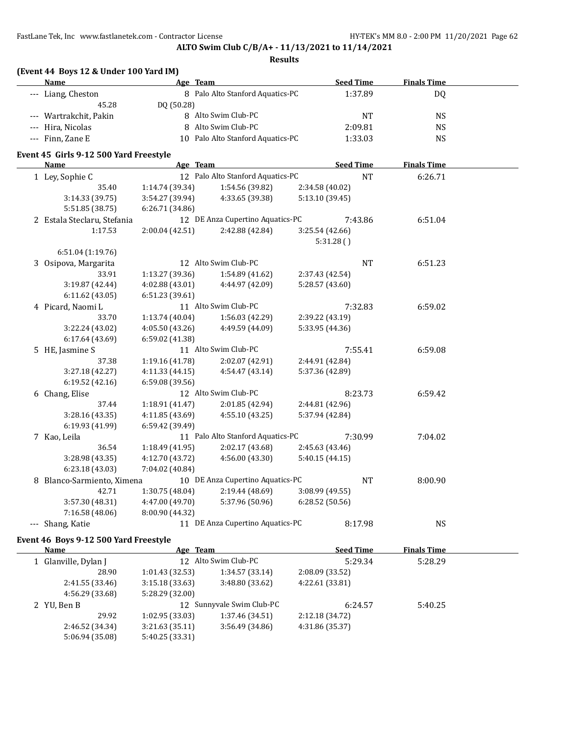**ALTO Swim Club C/B/A+ - 11/13/2021 to 11/14/2021**

**Results**

### (Event 44 Boys 12 & Under 100 Yard IM)

| Name | Age | Team | Seed Time | Finals Time |
|---|---|---|---|---|
| --- Liang, Cheston | 8 | Palo Alto Stanford Aquatics-PC | 1:37.89 | DQ |
| 45.28 &nbsp; DQ (50.28) | | | | |
| --- Wartrakchit, Pakin | 8 | Alto Swim Club-PC | NT | NS |
| --- Hira, Nicolas | 8 | Alto Swim Club-PC | 2:09.81 | NS |
| --- Finn, Zane E | 10 | Palo Alto Stanford Aquatics-PC | 1:33.03 | NS |

### Event 45 Girls 9-12 500 Yard Freestyle

| Name | Age | Team | Seed Time | Finals Time |
|---|---|---|---|---|
| 1 Ley, Sophie C | 12 | Palo Alto Stanford Aquatics-PC | NT | 6:26.71 |
| 35.40 | 1:14.74 (39.34) | 1:54.56 (39.82) | 2:34.58 (40.02) | |
| 3:14.33 (39.75) | 3:54.27 (39.94) | 4:33.65 (39.38) | 5:13.10 (39.45) | |
| 5:51.85 (38.75) | 6:26.71 (34.86) | | | |
| 2 Estala Steclaru, Stefania | 12 | DE Anza Cupertino Aquatics-PC | 7:43.86 | 6:51.04 |
| 1:17.53 | 2:00.04 (42.51) | 2:42.88 (42.84) | 3:25.54 (42.66) | |
| | | | 5:31.28 ( ) | |
| 6:51.04 (1:19.76) | | | | |
| 3 Osipova, Margarita | 12 | Alto Swim Club-PC | NT | 6:51.23 |
| 33.91 | 1:13.27 (39.36) | 1:54.89 (41.62) | 2:37.43 (42.54) | |
| 3:19.87 (42.44) | 4:02.88 (43.01) | 4:44.97 (42.09) | 5:28.57 (43.60) | |
| 6:11.62 (43.05) | 6:51.23 (39.61) | | | |
| 4 Picard, Naomi L | 11 | Alto Swim Club-PC | 7:32.83 | 6:59.02 |
| 33.70 | 1:13.74 (40.04) | 1:56.03 (42.29) | 2:39.22 (43.19) | |
| 3:22.24 (43.02) | 4:05.50 (43.26) | 4:49.59 (44.09) | 5:33.95 (44.36) | |
| 6:17.64 (43.69) | 6:59.02 (41.38) | | | |
| 5 HE, Jasmine S | 11 | Alto Swim Club-PC | 7:55.41 | 6:59.08 |
| 37.38 | 1:19.16 (41.78) | 2:02.07 (42.91) | 2:44.91 (42.84) | |
| 3:27.18 (42.27) | 4:11.33 (44.15) | 4:54.47 (43.14) | 5:37.36 (42.89) | |
| 6:19.52 (42.16) | 6:59.08 (39.56) | | | |
| 6 Chang, Elise | 12 | Alto Swim Club-PC | 8:23.73 | 6:59.42 |
| 37.44 | 1:18.91 (41.47) | 2:01.85 (42.94) | 2:44.81 (42.96) | |
| 3:28.16 (43.35) | 4:11.85 (43.69) | 4:55.10 (43.25) | 5:37.94 (42.84) | |
| 6:19.93 (41.99) | 6:59.42 (39.49) | | | |
| 7 Kao, Leila | 11 | Palo Alto Stanford Aquatics-PC | 7:30.99 | 7:04.02 |
| 36.54 | 1:18.49 (41.95) | 2:02.17 (43.68) | 2:45.63 (43.46) | |
| 3:28.98 (43.35) | 4:12.70 (43.72) | 4:56.00 (43.30) | 5:40.15 (44.15) | |
| 6:23.18 (43.03) | 7:04.02 (40.84) | | | |
| 8 Blanco-Sarmiento, Ximena | 10 | DE Anza Cupertino Aquatics-PC | NT | 8:00.90 |
| 42.71 | 1:30.75 (48.04) | 2:19.44 (48.69) | 3:08.99 (49.55) | |
| 3:57.30 (48.31) | 4:47.00 (49.70) | 5:37.96 (50.96) | 6:28.52 (50.56) | |
| 7:16.58 (48.06) | 8:00.90 (44.32) | | | |
| --- Shang, Katie | 11 | DE Anza Cupertino Aquatics-PC | 8:17.98 | NS |

### Event 46 Boys 9-12 500 Yard Freestyle

| Name | Age | Team | Seed Time | Finals Time |
|---|---|---|---|---|
| 1 Glanville, Dylan J | 12 | Alto Swim Club-PC | 5:29.34 | 5:28.29 |
| 28.90 | 1:01.43 (32.53) | 1:34.57 (33.14) | 2:08.09 (33.52) | |
| 2:41.55 (33.46) | 3:15.18 (33.63) | 3:48.80 (33.62) | 4:22.61 (33.81) | |
| 4:56.29 (33.68) | 5:28.29 (32.00) | | | |
| 2 YU, Ben B | 12 | Sunnyvale Swim Club-PC | 6:24.57 | 5:40.25 |
| 29.92 | 1:02.95 (33.03) | 1:37.46 (34.51) | 2:12.18 (34.72) | |
| 2:46.52 (34.34) | 3:21.63 (35.11) | 3:56.49 (34.86) | 4:31.86 (35.37) | |
| 5:06.94 (35.08) | 5:40.25 (33.31) | | | |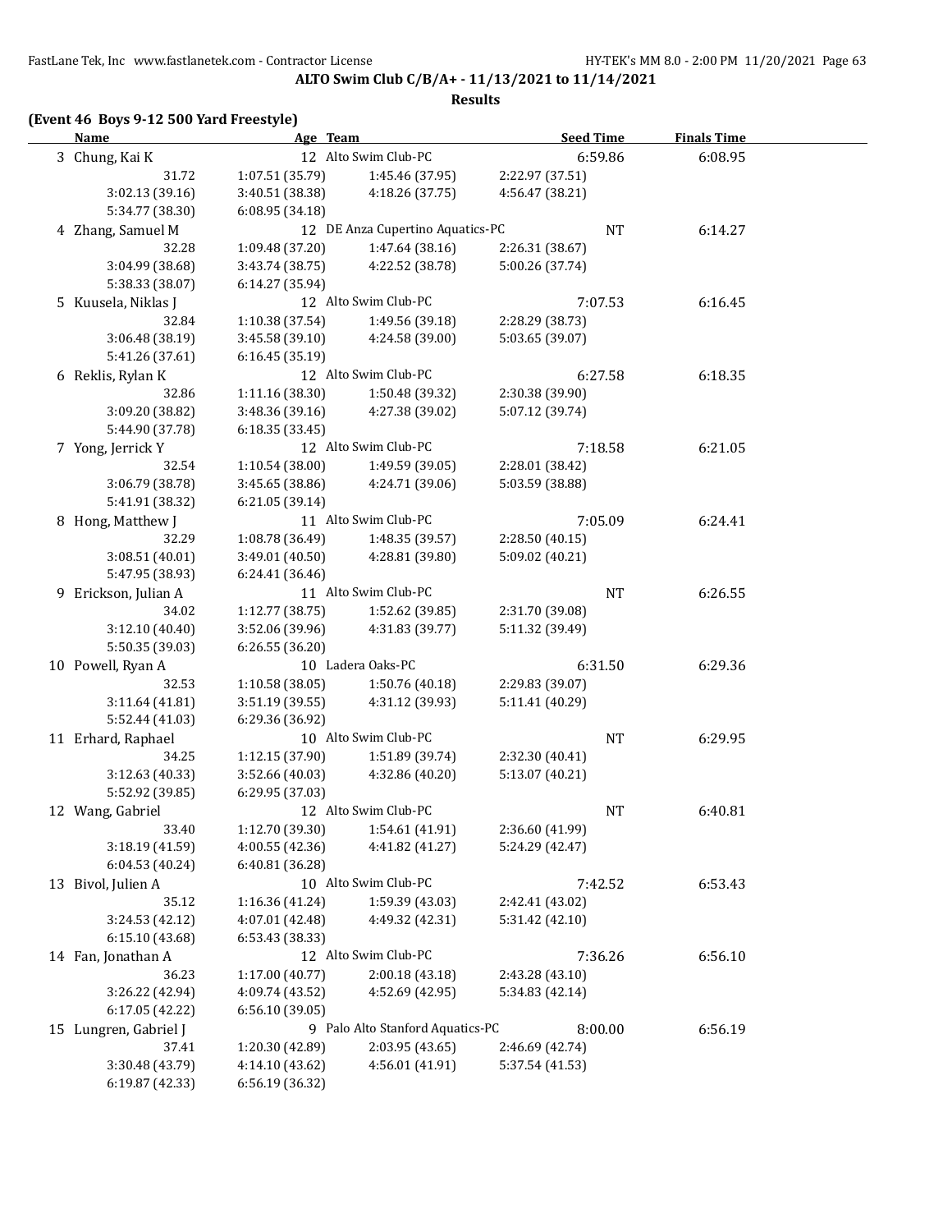**ALTO Swim Club C/B/A+ - 11/13/2021 to 11/14/2021**

**Results**

**(Event 46 Boys 9-12 500 Yard Freestyle)**

| Name | Age | Team | Seed Time | Finals Time |
|---|---|---|---|---|
| 3 Chung, Kai K | 12 | Alto Swim Club-PC | 6:59.86 | 6:08.95 |
| 31.72 | 1:07.51 (35.79) | 1:45.46 (37.95) | 2:22.97 (37.51) | |
| 3:02.13 (39.16) | 3:40.51 (38.38) | 4:18.26 (37.75) | 4:56.47 (38.21) | |
| 5:34.77 (38.30) | 6:08.95 (34.18) | | | |
| 4 Zhang, Samuel M | 12 | DE Anza Cupertino Aquatics-PC | NT | 6:14.27 |
| 32.28 | 1:09.48 (37.20) | 1:47.64 (38.16) | 2:26.31 (38.67) | |
| 3:04.99 (38.68) | 3:43.74 (38.75) | 4:22.52 (38.78) | 5:00.26 (37.74) | |
| 5:38.33 (38.07) | 6:14.27 (35.94) | | | |
| 5 Kuusela, Niklas J | 12 | Alto Swim Club-PC | 7:07.53 | 6:16.45 |
| 32.84 | 1:10.38 (37.54) | 1:49.56 (39.18) | 2:28.29 (38.73) | |
| 3:06.48 (38.19) | 3:45.58 (39.10) | 4:24.58 (39.00) | 5:03.65 (39.07) | |
| 5:41.26 (37.61) | 6:16.45 (35.19) | | | |
| 6 Reklis, Rylan K | 12 | Alto Swim Club-PC | 6:27.58 | 6:18.35 |
| 32.86 | 1:11.16 (38.30) | 1:50.48 (39.32) | 2:30.38 (39.90) | |
| 3:09.20 (38.82) | 3:48.36 (39.16) | 4:27.38 (39.02) | 5:07.12 (39.74) | |
| 5:44.90 (37.78) | 6:18.35 (33.45) | | | |
| 7 Yong, Jerrick Y | 12 | Alto Swim Club-PC | 7:18.58 | 6:21.05 |
| 32.54 | 1:10.54 (38.00) | 1:49.59 (39.05) | 2:28.01 (38.42) | |
| 3:06.79 (38.78) | 3:45.65 (38.86) | 4:24.71 (39.06) | 5:03.59 (38.88) | |
| 5:41.91 (38.32) | 6:21.05 (39.14) | | | |
| 8 Hong, Matthew J | 11 | Alto Swim Club-PC | 7:05.09 | 6:24.41 |
| 32.29 | 1:08.78 (36.49) | 1:48.35 (39.57) | 2:28.50 (40.15) | |
| 3:08.51 (40.01) | 3:49.01 (40.50) | 4:28.81 (39.80) | 5:09.02 (40.21) | |
| 5:47.95 (38.93) | 6:24.41 (36.46) | | | |
| 9 Erickson, Julian A | 11 | Alto Swim Club-PC | NT | 6:26.55 |
| 34.02 | 1:12.77 (38.75) | 1:52.62 (39.85) | 2:31.70 (39.08) | |
| 3:12.10 (40.40) | 3:52.06 (39.96) | 4:31.83 (39.77) | 5:11.32 (39.49) | |
| 5:50.35 (39.03) | 6:26.55 (36.20) | | | |
| 10 Powell, Ryan A | 10 | Ladera Oaks-PC | 6:31.50 | 6:29.36 |
| 32.53 | 1:10.58 (38.05) | 1:50.76 (40.18) | 2:29.83 (39.07) | |
| 3:11.64 (41.81) | 3:51.19 (39.55) | 4:31.12 (39.93) | 5:11.41 (40.29) | |
| 5:52.44 (41.03) | 6:29.36 (36.92) | | | |
| 11 Erhard, Raphael | 10 | Alto Swim Club-PC | NT | 6:29.95 |
| 34.25 | 1:12.15 (37.90) | 1:51.89 (39.74) | 2:32.30 (40.41) | |
| 3:12.63 (40.33) | 3:52.66 (40.03) | 4:32.86 (40.20) | 5:13.07 (40.21) | |
| 5:52.92 (39.85) | 6:29.95 (37.03) | | | |
| 12 Wang, Gabriel | 12 | Alto Swim Club-PC | NT | 6:40.81 |
| 33.40 | 1:12.70 (39.30) | 1:54.61 (41.91) | 2:36.60 (41.99) | |
| 3:18.19 (41.59) | 4:00.55 (42.36) | 4:41.82 (41.27) | 5:24.29 (42.47) | |
| 6:04.53 (40.24) | 6:40.81 (36.28) | | | |
| 13 Bivol, Julien A | 10 | Alto Swim Club-PC | 7:42.52 | 6:53.43 |
| 35.12 | 1:16.36 (41.24) | 1:59.39 (43.03) | 2:42.41 (43.02) | |
| 3:24.53 (42.12) | 4:07.01 (42.48) | 4:49.32 (42.31) | 5:31.42 (42.10) | |
| 6:15.10 (43.68) | 6:53.43 (38.33) | | | |
| 14 Fan, Jonathan A | 12 | Alto Swim Club-PC | 7:36.26 | 6:56.10 |
| 36.23 | 1:17.00 (40.77) | 2:00.18 (43.18) | 2:43.28 (43.10) | |
| 3:26.22 (42.94) | 4:09.74 (43.52) | 4:52.69 (42.95) | 5:34.83 (42.14) | |
| 6:17.05 (42.22) | 6:56.10 (39.05) | | | |
| 15 Lungren, Gabriel J | 9 | Palo Alto Stanford Aquatics-PC | 8:00.00 | 6:56.19 |
| 37.41 | 1:20.30 (42.89) | 2:03.95 (43.65) | 2:46.69 (42.74) | |
| 3:30.48 (43.79) | 4:14.10 (43.62) | 4:56.01 (41.91) | 5:37.54 (41.53) | |
| 6:19.87 (42.33) | 6:56.19 (36.32) | | | |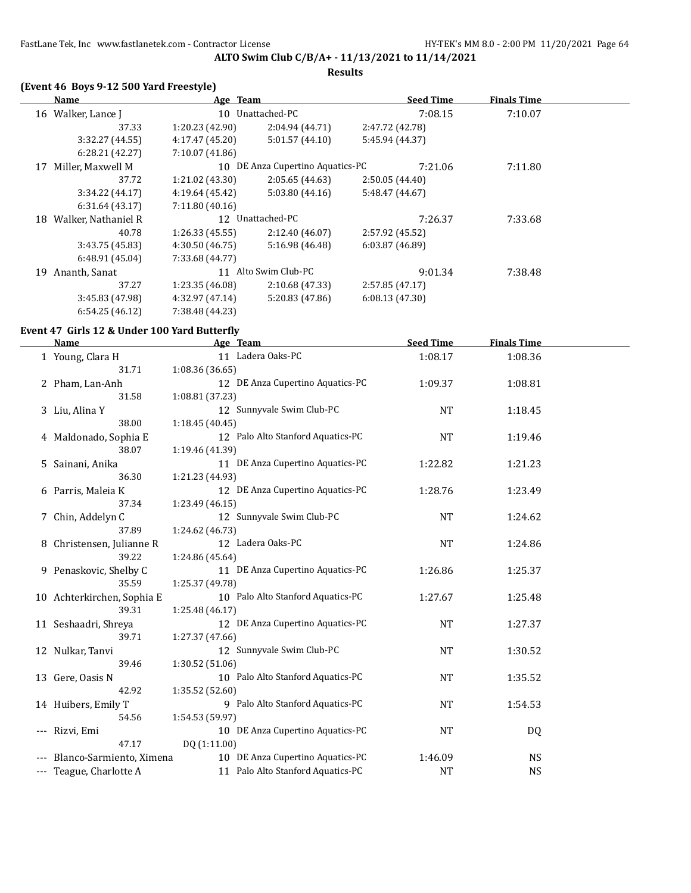## ALTO Swim Club C/B/A+ - 11/13/2021 to 11/14/2021

### Results

**(Event 46 Boys 9-12 500 Yard Freestyle)**

| | Name | Age | Team | Seed Time | Finals Time |
|---|---|---|---|---|---|
| 16 | Walker, Lance J | 10 | Unattached-PC | 7:08.15 | 7:10.07 |
| | 37.33 | 1:20.23 (42.90) | 2:04.94 (44.71) | 2:47.72 (42.78) | |
| | 3:32.27 (44.55) | 4:17.47 (45.20) | 5:01.57 (44.10) | 5:45.94 (44.37) | |
| | 6:28.21 (42.27) | 7:10.07 (41.86) | | | |
| 17 | Miller, Maxwell M | 10 | DE Anza Cupertino Aquatics-PC | 7:21.06 | 7:11.80 |
| | 37.72 | 1:21.02 (43.30) | 2:05.65 (44.63) | 2:50.05 (44.40) | |
| | 3:34.22 (44.17) | 4:19.64 (45.42) | 5:03.80 (44.16) | 5:48.47 (44.67) | |
| | 6:31.64 (43.17) | 7:11.80 (40.16) | | | |
| 18 | Walker, Nathaniel R | 12 | Unattached-PC | 7:26.37 | 7:33.68 |
| | 40.78 | 1:26.33 (45.55) | 2:12.40 (46.07) | 2:57.92 (45.52) | |
| | 3:43.75 (45.83) | 4:30.50 (46.75) | 5:16.98 (46.48) | 6:03.87 (46.89) | |
| | 6:48.91 (45.04) | 7:33.68 (44.77) | | | |
| 19 | Ananth, Sanat | 11 | Alto Swim Club-PC | 9:01.34 | 7:38.48 |
| | 37.27 | 1:23.35 (46.08) | 2:10.68 (47.33) | 2:57.85 (47.17) | |
| | 3:45.83 (47.98) | 4:32.97 (47.14) | 5:20.83 (47.86) | 6:08.13 (47.30) | |
| | 6:54.25 (46.12) | 7:38.48 (44.23) | | | |

**Event 47 Girls 12 & Under 100 Yard Butterfly**

| | Name | Age | Team | Seed Time | Finals Time |
|---|---|---|---|---|---|
| 1 | Young, Clara H | 11 | Ladera Oaks-PC | 1:08.17 | 1:08.36 |
| | 31.71 | 1:08.36 (36.65) | | | |
| 2 | Pham, Lan-Anh | 12 | DE Anza Cupertino Aquatics-PC | 1:09.37 | 1:08.81 |
| | 31.58 | 1:08.81 (37.23) | | | |
| 3 | Liu, Alina Y | 12 | Sunnyvale Swim Club-PC | NT | 1:18.45 |
| | 38.00 | 1:18.45 (40.45) | | | |
| 4 | Maldonado, Sophia E | 12 | Palo Alto Stanford Aquatics-PC | NT | 1:19.46 |
| | 38.07 | 1:19.46 (41.39) | | | |
| 5 | Sainani, Anika | 11 | DE Anza Cupertino Aquatics-PC | 1:22.82 | 1:21.23 |
| | 36.30 | 1:21.23 (44.93) | | | |
| 6 | Parris, Maleia K | 12 | DE Anza Cupertino Aquatics-PC | 1:28.76 | 1:23.49 |
| | 37.34 | 1:23.49 (46.15) | | | |
| 7 | Chin, Addelyn C | 12 | Sunnyvale Swim Club-PC | NT | 1:24.62 |
| | 37.89 | 1:24.62 (46.73) | | | |
| 8 | Christensen, Julianne R | 12 | Ladera Oaks-PC | NT | 1:24.86 |
| | 39.22 | 1:24.86 (45.64) | | | |
| 9 | Penaskovic, Shelby C | 11 | DE Anza Cupertino Aquatics-PC | 1:26.86 | 1:25.37 |
| | 35.59 | 1:25.37 (49.78) | | | |
| 10 | Achterkirchen, Sophia E | 10 | Palo Alto Stanford Aquatics-PC | 1:27.67 | 1:25.48 |
| | 39.31 | 1:25.48 (46.17) | | | |
| 11 | Seshaadri, Shreya | 12 | DE Anza Cupertino Aquatics-PC | NT | 1:27.37 |
| | 39.71 | 1:27.37 (47.66) | | | |
| 12 | Nulkar, Tanvi | 12 | Sunnyvale Swim Club-PC | NT | 1:30.52 |
| | 39.46 | 1:30.52 (51.06) | | | |
| 13 | Gere, Oasis N | 10 | Palo Alto Stanford Aquatics-PC | NT | 1:35.52 |
| | 42.92 | 1:35.52 (52.60) | | | |
| 14 | Huibers, Emily T | 9 | Palo Alto Stanford Aquatics-PC | NT | 1:54.53 |
| | 54.56 | 1:54.53 (59.97) | | | |
| --- | Rizvi, Emi | 10 | DE Anza Cupertino Aquatics-PC | NT | DQ |
| | 47.17 | DQ (1:11.00) | | | |
| --- | Blanco-Sarmiento, Ximena | 10 | DE Anza Cupertino Aquatics-PC | 1:46.09 | NS |
| --- | Teague, Charlotte A | 11 | Palo Alto Stanford Aquatics-PC | NT | NS |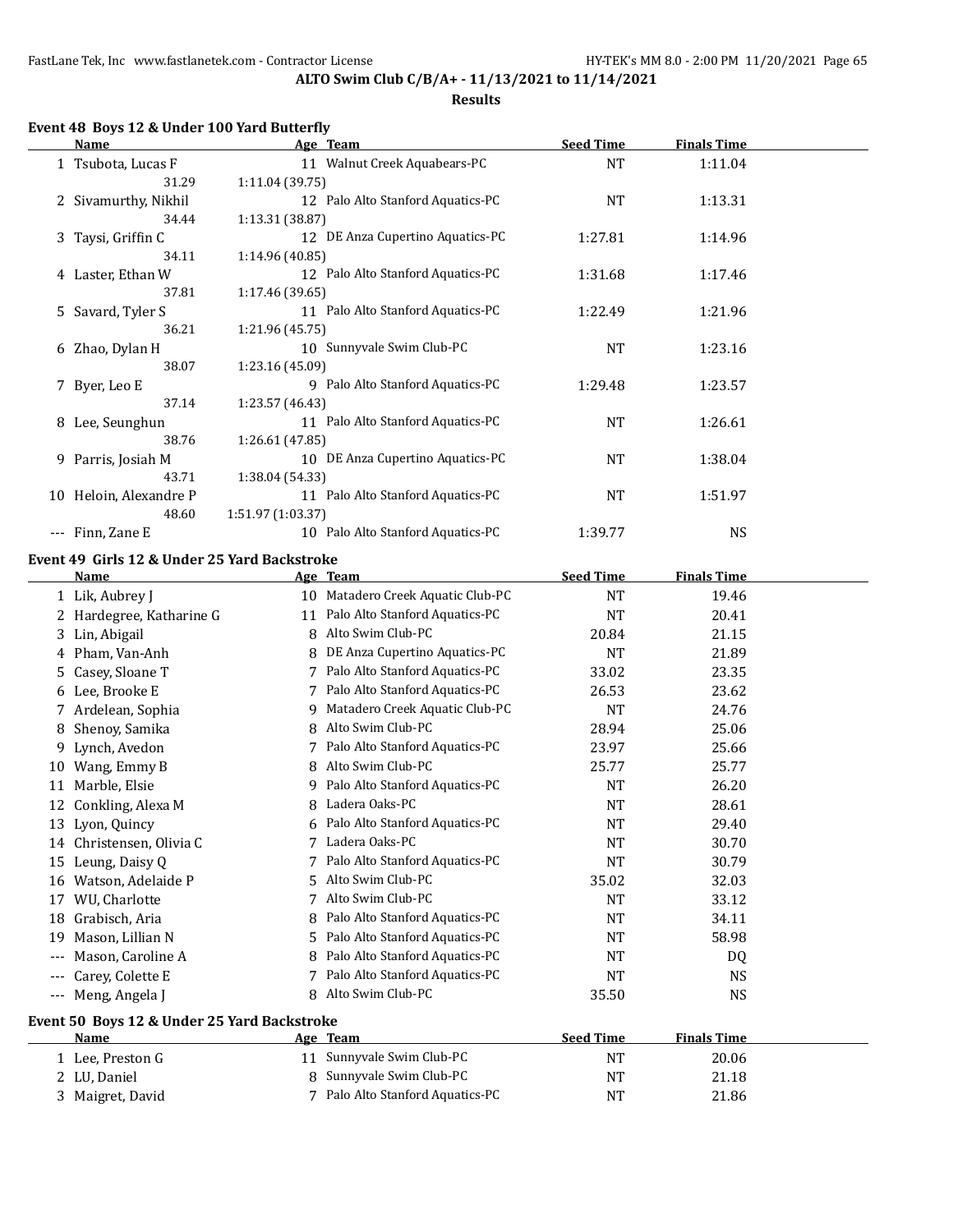**ALTO Swim Club C/B/A+ - 11/13/2021 to 11/14/2021**

**Results**

### Event 48 Boys 12 & Under 100 Yard Butterfly

| | Name | Age | Team | Seed Time | Finals Time |
|---|---|---|---|---|---|
| 1 | Tsubota, Lucas F | 11 | Walnut Creek Aquabears-PC | NT | 1:11.04 |
| | 31.29 | 1:11.04 (39.75) | | | |
| 2 | Sivamurthy, Nikhil | 12 | Palo Alto Stanford Aquatics-PC | NT | 1:13.31 |
| | 34.44 | 1:13.31 (38.87) | | | |
| 3 | Taysi, Griffin C | 12 | DE Anza Cupertino Aquatics-PC | 1:27.81 | 1:14.96 |
| | 34.11 | 1:14.96 (40.85) | | | |
| 4 | Laster, Ethan W | 12 | Palo Alto Stanford Aquatics-PC | 1:31.68 | 1:17.46 |
| | 37.81 | 1:17.46 (39.65) | | | |
| 5 | Savard, Tyler S | 11 | Palo Alto Stanford Aquatics-PC | 1:22.49 | 1:21.96 |
| | 36.21 | 1:21.96 (45.75) | | | |
| 6 | Zhao, Dylan H | 10 | Sunnyvale Swim Club-PC | NT | 1:23.16 |
| | 38.07 | 1:23.16 (45.09) | | | |
| 7 | Byer, Leo E | 9 | Palo Alto Stanford Aquatics-PC | 1:29.48 | 1:23.57 |
| | 37.14 | 1:23.57 (46.43) | | | |
| 8 | Lee, Seunghun | 11 | Palo Alto Stanford Aquatics-PC | NT | 1:26.61 |
| | 38.76 | 1:26.61 (47.85) | | | |
| 9 | Parris, Josiah M | 10 | DE Anza Cupertino Aquatics-PC | NT | 1:38.04 |
| | 43.71 | 1:38.04 (54.33) | | | |
| 10 | Heloin, Alexandre P | 11 | Palo Alto Stanford Aquatics-PC | NT | 1:51.97 |
| | 48.60 | 1:51.97 (1:03.37) | | | |
| --- | Finn, Zane E | 10 | Palo Alto Stanford Aquatics-PC | 1:39.77 | NS |

### Event 49 Girls 12 & Under 25 Yard Backstroke

| | Name | Age | Team | Seed Time | Finals Time |
|---|---|---|---|---|---|
| 1 | Lik, Aubrey J | 10 | Matadero Creek Aquatic Club-PC | NT | 19.46 |
| 2 | Hardegree, Katharine G | 11 | Palo Alto Stanford Aquatics-PC | NT | 20.41 |
| 3 | Lin, Abigail | 8 | Alto Swim Club-PC | 20.84 | 21.15 |
| 4 | Pham, Van-Anh | 8 | DE Anza Cupertino Aquatics-PC | NT | 21.89 |
| 5 | Casey, Sloane T | 7 | Palo Alto Stanford Aquatics-PC | 33.02 | 23.35 |
| 6 | Lee, Brooke E | 7 | Palo Alto Stanford Aquatics-PC | 26.53 | 23.62 |
| 7 | Ardelean, Sophia | 9 | Matadero Creek Aquatic Club-PC | NT | 24.76 |
| 8 | Shenoy, Samika | 8 | Alto Swim Club-PC | 28.94 | 25.06 |
| 9 | Lynch, Avedon | 7 | Palo Alto Stanford Aquatics-PC | 23.97 | 25.66 |
| 10 | Wang, Emmy B | 8 | Alto Swim Club-PC | 25.77 | 25.77 |
| 11 | Marble, Elsie | 9 | Palo Alto Stanford Aquatics-PC | NT | 26.20 |
| 12 | Conkling, Alexa M | 8 | Ladera Oaks-PC | NT | 28.61 |
| 13 | Lyon, Quincy | 6 | Palo Alto Stanford Aquatics-PC | NT | 29.40 |
| 14 | Christensen, Olivia C | 7 | Ladera Oaks-PC | NT | 30.70 |
| 15 | Leung, Daisy Q | 7 | Palo Alto Stanford Aquatics-PC | NT | 30.79 |
| 16 | Watson, Adelaide P | 5 | Alto Swim Club-PC | 35.02 | 32.03 |
| 17 | WU, Charlotte | 7 | Alto Swim Club-PC | NT | 33.12 |
| 18 | Grabisch, Aria | 8 | Palo Alto Stanford Aquatics-PC | NT | 34.11 |
| 19 | Mason, Lillian N | 5 | Palo Alto Stanford Aquatics-PC | NT | 58.98 |
| --- | Mason, Caroline A | 8 | Palo Alto Stanford Aquatics-PC | NT | DQ |
| --- | Carey, Colette E | 7 | Palo Alto Stanford Aquatics-PC | NT | NS |
| --- | Meng, Angela J | 8 | Alto Swim Club-PC | 35.50 | NS |

### Event 50 Boys 12 & Under 25 Yard Backstroke

| | Name | Age | Team | Seed Time | Finals Time |
|---|---|---|---|---|---|
| 1 | Lee, Preston G | 11 | Sunnyvale Swim Club-PC | NT | 20.06 |
| 2 | LU, Daniel | 8 | Sunnyvale Swim Club-PC | NT | 21.18 |
| 3 | Maigret, David | 7 | Palo Alto Stanford Aquatics-PC | NT | 21.86 |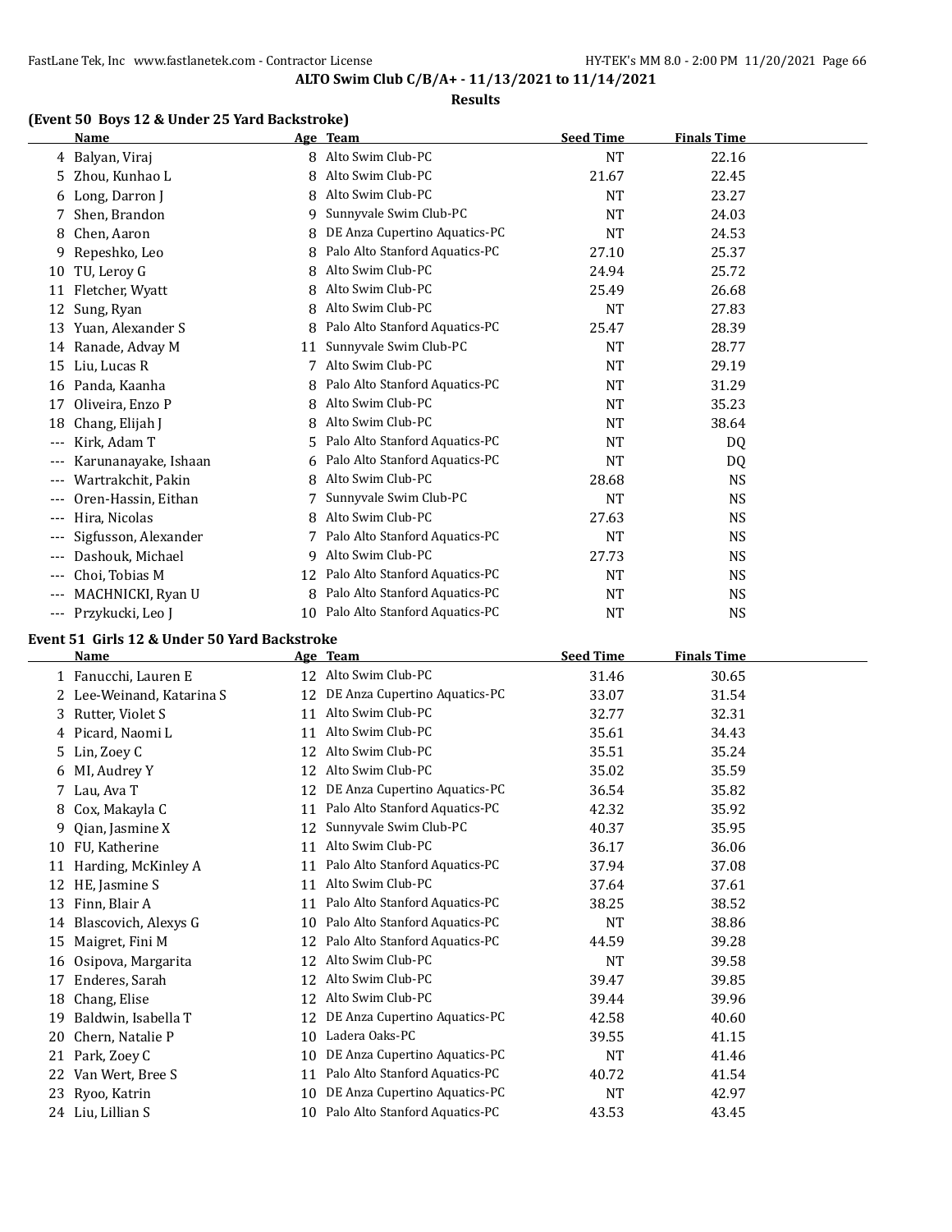**ALTO Swim Club C/B/A+ - 11/13/2021 to 11/14/2021**

**Results**

### (Event 50 Boys 12 & Under 25 Yard Backstroke)

| | Name | Age | Team | Seed Time | Finals Time |
|---|---|---|---|---|---|
| 4 | Balyan, Viraj | 8 | Alto Swim Club-PC | NT | 22.16 |
| 5 | Zhou, Kunhao L | 8 | Alto Swim Club-PC | 21.67 | 22.45 |
| 6 | Long, Darron J | 8 | Alto Swim Club-PC | NT | 23.27 |
| 7 | Shen, Brandon | 9 | Sunnyvale Swim Club-PC | NT | 24.03 |
| 8 | Chen, Aaron | 8 | DE Anza Cupertino Aquatics-PC | NT | 24.53 |
| 9 | Repeshko, Leo | 8 | Palo Alto Stanford Aquatics-PC | 27.10 | 25.37 |
| 10 | TU, Leroy G | 8 | Alto Swim Club-PC | 24.94 | 25.72 |
| 11 | Fletcher, Wyatt | 8 | Alto Swim Club-PC | 25.49 | 26.68 |
| 12 | Sung, Ryan | 8 | Alto Swim Club-PC | NT | 27.83 |
| 13 | Yuan, Alexander S | 8 | Palo Alto Stanford Aquatics-PC | 25.47 | 28.39 |
| 14 | Ranade, Advay M | 11 | Sunnyvale Swim Club-PC | NT | 28.77 |
| 15 | Liu, Lucas R | 7 | Alto Swim Club-PC | NT | 29.19 |
| 16 | Panda, Kaanha | 8 | Palo Alto Stanford Aquatics-PC | NT | 31.29 |
| 17 | Oliveira, Enzo P | 8 | Alto Swim Club-PC | NT | 35.23 |
| 18 | Chang, Elijah J | 8 | Alto Swim Club-PC | NT | 38.64 |
| --- | Kirk, Adam T | 5 | Palo Alto Stanford Aquatics-PC | NT | DQ |
| --- | Karunanayake, Ishaan | 6 | Palo Alto Stanford Aquatics-PC | NT | DQ |
| --- | Wartrakchit, Pakin | 8 | Alto Swim Club-PC | 28.68 | NS |
| --- | Oren-Hassin, Eithan | 7 | Sunnyvale Swim Club-PC | NT | NS |
| --- | Hira, Nicolas | 8 | Alto Swim Club-PC | 27.63 | NS |
| --- | Sigfusson, Alexander | 7 | Palo Alto Stanford Aquatics-PC | NT | NS |
| --- | Dashouk, Michael | 9 | Alto Swim Club-PC | 27.73 | NS |
| --- | Choi, Tobias M | 12 | Palo Alto Stanford Aquatics-PC | NT | NS |
| --- | MACHNICKI, Ryan U | 8 | Palo Alto Stanford Aquatics-PC | NT | NS |
| --- | Przykucki, Leo J | 10 | Palo Alto Stanford Aquatics-PC | NT | NS |

### Event 51 Girls 12 & Under 50 Yard Backstroke

| | Name | Age | Team | Seed Time | Finals Time |
|---|---|---|---|---|---|
| 1 | Fanucchi, Lauren E | 12 | Alto Swim Club-PC | 31.46 | 30.65 |
| 2 | Lee-Weinand, Katarina S | 12 | DE Anza Cupertino Aquatics-PC | 33.07 | 31.54 |
| 3 | Rutter, Violet S | 11 | Alto Swim Club-PC | 32.77 | 32.31 |
| 4 | Picard, Naomi L | 11 | Alto Swim Club-PC | 35.61 | 34.43 |
| 5 | Lin, Zoey C | 12 | Alto Swim Club-PC | 35.51 | 35.24 |
| 6 | MI, Audrey Y | 12 | Alto Swim Club-PC | 35.02 | 35.59 |
| 7 | Lau, Ava T | 12 | DE Anza Cupertino Aquatics-PC | 36.54 | 35.82 |
| 8 | Cox, Makayla C | 11 | Palo Alto Stanford Aquatics-PC | 42.32 | 35.92 |
| 9 | Qian, Jasmine X | 12 | Sunnyvale Swim Club-PC | 40.37 | 35.95 |
| 10 | FU, Katherine | 11 | Alto Swim Club-PC | 36.17 | 36.06 |
| 11 | Harding, McKinley A | 11 | Palo Alto Stanford Aquatics-PC | 37.94 | 37.08 |
| 12 | HE, Jasmine S | 11 | Alto Swim Club-PC | 37.64 | 37.61 |
| 13 | Finn, Blair A | 11 | Palo Alto Stanford Aquatics-PC | 38.25 | 38.52 |
| 14 | Blascovich, Alexys G | 10 | Palo Alto Stanford Aquatics-PC | NT | 38.86 |
| 15 | Maigret, Fini M | 12 | Palo Alto Stanford Aquatics-PC | 44.59 | 39.28 |
| 16 | Osipova, Margarita | 12 | Alto Swim Club-PC | NT | 39.58 |
| 17 | Enderes, Sarah | 12 | Alto Swim Club-PC | 39.47 | 39.85 |
| 18 | Chang, Elise | 12 | Alto Swim Club-PC | 39.44 | 39.96 |
| 19 | Baldwin, Isabella T | 12 | DE Anza Cupertino Aquatics-PC | 42.58 | 40.60 |
| 20 | Chern, Natalie P | 10 | Ladera Oaks-PC | 39.55 | 41.15 |
| 21 | Park, Zoey C | 10 | DE Anza Cupertino Aquatics-PC | NT | 41.46 |
| 22 | Van Wert, Bree S | 11 | Palo Alto Stanford Aquatics-PC | 40.72 | 41.54 |
| 23 | Ryoo, Katrin | 10 | DE Anza Cupertino Aquatics-PC | NT | 42.97 |
| 24 | Liu, Lillian S | 10 | Palo Alto Stanford Aquatics-PC | 43.53 | 43.45 |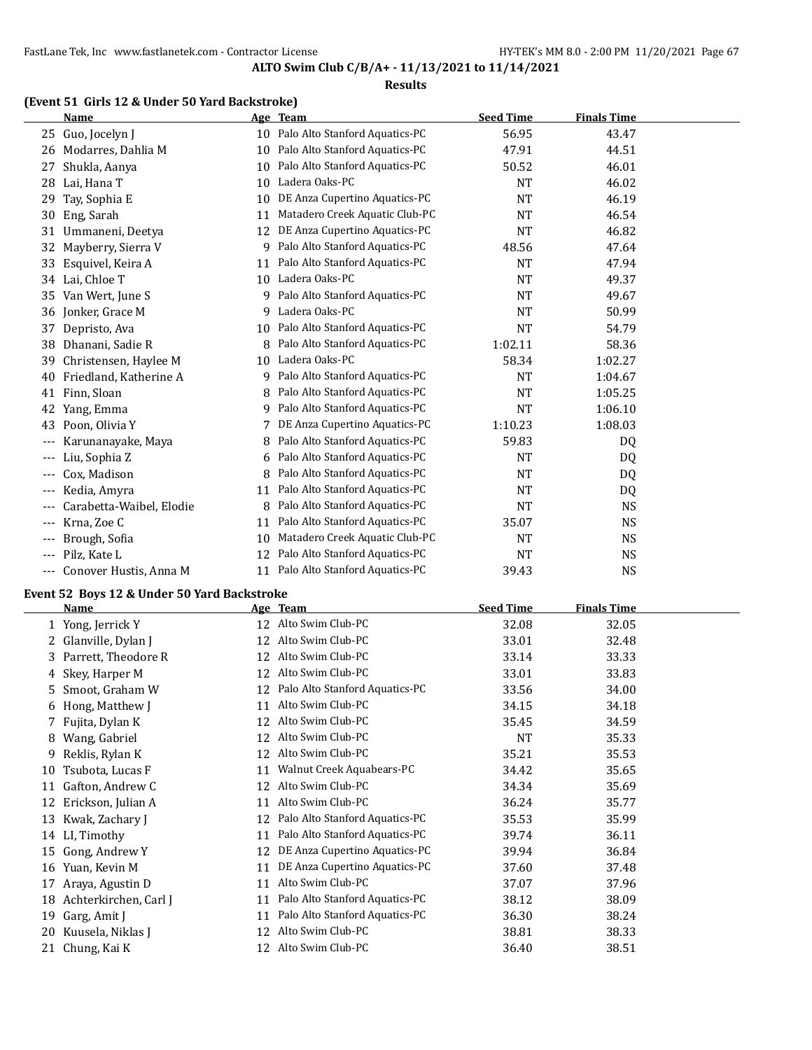**ALTO Swim Club C/B/A+ - 11/13/2021 to 11/14/2021**

**Results**

### (Event 51 Girls 12 & Under 50 Yard Backstroke)

| | Name | Age | Team | Seed Time | Finals Time |
|---|---|---|---|---|---|
| 25 | Guo, Jocelyn J | 10 | Palo Alto Stanford Aquatics-PC | 56.95 | 43.47 |
| 26 | Modarres, Dahlia M | 10 | Palo Alto Stanford Aquatics-PC | 47.91 | 44.51 |
| 27 | Shukla, Aanya | 10 | Palo Alto Stanford Aquatics-PC | 50.52 | 46.01 |
| 28 | Lai, Hana T | 10 | Ladera Oaks-PC | NT | 46.02 |
| 29 | Tay, Sophia E | 10 | DE Anza Cupertino Aquatics-PC | NT | 46.19 |
| 30 | Eng, Sarah | 11 | Matadero Creek Aquatic Club-PC | NT | 46.54 |
| 31 | Ummaneni, Deetya | 12 | DE Anza Cupertino Aquatics-PC | NT | 46.82 |
| 32 | Mayberry, Sierra V | 9 | Palo Alto Stanford Aquatics-PC | 48.56 | 47.64 |
| 33 | Esquivel, Keira A | 11 | Palo Alto Stanford Aquatics-PC | NT | 47.94 |
| 34 | Lai, Chloe T | 10 | Ladera Oaks-PC | NT | 49.37 |
| 35 | Van Wert, June S | 9 | Palo Alto Stanford Aquatics-PC | NT | 49.67 |
| 36 | Jonker, Grace M | 9 | Ladera Oaks-PC | NT | 50.99 |
| 37 | Depristo, Ava | 10 | Palo Alto Stanford Aquatics-PC | NT | 54.79 |
| 38 | Dhanani, Sadie R | 8 | Palo Alto Stanford Aquatics-PC | 1:02.11 | 58.36 |
| 39 | Christensen, Haylee M | 10 | Ladera Oaks-PC | 58.34 | 1:02.27 |
| 40 | Friedland, Katherine A | 9 | Palo Alto Stanford Aquatics-PC | NT | 1:04.67 |
| 41 | Finn, Sloan | 8 | Palo Alto Stanford Aquatics-PC | NT | 1:05.25 |
| 42 | Yang, Emma | 9 | Palo Alto Stanford Aquatics-PC | NT | 1:06.10 |
| 43 | Poon, Olivia Y | 7 | DE Anza Cupertino Aquatics-PC | 1:10.23 | 1:08.03 |
| --- | Karunanayake, Maya | 8 | Palo Alto Stanford Aquatics-PC | 59.83 | DQ |
| --- | Liu, Sophia Z | 6 | Palo Alto Stanford Aquatics-PC | NT | DQ |
| --- | Cox, Madison | 8 | Palo Alto Stanford Aquatics-PC | NT | DQ |
| --- | Kedia, Amyra | 11 | Palo Alto Stanford Aquatics-PC | NT | DQ |
| --- | Carabetta-Waibel, Elodie | 8 | Palo Alto Stanford Aquatics-PC | NT | NS |
| --- | Krna, Zoe C | 11 | Palo Alto Stanford Aquatics-PC | 35.07 | NS |
| --- | Brough, Sofia | 10 | Matadero Creek Aquatic Club-PC | NT | NS |
| --- | Pilz, Kate L | 12 | Palo Alto Stanford Aquatics-PC | NT | NS |
| --- | Conover Hustis, Anna M | 11 | Palo Alto Stanford Aquatics-PC | 39.43 | NS |

### Event 52 Boys 12 & Under 50 Yard Backstroke

| | Name | Age | Team | Seed Time | Finals Time |
|---|---|---|---|---|---|
| 1 | Yong, Jerrick Y | 12 | Alto Swim Club-PC | 32.08 | 32.05 |
| 2 | Glanville, Dylan J | 12 | Alto Swim Club-PC | 33.01 | 32.48 |
| 3 | Parrett, Theodore R | 12 | Alto Swim Club-PC | 33.14 | 33.33 |
| 4 | Skey, Harper M | 12 | Alto Swim Club-PC | 33.01 | 33.83 |
| 5 | Smoot, Graham W | 12 | Palo Alto Stanford Aquatics-PC | 33.56 | 34.00 |
| 6 | Hong, Matthew J | 11 | Alto Swim Club-PC | 34.15 | 34.18 |
| 7 | Fujita, Dylan K | 12 | Alto Swim Club-PC | 35.45 | 34.59 |
| 8 | Wang, Gabriel | 12 | Alto Swim Club-PC | NT | 35.33 |
| 9 | Reklis, Rylan K | 12 | Alto Swim Club-PC | 35.21 | 35.53 |
| 10 | Tsubota, Lucas F | 11 | Walnut Creek Aquabears-PC | 34.42 | 35.65 |
| 11 | Gafton, Andrew C | 12 | Alto Swim Club-PC | 34.34 | 35.69 |
| 12 | Erickson, Julian A | 11 | Alto Swim Club-PC | 36.24 | 35.77 |
| 13 | Kwak, Zachary J | 12 | Palo Alto Stanford Aquatics-PC | 35.53 | 35.99 |
| 14 | LI, Timothy | 11 | Palo Alto Stanford Aquatics-PC | 39.74 | 36.11 |
| 15 | Gong, Andrew Y | 12 | DE Anza Cupertino Aquatics-PC | 39.94 | 36.84 |
| 16 | Yuan, Kevin M | 11 | DE Anza Cupertino Aquatics-PC | 37.60 | 37.48 |
| 17 | Araya, Agustin D | 11 | Alto Swim Club-PC | 37.07 | 37.96 |
| 18 | Achterkirchen, Carl J | 11 | Palo Alto Stanford Aquatics-PC | 38.12 | 38.09 |
| 19 | Garg, Amit J | 11 | Palo Alto Stanford Aquatics-PC | 36.30 | 38.24 |
| 20 | Kuusela, Niklas J | 12 | Alto Swim Club-PC | 38.81 | 38.33 |
| 21 | Chung, Kai K | 12 | Alto Swim Club-PC | 36.40 | 38.51 |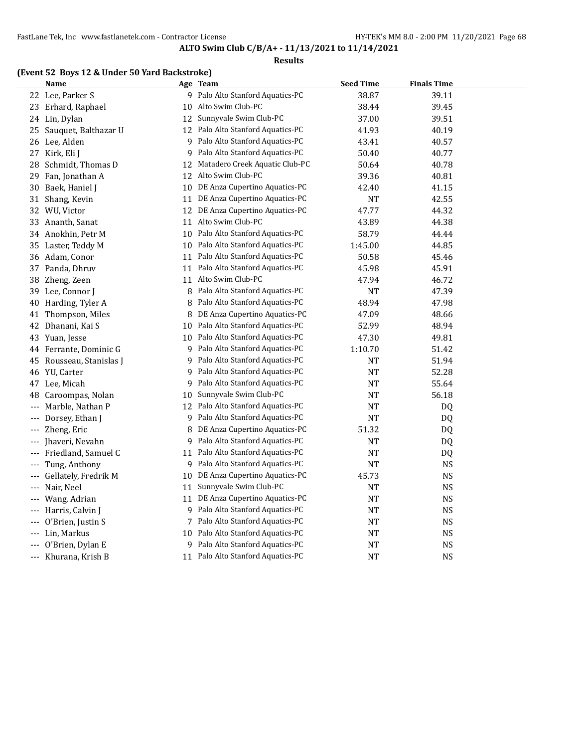**ALTO Swim Club C/B/A+ - 11/13/2021 to 11/14/2021**

**Results**

### (Event 52 Boys 12 & Under 50 Yard Backstroke)

| | Name | Age | Team | Seed Time | Finals Time |
|---|---|---|---|---|---|
| 22 | Lee, Parker S | 9 | Palo Alto Stanford Aquatics-PC | 38.87 | 39.11 |
| 23 | Erhard, Raphael | 10 | Alto Swim Club-PC | 38.44 | 39.45 |
| 24 | Lin, Dylan | 12 | Sunnyvale Swim Club-PC | 37.00 | 39.51 |
| 25 | Sauquet, Balthazar U | 12 | Palo Alto Stanford Aquatics-PC | 41.93 | 40.19 |
| 26 | Lee, Alden | 9 | Palo Alto Stanford Aquatics-PC | 43.41 | 40.57 |
| 27 | Kirk, Eli J | 9 | Palo Alto Stanford Aquatics-PC | 50.40 | 40.77 |
| 28 | Schmidt, Thomas D | 12 | Matadero Creek Aquatic Club-PC | 50.64 | 40.78 |
| 29 | Fan, Jonathan A | 12 | Alto Swim Club-PC | 39.36 | 40.81 |
| 30 | Baek, Haniel J | 10 | DE Anza Cupertino Aquatics-PC | 42.40 | 41.15 |
| 31 | Shang, Kevin | 11 | DE Anza Cupertino Aquatics-PC | NT | 42.55 |
| 32 | WU, Victor | 12 | DE Anza Cupertino Aquatics-PC | 47.77 | 44.32 |
| 33 | Ananth, Sanat | 11 | Alto Swim Club-PC | 43.89 | 44.38 |
| 34 | Anokhin, Petr M | 10 | Palo Alto Stanford Aquatics-PC | 58.79 | 44.44 |
| 35 | Laster, Teddy M | 10 | Palo Alto Stanford Aquatics-PC | 1:45.00 | 44.85 |
| 36 | Adam, Conor | 11 | Palo Alto Stanford Aquatics-PC | 50.58 | 45.46 |
| 37 | Panda, Dhruv | 11 | Palo Alto Stanford Aquatics-PC | 45.98 | 45.91 |
| 38 | Zheng, Zeen | 11 | Alto Swim Club-PC | 47.94 | 46.72 |
| 39 | Lee, Connor J | 8 | Palo Alto Stanford Aquatics-PC | NT | 47.39 |
| 40 | Harding, Tyler A | 8 | Palo Alto Stanford Aquatics-PC | 48.94 | 47.98 |
| 41 | Thompson, Miles | 8 | DE Anza Cupertino Aquatics-PC | 47.09 | 48.66 |
| 42 | Dhanani, Kai S | 10 | Palo Alto Stanford Aquatics-PC | 52.99 | 48.94 |
| 43 | Yuan, Jesse | 10 | Palo Alto Stanford Aquatics-PC | 47.30 | 49.81 |
| 44 | Ferrante, Dominic G | 9 | Palo Alto Stanford Aquatics-PC | 1:10.70 | 51.42 |
| 45 | Rousseau, Stanislas J | 9 | Palo Alto Stanford Aquatics-PC | NT | 51.94 |
| 46 | YU, Carter | 9 | Palo Alto Stanford Aquatics-PC | NT | 52.28 |
| 47 | Lee, Micah | 9 | Palo Alto Stanford Aquatics-PC | NT | 55.64 |
| 48 | Caroompas, Nolan | 10 | Sunnyvale Swim Club-PC | NT | 56.18 |
| --- | Marble, Nathan P | 12 | Palo Alto Stanford Aquatics-PC | NT | DQ |
| --- | Dorsey, Ethan J | 9 | Palo Alto Stanford Aquatics-PC | NT | DQ |
| --- | Zheng, Eric | 8 | DE Anza Cupertino Aquatics-PC | 51.32 | DQ |
| --- | Jhaveri, Nevahn | 9 | Palo Alto Stanford Aquatics-PC | NT | DQ |
| --- | Friedland, Samuel C | 11 | Palo Alto Stanford Aquatics-PC | NT | DQ |
| --- | Tung, Anthony | 9 | Palo Alto Stanford Aquatics-PC | NT | NS |
| --- | Gellately, Fredrik M | 10 | DE Anza Cupertino Aquatics-PC | 45.73 | NS |
| --- | Nair, Neel | 11 | Sunnyvale Swim Club-PC | NT | NS |
| --- | Wang, Adrian | 11 | DE Anza Cupertino Aquatics-PC | NT | NS |
| --- | Harris, Calvin J | 9 | Palo Alto Stanford Aquatics-PC | NT | NS |
| --- | O'Brien, Justin S | 7 | Palo Alto Stanford Aquatics-PC | NT | NS |
| --- | Lin, Markus | 10 | Palo Alto Stanford Aquatics-PC | NT | NS |
| --- | O'Brien, Dylan E | 9 | Palo Alto Stanford Aquatics-PC | NT | NS |
| --- | Khurana, Krish B | 11 | Palo Alto Stanford Aquatics-PC | NT | NS |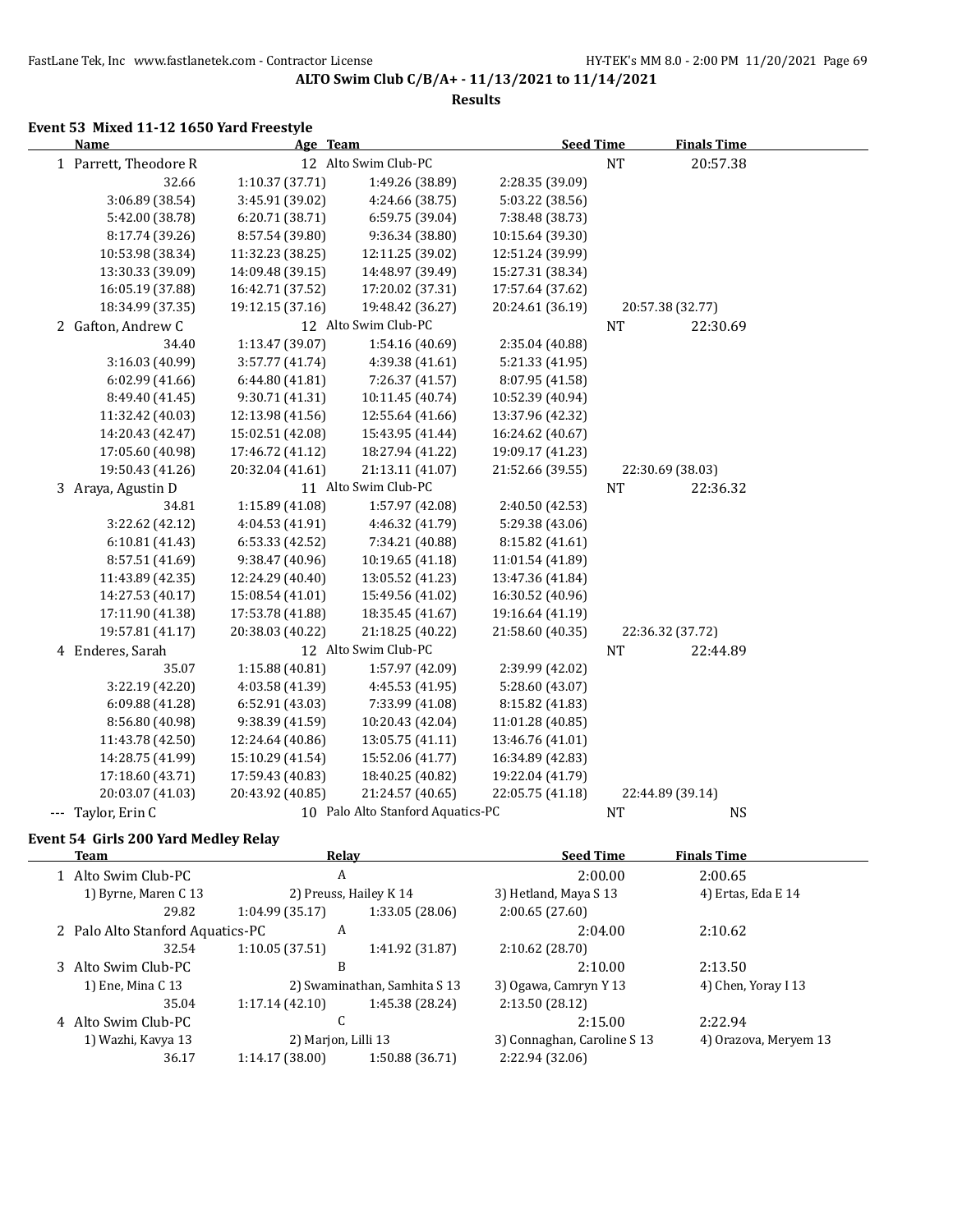## ALTO Swim Club C/B/A+ - 11/13/2021 to 11/14/2021

### Results

#### Event 53 Mixed 11-12 1650 Yard Freestyle

| Name | Age | Team | Seed Time | Finals Time |
|---|---|---|---|---|
| 1 Parrett, Theodore R | 12 | Alto Swim Club-PC | NT | 20:57.38 |
| 2 Gafton, Andrew C | 12 | Alto Swim Club-PC | NT | 22:30.69 |
| 3 Araya, Agustin D | 11 | Alto Swim Club-PC | NT | 22:36.32 |
| 4 Enderes, Sarah | 12 | Alto Swim Club-PC | NT | 22:44.89 |
| --- Taylor, Erin C | 10 | Palo Alto Stanford Aquatics-PC | NT | NS |

Splits — 1 Parrett, Theodore R:

| | | | | |
|---|---|---|---|---|
| 32.66 | 1:10.37 (37.71) | 1:49.26 (38.89) | 2:28.35 (39.09) | |
| 3:06.89 (38.54) | 3:45.91 (39.02) | 4:24.66 (38.75) | 5:03.22 (38.56) | |
| 5:42.00 (38.78) | 6:20.71 (38.71) | 6:59.75 (39.04) | 7:38.48 (38.73) | |
| 8:17.74 (39.26) | 8:57.54 (39.80) | 9:36.34 (38.80) | 10:15.64 (39.30) | |
| 10:53.98 (38.34) | 11:32.23 (38.25) | 12:11.25 (39.02) | 12:51.24 (39.99) | |
| 13:30.33 (39.09) | 14:09.48 (39.15) | 14:48.97 (39.49) | 15:27.31 (38.34) | |
| 16:05.19 (37.88) | 16:42.71 (37.52) | 17:20.02 (37.31) | 17:57.64 (37.62) | |
| 18:34.99 (37.35) | 19:12.15 (37.16) | 19:48.42 (36.27) | 20:24.61 (36.19) | 20:57.38 (32.77) |

Splits — 2 Gafton, Andrew C:

| | | | | |
|---|---|---|---|---|
| 34.40 | 1:13.47 (39.07) | 1:54.16 (40.69) | 2:35.04 (40.88) | |
| 3:16.03 (40.99) | 3:57.77 (41.74) | 4:39.38 (41.61) | 5:21.33 (41.95) | |
| 6:02.99 (41.66) | 6:44.80 (41.81) | 7:26.37 (41.57) | 8:07.95 (41.58) | |
| 8:49.40 (41.45) | 9:30.71 (41.31) | 10:11.45 (40.74) | 10:52.39 (40.94) | |
| 11:32.42 (40.03) | 12:13.98 (41.56) | 12:55.64 (41.66) | 13:37.96 (42.32) | |
| 14:20.43 (42.47) | 15:02.51 (42.08) | 15:43.95 (41.44) | 16:24.62 (40.67) | |
| 17:05.60 (40.98) | 17:46.72 (41.12) | 18:27.94 (41.22) | 19:09.17 (41.23) | |
| 19:50.43 (41.26) | 20:32.04 (41.61) | 21:13.11 (41.07) | 21:52.66 (39.55) | 22:30.69 (38.03) |

Splits — 3 Araya, Agustin D:

| | | | | |
|---|---|---|---|---|
| 34.81 | 1:15.89 (41.08) | 1:57.97 (42.08) | 2:40.50 (42.53) | |
| 3:22.62 (42.12) | 4:04.53 (41.91) | 4:46.32 (41.79) | 5:29.38 (43.06) | |
| 6:10.81 (41.43) | 6:53.33 (42.52) | 7:34.21 (40.88) | 8:15.82 (41.61) | |
| 8:57.51 (41.69) | 9:38.47 (40.96) | 10:19.65 (41.18) | 11:01.54 (41.89) | |
| 11:43.89 (42.35) | 12:24.29 (40.40) | 13:05.52 (41.23) | 13:47.36 (41.84) | |
| 14:27.53 (40.17) | 15:08.54 (41.01) | 15:49.56 (41.02) | 16:30.52 (40.96) | |
| 17:11.90 (41.38) | 17:53.78 (41.88) | 18:35.45 (41.67) | 19:16.64 (41.19) | |
| 19:57.81 (41.17) | 20:38.03 (40.22) | 21:18.25 (40.22) | 21:58.60 (40.35) | 22:36.32 (37.72) |

Splits — 4 Enderes, Sarah:

| | | | | |
|---|---|---|---|---|
| 35.07 | 1:15.88 (40.81) | 1:57.97 (42.09) | 2:39.99 (42.02) | |
| 3:22.19 (42.20) | 4:03.58 (41.39) | 4:45.53 (41.95) | 5:28.60 (43.07) | |
| 6:09.88 (41.28) | 6:52.91 (43.03) | 7:33.99 (41.08) | 8:15.82 (41.83) | |
| 8:56.80 (40.98) | 9:38.39 (41.59) | 10:20.43 (42.04) | 11:01.28 (40.85) | |
| 11:43.78 (42.50) | 12:24.64 (40.86) | 13:05.75 (41.11) | 13:46.76 (41.01) | |
| 14:28.75 (41.99) | 15:10.29 (41.54) | 15:52.06 (41.77) | 16:34.89 (42.83) | |
| 17:18.60 (43.71) | 17:59.43 (40.83) | 18:40.25 (40.82) | 19:22.04 (41.79) | |
| 20:03.07 (41.03) | 20:43.92 (40.85) | 21:24.57 (40.65) | 22:05.75 (41.18) | 22:44.89 (39.14) |

#### Event 54 Girls 200 Yard Medley Relay

| Team | Relay | Seed Time | Finals Time |
|---|---|---|---|
| 1 Alto Swim Club-PC | A | 2:00.00 | 2:00.65 |
| 2 Palo Alto Stanford Aquatics-PC | A | 2:04.00 | 2:10.62 |
| 3 Alto Swim Club-PC | B | 2:10.00 | 2:13.50 |
| 4 Alto Swim Club-PC | C | 2:15.00 | 2:22.94 |

1 Alto Swim Club-PC (A):

| | | | |
|---|---|---|---|
| 1) Byrne, Maren C 13 | 2) Preuss, Hailey K 14 | 3) Hetland, Maya S 13 | 4) Ertas, Eda E 14 |
| 29.82 | 1:04.99 (35.17) | 1:33.05 (28.06) | 2:00.65 (27.60) |

2 Palo Alto Stanford Aquatics-PC (A):

| | | | |
|---|---|---|---|
| 32.54 | 1:10.05 (37.51) | 1:41.92 (31.87) | 2:10.62 (28.70) |

3 Alto Swim Club-PC (B):

| | | | |
|---|---|---|---|
| 1) Ene, Mina C 13 | 2) Swaminathan, Samhita S 13 | 3) Ogawa, Camryn Y 13 | 4) Chen, Yoray I 13 |
| 35.04 | 1:17.14 (42.10) | 1:45.38 (28.24) | 2:13.50 (28.12) |

4 Alto Swim Club-PC (C):

| | | | |
|---|---|---|---|
| 1) Wazhi, Kavya 13 | 2) Marjon, Lilli 13 | 3) Connaghan, Caroline S 13 | 4) Orazova, Meryem 13 |
| 36.17 | 1:14.17 (38.00) | 1:50.88 (36.71) | 2:22.94 (32.06) |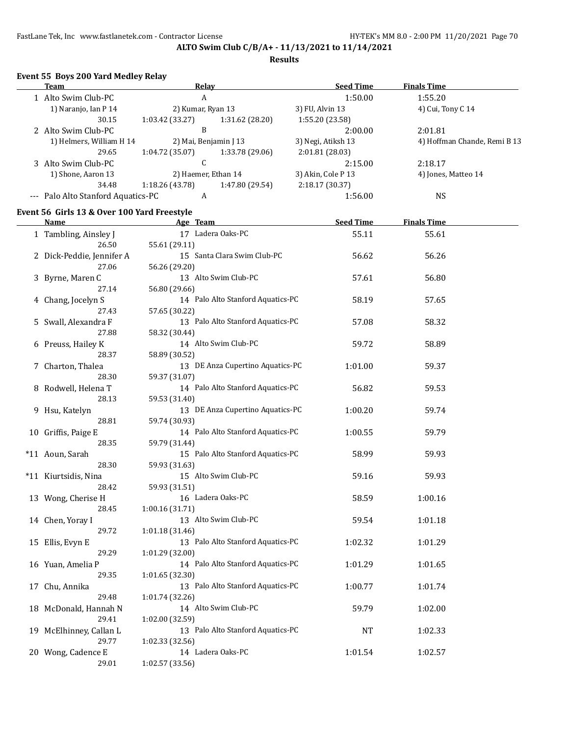**ALTO Swim Club C/B/A+ - 11/13/2021 to 11/14/2021**

**Results**

### Event 55 Boys 200 Yard Medley Relay

| | Team | Relay | Seed Time | Finals Time |
|---|---|---|---|---|
| 1 | Alto Swim Club-PC | A | 1:50.00 | 1:55.20 |
| | 1) Naranjo, Ian P 14 | 2) Kumar, Ryan 13 | 3) FU, Alvin 13 | 4) Cui, Tony C 14 |
| | 30.15 | 1:03.42 (33.27) 1:31.62 (28.20) | 1:55.20 (23.58) | |
| 2 | Alto Swim Club-PC | B | 2:00.00 | 2:01.81 |
| | 1) Helmers, William H 14 | 2) Mai, Benjamin J 13 | 3) Negi, Atiksh 13 | 4) Hoffman Chande, Remi B 13 |
| | 29.65 | 1:04.72 (35.07) 1:33.78 (29.06) | 2:01.81 (28.03) | |
| 3 | Alto Swim Club-PC | C | 2:15.00 | 2:18.17 |
| | 1) Shone, Aaron 13 | 2) Haemer, Ethan 14 | 3) Akin, Cole P 13 | 4) Jones, Matteo 14 |
| | 34.48 | 1:18.26 (43.78) 1:47.80 (29.54) | 2:18.17 (30.37) | |
| --- | Palo Alto Stanford Aquatics-PC | A | 1:56.00 | NS |

### Event 56 Girls 13 & Over 100 Yard Freestyle

| | Name | Age | Team | Seed Time | Finals Time |
|---|---|---|---|---|---|
| 1 | Tambling, Ainsley J | 17 | Ladera Oaks-PC | 55.11 | 55.61 |
| | 26.50 | 55.61 (29.11) | | | |
| 2 | Dick-Peddie, Jennifer A | 15 | Santa Clara Swim Club-PC | 56.62 | 56.26 |
| | 27.06 | 56.26 (29.20) | | | |
| 3 | Byrne, Maren C | 13 | Alto Swim Club-PC | 57.61 | 56.80 |
| | 27.14 | 56.80 (29.66) | | | |
| 4 | Chang, Jocelyn S | 14 | Palo Alto Stanford Aquatics-PC | 58.19 | 57.65 |
| | 27.43 | 57.65 (30.22) | | | |
| 5 | Swall, Alexandra F | 13 | Palo Alto Stanford Aquatics-PC | 57.08 | 58.32 |
| | 27.88 | 58.32 (30.44) | | | |
| 6 | Preuss, Hailey K | 14 | Alto Swim Club-PC | 59.72 | 58.89 |
| | 28.37 | 58.89 (30.52) | | | |
| 7 | Charton, Thalea | 13 | DE Anza Cupertino Aquatics-PC | 1:01.00 | 59.37 |
| | 28.30 | 59.37 (31.07) | | | |
| 8 | Rodwell, Helena T | 14 | Palo Alto Stanford Aquatics-PC | 56.82 | 59.53 |
| | 28.13 | 59.53 (31.40) | | | |
| 9 | Hsu, Katelyn | 13 | DE Anza Cupertino Aquatics-PC | 1:00.20 | 59.74 |
| | 28.81 | 59.74 (30.93) | | | |
| 10 | Griffis, Paige E | 14 | Palo Alto Stanford Aquatics-PC | 1:00.55 | 59.79 |
| | 28.35 | 59.79 (31.44) | | | |
| *11 | Aoun, Sarah | 15 | Palo Alto Stanford Aquatics-PC | 58.99 | 59.93 |
| | 28.30 | 59.93 (31.63) | | | |
| *11 | Kiurtsidis, Nina | 15 | Alto Swim Club-PC | 59.16 | 59.93 |
| | 28.42 | 59.93 (31.51) | | | |
| 13 | Wong, Cherise H | 16 | Ladera Oaks-PC | 58.59 | 1:00.16 |
| | 28.45 | 1:00.16 (31.71) | | | |
| 14 | Chen, Yoray I | 13 | Alto Swim Club-PC | 59.54 | 1:01.18 |
| | 29.72 | 1:01.18 (31.46) | | | |
| 15 | Ellis, Evyn E | 13 | Palo Alto Stanford Aquatics-PC | 1:02.32 | 1:01.29 |
| | 29.29 | 1:01.29 (32.00) | | | |
| 16 | Yuan, Amelia P | 14 | Palo Alto Stanford Aquatics-PC | 1:01.29 | 1:01.65 |
| | 29.35 | 1:01.65 (32.30) | | | |
| 17 | Chu, Annika | 13 | Palo Alto Stanford Aquatics-PC | 1:00.77 | 1:01.74 |
| | 29.48 | 1:01.74 (32.26) | | | |
| 18 | McDonald, Hannah N | 14 | Alto Swim Club-PC | 59.79 | 1:02.00 |
| | 29.41 | 1:02.00 (32.59) | | | |
| 19 | McElhinney, Callan L | 13 | Palo Alto Stanford Aquatics-PC | NT | 1:02.33 |
| | 29.77 | 1:02.33 (32.56) | | | |
| 20 | Wong, Cadence E | 14 | Ladera Oaks-PC | 1:01.54 | 1:02.57 |
| | 29.01 | 1:02.57 (33.56) | | | |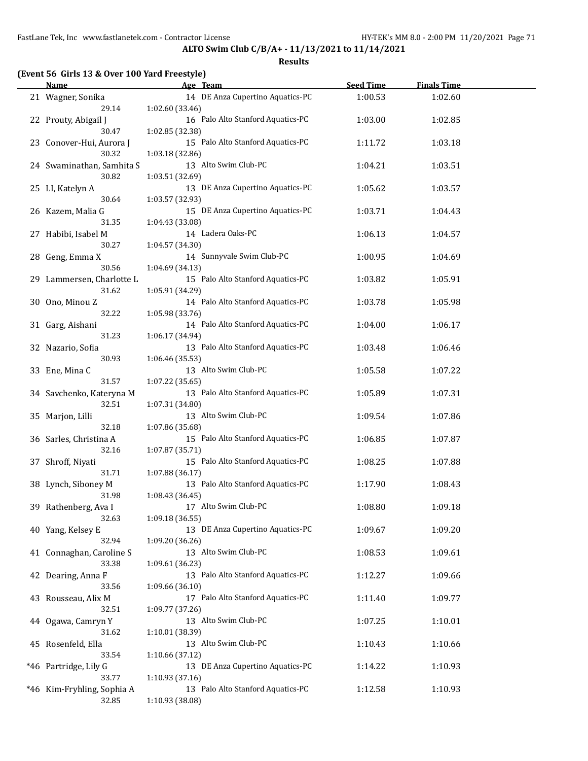**ALTO Swim Club C/B/A+ - 11/13/2021 to 11/14/2021**

**Results**

**(Event 56 Girls 13 & Over 100 Yard Freestyle)**

| | Name | Age | Team | Seed Time | Finals Time |
|---|---|---|---|---|---|
| 21 | Wagner, Sonika | 14 | DE Anza Cupertino Aquatics-PC | 1:00.53 | 1:02.60 |
| | 29.14 | 1:02.60 (33.46) | | | |
| 22 | Prouty, Abigail J | 16 | Palo Alto Stanford Aquatics-PC | 1:03.00 | 1:02.85 |
| | 30.47 | 1:02.85 (32.38) | | | |
| 23 | Conover-Hui, Aurora J | 15 | Palo Alto Stanford Aquatics-PC | 1:11.72 | 1:03.18 |
| | 30.32 | 1:03.18 (32.86) | | | |
| 24 | Swaminathan, Samhita S | 13 | Alto Swim Club-PC | 1:04.21 | 1:03.51 |
| | 30.82 | 1:03.51 (32.69) | | | |
| 25 | LI, Katelyn A | 13 | DE Anza Cupertino Aquatics-PC | 1:05.62 | 1:03.57 |
| | 30.64 | 1:03.57 (32.93) | | | |
| 26 | Kazem, Malia G | 15 | DE Anza Cupertino Aquatics-PC | 1:03.71 | 1:04.43 |
| | 31.35 | 1:04.43 (33.08) | | | |
| 27 | Habibi, Isabel M | 14 | Ladera Oaks-PC | 1:06.13 | 1:04.57 |
| | 30.27 | 1:04.57 (34.30) | | | |
| 28 | Geng, Emma X | 14 | Sunnyvale Swim Club-PC | 1:00.95 | 1:04.69 |
| | 30.56 | 1:04.69 (34.13) | | | |
| 29 | Lammersen, Charlotte L | 15 | Palo Alto Stanford Aquatics-PC | 1:03.82 | 1:05.91 |
| | 31.62 | 1:05.91 (34.29) | | | |
| 30 | Ono, Minou Z | 14 | Palo Alto Stanford Aquatics-PC | 1:03.78 | 1:05.98 |
| | 32.22 | 1:05.98 (33.76) | | | |
| 31 | Garg, Aishani | 14 | Palo Alto Stanford Aquatics-PC | 1:04.00 | 1:06.17 |
| | 31.23 | 1:06.17 (34.94) | | | |
| 32 | Nazario, Sofia | 13 | Palo Alto Stanford Aquatics-PC | 1:03.48 | 1:06.46 |
| | 30.93 | 1:06.46 (35.53) | | | |
| 33 | Ene, Mina C | 13 | Alto Swim Club-PC | 1:05.58 | 1:07.22 |
| | 31.57 | 1:07.22 (35.65) | | | |
| 34 | Savchenko, Kateryna M | 13 | Palo Alto Stanford Aquatics-PC | 1:05.89 | 1:07.31 |
| | 32.51 | 1:07.31 (34.80) | | | |
| 35 | Marjon, Lilli | 13 | Alto Swim Club-PC | 1:09.54 | 1:07.86 |
| | 32.18 | 1:07.86 (35.68) | | | |
| 36 | Sarles, Christina A | 15 | Palo Alto Stanford Aquatics-PC | 1:06.85 | 1:07.87 |
| | 32.16 | 1:07.87 (35.71) | | | |
| 37 | Shroff, Niyati | 15 | Palo Alto Stanford Aquatics-PC | 1:08.25 | 1:07.88 |
| | 31.71 | 1:07.88 (36.17) | | | |
| 38 | Lynch, Siboney M | 13 | Palo Alto Stanford Aquatics-PC | 1:17.90 | 1:08.43 |
| | 31.98 | 1:08.43 (36.45) | | | |
| 39 | Rathenberg, Ava I | 17 | Alto Swim Club-PC | 1:08.80 | 1:09.18 |
| | 32.63 | 1:09.18 (36.55) | | | |
| 40 | Yang, Kelsey E | 13 | DE Anza Cupertino Aquatics-PC | 1:09.67 | 1:09.20 |
| | 32.94 | 1:09.20 (36.26) | | | |
| 41 | Connaghan, Caroline S | 13 | Alto Swim Club-PC | 1:08.53 | 1:09.61 |
| | 33.38 | 1:09.61 (36.23) | | | |
| 42 | Dearing, Anna F | 13 | Palo Alto Stanford Aquatics-PC | 1:12.27 | 1:09.66 |
| | 33.56 | 1:09.66 (36.10) | | | |
| 43 | Rousseau, Alix M | 17 | Palo Alto Stanford Aquatics-PC | 1:11.40 | 1:09.77 |
| | 32.51 | 1:09.77 (37.26) | | | |
| 44 | Ogawa, Camryn Y | 13 | Alto Swim Club-PC | 1:07.25 | 1:10.01 |
| | 31.62 | 1:10.01 (38.39) | | | |
| 45 | Rosenfeld, Ella | 13 | Alto Swim Club-PC | 1:10.43 | 1:10.66 |
| | 33.54 | 1:10.66 (37.12) | | | |
| *46 | Partridge, Lily G | 13 | DE Anza Cupertino Aquatics-PC | 1:14.22 | 1:10.93 |
| | 33.77 | 1:10.93 (37.16) | | | |
| *46 | Kim-Fryhling, Sophia A | 13 | Palo Alto Stanford Aquatics-PC | 1:12.58 | 1:10.93 |
| | 32.85 | 1:10.93 (38.08) | | | |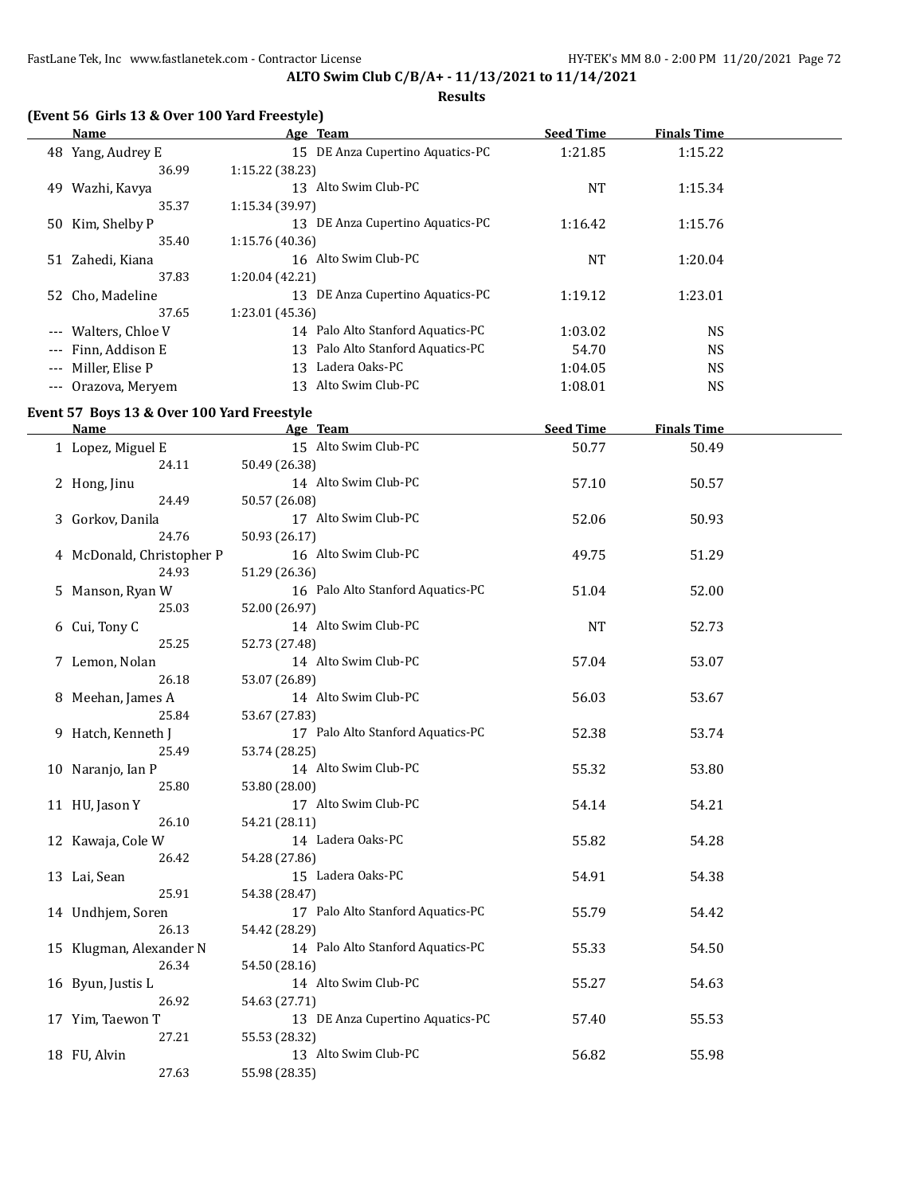**ALTO Swim Club C/B/A+ - 11/13/2021 to 11/14/2021**

**Results**

### (Event 56 Girls 13 & Over 100 Yard Freestyle)

| | Name | Age | Team | Seed Time | Finals Time |
|---|---|---|---|---|---|
| 48 | Yang, Audrey E | 15 | DE Anza Cupertino Aquatics-PC | 1:21.85 | 1:15.22 |
| | 36.99 | 1:15.22 (38.23) | | | |
| 49 | Wazhi, Kavya | 13 | Alto Swim Club-PC | NT | 1:15.34 |
| | 35.37 | 1:15.34 (39.97) | | | |
| 50 | Kim, Shelby P | 13 | DE Anza Cupertino Aquatics-PC | 1:16.42 | 1:15.76 |
| | 35.40 | 1:15.76 (40.36) | | | |
| 51 | Zahedi, Kiana | 16 | Alto Swim Club-PC | NT | 1:20.04 |
| | 37.83 | 1:20.04 (42.21) | | | |
| 52 | Cho, Madeline | 13 | DE Anza Cupertino Aquatics-PC | 1:19.12 | 1:23.01 |
| | 37.65 | 1:23.01 (45.36) | | | |
| --- | Walters, Chloe V | 14 | Palo Alto Stanford Aquatics-PC | 1:03.02 | NS |
| --- | Finn, Addison E | 13 | Palo Alto Stanford Aquatics-PC | 54.70 | NS |
| --- | Miller, Elise P | 13 | Ladera Oaks-PC | 1:04.05 | NS |
| --- | Orazova, Meryem | 13 | Alto Swim Club-PC | 1:08.01 | NS |

### Event 57 Boys 13 & Over 100 Yard Freestyle

| | Name | Age | Team | Seed Time | Finals Time |
|---|---|---|---|---|---|
| 1 | Lopez, Miguel E | 15 | Alto Swim Club-PC | 50.77 | 50.49 |
| | 24.11 | 50.49 (26.38) | | | |
| 2 | Hong, Jinu | 14 | Alto Swim Club-PC | 57.10 | 50.57 |
| | 24.49 | 50.57 (26.08) | | | |
| 3 | Gorkov, Danila | 17 | Alto Swim Club-PC | 52.06 | 50.93 |
| | 24.76 | 50.93 (26.17) | | | |
| 4 | McDonald, Christopher P | 16 | Alto Swim Club-PC | 49.75 | 51.29 |
| | 24.93 | 51.29 (26.36) | | | |
| 5 | Manson, Ryan W | 16 | Palo Alto Stanford Aquatics-PC | 51.04 | 52.00 |
| | 25.03 | 52.00 (26.97) | | | |
| 6 | Cui, Tony C | 14 | Alto Swim Club-PC | NT | 52.73 |
| | 25.25 | 52.73 (27.48) | | | |
| 7 | Lemon, Nolan | 14 | Alto Swim Club-PC | 57.04 | 53.07 |
| | 26.18 | 53.07 (26.89) | | | |
| 8 | Meehan, James A | 14 | Alto Swim Club-PC | 56.03 | 53.67 |
| | 25.84 | 53.67 (27.83) | | | |
| 9 | Hatch, Kenneth J | 17 | Palo Alto Stanford Aquatics-PC | 52.38 | 53.74 |
| | 25.49 | 53.74 (28.25) | | | |
| 10 | Naranjo, Ian P | 14 | Alto Swim Club-PC | 55.32 | 53.80 |
| | 25.80 | 53.80 (28.00) | | | |
| 11 | HU, Jason Y | 17 | Alto Swim Club-PC | 54.14 | 54.21 |
| | 26.10 | 54.21 (28.11) | | | |
| 12 | Kawaja, Cole W | 14 | Ladera Oaks-PC | 55.82 | 54.28 |
| | 26.42 | 54.28 (27.86) | | | |
| 13 | Lai, Sean | 15 | Ladera Oaks-PC | 54.91 | 54.38 |
| | 25.91 | 54.38 (28.47) | | | |
| 14 | Undhjem, Soren | 17 | Palo Alto Stanford Aquatics-PC | 55.79 | 54.42 |
| | 26.13 | 54.42 (28.29) | | | |
| 15 | Klugman, Alexander N | 14 | Palo Alto Stanford Aquatics-PC | 55.33 | 54.50 |
| | 26.34 | 54.50 (28.16) | | | |
| 16 | Byun, Justis L | 14 | Alto Swim Club-PC | 55.27 | 54.63 |
| | 26.92 | 54.63 (27.71) | | | |
| 17 | Yim, Taewon T | 13 | DE Anza Cupertino Aquatics-PC | 57.40 | 55.53 |
| | 27.21 | 55.53 (28.32) | | | |
| 18 | FU, Alvin | 13 | Alto Swim Club-PC | 56.82 | 55.98 |
| | 27.63 | 55.98 (28.35) | | | |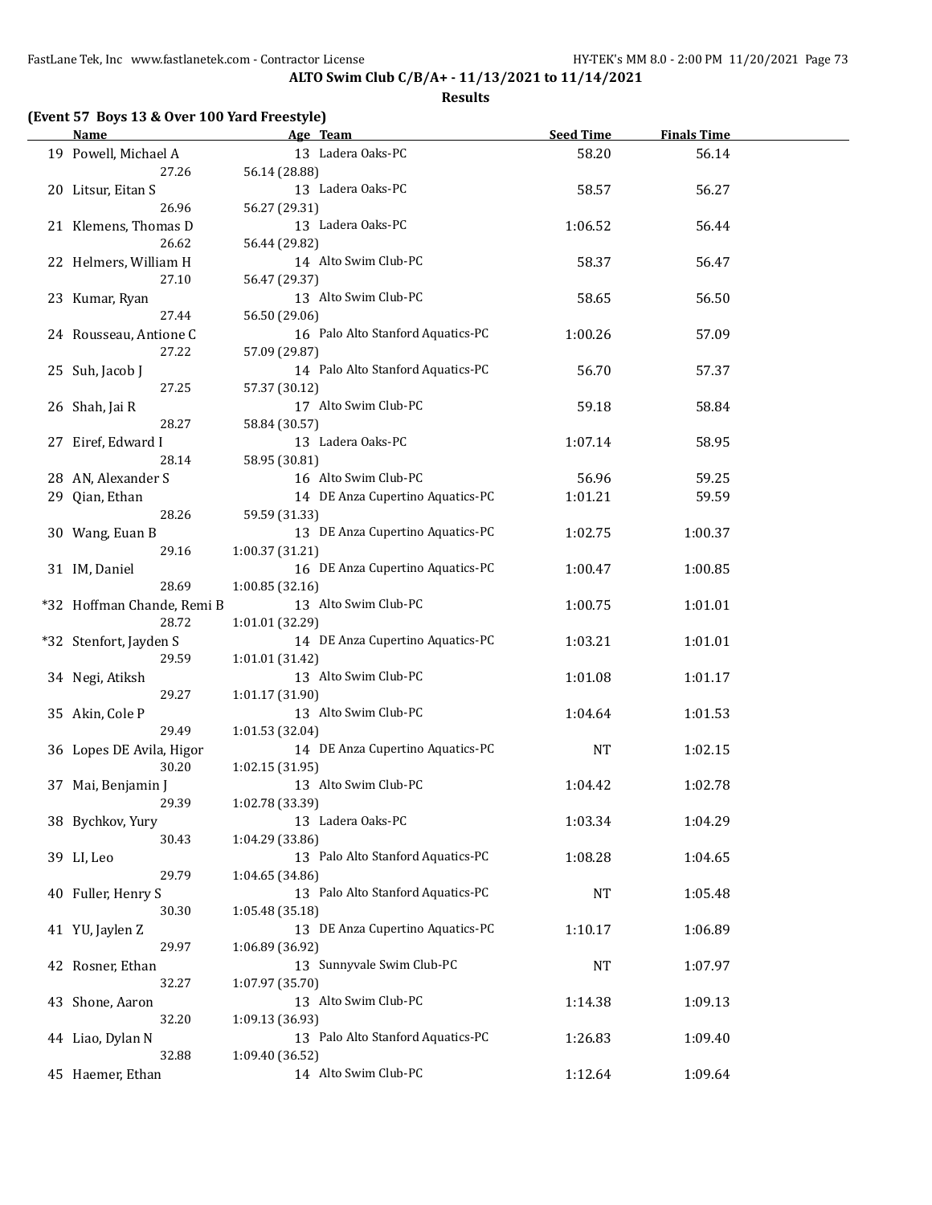**ALTO Swim Club C/B/A+ - 11/13/2021 to 11/14/2021**

**Results**

**(Event 57 Boys 13 & Over 100 Yard Freestyle)**

| | Name | Age | Team | Seed Time | Finals Time |
|---|---|---|---|---|---|
| 19 | Powell, Michael A | 13 | Ladera Oaks-PC | 58.20 | 56.14 |
| | 27.26 | 56.14 (28.88) | | | |
| 20 | Litsur, Eitan S | 13 | Ladera Oaks-PC | 58.57 | 56.27 |
| | 26.96 | 56.27 (29.31) | | | |
| 21 | Klemens, Thomas D | 13 | Ladera Oaks-PC | 1:06.52 | 56.44 |
| | 26.62 | 56.44 (29.82) | | | |
| 22 | Helmers, William H | 14 | Alto Swim Club-PC | 58.37 | 56.47 |
| | 27.10 | 56.47 (29.37) | | | |
| 23 | Kumar, Ryan | 13 | Alto Swim Club-PC | 58.65 | 56.50 |
| | 27.44 | 56.50 (29.06) | | | |
| 24 | Rousseau, Antione C | 16 | Palo Alto Stanford Aquatics-PC | 1:00.26 | 57.09 |
| | 27.22 | 57.09 (29.87) | | | |
| 25 | Suh, Jacob J | 14 | Palo Alto Stanford Aquatics-PC | 56.70 | 57.37 |
| | 27.25 | 57.37 (30.12) | | | |
| 26 | Shah, Jai R | 17 | Alto Swim Club-PC | 59.18 | 58.84 |
| | 28.27 | 58.84 (30.57) | | | |
| 27 | Eiref, Edward I | 13 | Ladera Oaks-PC | 1:07.14 | 58.95 |
| | 28.14 | 58.95 (30.81) | | | |
| 28 | AN, Alexander S | 16 | Alto Swim Club-PC | 56.96 | 59.25 |
| 29 | Qian, Ethan | 14 | DE Anza Cupertino Aquatics-PC | 1:01.21 | 59.59 |
| | 28.26 | 59.59 (31.33) | | | |
| 30 | Wang, Euan B | 13 | DE Anza Cupertino Aquatics-PC | 1:02.75 | 1:00.37 |
| | 29.16 | 1:00.37 (31.21) | | | |
| 31 | IM, Daniel | 16 | DE Anza Cupertino Aquatics-PC | 1:00.47 | 1:00.85 |
| | 28.69 | 1:00.85 (32.16) | | | |
| *32 | Hoffman Chande, Remi B | 13 | Alto Swim Club-PC | 1:00.75 | 1:01.01 |
| | 28.72 | 1:01.01 (32.29) | | | |
| *32 | Stenfort, Jayden S | 14 | DE Anza Cupertino Aquatics-PC | 1:03.21 | 1:01.01 |
| | 29.59 | 1:01.01 (31.42) | | | |
| 34 | Negi, Atiksh | 13 | Alto Swim Club-PC | 1:01.08 | 1:01.17 |
| | 29.27 | 1:01.17 (31.90) | | | |
| 35 | Akin, Cole P | 13 | Alto Swim Club-PC | 1:04.64 | 1:01.53 |
| | 29.49 | 1:01.53 (32.04) | | | |
| 36 | Lopes DE Avila, Higor | 14 | DE Anza Cupertino Aquatics-PC | NT | 1:02.15 |
| | 30.20 | 1:02.15 (31.95) | | | |
| 37 | Mai, Benjamin J | 13 | Alto Swim Club-PC | 1:04.42 | 1:02.78 |
| | 29.39 | 1:02.78 (33.39) | | | |
| 38 | Bychkov, Yury | 13 | Ladera Oaks-PC | 1:03.34 | 1:04.29 |
| | 30.43 | 1:04.29 (33.86) | | | |
| 39 | LI, Leo | 13 | Palo Alto Stanford Aquatics-PC | 1:08.28 | 1:04.65 |
| | 29.79 | 1:04.65 (34.86) | | | |
| 40 | Fuller, Henry S | 13 | Palo Alto Stanford Aquatics-PC | NT | 1:05.48 |
| | 30.30 | 1:05.48 (35.18) | | | |
| 41 | YU, Jaylen Z | 13 | DE Anza Cupertino Aquatics-PC | 1:10.17 | 1:06.89 |
| | 29.97 | 1:06.89 (36.92) | | | |
| 42 | Rosner, Ethan | 13 | Sunnyvale Swim Club-PC | NT | 1:07.97 |
| | 32.27 | 1:07.97 (35.70) | | | |
| 43 | Shone, Aaron | 13 | Alto Swim Club-PC | 1:14.38 | 1:09.13 |
| | 32.20 | 1:09.13 (36.93) | | | |
| 44 | Liao, Dylan N | 13 | Palo Alto Stanford Aquatics-PC | 1:26.83 | 1:09.40 |
| | 32.88 | 1:09.40 (36.52) | | | |
| 45 | Haemer, Ethan | 14 | Alto Swim Club-PC | 1:12.64 | 1:09.64 |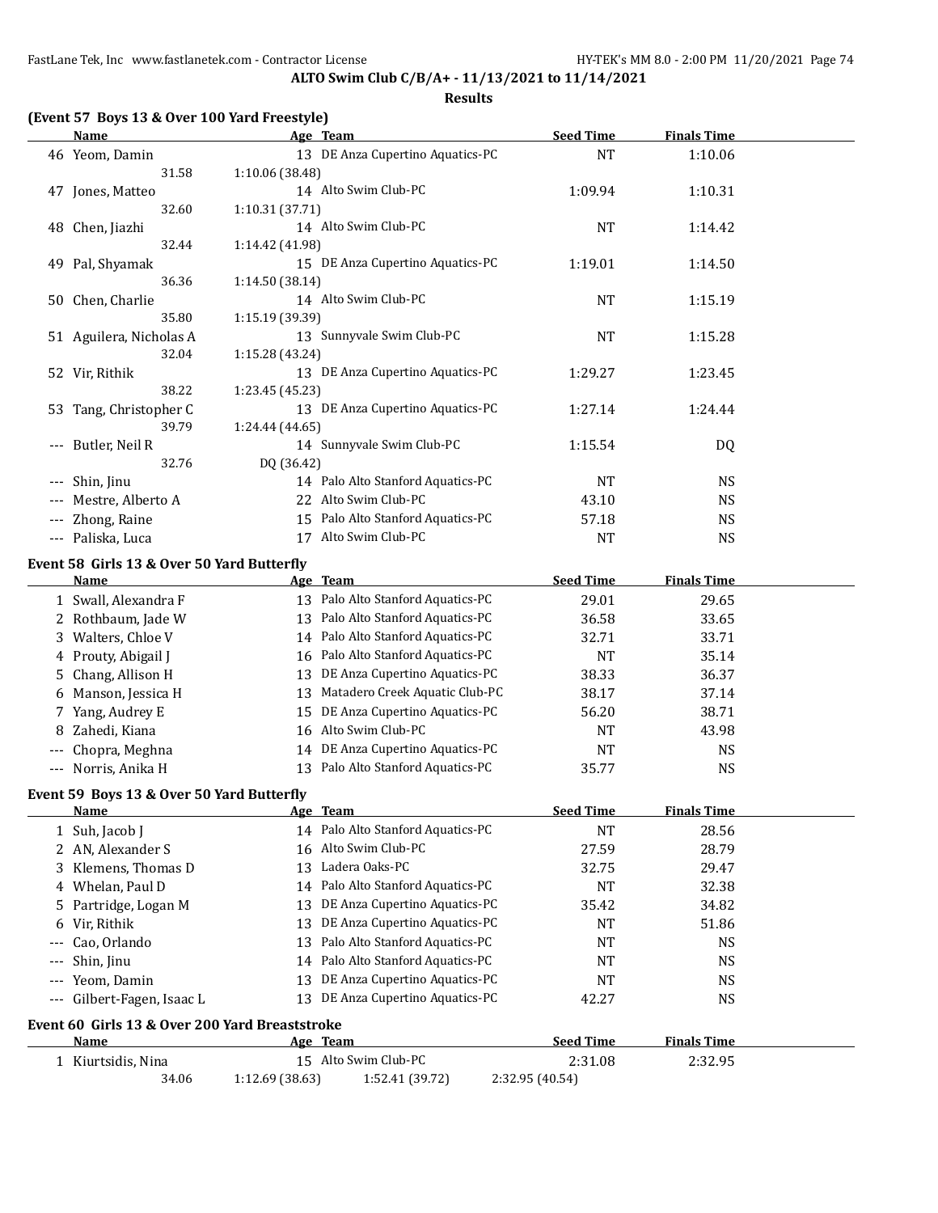**ALTO Swim Club C/B/A+ - 11/13/2021 to 11/14/2021**

**Results**

### (Event 57 Boys 13 & Over 100 Yard Freestyle)

| | Name | Age | Team | Seed Time | Finals Time |
|---|---|---|---|---|---|
| 46 | Yeom, Damin | 13 | DE Anza Cupertino Aquatics-PC | NT | 1:10.06 |
| | 31.58 | 1:10.06 (38.48) | | | |
| 47 | Jones, Matteo | 14 | Alto Swim Club-PC | 1:09.94 | 1:10.31 |
| | 32.60 | 1:10.31 (37.71) | | | |
| 48 | Chen, Jiazhi | 14 | Alto Swim Club-PC | NT | 1:14.42 |
| | 32.44 | 1:14.42 (41.98) | | | |
| 49 | Pal, Shyamak | 15 | DE Anza Cupertino Aquatics-PC | 1:19.01 | 1:14.50 |
| | 36.36 | 1:14.50 (38.14) | | | |
| 50 | Chen, Charlie | 14 | Alto Swim Club-PC | NT | 1:15.19 |
| | 35.80 | 1:15.19 (39.39) | | | |
| 51 | Aguilera, Nicholas A | 13 | Sunnyvale Swim Club-PC | NT | 1:15.28 |
| | 32.04 | 1:15.28 (43.24) | | | |
| 52 | Vir, Rithik | 13 | DE Anza Cupertino Aquatics-PC | 1:29.27 | 1:23.45 |
| | 38.22 | 1:23.45 (45.23) | | | |
| 53 | Tang, Christopher C | 13 | DE Anza Cupertino Aquatics-PC | 1:27.14 | 1:24.44 |
| | 39.79 | 1:24.44 (44.65) | | | |
| --- | Butler, Neil R | 14 | Sunnyvale Swim Club-PC | 1:15.54 | DQ |
| | 32.76 | DQ (36.42) | | | |
| --- | Shin, Jinu | 14 | Palo Alto Stanford Aquatics-PC | NT | NS |
| --- | Mestre, Alberto A | 22 | Alto Swim Club-PC | 43.10 | NS |
| --- | Zhong, Raine | 15 | Palo Alto Stanford Aquatics-PC | 57.18 | NS |
| --- | Paliska, Luca | 17 | Alto Swim Club-PC | NT | NS |

### Event 58 Girls 13 & Over 50 Yard Butterfly

| | Name | Age | Team | Seed Time | Finals Time |
|---|---|---|---|---|---|
| 1 | Swall, Alexandra F | 13 | Palo Alto Stanford Aquatics-PC | 29.01 | 29.65 |
| 2 | Rothbaum, Jade W | 13 | Palo Alto Stanford Aquatics-PC | 36.58 | 33.65 |
| 3 | Walters, Chloe V | 14 | Palo Alto Stanford Aquatics-PC | 32.71 | 33.71 |
| 4 | Prouty, Abigail J | 16 | Palo Alto Stanford Aquatics-PC | NT | 35.14 |
| 5 | Chang, Allison H | 13 | DE Anza Cupertino Aquatics-PC | 38.33 | 36.37 |
| 6 | Manson, Jessica H | 13 | Matadero Creek Aquatic Club-PC | 38.17 | 37.14 |
| 7 | Yang, Audrey E | 15 | DE Anza Cupertino Aquatics-PC | 56.20 | 38.71 |
| 8 | Zahedi, Kiana | 16 | Alto Swim Club-PC | NT | 43.98 |
| --- | Chopra, Meghna | 14 | DE Anza Cupertino Aquatics-PC | NT | NS |
| --- | Norris, Anika H | 13 | Palo Alto Stanford Aquatics-PC | 35.77 | NS |

### Event 59 Boys 13 & Over 50 Yard Butterfly

| | Name | Age | Team | Seed Time | Finals Time |
|---|---|---|---|---|---|
| 1 | Suh, Jacob J | 14 | Palo Alto Stanford Aquatics-PC | NT | 28.56 |
| 2 | AN, Alexander S | 16 | Alto Swim Club-PC | 27.59 | 28.79 |
| 3 | Klemens, Thomas D | 13 | Ladera Oaks-PC | 32.75 | 29.47 |
| 4 | Whelan, Paul D | 14 | Palo Alto Stanford Aquatics-PC | NT | 32.38 |
| 5 | Partridge, Logan M | 13 | DE Anza Cupertino Aquatics-PC | 35.42 | 34.82 |
| 6 | Vir, Rithik | 13 | DE Anza Cupertino Aquatics-PC | NT | 51.86 |
| --- | Cao, Orlando | 13 | Palo Alto Stanford Aquatics-PC | NT | NS |
| --- | Shin, Jinu | 14 | Palo Alto Stanford Aquatics-PC | NT | NS |
| --- | Yeom, Damin | 13 | DE Anza Cupertino Aquatics-PC | NT | NS |
| --- | Gilbert-Fagen, Isaac L | 13 | DE Anza Cupertino Aquatics-PC | 42.27 | NS |

### Event 60 Girls 13 & Over 200 Yard Breaststroke

| | Name | Age | Team | Seed Time | Finals Time |
|---|---|---|---|---|---|
| 1 | Kiurtsidis, Nina | 15 | Alto Swim Club-PC | 2:31.08 | 2:32.95 |
| | 34.06 | 1:12.69 (38.63) | 1:52.41 (39.72) | 2:32.95 (40.54) | |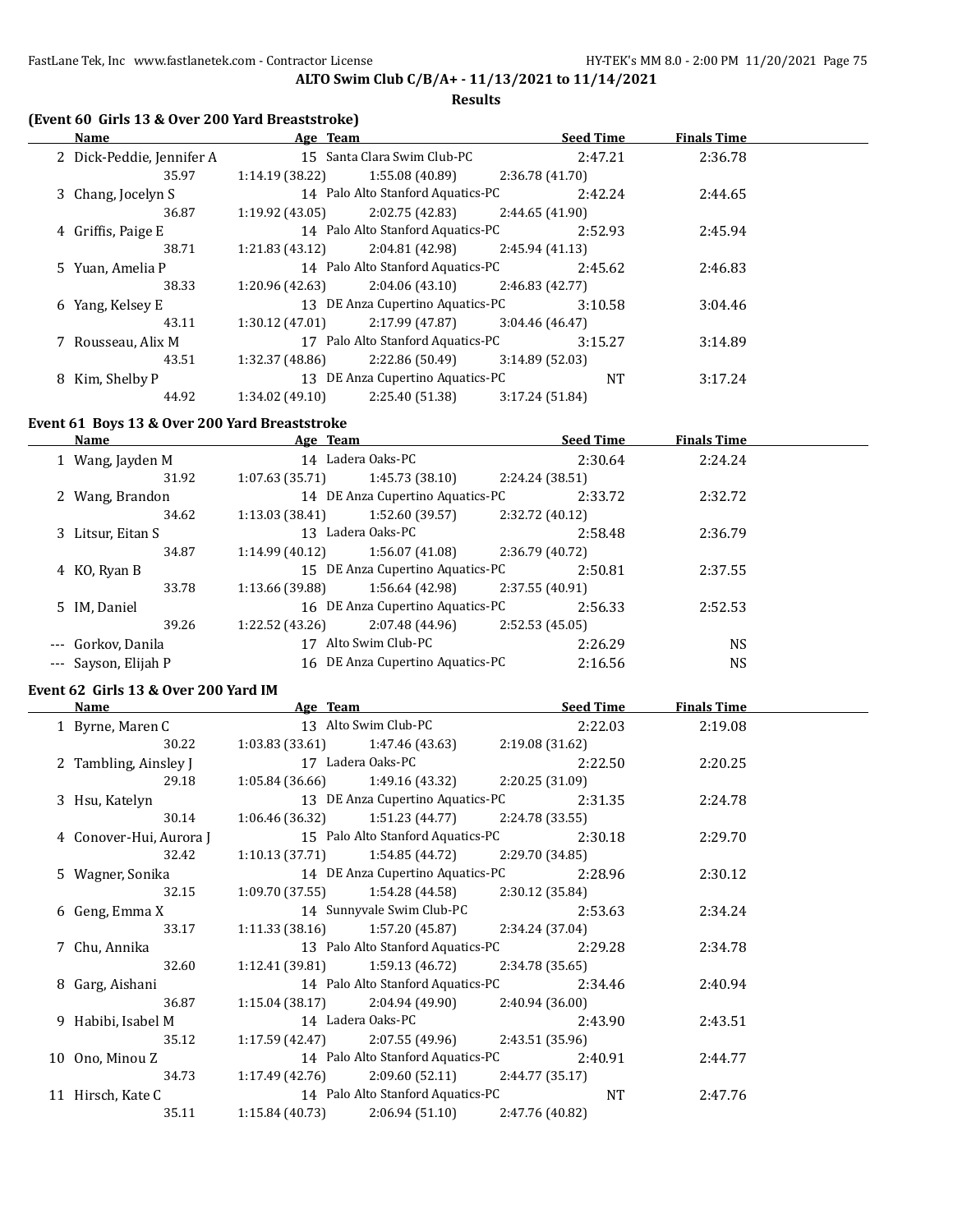## ALTO Swim Club C/B/A+ - 11/13/2021 to 11/14/2021

### Results

### (Event 60 Girls 13 & Over 200 Yard Breaststroke)

| | Name | Age | Team | Seed Time | Finals Time |
|---|---|---|---|---|---|
| 2 | Dick-Peddie, Jennifer A | 15 | Santa Clara Swim Club-PC | 2:47.21 | 2:36.78 |
| | 35.97 | 1:14.19 (38.22) | 1:55.08 (40.89) | 2:36.78 (41.70) | |
| 3 | Chang, Jocelyn S | 14 | Palo Alto Stanford Aquatics-PC | 2:42.24 | 2:44.65 |
| | 36.87 | 1:19.92 (43.05) | 2:02.75 (42.83) | 2:44.65 (41.90) | |
| 4 | Griffis, Paige E | 14 | Palo Alto Stanford Aquatics-PC | 2:52.93 | 2:45.94 |
| | 38.71 | 1:21.83 (43.12) | 2:04.81 (42.98) | 2:45.94 (41.13) | |
| 5 | Yuan, Amelia P | 14 | Palo Alto Stanford Aquatics-PC | 2:45.62 | 2:46.83 |
| | 38.33 | 1:20.96 (42.63) | 2:04.06 (43.10) | 2:46.83 (42.77) | |
| 6 | Yang, Kelsey E | 13 | DE Anza Cupertino Aquatics-PC | 3:10.58 | 3:04.46 |
| | 43.11 | 1:30.12 (47.01) | 2:17.99 (47.87) | 3:04.46 (46.47) | |
| 7 | Rousseau, Alix M | 17 | Palo Alto Stanford Aquatics-PC | 3:15.27 | 3:14.89 |
| | 43.51 | 1:32.37 (48.86) | 2:22.86 (50.49) | 3:14.89 (52.03) | |
| 8 | Kim, Shelby P | 13 | DE Anza Cupertino Aquatics-PC | NT | 3:17.24 |
| | 44.92 | 1:34.02 (49.10) | 2:25.40 (51.38) | 3:17.24 (51.84) | |

### Event 61 Boys 13 & Over 200 Yard Breaststroke

| | Name | Age | Team | Seed Time | Finals Time |
|---|---|---|---|---|---|
| 1 | Wang, Jayden M | 14 | Ladera Oaks-PC | 2:30.64 | 2:24.24 |
| | 31.92 | 1:07.63 (35.71) | 1:45.73 (38.10) | 2:24.24 (38.51) | |
| 2 | Wang, Brandon | 14 | DE Anza Cupertino Aquatics-PC | 2:33.72 | 2:32.72 |
| | 34.62 | 1:13.03 (38.41) | 1:52.60 (39.57) | 2:32.72 (40.12) | |
| 3 | Litsur, Eitan S | 13 | Ladera Oaks-PC | 2:58.48 | 2:36.79 |
| | 34.87 | 1:14.99 (40.12) | 1:56.07 (41.08) | 2:36.79 (40.72) | |
| 4 | KO, Ryan B | 15 | DE Anza Cupertino Aquatics-PC | 2:50.81 | 2:37.55 |
| | 33.78 | 1:13.66 (39.88) | 1:56.64 (42.98) | 2:37.55 (40.91) | |
| 5 | IM, Daniel | 16 | DE Anza Cupertino Aquatics-PC | 2:56.33 | 2:52.53 |
| | 39.26 | 1:22.52 (43.26) | 2:07.48 (44.96) | 2:52.53 (45.05) | |
| --- | Gorkov, Danila | 17 | Alto Swim Club-PC | 2:26.29 | NS |
| --- | Sayson, Elijah P | 16 | DE Anza Cupertino Aquatics-PC | 2:16.56 | NS |

### Event 62 Girls 13 & Over 200 Yard IM

| | Name | Age | Team | Seed Time | Finals Time |
|---|---|---|---|---|---|
| 1 | Byrne, Maren C | 13 | Alto Swim Club-PC | 2:22.03 | 2:19.08 |
| | 30.22 | 1:03.83 (33.61) | 1:47.46 (43.63) | 2:19.08 (31.62) | |
| 2 | Tambling, Ainsley J | 17 | Ladera Oaks-PC | 2:22.50 | 2:20.25 |
| | 29.18 | 1:05.84 (36.66) | 1:49.16 (43.32) | 2:20.25 (31.09) | |
| 3 | Hsu, Katelyn | 13 | DE Anza Cupertino Aquatics-PC | 2:31.35 | 2:24.78 |
| | 30.14 | 1:06.46 (36.32) | 1:51.23 (44.77) | 2:24.78 (33.55) | |
| 4 | Conover-Hui, Aurora J | 15 | Palo Alto Stanford Aquatics-PC | 2:30.18 | 2:29.70 |
| | 32.42 | 1:10.13 (37.71) | 1:54.85 (44.72) | 2:29.70 (34.85) | |
| 5 | Wagner, Sonika | 14 | DE Anza Cupertino Aquatics-PC | 2:28.96 | 2:30.12 |
| | 32.15 | 1:09.70 (37.55) | 1:54.28 (44.58) | 2:30.12 (35.84) | |
| 6 | Geng, Emma X | 14 | Sunnyvale Swim Club-PC | 2:53.63 | 2:34.24 |
| | 33.17 | 1:11.33 (38.16) | 1:57.20 (45.87) | 2:34.24 (37.04) | |
| 7 | Chu, Annika | 13 | Palo Alto Stanford Aquatics-PC | 2:29.28 | 2:34.78 |
| | 32.60 | 1:12.41 (39.81) | 1:59.13 (46.72) | 2:34.78 (35.65) | |
| 8 | Garg, Aishani | 14 | Palo Alto Stanford Aquatics-PC | 2:34.46 | 2:40.94 |
| | 36.87 | 1:15.04 (38.17) | 2:04.94 (49.90) | 2:40.94 (36.00) | |
| 9 | Habibi, Isabel M | 14 | Ladera Oaks-PC | 2:43.90 | 2:43.51 |
| | 35.12 | 1:17.59 (42.47) | 2:07.55 (49.96) | 2:43.51 (35.96) | |
| 10 | Ono, Minou Z | 14 | Palo Alto Stanford Aquatics-PC | 2:40.91 | 2:44.77 |
| | 34.73 | 1:17.49 (42.76) | 2:09.60 (52.11) | 2:44.77 (35.17) | |
| 11 | Hirsch, Kate C | 14 | Palo Alto Stanford Aquatics-PC | NT | 2:47.76 |
| | 35.11 | 1:15.84 (40.73) | 2:06.94 (51.10) | 2:47.76 (40.82) | |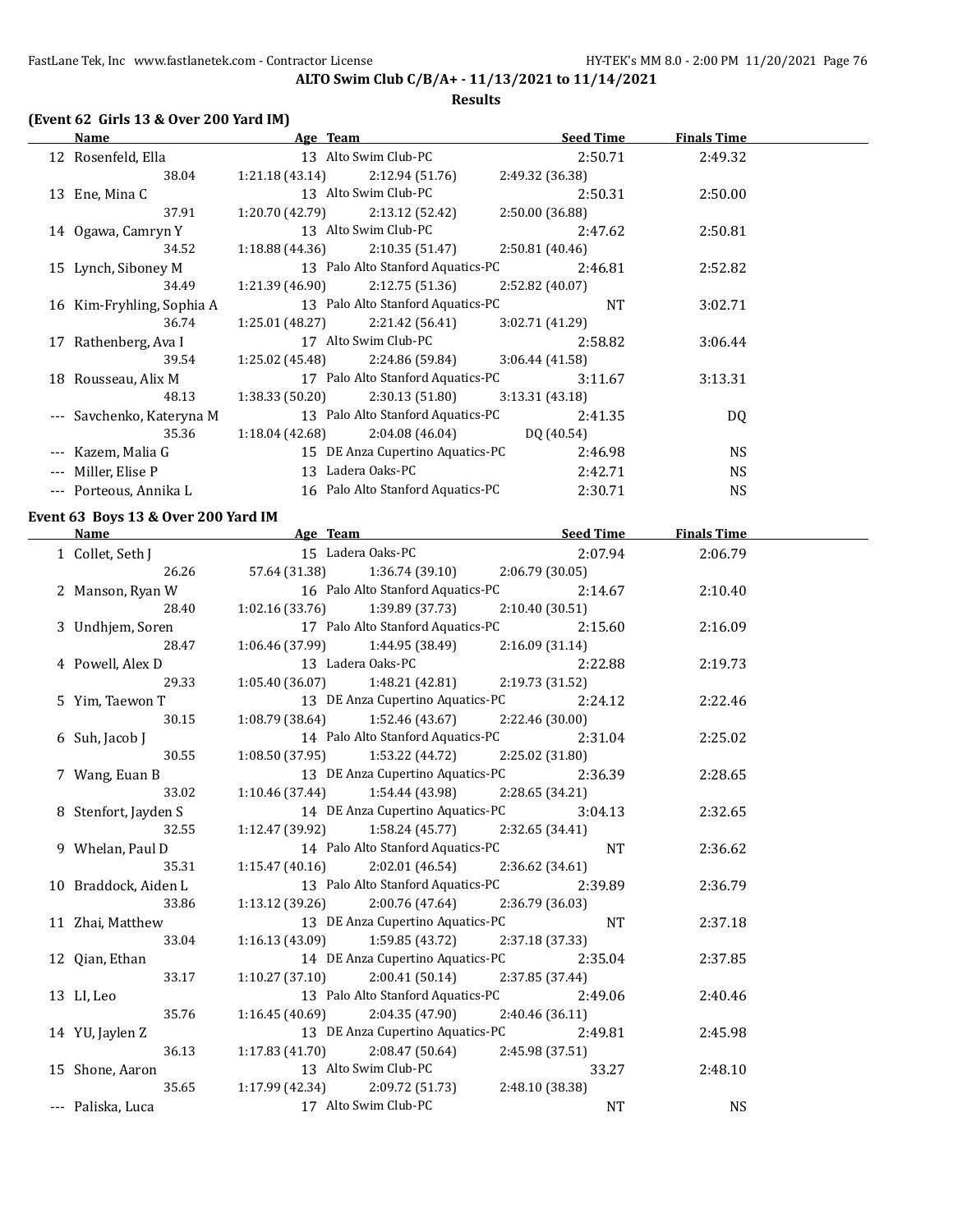**ALTO Swim Club C/B/A+ - 11/13/2021 to 11/14/2021**

**Results**

### (Event 62 Girls 13 & Over 200 Yard IM)

| | Name | Age | Team | Seed Time | Finals Time |
|---|---|---|---|---|---|
| 12 | Rosenfeld, Ella | 13 | Alto Swim Club-PC | 2:50.71 | 2:49.32 |
| | 38.04 | 1:21.18 (43.14) | 2:12.94 (51.76) | 2:49.32 (36.38) | |
| 13 | Ene, Mina C | 13 | Alto Swim Club-PC | 2:50.31 | 2:50.00 |
| | 37.91 | 1:20.70 (42.79) | 2:13.12 (52.42) | 2:50.00 (36.88) | |
| 14 | Ogawa, Camryn Y | 13 | Alto Swim Club-PC | 2:47.62 | 2:50.81 |
| | 34.52 | 1:18.88 (44.36) | 2:10.35 (51.47) | 2:50.81 (40.46) | |
| 15 | Lynch, Siboney M | 13 | Palo Alto Stanford Aquatics-PC | 2:46.81 | 2:52.82 |
| | 34.49 | 1:21.39 (46.90) | 2:12.75 (51.36) | 2:52.82 (40.07) | |
| 16 | Kim-Fryhling, Sophia A | 13 | Palo Alto Stanford Aquatics-PC | NT | 3:02.71 |
| | 36.74 | 1:25.01 (48.27) | 2:21.42 (56.41) | 3:02.71 (41.29) | |
| 17 | Rathenberg, Ava I | 17 | Alto Swim Club-PC | 2:58.82 | 3:06.44 |
| | 39.54 | 1:25.02 (45.48) | 2:24.86 (59.84) | 3:06.44 (41.58) | |
| 18 | Rousseau, Alix M | 17 | Palo Alto Stanford Aquatics-PC | 3:11.67 | 3:13.31 |
| | 48.13 | 1:38.33 (50.20) | 2:30.13 (51.80) | 3:13.31 (43.18) | |
| --- | Savchenko, Kateryna M | 13 | Palo Alto Stanford Aquatics-PC | 2:41.35 | DQ |
| | 35.36 | 1:18.04 (42.68) | 2:04.08 (46.04) | DQ (40.54) | |
| --- | Kazem, Malia G | 15 | DE Anza Cupertino Aquatics-PC | 2:46.98 | NS |
| --- | Miller, Elise P | 13 | Ladera Oaks-PC | 2:42.71 | NS |
| --- | Porteous, Annika L | 16 | Palo Alto Stanford Aquatics-PC | 2:30.71 | NS |

### Event 63 Boys 13 & Over 200 Yard IM

| | Name | Age | Team | Seed Time | Finals Time |
|---|---|---|---|---|---|
| 1 | Collet, Seth J | 15 | Ladera Oaks-PC | 2:07.94 | 2:06.79 |
| | 26.26 | 57.64 (31.38) | 1:36.74 (39.10) | 2:06.79 (30.05) | |
| 2 | Manson, Ryan W | 16 | Palo Alto Stanford Aquatics-PC | 2:14.67 | 2:10.40 |
| | 28.40 | 1:02.16 (33.76) | 1:39.89 (37.73) | 2:10.40 (30.51) | |
| 3 | Undhjem, Soren | 17 | Palo Alto Stanford Aquatics-PC | 2:15.60 | 2:16.09 |
| | 28.47 | 1:06.46 (37.99) | 1:44.95 (38.49) | 2:16.09 (31.14) | |
| 4 | Powell, Alex D | 13 | Ladera Oaks-PC | 2:22.88 | 2:19.73 |
| | 29.33 | 1:05.40 (36.07) | 1:48.21 (42.81) | 2:19.73 (31.52) | |
| 5 | Yim, Taewon T | 13 | DE Anza Cupertino Aquatics-PC | 2:24.12 | 2:22.46 |
| | 30.15 | 1:08.79 (38.64) | 1:52.46 (43.67) | 2:22.46 (30.00) | |
| 6 | Suh, Jacob J | 14 | Palo Alto Stanford Aquatics-PC | 2:31.04 | 2:25.02 |
| | 30.55 | 1:08.50 (37.95) | 1:53.22 (44.72) | 2:25.02 (31.80) | |
| 7 | Wang, Euan B | 13 | DE Anza Cupertino Aquatics-PC | 2:36.39 | 2:28.65 |
| | 33.02 | 1:10.46 (37.44) | 1:54.44 (43.98) | 2:28.65 (34.21) | |
| 8 | Stenfort, Jayden S | 14 | DE Anza Cupertino Aquatics-PC | 3:04.13 | 2:32.65 |
| | 32.55 | 1:12.47 (39.92) | 1:58.24 (45.77) | 2:32.65 (34.41) | |
| 9 | Whelan, Paul D | 14 | Palo Alto Stanford Aquatics-PC | NT | 2:36.62 |
| | 35.31 | 1:15.47 (40.16) | 2:02.01 (46.54) | 2:36.62 (34.61) | |
| 10 | Braddock, Aiden L | 13 | Palo Alto Stanford Aquatics-PC | 2:39.89 | 2:36.79 |
| | 33.86 | 1:13.12 (39.26) | 2:00.76 (47.64) | 2:36.79 (36.03) | |
| 11 | Zhai, Matthew | 13 | DE Anza Cupertino Aquatics-PC | NT | 2:37.18 |
| | 33.04 | 1:16.13 (43.09) | 1:59.85 (43.72) | 2:37.18 (37.33) | |
| 12 | Qian, Ethan | 14 | DE Anza Cupertino Aquatics-PC | 2:35.04 | 2:37.85 |
| | 33.17 | 1:10.27 (37.10) | 2:00.41 (50.14) | 2:37.85 (37.44) | |
| 13 | LI, Leo | 13 | Palo Alto Stanford Aquatics-PC | 2:49.06 | 2:40.46 |
| | 35.76 | 1:16.45 (40.69) | 2:04.35 (47.90) | 2:40.46 (36.11) | |
| 14 | YU, Jaylen Z | 13 | DE Anza Cupertino Aquatics-PC | 2:49.81 | 2:45.98 |
| | 36.13 | 1:17.83 (41.70) | 2:08.47 (50.64) | 2:45.98 (37.51) | |
| 15 | Shone, Aaron | 13 | Alto Swim Club-PC | 33.27 | 2:48.10 |
| | 35.65 | 1:17.99 (42.34) | 2:09.72 (51.73) | 2:48.10 (38.38) | |
| --- | Paliska, Luca | 17 | Alto Swim Club-PC | NT | NS |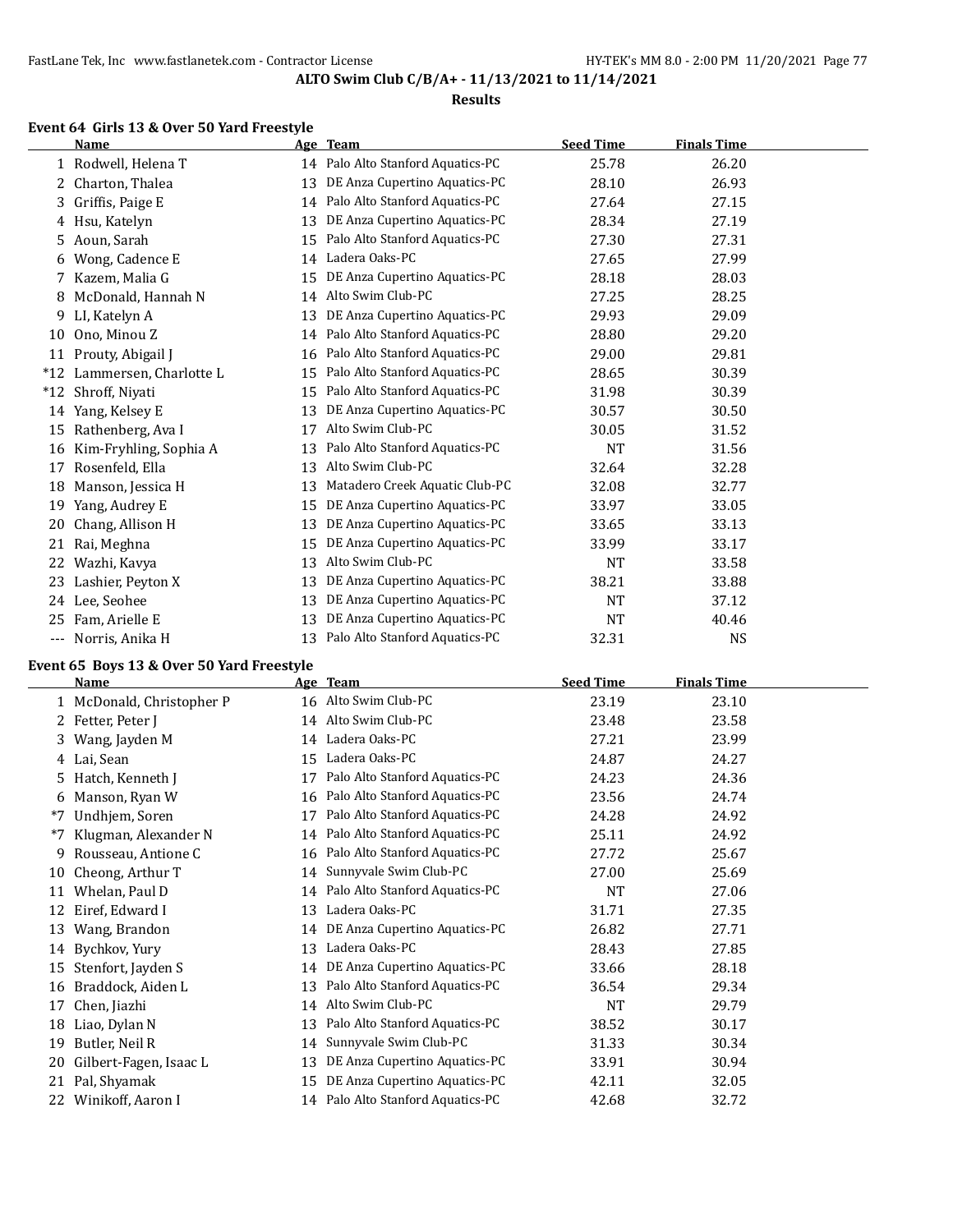ALTO Swim Club C/B/A+ - 11/13/2021 to 11/14/2021

**Results**

### Event 64 Girls 13 & Over 50 Yard Freestyle

| | Name | Age | Team | Seed Time | Finals Time |
|---|---|---|---|---|---|
| 1 | Rodwell, Helena T | 14 | Palo Alto Stanford Aquatics-PC | 25.78 | 26.20 |
| 2 | Charton, Thalea | 13 | DE Anza Cupertino Aquatics-PC | 28.10 | 26.93 |
| 3 | Griffis, Paige E | 14 | Palo Alto Stanford Aquatics-PC | 27.64 | 27.15 |
| 4 | Hsu, Katelyn | 13 | DE Anza Cupertino Aquatics-PC | 28.34 | 27.19 |
| 5 | Aoun, Sarah | 15 | Palo Alto Stanford Aquatics-PC | 27.30 | 27.31 |
| 6 | Wong, Cadence E | 14 | Ladera Oaks-PC | 27.65 | 27.99 |
| 7 | Kazem, Malia G | 15 | DE Anza Cupertino Aquatics-PC | 28.18 | 28.03 |
| 8 | McDonald, Hannah N | 14 | Alto Swim Club-PC | 27.25 | 28.25 |
| 9 | LI, Katelyn A | 13 | DE Anza Cupertino Aquatics-PC | 29.93 | 29.09 |
| 10 | Ono, Minou Z | 14 | Palo Alto Stanford Aquatics-PC | 28.80 | 29.20 |
| 11 | Prouty, Abigail J | 16 | Palo Alto Stanford Aquatics-PC | 29.00 | 29.81 |
| *12 | Lammersen, Charlotte L | 15 | Palo Alto Stanford Aquatics-PC | 28.65 | 30.39 |
| *12 | Shroff, Niyati | 15 | Palo Alto Stanford Aquatics-PC | 31.98 | 30.39 |
| 14 | Yang, Kelsey E | 13 | DE Anza Cupertino Aquatics-PC | 30.57 | 30.50 |
| 15 | Rathenberg, Ava I | 17 | Alto Swim Club-PC | 30.05 | 31.52 |
| 16 | Kim-Fryhling, Sophia A | 13 | Palo Alto Stanford Aquatics-PC | NT | 31.56 |
| 17 | Rosenfeld, Ella | 13 | Alto Swim Club-PC | 32.64 | 32.28 |
| 18 | Manson, Jessica H | 13 | Matadero Creek Aquatic Club-PC | 32.08 | 32.77 |
| 19 | Yang, Audrey E | 15 | DE Anza Cupertino Aquatics-PC | 33.97 | 33.05 |
| 20 | Chang, Allison H | 13 | DE Anza Cupertino Aquatics-PC | 33.65 | 33.13 |
| 21 | Rai, Meghna | 15 | DE Anza Cupertino Aquatics-PC | 33.99 | 33.17 |
| 22 | Wazhi, Kavya | 13 | Alto Swim Club-PC | NT | 33.58 |
| 23 | Lashier, Peyton X | 13 | DE Anza Cupertino Aquatics-PC | 38.21 | 33.88 |
| 24 | Lee, Seohee | 13 | DE Anza Cupertino Aquatics-PC | NT | 37.12 |
| 25 | Fam, Arielle E | 13 | DE Anza Cupertino Aquatics-PC | NT | 40.46 |
| --- | Norris, Anika H | 13 | Palo Alto Stanford Aquatics-PC | 32.31 | NS |

### Event 65 Boys 13 & Over 50 Yard Freestyle

| | Name | Age | Team | Seed Time | Finals Time |
|---|---|---|---|---|---|
| 1 | McDonald, Christopher P | 16 | Alto Swim Club-PC | 23.19 | 23.10 |
| 2 | Fetter, Peter J | 14 | Alto Swim Club-PC | 23.48 | 23.58 |
| 3 | Wang, Jayden M | 14 | Ladera Oaks-PC | 27.21 | 23.99 |
| 4 | Lai, Sean | 15 | Ladera Oaks-PC | 24.87 | 24.27 |
| 5 | Hatch, Kenneth J | 17 | Palo Alto Stanford Aquatics-PC | 24.23 | 24.36 |
| 6 | Manson, Ryan W | 16 | Palo Alto Stanford Aquatics-PC | 23.56 | 24.74 |
| *7 | Undhjem, Soren | 17 | Palo Alto Stanford Aquatics-PC | 24.28 | 24.92 |
| *7 | Klugman, Alexander N | 14 | Palo Alto Stanford Aquatics-PC | 25.11 | 24.92 |
| 9 | Rousseau, Antione C | 16 | Palo Alto Stanford Aquatics-PC | 27.72 | 25.67 |
| 10 | Cheong, Arthur T | 14 | Sunnyvale Swim Club-PC | 27.00 | 25.69 |
| 11 | Whelan, Paul D | 14 | Palo Alto Stanford Aquatics-PC | NT | 27.06 |
| 12 | Eiref, Edward I | 13 | Ladera Oaks-PC | 31.71 | 27.35 |
| 13 | Wang, Brandon | 14 | DE Anza Cupertino Aquatics-PC | 26.82 | 27.71 |
| 14 | Bychkov, Yury | 13 | Ladera Oaks-PC | 28.43 | 27.85 |
| 15 | Stenfort, Jayden S | 14 | DE Anza Cupertino Aquatics-PC | 33.66 | 28.18 |
| 16 | Braddock, Aiden L | 13 | Palo Alto Stanford Aquatics-PC | 36.54 | 29.34 |
| 17 | Chen, Jiazhi | 14 | Alto Swim Club-PC | NT | 29.79 |
| 18 | Liao, Dylan N | 13 | Palo Alto Stanford Aquatics-PC | 38.52 | 30.17 |
| 19 | Butler, Neil R | 14 | Sunnyvale Swim Club-PC | 31.33 | 30.34 |
| 20 | Gilbert-Fagen, Isaac L | 13 | DE Anza Cupertino Aquatics-PC | 33.91 | 30.94 |
| 21 | Pal, Shyamak | 15 | DE Anza Cupertino Aquatics-PC | 42.11 | 32.05 |
| 22 | Winikoff, Aaron I | 14 | Palo Alto Stanford Aquatics-PC | 42.68 | 32.72 |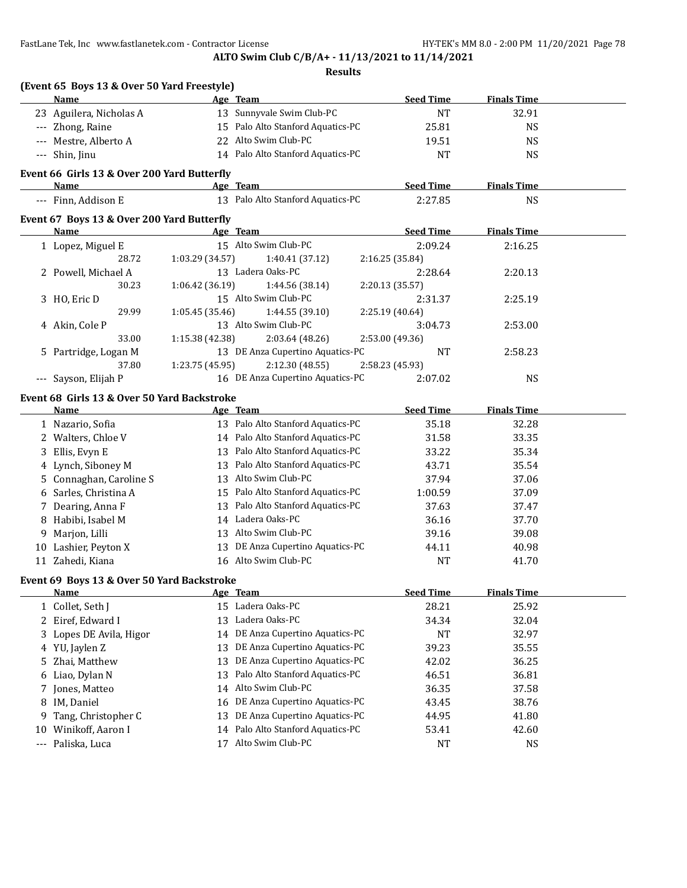**ALTO Swim Club C/B/A+ - 11/13/2021 to 11/14/2021**

**Results**

### (Event 65 Boys 13 & Over 50 Yard Freestyle)

| | Name | Age | Team | Seed Time | Finals Time |
|---|---|---|---|---|---|
| 23 | Aguilera, Nicholas A | 13 | Sunnyvale Swim Club-PC | NT | 32.91 |
| --- | Zhong, Raine | 15 | Palo Alto Stanford Aquatics-PC | 25.81 | NS |
| --- | Mestre, Alberto A | 22 | Alto Swim Club-PC | 19.51 | NS |
| --- | Shin, Jinu | 14 | Palo Alto Stanford Aquatics-PC | NT | NS |

### Event 66 Girls 13 & Over 200 Yard Butterfly

| | Name | Age | Team | Seed Time | Finals Time |
|---|---|---|---|---|---|
| --- | Finn, Addison E | 13 | Palo Alto Stanford Aquatics-PC | 2:27.85 | NS |

### Event 67 Boys 13 & Over 200 Yard Butterfly

| | Name | Age | Team | Seed Time | Finals Time |
|---|---|---|---|---|---|
| 1 | Lopez, Miguel E | 15 | Alto Swim Club-PC | 2:09.24 | 2:16.25 |
| | 28.72 | 1:03.29 (34.57) | 1:40.41 (37.12) | 2:16.25 (35.84) | |
| 2 | Powell, Michael A | 13 | Ladera Oaks-PC | 2:28.64 | 2:20.13 |
| | 30.23 | 1:06.42 (36.19) | 1:44.56 (38.14) | 2:20.13 (35.57) | |
| 3 | HO, Eric D | 15 | Alto Swim Club-PC | 2:31.37 | 2:25.19 |
| | 29.99 | 1:05.45 (35.46) | 1:44.55 (39.10) | 2:25.19 (40.64) | |
| 4 | Akin, Cole P | 13 | Alto Swim Club-PC | 3:04.73 | 2:53.00 |
| | 33.00 | 1:15.38 (42.38) | 2:03.64 (48.26) | 2:53.00 (49.36) | |
| 5 | Partridge, Logan M | 13 | DE Anza Cupertino Aquatics-PC | NT | 2:58.23 |
| | 37.80 | 1:23.75 (45.95) | 2:12.30 (48.55) | 2:58.23 (45.93) | |
| --- | Sayson, Elijah P | 16 | DE Anza Cupertino Aquatics-PC | 2:07.02 | NS |

### Event 68 Girls 13 & Over 50 Yard Backstroke

| | Name | Age | Team | Seed Time | Finals Time |
|---|---|---|---|---|---|
| 1 | Nazario, Sofia | 13 | Palo Alto Stanford Aquatics-PC | 35.18 | 32.28 |
| 2 | Walters, Chloe V | 14 | Palo Alto Stanford Aquatics-PC | 31.58 | 33.35 |
| 3 | Ellis, Evyn E | 13 | Palo Alto Stanford Aquatics-PC | 33.22 | 35.34 |
| 4 | Lynch, Siboney M | 13 | Palo Alto Stanford Aquatics-PC | 43.71 | 35.54 |
| 5 | Connaghan, Caroline S | 13 | Alto Swim Club-PC | 37.94 | 37.06 |
| 6 | Sarles, Christina A | 15 | Palo Alto Stanford Aquatics-PC | 1:00.59 | 37.09 |
| 7 | Dearing, Anna F | 13 | Palo Alto Stanford Aquatics-PC | 37.63 | 37.47 |
| 8 | Habibi, Isabel M | 14 | Ladera Oaks-PC | 36.16 | 37.70 |
| 9 | Marjon, Lilli | 13 | Alto Swim Club-PC | 39.16 | 39.08 |
| 10 | Lashier, Peyton X | 13 | DE Anza Cupertino Aquatics-PC | 44.11 | 40.98 |
| 11 | Zahedi, Kiana | 16 | Alto Swim Club-PC | NT | 41.70 |

### Event 69 Boys 13 & Over 50 Yard Backstroke

| | Name | Age | Team | Seed Time | Finals Time |
|---|---|---|---|---|---|
| 1 | Collet, Seth J | 15 | Ladera Oaks-PC | 28.21 | 25.92 |
| 2 | Eiref, Edward I | 13 | Ladera Oaks-PC | 34.34 | 32.04 |
| 3 | Lopes DE Avila, Higor | 14 | DE Anza Cupertino Aquatics-PC | NT | 32.97 |
| 4 | YU, Jaylen Z | 13 | DE Anza Cupertino Aquatics-PC | 39.23 | 35.55 |
| 5 | Zhai, Matthew | 13 | DE Anza Cupertino Aquatics-PC | 42.02 | 36.25 |
| 6 | Liao, Dylan N | 13 | Palo Alto Stanford Aquatics-PC | 46.51 | 36.81 |
| 7 | Jones, Matteo | 14 | Alto Swim Club-PC | 36.35 | 37.58 |
| 8 | IM, Daniel | 16 | DE Anza Cupertino Aquatics-PC | 43.45 | 38.76 |
| 9 | Tang, Christopher C | 13 | DE Anza Cupertino Aquatics-PC | 44.95 | 41.80 |
| 10 | Winikoff, Aaron I | 14 | Palo Alto Stanford Aquatics-PC | 53.41 | 42.60 |
| --- | Paliska, Luca | 17 | Alto Swim Club-PC | NT | NS |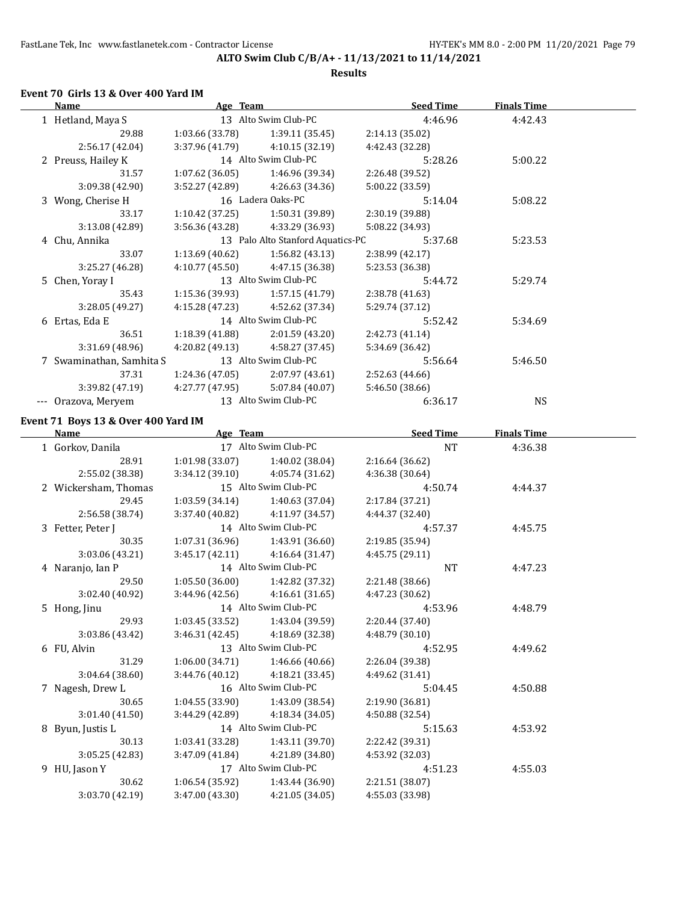**ALTO Swim Club C/B/A+ - 11/13/2021 to 11/14/2021**

**Results**

### Event 70 Girls 13 & Over 400 Yard IM

| | Name | Age | Team | Seed Time | Finals Time |
|---|---|---|---|---|---|
| 1 | Hetland, Maya S | 13 | Alto Swim Club-PC | 4:46.96 | 4:42.43 |
| | 29.88 | 1:03.66 (33.78) | 1:39.11 (35.45) | 2:14.13 (35.02) | |
| | 2:56.17 (42.04) | 3:37.96 (41.79) | 4:10.15 (32.19) | 4:42.43 (32.28) | |
| 2 | Preuss, Hailey K | 14 | Alto Swim Club-PC | 5:28.26 | 5:00.22 |
| | 31.57 | 1:07.62 (36.05) | 1:46.96 (39.34) | 2:26.48 (39.52) | |
| | 3:09.38 (42.90) | 3:52.27 (42.89) | 4:26.63 (34.36) | 5:00.22 (33.59) | |
| 3 | Wong, Cherise H | 16 | Ladera Oaks-PC | 5:14.04 | 5:08.22 |
| | 33.17 | 1:10.42 (37.25) | 1:50.31 (39.89) | 2:30.19 (39.88) | |
| | 3:13.08 (42.89) | 3:56.36 (43.28) | 4:33.29 (36.93) | 5:08.22 (34.93) | |
| 4 | Chu, Annika | 13 | Palo Alto Stanford Aquatics-PC | 5:37.68 | 5:23.53 |
| | 33.07 | 1:13.69 (40.62) | 1:56.82 (43.13) | 2:38.99 (42.17) | |
| | 3:25.27 (46.28) | 4:10.77 (45.50) | 4:47.15 (36.38) | 5:23.53 (36.38) | |
| 5 | Chen, Yoray I | 13 | Alto Swim Club-PC | 5:44.72 | 5:29.74 |
| | 35.43 | 1:15.36 (39.93) | 1:57.15 (41.79) | 2:38.78 (41.63) | |
| | 3:28.05 (49.27) | 4:15.28 (47.23) | 4:52.62 (37.34) | 5:29.74 (37.12) | |
| 6 | Ertas, Eda E | 14 | Alto Swim Club-PC | 5:52.42 | 5:34.69 |
| | 36.51 | 1:18.39 (41.88) | 2:01.59 (43.20) | 2:42.73 (41.14) | |
| | 3:31.69 (48.96) | 4:20.82 (49.13) | 4:58.27 (37.45) | 5:34.69 (36.42) | |
| 7 | Swaminathan, Samhita S | 13 | Alto Swim Club-PC | 5:56.64 | 5:46.50 |
| | 37.31 | 1:24.36 (47.05) | 2:07.97 (43.61) | 2:52.63 (44.66) | |
| | 3:39.82 (47.19) | 4:27.77 (47.95) | 5:07.84 (40.07) | 5:46.50 (38.66) | |
| --- | Orazova, Meryem | 13 | Alto Swim Club-PC | 6:36.17 | NS |

### Event 71 Boys 13 & Over 400 Yard IM

| | Name | Age | Team | Seed Time | Finals Time |
|---|---|---|---|---|---|
| 1 | Gorkov, Danila | 17 | Alto Swim Club-PC | NT | 4:36.38 |
| | 28.91 | 1:01.98 (33.07) | 1:40.02 (38.04) | 2:16.64 (36.62) | |
| | 2:55.02 (38.38) | 3:34.12 (39.10) | 4:05.74 (31.62) | 4:36.38 (30.64) | |
| 2 | Wickersham, Thomas | 15 | Alto Swim Club-PC | 4:50.74 | 4:44.37 |
| | 29.45 | 1:03.59 (34.14) | 1:40.63 (37.04) | 2:17.84 (37.21) | |
| | 2:56.58 (38.74) | 3:37.40 (40.82) | 4:11.97 (34.57) | 4:44.37 (32.40) | |
| 3 | Fetter, Peter J | 14 | Alto Swim Club-PC | 4:57.37 | 4:45.75 |
| | 30.35 | 1:07.31 (36.96) | 1:43.91 (36.60) | 2:19.85 (35.94) | |
| | 3:03.06 (43.21) | 3:45.17 (42.11) | 4:16.64 (31.47) | 4:45.75 (29.11) | |
| 4 | Naranjo, Ian P | 14 | Alto Swim Club-PC | NT | 4:47.23 |
| | 29.50 | 1:05.50 (36.00) | 1:42.82 (37.32) | 2:21.48 (38.66) | |
| | 3:02.40 (40.92) | 3:44.96 (42.56) | 4:16.61 (31.65) | 4:47.23 (30.62) | |
| 5 | Hong, Jinu | 14 | Alto Swim Club-PC | 4:53.96 | 4:48.79 |
| | 29.93 | 1:03.45 (33.52) | 1:43.04 (39.59) | 2:20.44 (37.40) | |
| | 3:03.86 (43.42) | 3:46.31 (42.45) | 4:18.69 (32.38) | 4:48.79 (30.10) | |
| 6 | FU, Alvin | 13 | Alto Swim Club-PC | 4:52.95 | 4:49.62 |
| | 31.29 | 1:06.00 (34.71) | 1:46.66 (40.66) | 2:26.04 (39.38) | |
| | 3:04.64 (38.60) | 3:44.76 (40.12) | 4:18.21 (33.45) | 4:49.62 (31.41) | |
| 7 | Nagesh, Drew L | 16 | Alto Swim Club-PC | 5:04.45 | 4:50.88 |
| | 30.65 | 1:04.55 (33.90) | 1:43.09 (38.54) | 2:19.90 (36.81) | |
| | 3:01.40 (41.50) | 3:44.29 (42.89) | 4:18.34 (34.05) | 4:50.88 (32.54) | |
| 8 | Byun, Justis L | 14 | Alto Swim Club-PC | 5:15.63 | 4:53.92 |
| | 30.13 | 1:03.41 (33.28) | 1:43.11 (39.70) | 2:22.42 (39.31) | |
| | 3:05.25 (42.83) | 3:47.09 (41.84) | 4:21.89 (34.80) | 4:53.92 (32.03) | |
| 9 | HU, Jason Y | 17 | Alto Swim Club-PC | 4:51.23 | 4:55.03 |
| | 30.62 | 1:06.54 (35.92) | 1:43.44 (36.90) | 2:21.51 (38.07) | |
| | 3:03.70 (42.19) | 3:47.00 (43.30) | 4:21.05 (34.05) | 4:55.03 (33.98) | |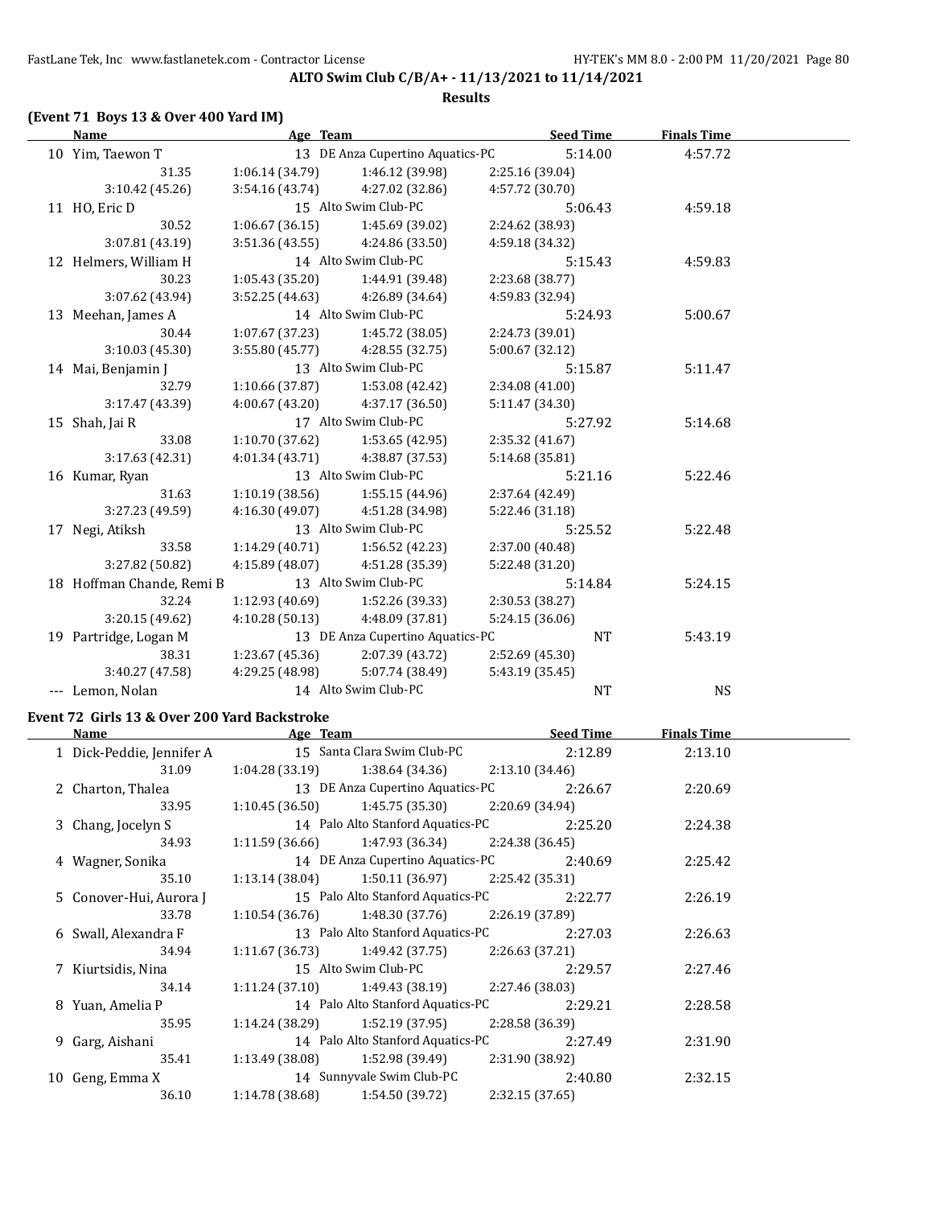**ALTO Swim Club C/B/A+ - 11/13/2021 to 11/14/2021**

**Results**

### (Event 71 Boys 13 & Over 400 Yard IM)

| | Name | Age | Team | Seed Time | Finals Time |
|---|---|---|---|---|---|
| 10 | Yim, Taewon T | 13 | DE Anza Cupertino Aquatics-PC | 5:14.00 | 4:57.72 |
| | 31.35 | 1:06.14 (34.79) | 1:46.12 (39.98) | 2:25.16 (39.04) | |
| | 3:10.42 (45.26) | 3:54.16 (43.74) | 4:27.02 (32.86) | 4:57.72 (30.70) | |
| 11 | HO, Eric D | 15 | Alto Swim Club-PC | 5:06.43 | 4:59.18 |
| | 30.52 | 1:06.67 (36.15) | 1:45.69 (39.02) | 2:24.62 (38.93) | |
| | 3:07.81 (43.19) | 3:51.36 (43.55) | 4:24.86 (33.50) | 4:59.18 (34.32) | |
| 12 | Helmers, William H | 14 | Alto Swim Club-PC | 5:15.43 | 4:59.83 |
| | 30.23 | 1:05.43 (35.20) | 1:44.91 (39.48) | 2:23.68 (38.77) | |
| | 3:07.62 (43.94) | 3:52.25 (44.63) | 4:26.89 (34.64) | 4:59.83 (32.94) | |
| 13 | Meehan, James A | 14 | Alto Swim Club-PC | 5:24.93 | 5:00.67 |
| | 30.44 | 1:07.67 (37.23) | 1:45.72 (38.05) | 2:24.73 (39.01) | |
| | 3:10.03 (45.30) | 3:55.80 (45.77) | 4:28.55 (32.75) | 5:00.67 (32.12) | |
| 14 | Mai, Benjamin J | 13 | Alto Swim Club-PC | 5:15.87 | 5:11.47 |
| | 32.79 | 1:10.66 (37.87) | 1:53.08 (42.42) | 2:34.08 (41.00) | |
| | 3:17.47 (43.39) | 4:00.67 (43.20) | 4:37.17 (36.50) | 5:11.47 (34.30) | |
| 15 | Shah, Jai R | 17 | Alto Swim Club-PC | 5:27.92 | 5:14.68 |
| | 33.08 | 1:10.70 (37.62) | 1:53.65 (42.95) | 2:35.32 (41.67) | |
| | 3:17.63 (42.31) | 4:01.34 (43.71) | 4:38.87 (37.53) | 5:14.68 (35.81) | |
| 16 | Kumar, Ryan | 13 | Alto Swim Club-PC | 5:21.16 | 5:22.46 |
| | 31.63 | 1:10.19 (38.56) | 1:55.15 (44.96) | 2:37.64 (42.49) | |
| | 3:27.23 (49.59) | 4:16.30 (49.07) | 4:51.28 (34.98) | 5:22.46 (31.18) | |
| 17 | Negi, Atiksh | 13 | Alto Swim Club-PC | 5:25.52 | 5:22.48 |
| | 33.58 | 1:14.29 (40.71) | 1:56.52 (42.23) | 2:37.00 (40.48) | |
| | 3:27.82 (50.82) | 4:15.89 (48.07) | 4:51.28 (35.39) | 5:22.48 (31.20) | |
| 18 | Hoffman Chande, Remi B | 13 | Alto Swim Club-PC | 5:14.84 | 5:24.15 |
| | 32.24 | 1:12.93 (40.69) | 1:52.26 (39.33) | 2:30.53 (38.27) | |
| | 3:20.15 (49.62) | 4:10.28 (50.13) | 4:48.09 (37.81) | 5:24.15 (36.06) | |
| 19 | Partridge, Logan M | 13 | DE Anza Cupertino Aquatics-PC | NT | 5:43.19 |
| | 38.31 | 1:23.67 (45.36) | 2:07.39 (43.72) | 2:52.69 (45.30) | |
| | 3:40.27 (47.58) | 4:29.25 (48.98) | 5:07.74 (38.49) | 5:43.19 (35.45) | |
| --- | Lemon, Nolan | 14 | Alto Swim Club-PC | NT | NS |

### Event 72 Girls 13 & Over 200 Yard Backstroke

| | Name | Age | Team | Seed Time | Finals Time |
|---|---|---|---|---|---|
| 1 | Dick-Peddie, Jennifer A | 15 | Santa Clara Swim Club-PC | 2:12.89 | 2:13.10 |
| | 31.09 | 1:04.28 (33.19) | 1:38.64 (34.36) | 2:13.10 (34.46) | |
| 2 | Charton, Thalea | 13 | DE Anza Cupertino Aquatics-PC | 2:26.67 | 2:20.69 |
| | 33.95 | 1:10.45 (36.50) | 1:45.75 (35.30) | 2:20.69 (34.94) | |
| 3 | Chang, Jocelyn S | 14 | Palo Alto Stanford Aquatics-PC | 2:25.20 | 2:24.38 |
| | 34.93 | 1:11.59 (36.66) | 1:47.93 (36.34) | 2:24.38 (36.45) | |
| 4 | Wagner, Sonika | 14 | DE Anza Cupertino Aquatics-PC | 2:40.69 | 2:25.42 |
| | 35.10 | 1:13.14 (38.04) | 1:50.11 (36.97) | 2:25.42 (35.31) | |
| 5 | Conover-Hui, Aurora J | 15 | Palo Alto Stanford Aquatics-PC | 2:22.77 | 2:26.19 |
| | 33.78 | 1:10.54 (36.76) | 1:48.30 (37.76) | 2:26.19 (37.89) | |
| 6 | Swall, Alexandra F | 13 | Palo Alto Stanford Aquatics-PC | 2:27.03 | 2:26.63 |
| | 34.94 | 1:11.67 (36.73) | 1:49.42 (37.75) | 2:26.63 (37.21) | |
| 7 | Kiurtsidis, Nina | 15 | Alto Swim Club-PC | 2:29.57 | 2:27.46 |
| | 34.14 | 1:11.24 (37.10) | 1:49.43 (38.19) | 2:27.46 (38.03) | |
| 8 | Yuan, Amelia P | 14 | Palo Alto Stanford Aquatics-PC | 2:29.21 | 2:28.58 |
| | 35.95 | 1:14.24 (38.29) | 1:52.19 (37.95) | 2:28.58 (36.39) | |
| 9 | Garg, Aishani | 14 | Palo Alto Stanford Aquatics-PC | 2:27.49 | 2:31.90 |
| | 35.41 | 1:13.49 (38.08) | 1:52.98 (39.49) | 2:31.90 (38.92) | |
| 10 | Geng, Emma X | 14 | Sunnyvale Swim Club-PC | 2:40.80 | 2:32.15 |
| | 36.10 | 1:14.78 (38.68) | 1:54.50 (39.72) | 2:32.15 (37.65) | |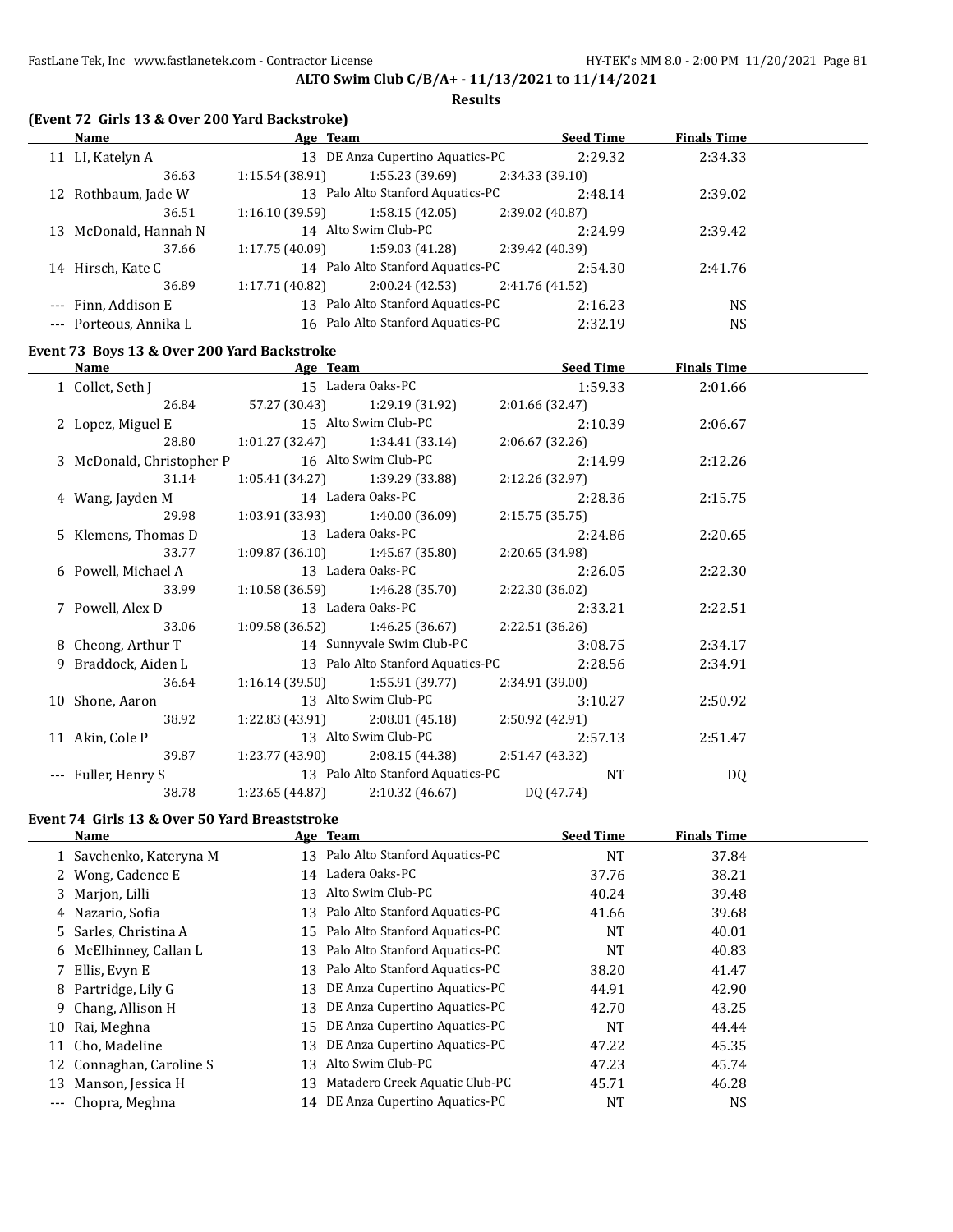**ALTO Swim Club C/B/A+ - 11/13/2021 to 11/14/2021**

**Results**

### (Event 72 Girls 13 & Over 200 Yard Backstroke)

| | Name | Age | Team | Seed Time | Finals Time |
|---|---|---|---|---|---|
| 11 | LI, Katelyn A | 13 | DE Anza Cupertino Aquatics-PC | 2:29.32 | 2:34.33 |
| | 36.63 | 1:15.54 (38.91) | 1:55.23 (39.69) | 2:34.33 (39.10) | |
| 12 | Rothbaum, Jade W | 13 | Palo Alto Stanford Aquatics-PC | 2:48.14 | 2:39.02 |
| | 36.51 | 1:16.10 (39.59) | 1:58.15 (42.05) | 2:39.02 (40.87) | |
| 13 | McDonald, Hannah N | 14 | Alto Swim Club-PC | 2:24.99 | 2:39.42 |
| | 37.66 | 1:17.75 (40.09) | 1:59.03 (41.28) | 2:39.42 (40.39) | |
| 14 | Hirsch, Kate C | 14 | Palo Alto Stanford Aquatics-PC | 2:54.30 | 2:41.76 |
| | 36.89 | 1:17.71 (40.82) | 2:00.24 (42.53) | 2:41.76 (41.52) | |
| --- | Finn, Addison E | 13 | Palo Alto Stanford Aquatics-PC | 2:16.23 | NS |
| --- | Porteous, Annika L | 16 | Palo Alto Stanford Aquatics-PC | 2:32.19 | NS |

### Event 73 Boys 13 & Over 200 Yard Backstroke

| | Name | Age | Team | Seed Time | Finals Time |
|---|---|---|---|---|---|
| 1 | Collet, Seth J | 15 | Ladera Oaks-PC | 1:59.33 | 2:01.66 |
| | 26.84 | 57.27 (30.43) | 1:29.19 (31.92) | 2:01.66 (32.47) | |
| 2 | Lopez, Miguel E | 15 | Alto Swim Club-PC | 2:10.39 | 2:06.67 |
| | 28.80 | 1:01.27 (32.47) | 1:34.41 (33.14) | 2:06.67 (32.26) | |
| 3 | McDonald, Christopher P | 16 | Alto Swim Club-PC | 2:14.99 | 2:12.26 |
| | 31.14 | 1:05.41 (34.27) | 1:39.29 (33.88) | 2:12.26 (32.97) | |
| 4 | Wang, Jayden M | 14 | Ladera Oaks-PC | 2:28.36 | 2:15.75 |
| | 29.98 | 1:03.91 (33.93) | 1:40.00 (36.09) | 2:15.75 (35.75) | |
| 5 | Klemens, Thomas D | 13 | Ladera Oaks-PC | 2:24.86 | 2:20.65 |
| | 33.77 | 1:09.87 (36.10) | 1:45.67 (35.80) | 2:20.65 (34.98) | |
| 6 | Powell, Michael A | 13 | Ladera Oaks-PC | 2:26.05 | 2:22.30 |
| | 33.99 | 1:10.58 (36.59) | 1:46.28 (35.70) | 2:22.30 (36.02) | |
| 7 | Powell, Alex D | 13 | Ladera Oaks-PC | 2:33.21 | 2:22.51 |
| | 33.06 | 1:09.58 (36.52) | 1:46.25 (36.67) | 2:22.51 (36.26) | |
| 8 | Cheong, Arthur T | 14 | Sunnyvale Swim Club-PC | 3:08.75 | 2:34.17 |
| 9 | Braddock, Aiden L | 13 | Palo Alto Stanford Aquatics-PC | 2:28.56 | 2:34.91 |
| | 36.64 | 1:16.14 (39.50) | 1:55.91 (39.77) | 2:34.91 (39.00) | |
| 10 | Shone, Aaron | 13 | Alto Swim Club-PC | 3:10.27 | 2:50.92 |
| | 38.92 | 1:22.83 (43.91) | 2:08.01 (45.18) | 2:50.92 (42.91) | |
| 11 | Akin, Cole P | 13 | Alto Swim Club-PC | 2:57.13 | 2:51.47 |
| | 39.87 | 1:23.77 (43.90) | 2:08.15 (44.38) | 2:51.47 (43.32) | |
| --- | Fuller, Henry S | 13 | Palo Alto Stanford Aquatics-PC | NT | DQ |
| | 38.78 | 1:23.65 (44.87) | 2:10.32 (46.67) | DQ (47.74) | |

### Event 74 Girls 13 & Over 50 Yard Breaststroke

| | Name | Age | Team | Seed Time | Finals Time |
|---|---|---|---|---|---|
| 1 | Savchenko, Kateryna M | 13 | Palo Alto Stanford Aquatics-PC | NT | 37.84 |
| 2 | Wong, Cadence E | 14 | Ladera Oaks-PC | 37.76 | 38.21 |
| 3 | Marjon, Lilli | 13 | Alto Swim Club-PC | 40.24 | 39.48 |
| 4 | Nazario, Sofia | 13 | Palo Alto Stanford Aquatics-PC | 41.66 | 39.68 |
| 5 | Sarles, Christina A | 15 | Palo Alto Stanford Aquatics-PC | NT | 40.01 |
| 6 | McElhinney, Callan L | 13 | Palo Alto Stanford Aquatics-PC | NT | 40.83 |
| 7 | Ellis, Evyn E | 13 | Palo Alto Stanford Aquatics-PC | 38.20 | 41.47 |
| 8 | Partridge, Lily G | 13 | DE Anza Cupertino Aquatics-PC | 44.91 | 42.90 |
| 9 | Chang, Allison H | 13 | DE Anza Cupertino Aquatics-PC | 42.70 | 43.25 |
| 10 | Rai, Meghna | 15 | DE Anza Cupertino Aquatics-PC | NT | 44.44 |
| 11 | Cho, Madeline | 13 | DE Anza Cupertino Aquatics-PC | 47.22 | 45.35 |
| 12 | Connaghan, Caroline S | 13 | Alto Swim Club-PC | 47.23 | 45.74 |
| 13 | Manson, Jessica H | 13 | Matadero Creek Aquatic Club-PC | 45.71 | 46.28 |
| --- | Chopra, Meghna | 14 | DE Anza Cupertino Aquatics-PC | NT | NS |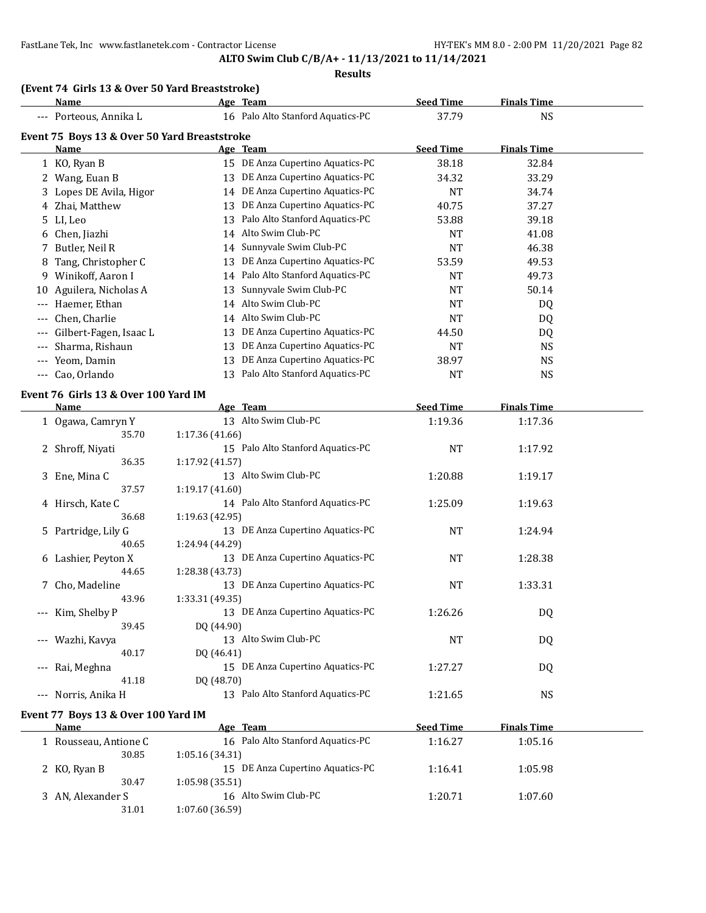**ALTO Swim Club C/B/A+ - 11/13/2021 to 11/14/2021**

**Results**

### (Event 74 Girls 13 & Over 50 Yard Breaststroke)

| | Name | Age | Team | Seed Time | Finals Time |
|---|---|---|---|---|---|
| --- | Porteous, Annika L | 16 | Palo Alto Stanford Aquatics-PC | 37.79 | NS |

### Event 75 Boys 13 & Over 50 Yard Breaststroke

| | Name | Age | Team | Seed Time | Finals Time |
|---|---|---|---|---|---|
| 1 | KO, Ryan B | 15 | DE Anza Cupertino Aquatics-PC | 38.18 | 32.84 |
| 2 | Wang, Euan B | 13 | DE Anza Cupertino Aquatics-PC | 34.32 | 33.29 |
| 3 | Lopes DE Avila, Higor | 14 | DE Anza Cupertino Aquatics-PC | NT | 34.74 |
| 4 | Zhai, Matthew | 13 | DE Anza Cupertino Aquatics-PC | 40.75 | 37.27 |
| 5 | LI, Leo | 13 | Palo Alto Stanford Aquatics-PC | 53.88 | 39.18 |
| 6 | Chen, Jiazhi | 14 | Alto Swim Club-PC | NT | 41.08 |
| 7 | Butler, Neil R | 14 | Sunnyvale Swim Club-PC | NT | 46.38 |
| 8 | Tang, Christopher C | 13 | DE Anza Cupertino Aquatics-PC | 53.59 | 49.53 |
| 9 | Winikoff, Aaron I | 14 | Palo Alto Stanford Aquatics-PC | NT | 49.73 |
| 10 | Aguilera, Nicholas A | 13 | Sunnyvale Swim Club-PC | NT | 50.14 |
| --- | Haemer, Ethan | 14 | Alto Swim Club-PC | NT | DQ |
| --- | Chen, Charlie | 14 | Alto Swim Club-PC | NT | DQ |
| --- | Gilbert-Fagen, Isaac L | 13 | DE Anza Cupertino Aquatics-PC | 44.50 | DQ |
| --- | Sharma, Rishaun | 13 | DE Anza Cupertino Aquatics-PC | NT | NS |
| --- | Yeom, Damin | 13 | DE Anza Cupertino Aquatics-PC | 38.97 | NS |
| --- | Cao, Orlando | 13 | Palo Alto Stanford Aquatics-PC | NT | NS |

### Event 76 Girls 13 & Over 100 Yard IM

| | Name | Age | Team | Seed Time | Finals Time |
|---|---|---|---|---|---|
| 1 | Ogawa, Camryn Y | 13 | Alto Swim Club-PC | 1:19.36 | 1:17.36 |
| | 35.70 | 1:17.36 (41.66) | | | |
| 2 | Shroff, Niyati | 15 | Palo Alto Stanford Aquatics-PC | NT | 1:17.92 |
| | 36.35 | 1:17.92 (41.57) | | | |
| 3 | Ene, Mina C | 13 | Alto Swim Club-PC | 1:20.88 | 1:19.17 |
| | 37.57 | 1:19.17 (41.60) | | | |
| 4 | Hirsch, Kate C | 14 | Palo Alto Stanford Aquatics-PC | 1:25.09 | 1:19.63 |
| | 36.68 | 1:19.63 (42.95) | | | |
| 5 | Partridge, Lily G | 13 | DE Anza Cupertino Aquatics-PC | NT | 1:24.94 |
| | 40.65 | 1:24.94 (44.29) | | | |
| 6 | Lashier, Peyton X | 13 | DE Anza Cupertino Aquatics-PC | NT | 1:28.38 |
| | 44.65 | 1:28.38 (43.73) | | | |
| 7 | Cho, Madeline | 13 | DE Anza Cupertino Aquatics-PC | NT | 1:33.31 |
| | 43.96 | 1:33.31 (49.35) | | | |
| --- | Kim, Shelby P | 13 | DE Anza Cupertino Aquatics-PC | 1:26.26 | DQ |
| | 39.45 | DQ (44.90) | | | |
| --- | Wazhi, Kavya | 13 | Alto Swim Club-PC | NT | DQ |
| | 40.17 | DQ (46.41) | | | |
| --- | Rai, Meghna | 15 | DE Anza Cupertino Aquatics-PC | 1:27.27 | DQ |
| | 41.18 | DQ (48.70) | | | |
| --- | Norris, Anika H | 13 | Palo Alto Stanford Aquatics-PC | 1:21.65 | NS |

### Event 77 Boys 13 & Over 100 Yard IM

| | Name | Age | Team | Seed Time | Finals Time |
|---|---|---|---|---|---|
| 1 | Rousseau, Antione C | 16 | Palo Alto Stanford Aquatics-PC | 1:16.27 | 1:05.16 |
| | 30.85 | 1:05.16 (34.31) | | | |
| 2 | KO, Ryan B | 15 | DE Anza Cupertino Aquatics-PC | 1:16.41 | 1:05.98 |
| | 30.47 | 1:05.98 (35.51) | | | |
| 3 | AN, Alexander S | 16 | Alto Swim Club-PC | 1:20.71 | 1:07.60 |
| | 31.01 | 1:07.60 (36.59) | | | |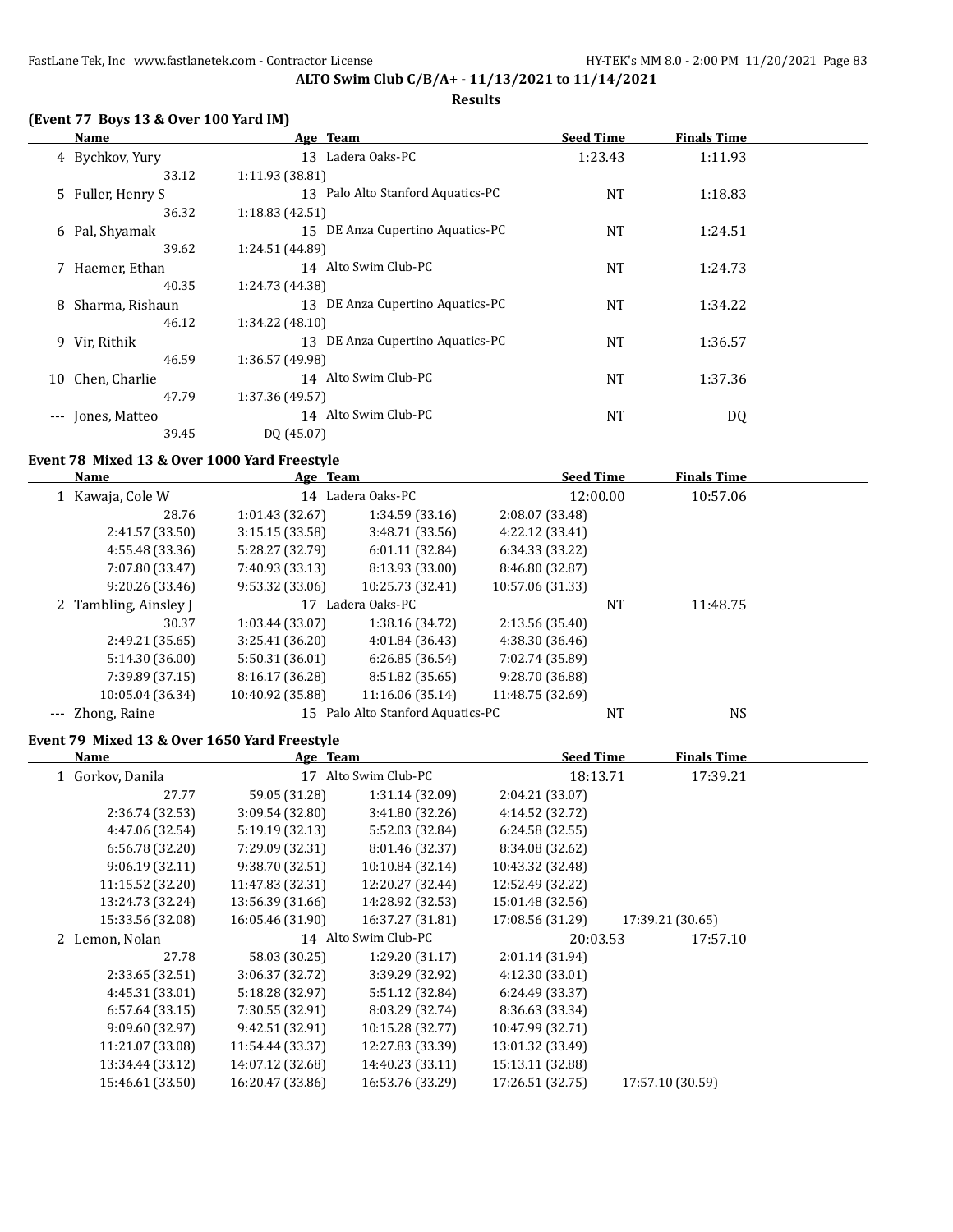**ALTO Swim Club C/B/A+ - 11/13/2021 to 11/14/2021**

**Results**

### (Event 77 Boys 13 & Over 100 Yard IM)

| | Name | Age | Team | Seed Time | Finals Time |
|---|---|---|---|---|---|
| 4 | Bychkov, Yury | 13 | Ladera Oaks-PC | 1:23.43 | 1:11.93 |
| | 33.12 | 1:11.93 (38.81) | | | |
| 5 | Fuller, Henry S | 13 | Palo Alto Stanford Aquatics-PC | NT | 1:18.83 |
| | 36.32 | 1:18.83 (42.51) | | | |
| 6 | Pal, Shyamak | 15 | DE Anza Cupertino Aquatics-PC | NT | 1:24.51 |
| | 39.62 | 1:24.51 (44.89) | | | |
| 7 | Haemer, Ethan | 14 | Alto Swim Club-PC | NT | 1:24.73 |
| | 40.35 | 1:24.73 (44.38) | | | |
| 8 | Sharma, Rishaun | 13 | DE Anza Cupertino Aquatics-PC | NT | 1:34.22 |
| | 46.12 | 1:34.22 (48.10) | | | |
| 9 | Vir, Rithik | 13 | DE Anza Cupertino Aquatics-PC | NT | 1:36.57 |
| | 46.59 | 1:36.57 (49.98) | | | |
| 10 | Chen, Charlie | 14 | Alto Swim Club-PC | NT | 1:37.36 |
| | 47.79 | 1:37.36 (49.57) | | | |
| --- | Jones, Matteo | 14 | Alto Swim Club-PC | NT | DQ |
| | 39.45 | DQ (45.07) | | | |

### Event 78 Mixed 13 & Over 1000 Yard Freestyle

| | Name | Age | Team | Seed Time | Finals Time |
|---|---|---|---|---|---|
| 1 | Kawaja, Cole W | 14 | Ladera Oaks-PC | 12:00.00 | 10:57.06 |
| | 28.76 | 1:01.43 (32.67) | 1:34.59 (33.16) | 2:08.07 (33.48) | |
| | 2:41.57 (33.50) | 3:15.15 (33.58) | 3:48.71 (33.56) | 4:22.12 (33.41) | |
| | 4:55.48 (33.36) | 5:28.27 (32.79) | 6:01.11 (32.84) | 6:34.33 (33.22) | |
| | 7:07.80 (33.47) | 7:40.93 (33.13) | 8:13.93 (33.00) | 8:46.80 (32.87) | |
| | 9:20.26 (33.46) | 9:53.32 (33.06) | 10:25.73 (32.41) | 10:57.06 (31.33) | |
| 2 | Tambling, Ainsley J | 17 | Ladera Oaks-PC | NT | 11:48.75 |
| | 30.37 | 1:03.44 (33.07) | 1:38.16 (34.72) | 2:13.56 (35.40) | |
| | 2:49.21 (35.65) | 3:25.41 (36.20) | 4:01.84 (36.43) | 4:38.30 (36.46) | |
| | 5:14.30 (36.00) | 5:50.31 (36.01) | 6:26.85 (36.54) | 7:02.74 (35.89) | |
| | 7:39.89 (37.15) | 8:16.17 (36.28) | 8:51.82 (35.65) | 9:28.70 (36.88) | |
| | 10:05.04 (36.34) | 10:40.92 (35.88) | 11:16.06 (35.14) | 11:48.75 (32.69) | |
| --- | Zhong, Raine | 15 | Palo Alto Stanford Aquatics-PC | NT | NS |

### Event 79 Mixed 13 & Over 1650 Yard Freestyle

| | Name | Age | Team | Seed Time | Finals Time |
|---|---|---|---|---|---|
| 1 | Gorkov, Danila | 17 | Alto Swim Club-PC | 18:13.71 | 17:39.21 |
| | 27.77 | 59.05 (31.28) | 1:31.14 (32.09) | 2:04.21 (33.07) | |
| | 2:36.74 (32.53) | 3:09.54 (32.80) | 3:41.80 (32.26) | 4:14.52 (32.72) | |
| | 4:47.06 (32.54) | 5:19.19 (32.13) | 5:52.03 (32.84) | 6:24.58 (32.55) | |
| | 6:56.78 (32.20) | 7:29.09 (32.31) | 8:01.46 (32.37) | 8:34.08 (32.62) | |
| | 9:06.19 (32.11) | 9:38.70 (32.51) | 10:10.84 (32.14) | 10:43.32 (32.48) | |
| | 11:15.52 (32.20) | 11:47.83 (32.31) | 12:20.27 (32.44) | 12:52.49 (32.22) | |
| | 13:24.73 (32.24) | 13:56.39 (31.66) | 14:28.92 (32.53) | 15:01.48 (32.56) | |
| | 15:33.56 (32.08) | 16:05.46 (31.90) | 16:37.27 (31.81) | 17:08.56 (31.29) | 17:39.21 (30.65) |
| 2 | Lemon, Nolan | 14 | Alto Swim Club-PC | 20:03.53 | 17:57.10 |
| | 27.78 | 58.03 (30.25) | 1:29.20 (31.17) | 2:01.14 (31.94) | |
| | 2:33.65 (32.51) | 3:06.37 (32.72) | 3:39.29 (32.92) | 4:12.30 (33.01) | |
| | 4:45.31 (33.01) | 5:18.28 (32.97) | 5:51.12 (32.84) | 6:24.49 (33.37) | |
| | 6:57.64 (33.15) | 7:30.55 (32.91) | 8:03.29 (32.74) | 8:36.63 (33.34) | |
| | 9:09.60 (32.97) | 9:42.51 (32.91) | 10:15.28 (32.77) | 10:47.99 (32.71) | |
| | 11:21.07 (33.08) | 11:54.44 (33.37) | 12:27.83 (33.39) | 13:01.32 (33.49) | |
| | 13:34.44 (33.12) | 14:07.12 (32.68) | 14:40.23 (33.11) | 15:13.11 (32.88) | |
| | 15:46.61 (33.50) | 16:20.47 (33.86) | 16:53.76 (33.29) | 17:26.51 (32.75) | 17:57.10 (30.59) |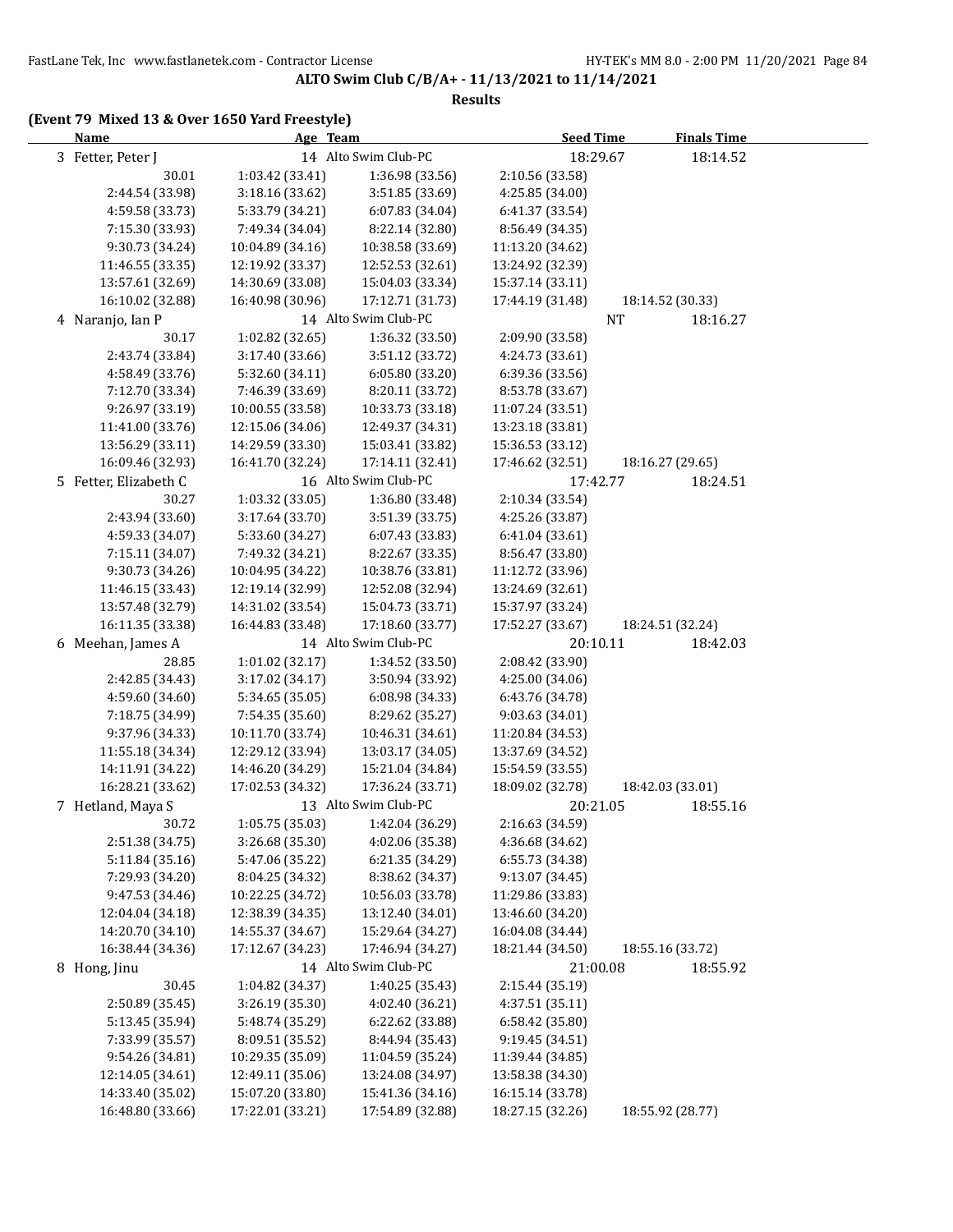**ALTO Swim Club C/B/A+ - 11/13/2021 to 11/14/2021**

**Results**

## (Event 79 Mixed 13 & Over 1650 Yard Freestyle)

| Name | Age | Team | Seed Time | Finals Time |
|---|---|---|---|---|
| 3 Fetter, Peter J | 14 | Alto Swim Club-PC | 18:29.67 | 18:14.52 |

| | | | | |
|---|---|---|---|---|
| 30.01 | 1:03.42 (33.41) | 1:36.98 (33.56) | 2:10.56 (33.58) | |
| 2:44.54 (33.98) | 3:18.16 (33.62) | 3:51.85 (33.69) | 4:25.85 (34.00) | |
| 4:59.58 (33.73) | 5:33.79 (34.21) | 6:07.83 (34.04) | 6:41.37 (33.54) | |
| 7:15.30 (33.93) | 7:49.34 (34.04) | 8:22.14 (32.80) | 8:56.49 (34.35) | |
| 9:30.73 (34.24) | 10:04.89 (34.16) | 10:38.58 (33.69) | 11:13.20 (34.62) | |
| 11:46.55 (33.35) | 12:19.92 (33.37) | 12:52.53 (32.61) | 13:24.92 (32.39) | |
| 13:57.61 (32.69) | 14:30.69 (33.08) | 15:04.03 (33.34) | 15:37.14 (33.11) | |
| 16:10.02 (32.88) | 16:40.98 (30.96) | 17:12.71 (31.73) | 17:44.19 (31.48) | 18:14.52 (30.33) |

| Name | Age | Team | Seed Time | Finals Time |
|---|---|---|---|---|
| 4 Naranjo, Ian P | 14 | Alto Swim Club-PC | NT | 18:16.27 |

| | | | | |
|---|---|---|---|---|
| 30.17 | 1:02.82 (32.65) | 1:36.32 (33.50) | 2:09.90 (33.58) | |
| 2:43.74 (33.84) | 3:17.40 (33.66) | 3:51.12 (33.72) | 4:24.73 (33.61) | |
| 4:58.49 (33.76) | 5:32.60 (34.11) | 6:05.80 (33.20) | 6:39.36 (33.56) | |
| 7:12.70 (33.34) | 7:46.39 (33.69) | 8:20.11 (33.72) | 8:53.78 (33.67) | |
| 9:26.97 (33.19) | 10:00.55 (33.58) | 10:33.73 (33.18) | 11:07.24 (33.51) | |
| 11:41.00 (33.76) | 12:15.06 (34.06) | 12:49.37 (34.31) | 13:23.18 (33.81) | |
| 13:56.29 (33.11) | 14:29.59 (33.30) | 15:03.41 (33.82) | 15:36.53 (33.12) | |
| 16:09.46 (32.93) | 16:41.70 (32.24) | 17:14.11 (32.41) | 17:46.62 (32.51) | 18:16.27 (29.65) |

| Name | Age | Team | Seed Time | Finals Time |
|---|---|---|---|---|
| 5 Fetter, Elizabeth C | 16 | Alto Swim Club-PC | 17:42.77 | 18:24.51 |

| | | | | |
|---|---|---|---|---|
| 30.27 | 1:03.32 (33.05) | 1:36.80 (33.48) | 2:10.34 (33.54) | |
| 2:43.94 (33.60) | 3:17.64 (33.70) | 3:51.39 (33.75) | 4:25.26 (33.87) | |
| 4:59.33 (34.07) | 5:33.60 (34.27) | 6:07.43 (33.83) | 6:41.04 (33.61) | |
| 7:15.11 (34.07) | 7:49.32 (34.21) | 8:22.67 (33.35) | 8:56.47 (33.80) | |
| 9:30.73 (34.26) | 10:04.95 (34.22) | 10:38.76 (33.81) | 11:12.72 (33.96) | |
| 11:46.15 (33.43) | 12:19.14 (32.99) | 12:52.08 (32.94) | 13:24.69 (32.61) | |
| 13:57.48 (32.79) | 14:31.02 (33.54) | 15:04.73 (33.71) | 15:37.97 (33.24) | |
| 16:11.35 (33.38) | 16:44.83 (33.48) | 17:18.60 (33.77) | 17:52.27 (33.67) | 18:24.51 (32.24) |

| Name | Age | Team | Seed Time | Finals Time |
|---|---|---|---|---|
| 6 Meehan, James A | 14 | Alto Swim Club-PC | 20:10.11 | 18:42.03 |

| | | | | |
|---|---|---|---|---|
| 28.85 | 1:01.02 (32.17) | 1:34.52 (33.50) | 2:08.42 (33.90) | |
| 2:42.85 (34.43) | 3:17.02 (34.17) | 3:50.94 (33.92) | 4:25.00 (34.06) | |
| 4:59.60 (34.60) | 5:34.65 (35.05) | 6:08.98 (34.33) | 6:43.76 (34.78) | |
| 7:18.75 (34.99) | 7:54.35 (35.60) | 8:29.62 (35.27) | 9:03.63 (34.01) | |
| 9:37.96 (34.33) | 10:11.70 (33.74) | 10:46.31 (34.61) | 11:20.84 (34.53) | |
| 11:55.18 (34.34) | 12:29.12 (33.94) | 13:03.17 (34.05) | 13:37.69 (34.52) | |
| 14:11.91 (34.22) | 14:46.20 (34.29) | 15:21.04 (34.84) | 15:54.59 (33.55) | |
| 16:28.21 (33.62) | 17:02.53 (34.32) | 17:36.24 (33.71) | 18:09.02 (32.78) | 18:42.03 (33.01) |

| Name | Age | Team | Seed Time | Finals Time |
|---|---|---|---|---|
| 7 Hetland, Maya S | 13 | Alto Swim Club-PC | 20:21.05 | 18:55.16 |

| | | | | |
|---|---|---|---|---|
| 30.72 | 1:05.75 (35.03) | 1:42.04 (36.29) | 2:16.63 (34.59) | |
| 2:51.38 (34.75) | 3:26.68 (35.30) | 4:02.06 (35.38) | 4:36.68 (34.62) | |
| 5:11.84 (35.16) | 5:47.06 (35.22) | 6:21.35 (34.29) | 6:55.73 (34.38) | |
| 7:29.93 (34.20) | 8:04.25 (34.32) | 8:38.62 (34.37) | 9:13.07 (34.45) | |
| 9:47.53 (34.46) | 10:22.25 (34.72) | 10:56.03 (33.78) | 11:29.86 (33.83) | |
| 12:04.04 (34.18) | 12:38.39 (34.35) | 13:12.40 (34.01) | 13:46.60 (34.20) | |
| 14:20.70 (34.10) | 14:55.37 (34.67) | 15:29.64 (34.27) | 16:04.08 (34.44) | |
| 16:38.44 (34.36) | 17:12.67 (34.23) | 17:46.94 (34.27) | 18:21.44 (34.50) | 18:55.16 (33.72) |

| Name | Age | Team | Seed Time | Finals Time |
|---|---|---|---|---|
| 8 Hong, Jinu | 14 | Alto Swim Club-PC | 21:00.08 | 18:55.92 |

| | | | | |
|---|---|---|---|---|
| 30.45 | 1:04.82 (34.37) | 1:40.25 (35.43) | 2:15.44 (35.19) | |
| 2:50.89 (35.45) | 3:26.19 (35.30) | 4:02.40 (36.21) | 4:37.51 (35.11) | |
| 5:13.45 (35.94) | 5:48.74 (35.29) | 6:22.62 (33.88) | 6:58.42 (35.80) | |
| 7:33.99 (35.57) | 8:09.51 (35.52) | 8:44.94 (35.43) | 9:19.45 (34.51) | |
| 9:54.26 (34.81) | 10:29.35 (35.09) | 11:04.59 (35.24) | 11:39.44 (34.85) | |
| 12:14.05 (34.61) | 12:49.11 (35.06) | 13:24.08 (34.97) | 13:58.38 (34.30) | |
| 14:33.40 (35.02) | 15:07.20 (33.80) | 15:41.36 (34.16) | 16:15.14 (33.78) | |
| 16:48.80 (33.66) | 17:22.01 (33.21) | 17:54.89 (32.88) | 18:27.15 (32.26) | 18:55.92 (28.77) |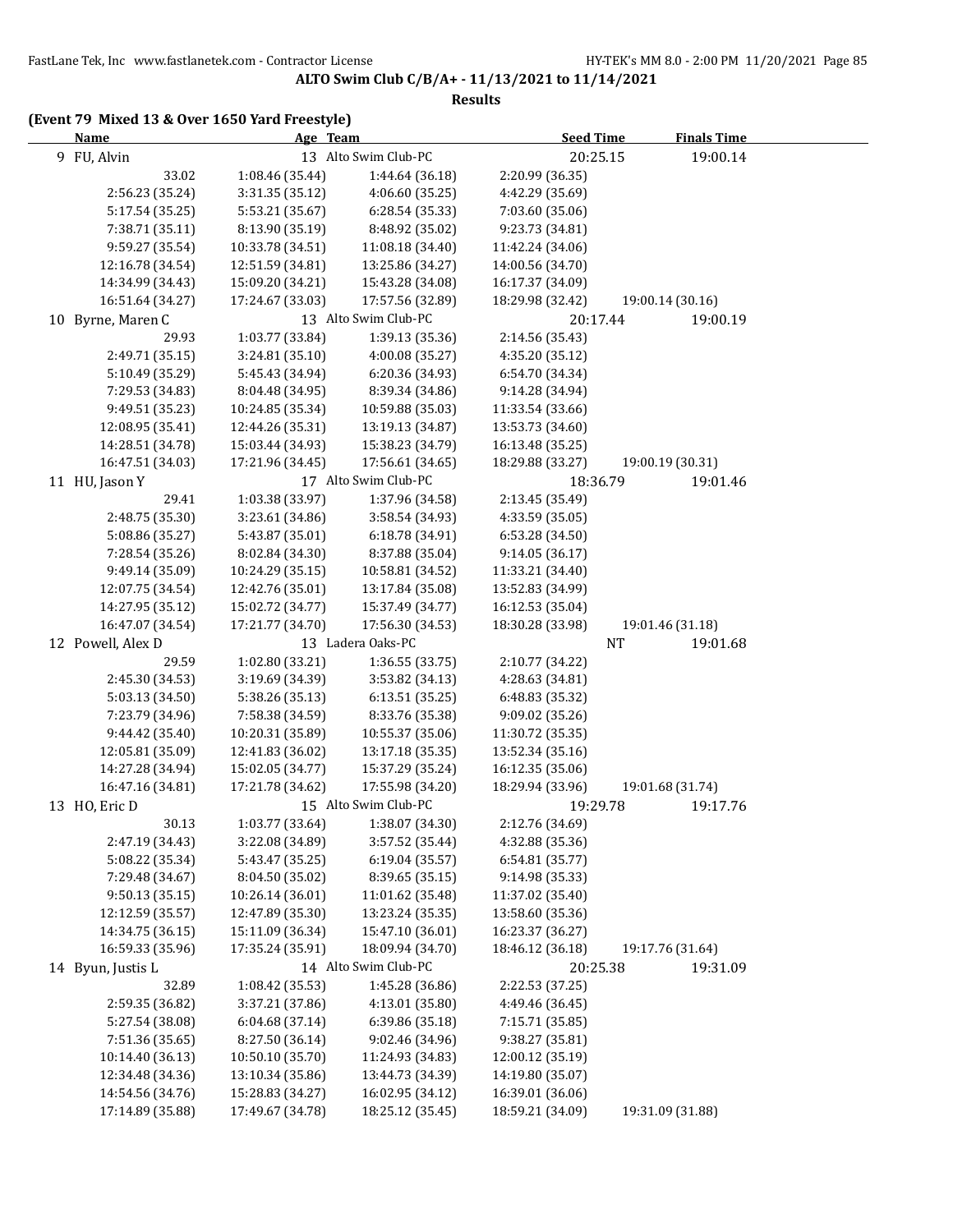**ALTO Swim Club C/B/A+ - 11/13/2021 to 11/14/2021**

**Results**

### (Event 79 Mixed 13 & Over 1650 Yard Freestyle)

| Name | Age | Team | Seed Time | Finals Time |
|---|---|---|---|---|
| 9 FU, Alvin | 13 | Alto Swim Club-PC | 20:25.15 | 19:00.14 |

33.02 | 1:08.46 (35.44) | 1:44.64 (36.18) | 2:20.99 (36.35)
2:56.23 (35.24) | 3:31.35 (35.12) | 4:06.60 (35.25) | 4:42.29 (35.69)
5:17.54 (35.25) | 5:53.21 (35.67) | 6:28.54 (35.33) | 7:03.60 (35.06)
7:38.71 (35.11) | 8:13.90 (35.19) | 8:48.92 (35.02) | 9:23.73 (34.81)
9:59.27 (35.54) | 10:33.78 (34.51) | 11:08.18 (34.40) | 11:42.24 (34.06)
12:16.78 (34.54) | 12:51.59 (34.81) | 13:25.86 (34.27) | 14:00.56 (34.70)
14:34.99 (34.43) | 15:09.20 (34.21) | 15:43.28 (34.08) | 16:17.37 (34.09)
16:51.64 (34.27) | 17:24.67 (33.03) | 17:57.56 (32.89) | 18:29.98 (32.42) | 19:00.14 (30.16)

| Name | Age | Team | Seed Time | Finals Time |
|---|---|---|---|---|
| 10 Byrne, Maren C | 13 | Alto Swim Club-PC | 20:17.44 | 19:00.19 |

29.93 | 1:03.77 (33.84) | 1:39.13 (35.36) | 2:14.56 (35.43)
2:49.71 (35.15) | 3:24.81 (35.10) | 4:00.08 (35.27) | 4:35.20 (35.12)
5:10.49 (35.29) | 5:45.43 (34.94) | 6:20.36 (34.93) | 6:54.70 (34.34)
7:29.53 (34.83) | 8:04.48 (34.95) | 8:39.34 (34.86) | 9:14.28 (34.94)
9:49.51 (35.23) | 10:24.85 (35.34) | 10:59.88 (35.03) | 11:33.54 (33.66)
12:08.95 (35.41) | 12:44.26 (35.31) | 13:19.13 (34.87) | 13:53.73 (34.60)
14:28.51 (34.78) | 15:03.44 (34.93) | 15:38.23 (34.79) | 16:13.48 (35.25)
16:47.51 (34.03) | 17:21.96 (34.45) | 17:56.61 (34.65) | 18:29.88 (33.27) | 19:00.19 (30.31)

| Name | Age | Team | Seed Time | Finals Time |
|---|---|---|---|---|
| 11 HU, Jason Y | 17 | Alto Swim Club-PC | 18:36.79 | 19:01.46 |

29.41 | 1:03.38 (33.97) | 1:37.96 (34.58) | 2:13.45 (35.49)
2:48.75 (35.30) | 3:23.61 (34.86) | 3:58.54 (34.93) | 4:33.59 (35.05)
5:08.86 (35.27) | 5:43.87 (35.01) | 6:18.78 (34.91) | 6:53.28 (34.50)
7:28.54 (35.26) | 8:02.84 (34.30) | 8:37.88 (35.04) | 9:14.05 (36.17)
9:49.14 (35.09) | 10:24.29 (35.15) | 10:58.81 (34.52) | 11:33.21 (34.40)
12:07.75 (34.54) | 12:42.76 (35.01) | 13:17.84 (35.08) | 13:52.83 (34.99)
14:27.95 (35.12) | 15:02.72 (34.77) | 15:37.49 (34.77) | 16:12.53 (35.04)
16:47.07 (34.54) | 17:21.77 (34.70) | 17:56.30 (34.53) | 18:30.28 (33.98) | 19:01.46 (31.18)

| Name | Age | Team | Seed Time | Finals Time |
|---|---|---|---|---|
| 12 Powell, Alex D | 13 | Ladera Oaks-PC | NT | 19:01.68 |

29.59 | 1:02.80 (33.21) | 1:36.55 (33.75) | 2:10.77 (34.22)
2:45.30 (34.53) | 3:19.69 (34.39) | 3:53.82 (34.13) | 4:28.63 (34.81)
5:03.13 (34.50) | 5:38.26 (35.13) | 6:13.51 (35.25) | 6:48.83 (35.32)
7:23.79 (34.96) | 7:58.38 (34.59) | 8:33.76 (35.38) | 9:09.02 (35.26)
9:44.42 (35.40) | 10:20.31 (35.89) | 10:55.37 (35.06) | 11:30.72 (35.35)
12:05.81 (35.09) | 12:41.83 (36.02) | 13:17.18 (35.35) | 13:52.34 (35.16)
14:27.28 (34.94) | 15:02.05 (34.77) | 15:37.29 (35.24) | 16:12.35 (35.06)
16:47.16 (34.81) | 17:21.78 (34.62) | 17:55.98 (34.20) | 18:29.94 (33.96) | 19:01.68 (31.74)

| Name | Age | Team | Seed Time | Finals Time |
|---|---|---|---|---|
| 13 HO, Eric D | 15 | Alto Swim Club-PC | 19:29.78 | 19:17.76 |

30.13 | 1:03.77 (33.64) | 1:38.07 (34.30) | 2:12.76 (34.69)
2:47.19 (34.43) | 3:22.08 (34.89) | 3:57.52 (35.44) | 4:32.88 (35.36)
5:08.22 (35.34) | 5:43.47 (35.25) | 6:19.04 (35.57) | 6:54.81 (35.77)
7:29.48 (34.67) | 8:04.50 (35.02) | 8:39.65 (35.15) | 9:14.98 (35.33)
9:50.13 (35.15) | 10:26.14 (36.01) | 11:01.62 (35.48) | 11:37.02 (35.40)
12:12.59 (35.57) | 12:47.89 (35.30) | 13:23.24 (35.35) | 13:58.60 (35.36)
14:34.75 (36.15) | 15:11.09 (36.34) | 15:47.10 (36.01) | 16:23.37 (36.27)
16:59.33 (35.96) | 17:35.24 (35.91) | 18:09.94 (34.70) | 18:46.12 (36.18) | 19:17.76 (31.64)

| Name | Age | Team | Seed Time | Finals Time |
|---|---|---|---|---|
| 14 Byun, Justis L | 14 | Alto Swim Club-PC | 20:25.38 | 19:31.09 |

32.89 | 1:08.42 (35.53) | 1:45.28 (36.86) | 2:22.53 (37.25)
2:59.35 (36.82) | 3:37.21 (37.86) | 4:13.01 (35.80) | 4:49.46 (36.45)
5:27.54 (38.08) | 6:04.68 (37.14) | 6:39.86 (35.18) | 7:15.71 (35.85)
7:51.36 (35.65) | 8:27.50 (36.14) | 9:02.46 (34.96) | 9:38.27 (35.81)
10:14.40 (36.13) | 10:50.10 (35.70) | 11:24.93 (34.83) | 12:00.12 (35.19)
12:34.48 (34.36) | 13:10.34 (35.86) | 13:44.73 (34.39) | 14:19.80 (35.07)
14:54.56 (34.76) | 15:28.83 (34.27) | 16:02.95 (34.12) | 16:39.01 (36.06)
17:14.89 (35.88) | 17:49.67 (34.78) | 18:25.12 (35.45) | 18:59.21 (34.09) | 19:31.09 (31.88)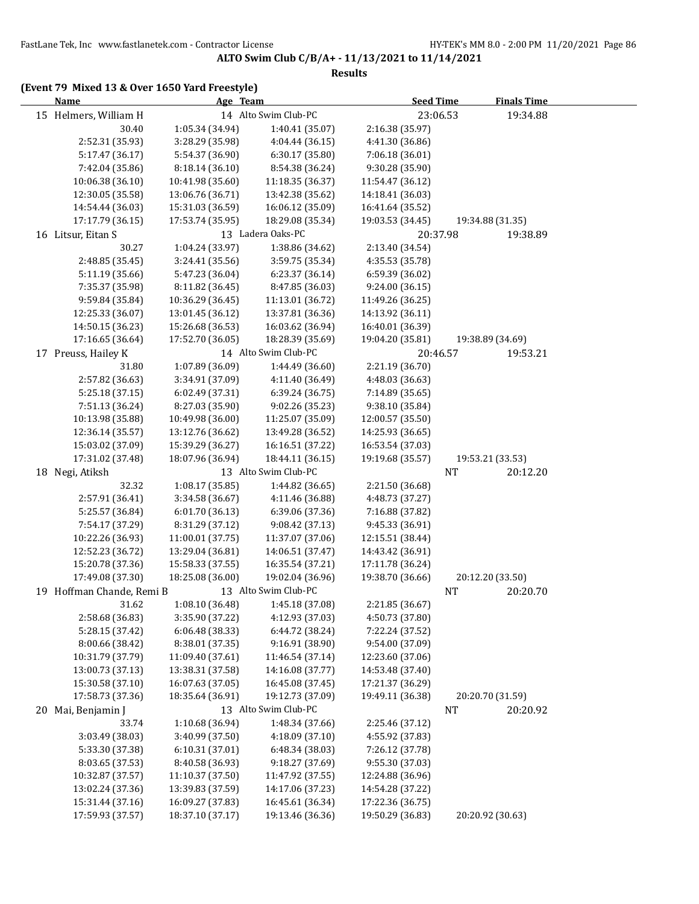**ALTO Swim Club C/B/A+ - 11/13/2021 to 11/14/2021**

**Results**

**(Event 79 Mixed 13 & Over 1650 Yard Freestyle)**

| Name | Age Team | | Seed Time | Finals Time |
|---|---|---|---|---|
| 15 Helmers, William H | 14 Alto Swim Club-PC | | 23:06.53 | 19:34.88 |
| 30.40 | 1:05.34 (34.94) | 1:40.41 (35.07) | 2:16.38 (35.97) | |
| 2:52.31 (35.93) | 3:28.29 (35.98) | 4:04.44 (36.15) | 4:41.30 (36.86) | |
| 5:17.47 (36.17) | 5:54.37 (36.90) | 6:30.17 (35.80) | 7:06.18 (36.01) | |
| 7:42.04 (35.86) | 8:18.14 (36.10) | 8:54.38 (36.24) | 9:30.28 (35.90) | |
| 10:06.38 (36.10) | 10:41.98 (35.60) | 11:18.35 (36.37) | 11:54.47 (36.12) | |
| 12:30.05 (35.58) | 13:06.76 (36.71) | 13:42.38 (35.62) | 14:18.41 (36.03) | |
| 14:54.44 (36.03) | 15:31.03 (36.59) | 16:06.12 (35.09) | 16:41.64 (35.52) | |
| 17:17.79 (36.15) | 17:53.74 (35.95) | 18:29.08 (35.34) | 19:03.53 (34.45) | 19:34.88 (31.35) |
| 16 Litsur, Eitan S | 13 Ladera Oaks-PC | | 20:37.98 | 19:38.89 |
| 30.27 | 1:04.24 (33.97) | 1:38.86 (34.62) | 2:13.40 (34.54) | |
| 2:48.85 (35.45) | 3:24.41 (35.56) | 3:59.75 (35.34) | 4:35.53 (35.78) | |
| 5:11.19 (35.66) | 5:47.23 (36.04) | 6:23.37 (36.14) | 6:59.39 (36.02) | |
| 7:35.37 (35.98) | 8:11.82 (36.45) | 8:47.85 (36.03) | 9:24.00 (36.15) | |
| 9:59.84 (35.84) | 10:36.29 (36.45) | 11:13.01 (36.72) | 11:49.26 (36.25) | |
| 12:25.33 (36.07) | 13:01.45 (36.12) | 13:37.81 (36.36) | 14:13.92 (36.11) | |
| 14:50.15 (36.23) | 15:26.68 (36.53) | 16:03.62 (36.94) | 16:40.01 (36.39) | |
| 17:16.65 (36.64) | 17:52.70 (36.05) | 18:28.39 (35.69) | 19:04.20 (35.81) | 19:38.89 (34.69) |
| 17 Preuss, Hailey K | 14 Alto Swim Club-PC | | 20:46.57 | 19:53.21 |
| 31.80 | 1:07.89 (36.09) | 1:44.49 (36.60) | 2:21.19 (36.70) | |
| 2:57.82 (36.63) | 3:34.91 (37.09) | 4:11.40 (36.49) | 4:48.03 (36.63) | |
| 5:25.18 (37.15) | 6:02.49 (37.31) | 6:39.24 (36.75) | 7:14.89 (35.65) | |
| 7:51.13 (36.24) | 8:27.03 (35.90) | 9:02.26 (35.23) | 9:38.10 (35.84) | |
| 10:13.98 (35.88) | 10:49.98 (36.00) | 11:25.07 (35.09) | 12:00.57 (35.50) | |
| 12:36.14 (35.57) | 13:12.76 (36.62) | 13:49.28 (36.52) | 14:25.93 (36.65) | |
| 15:03.02 (37.09) | 15:39.29 (36.27) | 16:16.51 (37.22) | 16:53.54 (37.03) | |
| 17:31.02 (37.48) | 18:07.96 (36.94) | 18:44.11 (36.15) | 19:19.68 (35.57) | 19:53.21 (33.53) |
| 18 Negi, Atiksh | 13 Alto Swim Club-PC | | NT | 20:12.20 |
| 32.32 | 1:08.17 (35.85) | 1:44.82 (36.65) | 2:21.50 (36.68) | |
| 2:57.91 (36.41) | 3:34.58 (36.67) | 4:11.46 (36.88) | 4:48.73 (37.27) | |
| 5:25.57 (36.84) | 6:01.70 (36.13) | 6:39.06 (37.36) | 7:16.88 (37.82) | |
| 7:54.17 (37.29) | 8:31.29 (37.12) | 9:08.42 (37.13) | 9:45.33 (36.91) | |
| 10:22.26 (36.93) | 11:00.01 (37.75) | 11:37.07 (37.06) | 12:15.51 (38.44) | |
| 12:52.23 (36.72) | 13:29.04 (36.81) | 14:06.51 (37.47) | 14:43.42 (36.91) | |
| 15:20.78 (37.36) | 15:58.33 (37.55) | 16:35.54 (37.21) | 17:11.78 (36.24) | |
| 17:49.08 (37.30) | 18:25.08 (36.00) | 19:02.04 (36.96) | 19:38.70 (36.66) | 20:12.20 (33.50) |
| 19 Hoffman Chande, Remi B | 13 Alto Swim Club-PC | | NT | 20:20.70 |
| 31.62 | 1:08.10 (36.48) | 1:45.18 (37.08) | 2:21.85 (36.67) | |
| 2:58.68 (36.83) | 3:35.90 (37.22) | 4:12.93 (37.03) | 4:50.73 (37.80) | |
| 5:28.15 (37.42) | 6:06.48 (38.33) | 6:44.72 (38.24) | 7:22.24 (37.52) | |
| 8:00.66 (38.42) | 8:38.01 (37.35) | 9:16.91 (38.90) | 9:54.00 (37.09) | |
| 10:31.79 (37.79) | 11:09.40 (37.61) | 11:46.54 (37.14) | 12:23.60 (37.06) | |
| 13:00.73 (37.13) | 13:38.31 (37.58) | 14:16.08 (37.77) | 14:53.48 (37.40) | |
| 15:30.58 (37.10) | 16:07.63 (37.05) | 16:45.08 (37.45) | 17:21.37 (36.29) | |
| 17:58.73 (37.36) | 18:35.64 (36.91) | 19:12.73 (37.09) | 19:49.11 (36.38) | 20:20.70 (31.59) |
| 20 Mai, Benjamin J | 13 Alto Swim Club-PC | | NT | 20:20.92 |
| 33.74 | 1:10.68 (36.94) | 1:48.34 (37.66) | 2:25.46 (37.12) | |
| 3:03.49 (38.03) | 3:40.99 (37.50) | 4:18.09 (37.10) | 4:55.92 (37.83) | |
| 5:33.30 (37.38) | 6:10.31 (37.01) | 6:48.34 (38.03) | 7:26.12 (37.78) | |
| 8:03.65 (37.53) | 8:40.58 (36.93) | 9:18.27 (37.69) | 9:55.30 (37.03) | |
| 10:32.87 (37.57) | 11:10.37 (37.50) | 11:47.92 (37.55) | 12:24.88 (36.96) | |
| 13:02.24 (37.36) | 13:39.83 (37.59) | 14:17.06 (37.23) | 14:54.28 (37.22) | |
| 15:31.44 (37.16) | 16:09.27 (37.83) | 16:45.61 (36.34) | 17:22.36 (36.75) | |
| 17:59.93 (37.57) | 18:37.10 (37.17) | 19:13.46 (36.36) | 19:50.29 (36.83) | 20:20.92 (30.63) |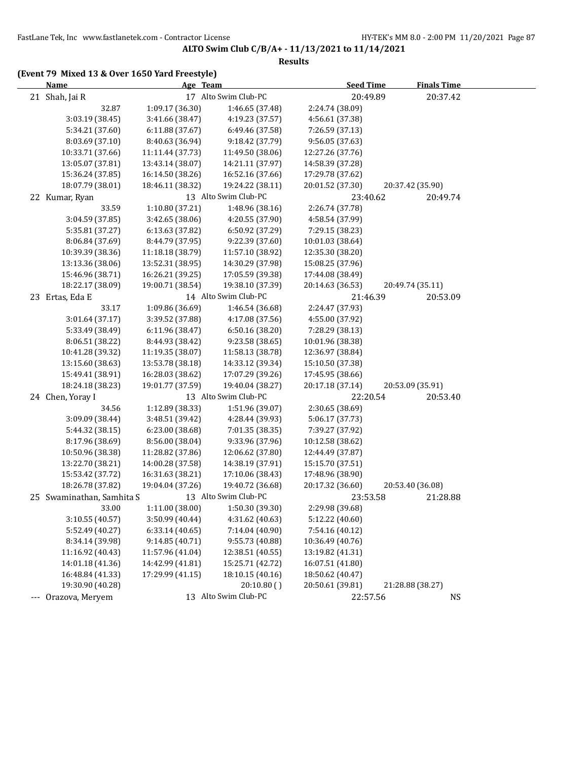## ALTO Swim Club C/B/A+ - 11/13/2021 to 11/14/2021

**Results**

### (Event 79 Mixed 13 & Over 1650 Yard Freestyle)

| | Name | Age | Team | Seed Time | Finals Time |
|---|---|---|---|---|---|
| 21 | Shah, Jai R | 17 | Alto Swim Club-PC | 20:49.89 | 20:37.42 |

32.87 | 1:09.17 (36.30) | 1:46.65 (37.48) | 2:24.74 (38.09)
3:03.19 (38.45) | 3:41.66 (38.47) | 4:19.23 (37.57) | 4:56.61 (37.38)
5:34.21 (37.60) | 6:11.88 (37.67) | 6:49.46 (37.58) | 7:26.59 (37.13)
8:03.69 (37.10) | 8:40.63 (36.94) | 9:18.42 (37.79) | 9:56.05 (37.63)
10:33.71 (37.66) | 11:11.44 (37.73) | 11:49.50 (38.06) | 12:27.26 (37.76)
13:05.07 (37.81) | 13:43.14 (38.07) | 14:21.11 (37.97) | 14:58.39 (37.28)
15:36.24 (37.85) | 16:14.50 (38.26) | 16:52.16 (37.66) | 17:29.78 (37.62)
18:07.79 (38.01) | 18:46.11 (38.32) | 19:24.22 (38.11) | 20:01.52 (37.30) | 20:37.42 (35.90)

| | Name | Age | Team | Seed Time | Finals Time |
|---|---|---|---|---|---|
| 22 | Kumar, Ryan | 13 | Alto Swim Club-PC | 23:40.62 | 20:49.74 |

33.59 | 1:10.80 (37.21) | 1:48.96 (38.16) | 2:26.74 (37.78)
3:04.59 (37.85) | 3:42.65 (38.06) | 4:20.55 (37.90) | 4:58.54 (37.99)
5:35.81 (37.27) | 6:13.63 (37.82) | 6:50.92 (37.29) | 7:29.15 (38.23)
8:06.84 (37.69) | 8:44.79 (37.95) | 9:22.39 (37.60) | 10:01.03 (38.64)
10:39.39 (38.36) | 11:18.18 (38.79) | 11:57.10 (38.92) | 12:35.30 (38.20)
13:13.36 (38.06) | 13:52.31 (38.95) | 14:30.29 (37.98) | 15:08.25 (37.96)
15:46.96 (38.71) | 16:26.21 (39.25) | 17:05.59 (39.38) | 17:44.08 (38.49)
18:22.17 (38.09) | 19:00.71 (38.54) | 19:38.10 (37.39) | 20:14.63 (36.53) | 20:49.74 (35.11)

| | Name | Age | Team | Seed Time | Finals Time |
|---|---|---|---|---|---|
| 23 | Ertas, Eda E | 14 | Alto Swim Club-PC | 21:46.39 | 20:53.09 |

33.17 | 1:09.86 (36.69) | 1:46.54 (36.68) | 2:24.47 (37.93)
3:01.64 (37.17) | 3:39.52 (37.88) | 4:17.08 (37.56) | 4:55.00 (37.92)
5:33.49 (38.49) | 6:11.96 (38.47) | 6:50.16 (38.20) | 7:28.29 (38.13)
8:06.51 (38.22) | 8:44.93 (38.42) | 9:23.58 (38.65) | 10:01.96 (38.38)
10:41.28 (39.32) | 11:19.35 (38.07) | 11:58.13 (38.78) | 12:36.97 (38.84)
13:15.60 (38.63) | 13:53.78 (38.18) | 14:33.12 (39.34) | 15:10.50 (37.38)
15:49.41 (38.91) | 16:28.03 (38.62) | 17:07.29 (39.26) | 17:45.95 (38.66)
18:24.18 (38.23) | 19:01.77 (37.59) | 19:40.04 (38.27) | 20:17.18 (37.14) | 20:53.09 (35.91)

| | Name | Age | Team | Seed Time | Finals Time |
|---|---|---|---|---|---|
| 24 | Chen, Yoray I | 13 | Alto Swim Club-PC | 22:20.54 | 20:53.40 |

34.56 | 1:12.89 (38.33) | 1:51.96 (39.07) | 2:30.65 (38.69)
3:09.09 (38.44) | 3:48.51 (39.42) | 4:28.44 (39.93) | 5:06.17 (37.73)
5:44.32 (38.15) | 6:23.00 (38.68) | 7:01.35 (38.35) | 7:39.27 (37.92)
8:17.96 (38.69) | 8:56.00 (38.04) | 9:33.96 (37.96) | 10:12.58 (38.62)
10:50.96 (38.38) | 11:28.82 (37.86) | 12:06.62 (37.80) | 12:44.49 (37.87)
13:22.70 (38.21) | 14:00.28 (37.58) | 14:38.19 (37.91) | 15:15.70 (37.51)
15:53.42 (37.72) | 16:31.63 (38.21) | 17:10.06 (38.43) | 17:48.96 (38.90)
18:26.78 (37.82) | 19:04.04 (37.26) | 19:40.72 (36.68) | 20:17.32 (36.60) | 20:53.40 (36.08)

| | Name | Age | Team | Seed Time | Finals Time |
|---|---|---|---|---|---|
| 25 | Swaminathan, Samhita S | 13 | Alto Swim Club-PC | 23:53.58 | 21:28.88 |

33.00 | 1:11.00 (38.00) | 1:50.30 (39.30) | 2:29.98 (39.68)
3:10.55 (40.57) | 3:50.99 (40.44) | 4:31.62 (40.63) | 5:12.22 (40.60)
5:52.49 (40.27) | 6:33.14 (40.65) | 7:14.04 (40.90) | 7:54.16 (40.12)
8:34.14 (39.98) | 9:14.85 (40.71) | 9:55.73 (40.88) | 10:36.49 (40.76)
11:16.92 (40.43) | 11:57.96 (41.04) | 12:38.51 (40.55) | 13:19.82 (41.31)
14:01.18 (41.36) | 14:42.99 (41.81) | 15:25.71 (42.72) | 16:07.51 (41.80)
16:48.84 (41.33) | 17:29.99 (41.15) | 18:10.15 (40.16) | 18:50.62 (40.47)
19:30.90 (40.28) | | 20:10.80 ( ) | 20:50.61 (39.81) | 21:28.88 (38.27)

| | Name | Age | Team | Seed Time | Finals Time |
|---|---|---|---|---|---|
| --- | Orazova, Meryem | 13 | Alto Swim Club-PC | 22:57.56 | NS |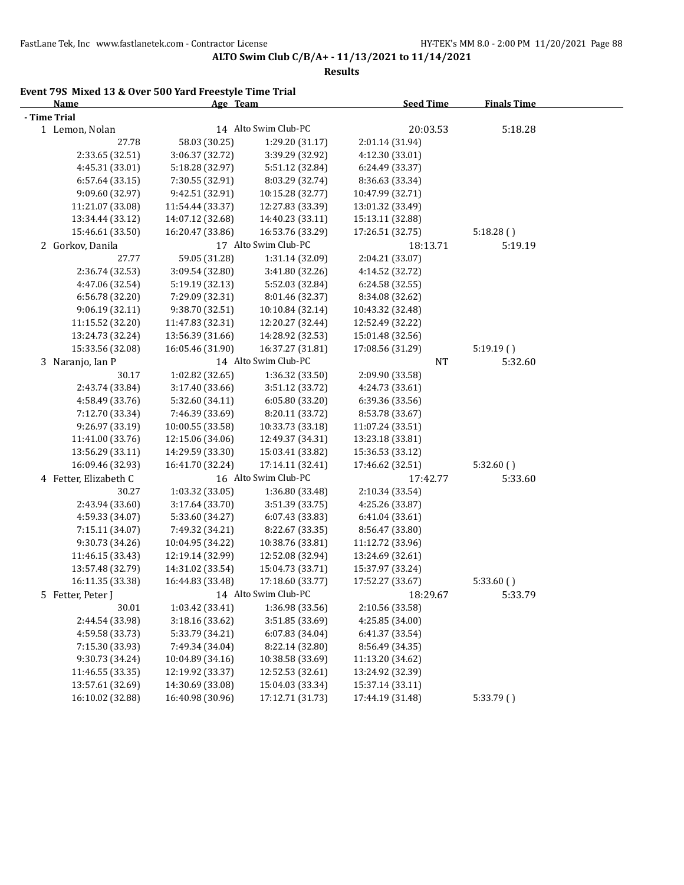**ALTO Swim Club C/B/A+ - 11/13/2021 to 11/14/2021**

**Results**

### Event 79S Mixed 13 & Over 500 Yard Freestyle Time Trial

| Name | Age | Team | Seed Time | Finals Time |
|---|---|---|---|---|
| **- Time Trial** | | | | |
| 1 Lemon, Nolan | 14 | Alto Swim Club-PC | 20:03.53 | 5:18.28 |
| 27.78 | 58.03 (30.25) | 1:29.20 (31.17) | 2:01.14 (31.94) | |
| 2:33.65 (32.51) | 3:06.37 (32.72) | 3:39.29 (32.92) | 4:12.30 (33.01) | |
| 4:45.31 (33.01) | 5:18.28 (32.97) | 5:51.12 (32.84) | 6:24.49 (33.37) | |
| 6:57.64 (33.15) | 7:30.55 (32.91) | 8:03.29 (32.74) | 8:36.63 (33.34) | |
| 9:09.60 (32.97) | 9:42.51 (32.91) | 10:15.28 (32.77) | 10:47.99 (32.71) | |
| 11:21.07 (33.08) | 11:54.44 (33.37) | 12:27.83 (33.39) | 13:01.32 (33.49) | |
| 13:34.44 (33.12) | 14:07.12 (32.68) | 14:40.23 (33.11) | 15:13.11 (32.88) | |
| 15:46.61 (33.50) | 16:20.47 (33.86) | 16:53.76 (33.29) | 17:26.51 (32.75) | 5:18.28 ( ) |
| 2 Gorkov, Danila | 17 | Alto Swim Club-PC | 18:13.71 | 5:19.19 |
| 27.77 | 59.05 (31.28) | 1:31.14 (32.09) | 2:04.21 (33.07) | |
| 2:36.74 (32.53) | 3:09.54 (32.80) | 3:41.80 (32.26) | 4:14.52 (32.72) | |
| 4:47.06 (32.54) | 5:19.19 (32.13) | 5:52.03 (32.84) | 6:24.58 (32.55) | |
| 6:56.78 (32.20) | 7:29.09 (32.31) | 8:01.46 (32.37) | 8:34.08 (32.62) | |
| 9:06.19 (32.11) | 9:38.70 (32.51) | 10:10.84 (32.14) | 10:43.32 (32.48) | |
| 11:15.52 (32.20) | 11:47.83 (32.31) | 12:20.27 (32.44) | 12:52.49 (32.22) | |
| 13:24.73 (32.24) | 13:56.39 (31.66) | 14:28.92 (32.53) | 15:01.48 (32.56) | |
| 15:33.56 (32.08) | 16:05.46 (31.90) | 16:37.27 (31.81) | 17:08.56 (31.29) | 5:19.19 ( ) |
| 3 Naranjo, Ian P | 14 | Alto Swim Club-PC | NT | 5:32.60 |
| 30.17 | 1:02.82 (32.65) | 1:36.32 (33.50) | 2:09.90 (33.58) | |
| 2:43.74 (33.84) | 3:17.40 (33.66) | 3:51.12 (33.72) | 4:24.73 (33.61) | |
| 4:58.49 (33.76) | 5:32.60 (34.11) | 6:05.80 (33.20) | 6:39.36 (33.56) | |
| 7:12.70 (33.34) | 7:46.39 (33.69) | 8:20.11 (33.72) | 8:53.78 (33.67) | |
| 9:26.97 (33.19) | 10:00.55 (33.58) | 10:33.73 (33.18) | 11:07.24 (33.51) | |
| 11:41.00 (33.76) | 12:15.06 (34.06) | 12:49.37 (34.31) | 13:23.18 (33.81) | |
| 13:56.29 (33.11) | 14:29.59 (33.30) | 15:03.41 (33.82) | 15:36.53 (33.12) | |
| 16:09.46 (32.93) | 16:41.70 (32.24) | 17:14.11 (32.41) | 17:46.62 (32.51) | 5:32.60 ( ) |
| 4 Fetter, Elizabeth C | 16 | Alto Swim Club-PC | 17:42.77 | 5:33.60 |
| 30.27 | 1:03.32 (33.05) | 1:36.80 (33.48) | 2:10.34 (33.54) | |
| 2:43.94 (33.60) | 3:17.64 (33.70) | 3:51.39 (33.75) | 4:25.26 (33.87) | |
| 4:59.33 (34.07) | 5:33.60 (34.27) | 6:07.43 (33.83) | 6:41.04 (33.61) | |
| 7:15.11 (34.07) | 7:49.32 (34.21) | 8:22.67 (33.35) | 8:56.47 (33.80) | |
| 9:30.73 (34.26) | 10:04.95 (34.22) | 10:38.76 (33.81) | 11:12.72 (33.96) | |
| 11:46.15 (33.43) | 12:19.14 (32.99) | 12:52.08 (32.94) | 13:24.69 (32.61) | |
| 13:57.48 (32.79) | 14:31.02 (33.54) | 15:04.73 (33.71) | 15:37.97 (33.24) | |
| 16:11.35 (33.38) | 16:44.83 (33.48) | 17:18.60 (33.77) | 17:52.27 (33.67) | 5:33.60 ( ) |
| 5 Fetter, Peter J | 14 | Alto Swim Club-PC | 18:29.67 | 5:33.79 |
| 30.01 | 1:03.42 (33.41) | 1:36.98 (33.56) | 2:10.56 (33.58) | |
| 2:44.54 (33.98) | 3:18.16 (33.62) | 3:51.85 (33.69) | 4:25.85 (34.00) | |
| 4:59.58 (33.73) | 5:33.79 (34.21) | 6:07.83 (34.04) | 6:41.37 (33.54) | |
| 7:15.30 (33.93) | 7:49.34 (34.04) | 8:22.14 (32.80) | 8:56.49 (34.35) | |
| 9:30.73 (34.24) | 10:04.89 (34.16) | 10:38.58 (33.69) | 11:13.20 (34.62) | |
| 11:46.55 (33.35) | 12:19.92 (33.37) | 12:52.53 (32.61) | 13:24.92 (32.39) | |
| 13:57.61 (32.69) | 14:30.69 (33.08) | 15:04.03 (33.34) | 15:37.14 (33.11) | |
| 16:10.02 (32.88) | 16:40.98 (30.96) | 17:12.71 (31.73) | 17:44.19 (31.48) | 5:33.79 ( ) |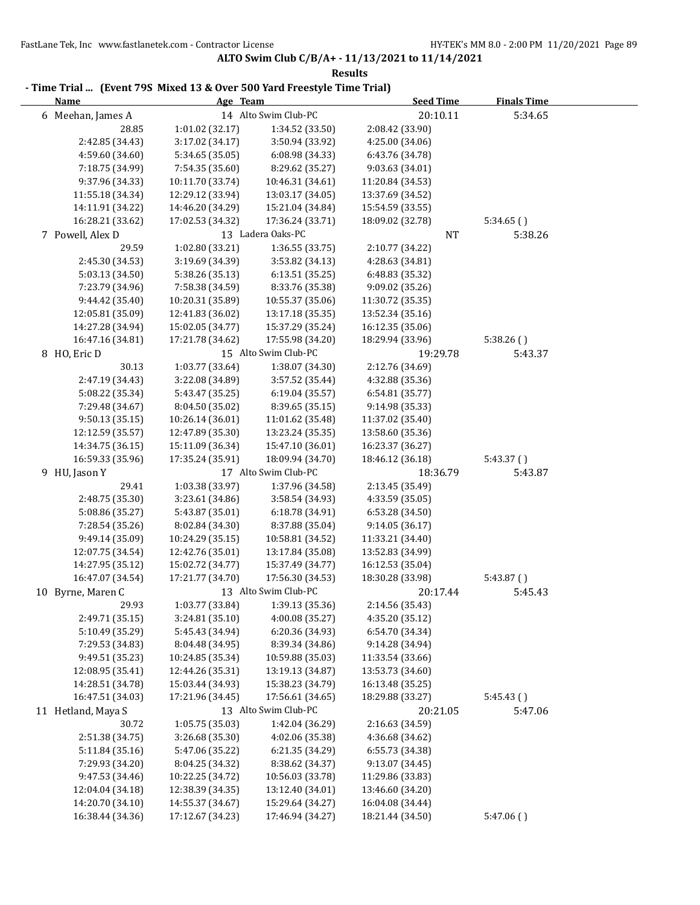**ALTO Swim Club C/B/A+ - 11/13/2021 to 11/14/2021**

**Results**

**- Time Trial ... (Event 79S Mixed 13 & Over 500 Yard Freestyle Time Trial)**

| Name | Age | Team | Seed Time | Finals Time |
|---|---|---|---|---|
| 6 Meehan, James A | 14 | Alto Swim Club-PC | 20:10.11 | 5:34.65 |
| 28.85 | 1:01.02 (32.17) | 1:34.52 (33.50) | 2:08.42 (33.90) | |
| 2:42.85 (34.43) | 3:17.02 (34.17) | 3:50.94 (33.92) | 4:25.00 (34.06) | |
| 4:59.60 (34.60) | 5:34.65 (35.05) | 6:08.98 (34.33) | 6:43.76 (34.78) | |
| 7:18.75 (34.99) | 7:54.35 (35.60) | 8:29.62 (35.27) | 9:03.63 (34.01) | |
| 9:37.96 (34.33) | 10:11.70 (33.74) | 10:46.31 (34.61) | 11:20.84 (34.53) | |
| 11:55.18 (34.34) | 12:29.12 (33.94) | 13:03.17 (34.05) | 13:37.69 (34.52) | |
| 14:11.91 (34.22) | 14:46.20 (34.29) | 15:21.04 (34.84) | 15:54.59 (33.55) | |
| 16:28.21 (33.62) | 17:02.53 (34.32) | 17:36.24 (33.71) | 18:09.02 (32.78) | 5:34.65 ( ) |
| 7 Powell, Alex D | 13 | Ladera Oaks-PC | NT | 5:38.26 |
| 29.59 | 1:02.80 (33.21) | 1:36.55 (33.75) | 2:10.77 (34.22) | |
| 2:45.30 (34.53) | 3:19.69 (34.39) | 3:53.82 (34.13) | 4:28.63 (34.81) | |
| 5:03.13 (34.50) | 5:38.26 (35.13) | 6:13.51 (35.25) | 6:48.83 (35.32) | |
| 7:23.79 (34.96) | 7:58.38 (34.59) | 8:33.76 (35.38) | 9:09.02 (35.26) | |
| 9:44.42 (35.40) | 10:20.31 (35.89) | 10:55.37 (35.06) | 11:30.72 (35.35) | |
| 12:05.81 (35.09) | 12:41.83 (36.02) | 13:17.18 (35.35) | 13:52.34 (35.16) | |
| 14:27.28 (34.94) | 15:02.05 (34.77) | 15:37.29 (35.24) | 16:12.35 (35.06) | |
| 16:47.16 (34.81) | 17:21.78 (34.62) | 17:55.98 (34.20) | 18:29.94 (33.96) | 5:38.26 ( ) |
| 8 HO, Eric D | 15 | Alto Swim Club-PC | 19:29.78 | 5:43.37 |
| 30.13 | 1:03.77 (33.64) | 1:38.07 (34.30) | 2:12.76 (34.69) | |
| 2:47.19 (34.43) | 3:22.08 (34.89) | 3:57.52 (35.44) | 4:32.88 (35.36) | |
| 5:08.22 (35.34) | 5:43.47 (35.25) | 6:19.04 (35.57) | 6:54.81 (35.77) | |
| 7:29.48 (34.67) | 8:04.50 (35.02) | 8:39.65 (35.15) | 9:14.98 (35.33) | |
| 9:50.13 (35.15) | 10:26.14 (36.01) | 11:01.62 (35.48) | 11:37.02 (35.40) | |
| 12:12.59 (35.57) | 12:47.89 (35.30) | 13:23.24 (35.35) | 13:58.60 (35.36) | |
| 14:34.75 (36.15) | 15:11.09 (36.34) | 15:47.10 (36.01) | 16:23.37 (36.27) | |
| 16:59.33 (35.96) | 17:35.24 (35.91) | 18:09.94 (34.70) | 18:46.12 (36.18) | 5:43.37 ( ) |
| 9 HU, Jason Y | 17 | Alto Swim Club-PC | 18:36.79 | 5:43.87 |
| 29.41 | 1:03.38 (33.97) | 1:37.96 (34.58) | 2:13.45 (35.49) | |
| 2:48.75 (35.30) | 3:23.61 (34.86) | 3:58.54 (34.93) | 4:33.59 (35.05) | |
| 5:08.86 (35.27) | 5:43.87 (35.01) | 6:18.78 (34.91) | 6:53.28 (34.50) | |
| 7:28.54 (35.26) | 8:02.84 (34.30) | 8:37.88 (35.04) | 9:14.05 (36.17) | |
| 9:49.14 (35.09) | 10:24.29 (35.15) | 10:58.81 (34.52) | 11:33.21 (34.40) | |
| 12:07.75 (34.54) | 12:42.76 (35.01) | 13:17.84 (35.08) | 13:52.83 (34.99) | |
| 14:27.95 (35.12) | 15:02.72 (34.77) | 15:37.49 (34.77) | 16:12.53 (35.04) | |
| 16:47.07 (34.54) | 17:21.77 (34.70) | 17:56.30 (34.53) | 18:30.28 (33.98) | 5:43.87 ( ) |
| 10 Byrne, Maren C | 13 | Alto Swim Club-PC | 20:17.44 | 5:45.43 |
| 29.93 | 1:03.77 (33.84) | 1:39.13 (35.36) | 2:14.56 (35.43) | |
| 2:49.71 (35.15) | 3:24.81 (35.10) | 4:00.08 (35.27) | 4:35.20 (35.12) | |
| 5:10.49 (35.29) | 5:45.43 (34.94) | 6:20.36 (34.93) | 6:54.70 (34.34) | |
| 7:29.53 (34.83) | 8:04.48 (34.95) | 8:39.34 (34.86) | 9:14.28 (34.94) | |
| 9:49.51 (35.23) | 10:24.85 (35.34) | 10:59.88 (35.03) | 11:33.54 (33.66) | |
| 12:08.95 (35.41) | 12:44.26 (35.31) | 13:19.13 (34.87) | 13:53.73 (34.60) | |
| 14:28.51 (34.78) | 15:03.44 (34.93) | 15:38.23 (34.79) | 16:13.48 (35.25) | |
| 16:47.51 (34.03) | 17:21.96 (34.45) | 17:56.61 (34.65) | 18:29.88 (33.27) | 5:45.43 ( ) |
| 11 Hetland, Maya S | 13 | Alto Swim Club-PC | 20:21.05 | 5:47.06 |
| 30.72 | 1:05.75 (35.03) | 1:42.04 (36.29) | 2:16.63 (34.59) | |
| 2:51.38 (34.75) | 3:26.68 (35.30) | 4:02.06 (35.38) | 4:36.68 (34.62) | |
| 5:11.84 (35.16) | 5:47.06 (35.22) | 6:21.35 (34.29) | 6:55.73 (34.38) | |
| 7:29.93 (34.20) | 8:04.25 (34.32) | 8:38.62 (34.37) | 9:13.07 (34.45) | |
| 9:47.53 (34.46) | 10:22.25 (34.72) | 10:56.03 (33.78) | 11:29.86 (33.83) | |
| 12:04.04 (34.18) | 12:38.39 (34.35) | 13:12.40 (34.01) | 13:46.60 (34.20) | |
| 14:20.70 (34.10) | 14:55.37 (34.67) | 15:29.64 (34.27) | 16:04.08 (34.44) | |
| 16:38.44 (34.36) | 17:12.67 (34.23) | 17:46.94 (34.27) | 18:21.44 (34.50) | 5:47.06 ( ) |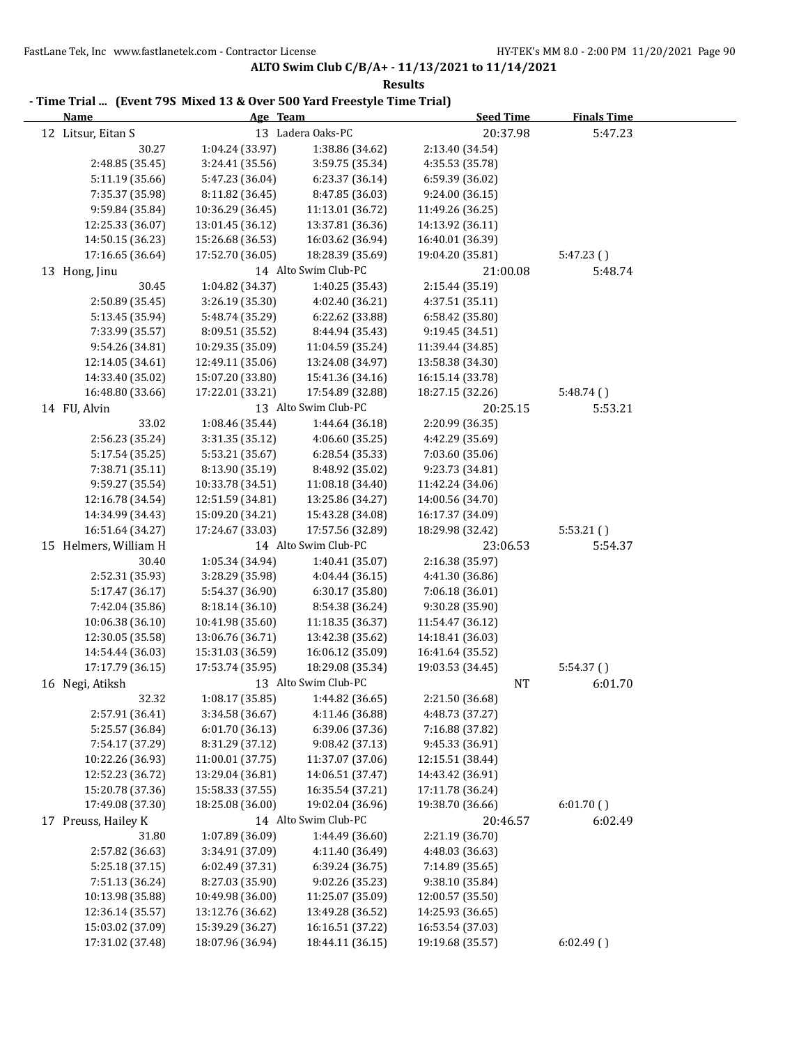**ALTO Swim Club C/B/A+ - 11/13/2021 to 11/14/2021**

**Results**

## - Time Trial ... (Event 79S Mixed 13 & Over 500 Yard Freestyle Time Trial)

| Name | Age | Team | Seed Time | Finals Time |
|---|---|---|---|---|
| 12 Litsur, Eitan S | 13 | Ladera Oaks-PC | 20:37.98 | 5:47.23 |

30.27 | 1:04.24 (33.97) | 1:38.86 (34.62) | 2:13.40 (34.54)
2:48.85 (35.45) | 3:24.41 (35.56) | 3:59.75 (35.34) | 4:35.53 (35.78)
5:11.19 (35.66) | 5:47.23 (36.04) | 6:23.37 (36.14) | 6:59.39 (36.02)
7:35.37 (35.98) | 8:11.82 (36.45) | 8:47.85 (36.03) | 9:24.00 (36.15)
9:59.84 (35.84) | 10:36.29 (36.45) | 11:13.01 (36.72) | 11:49.26 (36.25)
12:25.33 (36.07) | 13:01.45 (36.12) | 13:37.81 (36.36) | 14:13.92 (36.11)
14:50.15 (36.23) | 15:26.68 (36.53) | 16:03.62 (36.94) | 16:40.01 (36.39)
17:16.65 (36.64) | 17:52.70 (36.05) | 18:28.39 (35.69) | 19:04.20 (35.81) | 5:47.23 ()

| Name | Age | Team | Seed Time | Finals Time |
|---|---|---|---|---|
| 13 Hong, Jinu | 14 | Alto Swim Club-PC | 21:00.08 | 5:48.74 |

30.45 | 1:04.82 (34.37) | 1:40.25 (35.43) | 2:15.44 (35.19)
2:50.89 (35.45) | 3:26.19 (35.30) | 4:02.40 (36.21) | 4:37.51 (35.11)
5:13.45 (35.94) | 5:48.74 (35.29) | 6:22.62 (33.88) | 6:58.42 (35.80)
7:33.99 (35.57) | 8:09.51 (35.52) | 8:44.94 (35.43) | 9:19.45 (34.51)
9:54.26 (34.81) | 10:29.35 (35.09) | 11:04.59 (35.24) | 11:39.44 (34.85)
12:14.05 (34.61) | 12:49.11 (35.06) | 13:24.08 (34.97) | 13:58.38 (34.30)
14:33.40 (35.02) | 15:07.20 (33.80) | 15:41.36 (34.16) | 16:15.14 (33.78)
16:48.80 (33.66) | 17:22.01 (33.21) | 17:54.89 (32.88) | 18:27.15 (32.26) | 5:48.74 ()

| Name | Age | Team | Seed Time | Finals Time |
|---|---|---|---|---|
| 14 FU, Alvin | 13 | Alto Swim Club-PC | 20:25.15 | 5:53.21 |

33.02 | 1:08.46 (35.44) | 1:44.64 (36.18) | 2:20.99 (36.35)
2:56.23 (35.24) | 3:31.35 (35.12) | 4:06.60 (35.25) | 4:42.29 (35.69)
5:17.54 (35.25) | 5:53.21 (35.67) | 6:28.54 (35.33) | 7:03.60 (35.06)
7:38.71 (35.11) | 8:13.90 (35.19) | 8:48.92 (35.02) | 9:23.73 (34.81)
9:59.27 (35.54) | 10:33.78 (34.51) | 11:08.18 (34.40) | 11:42.24 (34.06)
12:16.78 (34.54) | 12:51.59 (34.81) | 13:25.86 (34.27) | 14:00.56 (34.70)
14:34.99 (34.43) | 15:09.20 (34.21) | 15:43.28 (34.08) | 16:17.37 (34.09)
16:51.64 (34.27) | 17:24.67 (33.03) | 17:57.56 (32.89) | 18:29.98 (32.42) | 5:53.21 ()

| Name | Age | Team | Seed Time | Finals Time |
|---|---|---|---|---|
| 15 Helmers, William H | 14 | Alto Swim Club-PC | 23:06.53 | 5:54.37 |

30.40 | 1:05.34 (34.94) | 1:40.41 (35.07) | 2:16.38 (35.97)
2:52.31 (35.93) | 3:28.29 (35.98) | 4:04.44 (36.15) | 4:41.30 (36.86)
5:17.47 (36.17) | 5:54.37 (36.90) | 6:30.17 (35.80) | 7:06.18 (36.01)
7:42.04 (35.86) | 8:18.14 (36.10) | 8:54.38 (36.24) | 9:30.28 (35.90)
10:06.38 (36.10) | 10:41.98 (35.60) | 11:18.35 (36.37) | 11:54.47 (36.12)
12:30.05 (35.58) | 13:06.76 (36.71) | 13:42.38 (35.62) | 14:18.41 (36.03)
14:54.44 (36.03) | 15:31.03 (36.59) | 16:06.12 (35.09) | 16:41.64 (35.52)
17:17.79 (36.15) | 17:53.74 (35.95) | 18:29.08 (35.34) | 19:03.53 (34.45) | 5:54.37 ()

| Name | Age | Team | Seed Time | Finals Time |
|---|---|---|---|---|
| 16 Negi, Atiksh | 13 | Alto Swim Club-PC | NT | 6:01.70 |

32.32 | 1:08.17 (35.85) | 1:44.82 (36.65) | 2:21.50 (36.68)
2:57.91 (36.41) | 3:34.58 (36.67) | 4:11.46 (36.88) | 4:48.73 (37.27)
5:25.57 (36.84) | 6:01.70 (36.13) | 6:39.06 (37.36) | 7:16.88 (37.82)
7:54.17 (37.29) | 8:31.29 (37.12) | 9:08.42 (37.13) | 9:45.33 (36.91)
10:22.26 (36.93) | 11:00.01 (37.75) | 11:37.07 (37.06) | 12:15.51 (38.44)
12:52.23 (36.72) | 13:29.04 (36.81) | 14:06.51 (37.47) | 14:43.42 (36.91)
15:20.78 (37.36) | 15:58.33 (37.55) | 16:35.54 (37.21) | 17:11.78 (36.24)
17:49.08 (37.30) | 18:25.08 (36.00) | 19:02.04 (36.96) | 19:38.70 (36.66) | 6:01.70 ()

| Name | Age | Team | Seed Time | Finals Time |
|---|---|---|---|---|
| 17 Preuss, Hailey K | 14 | Alto Swim Club-PC | 20:46.57 | 6:02.49 |

31.80 | 1:07.89 (36.09) | 1:44.49 (36.60) | 2:21.19 (36.70)
2:57.82 (36.63) | 3:34.91 (37.09) | 4:11.40 (36.49) | 4:48.03 (36.63)
5:25.18 (37.15) | 6:02.49 (37.31) | 6:39.24 (36.75) | 7:14.89 (35.65)
7:51.13 (36.24) | 8:27.03 (35.90) | 9:02.26 (35.23) | 9:38.10 (35.84)
10:13.98 (35.88) | 10:49.98 (36.00) | 11:25.07 (35.09) | 12:00.57 (35.50)
12:36.14 (35.57) | 13:12.76 (36.62) | 13:49.28 (36.52) | 14:25.93 (36.65)
15:03.02 (37.09) | 15:39.29 (36.27) | 16:16.51 (37.22) | 16:53.54 (37.03)
17:31.02 (37.48) | 18:07.96 (36.94) | 18:44.11 (36.15) | 19:19.68 (35.57) | 6:02.49 ()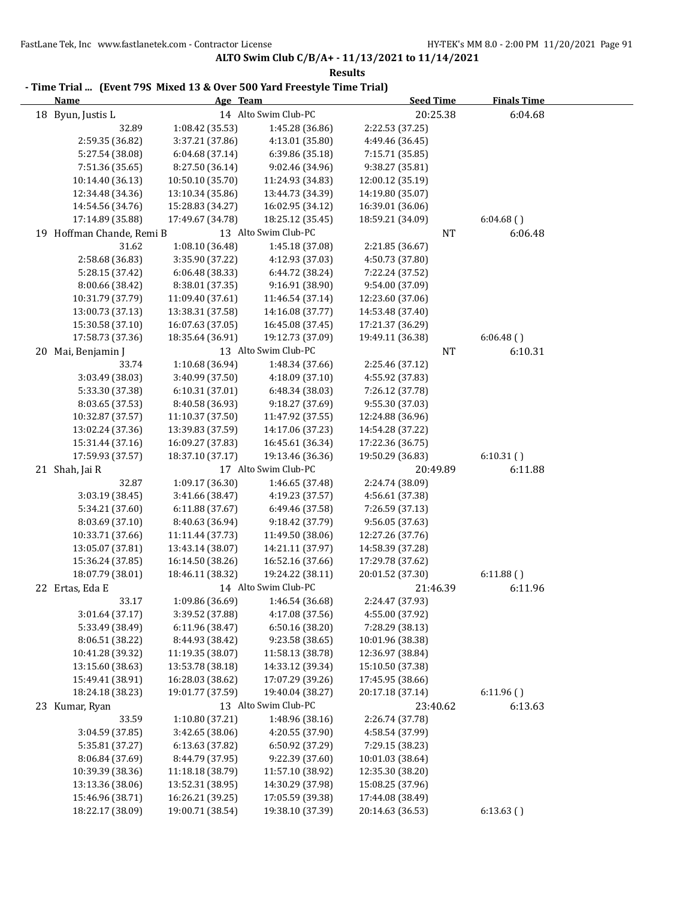**ALTO Swim Club C/B/A+ - 11/13/2021 to 11/14/2021**

**Results**

## - Time Trial ... (Event 79S Mixed 13 & Over 500 Yard Freestyle Time Trial)

| Name | Age | Team | Seed Time | Finals Time |
|---|---|---|---|---|
| 18 Byun, Justis L | 14 | Alto Swim Club-PC | 20:25.38 | 6:04.68 |
| 32.89 | 1:08.42 (35.53) | 1:45.28 (36.86) | 2:22.53 (37.25) | |
| 2:59.35 (36.82) | 3:37.21 (37.86) | 4:13.01 (35.80) | 4:49.46 (36.45) | |
| 5:27.54 (38.08) | 6:04.68 (37.14) | 6:39.86 (35.18) | 7:15.71 (35.85) | |
| 7:51.36 (35.65) | 8:27.50 (36.14) | 9:02.46 (34.96) | 9:38.27 (35.81) | |
| 10:14.40 (36.13) | 10:50.10 (35.70) | 11:24.93 (34.83) | 12:00.12 (35.19) | |
| 12:34.48 (34.36) | 13:10.34 (35.86) | 13:44.73 (34.39) | 14:19.80 (35.07) | |
| 14:54.56 (34.76) | 15:28.83 (34.27) | 16:02.95 (34.12) | 16:39.01 (36.06) | |
| 17:14.89 (35.88) | 17:49.67 (34.78) | 18:25.12 (35.45) | 18:59.21 (34.09) | 6:04.68 ( ) |
| 19 Hoffman Chande, Remi B | 13 | Alto Swim Club-PC | NT | 6:06.48 |
| 31.62 | 1:08.10 (36.48) | 1:45.18 (37.08) | 2:21.85 (36.67) | |
| 2:58.68 (36.83) | 3:35.90 (37.22) | 4:12.93 (37.03) | 4:50.73 (37.80) | |
| 5:28.15 (37.42) | 6:06.48 (38.33) | 6:44.72 (38.24) | 7:22.24 (37.52) | |
| 8:00.66 (38.42) | 8:38.01 (37.35) | 9:16.91 (38.90) | 9:54.00 (37.09) | |
| 10:31.79 (37.79) | 11:09.40 (37.61) | 11:46.54 (37.14) | 12:23.60 (37.06) | |
| 13:00.73 (37.13) | 13:38.31 (37.58) | 14:16.08 (37.77) | 14:53.48 (37.40) | |
| 15:30.58 (37.10) | 16:07.63 (37.05) | 16:45.08 (37.45) | 17:21.37 (36.29) | |
| 17:58.73 (37.36) | 18:35.64 (36.91) | 19:12.73 (37.09) | 19:49.11 (36.38) | 6:06.48 ( ) |
| 20 Mai, Benjamin J | 13 | Alto Swim Club-PC | NT | 6:10.31 |
| 33.74 | 1:10.68 (36.94) | 1:48.34 (37.66) | 2:25.46 (37.12) | |
| 3:03.49 (38.03) | 3:40.99 (37.50) | 4:18.09 (37.10) | 4:55.92 (37.83) | |
| 5:33.30 (37.38) | 6:10.31 (37.01) | 6:48.34 (38.03) | 7:26.12 (37.78) | |
| 8:03.65 (37.53) | 8:40.58 (36.93) | 9:18.27 (37.69) | 9:55.30 (37.03) | |
| 10:32.87 (37.57) | 11:10.37 (37.50) | 11:47.92 (37.55) | 12:24.88 (36.96) | |
| 13:02.24 (37.36) | 13:39.83 (37.59) | 14:17.06 (37.23) | 14:54.28 (37.22) | |
| 15:31.44 (37.16) | 16:09.27 (37.83) | 16:45.61 (36.34) | 17:22.36 (36.75) | |
| 17:59.93 (37.57) | 18:37.10 (37.17) | 19:13.46 (36.36) | 19:50.29 (36.83) | 6:10.31 ( ) |
| 21 Shah, Jai R | 17 | Alto Swim Club-PC | 20:49.89 | 6:11.88 |
| 32.87 | 1:09.17 (36.30) | 1:46.65 (37.48) | 2:24.74 (38.09) | |
| 3:03.19 (38.45) | 3:41.66 (38.47) | 4:19.23 (37.57) | 4:56.61 (37.38) | |
| 5:34.21 (37.60) | 6:11.88 (37.67) | 6:49.46 (37.58) | 7:26.59 (37.13) | |
| 8:03.69 (37.10) | 8:40.63 (36.94) | 9:18.42 (37.79) | 9:56.05 (37.63) | |
| 10:33.71 (37.66) | 11:11.44 (37.73) | 11:49.50 (38.06) | 12:27.26 (37.76) | |
| 13:05.07 (37.81) | 13:43.14 (38.07) | 14:21.11 (37.97) | 14:58.39 (37.28) | |
| 15:36.24 (37.85) | 16:14.50 (38.26) | 16:52.16 (37.66) | 17:29.78 (37.62) | |
| 18:07.79 (38.01) | 18:46.11 (38.32) | 19:24.22 (38.11) | 20:01.52 (37.30) | 6:11.88 ( ) |
| 22 Ertas, Eda E | 14 | Alto Swim Club-PC | 21:46.39 | 6:11.96 |
| 33.17 | 1:09.86 (36.69) | 1:46.54 (36.68) | 2:24.47 (37.93) | |
| 3:01.64 (37.17) | 3:39.52 (37.88) | 4:17.08 (37.56) | 4:55.00 (37.92) | |
| 5:33.49 (38.49) | 6:11.96 (38.47) | 6:50.16 (38.20) | 7:28.29 (38.13) | |
| 8:06.51 (38.22) | 8:44.93 (38.42) | 9:23.58 (38.65) | 10:01.96 (38.38) | |
| 10:41.28 (39.32) | 11:19.35 (38.07) | 11:58.13 (38.78) | 12:36.97 (38.84) | |
| 13:15.60 (38.63) | 13:53.78 (38.18) | 14:33.12 (39.34) | 15:10.50 (37.38) | |
| 15:49.41 (38.91) | 16:28.03 (38.62) | 17:07.29 (39.26) | 17:45.95 (38.66) | |
| 18:24.18 (38.23) | 19:01.77 (37.59) | 19:40.04 (38.27) | 20:17.18 (37.14) | 6:11.96 ( ) |
| 23 Kumar, Ryan | 13 | Alto Swim Club-PC | 23:40.62 | 6:13.63 |
| 33.59 | 1:10.80 (37.21) | 1:48.96 (38.16) | 2:26.74 (37.78) | |
| 3:04.59 (37.85) | 3:42.65 (38.06) | 4:20.55 (37.90) | 4:58.54 (37.99) | |
| 5:35.81 (37.27) | 6:13.63 (37.82) | 6:50.92 (37.29) | 7:29.15 (38.23) | |
| 8:06.84 (37.69) | 8:44.79 (37.95) | 9:22.39 (37.60) | 10:01.03 (38.64) | |
| 10:39.39 (38.36) | 11:18.18 (38.79) | 11:57.10 (38.92) | 12:35.30 (38.20) | |
| 13:13.36 (38.06) | 13:52.31 (38.95) | 14:30.29 (37.98) | 15:08.25 (37.96) | |
| 15:46.96 (38.71) | 16:26.21 (39.25) | 17:05.59 (39.38) | 17:44.08 (38.49) | |
| 18:22.17 (38.09) | 19:00.71 (38.54) | 19:38.10 (37.39) | 20:14.63 (36.53) | 6:13.63 ( ) |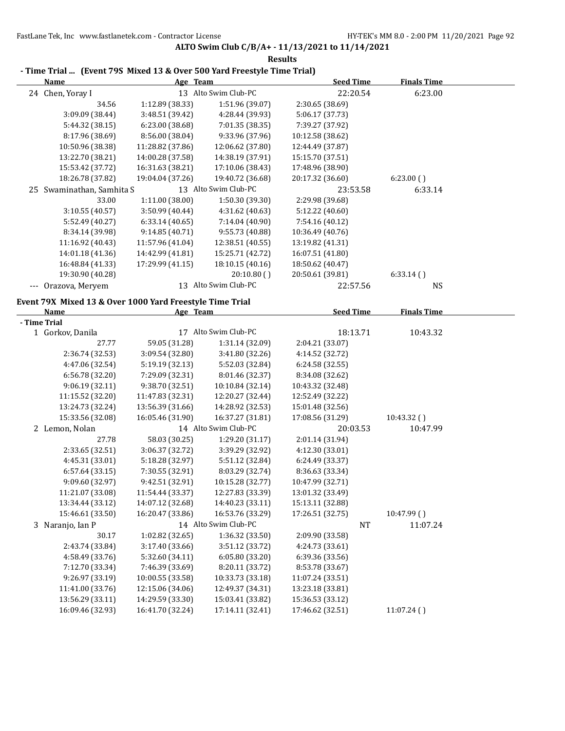ALTO Swim Club C/B/A+ - 11/13/2021 to 11/14/2021

**Results**

### - Time Trial ... (Event 79S Mixed 13 & Over 500 Yard Freestyle Time Trial)

| Name | Age | Team | Seed Time | Finals Time |
|---|---|---|---|---|
| 24 Chen, Yoray I | 13 | Alto Swim Club-PC | 22:20.54 | 6:23.00 |

| | | | | |
|---|---|---|---|---|
| 34.56 | 1:12.89 (38.33) | 1:51.96 (39.07) | 2:30.65 (38.69) | |
| 3:09.09 (38.44) | 3:48.51 (39.42) | 4:28.44 (39.93) | 5:06.17 (37.73) | |
| 5:44.32 (38.15) | 6:23.00 (38.68) | 7:01.35 (38.35) | 7:39.27 (37.92) | |
| 8:17.96 (38.69) | 8:56.00 (38.04) | 9:33.96 (37.96) | 10:12.58 (38.62) | |
| 10:50.96 (38.38) | 11:28.82 (37.86) | 12:06.62 (37.80) | 12:44.49 (37.87) | |
| 13:22.70 (38.21) | 14:00.28 (37.58) | 14:38.19 (37.91) | 15:15.70 (37.51) | |
| 15:53.42 (37.72) | 16:31.63 (38.21) | 17:10.06 (38.43) | 17:48.96 (38.90) | |
| 18:26.78 (37.82) | 19:04.04 (37.26) | 19:40.72 (36.68) | 20:17.32 (36.60) | 6:23.00 ( ) |

| Name | Age | Team | Seed Time | Finals Time |
|---|---|---|---|---|
| 25 Swaminathan, Samhita S | 13 | Alto Swim Club-PC | 23:53.58 | 6:33.14 |

| | | | | |
|---|---|---|---|---|
| 33.00 | 1:11.00 (38.00) | 1:50.30 (39.30) | 2:29.98 (39.68) | |
| 3:10.55 (40.57) | 3:50.99 (40.44) | 4:31.62 (40.63) | 5:12.22 (40.60) | |
| 5:52.49 (40.27) | 6:33.14 (40.65) | 7:14.04 (40.90) | 7:54.16 (40.12) | |
| 8:34.14 (39.98) | 9:14.85 (40.71) | 9:55.73 (40.88) | 10:36.49 (40.76) | |
| 11:16.92 (40.43) | 11:57.96 (41.04) | 12:38.51 (40.55) | 13:19.82 (41.31) | |
| 14:01.18 (41.36) | 14:42.99 (41.81) | 15:25.71 (42.72) | 16:07.51 (41.80) | |
| 16:48.84 (41.33) | 17:29.99 (41.15) | 18:10.15 (40.16) | 18:50.62 (40.47) | |
| 19:30.90 (40.28) | | 20:10.80 ( ) | 20:50.61 (39.81) | 6:33.14 ( ) |

| Name | Age | Team | Seed Time | Finals Time |
|---|---|---|---|---|
| --- Orazova, Meryem | 13 | Alto Swim Club-PC | 22:57.56 | NS |

### Event 79X Mixed 13 & Over 1000 Yard Freestyle Time Trial

| Name | Age | Team | Seed Time | Finals Time |
|---|---|---|---|---|
| **- Time Trial** | | | | |
| 1 Gorkov, Danila | 17 | Alto Swim Club-PC | 18:13.71 | 10:43.32 |

| | | | | |
|---|---|---|---|---|
| 27.77 | 59.05 (31.28) | 1:31.14 (32.09) | 2:04.21 (33.07) | |
| 2:36.74 (32.53) | 3:09.54 (32.80) | 3:41.80 (32.26) | 4:14.52 (32.72) | |
| 4:47.06 (32.54) | 5:19.19 (32.13) | 5:52.03 (32.84) | 6:24.58 (32.55) | |
| 6:56.78 (32.20) | 7:29.09 (32.31) | 8:01.46 (32.37) | 8:34.08 (32.62) | |
| 9:06.19 (32.11) | 9:38.70 (32.51) | 10:10.84 (32.14) | 10:43.32 (32.48) | |
| 11:15.52 (32.20) | 11:47.83 (32.31) | 12:20.27 (32.44) | 12:52.49 (32.22) | |
| 13:24.73 (32.24) | 13:56.39 (31.66) | 14:28.92 (32.53) | 15:01.48 (32.56) | |
| 15:33.56 (32.08) | 16:05.46 (31.90) | 16:37.27 (31.81) | 17:08.56 (31.29) | 10:43.32 ( ) |

| Name | Age | Team | Seed Time | Finals Time |
|---|---|---|---|---|
| 2 Lemon, Nolan | 14 | Alto Swim Club-PC | 20:03.53 | 10:47.99 |

| | | | | |
|---|---|---|---|---|
| 27.78 | 58.03 (30.25) | 1:29.20 (31.17) | 2:01.14 (31.94) | |
| 2:33.65 (32.51) | 3:06.37 (32.72) | 3:39.29 (32.92) | 4:12.30 (33.01) | |
| 4:45.31 (33.01) | 5:18.28 (32.97) | 5:51.12 (32.84) | 6:24.49 (33.37) | |
| 6:57.64 (33.15) | 7:30.55 (32.91) | 8:03.29 (32.74) | 8:36.63 (33.34) | |
| 9:09.60 (32.97) | 9:42.51 (32.91) | 10:15.28 (32.77) | 10:47.99 (32.71) | |
| 11:21.07 (33.08) | 11:54.44 (33.37) | 12:27.83 (33.39) | 13:01.32 (33.49) | |
| 13:34.44 (33.12) | 14:07.12 (32.68) | 14:40.23 (33.11) | 15:13.11 (32.88) | |
| 15:46.61 (33.50) | 16:20.47 (33.86) | 16:53.76 (33.29) | 17:26.51 (32.75) | 10:47.99 ( ) |

| Name | Age | Team | Seed Time | Finals Time |
|---|---|---|---|---|
| 3 Naranjo, Ian P | 14 | Alto Swim Club-PC | NT | 11:07.24 |

| | | | | |
|---|---|---|---|---|
| 30.17 | 1:02.82 (32.65) | 1:36.32 (33.50) | 2:09.90 (33.58) | |
| 2:43.74 (33.84) | 3:17.40 (33.66) | 3:51.12 (33.72) | 4:24.73 (33.61) | |
| 4:58.49 (33.76) | 5:32.60 (34.11) | 6:05.80 (33.20) | 6:39.36 (33.56) | |
| 7:12.70 (33.34) | 7:46.39 (33.69) | 8:20.11 (33.72) | 8:53.78 (33.67) | |
| 9:26.97 (33.19) | 10:00.55 (33.58) | 10:33.73 (33.18) | 11:07.24 (33.51) | |
| 11:41.00 (33.76) | 12:15.06 (34.06) | 12:49.37 (34.31) | 13:23.18 (33.81) | |
| 13:56.29 (33.11) | 14:29.59 (33.30) | 15:03.41 (33.82) | 15:36.53 (33.12) | |
| 16:09.46 (32.93) | 16:41.70 (32.24) | 17:14.11 (32.41) | 17:46.62 (32.51) | 11:07.24 ( ) |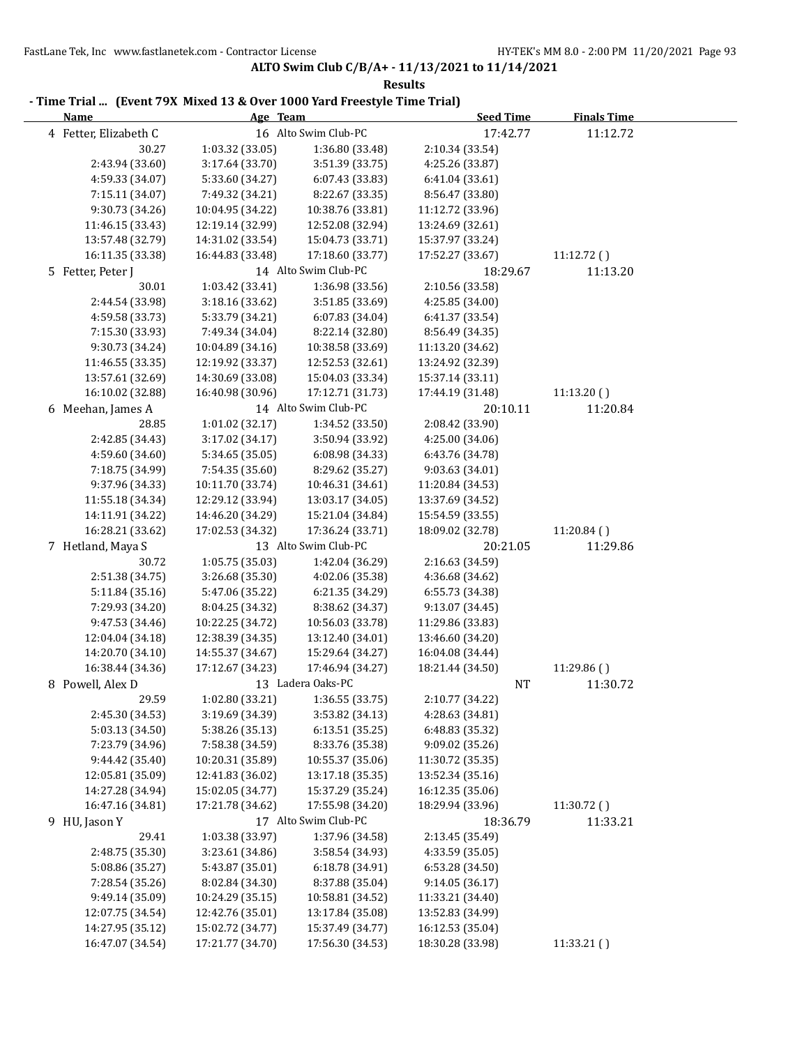**ALTO Swim Club C/B/A+ - 11/13/2021 to 11/14/2021**

**Results**

**- Time Trial ... (Event 79X Mixed 13 & Over 1000 Yard Freestyle Time Trial)**

| Name | Age | Team | Seed Time | Finals Time |
|---|---|---|---|---|
| 4 Fetter, Elizabeth C | 16 | Alto Swim Club-PC | 17:42.77 | 11:12.72 |
| 30.27 | 1:03.32 (33.05) | 1:36.80 (33.48) | 2:10.34 (33.54) | |
| 2:43.94 (33.60) | 3:17.64 (33.70) | 3:51.39 (33.75) | 4:25.26 (33.87) | |
| 4:59.33 (34.07) | 5:33.60 (34.27) | 6:07.43 (33.83) | 6:41.04 (33.61) | |
| 7:15.11 (34.07) | 7:49.32 (34.21) | 8:22.67 (33.35) | 8:56.47 (33.80) | |
| 9:30.73 (34.26) | 10:04.95 (34.22) | 10:38.76 (33.81) | 11:12.72 (33.96) | |
| 11:46.15 (33.43) | 12:19.14 (32.99) | 12:52.08 (32.94) | 13:24.69 (32.61) | |
| 13:57.48 (32.79) | 14:31.02 (33.54) | 15:04.73 (33.71) | 15:37.97 (33.24) | |
| 16:11.35 (33.38) | 16:44.83 (33.48) | 17:18.60 (33.77) | 17:52.27 (33.67) | 11:12.72 ( ) |
| 5 Fetter, Peter J | 14 | Alto Swim Club-PC | 18:29.67 | 11:13.20 |
| 30.01 | 1:03.42 (33.41) | 1:36.98 (33.56) | 2:10.56 (33.58) | |
| 2:44.54 (33.98) | 3:18.16 (33.62) | 3:51.85 (33.69) | 4:25.85 (34.00) | |
| 4:59.58 (33.73) | 5:33.79 (34.21) | 6:07.83 (34.04) | 6:41.37 (33.54) | |
| 7:15.30 (33.93) | 7:49.34 (34.04) | 8:22.14 (32.80) | 8:56.49 (34.35) | |
| 9:30.73 (34.24) | 10:04.89 (34.16) | 10:38.58 (33.69) | 11:13.20 (34.62) | |
| 11:46.55 (33.35) | 12:19.92 (33.37) | 12:52.53 (32.61) | 13:24.92 (32.39) | |
| 13:57.61 (32.69) | 14:30.69 (33.08) | 15:04.03 (33.34) | 15:37.14 (33.11) | |
| 16:10.02 (32.88) | 16:40.98 (30.96) | 17:12.71 (31.73) | 17:44.19 (31.48) | 11:13.20 ( ) |
| 6 Meehan, James A | 14 | Alto Swim Club-PC | 20:10.11 | 11:20.84 |
| 28.85 | 1:01.02 (32.17) | 1:34.52 (33.50) | 2:08.42 (33.90) | |
| 2:42.85 (34.43) | 3:17.02 (34.17) | 3:50.94 (33.92) | 4:25.00 (34.06) | |
| 4:59.60 (34.60) | 5:34.65 (35.05) | 6:08.98 (34.33) | 6:43.76 (34.78) | |
| 7:18.75 (34.99) | 7:54.35 (35.60) | 8:29.62 (35.27) | 9:03.63 (34.01) | |
| 9:37.96 (34.33) | 10:11.70 (33.74) | 10:46.31 (34.61) | 11:20.84 (34.53) | |
| 11:55.18 (34.34) | 12:29.12 (33.94) | 13:03.17 (34.05) | 13:37.69 (34.52) | |
| 14:11.91 (34.22) | 14:46.20 (34.29) | 15:21.04 (34.84) | 15:54.59 (33.55) | |
| 16:28.21 (33.62) | 17:02.53 (34.32) | 17:36.24 (33.71) | 18:09.02 (32.78) | 11:20.84 ( ) |
| 7 Hetland, Maya S | 13 | Alto Swim Club-PC | 20:21.05 | 11:29.86 |
| 30.72 | 1:05.75 (35.03) | 1:42.04 (36.29) | 2:16.63 (34.59) | |
| 2:51.38 (34.75) | 3:26.68 (35.30) | 4:02.06 (35.38) | 4:36.68 (34.62) | |
| 5:11.84 (35.16) | 5:47.06 (35.22) | 6:21.35 (34.29) | 6:55.73 (34.38) | |
| 7:29.93 (34.20) | 8:04.25 (34.32) | 8:38.62 (34.37) | 9:13.07 (34.45) | |
| 9:47.53 (34.46) | 10:22.25 (34.72) | 10:56.03 (33.78) | 11:29.86 (33.83) | |
| 12:04.04 (34.18) | 12:38.39 (34.35) | 13:12.40 (34.01) | 13:46.60 (34.20) | |
| 14:20.70 (34.10) | 14:55.37 (34.67) | 15:29.64 (34.27) | 16:04.08 (34.44) | |
| 16:38.44 (34.36) | 17:12.67 (34.23) | 17:46.94 (34.27) | 18:21.44 (34.50) | 11:29.86 ( ) |
| 8 Powell, Alex D | 13 | Ladera Oaks-PC | NT | 11:30.72 |
| 29.59 | 1:02.80 (33.21) | 1:36.55 (33.75) | 2:10.77 (34.22) | |
| 2:45.30 (34.53) | 3:19.69 (34.39) | 3:53.82 (34.13) | 4:28.63 (34.81) | |
| 5:03.13 (34.50) | 5:38.26 (35.13) | 6:13.51 (35.25) | 6:48.83 (35.32) | |
| 7:23.79 (34.96) | 7:58.38 (34.59) | 8:33.76 (35.38) | 9:09.02 (35.26) | |
| 9:44.42 (35.40) | 10:20.31 (35.89) | 10:55.37 (35.06) | 11:30.72 (35.35) | |
| 12:05.81 (35.09) | 12:41.83 (36.02) | 13:17.18 (35.35) | 13:52.34 (35.16) | |
| 14:27.28 (34.94) | 15:02.05 (34.77) | 15:37.29 (35.24) | 16:12.35 (35.06) | |
| 16:47.16 (34.81) | 17:21.78 (34.62) | 17:55.98 (34.20) | 18:29.94 (33.96) | 11:30.72 ( ) |
| 9 HU, Jason Y | 17 | Alto Swim Club-PC | 18:36.79 | 11:33.21 |
| 29.41 | 1:03.38 (33.97) | 1:37.96 (34.58) | 2:13.45 (35.49) | |
| 2:48.75 (35.30) | 3:23.61 (34.86) | 3:58.54 (34.93) | 4:33.59 (35.05) | |
| 5:08.86 (35.27) | 5:43.87 (35.01) | 6:18.78 (34.91) | 6:53.28 (34.50) | |
| 7:28.54 (35.26) | 8:02.84 (34.30) | 8:37.88 (35.04) | 9:14.05 (36.17) | |
| 9:49.14 (35.09) | 10:24.29 (35.15) | 10:58.81 (34.52) | 11:33.21 (34.40) | |
| 12:07.75 (34.54) | 12:42.76 (35.01) | 13:17.84 (35.08) | 13:52.83 (34.99) | |
| 14:27.95 (35.12) | 15:02.72 (34.77) | 15:37.49 (34.77) | 16:12.53 (35.04) | |
| 16:47.07 (34.54) | 17:21.77 (34.70) | 17:56.30 (34.53) | 18:30.28 (33.98) | 11:33.21 ( ) |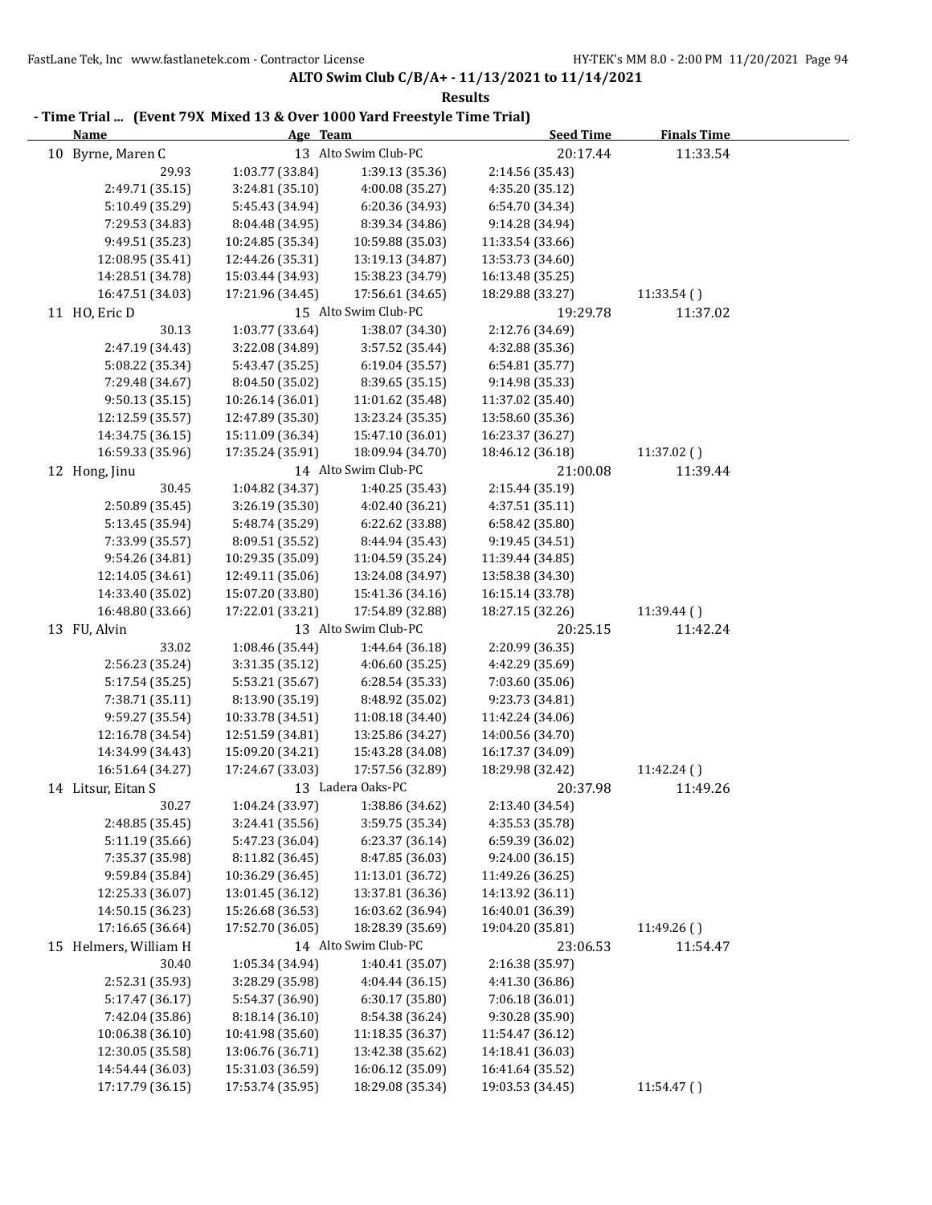ALTO Swim Club C/B/A+ - 11/13/2021 to 11/14/2021

**Results**

**- Time Trial ... (Event 79X Mixed 13 & Over 1000 Yard Freestyle Time Trial)**

| Name | Age | Team | Seed Time | Finals Time |
|---|---|---|---|---|
| 10 Byrne, Maren C | 13 | Alto Swim Club-PC | 20:17.44 | 11:33.54 |
| 29.93 | 1:03.77 (33.84) | 1:39.13 (35.36) | 2:14.56 (35.43) | |
| 2:49.71 (35.15) | 3:24.81 (35.10) | 4:00.08 (35.27) | 4:35.20 (35.12) | |
| 5:10.49 (35.29) | 5:45.43 (34.94) | 6:20.36 (34.93) | 6:54.70 (34.34) | |
| 7:29.53 (34.83) | 8:04.48 (34.95) | 8:39.34 (34.86) | 9:14.28 (34.94) | |
| 9:49.51 (35.23) | 10:24.85 (35.34) | 10:59.88 (35.03) | 11:33.54 (33.66) | |
| 12:08.95 (35.41) | 12:44.26 (35.31) | 13:19.13 (34.87) | 13:53.73 (34.60) | |
| 14:28.51 (34.78) | 15:03.44 (34.93) | 15:38.23 (34.79) | 16:13.48 (35.25) | |
| 16:47.51 (34.03) | 17:21.96 (34.45) | 17:56.61 (34.65) | 18:29.88 (33.27) | 11:33.54 ( ) |
| 11 HO, Eric D | 15 | Alto Swim Club-PC | 19:29.78 | 11:37.02 |
| 30.13 | 1:03.77 (33.64) | 1:38.07 (34.30) | 2:12.76 (34.69) | |
| 2:47.19 (34.43) | 3:22.08 (34.89) | 3:57.52 (35.44) | 4:32.88 (35.36) | |
| 5:08.22 (35.34) | 5:43.47 (35.25) | 6:19.04 (35.57) | 6:54.81 (35.77) | |
| 7:29.48 (34.67) | 8:04.50 (35.02) | 8:39.65 (35.15) | 9:14.98 (35.33) | |
| 9:50.13 (35.15) | 10:26.14 (36.01) | 11:01.62 (35.48) | 11:37.02 (35.40) | |
| 12:12.59 (35.57) | 12:47.89 (35.30) | 13:23.24 (35.35) | 13:58.60 (35.36) | |
| 14:34.75 (36.15) | 15:11.09 (36.34) | 15:47.10 (36.01) | 16:23.37 (36.27) | |
| 16:59.33 (35.96) | 17:35.24 (35.91) | 18:09.94 (34.70) | 18:46.12 (36.18) | 11:37.02 ( ) |
| 12 Hong, Jinu | 14 | Alto Swim Club-PC | 21:00.08 | 11:39.44 |
| 30.45 | 1:04.82 (34.37) | 1:40.25 (35.43) | 2:15.44 (35.19) | |
| 2:50.89 (35.45) | 3:26.19 (35.30) | 4:02.40 (36.21) | 4:37.51 (35.11) | |
| 5:13.45 (35.94) | 5:48.74 (35.29) | 6:22.62 (33.88) | 6:58.42 (35.80) | |
| 7:33.99 (35.57) | 8:09.51 (35.52) | 8:44.94 (35.43) | 9:19.45 (34.51) | |
| 9:54.26 (34.81) | 10:29.35 (35.09) | 11:04.59 (35.24) | 11:39.44 (34.85) | |
| 12:14.05 (34.61) | 12:49.11 (35.06) | 13:24.08 (34.97) | 13:58.38 (34.30) | |
| 14:33.40 (35.02) | 15:07.20 (33.80) | 15:41.36 (34.16) | 16:15.14 (33.78) | |
| 16:48.80 (33.66) | 17:22.01 (33.21) | 17:54.89 (32.88) | 18:27.15 (32.26) | 11:39.44 ( ) |
| 13 FU, Alvin | 13 | Alto Swim Club-PC | 20:25.15 | 11:42.24 |
| 33.02 | 1:08.46 (35.44) | 1:44.64 (36.18) | 2:20.99 (36.35) | |
| 2:56.23 (35.24) | 3:31.35 (35.12) | 4:06.60 (35.25) | 4:42.29 (35.69) | |
| 5:17.54 (35.25) | 5:53.21 (35.67) | 6:28.54 (35.33) | 7:03.60 (35.06) | |
| 7:38.71 (35.11) | 8:13.90 (35.19) | 8:48.92 (35.02) | 9:23.73 (34.81) | |
| 9:59.27 (35.54) | 10:33.78 (34.51) | 11:08.18 (34.40) | 11:42.24 (34.06) | |
| 12:16.78 (34.54) | 12:51.59 (34.81) | 13:25.86 (34.27) | 14:00.56 (34.70) | |
| 14:34.99 (34.43) | 15:09.20 (34.21) | 15:43.28 (34.08) | 16:17.37 (34.09) | |
| 16:51.64 (34.27) | 17:24.67 (33.03) | 17:57.56 (32.89) | 18:29.98 (32.42) | 11:42.24 ( ) |
| 14 Litsur, Eitan S | 13 | Ladera Oaks-PC | 20:37.98 | 11:49.26 |
| 30.27 | 1:04.24 (33.97) | 1:38.86 (34.62) | 2:13.40 (34.54) | |
| 2:48.85 (35.45) | 3:24.41 (35.56) | 3:59.75 (35.34) | 4:35.53 (35.78) | |
| 5:11.19 (35.66) | 5:47.23 (36.04) | 6:23.37 (36.14) | 6:59.39 (36.02) | |
| 7:35.37 (35.98) | 8:11.82 (36.45) | 8:47.85 (36.03) | 9:24.00 (36.15) | |
| 9:59.84 (35.84) | 10:36.29 (36.45) | 11:13.01 (36.72) | 11:49.26 (36.25) | |
| 12:25.33 (36.07) | 13:01.45 (36.12) | 13:37.81 (36.36) | 14:13.92 (36.11) | |
| 14:50.15 (36.23) | 15:26.68 (36.53) | 16:03.62 (36.94) | 16:40.01 (36.39) | |
| 17:16.65 (36.64) | 17:52.70 (36.05) | 18:28.39 (35.69) | 19:04.20 (35.81) | 11:49.26 ( ) |
| 15 Helmers, William H | 14 | Alto Swim Club-PC | 23:06.53 | 11:54.47 |
| 30.40 | 1:05.34 (34.94) | 1:40.41 (35.07) | 2:16.38 (35.97) | |
| 2:52.31 (35.93) | 3:28.29 (35.98) | 4:04.44 (36.15) | 4:41.30 (36.86) | |
| 5:17.47 (36.17) | 5:54.37 (36.90) | 6:30.17 (35.80) | 7:06.18 (36.01) | |
| 7:42.04 (35.86) | 8:18.14 (36.10) | 8:54.38 (36.24) | 9:30.28 (35.90) | |
| 10:06.38 (36.10) | 10:41.98 (35.60) | 11:18.35 (36.37) | 11:54.47 (36.12) | |
| 12:30.05 (35.58) | 13:06.76 (36.71) | 13:42.38 (35.62) | 14:18.41 (36.03) | |
| 14:54.44 (36.03) | 15:31.03 (36.59) | 16:06.12 (35.09) | 16:41.64 (35.52) | |
| 17:17.79 (36.15) | 17:53.74 (35.95) | 18:29.08 (35.34) | 19:03.53 (34.45) | 11:54.47 ( ) |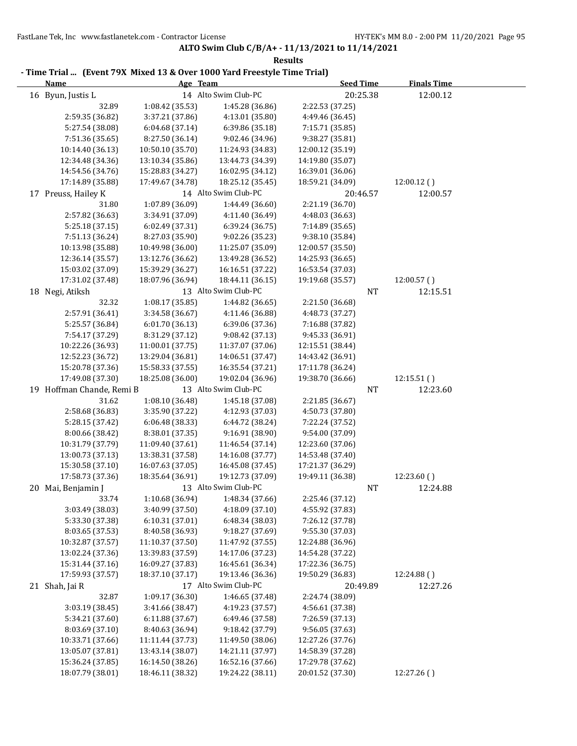**ALTO Swim Club C/B/A+ - 11/13/2021 to 11/14/2021**

**Results**

**- Time Trial ... (Event 79X Mixed 13 & Over 1000 Yard Freestyle Time Trial)**

| Name | Age | Team | Seed Time | Finals Time |
|---|---|---|---|---|
| 16 Byun, Justis L | 14 | Alto Swim Club-PC | 20:25.38 | 12:00.12 |
| 32.89 | 1:08.42 (35.53) | 1:45.28 (36.86) | 2:22.53 (37.25) | |
| 2:59.35 (36.82) | 3:37.21 (37.86) | 4:13.01 (35.80) | 4:49.46 (36.45) | |
| 5:27.54 (38.08) | 6:04.68 (37.14) | 6:39.86 (35.18) | 7:15.71 (35.85) | |
| 7:51.36 (35.65) | 8:27.50 (36.14) | 9:02.46 (34.96) | 9:38.27 (35.81) | |
| 10:14.40 (36.13) | 10:50.10 (35.70) | 11:24.93 (34.83) | 12:00.12 (35.19) | |
| 12:34.48 (34.36) | 13:10.34 (35.86) | 13:44.73 (34.39) | 14:19.80 (35.07) | |
| 14:54.56 (34.76) | 15:28.83 (34.27) | 16:02.95 (34.12) | 16:39.01 (36.06) | |
| 17:14.89 (35.88) | 17:49.67 (34.78) | 18:25.12 (35.45) | 18:59.21 (34.09) | 12:00.12 ( ) |
| 17 Preuss, Hailey K | 14 | Alto Swim Club-PC | 20:46.57 | 12:00.57 |
| 31.80 | 1:07.89 (36.09) | 1:44.49 (36.60) | 2:21.19 (36.70) | |
| 2:57.82 (36.63) | 3:34.91 (37.09) | 4:11.40 (36.49) | 4:48.03 (36.63) | |
| 5:25.18 (37.15) | 6:02.49 (37.31) | 6:39.24 (36.75) | 7:14.89 (35.65) | |
| 7:51.13 (36.24) | 8:27.03 (35.90) | 9:02.26 (35.23) | 9:38.10 (35.84) | |
| 10:13.98 (35.88) | 10:49.98 (36.00) | 11:25.07 (35.09) | 12:00.57 (35.50) | |
| 12:36.14 (35.57) | 13:12.76 (36.62) | 13:49.28 (36.52) | 14:25.93 (36.65) | |
| 15:03.02 (37.09) | 15:39.29 (36.27) | 16:16.51 (37.22) | 16:53.54 (37.03) | |
| 17:31.02 (37.48) | 18:07.96 (36.94) | 18:44.11 (36.15) | 19:19.68 (35.57) | 12:00.57 ( ) |
| 18 Negi, Atiksh | 13 | Alto Swim Club-PC | NT | 12:15.51 |
| 32.32 | 1:08.17 (35.85) | 1:44.82 (36.65) | 2:21.50 (36.68) | |
| 2:57.91 (36.41) | 3:34.58 (36.67) | 4:11.46 (36.88) | 4:48.73 (37.27) | |
| 5:25.57 (36.84) | 6:01.70 (36.13) | 6:39.06 (37.36) | 7:16.88 (37.82) | |
| 7:54.17 (37.29) | 8:31.29 (37.12) | 9:08.42 (37.13) | 9:45.33 (36.91) | |
| 10:22.26 (36.93) | 11:00.01 (37.75) | 11:37.07 (37.06) | 12:15.51 (38.44) | |
| 12:52.23 (36.72) | 13:29.04 (36.81) | 14:06.51 (37.47) | 14:43.42 (36.91) | |
| 15:20.78 (37.36) | 15:58.33 (37.55) | 16:35.54 (37.21) | 17:11.78 (36.24) | |
| 17:49.08 (37.30) | 18:25.08 (36.00) | 19:02.04 (36.96) | 19:38.70 (36.66) | 12:15.51 ( ) |
| 19 Hoffman Chande, Remi B | 13 | Alto Swim Club-PC | NT | 12:23.60 |
| 31.62 | 1:08.10 (36.48) | 1:45.18 (37.08) | 2:21.85 (36.67) | |
| 2:58.68 (36.83) | 3:35.90 (37.22) | 4:12.93 (37.03) | 4:50.73 (37.80) | |
| 5:28.15 (37.42) | 6:06.48 (38.33) | 6:44.72 (38.24) | 7:22.24 (37.52) | |
| 8:00.66 (38.42) | 8:38.01 (37.35) | 9:16.91 (38.90) | 9:54.00 (37.09) | |
| 10:31.79 (37.79) | 11:09.40 (37.61) | 11:46.54 (37.14) | 12:23.60 (37.06) | |
| 13:00.73 (37.13) | 13:38.31 (37.58) | 14:16.08 (37.77) | 14:53.48 (37.40) | |
| 15:30.58 (37.10) | 16:07.63 (37.05) | 16:45.08 (37.45) | 17:21.37 (36.29) | |
| 17:58.73 (37.36) | 18:35.64 (36.91) | 19:12.73 (37.09) | 19:49.11 (36.38) | 12:23.60 ( ) |
| 20 Mai, Benjamin J | 13 | Alto Swim Club-PC | NT | 12:24.88 |
| 33.74 | 1:10.68 (36.94) | 1:48.34 (37.66) | 2:25.46 (37.12) | |
| 3:03.49 (38.03) | 3:40.99 (37.50) | 4:18.09 (37.10) | 4:55.92 (37.83) | |
| 5:33.30 (37.38) | 6:10.31 (37.01) | 6:48.34 (38.03) | 7:26.12 (37.78) | |
| 8:03.65 (37.53) | 8:40.58 (36.93) | 9:18.27 (37.69) | 9:55.30 (37.03) | |
| 10:32.87 (37.57) | 11:10.37 (37.50) | 11:47.92 (37.55) | 12:24.88 (36.96) | |
| 13:02.24 (37.36) | 13:39.83 (37.59) | 14:17.06 (37.23) | 14:54.28 (37.22) | |
| 15:31.44 (37.16) | 16:09.27 (37.83) | 16:45.61 (36.34) | 17:22.36 (36.75) | |
| 17:59.93 (37.57) | 18:37.10 (37.17) | 19:13.46 (36.36) | 19:50.29 (36.83) | 12:24.88 ( ) |
| 21 Shah, Jai R | 17 | Alto Swim Club-PC | 20:49.89 | 12:27.26 |
| 32.87 | 1:09.17 (36.30) | 1:46.65 (37.48) | 2:24.74 (38.09) | |
| 3:03.19 (38.45) | 3:41.66 (38.47) | 4:19.23 (37.57) | 4:56.61 (37.38) | |
| 5:34.21 (37.60) | 6:11.88 (37.67) | 6:49.46 (37.58) | 7:26.59 (37.13) | |
| 8:03.69 (37.10) | 8:40.63 (36.94) | 9:18.42 (37.79) | 9:56.05 (37.63) | |
| 10:33.71 (37.66) | 11:11.44 (37.73) | 11:49.50 (38.06) | 12:27.26 (37.76) | |
| 13:05.07 (37.81) | 13:43.14 (38.07) | 14:21.11 (37.97) | 14:58.39 (37.28) | |
| 15:36.24 (37.85) | 16:14.50 (38.26) | 16:52.16 (37.66) | 17:29.78 (37.62) | |
| 18:07.79 (38.01) | 18:46.11 (38.32) | 19:24.22 (38.11) | 20:01.52 (37.30) | 12:27.26 ( ) |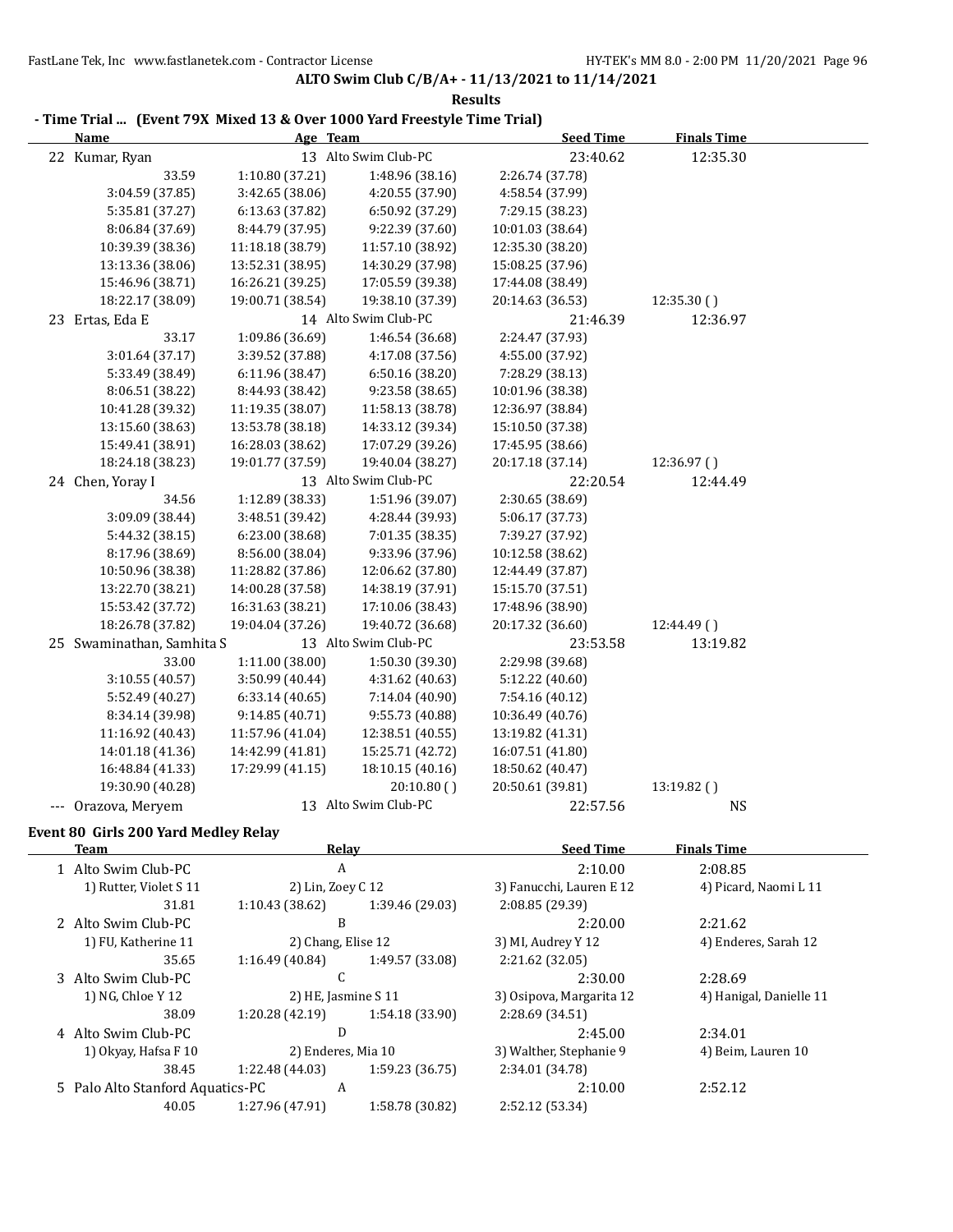**ALTO Swim Club C/B/A+ - 11/13/2021 to 11/14/2021**

**Results**

## - Time Trial ... (Event 79X Mixed 13 & Over 1000 Yard Freestyle Time Trial)

| | Name | Age | Team | Seed Time | Finals Time |
|---|---|---|---|---|---|
| 22 | Kumar, Ryan | 13 | Alto Swim Club-PC | 23:40.62 | 12:35.30 |
| | 33.59 | 1:10.80 (37.21) | 1:48.96 (38.16) | 2:26.74 (37.78) | |
| | 3:04.59 (37.85) | 3:42.65 (38.06) | 4:20.55 (37.90) | 4:58.54 (37.99) | |
| | 5:35.81 (37.27) | 6:13.63 (37.82) | 6:50.92 (37.29) | 7:29.15 (38.23) | |
| | 8:06.84 (37.69) | 8:44.79 (37.95) | 9:22.39 (37.60) | 10:01.03 (38.64) | |
| | 10:39.39 (38.36) | 11:18.18 (38.79) | 11:57.10 (38.92) | 12:35.30 (38.20) | |
| | 13:13.36 (38.06) | 13:52.31 (38.95) | 14:30.29 (37.98) | 15:08.25 (37.96) | |
| | 15:46.96 (38.71) | 16:26.21 (39.25) | 17:05.59 (39.38) | 17:44.08 (38.49) | |
| | 18:22.17 (38.09) | 19:00.71 (38.54) | 19:38.10 (37.39) | 20:14.63 (36.53) | 12:35.30 ( ) |
| 23 | Ertas, Eda E | 14 | Alto Swim Club-PC | 21:46.39 | 12:36.97 |
| | 33.17 | 1:09.86 (36.69) | 1:46.54 (36.68) | 2:24.47 (37.93) | |
| | 3:01.64 (37.17) | 3:39.52 (37.88) | 4:17.08 (37.56) | 4:55.00 (37.92) | |
| | 5:33.49 (38.49) | 6:11.96 (38.47) | 6:50.16 (38.20) | 7:28.29 (38.13) | |
| | 8:06.51 (38.22) | 8:44.93 (38.42) | 9:23.58 (38.65) | 10:01.96 (38.38) | |
| | 10:41.28 (39.32) | 11:19.35 (38.07) | 11:58.13 (38.78) | 12:36.97 (38.84) | |
| | 13:15.60 (38.63) | 13:53.78 (38.18) | 14:33.12 (39.34) | 15:10.50 (37.38) | |
| | 15:49.41 (38.91) | 16:28.03 (38.62) | 17:07.29 (39.26) | 17:45.95 (38.66) | |
| | 18:24.18 (38.23) | 19:01.77 (37.59) | 19:40.04 (38.27) | 20:17.18 (37.14) | 12:36.97 ( ) |
| 24 | Chen, Yoray I | 13 | Alto Swim Club-PC | 22:20.54 | 12:44.49 |
| | 34.56 | 1:12.89 (38.33) | 1:51.96 (39.07) | 2:30.65 (38.69) | |
| | 3:09.09 (38.44) | 3:48.51 (39.42) | 4:28.44 (39.93) | 5:06.17 (37.73) | |
| | 5:44.32 (38.15) | 6:23.00 (38.68) | 7:01.35 (38.35) | 7:39.27 (37.92) | |
| | 8:17.96 (38.69) | 8:56.00 (38.04) | 9:33.96 (37.96) | 10:12.58 (38.62) | |
| | 10:50.96 (38.38) | 11:28.82 (37.86) | 12:06.62 (37.80) | 12:44.49 (37.87) | |
| | 13:22.70 (38.21) | 14:00.28 (37.58) | 14:38.19 (37.91) | 15:15.70 (37.51) | |
| | 15:53.42 (37.72) | 16:31.63 (38.21) | 17:10.06 (38.43) | 17:48.96 (38.90) | |
| | 18:26.78 (37.82) | 19:04.04 (37.26) | 19:40.72 (36.68) | 20:17.32 (36.60) | 12:44.49 ( ) |
| 25 | Swaminathan, Samhita S | 13 | Alto Swim Club-PC | 23:53.58 | 13:19.82 |
| | 33.00 | 1:11.00 (38.00) | 1:50.30 (39.30) | 2:29.98 (39.68) | |
| | 3:10.55 (40.57) | 3:50.99 (40.44) | 4:31.62 (40.63) | 5:12.22 (40.60) | |
| | 5:52.49 (40.27) | 6:33.14 (40.65) | 7:14.04 (40.90) | 7:54.16 (40.12) | |
| | 8:34.14 (39.98) | 9:14.85 (40.71) | 9:55.73 (40.88) | 10:36.49 (40.76) | |
| | 11:16.92 (40.43) | 11:57.96 (41.04) | 12:38.51 (40.55) | 13:19.82 (41.31) | |
| | 14:01.18 (41.36) | 14:42.99 (41.81) | 15:25.71 (42.72) | 16:07.51 (41.80) | |
| | 16:48.84 (41.33) | 17:29.99 (41.15) | 18:10.15 (40.16) | 18:50.62 (40.47) | |
| | 19:30.90 (40.28) | | 20:10.80 ( ) | 20:50.61 (39.81) | 13:19.82 ( ) |
| --- | Orazova, Meryem | 13 | Alto Swim Club-PC | 22:57.56 | NS |

## Event 80 Girls 200 Yard Medley Relay

| | Team | Relay | | Seed Time | Finals Time |
|---|---|---|---|---|---|
| 1 | Alto Swim Club-PC | A | | 2:10.00 | 2:08.85 |
| | 1) Rutter, Violet S 11 | 2) Lin, Zoey C 12 | | 3) Fanucchi, Lauren E 12 | 4) Picard, Naomi L 11 |
| | 31.81 | 1:10.43 (38.62) | 1:39.46 (29.03) | 2:08.85 (29.39) | |
| 2 | Alto Swim Club-PC | B | | 2:20.00 | 2:21.62 |
| | 1) FU, Katherine 11 | 2) Chang, Elise 12 | | 3) MI, Audrey Y 12 | 4) Enderes, Sarah 12 |
| | 35.65 | 1:16.49 (40.84) | 1:49.57 (33.08) | 2:21.62 (32.05) | |
| 3 | Alto Swim Club-PC | C | | 2:30.00 | 2:28.69 |
| | 1) NG, Chloe Y 12 | 2) HE, Jasmine S 11 | | 3) Osipova, Margarita 12 | 4) Hanigal, Danielle 11 |
| | 38.09 | 1:20.28 (42.19) | 1:54.18 (33.90) | 2:28.69 (34.51) | |
| 4 | Alto Swim Club-PC | D | | 2:45.00 | 2:34.01 |
| | 1) Okyay, Hafsa F 10 | 2) Enderes, Mia 10 | | 3) Walther, Stephanie 9 | 4) Beim, Lauren 10 |
| | 38.45 | 1:22.48 (44.03) | 1:59.23 (36.75) | 2:34.01 (34.78) | |
| 5 | Palo Alto Stanford Aquatics-PC | A | | 2:10.00 | 2:52.12 |
| | 40.05 | 1:27.96 (47.91) | 1:58.78 (30.82) | 2:52.12 (53.34) | |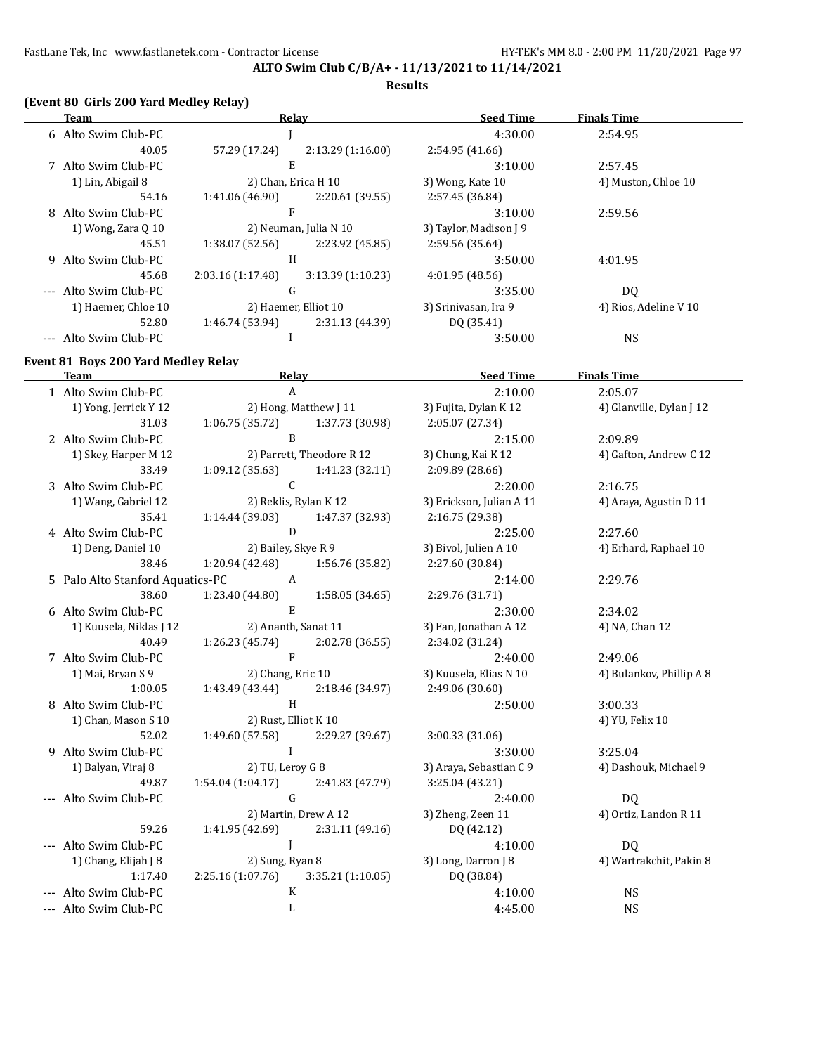**ALTO Swim Club C/B/A+ - 11/13/2021 to 11/14/2021**

**Results**

### (Event 80 Girls 200 Yard Medley Relay)

| Team | Relay | | Seed Time | Finals Time |
|---|---|---|---|---|
| 6 Alto Swim Club-PC | J | | 4:30.00 | 2:54.95 |
| 40.05 | 57.29 (17.24) | 2:13.29 (1:16.00) | 2:54.95 (41.66) | |
| 7 Alto Swim Club-PC | E | | 3:10.00 | 2:57.45 |
| 1) Lin, Abigail 8 | 2) Chan, Erica H 10 | | 3) Wong, Kate 10 | 4) Muston, Chloe 10 |
| 54.16 | 1:41.06 (46.90) | 2:20.61 (39.55) | 2:57.45 (36.84) | |
| 8 Alto Swim Club-PC | F | | 3:10.00 | 2:59.56 |
| 1) Wong, Zara Q 10 | 2) Neuman, Julia N 10 | | 3) Taylor, Madison J 9 | |
| 45.51 | 1:38.07 (52.56) | 2:23.92 (45.85) | 2:59.56 (35.64) | |
| 9 Alto Swim Club-PC | H | | 3:50.00 | 4:01.95 |
| 45.68 | 2:03.16 (1:17.48) | 3:13.39 (1:10.23) | 4:01.95 (48.56) | |
| --- Alto Swim Club-PC | G | | 3:35.00 | DQ |
| 1) Haemer, Chloe 10 | 2) Haemer, Elliot 10 | | 3) Srinivasan, Ira 9 | 4) Rios, Adeline V 10 |
| 52.80 | 1:46.74 (53.94) | 2:31.13 (44.39) | DQ (35.41) | |
| --- Alto Swim Club-PC | I | | 3:50.00 | NS |

### Event 81 Boys 200 Yard Medley Relay

| Team | Relay | | Seed Time | Finals Time |
|---|---|---|---|---|
| 1 Alto Swim Club-PC | A | | 2:10.00 | 2:05.07 |
| 1) Yong, Jerrick Y 12 | 2) Hong, Matthew J 11 | | 3) Fujita, Dylan K 12 | 4) Glanville, Dylan J 12 |
| 31.03 | 1:06.75 (35.72) | 1:37.73 (30.98) | 2:05.07 (27.34) | |
| 2 Alto Swim Club-PC | B | | 2:15.00 | 2:09.89 |
| 1) Skey, Harper M 12 | 2) Parrett, Theodore R 12 | | 3) Chung, Kai K 12 | 4) Gafton, Andrew C 12 |
| 33.49 | 1:09.12 (35.63) | 1:41.23 (32.11) | 2:09.89 (28.66) | |
| 3 Alto Swim Club-PC | C | | 2:20.00 | 2:16.75 |
| 1) Wang, Gabriel 12 | 2) Reklis, Rylan K 12 | | 3) Erickson, Julian A 11 | 4) Araya, Agustin D 11 |
| 35.41 | 1:14.44 (39.03) | 1:47.37 (32.93) | 2:16.75 (29.38) | |
| 4 Alto Swim Club-PC | D | | 2:25.00 | 2:27.60 |
| 1) Deng, Daniel 10 | 2) Bailey, Skye R 9 | | 3) Bivol, Julien A 10 | 4) Erhard, Raphael 10 |
| 38.46 | 1:20.94 (42.48) | 1:56.76 (35.82) | 2:27.60 (30.84) | |
| 5 Palo Alto Stanford Aquatics-PC | A | | 2:14.00 | 2:29.76 |
| 38.60 | 1:23.40 (44.80) | 1:58.05 (34.65) | 2:29.76 (31.71) | |
| 6 Alto Swim Club-PC | E | | 2:30.00 | 2:34.02 |
| 1) Kuusela, Niklas J 12 | 2) Ananth, Sanat 11 | | 3) Fan, Jonathan A 12 | 4) NA, Chan 12 |
| 40.49 | 1:26.23 (45.74) | 2:02.78 (36.55) | 2:34.02 (31.24) | |
| 7 Alto Swim Club-PC | F | | 2:40.00 | 2:49.06 |
| 1) Mai, Bryan S 9 | 2) Chang, Eric 10 | | 3) Kuusela, Elias N 10 | 4) Bulankov, Phillip A 8 |
| 1:00.05 | 1:43.49 (43.44) | 2:18.46 (34.97) | 2:49.06 (30.60) | |
| 8 Alto Swim Club-PC | H | | 2:50.00 | 3:00.33 |
| 1) Chan, Mason S 10 | 2) Rust, Elliot K 10 | | | 4) YU, Felix 10 |
| 52.02 | 1:49.60 (57.58) | 2:29.27 (39.67) | 3:00.33 (31.06) | |
| 9 Alto Swim Club-PC | I | | 3:30.00 | 3:25.04 |
| 1) Balyan, Viraj 8 | 2) TU, Leroy G 8 | | 3) Araya, Sebastian C 9 | 4) Dashouk, Michael 9 |
| 49.87 | 1:54.04 (1:04.17) | 2:41.83 (47.79) | 3:25.04 (43.21) | |
| --- Alto Swim Club-PC | G | | 2:40.00 | DQ |
| | 2) Martin, Drew A 12 | | 3) Zheng, Zeen 11 | 4) Ortiz, Landon R 11 |
| 59.26 | 1:41.95 (42.69) | 2:31.11 (49.16) | DQ (42.12) | |
| --- Alto Swim Club-PC | J | | 4:10.00 | DQ |
| 1) Chang, Elijah J 8 | 2) Sung, Ryan 8 | | 3) Long, Darron J 8 | 4) Wartrakchit, Pakin 8 |
| 1:17.40 | 2:25.16 (1:07.76) | 3:35.21 (1:10.05) | DQ (38.84) | |
| --- Alto Swim Club-PC | K | | 4:10.00 | NS |
| --- Alto Swim Club-PC | L | | 4:45.00 | NS |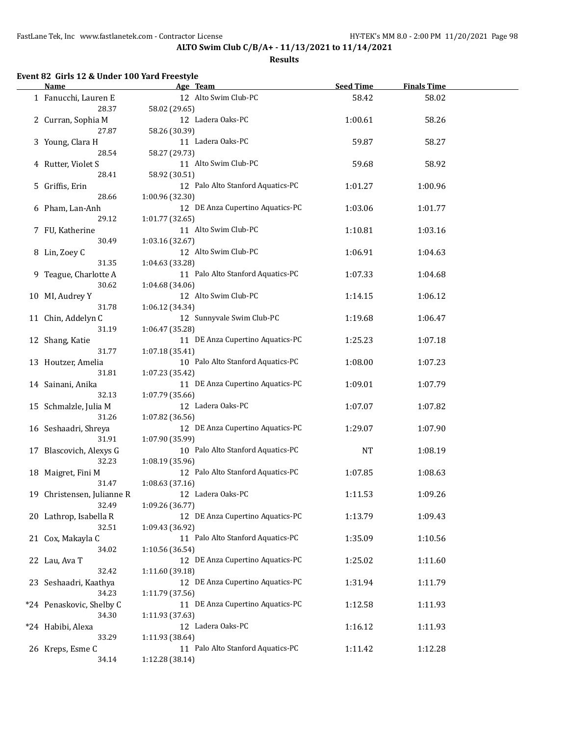**ALTO Swim Club C/B/A+ - 11/13/2021 to 11/14/2021**

**Results**

### Event 82 Girls 12 & Under 100 Yard Freestyle

| | Name | Age | Team | Seed Time | Finals Time |
|---|---|---|---|---|---|
| 1 | Fanucchi, Lauren E | 12 | Alto Swim Club-PC | 58.42 | 58.02 |
| | 28.37 | 58.02 (29.65) | | | |
| 2 | Curran, Sophia M | 12 | Ladera Oaks-PC | 1:00.61 | 58.26 |
| | 27.87 | 58.26 (30.39) | | | |
| 3 | Young, Clara H | 11 | Ladera Oaks-PC | 59.87 | 58.27 |
| | 28.54 | 58.27 (29.73) | | | |
| 4 | Rutter, Violet S | 11 | Alto Swim Club-PC | 59.68 | 58.92 |
| | 28.41 | 58.92 (30.51) | | | |
| 5 | Griffis, Erin | 12 | Palo Alto Stanford Aquatics-PC | 1:01.27 | 1:00.96 |
| | 28.66 | 1:00.96 (32.30) | | | |
| 6 | Pham, Lan-Anh | 12 | DE Anza Cupertino Aquatics-PC | 1:03.06 | 1:01.77 |
| | 29.12 | 1:01.77 (32.65) | | | |
| 7 | FU, Katherine | 11 | Alto Swim Club-PC | 1:10.81 | 1:03.16 |
| | 30.49 | 1:03.16 (32.67) | | | |
| 8 | Lin, Zoey C | 12 | Alto Swim Club-PC | 1:06.91 | 1:04.63 |
| | 31.35 | 1:04.63 (33.28) | | | |
| 9 | Teague, Charlotte A | 11 | Palo Alto Stanford Aquatics-PC | 1:07.33 | 1:04.68 |
| | 30.62 | 1:04.68 (34.06) | | | |
| 10 | MI, Audrey Y | 12 | Alto Swim Club-PC | 1:14.15 | 1:06.12 |
| | 31.78 | 1:06.12 (34.34) | | | |
| 11 | Chin, Addelyn C | 12 | Sunnyvale Swim Club-PC | 1:19.68 | 1:06.47 |
| | 31.19 | 1:06.47 (35.28) | | | |
| 12 | Shang, Katie | 11 | DE Anza Cupertino Aquatics-PC | 1:25.23 | 1:07.18 |
| | 31.77 | 1:07.18 (35.41) | | | |
| 13 | Houtzer, Amelia | 10 | Palo Alto Stanford Aquatics-PC | 1:08.00 | 1:07.23 |
| | 31.81 | 1:07.23 (35.42) | | | |
| 14 | Sainani, Anika | 11 | DE Anza Cupertino Aquatics-PC | 1:09.01 | 1:07.79 |
| | 32.13 | 1:07.79 (35.66) | | | |
| 15 | Schmalzle, Julia M | 12 | Ladera Oaks-PC | 1:07.07 | 1:07.82 |
| | 31.26 | 1:07.82 (36.56) | | | |
| 16 | Seshaadri, Shreya | 12 | DE Anza Cupertino Aquatics-PC | 1:29.07 | 1:07.90 |
| | 31.91 | 1:07.90 (35.99) | | | |
| 17 | Blascovich, Alexys G | 10 | Palo Alto Stanford Aquatics-PC | NT | 1:08.19 |
| | 32.23 | 1:08.19 (35.96) | | | |
| 18 | Maigret, Fini M | 12 | Palo Alto Stanford Aquatics-PC | 1:07.85 | 1:08.63 |
| | 31.47 | 1:08.63 (37.16) | | | |
| 19 | Christensen, Julianne R | 12 | Ladera Oaks-PC | 1:11.53 | 1:09.26 |
| | 32.49 | 1:09.26 (36.77) | | | |
| 20 | Lathrop, Isabella R | 12 | DE Anza Cupertino Aquatics-PC | 1:13.79 | 1:09.43 |
| | 32.51 | 1:09.43 (36.92) | | | |
| 21 | Cox, Makayla C | 11 | Palo Alto Stanford Aquatics-PC | 1:35.09 | 1:10.56 |
| | 34.02 | 1:10.56 (36.54) | | | |
| 22 | Lau, Ava T | 12 | DE Anza Cupertino Aquatics-PC | 1:25.02 | 1:11.60 |
| | 32.42 | 1:11.60 (39.18) | | | |
| 23 | Seshaadri, Kaathya | 12 | DE Anza Cupertino Aquatics-PC | 1:31.94 | 1:11.79 |
| | 34.23 | 1:11.79 (37.56) | | | |
| *24 | Penaskovic, Shelby C | 11 | DE Anza Cupertino Aquatics-PC | 1:12.58 | 1:11.93 |
| | 34.30 | 1:11.93 (37.63) | | | |
| *24 | Habibi, Alexa | 12 | Ladera Oaks-PC | 1:16.12 | 1:11.93 |
| | 33.29 | 1:11.93 (38.64) | | | |
| 26 | Kreps, Esme C | 11 | Palo Alto Stanford Aquatics-PC | 1:11.42 | 1:12.28 |
| | 34.14 | 1:12.28 (38.14) | | | |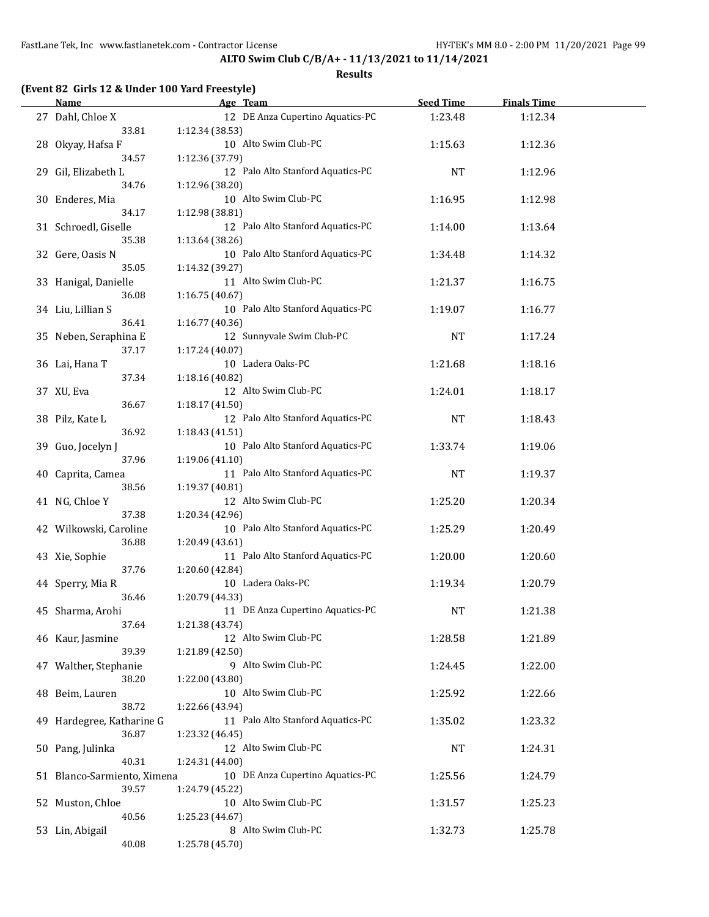**ALTO Swim Club C/B/A+ - 11/13/2021 to 11/14/2021**

**Results**

**(Event 82 Girls 12 & Under 100 Yard Freestyle)**

| | Name | Age | Team | Seed Time | Finals Time |
|---|---|---|---|---|---|
| 27 | Dahl, Chloe X | 12 | DE Anza Cupertino Aquatics-PC | 1:23.48 | 1:12.34 |
| | 33.81 | 1:12.34 (38.53) | | | |
| 28 | Okyay, Hafsa F | 10 | Alto Swim Club-PC | 1:15.63 | 1:12.36 |
| | 34.57 | 1:12.36 (37.79) | | | |
| 29 | Gil, Elizabeth L | 12 | Palo Alto Stanford Aquatics-PC | NT | 1:12.96 |
| | 34.76 | 1:12.96 (38.20) | | | |
| 30 | Enderes, Mia | 10 | Alto Swim Club-PC | 1:16.95 | 1:12.98 |
| | 34.17 | 1:12.98 (38.81) | | | |
| 31 | Schroedl, Giselle | 12 | Palo Alto Stanford Aquatics-PC | 1:14.00 | 1:13.64 |
| | 35.38 | 1:13.64 (38.26) | | | |
| 32 | Gere, Oasis N | 10 | Palo Alto Stanford Aquatics-PC | 1:34.48 | 1:14.32 |
| | 35.05 | 1:14.32 (39.27) | | | |
| 33 | Hanigal, Danielle | 11 | Alto Swim Club-PC | 1:21.37 | 1:16.75 |
| | 36.08 | 1:16.75 (40.67) | | | |
| 34 | Liu, Lillian S | 10 | Palo Alto Stanford Aquatics-PC | 1:19.07 | 1:16.77 |
| | 36.41 | 1:16.77 (40.36) | | | |
| 35 | Neben, Seraphina E | 12 | Sunnyvale Swim Club-PC | NT | 1:17.24 |
| | 37.17 | 1:17.24 (40.07) | | | |
| 36 | Lai, Hana T | 10 | Ladera Oaks-PC | 1:21.68 | 1:18.16 |
| | 37.34 | 1:18.16 (40.82) | | | |
| 37 | XU, Eva | 12 | Alto Swim Club-PC | 1:24.01 | 1:18.17 |
| | 36.67 | 1:18.17 (41.50) | | | |
| 38 | Pilz, Kate L | 12 | Palo Alto Stanford Aquatics-PC | NT | 1:18.43 |
| | 36.92 | 1:18.43 (41.51) | | | |
| 39 | Guo, Jocelyn J | 10 | Palo Alto Stanford Aquatics-PC | 1:33.74 | 1:19.06 |
| | 37.96 | 1:19.06 (41.10) | | | |
| 40 | Caprita, Camea | 11 | Palo Alto Stanford Aquatics-PC | NT | 1:19.37 |
| | 38.56 | 1:19.37 (40.81) | | | |
| 41 | NG, Chloe Y | 12 | Alto Swim Club-PC | 1:25.20 | 1:20.34 |
| | 37.38 | 1:20.34 (42.96) | | | |
| 42 | Wilkowski, Caroline | 10 | Palo Alto Stanford Aquatics-PC | 1:25.29 | 1:20.49 |
| | 36.88 | 1:20.49 (43.61) | | | |
| 43 | Xie, Sophie | 11 | Palo Alto Stanford Aquatics-PC | 1:20.00 | 1:20.60 |
| | 37.76 | 1:20.60 (42.84) | | | |
| 44 | Sperry, Mia R | 10 | Ladera Oaks-PC | 1:19.34 | 1:20.79 |
| | 36.46 | 1:20.79 (44.33) | | | |
| 45 | Sharma, Arohi | 11 | DE Anza Cupertino Aquatics-PC | NT | 1:21.38 |
| | 37.64 | 1:21.38 (43.74) | | | |
| 46 | Kaur, Jasmine | 12 | Alto Swim Club-PC | 1:28.58 | 1:21.89 |
| | 39.39 | 1:21.89 (42.50) | | | |
| 47 | Walther, Stephanie | 9 | Alto Swim Club-PC | 1:24.45 | 1:22.00 |
| | 38.20 | 1:22.00 (43.80) | | | |
| 48 | Beim, Lauren | 10 | Alto Swim Club-PC | 1:25.92 | 1:22.66 |
| | 38.72 | 1:22.66 (43.94) | | | |
| 49 | Hardegree, Katharine G | 11 | Palo Alto Stanford Aquatics-PC | 1:35.02 | 1:23.32 |
| | 36.87 | 1:23.32 (46.45) | | | |
| 50 | Pang, Julinka | 12 | Alto Swim Club-PC | NT | 1:24.31 |
| | 40.31 | 1:24.31 (44.00) | | | |
| 51 | Blanco-Sarmiento, Ximena | 10 | DE Anza Cupertino Aquatics-PC | 1:25.56 | 1:24.79 |
| | 39.57 | 1:24.79 (45.22) | | | |
| 52 | Muston, Chloe | 10 | Alto Swim Club-PC | 1:31.57 | 1:25.23 |
| | 40.56 | 1:25.23 (44.67) | | | |
| 53 | Lin, Abigail | 8 | Alto Swim Club-PC | 1:32.73 | 1:25.78 |
| | 40.08 | 1:25.78 (45.70) | | | |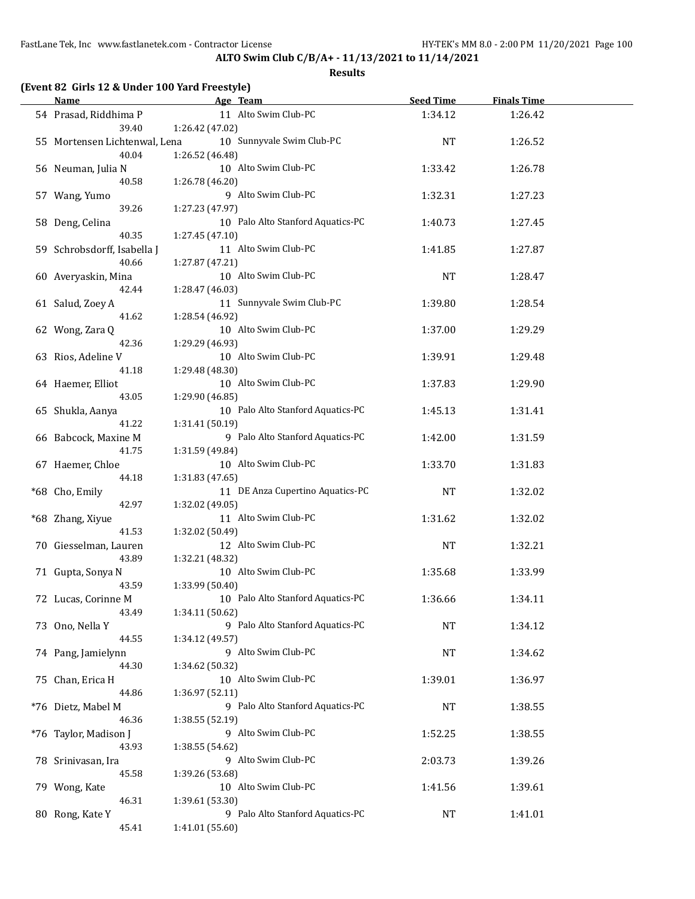**ALTO Swim Club C/B/A+ - 11/13/2021 to 11/14/2021**

**Results**

**(Event 82 Girls 12 & Under 100 Yard Freestyle)**

| | Name | Age | Team | Seed Time | Finals Time |
|---|---|---|---|---|---|
| 54 | Prasad, Riddhima P | 11 | Alto Swim Club-PC | 1:34.12 | 1:26.42 |
| | 39.40 | 1:26.42 (47.02) | | | |
| 55 | Mortensen Lichtenwal, Lena | 10 | Sunnyvale Swim Club-PC | NT | 1:26.52 |
| | 40.04 | 1:26.52 (46.48) | | | |
| 56 | Neuman, Julia N | 10 | Alto Swim Club-PC | 1:33.42 | 1:26.78 |
| | 40.58 | 1:26.78 (46.20) | | | |
| 57 | Wang, Yumo | 9 | Alto Swim Club-PC | 1:32.31 | 1:27.23 |
| | 39.26 | 1:27.23 (47.97) | | | |
| 58 | Deng, Celina | 10 | Palo Alto Stanford Aquatics-PC | 1:40.73 | 1:27.45 |
| | 40.35 | 1:27.45 (47.10) | | | |
| 59 | Schrobsdorff, Isabella J | 11 | Alto Swim Club-PC | 1:41.85 | 1:27.87 |
| | 40.66 | 1:27.87 (47.21) | | | |
| 60 | Averyaskin, Mina | 10 | Alto Swim Club-PC | NT | 1:28.47 |
| | 42.44 | 1:28.47 (46.03) | | | |
| 61 | Salud, Zoey A | 11 | Sunnyvale Swim Club-PC | 1:39.80 | 1:28.54 |
| | 41.62 | 1:28.54 (46.92) | | | |
| 62 | Wong, Zara Q | 10 | Alto Swim Club-PC | 1:37.00 | 1:29.29 |
| | 42.36 | 1:29.29 (46.93) | | | |
| 63 | Rios, Adeline V | 10 | Alto Swim Club-PC | 1:39.91 | 1:29.48 |
| | 41.18 | 1:29.48 (48.30) | | | |
| 64 | Haemer, Elliot | 10 | Alto Swim Club-PC | 1:37.83 | 1:29.90 |
| | 43.05 | 1:29.90 (46.85) | | | |
| 65 | Shukla, Aanya | 10 | Palo Alto Stanford Aquatics-PC | 1:45.13 | 1:31.41 |
| | 41.22 | 1:31.41 (50.19) | | | |
| 66 | Babcock, Maxine M | 9 | Palo Alto Stanford Aquatics-PC | 1:42.00 | 1:31.59 |
| | 41.75 | 1:31.59 (49.84) | | | |
| 67 | Haemer, Chloe | 10 | Alto Swim Club-PC | 1:33.70 | 1:31.83 |
| | 44.18 | 1:31.83 (47.65) | | | |
| *68 | Cho, Emily | 11 | DE Anza Cupertino Aquatics-PC | NT | 1:32.02 |
| | 42.97 | 1:32.02 (49.05) | | | |
| *68 | Zhang, Xiyue | 11 | Alto Swim Club-PC | 1:31.62 | 1:32.02 |
| | 41.53 | 1:32.02 (50.49) | | | |
| 70 | Giesselman, Lauren | 12 | Alto Swim Club-PC | NT | 1:32.21 |
| | 43.89 | 1:32.21 (48.32) | | | |
| 71 | Gupta, Sonya N | 10 | Alto Swim Club-PC | 1:35.68 | 1:33.99 |
| | 43.59 | 1:33.99 (50.40) | | | |
| 72 | Lucas, Corinne M | 10 | Palo Alto Stanford Aquatics-PC | 1:36.66 | 1:34.11 |
| | 43.49 | 1:34.11 (50.62) | | | |
| 73 | Ono, Nella Y | 9 | Palo Alto Stanford Aquatics-PC | NT | 1:34.12 |
| | 44.55 | 1:34.12 (49.57) | | | |
| 74 | Pang, Jamielynn | 9 | Alto Swim Club-PC | NT | 1:34.62 |
| | 44.30 | 1:34.62 (50.32) | | | |
| 75 | Chan, Erica H | 10 | Alto Swim Club-PC | 1:39.01 | 1:36.97 |
| | 44.86 | 1:36.97 (52.11) | | | |
| *76 | Dietz, Mabel M | 9 | Palo Alto Stanford Aquatics-PC | NT | 1:38.55 |
| | 46.36 | 1:38.55 (52.19) | | | |
| *76 | Taylor, Madison J | 9 | Alto Swim Club-PC | 1:52.25 | 1:38.55 |
| | 43.93 | 1:38.55 (54.62) | | | |
| 78 | Srinivasan, Ira | 9 | Alto Swim Club-PC | 2:03.73 | 1:39.26 |
| | 45.58 | 1:39.26 (53.68) | | | |
| 79 | Wong, Kate | 10 | Alto Swim Club-PC | 1:41.56 | 1:39.61 |
| | 46.31 | 1:39.61 (53.30) | | | |
| 80 | Rong, Kate Y | 9 | Palo Alto Stanford Aquatics-PC | NT | 1:41.01 |
| | 45.41 | 1:41.01 (55.60) | | | |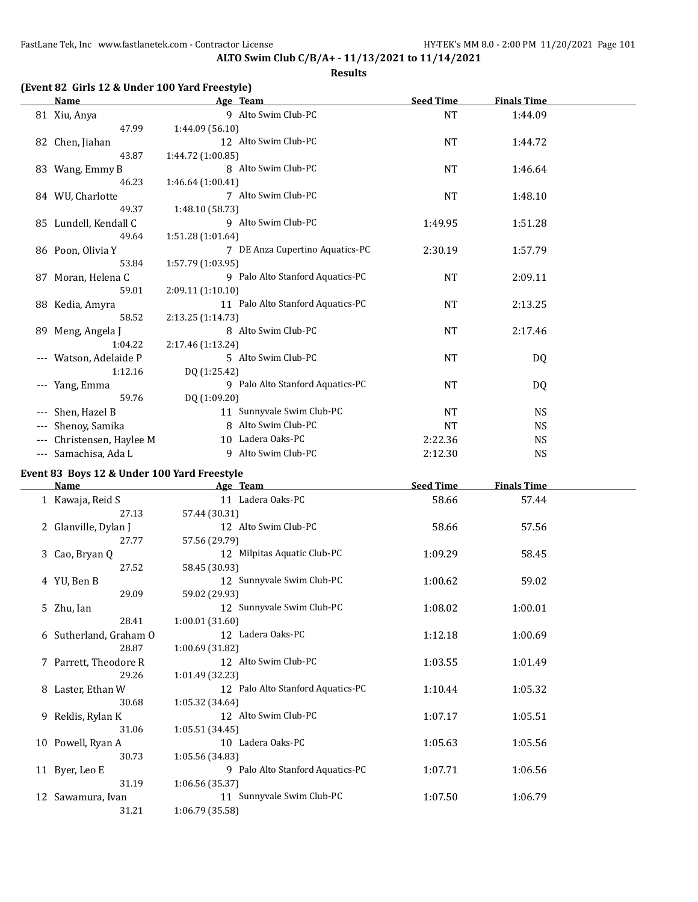**ALTO Swim Club C/B/A+ - 11/13/2021 to 11/14/2021**

**Results**

### (Event 82 Girls 12 & Under 100 Yard Freestyle)

| | Name | Age | Team | Seed Time | Finals Time |
|---|---|---|---|---|---|
| 81 | Xiu, Anya | 9 | Alto Swim Club-PC | NT | 1:44.09 |
| | 47.99 | 1:44.09 (56.10) | | | |
| 82 | Chen, Jiahan | 12 | Alto Swim Club-PC | NT | 1:44.72 |
| | 43.87 | 1:44.72 (1:00.85) | | | |
| 83 | Wang, Emmy B | 8 | Alto Swim Club-PC | NT | 1:46.64 |
| | 46.23 | 1:46.64 (1:00.41) | | | |
| 84 | WU, Charlotte | 7 | Alto Swim Club-PC | NT | 1:48.10 |
| | 49.37 | 1:48.10 (58.73) | | | |
| 85 | Lundell, Kendall C | 9 | Alto Swim Club-PC | 1:49.95 | 1:51.28 |
| | 49.64 | 1:51.28 (1:01.64) | | | |
| 86 | Poon, Olivia Y | 7 | DE Anza Cupertino Aquatics-PC | 2:30.19 | 1:57.79 |
| | 53.84 | 1:57.79 (1:03.95) | | | |
| 87 | Moran, Helena C | 9 | Palo Alto Stanford Aquatics-PC | NT | 2:09.11 |
| | 59.01 | 2:09.11 (1:10.10) | | | |
| 88 | Kedia, Amyra | 11 | Palo Alto Stanford Aquatics-PC | NT | 2:13.25 |
| | 58.52 | 2:13.25 (1:14.73) | | | |
| 89 | Meng, Angela J | 8 | Alto Swim Club-PC | NT | 2:17.46 |
| | 1:04.22 | 2:17.46 (1:13.24) | | | |
| --- | Watson, Adelaide P | 5 | Alto Swim Club-PC | NT | DQ |
| | 1:12.16 | DQ (1:25.42) | | | |
| --- | Yang, Emma | 9 | Palo Alto Stanford Aquatics-PC | NT | DQ |
| | 59.76 | DQ (1:09.20) | | | |
| --- | Shen, Hazel B | 11 | Sunnyvale Swim Club-PC | NT | NS |
| --- | Shenoy, Samika | 8 | Alto Swim Club-PC | NT | NS |
| --- | Christensen, Haylee M | 10 | Ladera Oaks-PC | 2:22.36 | NS |
| --- | Samachisa, Ada L | 9 | Alto Swim Club-PC | 2:12.30 | NS |

### Event 83 Boys 12 & Under 100 Yard Freestyle

| | Name | Age | Team | Seed Time | Finals Time |
|---|---|---|---|---|---|
| 1 | Kawaja, Reid S | 11 | Ladera Oaks-PC | 58.66 | 57.44 |
| | 27.13 | 57.44 (30.31) | | | |
| 2 | Glanville, Dylan J | 12 | Alto Swim Club-PC | 58.66 | 57.56 |
| | 27.77 | 57.56 (29.79) | | | |
| 3 | Cao, Bryan Q | 12 | Milpitas Aquatic Club-PC | 1:09.29 | 58.45 |
| | 27.52 | 58.45 (30.93) | | | |
| 4 | YU, Ben B | 12 | Sunnyvale Swim Club-PC | 1:00.62 | 59.02 |
| | 29.09 | 59.02 (29.93) | | | |
| 5 | Zhu, Ian | 12 | Sunnyvale Swim Club-PC | 1:08.02 | 1:00.01 |
| | 28.41 | 1:00.01 (31.60) | | | |
| 6 | Sutherland, Graham O | 12 | Ladera Oaks-PC | 1:12.18 | 1:00.69 |
| | 28.87 | 1:00.69 (31.82) | | | |
| 7 | Parrett, Theodore R | 12 | Alto Swim Club-PC | 1:03.55 | 1:01.49 |
| | 29.26 | 1:01.49 (32.23) | | | |
| 8 | Laster, Ethan W | 12 | Palo Alto Stanford Aquatics-PC | 1:10.44 | 1:05.32 |
| | 30.68 | 1:05.32 (34.64) | | | |
| 9 | Reklis, Rylan K | 12 | Alto Swim Club-PC | 1:07.17 | 1:05.51 |
| | 31.06 | 1:05.51 (34.45) | | | |
| 10 | Powell, Ryan A | 10 | Ladera Oaks-PC | 1:05.63 | 1:05.56 |
| | 30.73 | 1:05.56 (34.83) | | | |
| 11 | Byer, Leo E | 9 | Palo Alto Stanford Aquatics-PC | 1:07.71 | 1:06.56 |
| | 31.19 | 1:06.56 (35.37) | | | |
| 12 | Sawamura, Ivan | 11 | Sunnyvale Swim Club-PC | 1:07.50 | 1:06.79 |
| | 31.21 | 1:06.79 (35.58) | | | |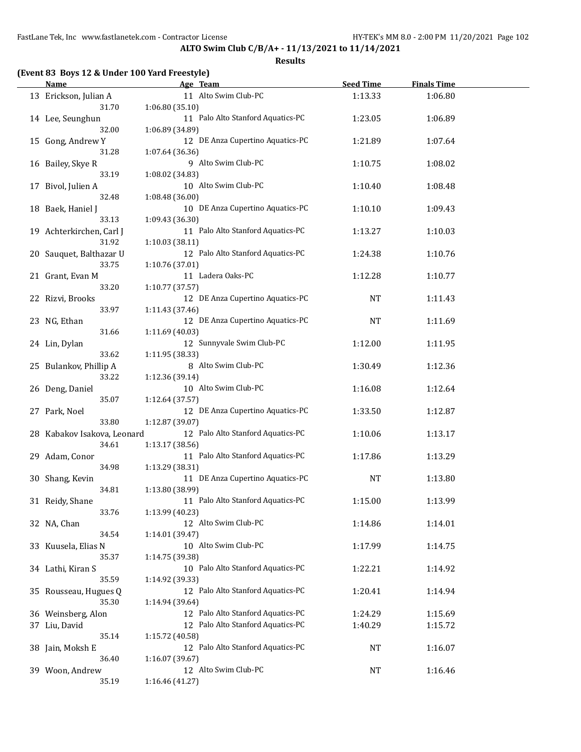**ALTO Swim Club C/B/A+ - 11/13/2021 to 11/14/2021**

**Results**

**(Event 83 Boys 12 & Under 100 Yard Freestyle)**

| | Name | Age | Team | Seed Time | Finals Time |
|---|---|---|---|---|---|
| 13 | Erickson, Julian A | 11 | Alto Swim Club-PC | 1:13.33 | 1:06.80 |
| | 31.70 | 1:06.80 (35.10) | | | |
| 14 | Lee, Seunghun | 11 | Palo Alto Stanford Aquatics-PC | 1:23.05 | 1:06.89 |
| | 32.00 | 1:06.89 (34.89) | | | |
| 15 | Gong, Andrew Y | 12 | DE Anza Cupertino Aquatics-PC | 1:21.89 | 1:07.64 |
| | 31.28 | 1:07.64 (36.36) | | | |
| 16 | Bailey, Skye R | 9 | Alto Swim Club-PC | 1:10.75 | 1:08.02 |
| | 33.19 | 1:08.02 (34.83) | | | |
| 17 | Bivol, Julien A | 10 | Alto Swim Club-PC | 1:10.40 | 1:08.48 |
| | 32.48 | 1:08.48 (36.00) | | | |
| 18 | Baek, Haniel J | 10 | DE Anza Cupertino Aquatics-PC | 1:10.10 | 1:09.43 |
| | 33.13 | 1:09.43 (36.30) | | | |
| 19 | Achterkirchen, Carl J | 11 | Palo Alto Stanford Aquatics-PC | 1:13.27 | 1:10.03 |
| | 31.92 | 1:10.03 (38.11) | | | |
| 20 | Sauquet, Balthazar U | 12 | Palo Alto Stanford Aquatics-PC | 1:24.38 | 1:10.76 |
| | 33.75 | 1:10.76 (37.01) | | | |
| 21 | Grant, Evan M | 11 | Ladera Oaks-PC | 1:12.28 | 1:10.77 |
| | 33.20 | 1:10.77 (37.57) | | | |
| 22 | Rizvi, Brooks | 12 | DE Anza Cupertino Aquatics-PC | NT | 1:11.43 |
| | 33.97 | 1:11.43 (37.46) | | | |
| 23 | NG, Ethan | 12 | DE Anza Cupertino Aquatics-PC | NT | 1:11.69 |
| | 31.66 | 1:11.69 (40.03) | | | |
| 24 | Lin, Dylan | 12 | Sunnyvale Swim Club-PC | 1:12.00 | 1:11.95 |
| | 33.62 | 1:11.95 (38.33) | | | |
| 25 | Bulankov, Phillip A | 8 | Alto Swim Club-PC | 1:30.49 | 1:12.36 |
| | 33.22 | 1:12.36 (39.14) | | | |
| 26 | Deng, Daniel | 10 | Alto Swim Club-PC | 1:16.08 | 1:12.64 |
| | 35.07 | 1:12.64 (37.57) | | | |
| 27 | Park, Noel | 12 | DE Anza Cupertino Aquatics-PC | 1:33.50 | 1:12.87 |
| | 33.80 | 1:12.87 (39.07) | | | |
| 28 | Kabakov Isakova, Leonard | 12 | Palo Alto Stanford Aquatics-PC | 1:10.06 | 1:13.17 |
| | 34.61 | 1:13.17 (38.56) | | | |
| 29 | Adam, Conor | 11 | Palo Alto Stanford Aquatics-PC | 1:17.86 | 1:13.29 |
| | 34.98 | 1:13.29 (38.31) | | | |
| 30 | Shang, Kevin | 11 | DE Anza Cupertino Aquatics-PC | NT | 1:13.80 |
| | 34.81 | 1:13.80 (38.99) | | | |
| 31 | Reidy, Shane | 11 | Palo Alto Stanford Aquatics-PC | 1:15.00 | 1:13.99 |
| | 33.76 | 1:13.99 (40.23) | | | |
| 32 | NA, Chan | 12 | Alto Swim Club-PC | 1:14.86 | 1:14.01 |
| | 34.54 | 1:14.01 (39.47) | | | |
| 33 | Kuusela, Elias N | 10 | Alto Swim Club-PC | 1:17.99 | 1:14.75 |
| | 35.37 | 1:14.75 (39.38) | | | |
| 34 | Lathi, Kiran S | 10 | Palo Alto Stanford Aquatics-PC | 1:22.21 | 1:14.92 |
| | 35.59 | 1:14.92 (39.33) | | | |
| 35 | Rousseau, Hugues Q | 12 | Palo Alto Stanford Aquatics-PC | 1:20.41 | 1:14.94 |
| | 35.30 | 1:14.94 (39.64) | | | |
| 36 | Weinsberg, Alon | 12 | Palo Alto Stanford Aquatics-PC | 1:24.29 | 1:15.69 |
| 37 | Liu, David | 12 | Palo Alto Stanford Aquatics-PC | 1:40.29 | 1:15.72 |
| | 35.14 | 1:15.72 (40.58) | | | |
| 38 | Jain, Moksh E | 12 | Palo Alto Stanford Aquatics-PC | NT | 1:16.07 |
| | 36.40 | 1:16.07 (39.67) | | | |
| 39 | Woon, Andrew | 12 | Alto Swim Club-PC | NT | 1:16.46 |
| | 35.19 | 1:16.46 (41.27) | | | |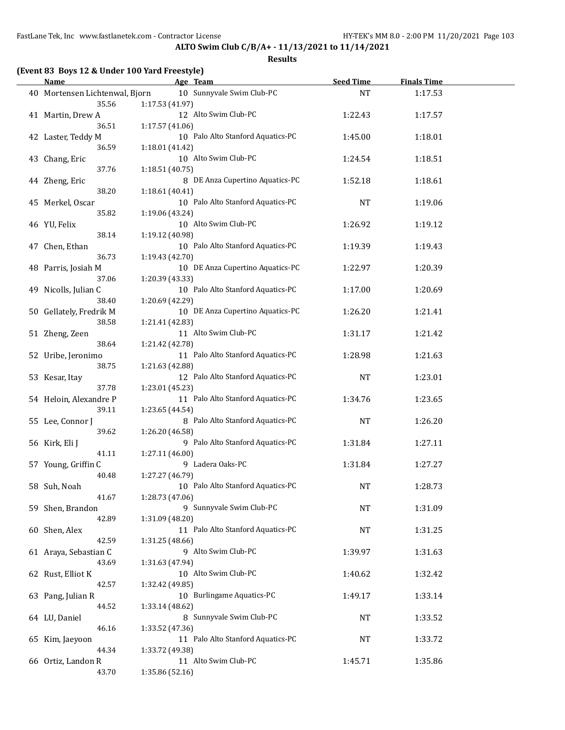**ALTO Swim Club C/B/A+ - 11/13/2021 to 11/14/2021**

**Results**

### (Event 83 Boys 12 & Under 100 Yard Freestyle)

| | Name | Age | Team | Seed Time | Finals Time |
|---|---|---|---|---|---|
| 40 | Mortensen Lichtenwal, Bjorn | 10 | Sunnyvale Swim Club-PC | NT | 1:17.53 |
| | 35.56 | 1:17.53 (41.97) | | | |
| 41 | Martin, Drew A | 12 | Alto Swim Club-PC | 1:22.43 | 1:17.57 |
| | 36.51 | 1:17.57 (41.06) | | | |
| 42 | Laster, Teddy M | 10 | Palo Alto Stanford Aquatics-PC | 1:45.00 | 1:18.01 |
| | 36.59 | 1:18.01 (41.42) | | | |
| 43 | Chang, Eric | 10 | Alto Swim Club-PC | 1:24.54 | 1:18.51 |
| | 37.76 | 1:18.51 (40.75) | | | |
| 44 | Zheng, Eric | 8 | DE Anza Cupertino Aquatics-PC | 1:52.18 | 1:18.61 |
| | 38.20 | 1:18.61 (40.41) | | | |
| 45 | Merkel, Oscar | 10 | Palo Alto Stanford Aquatics-PC | NT | 1:19.06 |
| | 35.82 | 1:19.06 (43.24) | | | |
| 46 | YU, Felix | 10 | Alto Swim Club-PC | 1:26.92 | 1:19.12 |
| | 38.14 | 1:19.12 (40.98) | | | |
| 47 | Chen, Ethan | 10 | Palo Alto Stanford Aquatics-PC | 1:19.39 | 1:19.43 |
| | 36.73 | 1:19.43 (42.70) | | | |
| 48 | Parris, Josiah M | 10 | DE Anza Cupertino Aquatics-PC | 1:22.97 | 1:20.39 |
| | 37.06 | 1:20.39 (43.33) | | | |
| 49 | Nicolls, Julian C | 10 | Palo Alto Stanford Aquatics-PC | 1:17.00 | 1:20.69 |
| | 38.40 | 1:20.69 (42.29) | | | |
| 50 | Gellately, Fredrik M | 10 | DE Anza Cupertino Aquatics-PC | 1:26.20 | 1:21.41 |
| | 38.58 | 1:21.41 (42.83) | | | |
| 51 | Zheng, Zeen | 11 | Alto Swim Club-PC | 1:31.17 | 1:21.42 |
| | 38.64 | 1:21.42 (42.78) | | | |
| 52 | Uribe, Jeronimo | 11 | Palo Alto Stanford Aquatics-PC | 1:28.98 | 1:21.63 |
| | 38.75 | 1:21.63 (42.88) | | | |
| 53 | Kesar, Itay | 12 | Palo Alto Stanford Aquatics-PC | NT | 1:23.01 |
| | 37.78 | 1:23.01 (45.23) | | | |
| 54 | Heloin, Alexandre P | 11 | Palo Alto Stanford Aquatics-PC | 1:34.76 | 1:23.65 |
| | 39.11 | 1:23.65 (44.54) | | | |
| 55 | Lee, Connor J | 8 | Palo Alto Stanford Aquatics-PC | NT | 1:26.20 |
| | 39.62 | 1:26.20 (46.58) | | | |
| 56 | Kirk, Eli J | 9 | Palo Alto Stanford Aquatics-PC | 1:31.84 | 1:27.11 |
| | 41.11 | 1:27.11 (46.00) | | | |
| 57 | Young, Griffin C | 9 | Ladera Oaks-PC | 1:31.84 | 1:27.27 |
| | 40.48 | 1:27.27 (46.79) | | | |
| 58 | Suh, Noah | 10 | Palo Alto Stanford Aquatics-PC | NT | 1:28.73 |
| | 41.67 | 1:28.73 (47.06) | | | |
| 59 | Shen, Brandon | 9 | Sunnyvale Swim Club-PC | NT | 1:31.09 |
| | 42.89 | 1:31.09 (48.20) | | | |
| 60 | Shen, Alex | 11 | Palo Alto Stanford Aquatics-PC | NT | 1:31.25 |
| | 42.59 | 1:31.25 (48.66) | | | |
| 61 | Araya, Sebastian C | 9 | Alto Swim Club-PC | 1:39.97 | 1:31.63 |
| | 43.69 | 1:31.63 (47.94) | | | |
| 62 | Rust, Elliot K | 10 | Alto Swim Club-PC | 1:40.62 | 1:32.42 |
| | 42.57 | 1:32.42 (49.85) | | | |
| 63 | Pang, Julian R | 10 | Burlingame Aquatics-PC | 1:49.17 | 1:33.14 |
| | 44.52 | 1:33.14 (48.62) | | | |
| 64 | LU, Daniel | 8 | Sunnyvale Swim Club-PC | NT | 1:33.52 |
| | 46.16 | 1:33.52 (47.36) | | | |
| 65 | Kim, Jaeyoon | 11 | Palo Alto Stanford Aquatics-PC | NT | 1:33.72 |
| | 44.34 | 1:33.72 (49.38) | | | |
| 66 | Ortiz, Landon R | 11 | Alto Swim Club-PC | 1:45.71 | 1:35.86 |
| | 43.70 | 1:35.86 (52.16) | | | |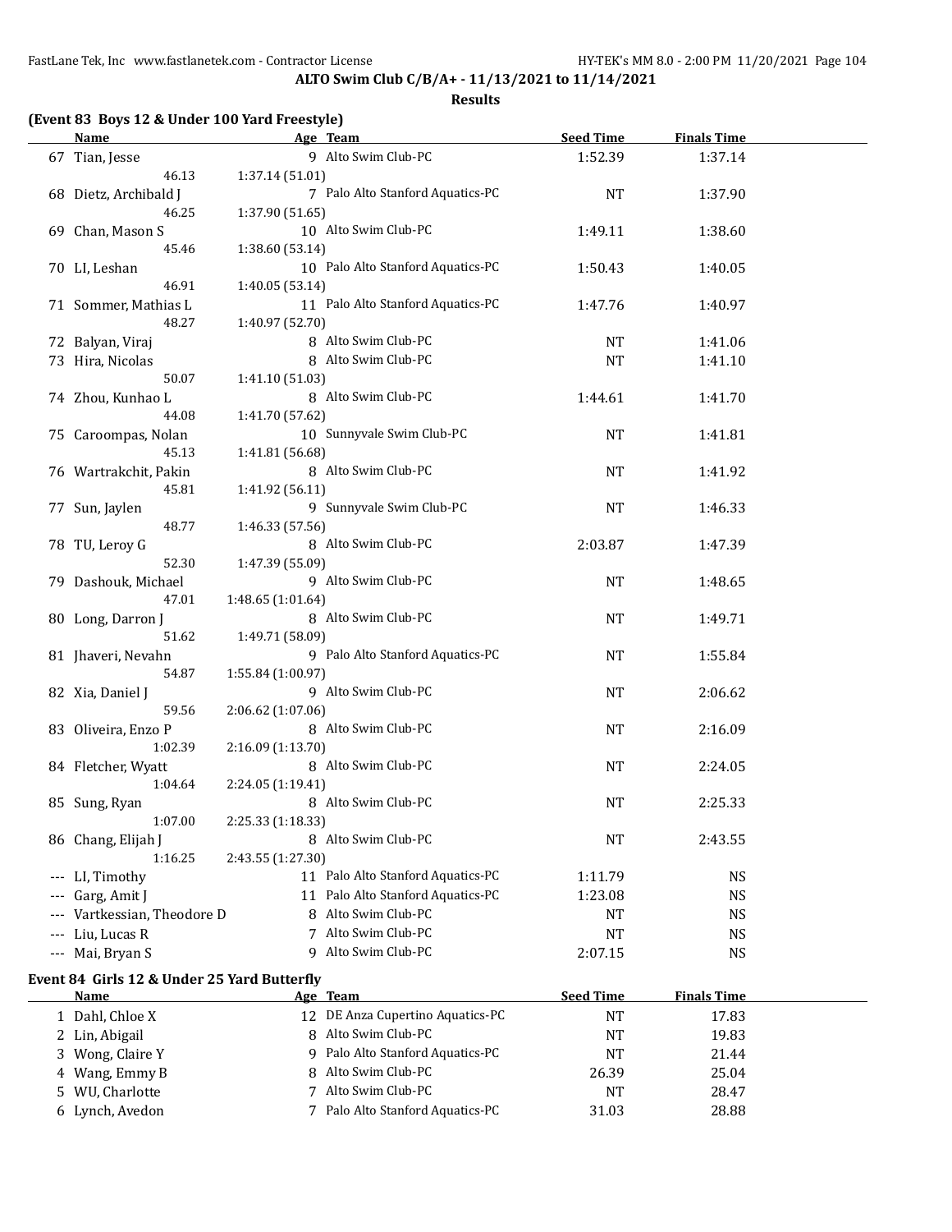**ALTO Swim Club C/B/A+ - 11/13/2021 to 11/14/2021**

**Results**

### (Event 83 Boys 12 & Under 100 Yard Freestyle)

| | Name | Age | Team | Seed Time | Finals Time |
|---|---|---|---|---|---|
| 67 | Tian, Jesse | 9 | Alto Swim Club-PC | 1:52.39 | 1:37.14 |
| | 46.13 | 1:37.14 (51.01) | | | |
| 68 | Dietz, Archibald J | 7 | Palo Alto Stanford Aquatics-PC | NT | 1:37.90 |
| | 46.25 | 1:37.90 (51.65) | | | |
| 69 | Chan, Mason S | 10 | Alto Swim Club-PC | 1:49.11 | 1:38.60 |
| | 45.46 | 1:38.60 (53.14) | | | |
| 70 | LI, Leshan | 10 | Palo Alto Stanford Aquatics-PC | 1:50.43 | 1:40.05 |
| | 46.91 | 1:40.05 (53.14) | | | |
| 71 | Sommer, Mathias L | 11 | Palo Alto Stanford Aquatics-PC | 1:47.76 | 1:40.97 |
| | 48.27 | 1:40.97 (52.70) | | | |
| 72 | Balyan, Viraj | 8 | Alto Swim Club-PC | NT | 1:41.06 |
| 73 | Hira, Nicolas | 8 | Alto Swim Club-PC | NT | 1:41.10 |
| | 50.07 | 1:41.10 (51.03) | | | |
| 74 | Zhou, Kunhao L | 8 | Alto Swim Club-PC | 1:44.61 | 1:41.70 |
| | 44.08 | 1:41.70 (57.62) | | | |
| 75 | Caroompas, Nolan | 10 | Sunnyvale Swim Club-PC | NT | 1:41.81 |
| | 45.13 | 1:41.81 (56.68) | | | |
| 76 | Wartrakchit, Pakin | 8 | Alto Swim Club-PC | NT | 1:41.92 |
| | 45.81 | 1:41.92 (56.11) | | | |
| 77 | Sun, Jaylen | 9 | Sunnyvale Swim Club-PC | NT | 1:46.33 |
| | 48.77 | 1:46.33 (57.56) | | | |
| 78 | TU, Leroy G | 8 | Alto Swim Club-PC | 2:03.87 | 1:47.39 |
| | 52.30 | 1:47.39 (55.09) | | | |
| 79 | Dashouk, Michael | 9 | Alto Swim Club-PC | NT | 1:48.65 |
| | 47.01 | 1:48.65 (1:01.64) | | | |
| 80 | Long, Darron J | 8 | Alto Swim Club-PC | NT | 1:49.71 |
| | 51.62 | 1:49.71 (58.09) | | | |
| 81 | Jhaveri, Nevahn | 9 | Palo Alto Stanford Aquatics-PC | NT | 1:55.84 |
| | 54.87 | 1:55.84 (1:00.97) | | | |
| 82 | Xia, Daniel J | 9 | Alto Swim Club-PC | NT | 2:06.62 |
| | 59.56 | 2:06.62 (1:07.06) | | | |
| 83 | Oliveira, Enzo P | 8 | Alto Swim Club-PC | NT | 2:16.09 |
| | 1:02.39 | 2:16.09 (1:13.70) | | | |
| 84 | Fletcher, Wyatt | 8 | Alto Swim Club-PC | NT | 2:24.05 |
| | 1:04.64 | 2:24.05 (1:19.41) | | | |
| 85 | Sung, Ryan | 8 | Alto Swim Club-PC | NT | 2:25.33 |
| | 1:07.00 | 2:25.33 (1:18.33) | | | |
| 86 | Chang, Elijah J | 8 | Alto Swim Club-PC | NT | 2:43.55 |
| | 1:16.25 | 2:43.55 (1:27.30) | | | |
| --- | LI, Timothy | 11 | Palo Alto Stanford Aquatics-PC | 1:11.79 | NS |
| --- | Garg, Amit J | 11 | Palo Alto Stanford Aquatics-PC | 1:23.08 | NS |
| --- | Vartkessian, Theodore D | 8 | Alto Swim Club-PC | NT | NS |
| --- | Liu, Lucas R | 7 | Alto Swim Club-PC | NT | NS |
| --- | Mai, Bryan S | 9 | Alto Swim Club-PC | 2:07.15 | NS |

### Event 84 Girls 12 & Under 25 Yard Butterfly

| | Name | Age | Team | Seed Time | Finals Time |
|---|---|---|---|---|---|
| 1 | Dahl, Chloe X | 12 | DE Anza Cupertino Aquatics-PC | NT | 17.83 |
| 2 | Lin, Abigail | 8 | Alto Swim Club-PC | NT | 19.83 |
| 3 | Wong, Claire Y | 9 | Palo Alto Stanford Aquatics-PC | NT | 21.44 |
| 4 | Wang, Emmy B | 8 | Alto Swim Club-PC | 26.39 | 25.04 |
| 5 | WU, Charlotte | 7 | Alto Swim Club-PC | NT | 28.47 |
| 6 | Lynch, Avedon | 7 | Palo Alto Stanford Aquatics-PC | 31.03 | 28.88 |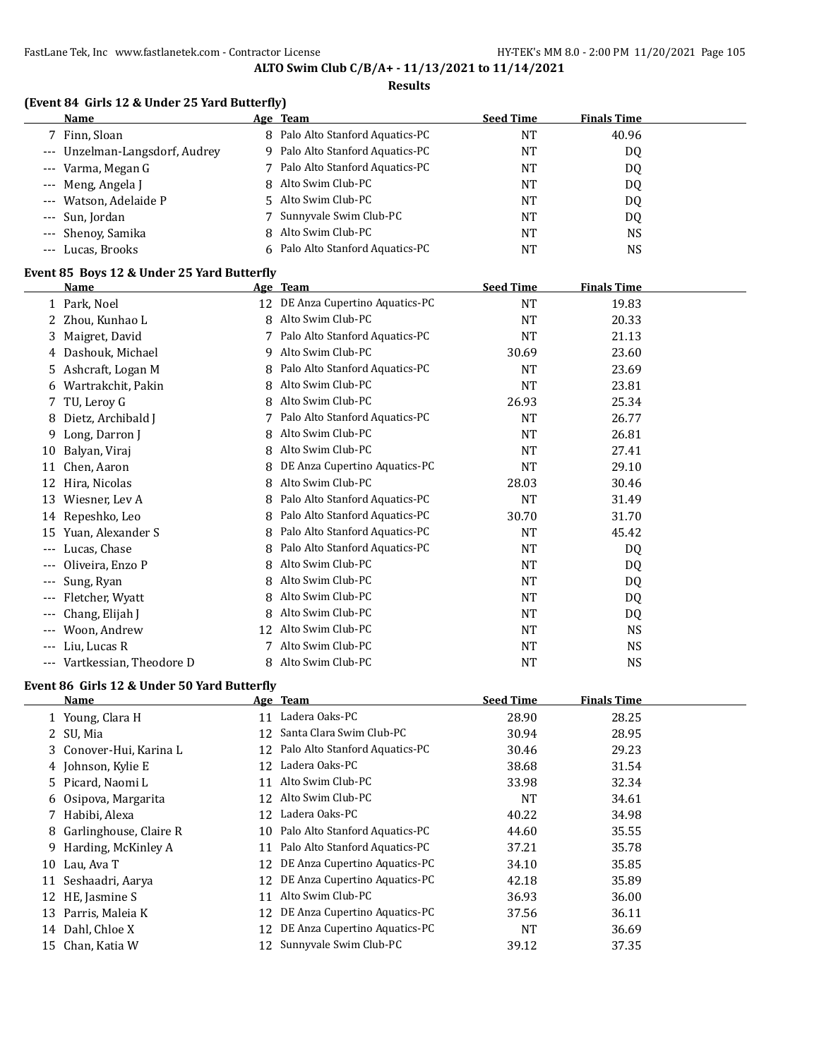**ALTO Swim Club C/B/A+ - 11/13/2021 to 11/14/2021**

**Results**

### (Event 84 Girls 12 & Under 25 Yard Butterfly)

| | Name | Age | Team | Seed Time | Finals Time |
|---|---|---|---|---|---|
| 7 | Finn, Sloan | 8 | Palo Alto Stanford Aquatics-PC | NT | 40.96 |
| --- | Unzelman-Langsdorf, Audrey | 9 | Palo Alto Stanford Aquatics-PC | NT | DQ |
| --- | Varma, Megan G | 7 | Palo Alto Stanford Aquatics-PC | NT | DQ |
| --- | Meng, Angela J | 8 | Alto Swim Club-PC | NT | DQ |
| --- | Watson, Adelaide P | 5 | Alto Swim Club-PC | NT | DQ |
| --- | Sun, Jordan | 7 | Sunnyvale Swim Club-PC | NT | DQ |
| --- | Shenoy, Samika | 8 | Alto Swim Club-PC | NT | NS |
| --- | Lucas, Brooks | 6 | Palo Alto Stanford Aquatics-PC | NT | NS |

### Event 85 Boys 12 & Under 25 Yard Butterfly

| | Name | Age | Team | Seed Time | Finals Time |
|---|---|---|---|---|---|
| 1 | Park, Noel | 12 | DE Anza Cupertino Aquatics-PC | NT | 19.83 |
| 2 | Zhou, Kunhao L | 8 | Alto Swim Club-PC | NT | 20.33 |
| 3 | Maigret, David | 7 | Palo Alto Stanford Aquatics-PC | NT | 21.13 |
| 4 | Dashouk, Michael | 9 | Alto Swim Club-PC | 30.69 | 23.60 |
| 5 | Ashcraft, Logan M | 8 | Palo Alto Stanford Aquatics-PC | NT | 23.69 |
| 6 | Wartrakchit, Pakin | 8 | Alto Swim Club-PC | NT | 23.81 |
| 7 | TU, Leroy G | 8 | Alto Swim Club-PC | 26.93 | 25.34 |
| 8 | Dietz, Archibald J | 7 | Palo Alto Stanford Aquatics-PC | NT | 26.77 |
| 9 | Long, Darron J | 8 | Alto Swim Club-PC | NT | 26.81 |
| 10 | Balyan, Viraj | 8 | Alto Swim Club-PC | NT | 27.41 |
| 11 | Chen, Aaron | 8 | DE Anza Cupertino Aquatics-PC | NT | 29.10 |
| 12 | Hira, Nicolas | 8 | Alto Swim Club-PC | 28.03 | 30.46 |
| 13 | Wiesner, Lev A | 8 | Palo Alto Stanford Aquatics-PC | NT | 31.49 |
| 14 | Repeshko, Leo | 8 | Palo Alto Stanford Aquatics-PC | 30.70 | 31.70 |
| 15 | Yuan, Alexander S | 8 | Palo Alto Stanford Aquatics-PC | NT | 45.42 |
| --- | Lucas, Chase | 8 | Palo Alto Stanford Aquatics-PC | NT | DQ |
| --- | Oliveira, Enzo P | 8 | Alto Swim Club-PC | NT | DQ |
| --- | Sung, Ryan | 8 | Alto Swim Club-PC | NT | DQ |
| --- | Fletcher, Wyatt | 8 | Alto Swim Club-PC | NT | DQ |
| --- | Chang, Elijah J | 8 | Alto Swim Club-PC | NT | DQ |
| --- | Woon, Andrew | 12 | Alto Swim Club-PC | NT | NS |
| --- | Liu, Lucas R | 7 | Alto Swim Club-PC | NT | NS |
| --- | Vartkessian, Theodore D | 8 | Alto Swim Club-PC | NT | NS |

### Event 86 Girls 12 & Under 50 Yard Butterfly

| | Name | Age | Team | Seed Time | Finals Time |
|---|---|---|---|---|---|
| 1 | Young, Clara H | 11 | Ladera Oaks-PC | 28.90 | 28.25 |
| 2 | SU, Mia | 12 | Santa Clara Swim Club-PC | 30.94 | 28.95 |
| 3 | Conover-Hui, Karina L | 12 | Palo Alto Stanford Aquatics-PC | 30.46 | 29.23 |
| 4 | Johnson, Kylie E | 12 | Ladera Oaks-PC | 38.68 | 31.54 |
| 5 | Picard, Naomi L | 11 | Alto Swim Club-PC | 33.98 | 32.34 |
| 6 | Osipova, Margarita | 12 | Alto Swim Club-PC | NT | 34.61 |
| 7 | Habibi, Alexa | 12 | Ladera Oaks-PC | 40.22 | 34.98 |
| 8 | Garlinghouse, Claire R | 10 | Palo Alto Stanford Aquatics-PC | 44.60 | 35.55 |
| 9 | Harding, McKinley A | 11 | Palo Alto Stanford Aquatics-PC | 37.21 | 35.78 |
| 10 | Lau, Ava T | 12 | DE Anza Cupertino Aquatics-PC | 34.10 | 35.85 |
| 11 | Seshaadri, Aarya | 12 | DE Anza Cupertino Aquatics-PC | 42.18 | 35.89 |
| 12 | HE, Jasmine S | 11 | Alto Swim Club-PC | 36.93 | 36.00 |
| 13 | Parris, Maleia K | 12 | DE Anza Cupertino Aquatics-PC | 37.56 | 36.11 |
| 14 | Dahl, Chloe X | 12 | DE Anza Cupertino Aquatics-PC | NT | 36.69 |
| 15 | Chan, Katia W | 12 | Sunnyvale Swim Club-PC | 39.12 | 37.35 |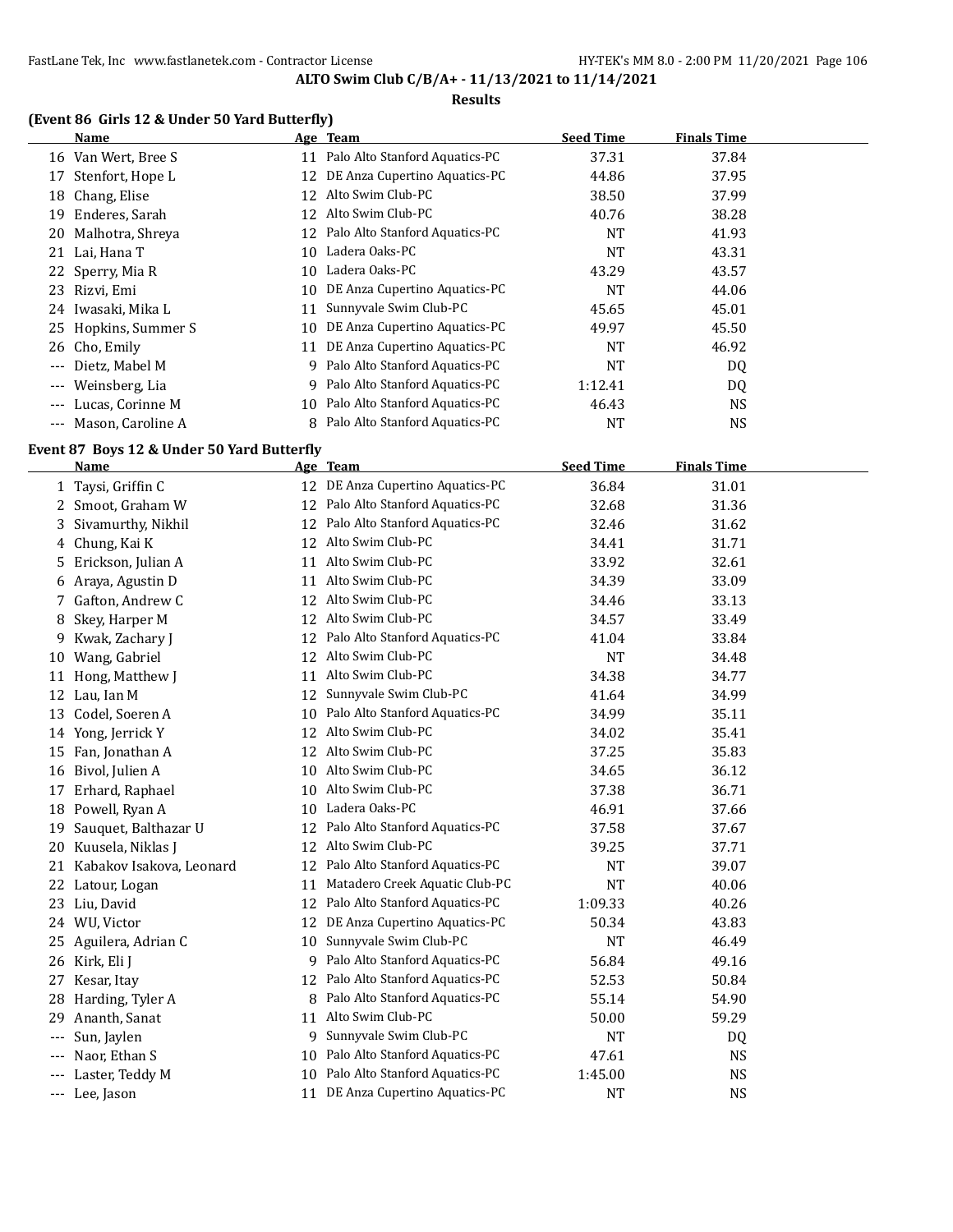**ALTO Swim Club C/B/A+ - 11/13/2021 to 11/14/2021**

**Results**

### (Event 86 Girls 12 & Under 50 Yard Butterfly)

| | Name | Age | Team | Seed Time | Finals Time |
|---|---|---|---|---|---|
| 16 | Van Wert, Bree S | 11 | Palo Alto Stanford Aquatics-PC | 37.31 | 37.84 |
| 17 | Stenfort, Hope L | 12 | DE Anza Cupertino Aquatics-PC | 44.86 | 37.95 |
| 18 | Chang, Elise | 12 | Alto Swim Club-PC | 38.50 | 37.99 |
| 19 | Enderes, Sarah | 12 | Alto Swim Club-PC | 40.76 | 38.28 |
| 20 | Malhotra, Shreya | 12 | Palo Alto Stanford Aquatics-PC | NT | 41.93 |
| 21 | Lai, Hana T | 10 | Ladera Oaks-PC | NT | 43.31 |
| 22 | Sperry, Mia R | 10 | Ladera Oaks-PC | 43.29 | 43.57 |
| 23 | Rizvi, Emi | 10 | DE Anza Cupertino Aquatics-PC | NT | 44.06 |
| 24 | Iwasaki, Mika L | 11 | Sunnyvale Swim Club-PC | 45.65 | 45.01 |
| 25 | Hopkins, Summer S | 10 | DE Anza Cupertino Aquatics-PC | 49.97 | 45.50 |
| 26 | Cho, Emily | 11 | DE Anza Cupertino Aquatics-PC | NT | 46.92 |
| --- | Dietz, Mabel M | 9 | Palo Alto Stanford Aquatics-PC | NT | DQ |
| --- | Weinsberg, Lia | 9 | Palo Alto Stanford Aquatics-PC | 1:12.41 | DQ |
| --- | Lucas, Corinne M | 10 | Palo Alto Stanford Aquatics-PC | 46.43 | NS |
| --- | Mason, Caroline A | 8 | Palo Alto Stanford Aquatics-PC | NT | NS |

### Event 87 Boys 12 & Under 50 Yard Butterfly

| | Name | Age | Team | Seed Time | Finals Time |
|---|---|---|---|---|---|
| 1 | Taysi, Griffin C | 12 | DE Anza Cupertino Aquatics-PC | 36.84 | 31.01 |
| 2 | Smoot, Graham W | 12 | Palo Alto Stanford Aquatics-PC | 32.68 | 31.36 |
| 3 | Sivamurthy, Nikhil | 12 | Palo Alto Stanford Aquatics-PC | 32.46 | 31.62 |
| 4 | Chung, Kai K | 12 | Alto Swim Club-PC | 34.41 | 31.71 |
| 5 | Erickson, Julian A | 11 | Alto Swim Club-PC | 33.92 | 32.61 |
| 6 | Araya, Agustin D | 11 | Alto Swim Club-PC | 34.39 | 33.09 |
| 7 | Gafton, Andrew C | 12 | Alto Swim Club-PC | 34.46 | 33.13 |
| 8 | Skey, Harper M | 12 | Alto Swim Club-PC | 34.57 | 33.49 |
| 9 | Kwak, Zachary J | 12 | Palo Alto Stanford Aquatics-PC | 41.04 | 33.84 |
| 10 | Wang, Gabriel | 12 | Alto Swim Club-PC | NT | 34.48 |
| 11 | Hong, Matthew J | 11 | Alto Swim Club-PC | 34.38 | 34.77 |
| 12 | Lau, Ian M | 12 | Sunnyvale Swim Club-PC | 41.64 | 34.99 |
| 13 | Codel, Soeren A | 10 | Palo Alto Stanford Aquatics-PC | 34.99 | 35.11 |
| 14 | Yong, Jerrick Y | 12 | Alto Swim Club-PC | 34.02 | 35.41 |
| 15 | Fan, Jonathan A | 12 | Alto Swim Club-PC | 37.25 | 35.83 |
| 16 | Bivol, Julien A | 10 | Alto Swim Club-PC | 34.65 | 36.12 |
| 17 | Erhard, Raphael | 10 | Alto Swim Club-PC | 37.38 | 36.71 |
| 18 | Powell, Ryan A | 10 | Ladera Oaks-PC | 46.91 | 37.66 |
| 19 | Sauquet, Balthazar U | 12 | Palo Alto Stanford Aquatics-PC | 37.58 | 37.67 |
| 20 | Kuusela, Niklas J | 12 | Alto Swim Club-PC | 39.25 | 37.71 |
| 21 | Kabakov Isakova, Leonard | 12 | Palo Alto Stanford Aquatics-PC | NT | 39.07 |
| 22 | Latour, Logan | 11 | Matadero Creek Aquatic Club-PC | NT | 40.06 |
| 23 | Liu, David | 12 | Palo Alto Stanford Aquatics-PC | 1:09.33 | 40.26 |
| 24 | WU, Victor | 12 | DE Anza Cupertino Aquatics-PC | 50.34 | 43.83 |
| 25 | Aguilera, Adrian C | 10 | Sunnyvale Swim Club-PC | NT | 46.49 |
| 26 | Kirk, Eli J | 9 | Palo Alto Stanford Aquatics-PC | 56.84 | 49.16 |
| 27 | Kesar, Itay | 12 | Palo Alto Stanford Aquatics-PC | 52.53 | 50.84 |
| 28 | Harding, Tyler A | 8 | Palo Alto Stanford Aquatics-PC | 55.14 | 54.90 |
| 29 | Ananth, Sanat | 11 | Alto Swim Club-PC | 50.00 | 59.29 |
| --- | Sun, Jaylen | 9 | Sunnyvale Swim Club-PC | NT | DQ |
| --- | Naor, Ethan S | 10 | Palo Alto Stanford Aquatics-PC | 47.61 | NS |
| --- | Laster, Teddy M | 10 | Palo Alto Stanford Aquatics-PC | 1:45.00 | NS |
| --- | Lee, Jason | 11 | DE Anza Cupertino Aquatics-PC | NT | NS |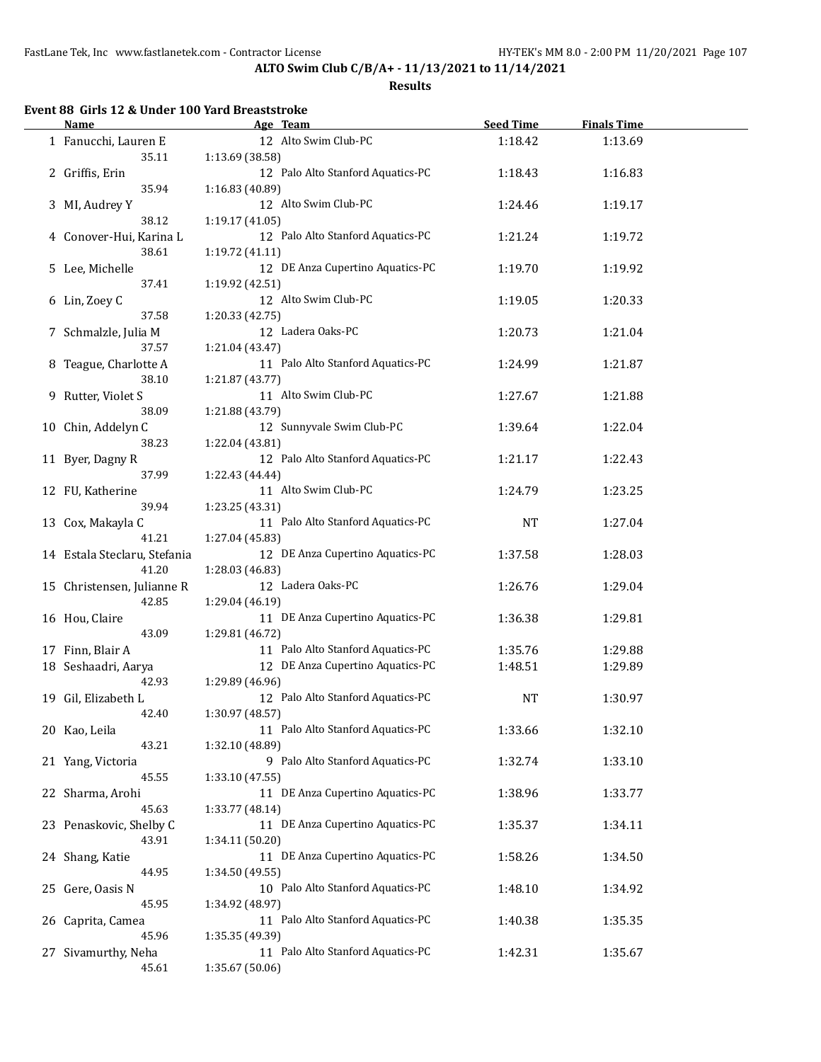**ALTO Swim Club C/B/A+ - 11/13/2021 to 11/14/2021**

**Results**

### Event 88 Girls 12 & Under 100 Yard Breaststroke

| | Name | Age | Team | Seed Time | Finals Time |
|---|---|---|---|---|---|
| 1 | Fanucchi, Lauren E | 12 | Alto Swim Club-PC | 1:18.42 | 1:13.69 |
| | 35.11 | 1:13.69 (38.58) | | | |
| 2 | Griffis, Erin | 12 | Palo Alto Stanford Aquatics-PC | 1:18.43 | 1:16.83 |
| | 35.94 | 1:16.83 (40.89) | | | |
| 3 | MI, Audrey Y | 12 | Alto Swim Club-PC | 1:24.46 | 1:19.17 |
| | 38.12 | 1:19.17 (41.05) | | | |
| 4 | Conover-Hui, Karina L | 12 | Palo Alto Stanford Aquatics-PC | 1:21.24 | 1:19.72 |
| | 38.61 | 1:19.72 (41.11) | | | |
| 5 | Lee, Michelle | 12 | DE Anza Cupertino Aquatics-PC | 1:19.70 | 1:19.92 |
| | 37.41 | 1:19.92 (42.51) | | | |
| 6 | Lin, Zoey C | 12 | Alto Swim Club-PC | 1:19.05 | 1:20.33 |
| | 37.58 | 1:20.33 (42.75) | | | |
| 7 | Schmalzle, Julia M | 12 | Ladera Oaks-PC | 1:20.73 | 1:21.04 |
| | 37.57 | 1:21.04 (43.47) | | | |
| 8 | Teague, Charlotte A | 11 | Palo Alto Stanford Aquatics-PC | 1:24.99 | 1:21.87 |
| | 38.10 | 1:21.87 (43.77) | | | |
| 9 | Rutter, Violet S | 11 | Alto Swim Club-PC | 1:27.67 | 1:21.88 |
| | 38.09 | 1:21.88 (43.79) | | | |
| 10 | Chin, Addelyn C | 12 | Sunnyvale Swim Club-PC | 1:39.64 | 1:22.04 |
| | 38.23 | 1:22.04 (43.81) | | | |
| 11 | Byer, Dagny R | 12 | Palo Alto Stanford Aquatics-PC | 1:21.17 | 1:22.43 |
| | 37.99 | 1:22.43 (44.44) | | | |
| 12 | FU, Katherine | 11 | Alto Swim Club-PC | 1:24.79 | 1:23.25 |
| | 39.94 | 1:23.25 (43.31) | | | |
| 13 | Cox, Makayla C | 11 | Palo Alto Stanford Aquatics-PC | NT | 1:27.04 |
| | 41.21 | 1:27.04 (45.83) | | | |
| 14 | Estala Steclaru, Stefania | 12 | DE Anza Cupertino Aquatics-PC | 1:37.58 | 1:28.03 |
| | 41.20 | 1:28.03 (46.83) | | | |
| 15 | Christensen, Julianne R | 12 | Ladera Oaks-PC | 1:26.76 | 1:29.04 |
| | 42.85 | 1:29.04 (46.19) | | | |
| 16 | Hou, Claire | 11 | DE Anza Cupertino Aquatics-PC | 1:36.38 | 1:29.81 |
| | 43.09 | 1:29.81 (46.72) | | | |
| 17 | Finn, Blair A | 11 | Palo Alto Stanford Aquatics-PC | 1:35.76 | 1:29.88 |
| 18 | Seshaadri, Aarya | 12 | DE Anza Cupertino Aquatics-PC | 1:48.51 | 1:29.89 |
| | 42.93 | 1:29.89 (46.96) | | | |
| 19 | Gil, Elizabeth L | 12 | Palo Alto Stanford Aquatics-PC | NT | 1:30.97 |
| | 42.40 | 1:30.97 (48.57) | | | |
| 20 | Kao, Leila | 11 | Palo Alto Stanford Aquatics-PC | 1:33.66 | 1:32.10 |
| | 43.21 | 1:32.10 (48.89) | | | |
| 21 | Yang, Victoria | 9 | Palo Alto Stanford Aquatics-PC | 1:32.74 | 1:33.10 |
| | 45.55 | 1:33.10 (47.55) | | | |
| 22 | Sharma, Arohi | 11 | DE Anza Cupertino Aquatics-PC | 1:38.96 | 1:33.77 |
| | 45.63 | 1:33.77 (48.14) | | | |
| 23 | Penaskovic, Shelby C | 11 | DE Anza Cupertino Aquatics-PC | 1:35.37 | 1:34.11 |
| | 43.91 | 1:34.11 (50.20) | | | |
| 24 | Shang, Katie | 11 | DE Anza Cupertino Aquatics-PC | 1:58.26 | 1:34.50 |
| | 44.95 | 1:34.50 (49.55) | | | |
| 25 | Gere, Oasis N | 10 | Palo Alto Stanford Aquatics-PC | 1:48.10 | 1:34.92 |
| | 45.95 | 1:34.92 (48.97) | | | |
| 26 | Caprita, Camea | 11 | Palo Alto Stanford Aquatics-PC | 1:40.38 | 1:35.35 |
| | 45.96 | 1:35.35 (49.39) | | | |
| 27 | Sivamurthy, Neha | 11 | Palo Alto Stanford Aquatics-PC | 1:42.31 | 1:35.67 |
| | 45.61 | 1:35.67 (50.06) | | | |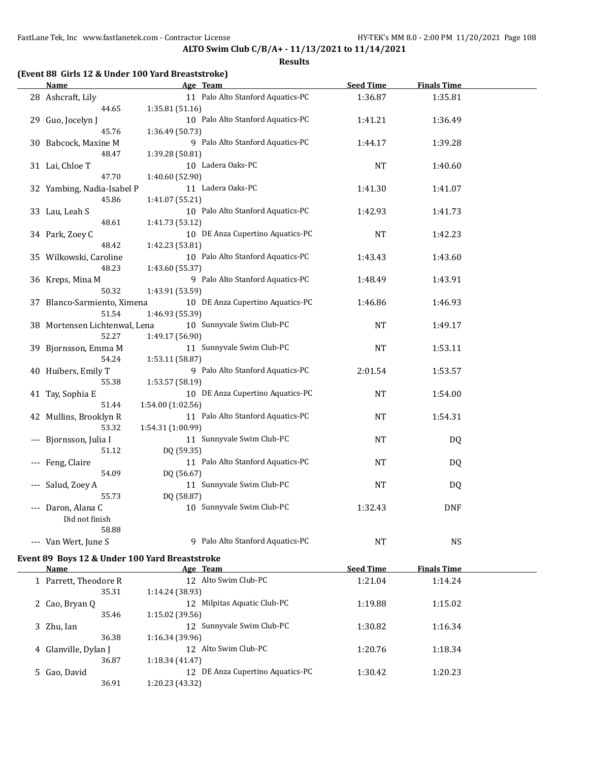**ALTO Swim Club C/B/A+ - 11/13/2021 to 11/14/2021**

**Results**

### (Event 88 Girls 12 & Under 100 Yard Breaststroke)

| | Name | Age | Team | Seed Time | Finals Time |
|---|---|---|---|---|---|
| 28 | Ashcraft, Lily | 11 | Palo Alto Stanford Aquatics-PC | 1:36.87 | 1:35.81 |
| | 44.65 | 1:35.81 (51.16) | | | |
| 29 | Guo, Jocelyn J | 10 | Palo Alto Stanford Aquatics-PC | 1:41.21 | 1:36.49 |
| | 45.76 | 1:36.49 (50.73) | | | |
| 30 | Babcock, Maxine M | 9 | Palo Alto Stanford Aquatics-PC | 1:44.17 | 1:39.28 |
| | 48.47 | 1:39.28 (50.81) | | | |
| 31 | Lai, Chloe T | 10 | Ladera Oaks-PC | NT | 1:40.60 |
| | 47.70 | 1:40.60 (52.90) | | | |
| 32 | Yambing, Nadia-Isabel P | 11 | Ladera Oaks-PC | 1:41.30 | 1:41.07 |
| | 45.86 | 1:41.07 (55.21) | | | |
| 33 | Lau, Leah S | 10 | Palo Alto Stanford Aquatics-PC | 1:42.93 | 1:41.73 |
| | 48.61 | 1:41.73 (53.12) | | | |
| 34 | Park, Zoey C | 10 | DE Anza Cupertino Aquatics-PC | NT | 1:42.23 |
| | 48.42 | 1:42.23 (53.81) | | | |
| 35 | Wilkowski, Caroline | 10 | Palo Alto Stanford Aquatics-PC | 1:43.43 | 1:43.60 |
| | 48.23 | 1:43.60 (55.37) | | | |
| 36 | Kreps, Mina M | 9 | Palo Alto Stanford Aquatics-PC | 1:48.49 | 1:43.91 |
| | 50.32 | 1:43.91 (53.59) | | | |
| 37 | Blanco-Sarmiento, Ximena | 10 | DE Anza Cupertino Aquatics-PC | 1:46.86 | 1:46.93 |
| | 51.54 | 1:46.93 (55.39) | | | |
| 38 | Mortensen Lichtenwal, Lena | 10 | Sunnyvale Swim Club-PC | NT | 1:49.17 |
| | 52.27 | 1:49.17 (56.90) | | | |
| 39 | Bjornsson, Emma M | 11 | Sunnyvale Swim Club-PC | NT | 1:53.11 |
| | 54.24 | 1:53.11 (58.87) | | | |
| 40 | Huibers, Emily T | 9 | Palo Alto Stanford Aquatics-PC | 2:01.54 | 1:53.57 |
| | 55.38 | 1:53.57 (58.19) | | | |
| 41 | Tay, Sophia E | 10 | DE Anza Cupertino Aquatics-PC | NT | 1:54.00 |
| | 51.44 | 1:54.00 (1:02.56) | | | |
| 42 | Mullins, Brooklyn R | 11 | Palo Alto Stanford Aquatics-PC | NT | 1:54.31 |
| | 53.32 | 1:54.31 (1:00.99) | | | |
| --- | Bjornsson, Julia I | 11 | Sunnyvale Swim Club-PC | NT | DQ |
| | 51.12 | DQ (59.35) | | | |
| --- | Feng, Claire | 11 | Palo Alto Stanford Aquatics-PC | NT | DQ |
| | 54.09 | DQ (56.67) | | | |
| --- | Salud, Zoey A | 11 | Sunnyvale Swim Club-PC | NT | DQ |
| | 55.73 | DQ (58.87) | | | |
| --- | Daron, Alana C | 10 | Sunnyvale Swim Club-PC | 1:32.43 | DNF |
| | Did not finish | | | | |
| | 58.88 | | | | |
| --- | Van Wert, June S | 9 | Palo Alto Stanford Aquatics-PC | NT | NS |

### Event 89 Boys 12 & Under 100 Yard Breaststroke

| | Name | Age | Team | Seed Time | Finals Time |
|---|---|---|---|---|---|
| 1 | Parrett, Theodore R | 12 | Alto Swim Club-PC | 1:21.04 | 1:14.24 |
| | 35.31 | 1:14.24 (38.93) | | | |
| 2 | Cao, Bryan Q | 12 | Milpitas Aquatic Club-PC | 1:19.88 | 1:15.02 |
| | 35.46 | 1:15.02 (39.56) | | | |
| 3 | Zhu, Ian | 12 | Sunnyvale Swim Club-PC | 1:30.82 | 1:16.34 |
| | 36.38 | 1:16.34 (39.96) | | | |
| 4 | Glanville, Dylan J | 12 | Alto Swim Club-PC | 1:20.76 | 1:18.34 |
| | 36.87 | 1:18.34 (41.47) | | | |
| 5 | Gao, David | 12 | DE Anza Cupertino Aquatics-PC | 1:30.42 | 1:20.23 |
| | 36.91 | 1:20.23 (43.32) | | | |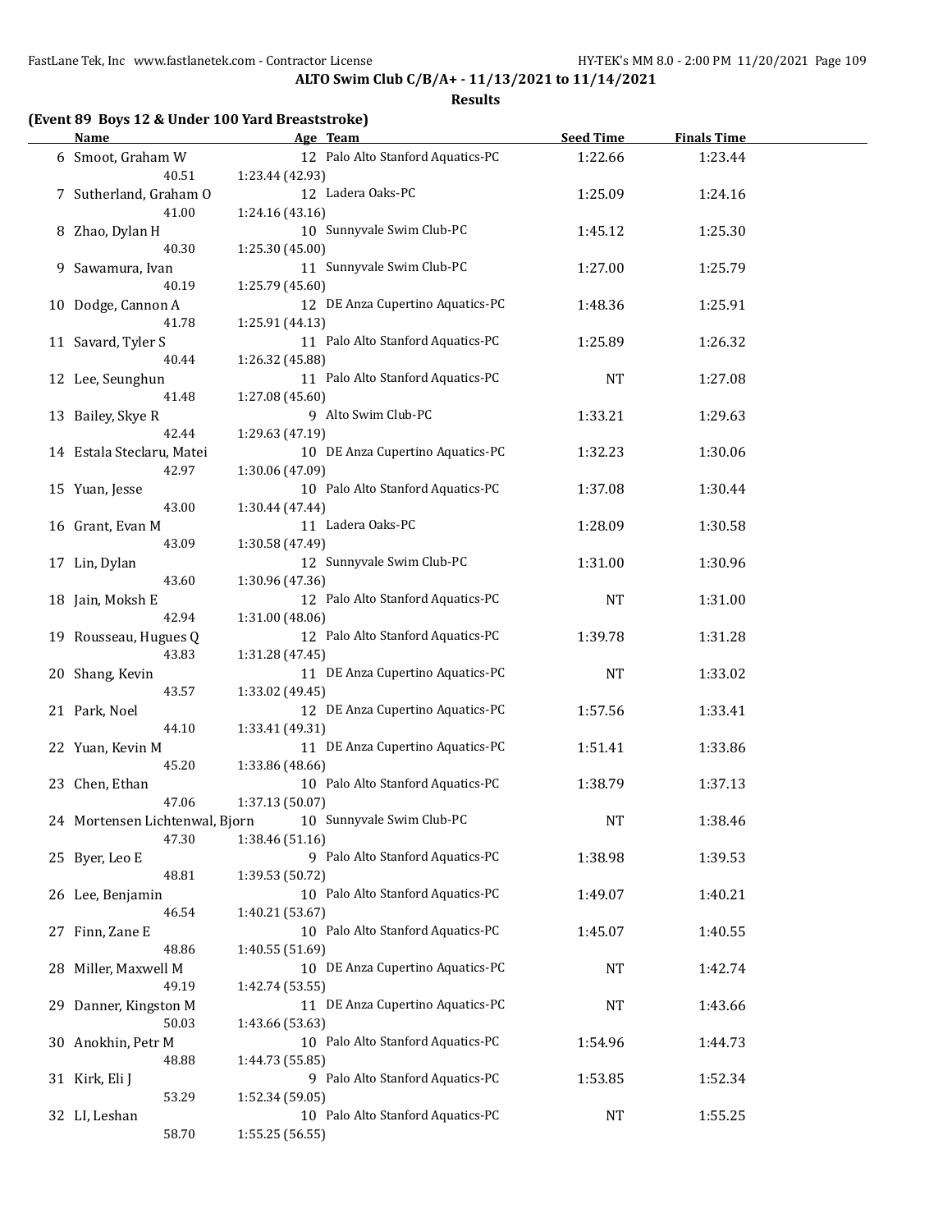**ALTO Swim Club C/B/A+ - 11/13/2021 to 11/14/2021**

**Results**

### (Event 89 Boys 12 & Under 100 Yard Breaststroke)

| Name | Age | Team | Seed Time | Finals Time |
|---|---|---|---|---|
| 6 Smoot, Graham W | 12 | Palo Alto Stanford Aquatics-PC | 1:22.66 | 1:23.44 |
| 40.51 | 1:23.44 (42.93) | | | |
| 7 Sutherland, Graham O | 12 | Ladera Oaks-PC | 1:25.09 | 1:24.16 |
| 41.00 | 1:24.16 (43.16) | | | |
| 8 Zhao, Dylan H | 10 | Sunnyvale Swim Club-PC | 1:45.12 | 1:25.30 |
| 40.30 | 1:25.30 (45.00) | | | |
| 9 Sawamura, Ivan | 11 | Sunnyvale Swim Club-PC | 1:27.00 | 1:25.79 |
| 40.19 | 1:25.79 (45.60) | | | |
| 10 Dodge, Cannon A | 12 | DE Anza Cupertino Aquatics-PC | 1:48.36 | 1:25.91 |
| 41.78 | 1:25.91 (44.13) | | | |
| 11 Savard, Tyler S | 11 | Palo Alto Stanford Aquatics-PC | 1:25.89 | 1:26.32 |
| 40.44 | 1:26.32 (45.88) | | | |
| 12 Lee, Seunghun | 11 | Palo Alto Stanford Aquatics-PC | NT | 1:27.08 |
| 41.48 | 1:27.08 (45.60) | | | |
| 13 Bailey, Skye R | 9 | Alto Swim Club-PC | 1:33.21 | 1:29.63 |
| 42.44 | 1:29.63 (47.19) | | | |
| 14 Estala Steclaru, Matei | 10 | DE Anza Cupertino Aquatics-PC | 1:32.23 | 1:30.06 |
| 42.97 | 1:30.06 (47.09) | | | |
| 15 Yuan, Jesse | 10 | Palo Alto Stanford Aquatics-PC | 1:37.08 | 1:30.44 |
| 43.00 | 1:30.44 (47.44) | | | |
| 16 Grant, Evan M | 11 | Ladera Oaks-PC | 1:28.09 | 1:30.58 |
| 43.09 | 1:30.58 (47.49) | | | |
| 17 Lin, Dylan | 12 | Sunnyvale Swim Club-PC | 1:31.00 | 1:30.96 |
| 43.60 | 1:30.96 (47.36) | | | |
| 18 Jain, Moksh E | 12 | Palo Alto Stanford Aquatics-PC | NT | 1:31.00 |
| 42.94 | 1:31.00 (48.06) | | | |
| 19 Rousseau, Hugues Q | 12 | Palo Alto Stanford Aquatics-PC | 1:39.78 | 1:31.28 |
| 43.83 | 1:31.28 (47.45) | | | |
| 20 Shang, Kevin | 11 | DE Anza Cupertino Aquatics-PC | NT | 1:33.02 |
| 43.57 | 1:33.02 (49.45) | | | |
| 21 Park, Noel | 12 | DE Anza Cupertino Aquatics-PC | 1:57.56 | 1:33.41 |
| 44.10 | 1:33.41 (49.31) | | | |
| 22 Yuan, Kevin M | 11 | DE Anza Cupertino Aquatics-PC | 1:51.41 | 1:33.86 |
| 45.20 | 1:33.86 (48.66) | | | |
| 23 Chen, Ethan | 10 | Palo Alto Stanford Aquatics-PC | 1:38.79 | 1:37.13 |
| 47.06 | 1:37.13 (50.07) | | | |
| 24 Mortensen Lichtenwal, Bjorn | 10 | Sunnyvale Swim Club-PC | NT | 1:38.46 |
| 47.30 | 1:38.46 (51.16) | | | |
| 25 Byer, Leo E | 9 | Palo Alto Stanford Aquatics-PC | 1:38.98 | 1:39.53 |
| 48.81 | 1:39.53 (50.72) | | | |
| 26 Lee, Benjamin | 10 | Palo Alto Stanford Aquatics-PC | 1:49.07 | 1:40.21 |
| 46.54 | 1:40.21 (53.67) | | | |
| 27 Finn, Zane E | 10 | Palo Alto Stanford Aquatics-PC | 1:45.07 | 1:40.55 |
| 48.86 | 1:40.55 (51.69) | | | |
| 28 Miller, Maxwell M | 10 | DE Anza Cupertino Aquatics-PC | NT | 1:42.74 |
| 49.19 | 1:42.74 (53.55) | | | |
| 29 Danner, Kingston M | 11 | DE Anza Cupertino Aquatics-PC | NT | 1:43.66 |
| 50.03 | 1:43.66 (53.63) | | | |
| 30 Anokhin, Petr M | 10 | Palo Alto Stanford Aquatics-PC | 1:54.96 | 1:44.73 |
| 48.88 | 1:44.73 (55.85) | | | |
| 31 Kirk, Eli J | 9 | Palo Alto Stanford Aquatics-PC | 1:53.85 | 1:52.34 |
| 53.29 | 1:52.34 (59.05) | | | |
| 32 LI, Leshan | 10 | Palo Alto Stanford Aquatics-PC | NT | 1:55.25 |
| 58.70 | 1:55.25 (56.55) | | | |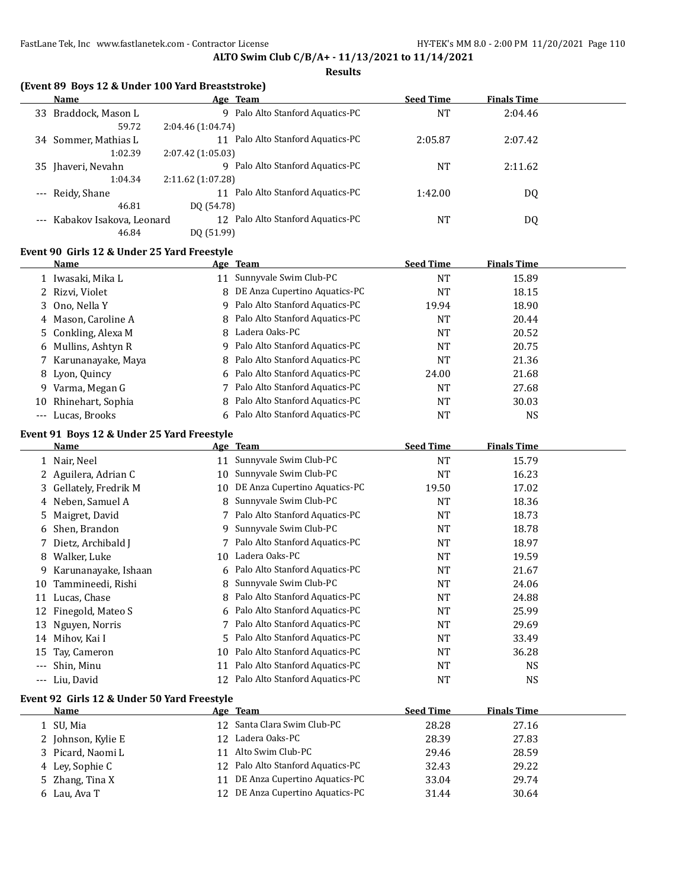**ALTO Swim Club C/B/A+ - 11/13/2021 to 11/14/2021**

**Results**

### (Event 89 Boys 12 & Under 100 Yard Breaststroke)

| | Name | Age | Team | Seed Time | Finals Time |
|---|---|---|---|---|---|
| 33 | Braddock, Mason L | 9 | Palo Alto Stanford Aquatics-PC | NT | 2:04.46 |
| | 59.72 | 2:04.46 (1:04.74) | | | |
| 34 | Sommer, Mathias L | 11 | Palo Alto Stanford Aquatics-PC | 2:05.87 | 2:07.42 |
| | 1:02.39 | 2:07.42 (1:05.03) | | | |
| 35 | Jhaveri, Nevahn | 9 | Palo Alto Stanford Aquatics-PC | NT | 2:11.62 |
| | 1:04.34 | 2:11.62 (1:07.28) | | | |
| --- | Reidy, Shane | 11 | Palo Alto Stanford Aquatics-PC | 1:42.00 | DQ |
| | 46.81 | DQ (54.78) | | | |
| --- | Kabakov Isakova, Leonard | 12 | Palo Alto Stanford Aquatics-PC | NT | DQ |
| | 46.84 | DQ (51.99) | | | |

### Event 90 Girls 12 & Under 25 Yard Freestyle

| | Name | Age | Team | Seed Time | Finals Time |
|---|---|---|---|---|---|
| 1 | Iwasaki, Mika L | 11 | Sunnyvale Swim Club-PC | NT | 15.89 |
| 2 | Rizvi, Violet | 8 | DE Anza Cupertino Aquatics-PC | NT | 18.15 |
| 3 | Ono, Nella Y | 9 | Palo Alto Stanford Aquatics-PC | 19.94 | 18.90 |
| 4 | Mason, Caroline A | 8 | Palo Alto Stanford Aquatics-PC | NT | 20.44 |
| 5 | Conkling, Alexa M | 8 | Ladera Oaks-PC | NT | 20.52 |
| 6 | Mullins, Ashtyn R | 9 | Palo Alto Stanford Aquatics-PC | NT | 20.75 |
| 7 | Karunanayake, Maya | 8 | Palo Alto Stanford Aquatics-PC | NT | 21.36 |
| 8 | Lyon, Quincy | 6 | Palo Alto Stanford Aquatics-PC | 24.00 | 21.68 |
| 9 | Varma, Megan G | 7 | Palo Alto Stanford Aquatics-PC | NT | 27.68 |
| 10 | Rhinehart, Sophia | 8 | Palo Alto Stanford Aquatics-PC | NT | 30.03 |
| --- | Lucas, Brooks | 6 | Palo Alto Stanford Aquatics-PC | NT | NS |

### Event 91 Boys 12 & Under 25 Yard Freestyle

| | Name | Age | Team | Seed Time | Finals Time |
|---|---|---|---|---|---|
| 1 | Nair, Neel | 11 | Sunnyvale Swim Club-PC | NT | 15.79 |
| 2 | Aguilera, Adrian C | 10 | Sunnyvale Swim Club-PC | NT | 16.23 |
| 3 | Gellately, Fredrik M | 10 | DE Anza Cupertino Aquatics-PC | 19.50 | 17.02 |
| 4 | Neben, Samuel A | 8 | Sunnyvale Swim Club-PC | NT | 18.36 |
| 5 | Maigret, David | 7 | Palo Alto Stanford Aquatics-PC | NT | 18.73 |
| 6 | Shen, Brandon | 9 | Sunnyvale Swim Club-PC | NT | 18.78 |
| 7 | Dietz, Archibald J | 7 | Palo Alto Stanford Aquatics-PC | NT | 18.97 |
| 8 | Walker, Luke | 10 | Ladera Oaks-PC | NT | 19.59 |
| 9 | Karunanayake, Ishaan | 6 | Palo Alto Stanford Aquatics-PC | NT | 21.67 |
| 10 | Tammineedi, Rishi | 8 | Sunnyvale Swim Club-PC | NT | 24.06 |
| 11 | Lucas, Chase | 8 | Palo Alto Stanford Aquatics-PC | NT | 24.88 |
| 12 | Finegold, Mateo S | 6 | Palo Alto Stanford Aquatics-PC | NT | 25.99 |
| 13 | Nguyen, Norris | 7 | Palo Alto Stanford Aquatics-PC | NT | 29.69 |
| 14 | Mihov, Kai I | 5 | Palo Alto Stanford Aquatics-PC | NT | 33.49 |
| 15 | Tay, Cameron | 10 | Palo Alto Stanford Aquatics-PC | NT | 36.28 |
| --- | Shin, Minu | 11 | Palo Alto Stanford Aquatics-PC | NT | NS |
| --- | Liu, David | 12 | Palo Alto Stanford Aquatics-PC | NT | NS |

### Event 92 Girls 12 & Under 50 Yard Freestyle

| | Name | Age | Team | Seed Time | Finals Time |
|---|---|---|---|---|---|
| 1 | SU, Mia | 12 | Santa Clara Swim Club-PC | 28.28 | 27.16 |
| 2 | Johnson, Kylie E | 12 | Ladera Oaks-PC | 28.39 | 27.83 |
| 3 | Picard, Naomi L | 11 | Alto Swim Club-PC | 29.46 | 28.59 |
| 4 | Ley, Sophie C | 12 | Palo Alto Stanford Aquatics-PC | 32.43 | 29.22 |
| 5 | Zhang, Tina X | 11 | DE Anza Cupertino Aquatics-PC | 33.04 | 29.74 |
| 6 | Lau, Ava T | 12 | DE Anza Cupertino Aquatics-PC | 31.44 | 30.64 |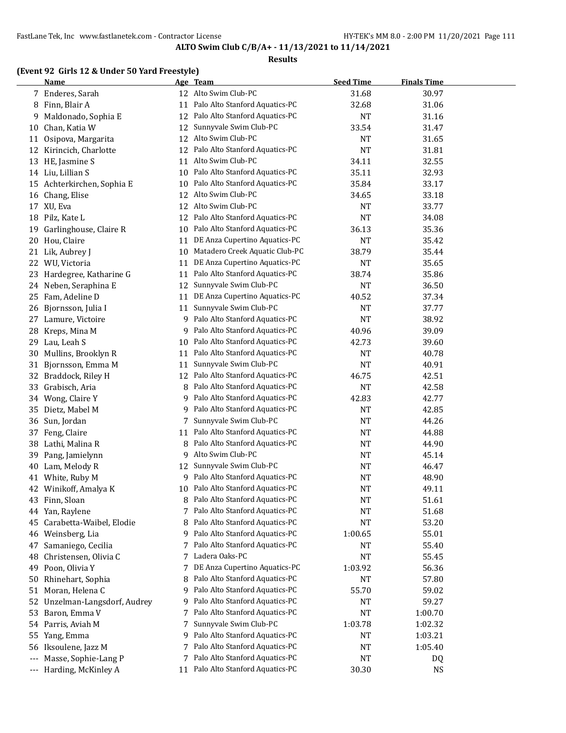**ALTO Swim Club C/B/A+ - 11/13/2021 to 11/14/2021**

**Results**

### (Event 92 Girls 12 & Under 50 Yard Freestyle)

| | Name | Age | Team | Seed Time | Finals Time |
|---|---|---|---|---|---|
| 7 | Enderes, Sarah | 12 | Alto Swim Club-PC | 31.68 | 30.97 |
| 8 | Finn, Blair A | 11 | Palo Alto Stanford Aquatics-PC | 32.68 | 31.06 |
| 9 | Maldonado, Sophia E | 12 | Palo Alto Stanford Aquatics-PC | NT | 31.16 |
| 10 | Chan, Katia W | 12 | Sunnyvale Swim Club-PC | 33.54 | 31.47 |
| 11 | Osipova, Margarita | 12 | Alto Swim Club-PC | NT | 31.65 |
| 12 | Kirincich, Charlotte | 12 | Palo Alto Stanford Aquatics-PC | NT | 31.81 |
| 13 | HE, Jasmine S | 11 | Alto Swim Club-PC | 34.11 | 32.55 |
| 14 | Liu, Lillian S | 10 | Palo Alto Stanford Aquatics-PC | 35.11 | 32.93 |
| 15 | Achterkirchen, Sophia E | 10 | Palo Alto Stanford Aquatics-PC | 35.84 | 33.17 |
| 16 | Chang, Elise | 12 | Alto Swim Club-PC | 34.65 | 33.18 |
| 17 | XU, Eva | 12 | Alto Swim Club-PC | NT | 33.77 |
| 18 | Pilz, Kate L | 12 | Palo Alto Stanford Aquatics-PC | NT | 34.08 |
| 19 | Garlinghouse, Claire R | 10 | Palo Alto Stanford Aquatics-PC | 36.13 | 35.36 |
| 20 | Hou, Claire | 11 | DE Anza Cupertino Aquatics-PC | NT | 35.42 |
| 21 | Lik, Aubrey J | 10 | Matadero Creek Aquatic Club-PC | 38.79 | 35.44 |
| 22 | WU, Victoria | 11 | DE Anza Cupertino Aquatics-PC | NT | 35.65 |
| 23 | Hardegree, Katharine G | 11 | Palo Alto Stanford Aquatics-PC | 38.74 | 35.86 |
| 24 | Neben, Seraphina E | 12 | Sunnyvale Swim Club-PC | NT | 36.50 |
| 25 | Fam, Adeline D | 11 | DE Anza Cupertino Aquatics-PC | 40.52 | 37.34 |
| 26 | Bjornsson, Julia I | 11 | Sunnyvale Swim Club-PC | NT | 37.77 |
| 27 | Lamure, Victoire | 9 | Palo Alto Stanford Aquatics-PC | NT | 38.92 |
| 28 | Kreps, Mina M | 9 | Palo Alto Stanford Aquatics-PC | 40.96 | 39.09 |
| 29 | Lau, Leah S | 10 | Palo Alto Stanford Aquatics-PC | 42.73 | 39.60 |
| 30 | Mullins, Brooklyn R | 11 | Palo Alto Stanford Aquatics-PC | NT | 40.78 |
| 31 | Bjornsson, Emma M | 11 | Sunnyvale Swim Club-PC | NT | 40.91 |
| 32 | Braddock, Riley H | 12 | Palo Alto Stanford Aquatics-PC | 46.75 | 42.51 |
| 33 | Grabisch, Aria | 8 | Palo Alto Stanford Aquatics-PC | NT | 42.58 |
| 34 | Wong, Claire Y | 9 | Palo Alto Stanford Aquatics-PC | 42.83 | 42.77 |
| 35 | Dietz, Mabel M | 9 | Palo Alto Stanford Aquatics-PC | NT | 42.85 |
| 36 | Sun, Jordan | 7 | Sunnyvale Swim Club-PC | NT | 44.26 |
| 37 | Feng, Claire | 11 | Palo Alto Stanford Aquatics-PC | NT | 44.88 |
| 38 | Lathi, Malina R | 8 | Palo Alto Stanford Aquatics-PC | NT | 44.90 |
| 39 | Pang, Jamielynn | 9 | Alto Swim Club-PC | NT | 45.14 |
| 40 | Lam, Melody R | 12 | Sunnyvale Swim Club-PC | NT | 46.47 |
| 41 | White, Ruby M | 9 | Palo Alto Stanford Aquatics-PC | NT | 48.90 |
| 42 | Winikoff, Amalya K | 10 | Palo Alto Stanford Aquatics-PC | NT | 49.11 |
| 43 | Finn, Sloan | 8 | Palo Alto Stanford Aquatics-PC | NT | 51.61 |
| 44 | Yan, Raylene | 7 | Palo Alto Stanford Aquatics-PC | NT | 51.68 |
| 45 | Carabetta-Waibel, Elodie | 8 | Palo Alto Stanford Aquatics-PC | NT | 53.20 |
| 46 | Weinsberg, Lia | 9 | Palo Alto Stanford Aquatics-PC | 1:00.65 | 55.01 |
| 47 | Samaniego, Cecilia | 7 | Palo Alto Stanford Aquatics-PC | NT | 55.40 |
| 48 | Christensen, Olivia C | 7 | Ladera Oaks-PC | NT | 55.45 |
| 49 | Poon, Olivia Y | 7 | DE Anza Cupertino Aquatics-PC | 1:03.92 | 56.36 |
| 50 | Rhinehart, Sophia | 8 | Palo Alto Stanford Aquatics-PC | NT | 57.80 |
| 51 | Moran, Helena C | 9 | Palo Alto Stanford Aquatics-PC | 55.70 | 59.02 |
| 52 | Unzelman-Langsdorf, Audrey | 9 | Palo Alto Stanford Aquatics-PC | NT | 59.27 |
| 53 | Baron, Emma V | 7 | Palo Alto Stanford Aquatics-PC | NT | 1:00.70 |
| 54 | Parris, Aviah M | 7 | Sunnyvale Swim Club-PC | 1:03.78 | 1:02.32 |
| 55 | Yang, Emma | 9 | Palo Alto Stanford Aquatics-PC | NT | 1:03.21 |
| 56 | Iksoulene, Jazz M | 7 | Palo Alto Stanford Aquatics-PC | NT | 1:05.40 |
| --- | Masse, Sophie-Lang P | 7 | Palo Alto Stanford Aquatics-PC | NT | DQ |
| --- | Harding, McKinley A | 11 | Palo Alto Stanford Aquatics-PC | 30.30 | NS |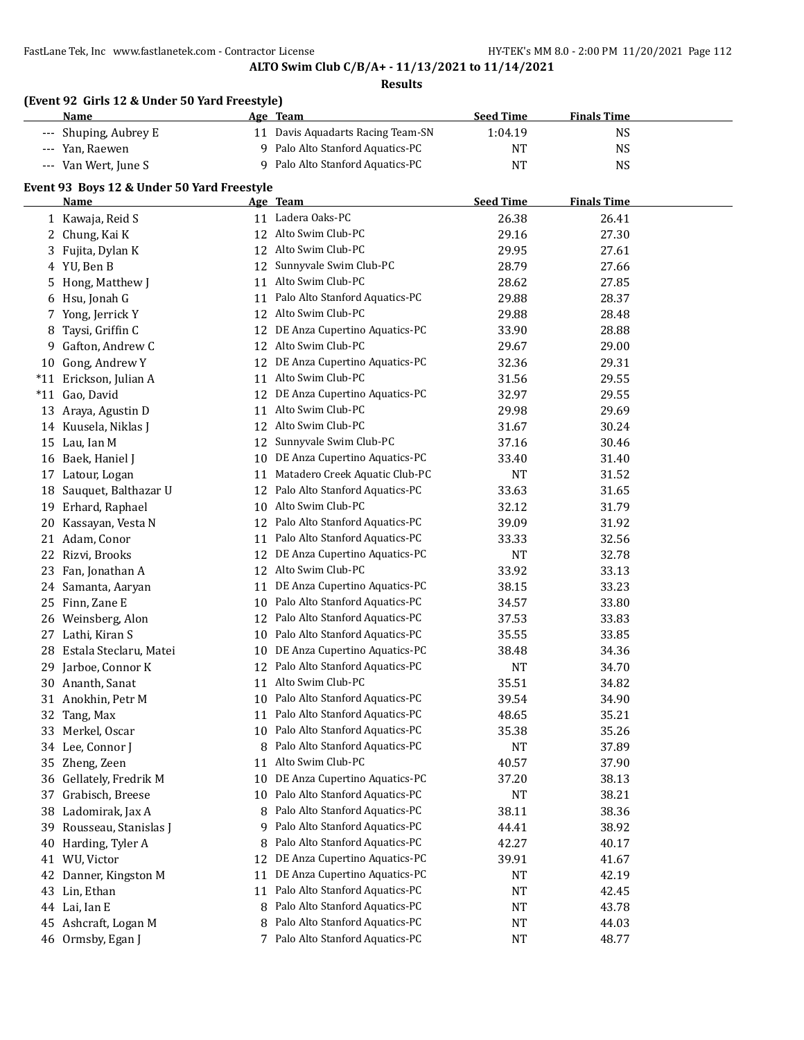**ALTO Swim Club C/B/A+ - 11/13/2021 to 11/14/2021**

**Results**

### (Event 92 Girls 12 & Under 50 Yard Freestyle)

| | Name | Age | Team | Seed Time | Finals Time |
|---|---|---|---|---|---|
| --- | Shuping, Aubrey E | 11 | Davis Aquadarts Racing Team-SN | 1:04.19 | NS |
| --- | Yan, Raewen | 9 | Palo Alto Stanford Aquatics-PC | NT | NS |
| --- | Van Wert, June S | 9 | Palo Alto Stanford Aquatics-PC | NT | NS |

### Event 93 Boys 12 & Under 50 Yard Freestyle

| | Name | Age | Team | Seed Time | Finals Time |
|---|---|---|---|---|---|
| 1 | Kawaja, Reid S | 11 | Ladera Oaks-PC | 26.38 | 26.41 |
| 2 | Chung, Kai K | 12 | Alto Swim Club-PC | 29.16 | 27.30 |
| 3 | Fujita, Dylan K | 12 | Alto Swim Club-PC | 29.95 | 27.61 |
| 4 | YU, Ben B | 12 | Sunnyvale Swim Club-PC | 28.79 | 27.66 |
| 5 | Hong, Matthew J | 11 | Alto Swim Club-PC | 28.62 | 27.85 |
| 6 | Hsu, Jonah G | 11 | Palo Alto Stanford Aquatics-PC | 29.88 | 28.37 |
| 7 | Yong, Jerrick Y | 12 | Alto Swim Club-PC | 29.88 | 28.48 |
| 8 | Taysi, Griffin C | 12 | DE Anza Cupertino Aquatics-PC | 33.90 | 28.88 |
| 9 | Gafton, Andrew C | 12 | Alto Swim Club-PC | 29.67 | 29.00 |
| 10 | Gong, Andrew Y | 12 | DE Anza Cupertino Aquatics-PC | 32.36 | 29.31 |
| *11 | Erickson, Julian A | 11 | Alto Swim Club-PC | 31.56 | 29.55 |
| *11 | Gao, David | 12 | DE Anza Cupertino Aquatics-PC | 32.97 | 29.55 |
| 13 | Araya, Agustin D | 11 | Alto Swim Club-PC | 29.98 | 29.69 |
| 14 | Kuusela, Niklas J | 12 | Alto Swim Club-PC | 31.67 | 30.24 |
| 15 | Lau, Ian M | 12 | Sunnyvale Swim Club-PC | 37.16 | 30.46 |
| 16 | Baek, Haniel J | 10 | DE Anza Cupertino Aquatics-PC | 33.40 | 31.40 |
| 17 | Latour, Logan | 11 | Matadero Creek Aquatic Club-PC | NT | 31.52 |
| 18 | Sauquet, Balthazar U | 12 | Palo Alto Stanford Aquatics-PC | 33.63 | 31.65 |
| 19 | Erhard, Raphael | 10 | Alto Swim Club-PC | 32.12 | 31.79 |
| 20 | Kassayan, Vesta N | 12 | Palo Alto Stanford Aquatics-PC | 39.09 | 31.92 |
| 21 | Adam, Conor | 11 | Palo Alto Stanford Aquatics-PC | 33.33 | 32.56 |
| 22 | Rizvi, Brooks | 12 | DE Anza Cupertino Aquatics-PC | NT | 32.78 |
| 23 | Fan, Jonathan A | 12 | Alto Swim Club-PC | 33.92 | 33.13 |
| 24 | Samanta, Aaryan | 11 | DE Anza Cupertino Aquatics-PC | 38.15 | 33.23 |
| 25 | Finn, Zane E | 10 | Palo Alto Stanford Aquatics-PC | 34.57 | 33.80 |
| 26 | Weinsberg, Alon | 12 | Palo Alto Stanford Aquatics-PC | 37.53 | 33.83 |
| 27 | Lathi, Kiran S | 10 | Palo Alto Stanford Aquatics-PC | 35.55 | 33.85 |
| 28 | Estala Steclaru, Matei | 10 | DE Anza Cupertino Aquatics-PC | 38.48 | 34.36 |
| 29 | Jarboe, Connor K | 12 | Palo Alto Stanford Aquatics-PC | NT | 34.70 |
| 30 | Ananth, Sanat | 11 | Alto Swim Club-PC | 35.51 | 34.82 |
| 31 | Anokhin, Petr M | 10 | Palo Alto Stanford Aquatics-PC | 39.54 | 34.90 |
| 32 | Tang, Max | 11 | Palo Alto Stanford Aquatics-PC | 48.65 | 35.21 |
| 33 | Merkel, Oscar | 10 | Palo Alto Stanford Aquatics-PC | 35.38 | 35.26 |
| 34 | Lee, Connor J | 8 | Palo Alto Stanford Aquatics-PC | NT | 37.89 |
| 35 | Zheng, Zeen | 11 | Alto Swim Club-PC | 40.57 | 37.90 |
| 36 | Gellately, Fredrik M | 10 | DE Anza Cupertino Aquatics-PC | 37.20 | 38.13 |
| 37 | Grabisch, Breese | 10 | Palo Alto Stanford Aquatics-PC | NT | 38.21 |
| 38 | Ladomirak, Jax A | 8 | Palo Alto Stanford Aquatics-PC | 38.11 | 38.36 |
| 39 | Rousseau, Stanislas J | 9 | Palo Alto Stanford Aquatics-PC | 44.41 | 38.92 |
| 40 | Harding, Tyler A | 8 | Palo Alto Stanford Aquatics-PC | 42.27 | 40.17 |
| 41 | WU, Victor | 12 | DE Anza Cupertino Aquatics-PC | 39.91 | 41.67 |
| 42 | Danner, Kingston M | 11 | DE Anza Cupertino Aquatics-PC | NT | 42.19 |
| 43 | Lin, Ethan | 11 | Palo Alto Stanford Aquatics-PC | NT | 42.45 |
| 44 | Lai, Ian E | 8 | Palo Alto Stanford Aquatics-PC | NT | 43.78 |
| 45 | Ashcraft, Logan M | 8 | Palo Alto Stanford Aquatics-PC | NT | 44.03 |
| 46 | Ormsby, Egan J | 7 | Palo Alto Stanford Aquatics-PC | NT | 48.77 |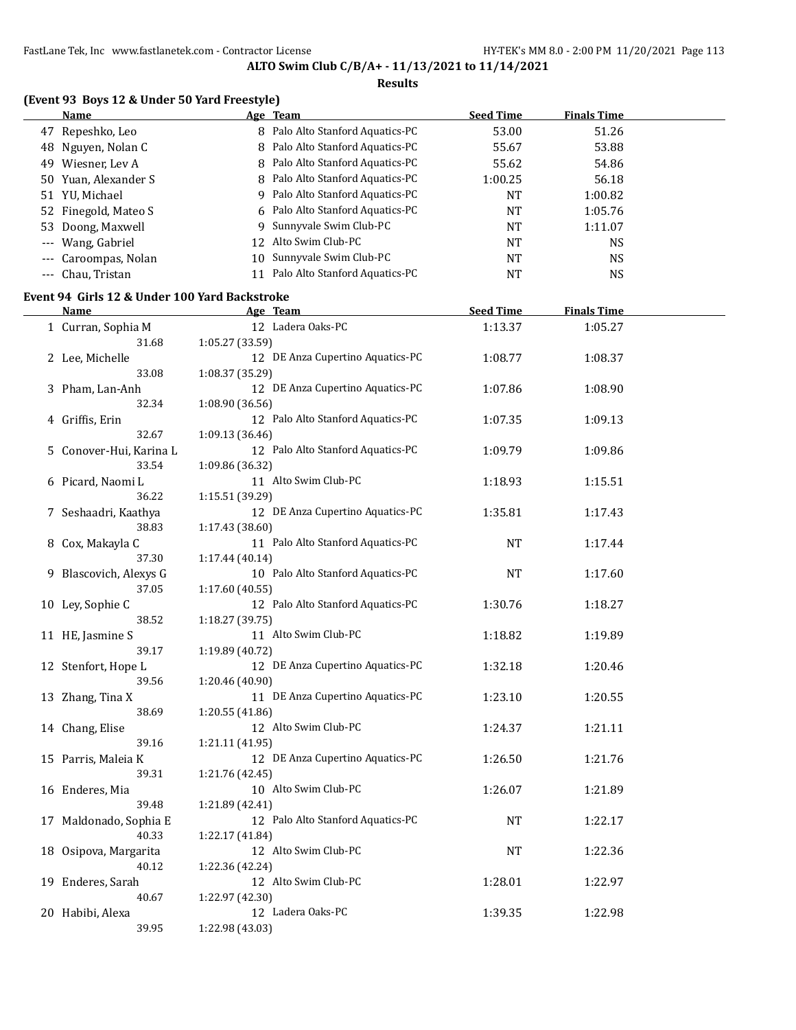**ALTO Swim Club C/B/A+ - 11/13/2021 to 11/14/2021**

**Results**

### (Event 93 Boys 12 & Under 50 Yard Freestyle)

| | Name | Age | Team | Seed Time | Finals Time |
|---|---|---|---|---|---|
| 47 | Repeshko, Leo | 8 | Palo Alto Stanford Aquatics-PC | 53.00 | 51.26 |
| 48 | Nguyen, Nolan C | 8 | Palo Alto Stanford Aquatics-PC | 55.67 | 53.88 |
| 49 | Wiesner, Lev A | 8 | Palo Alto Stanford Aquatics-PC | 55.62 | 54.86 |
| 50 | Yuan, Alexander S | 8 | Palo Alto Stanford Aquatics-PC | 1:00.25 | 56.18 |
| 51 | YU, Michael | 9 | Palo Alto Stanford Aquatics-PC | NT | 1:00.82 |
| 52 | Finegold, Mateo S | 6 | Palo Alto Stanford Aquatics-PC | NT | 1:05.76 |
| 53 | Doong, Maxwell | 9 | Sunnyvale Swim Club-PC | NT | 1:11.07 |
| --- | Wang, Gabriel | 12 | Alto Swim Club-PC | NT | NS |
| --- | Caroompas, Nolan | 10 | Sunnyvale Swim Club-PC | NT | NS |
| --- | Chau, Tristan | 11 | Palo Alto Stanford Aquatics-PC | NT | NS |

### Event 94 Girls 12 & Under 100 Yard Backstroke

| | Name | Age | Team | Seed Time | Finals Time |
|---|---|---|---|---|---|
| 1 | Curran, Sophia M | 12 | Ladera Oaks-PC | 1:13.37 | 1:05.27 |
| | 31.68 | 1:05.27 (33.59) | | | |
| 2 | Lee, Michelle | 12 | DE Anza Cupertino Aquatics-PC | 1:08.77 | 1:08.37 |
| | 33.08 | 1:08.37 (35.29) | | | |
| 3 | Pham, Lan-Anh | 12 | DE Anza Cupertino Aquatics-PC | 1:07.86 | 1:08.90 |
| | 32.34 | 1:08.90 (36.56) | | | |
| 4 | Griffis, Erin | 12 | Palo Alto Stanford Aquatics-PC | 1:07.35 | 1:09.13 |
| | 32.67 | 1:09.13 (36.46) | | | |
| 5 | Conover-Hui, Karina L | 12 | Palo Alto Stanford Aquatics-PC | 1:09.79 | 1:09.86 |
| | 33.54 | 1:09.86 (36.32) | | | |
| 6 | Picard, Naomi L | 11 | Alto Swim Club-PC | 1:18.93 | 1:15.51 |
| | 36.22 | 1:15.51 (39.29) | | | |
| 7 | Seshaadri, Kaathya | 12 | DE Anza Cupertino Aquatics-PC | 1:35.81 | 1:17.43 |
| | 38.83 | 1:17.43 (38.60) | | | |
| 8 | Cox, Makayla C | 11 | Palo Alto Stanford Aquatics-PC | NT | 1:17.44 |
| | 37.30 | 1:17.44 (40.14) | | | |
| 9 | Blascovich, Alexys G | 10 | Palo Alto Stanford Aquatics-PC | NT | 1:17.60 |
| | 37.05 | 1:17.60 (40.55) | | | |
| 10 | Ley, Sophie C | 12 | Palo Alto Stanford Aquatics-PC | 1:30.76 | 1:18.27 |
| | 38.52 | 1:18.27 (39.75) | | | |
| 11 | HE, Jasmine S | 11 | Alto Swim Club-PC | 1:18.82 | 1:19.89 |
| | 39.17 | 1:19.89 (40.72) | | | |
| 12 | Stenfort, Hope L | 12 | DE Anza Cupertino Aquatics-PC | 1:32.18 | 1:20.46 |
| | 39.56 | 1:20.46 (40.90) | | | |
| 13 | Zhang, Tina X | 11 | DE Anza Cupertino Aquatics-PC | 1:23.10 | 1:20.55 |
| | 38.69 | 1:20.55 (41.86) | | | |
| 14 | Chang, Elise | 12 | Alto Swim Club-PC | 1:24.37 | 1:21.11 |
| | 39.16 | 1:21.11 (41.95) | | | |
| 15 | Parris, Maleia K | 12 | DE Anza Cupertino Aquatics-PC | 1:26.50 | 1:21.76 |
| | 39.31 | 1:21.76 (42.45) | | | |
| 16 | Enderes, Mia | 10 | Alto Swim Club-PC | 1:26.07 | 1:21.89 |
| | 39.48 | 1:21.89 (42.41) | | | |
| 17 | Maldonado, Sophia E | 12 | Palo Alto Stanford Aquatics-PC | NT | 1:22.17 |
| | 40.33 | 1:22.17 (41.84) | | | |
| 18 | Osipova, Margarita | 12 | Alto Swim Club-PC | NT | 1:22.36 |
| | 40.12 | 1:22.36 (42.24) | | | |
| 19 | Enderes, Sarah | 12 | Alto Swim Club-PC | 1:28.01 | 1:22.97 |
| | 40.67 | 1:22.97 (42.30) | | | |
| 20 | Habibi, Alexa | 12 | Ladera Oaks-PC | 1:39.35 | 1:22.98 |
| | 39.95 | 1:22.98 (43.03) | | | |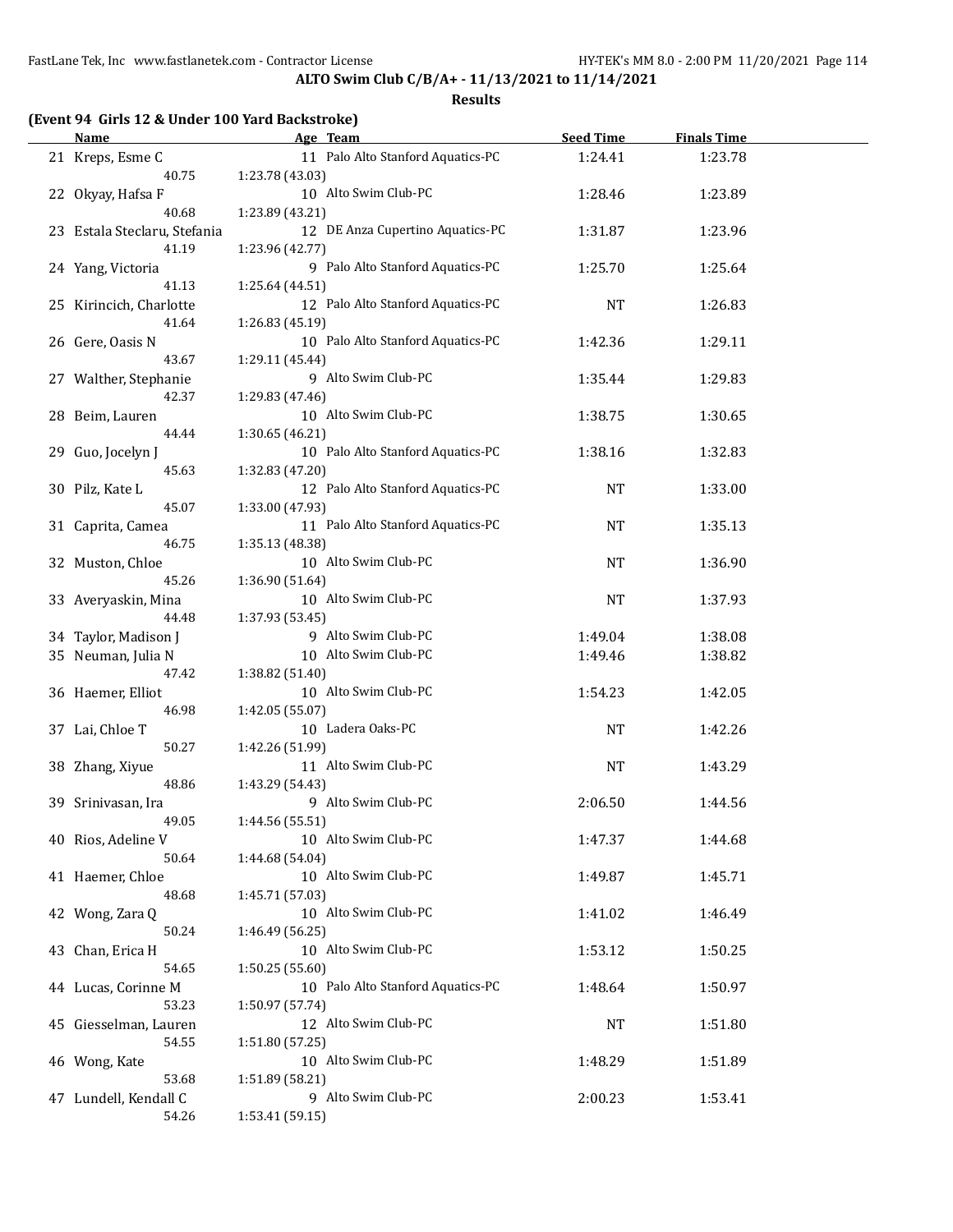**ALTO Swim Club C/B/A+ - 11/13/2021 to 11/14/2021**

**Results**

### (Event 94 Girls 12 & Under 100 Yard Backstroke)

| | Name | Age | Team | Seed Time | Finals Time |
|---|---|---|---|---|---|
| 21 | Kreps, Esme C | 11 | Palo Alto Stanford Aquatics-PC | 1:24.41 | 1:23.78 |
| | 40.75 | 1:23.78 (43.03) | | | |
| 22 | Okyay, Hafsa F | 10 | Alto Swim Club-PC | 1:28.46 | 1:23.89 |
| | 40.68 | 1:23.89 (43.21) | | | |
| 23 | Estala Steclaru, Stefania | 12 | DE Anza Cupertino Aquatics-PC | 1:31.87 | 1:23.96 |
| | 41.19 | 1:23.96 (42.77) | | | |
| 24 | Yang, Victoria | 9 | Palo Alto Stanford Aquatics-PC | 1:25.70 | 1:25.64 |
| | 41.13 | 1:25.64 (44.51) | | | |
| 25 | Kirincich, Charlotte | 12 | Palo Alto Stanford Aquatics-PC | NT | 1:26.83 |
| | 41.64 | 1:26.83 (45.19) | | | |
| 26 | Gere, Oasis N | 10 | Palo Alto Stanford Aquatics-PC | 1:42.36 | 1:29.11 |
| | 43.67 | 1:29.11 (45.44) | | | |
| 27 | Walther, Stephanie | 9 | Alto Swim Club-PC | 1:35.44 | 1:29.83 |
| | 42.37 | 1:29.83 (47.46) | | | |
| 28 | Beim, Lauren | 10 | Alto Swim Club-PC | 1:38.75 | 1:30.65 |
| | 44.44 | 1:30.65 (46.21) | | | |
| 29 | Guo, Jocelyn J | 10 | Palo Alto Stanford Aquatics-PC | 1:38.16 | 1:32.83 |
| | 45.63 | 1:32.83 (47.20) | | | |
| 30 | Pilz, Kate L | 12 | Palo Alto Stanford Aquatics-PC | NT | 1:33.00 |
| | 45.07 | 1:33.00 (47.93) | | | |
| 31 | Caprita, Camea | 11 | Palo Alto Stanford Aquatics-PC | NT | 1:35.13 |
| | 46.75 | 1:35.13 (48.38) | | | |
| 32 | Muston, Chloe | 10 | Alto Swim Club-PC | NT | 1:36.90 |
| | 45.26 | 1:36.90 (51.64) | | | |
| 33 | Averyaskin, Mina | 10 | Alto Swim Club-PC | NT | 1:37.93 |
| | 44.48 | 1:37.93 (53.45) | | | |
| 34 | Taylor, Madison J | 9 | Alto Swim Club-PC | 1:49.04 | 1:38.08 |
| 35 | Neuman, Julia N | 10 | Alto Swim Club-PC | 1:49.46 | 1:38.82 |
| | 47.42 | 1:38.82 (51.40) | | | |
| 36 | Haemer, Elliot | 10 | Alto Swim Club-PC | 1:54.23 | 1:42.05 |
| | 46.98 | 1:42.05 (55.07) | | | |
| 37 | Lai, Chloe T | 10 | Ladera Oaks-PC | NT | 1:42.26 |
| | 50.27 | 1:42.26 (51.99) | | | |
| 38 | Zhang, Xiyue | 11 | Alto Swim Club-PC | NT | 1:43.29 |
| | 48.86 | 1:43.29 (54.43) | | | |
| 39 | Srinivasan, Ira | 9 | Alto Swim Club-PC | 2:06.50 | 1:44.56 |
| | 49.05 | 1:44.56 (55.51) | | | |
| 40 | Rios, Adeline V | 10 | Alto Swim Club-PC | 1:47.37 | 1:44.68 |
| | 50.64 | 1:44.68 (54.04) | | | |
| 41 | Haemer, Chloe | 10 | Alto Swim Club-PC | 1:49.87 | 1:45.71 |
| | 48.68 | 1:45.71 (57.03) | | | |
| 42 | Wong, Zara Q | 10 | Alto Swim Club-PC | 1:41.02 | 1:46.49 |
| | 50.24 | 1:46.49 (56.25) | | | |
| 43 | Chan, Erica H | 10 | Alto Swim Club-PC | 1:53.12 | 1:50.25 |
| | 54.65 | 1:50.25 (55.60) | | | |
| 44 | Lucas, Corinne M | 10 | Palo Alto Stanford Aquatics-PC | 1:48.64 | 1:50.97 |
| | 53.23 | 1:50.97 (57.74) | | | |
| 45 | Giesselman, Lauren | 12 | Alto Swim Club-PC | NT | 1:51.80 |
| | 54.55 | 1:51.80 (57.25) | | | |
| 46 | Wong, Kate | 10 | Alto Swim Club-PC | 1:48.29 | 1:51.89 |
| | 53.68 | 1:51.89 (58.21) | | | |
| 47 | Lundell, Kendall C | 9 | Alto Swim Club-PC | 2:00.23 | 1:53.41 |
| | 54.26 | 1:53.41 (59.15) | | | |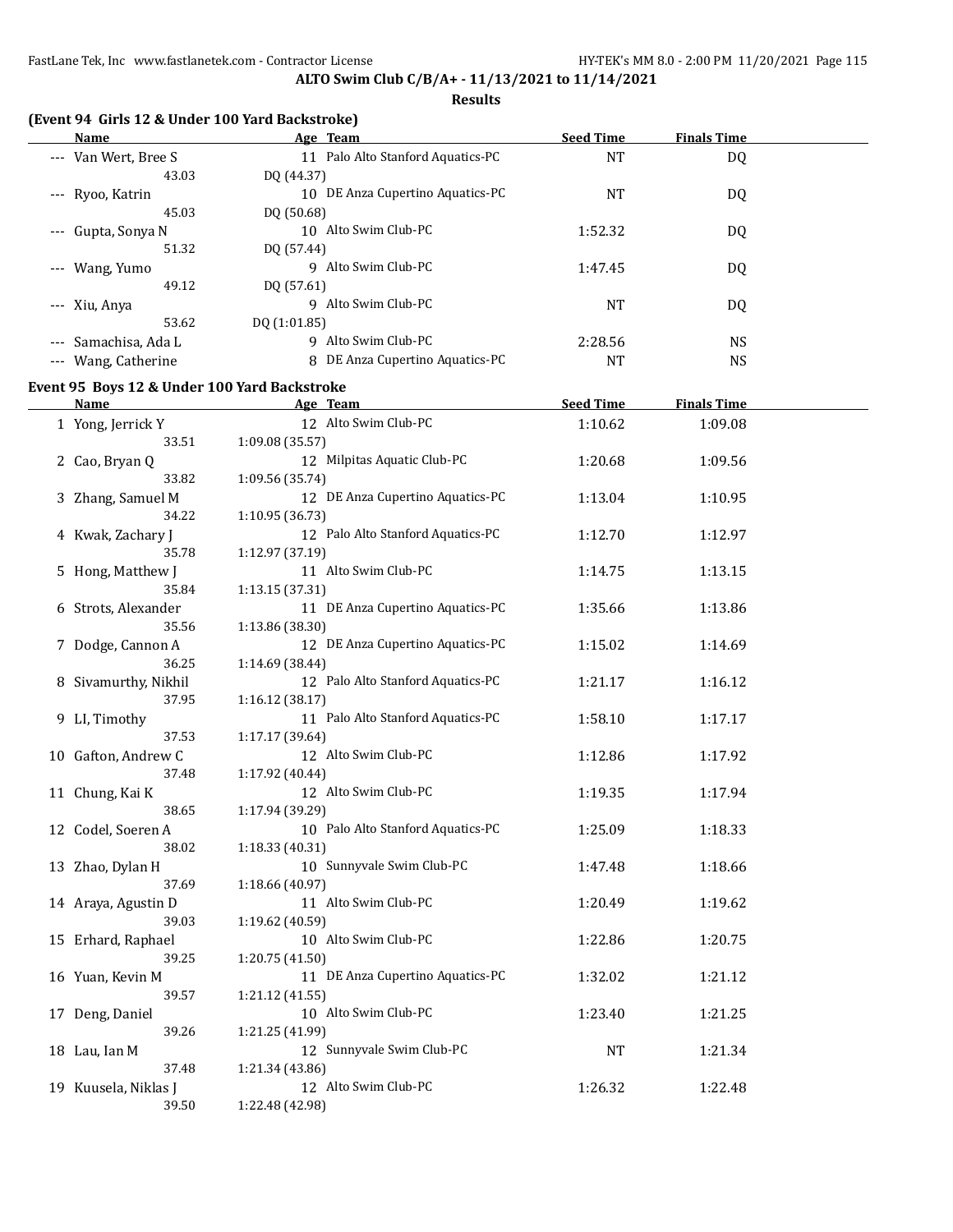## ALTO Swim Club C/B/A+ - 11/13/2021 to 11/14/2021

### Results

**(Event 94 Girls 12 & Under 100 Yard Backstroke)**

| | Name | Age | Team | Seed Time | Finals Time |
|---|---|---|---|---|---|
| --- | Van Wert, Bree S | 11 | Palo Alto Stanford Aquatics-PC | NT | DQ |
| | 43.03 | DQ (44.37) | | | |
| --- | Ryoo, Katrin | 10 | DE Anza Cupertino Aquatics-PC | NT | DQ |
| | 45.03 | DQ (50.68) | | | |
| --- | Gupta, Sonya N | 10 | Alto Swim Club-PC | 1:52.32 | DQ |
| | 51.32 | DQ (57.44) | | | |
| --- | Wang, Yumo | 9 | Alto Swim Club-PC | 1:47.45 | DQ |
| | 49.12 | DQ (57.61) | | | |
| --- | Xiu, Anya | 9 | Alto Swim Club-PC | NT | DQ |
| | 53.62 | DQ (1:01.85) | | | |
| --- | Samachisa, Ada L | 9 | Alto Swim Club-PC | 2:28.56 | NS |
| --- | Wang, Catherine | 8 | DE Anza Cupertino Aquatics-PC | NT | NS |

**Event 95 Boys 12 & Under 100 Yard Backstroke**

| | Name | Age | Team | Seed Time | Finals Time |
|---|---|---|---|---|---|
| 1 | Yong, Jerrick Y | 12 | Alto Swim Club-PC | 1:10.62 | 1:09.08 |
| | 33.51 | 1:09.08 (35.57) | | | |
| 2 | Cao, Bryan Q | 12 | Milpitas Aquatic Club-PC | 1:20.68 | 1:09.56 |
| | 33.82 | 1:09.56 (35.74) | | | |
| 3 | Zhang, Samuel M | 12 | DE Anza Cupertino Aquatics-PC | 1:13.04 | 1:10.95 |
| | 34.22 | 1:10.95 (36.73) | | | |
| 4 | Kwak, Zachary J | 12 | Palo Alto Stanford Aquatics-PC | 1:12.70 | 1:12.97 |
| | 35.78 | 1:12.97 (37.19) | | | |
| 5 | Hong, Matthew J | 11 | Alto Swim Club-PC | 1:14.75 | 1:13.15 |
| | 35.84 | 1:13.15 (37.31) | | | |
| 6 | Strots, Alexander | 11 | DE Anza Cupertino Aquatics-PC | 1:35.66 | 1:13.86 |
| | 35.56 | 1:13.86 (38.30) | | | |
| 7 | Dodge, Cannon A | 12 | DE Anza Cupertino Aquatics-PC | 1:15.02 | 1:14.69 |
| | 36.25 | 1:14.69 (38.44) | | | |
| 8 | Sivamurthy, Nikhil | 12 | Palo Alto Stanford Aquatics-PC | 1:21.17 | 1:16.12 |
| | 37.95 | 1:16.12 (38.17) | | | |
| 9 | LI, Timothy | 11 | Palo Alto Stanford Aquatics-PC | 1:58.10 | 1:17.17 |
| | 37.53 | 1:17.17 (39.64) | | | |
| 10 | Gafton, Andrew C | 12 | Alto Swim Club-PC | 1:12.86 | 1:17.92 |
| | 37.48 | 1:17.92 (40.44) | | | |
| 11 | Chung, Kai K | 12 | Alto Swim Club-PC | 1:19.35 | 1:17.94 |
| | 38.65 | 1:17.94 (39.29) | | | |
| 12 | Codel, Soeren A | 10 | Palo Alto Stanford Aquatics-PC | 1:25.09 | 1:18.33 |
| | 38.02 | 1:18.33 (40.31) | | | |
| 13 | Zhao, Dylan H | 10 | Sunnyvale Swim Club-PC | 1:47.48 | 1:18.66 |
| | 37.69 | 1:18.66 (40.97) | | | |
| 14 | Araya, Agustin D | 11 | Alto Swim Club-PC | 1:20.49 | 1:19.62 |
| | 39.03 | 1:19.62 (40.59) | | | |
| 15 | Erhard, Raphael | 10 | Alto Swim Club-PC | 1:22.86 | 1:20.75 |
| | 39.25 | 1:20.75 (41.50) | | | |
| 16 | Yuan, Kevin M | 11 | DE Anza Cupertino Aquatics-PC | 1:32.02 | 1:21.12 |
| | 39.57 | 1:21.12 (41.55) | | | |
| 17 | Deng, Daniel | 10 | Alto Swim Club-PC | 1:23.40 | 1:21.25 |
| | 39.26 | 1:21.25 (41.99) | | | |
| 18 | Lau, Ian M | 12 | Sunnyvale Swim Club-PC | NT | 1:21.34 |
| | 37.48 | 1:21.34 (43.86) | | | |
| 19 | Kuusela, Niklas J | 12 | Alto Swim Club-PC | 1:26.32 | 1:22.48 |
| | 39.50 | 1:22.48 (42.98) | | | |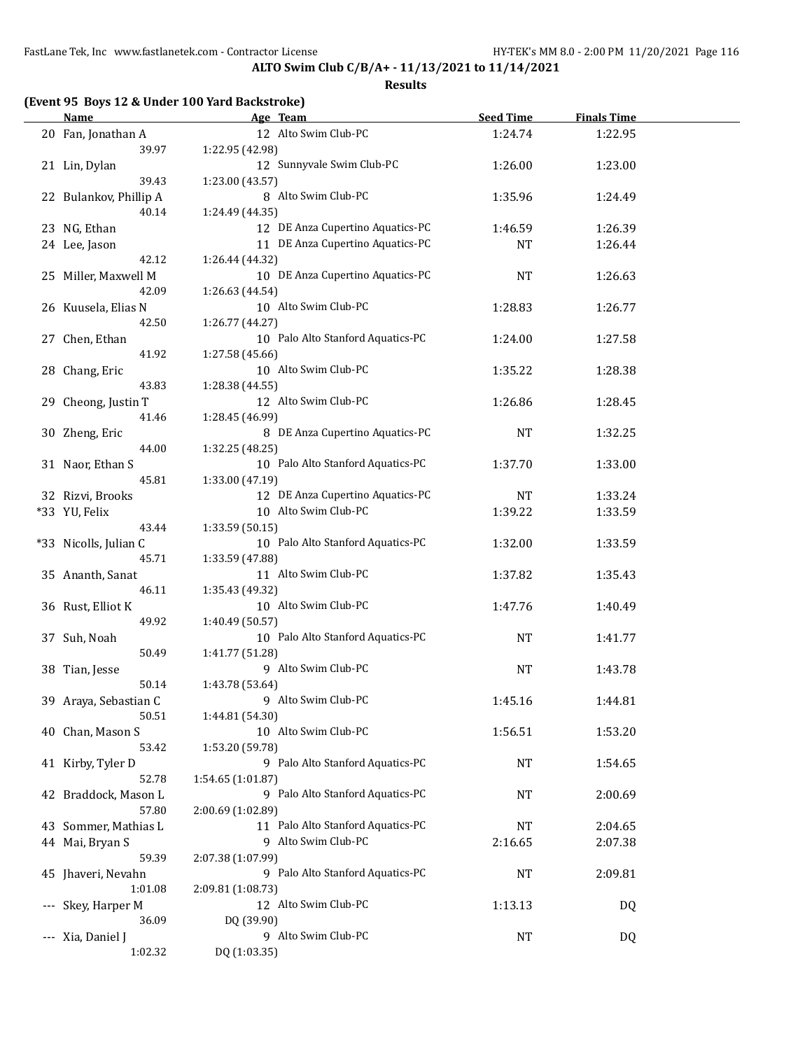**ALTO Swim Club C/B/A+ - 11/13/2021 to 11/14/2021**

**Results**

**(Event 95 Boys 12 & Under 100 Yard Backstroke)**

| | Name | Age | Team | Seed Time | Finals Time |
|---|---|---|---|---|---|
| 20 | Fan, Jonathan A | 12 | Alto Swim Club-PC | 1:24.74 | 1:22.95 |
| | 39.97 | 1:22.95 (42.98) | | | |
| 21 | Lin, Dylan | 12 | Sunnyvale Swim Club-PC | 1:26.00 | 1:23.00 |
| | 39.43 | 1:23.00 (43.57) | | | |
| 22 | Bulankov, Phillip A | 8 | Alto Swim Club-PC | 1:35.96 | 1:24.49 |
| | 40.14 | 1:24.49 (44.35) | | | |
| 23 | NG, Ethan | 12 | DE Anza Cupertino Aquatics-PC | 1:46.59 | 1:26.39 |
| 24 | Lee, Jason | 11 | DE Anza Cupertino Aquatics-PC | NT | 1:26.44 |
| | 42.12 | 1:26.44 (44.32) | | | |
| 25 | Miller, Maxwell M | 10 | DE Anza Cupertino Aquatics-PC | NT | 1:26.63 |
| | 42.09 | 1:26.63 (44.54) | | | |
| 26 | Kuusela, Elias N | 10 | Alto Swim Club-PC | 1:28.83 | 1:26.77 |
| | 42.50 | 1:26.77 (44.27) | | | |
| 27 | Chen, Ethan | 10 | Palo Alto Stanford Aquatics-PC | 1:24.00 | 1:27.58 |
| | 41.92 | 1:27.58 (45.66) | | | |
| 28 | Chang, Eric | 10 | Alto Swim Club-PC | 1:35.22 | 1:28.38 |
| | 43.83 | 1:28.38 (44.55) | | | |
| 29 | Cheong, Justin T | 12 | Alto Swim Club-PC | 1:26.86 | 1:28.45 |
| | 41.46 | 1:28.45 (46.99) | | | |
| 30 | Zheng, Eric | 8 | DE Anza Cupertino Aquatics-PC | NT | 1:32.25 |
| | 44.00 | 1:32.25 (48.25) | | | |
| 31 | Naor, Ethan S | 10 | Palo Alto Stanford Aquatics-PC | 1:37.70 | 1:33.00 |
| | 45.81 | 1:33.00 (47.19) | | | |
| 32 | Rizvi, Brooks | 12 | DE Anza Cupertino Aquatics-PC | NT | 1:33.24 |
| *33 | YU, Felix | 10 | Alto Swim Club-PC | 1:39.22 | 1:33.59 |
| | 43.44 | 1:33.59 (50.15) | | | |
| *33 | Nicolls, Julian C | 10 | Palo Alto Stanford Aquatics-PC | 1:32.00 | 1:33.59 |
| | 45.71 | 1:33.59 (47.88) | | | |
| 35 | Ananth, Sanat | 11 | Alto Swim Club-PC | 1:37.82 | 1:35.43 |
| | 46.11 | 1:35.43 (49.32) | | | |
| 36 | Rust, Elliot K | 10 | Alto Swim Club-PC | 1:47.76 | 1:40.49 |
| | 49.92 | 1:40.49 (50.57) | | | |
| 37 | Suh, Noah | 10 | Palo Alto Stanford Aquatics-PC | NT | 1:41.77 |
| | 50.49 | 1:41.77 (51.28) | | | |
| 38 | Tian, Jesse | 9 | Alto Swim Club-PC | NT | 1:43.78 |
| | 50.14 | 1:43.78 (53.64) | | | |
| 39 | Araya, Sebastian C | 9 | Alto Swim Club-PC | 1:45.16 | 1:44.81 |
| | 50.51 | 1:44.81 (54.30) | | | |
| 40 | Chan, Mason S | 10 | Alto Swim Club-PC | 1:56.51 | 1:53.20 |
| | 53.42 | 1:53.20 (59.78) | | | |
| 41 | Kirby, Tyler D | 9 | Palo Alto Stanford Aquatics-PC | NT | 1:54.65 |
| | 52.78 | 1:54.65 (1:01.87) | | | |
| 42 | Braddock, Mason L | 9 | Palo Alto Stanford Aquatics-PC | NT | 2:00.69 |
| | 57.80 | 2:00.69 (1:02.89) | | | |
| 43 | Sommer, Mathias L | 11 | Palo Alto Stanford Aquatics-PC | NT | 2:04.65 |
| 44 | Mai, Bryan S | 9 | Alto Swim Club-PC | 2:16.65 | 2:07.38 |
| | 59.39 | 2:07.38 (1:07.99) | | | |
| 45 | Jhaveri, Nevahn | 9 | Palo Alto Stanford Aquatics-PC | NT | 2:09.81 |
| | 1:01.08 | 2:09.81 (1:08.73) | | | |
| --- | Skey, Harper M | 12 | Alto Swim Club-PC | 1:13.13 | DQ |
| | 36.09 | DQ (39.90) | | | |
| --- | Xia, Daniel J | 9 | Alto Swim Club-PC | NT | DQ |
| | 1:02.32 | DQ (1:03.35) | | | |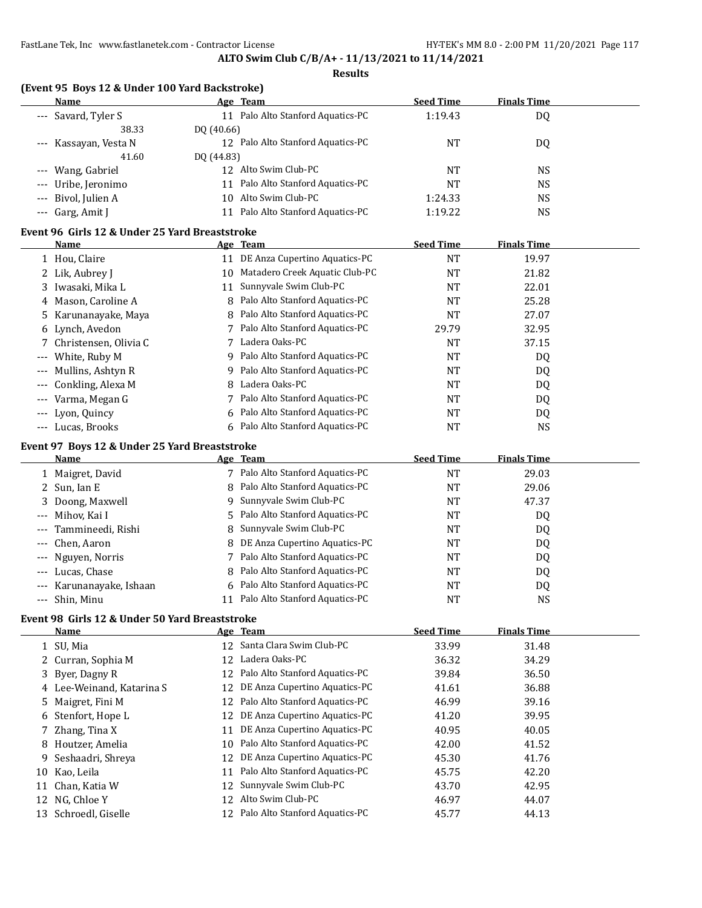ALTO Swim Club C/B/A+ - 11/13/2021 to 11/14/2021

**Results**

### (Event 95 Boys 12 & Under 100 Yard Backstroke)

| | Name | Age | Team | Seed Time | Finals Time |
|---|---|---|---|---|---|
| --- | Savard, Tyler S | 11 | Palo Alto Stanford Aquatics-PC | 1:19.43 | DQ |
| | 38.33 | DQ (40.66) | | | |
| --- | Kassayan, Vesta N | 12 | Palo Alto Stanford Aquatics-PC | NT | DQ |
| | 41.60 | DQ (44.83) | | | |
| --- | Wang, Gabriel | 12 | Alto Swim Club-PC | NT | NS |
| --- | Uribe, Jeronimo | 11 | Palo Alto Stanford Aquatics-PC | NT | NS |
| --- | Bivol, Julien A | 10 | Alto Swim Club-PC | 1:24.33 | NS |
| --- | Garg, Amit J | 11 | Palo Alto Stanford Aquatics-PC | 1:19.22 | NS |

### Event 96 Girls 12 & Under 25 Yard Breaststroke

| | Name | Age | Team | Seed Time | Finals Time |
|---|---|---|---|---|---|
| 1 | Hou, Claire | 11 | DE Anza Cupertino Aquatics-PC | NT | 19.97 |
| 2 | Lik, Aubrey J | 10 | Matadero Creek Aquatic Club-PC | NT | 21.82 |
| 3 | Iwasaki, Mika L | 11 | Sunnyvale Swim Club-PC | NT | 22.01 |
| 4 | Mason, Caroline A | 8 | Palo Alto Stanford Aquatics-PC | NT | 25.28 |
| 5 | Karunanayake, Maya | 8 | Palo Alto Stanford Aquatics-PC | NT | 27.07 |
| 6 | Lynch, Avedon | 7 | Palo Alto Stanford Aquatics-PC | 29.79 | 32.95 |
| 7 | Christensen, Olivia C | 7 | Ladera Oaks-PC | NT | 37.15 |
| --- | White, Ruby M | 9 | Palo Alto Stanford Aquatics-PC | NT | DQ |
| --- | Mullins, Ashtyn R | 9 | Palo Alto Stanford Aquatics-PC | NT | DQ |
| --- | Conkling, Alexa M | 8 | Ladera Oaks-PC | NT | DQ |
| --- | Varma, Megan G | 7 | Palo Alto Stanford Aquatics-PC | NT | DQ |
| --- | Lyon, Quincy | 6 | Palo Alto Stanford Aquatics-PC | NT | DQ |
| --- | Lucas, Brooks | 6 | Palo Alto Stanford Aquatics-PC | NT | NS |

### Event 97 Boys 12 & Under 25 Yard Breaststroke

| | Name | Age | Team | Seed Time | Finals Time |
|---|---|---|---|---|---|
| 1 | Maigret, David | 7 | Palo Alto Stanford Aquatics-PC | NT | 29.03 |
| 2 | Sun, Ian E | 8 | Palo Alto Stanford Aquatics-PC | NT | 29.06 |
| 3 | Doong, Maxwell | 9 | Sunnyvale Swim Club-PC | NT | 47.37 |
| --- | Mihov, Kai I | 5 | Palo Alto Stanford Aquatics-PC | NT | DQ |
| --- | Tammineedi, Rishi | 8 | Sunnyvale Swim Club-PC | NT | DQ |
| --- | Chen, Aaron | 8 | DE Anza Cupertino Aquatics-PC | NT | DQ |
| --- | Nguyen, Norris | 7 | Palo Alto Stanford Aquatics-PC | NT | DQ |
| --- | Lucas, Chase | 8 | Palo Alto Stanford Aquatics-PC | NT | DQ |
| --- | Karunanayake, Ishaan | 6 | Palo Alto Stanford Aquatics-PC | NT | DQ |
| --- | Shin, Minu | 11 | Palo Alto Stanford Aquatics-PC | NT | NS |

### Event 98 Girls 12 & Under 50 Yard Breaststroke

| | Name | Age | Team | Seed Time | Finals Time |
|---|---|---|---|---|---|
| 1 | SU, Mia | 12 | Santa Clara Swim Club-PC | 33.99 | 31.48 |
| 2 | Curran, Sophia M | 12 | Ladera Oaks-PC | 36.32 | 34.29 |
| 3 | Byer, Dagny R | 12 | Palo Alto Stanford Aquatics-PC | 39.84 | 36.50 |
| 4 | Lee-Weinand, Katarina S | 12 | DE Anza Cupertino Aquatics-PC | 41.61 | 36.88 |
| 5 | Maigret, Fini M | 12 | Palo Alto Stanford Aquatics-PC | 46.99 | 39.16 |
| 6 | Stenfort, Hope L | 12 | DE Anza Cupertino Aquatics-PC | 41.20 | 39.95 |
| 7 | Zhang, Tina X | 11 | DE Anza Cupertino Aquatics-PC | 40.95 | 40.05 |
| 8 | Houtzer, Amelia | 10 | Palo Alto Stanford Aquatics-PC | 42.00 | 41.52 |
| 9 | Seshaadri, Shreya | 12 | DE Anza Cupertino Aquatics-PC | 45.30 | 41.76 |
| 10 | Kao, Leila | 11 | Palo Alto Stanford Aquatics-PC | 45.75 | 42.20 |
| 11 | Chan, Katia W | 12 | Sunnyvale Swim Club-PC | 43.70 | 42.95 |
| 12 | NG, Chloe Y | 12 | Alto Swim Club-PC | 46.97 | 44.07 |
| 13 | Schroedl, Giselle | 12 | Palo Alto Stanford Aquatics-PC | 45.77 | 44.13 |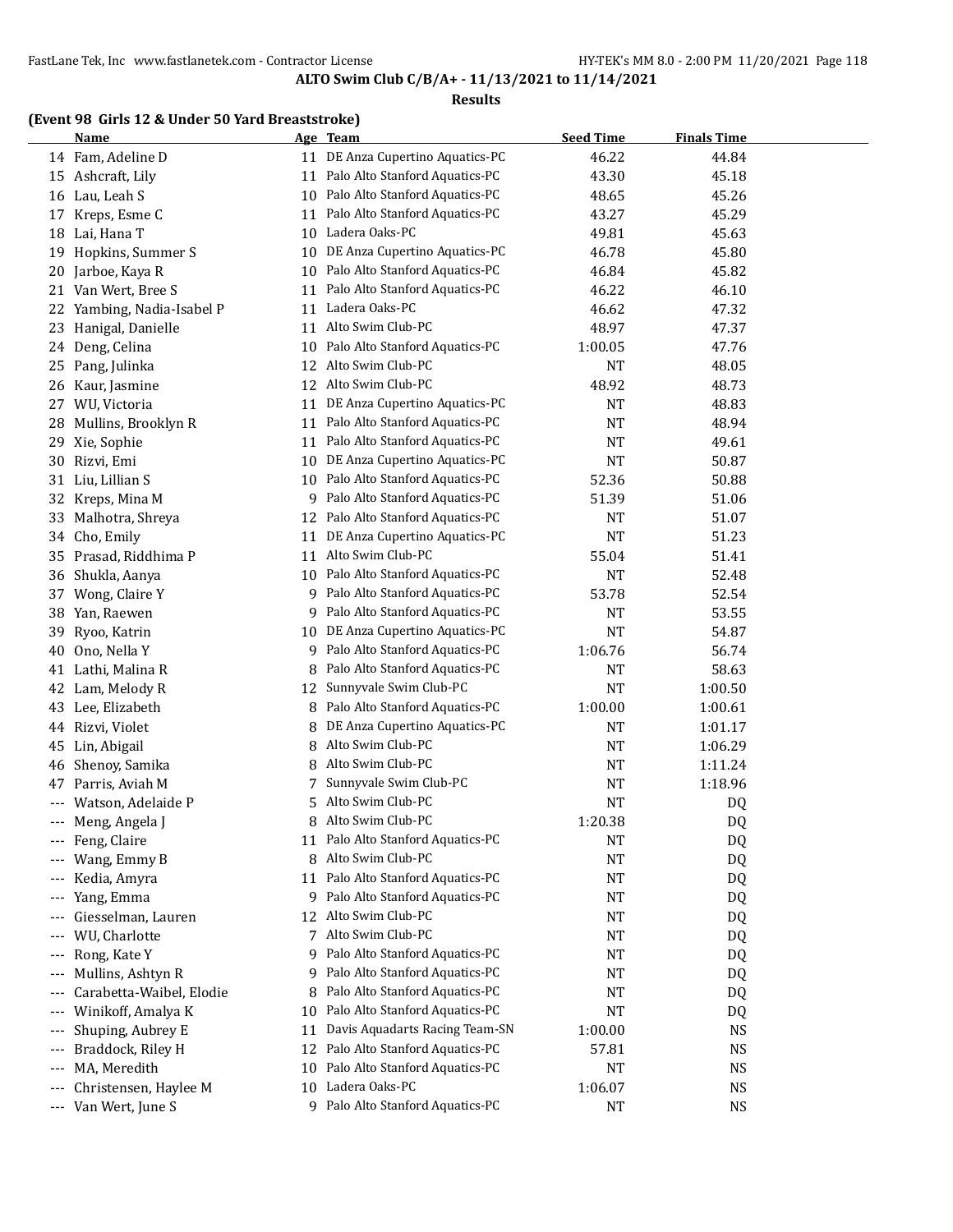**ALTO Swim Club C/B/A+ - 11/13/2021 to 11/14/2021**

**Results**

### (Event 98 Girls 12 & Under 50 Yard Breaststroke)

| | Name | Age | Team | Seed Time | Finals Time |
|---|---|---|---|---|---|
| 14 | Fam, Adeline D | 11 | DE Anza Cupertino Aquatics-PC | 46.22 | 44.84 |
| 15 | Ashcraft, Lily | 11 | Palo Alto Stanford Aquatics-PC | 43.30 | 45.18 |
| 16 | Lau, Leah S | 10 | Palo Alto Stanford Aquatics-PC | 48.65 | 45.26 |
| 17 | Kreps, Esme C | 11 | Palo Alto Stanford Aquatics-PC | 43.27 | 45.29 |
| 18 | Lai, Hana T | 10 | Ladera Oaks-PC | 49.81 | 45.63 |
| 19 | Hopkins, Summer S | 10 | DE Anza Cupertino Aquatics-PC | 46.78 | 45.80 |
| 20 | Jarboe, Kaya R | 10 | Palo Alto Stanford Aquatics-PC | 46.84 | 45.82 |
| 21 | Van Wert, Bree S | 11 | Palo Alto Stanford Aquatics-PC | 46.22 | 46.10 |
| 22 | Yambing, Nadia-Isabel P | 11 | Ladera Oaks-PC | 46.62 | 47.32 |
| 23 | Hanigal, Danielle | 11 | Alto Swim Club-PC | 48.97 | 47.37 |
| 24 | Deng, Celina | 10 | Palo Alto Stanford Aquatics-PC | 1:00.05 | 47.76 |
| 25 | Pang, Julinka | 12 | Alto Swim Club-PC | NT | 48.05 |
| 26 | Kaur, Jasmine | 12 | Alto Swim Club-PC | 48.92 | 48.73 |
| 27 | WU, Victoria | 11 | DE Anza Cupertino Aquatics-PC | NT | 48.83 |
| 28 | Mullins, Brooklyn R | 11 | Palo Alto Stanford Aquatics-PC | NT | 48.94 |
| 29 | Xie, Sophie | 11 | Palo Alto Stanford Aquatics-PC | NT | 49.61 |
| 30 | Rizvi, Emi | 10 | DE Anza Cupertino Aquatics-PC | NT | 50.87 |
| 31 | Liu, Lillian S | 10 | Palo Alto Stanford Aquatics-PC | 52.36 | 50.88 |
| 32 | Kreps, Mina M | 9 | Palo Alto Stanford Aquatics-PC | 51.39 | 51.06 |
| 33 | Malhotra, Shreya | 12 | Palo Alto Stanford Aquatics-PC | NT | 51.07 |
| 34 | Cho, Emily | 11 | DE Anza Cupertino Aquatics-PC | NT | 51.23 |
| 35 | Prasad, Riddhima P | 11 | Alto Swim Club-PC | 55.04 | 51.41 |
| 36 | Shukla, Aanya | 10 | Palo Alto Stanford Aquatics-PC | NT | 52.48 |
| 37 | Wong, Claire Y | 9 | Palo Alto Stanford Aquatics-PC | 53.78 | 52.54 |
| 38 | Yan, Raewen | 9 | Palo Alto Stanford Aquatics-PC | NT | 53.55 |
| 39 | Ryoo, Katrin | 10 | DE Anza Cupertino Aquatics-PC | NT | 54.87 |
| 40 | Ono, Nella Y | 9 | Palo Alto Stanford Aquatics-PC | 1:06.76 | 56.74 |
| 41 | Lathi, Malina R | 8 | Palo Alto Stanford Aquatics-PC | NT | 58.63 |
| 42 | Lam, Melody R | 12 | Sunnyvale Swim Club-PC | NT | 1:00.50 |
| 43 | Lee, Elizabeth | 8 | Palo Alto Stanford Aquatics-PC | 1:00.00 | 1:00.61 |
| 44 | Rizvi, Violet | 8 | DE Anza Cupertino Aquatics-PC | NT | 1:01.17 |
| 45 | Lin, Abigail | 8 | Alto Swim Club-PC | NT | 1:06.29 |
| 46 | Shenoy, Samika | 8 | Alto Swim Club-PC | NT | 1:11.24 |
| 47 | Parris, Aviah M | 7 | Sunnyvale Swim Club-PC | NT | 1:18.96 |
| --- | Watson, Adelaide P | 5 | Alto Swim Club-PC | NT | DQ |
| --- | Meng, Angela J | 8 | Alto Swim Club-PC | 1:20.38 | DQ |
| --- | Feng, Claire | 11 | Palo Alto Stanford Aquatics-PC | NT | DQ |
| --- | Wang, Emmy B | 8 | Alto Swim Club-PC | NT | DQ |
| --- | Kedia, Amyra | 11 | Palo Alto Stanford Aquatics-PC | NT | DQ |
| --- | Yang, Emma | 9 | Palo Alto Stanford Aquatics-PC | NT | DQ |
| --- | Giesselman, Lauren | 12 | Alto Swim Club-PC | NT | DQ |
| --- | WU, Charlotte | 7 | Alto Swim Club-PC | NT | DQ |
| --- | Rong, Kate Y | 9 | Palo Alto Stanford Aquatics-PC | NT | DQ |
| --- | Mullins, Ashtyn R | 9 | Palo Alto Stanford Aquatics-PC | NT | DQ |
| --- | Carabetta-Waibel, Elodie | 8 | Palo Alto Stanford Aquatics-PC | NT | DQ |
| --- | Winikoff, Amalya K | 10 | Palo Alto Stanford Aquatics-PC | NT | DQ |
| --- | Shuping, Aubrey E | 11 | Davis Aquadarts Racing Team-SN | 1:00.00 | NS |
| --- | Braddock, Riley H | 12 | Palo Alto Stanford Aquatics-PC | 57.81 | NS |
| --- | MA, Meredith | 10 | Palo Alto Stanford Aquatics-PC | NT | NS |
| --- | Christensen, Haylee M | 10 | Ladera Oaks-PC | 1:06.07 | NS |
| --- | Van Wert, June S | 9 | Palo Alto Stanford Aquatics-PC | NT | NS |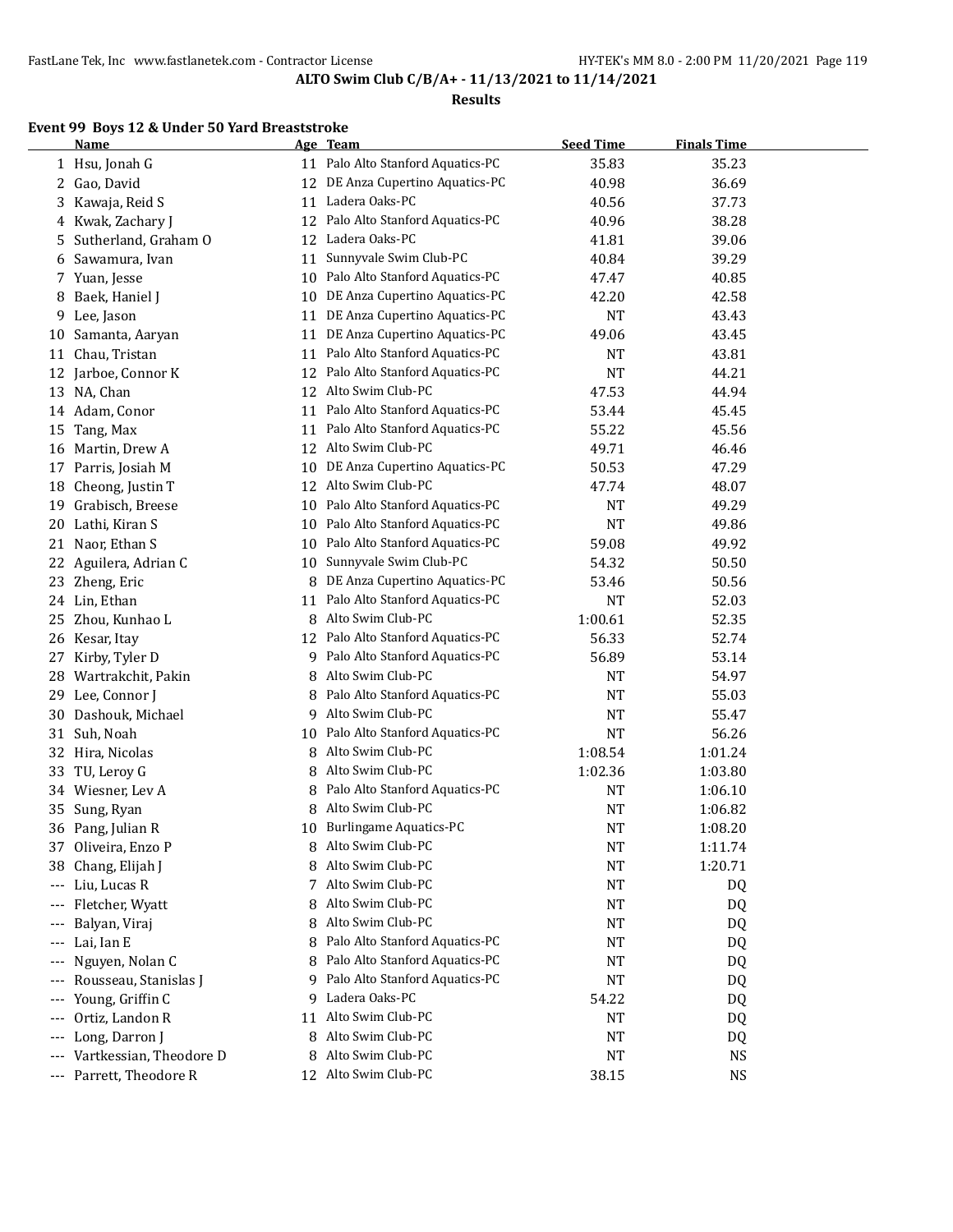ALTO Swim Club C/B/A+ - 11/13/2021 to 11/14/2021

**Results**

### Event 99 Boys 12 & Under 50 Yard Breaststroke

| | Name | Age | Team | Seed Time | Finals Time |
|---|---|---|---|---|---|
| 1 | Hsu, Jonah G | 11 | Palo Alto Stanford Aquatics-PC | 35.83 | 35.23 |
| 2 | Gao, David | 12 | DE Anza Cupertino Aquatics-PC | 40.98 | 36.69 |
| 3 | Kawaja, Reid S | 11 | Ladera Oaks-PC | 40.56 | 37.73 |
| 4 | Kwak, Zachary J | 12 | Palo Alto Stanford Aquatics-PC | 40.96 | 38.28 |
| 5 | Sutherland, Graham O | 12 | Ladera Oaks-PC | 41.81 | 39.06 |
| 6 | Sawamura, Ivan | 11 | Sunnyvale Swim Club-PC | 40.84 | 39.29 |
| 7 | Yuan, Jesse | 10 | Palo Alto Stanford Aquatics-PC | 47.47 | 40.85 |
| 8 | Baek, Haniel J | 10 | DE Anza Cupertino Aquatics-PC | 42.20 | 42.58 |
| 9 | Lee, Jason | 11 | DE Anza Cupertino Aquatics-PC | NT | 43.43 |
| 10 | Samanta, Aaryan | 11 | DE Anza Cupertino Aquatics-PC | 49.06 | 43.45 |
| 11 | Chau, Tristan | 11 | Palo Alto Stanford Aquatics-PC | NT | 43.81 |
| 12 | Jarboe, Connor K | 12 | Palo Alto Stanford Aquatics-PC | NT | 44.21 |
| 13 | NA, Chan | 12 | Alto Swim Club-PC | 47.53 | 44.94 |
| 14 | Adam, Conor | 11 | Palo Alto Stanford Aquatics-PC | 53.44 | 45.45 |
| 15 | Tang, Max | 11 | Palo Alto Stanford Aquatics-PC | 55.22 | 45.56 |
| 16 | Martin, Drew A | 12 | Alto Swim Club-PC | 49.71 | 46.46 |
| 17 | Parris, Josiah M | 10 | DE Anza Cupertino Aquatics-PC | 50.53 | 47.29 |
| 18 | Cheong, Justin T | 12 | Alto Swim Club-PC | 47.74 | 48.07 |
| 19 | Grabisch, Breese | 10 | Palo Alto Stanford Aquatics-PC | NT | 49.29 |
| 20 | Lathi, Kiran S | 10 | Palo Alto Stanford Aquatics-PC | NT | 49.86 |
| 21 | Naor, Ethan S | 10 | Palo Alto Stanford Aquatics-PC | 59.08 | 49.92 |
| 22 | Aguilera, Adrian C | 10 | Sunnyvale Swim Club-PC | 54.32 | 50.50 |
| 23 | Zheng, Eric | 8 | DE Anza Cupertino Aquatics-PC | 53.46 | 50.56 |
| 24 | Lin, Ethan | 11 | Palo Alto Stanford Aquatics-PC | NT | 52.03 |
| 25 | Zhou, Kunhao L | 8 | Alto Swim Club-PC | 1:00.61 | 52.35 |
| 26 | Kesar, Itay | 12 | Palo Alto Stanford Aquatics-PC | 56.33 | 52.74 |
| 27 | Kirby, Tyler D | 9 | Palo Alto Stanford Aquatics-PC | 56.89 | 53.14 |
| 28 | Wartrakchit, Pakin | 8 | Alto Swim Club-PC | NT | 54.97 |
| 29 | Lee, Connor J | 8 | Palo Alto Stanford Aquatics-PC | NT | 55.03 |
| 30 | Dashouk, Michael | 9 | Alto Swim Club-PC | NT | 55.47 |
| 31 | Suh, Noah | 10 | Palo Alto Stanford Aquatics-PC | NT | 56.26 |
| 32 | Hira, Nicolas | 8 | Alto Swim Club-PC | 1:08.54 | 1:01.24 |
| 33 | TU, Leroy G | 8 | Alto Swim Club-PC | 1:02.36 | 1:03.80 |
| 34 | Wiesner, Lev A | 8 | Palo Alto Stanford Aquatics-PC | NT | 1:06.10 |
| 35 | Sung, Ryan | 8 | Alto Swim Club-PC | NT | 1:06.82 |
| 36 | Pang, Julian R | 10 | Burlingame Aquatics-PC | NT | 1:08.20 |
| 37 | Oliveira, Enzo P | 8 | Alto Swim Club-PC | NT | 1:11.74 |
| 38 | Chang, Elijah J | 8 | Alto Swim Club-PC | NT | 1:20.71 |
| --- | Liu, Lucas R | 7 | Alto Swim Club-PC | NT | DQ |
| --- | Fletcher, Wyatt | 8 | Alto Swim Club-PC | NT | DQ |
| --- | Balyan, Viraj | 8 | Alto Swim Club-PC | NT | DQ |
| --- | Lai, Ian E | 8 | Palo Alto Stanford Aquatics-PC | NT | DQ |
| --- | Nguyen, Nolan C | 8 | Palo Alto Stanford Aquatics-PC | NT | DQ |
| --- | Rousseau, Stanislas J | 9 | Palo Alto Stanford Aquatics-PC | NT | DQ |
| --- | Young, Griffin C | 9 | Ladera Oaks-PC | 54.22 | DQ |
| --- | Ortiz, Landon R | 11 | Alto Swim Club-PC | NT | DQ |
| --- | Long, Darron J | 8 | Alto Swim Club-PC | NT | DQ |
| --- | Vartkessian, Theodore D | 8 | Alto Swim Club-PC | NT | NS |
| --- | Parrett, Theodore R | 12 | Alto Swim Club-PC | 38.15 | NS |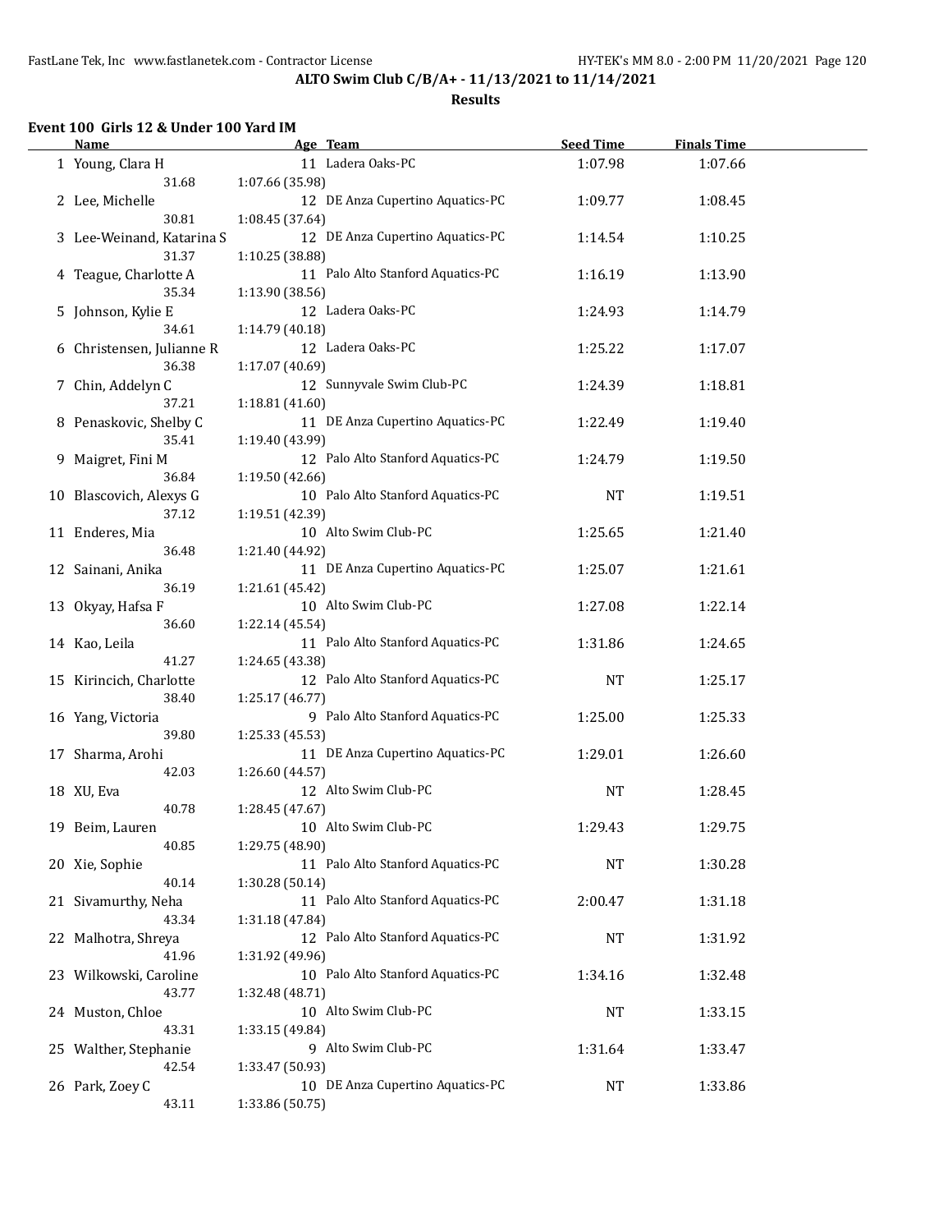## ALTO Swim Club C/B/A+ - 11/13/2021 to 11/14/2021

### Results

**Event 100 Girls 12 & Under 100 Yard IM**

| | Name | Age | Team | Seed Time | Finals Time |
|---|---|---|---|---|---|
| 1 | Young, Clara H | 11 | Ladera Oaks-PC | 1:07.98 | 1:07.66 |
| | 31.68 | 1:07.66 (35.98) | | | |
| 2 | Lee, Michelle | 12 | DE Anza Cupertino Aquatics-PC | 1:09.77 | 1:08.45 |
| | 30.81 | 1:08.45 (37.64) | | | |
| 3 | Lee-Weinand, Katarina S | 12 | DE Anza Cupertino Aquatics-PC | 1:14.54 | 1:10.25 |
| | 31.37 | 1:10.25 (38.88) | | | |
| 4 | Teague, Charlotte A | 11 | Palo Alto Stanford Aquatics-PC | 1:16.19 | 1:13.90 |
| | 35.34 | 1:13.90 (38.56) | | | |
| 5 | Johnson, Kylie E | 12 | Ladera Oaks-PC | 1:24.93 | 1:14.79 |
| | 34.61 | 1:14.79 (40.18) | | | |
| 6 | Christensen, Julianne R | 12 | Ladera Oaks-PC | 1:25.22 | 1:17.07 |
| | 36.38 | 1:17.07 (40.69) | | | |
| 7 | Chin, Addelyn C | 12 | Sunnyvale Swim Club-PC | 1:24.39 | 1:18.81 |
| | 37.21 | 1:18.81 (41.60) | | | |
| 8 | Penaskovic, Shelby C | 11 | DE Anza Cupertino Aquatics-PC | 1:22.49 | 1:19.40 |
| | 35.41 | 1:19.40 (43.99) | | | |
| 9 | Maigret, Fini M | 12 | Palo Alto Stanford Aquatics-PC | 1:24.79 | 1:19.50 |
| | 36.84 | 1:19.50 (42.66) | | | |
| 10 | Blascovich, Alexys G | 10 | Palo Alto Stanford Aquatics-PC | NT | 1:19.51 |
| | 37.12 | 1:19.51 (42.39) | | | |
| 11 | Enderes, Mia | 10 | Alto Swim Club-PC | 1:25.65 | 1:21.40 |
| | 36.48 | 1:21.40 (44.92) | | | |
| 12 | Sainani, Anika | 11 | DE Anza Cupertino Aquatics-PC | 1:25.07 | 1:21.61 |
| | 36.19 | 1:21.61 (45.42) | | | |
| 13 | Okyay, Hafsa F | 10 | Alto Swim Club-PC | 1:27.08 | 1:22.14 |
| | 36.60 | 1:22.14 (45.54) | | | |
| 14 | Kao, Leila | 11 | Palo Alto Stanford Aquatics-PC | 1:31.86 | 1:24.65 |
| | 41.27 | 1:24.65 (43.38) | | | |
| 15 | Kirincich, Charlotte | 12 | Palo Alto Stanford Aquatics-PC | NT | 1:25.17 |
| | 38.40 | 1:25.17 (46.77) | | | |
| 16 | Yang, Victoria | 9 | Palo Alto Stanford Aquatics-PC | 1:25.00 | 1:25.33 |
| | 39.80 | 1:25.33 (45.53) | | | |
| 17 | Sharma, Arohi | 11 | DE Anza Cupertino Aquatics-PC | 1:29.01 | 1:26.60 |
| | 42.03 | 1:26.60 (44.57) | | | |
| 18 | XU, Eva | 12 | Alto Swim Club-PC | NT | 1:28.45 |
| | 40.78 | 1:28.45 (47.67) | | | |
| 19 | Beim, Lauren | 10 | Alto Swim Club-PC | 1:29.43 | 1:29.75 |
| | 40.85 | 1:29.75 (48.90) | | | |
| 20 | Xie, Sophie | 11 | Palo Alto Stanford Aquatics-PC | NT | 1:30.28 |
| | 40.14 | 1:30.28 (50.14) | | | |
| 21 | Sivamurthy, Neha | 11 | Palo Alto Stanford Aquatics-PC | 2:00.47 | 1:31.18 |
| | 43.34 | 1:31.18 (47.84) | | | |
| 22 | Malhotra, Shreya | 12 | Palo Alto Stanford Aquatics-PC | NT | 1:31.92 |
| | 41.96 | 1:31.92 (49.96) | | | |
| 23 | Wilkowski, Caroline | 10 | Palo Alto Stanford Aquatics-PC | 1:34.16 | 1:32.48 |
| | 43.77 | 1:32.48 (48.71) | | | |
| 24 | Muston, Chloe | 10 | Alto Swim Club-PC | NT | 1:33.15 |
| | 43.31 | 1:33.15 (49.84) | | | |
| 25 | Walther, Stephanie | 9 | Alto Swim Club-PC | 1:31.64 | 1:33.47 |
| | 42.54 | 1:33.47 (50.93) | | | |
| 26 | Park, Zoey C | 10 | DE Anza Cupertino Aquatics-PC | NT | 1:33.86 |
| | 43.11 | 1:33.86 (50.75) | | | |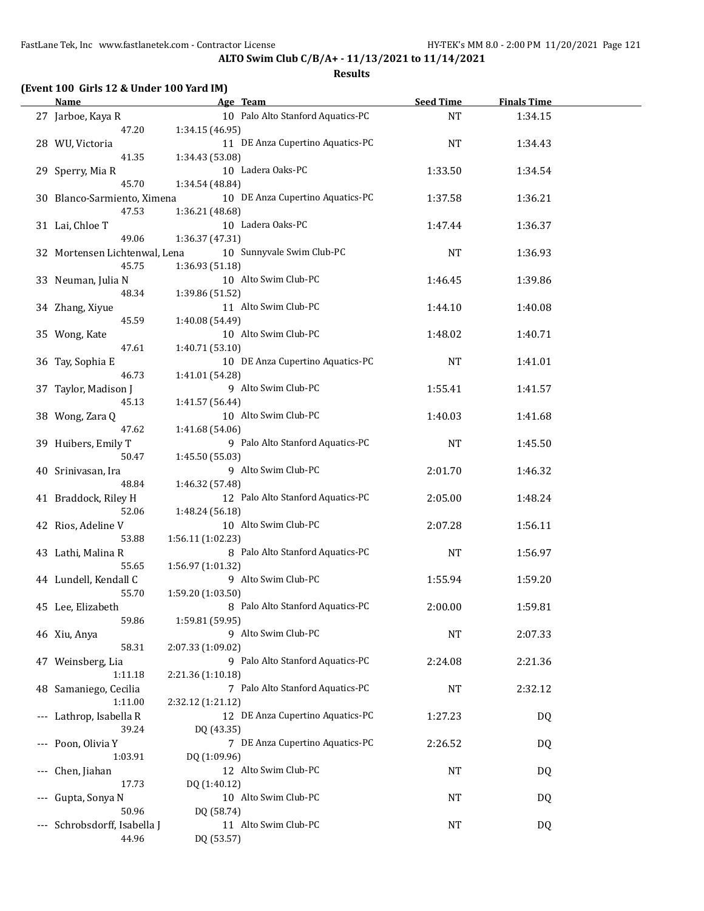**ALTO Swim Club C/B/A+ - 11/13/2021 to 11/14/2021**

**Results**

**(Event 100 Girls 12 & Under 100 Yard IM)**

| | Name | Age | Team | Seed Time | Finals Time |
|---|---|---|---|---|---|
| 27 | Jarboe, Kaya R | 10 | Palo Alto Stanford Aquatics-PC | NT | 1:34.15 |
| | 47.20 | 1:34.15 (46.95) | | | |
| 28 | WU, Victoria | 11 | DE Anza Cupertino Aquatics-PC | NT | 1:34.43 |
| | 41.35 | 1:34.43 (53.08) | | | |
| 29 | Sperry, Mia R | 10 | Ladera Oaks-PC | 1:33.50 | 1:34.54 |
| | 45.70 | 1:34.54 (48.84) | | | |
| 30 | Blanco-Sarmiento, Ximena | 10 | DE Anza Cupertino Aquatics-PC | 1:37.58 | 1:36.21 |
| | 47.53 | 1:36.21 (48.68) | | | |
| 31 | Lai, Chloe T | 10 | Ladera Oaks-PC | 1:47.44 | 1:36.37 |
| | 49.06 | 1:36.37 (47.31) | | | |
| 32 | Mortensen Lichtenwal, Lena | 10 | Sunnyvale Swim Club-PC | NT | 1:36.93 |
| | 45.75 | 1:36.93 (51.18) | | | |
| 33 | Neuman, Julia N | 10 | Alto Swim Club-PC | 1:46.45 | 1:39.86 |
| | 48.34 | 1:39.86 (51.52) | | | |
| 34 | Zhang, Xiyue | 11 | Alto Swim Club-PC | 1:44.10 | 1:40.08 |
| | 45.59 | 1:40.08 (54.49) | | | |
| 35 | Wong, Kate | 10 | Alto Swim Club-PC | 1:48.02 | 1:40.71 |
| | 47.61 | 1:40.71 (53.10) | | | |
| 36 | Tay, Sophia E | 10 | DE Anza Cupertino Aquatics-PC | NT | 1:41.01 |
| | 46.73 | 1:41.01 (54.28) | | | |
| 37 | Taylor, Madison J | 9 | Alto Swim Club-PC | 1:55.41 | 1:41.57 |
| | 45.13 | 1:41.57 (56.44) | | | |
| 38 | Wong, Zara Q | 10 | Alto Swim Club-PC | 1:40.03 | 1:41.68 |
| | 47.62 | 1:41.68 (54.06) | | | |
| 39 | Huibers, Emily T | 9 | Palo Alto Stanford Aquatics-PC | NT | 1:45.50 |
| | 50.47 | 1:45.50 (55.03) | | | |
| 40 | Srinivasan, Ira | 9 | Alto Swim Club-PC | 2:01.70 | 1:46.32 |
| | 48.84 | 1:46.32 (57.48) | | | |
| 41 | Braddock, Riley H | 12 | Palo Alto Stanford Aquatics-PC | 2:05.00 | 1:48.24 |
| | 52.06 | 1:48.24 (56.18) | | | |
| 42 | Rios, Adeline V | 10 | Alto Swim Club-PC | 2:07.28 | 1:56.11 |
| | 53.88 | 1:56.11 (1:02.23) | | | |
| 43 | Lathi, Malina R | 8 | Palo Alto Stanford Aquatics-PC | NT | 1:56.97 |
| | 55.65 | 1:56.97 (1:01.32) | | | |
| 44 | Lundell, Kendall C | 9 | Alto Swim Club-PC | 1:55.94 | 1:59.20 |
| | 55.70 | 1:59.20 (1:03.50) | | | |
| 45 | Lee, Elizabeth | 8 | Palo Alto Stanford Aquatics-PC | 2:00.00 | 1:59.81 |
| | 59.86 | 1:59.81 (59.95) | | | |
| 46 | Xiu, Anya | 9 | Alto Swim Club-PC | NT | 2:07.33 |
| | 58.31 | 2:07.33 (1:09.02) | | | |
| 47 | Weinsberg, Lia | 9 | Palo Alto Stanford Aquatics-PC | 2:24.08 | 2:21.36 |
| | 1:11.18 | 2:21.36 (1:10.18) | | | |
| 48 | Samaniego, Cecilia | 7 | Palo Alto Stanford Aquatics-PC | NT | 2:32.12 |
| | 1:11.00 | 2:32.12 (1:21.12) | | | |
| --- | Lathrop, Isabella R | 12 | DE Anza Cupertino Aquatics-PC | 1:27.23 | DQ |
| | 39.24 | DQ (43.35) | | | |
| --- | Poon, Olivia Y | 7 | DE Anza Cupertino Aquatics-PC | 2:26.52 | DQ |
| | 1:03.91 | DQ (1:09.96) | | | |
| --- | Chen, Jiahan | 12 | Alto Swim Club-PC | NT | DQ |
| | 17.73 | DQ (1:40.12) | | | |
| --- | Gupta, Sonya N | 10 | Alto Swim Club-PC | NT | DQ |
| | 50.96 | DQ (58.74) | | | |
| --- | Schrobsdorff, Isabella J | 11 | Alto Swim Club-PC | NT | DQ |
| | 44.96 | DQ (53.57) | | | |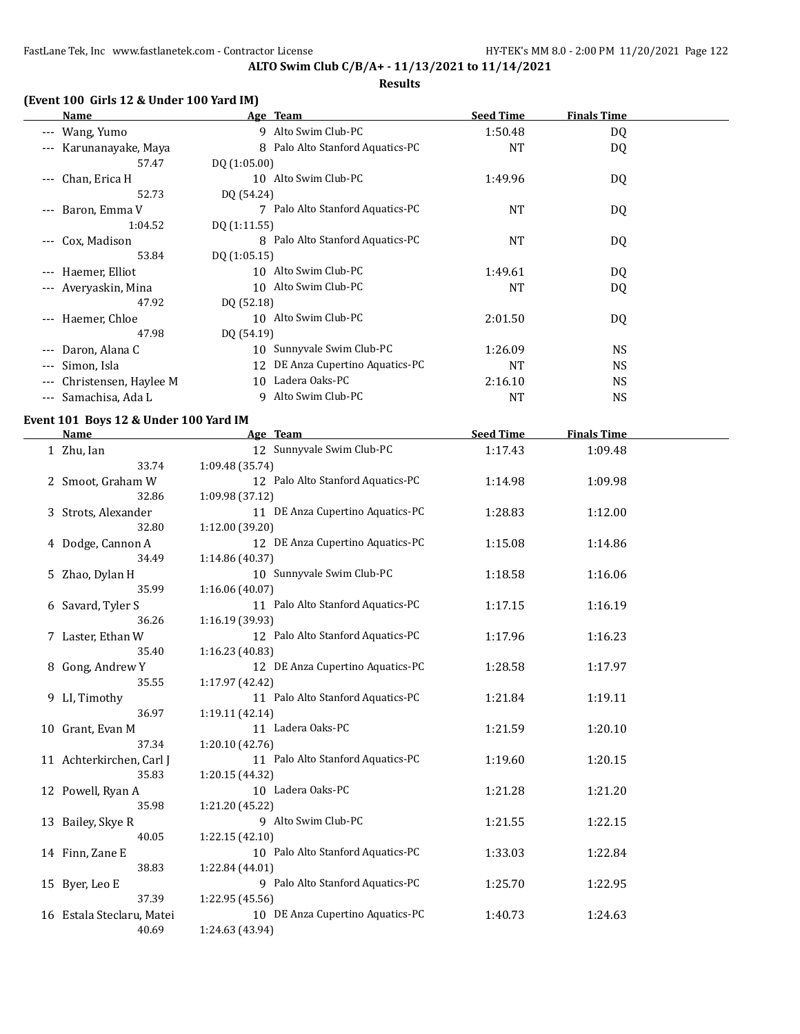**ALTO Swim Club C/B/A+ - 11/13/2021 to 11/14/2021**

**Results**

### (Event 100 Girls 12 & Under 100 Yard IM)

| | Name | Age | Team | Seed Time | Finals Time |
|---|---|---|---|---|---|
| --- | Wang, Yumo | 9 | Alto Swim Club-PC | 1:50.48 | DQ |
| --- | Karunanayake, Maya | 8 | Palo Alto Stanford Aquatics-PC | NT | DQ |
| | 57.47 | DQ (1:05.00) | | | |
| --- | Chan, Erica H | 10 | Alto Swim Club-PC | 1:49.96 | DQ |
| | 52.73 | DQ (54.24) | | | |
| --- | Baron, Emma V | 7 | Palo Alto Stanford Aquatics-PC | NT | DQ |
| | 1:04.52 | DQ (1:11.55) | | | |
| --- | Cox, Madison | 8 | Palo Alto Stanford Aquatics-PC | NT | DQ |
| | 53.84 | DQ (1:05.15) | | | |
| --- | Haemer, Elliot | 10 | Alto Swim Club-PC | 1:49.61 | DQ |
| --- | Averyaskin, Mina | 10 | Alto Swim Club-PC | NT | DQ |
| | 47.92 | DQ (52.18) | | | |
| --- | Haemer, Chloe | 10 | Alto Swim Club-PC | 2:01.50 | DQ |
| | 47.98 | DQ (54.19) | | | |
| --- | Daron, Alana C | 10 | Sunnyvale Swim Club-PC | 1:26.09 | NS |
| --- | Simon, Isla | 12 | DE Anza Cupertino Aquatics-PC | NT | NS |
| --- | Christensen, Haylee M | 10 | Ladera Oaks-PC | 2:16.10 | NS |
| --- | Samachisa, Ada L | 9 | Alto Swim Club-PC | NT | NS |

### Event 101 Boys 12 & Under 100 Yard IM

| | Name | Age | Team | Seed Time | Finals Time |
|---|---|---|---|---|---|
| 1 | Zhu, Ian | 12 | Sunnyvale Swim Club-PC | 1:17.43 | 1:09.48 |
| | 33.74 | 1:09.48 (35.74) | | | |
| 2 | Smoot, Graham W | 12 | Palo Alto Stanford Aquatics-PC | 1:14.98 | 1:09.98 |
| | 32.86 | 1:09.98 (37.12) | | | |
| 3 | Strots, Alexander | 11 | DE Anza Cupertino Aquatics-PC | 1:28.83 | 1:12.00 |
| | 32.80 | 1:12.00 (39.20) | | | |
| 4 | Dodge, Cannon A | 12 | DE Anza Cupertino Aquatics-PC | 1:15.08 | 1:14.86 |
| | 34.49 | 1:14.86 (40.37) | | | |
| 5 | Zhao, Dylan H | 10 | Sunnyvale Swim Club-PC | 1:18.58 | 1:16.06 |
| | 35.99 | 1:16.06 (40.07) | | | |
| 6 | Savard, Tyler S | 11 | Palo Alto Stanford Aquatics-PC | 1:17.15 | 1:16.19 |
| | 36.26 | 1:16.19 (39.93) | | | |
| 7 | Laster, Ethan W | 12 | Palo Alto Stanford Aquatics-PC | 1:17.96 | 1:16.23 |
| | 35.40 | 1:16.23 (40.83) | | | |
| 8 | Gong, Andrew Y | 12 | DE Anza Cupertino Aquatics-PC | 1:28.58 | 1:17.97 |
| | 35.55 | 1:17.97 (42.42) | | | |
| 9 | LI, Timothy | 11 | Palo Alto Stanford Aquatics-PC | 1:21.84 | 1:19.11 |
| | 36.97 | 1:19.11 (42.14) | | | |
| 10 | Grant, Evan M | 11 | Ladera Oaks-PC | 1:21.59 | 1:20.10 |
| | 37.34 | 1:20.10 (42.76) | | | |
| 11 | Achterkirchen, Carl J | 11 | Palo Alto Stanford Aquatics-PC | 1:19.60 | 1:20.15 |
| | 35.83 | 1:20.15 (44.32) | | | |
| 12 | Powell, Ryan A | 10 | Ladera Oaks-PC | 1:21.28 | 1:21.20 |
| | 35.98 | 1:21.20 (45.22) | | | |
| 13 | Bailey, Skye R | 9 | Alto Swim Club-PC | 1:21.55 | 1:22.15 |
| | 40.05 | 1:22.15 (42.10) | | | |
| 14 | Finn, Zane E | 10 | Palo Alto Stanford Aquatics-PC | 1:33.03 | 1:22.84 |
| | 38.83 | 1:22.84 (44.01) | | | |
| 15 | Byer, Leo E | 9 | Palo Alto Stanford Aquatics-PC | 1:25.70 | 1:22.95 |
| | 37.39 | 1:22.95 (45.56) | | | |
| 16 | Estala Steclaru, Matei | 10 | DE Anza Cupertino Aquatics-PC | 1:40.73 | 1:24.63 |
| | 40.69 | 1:24.63 (43.94) | | | |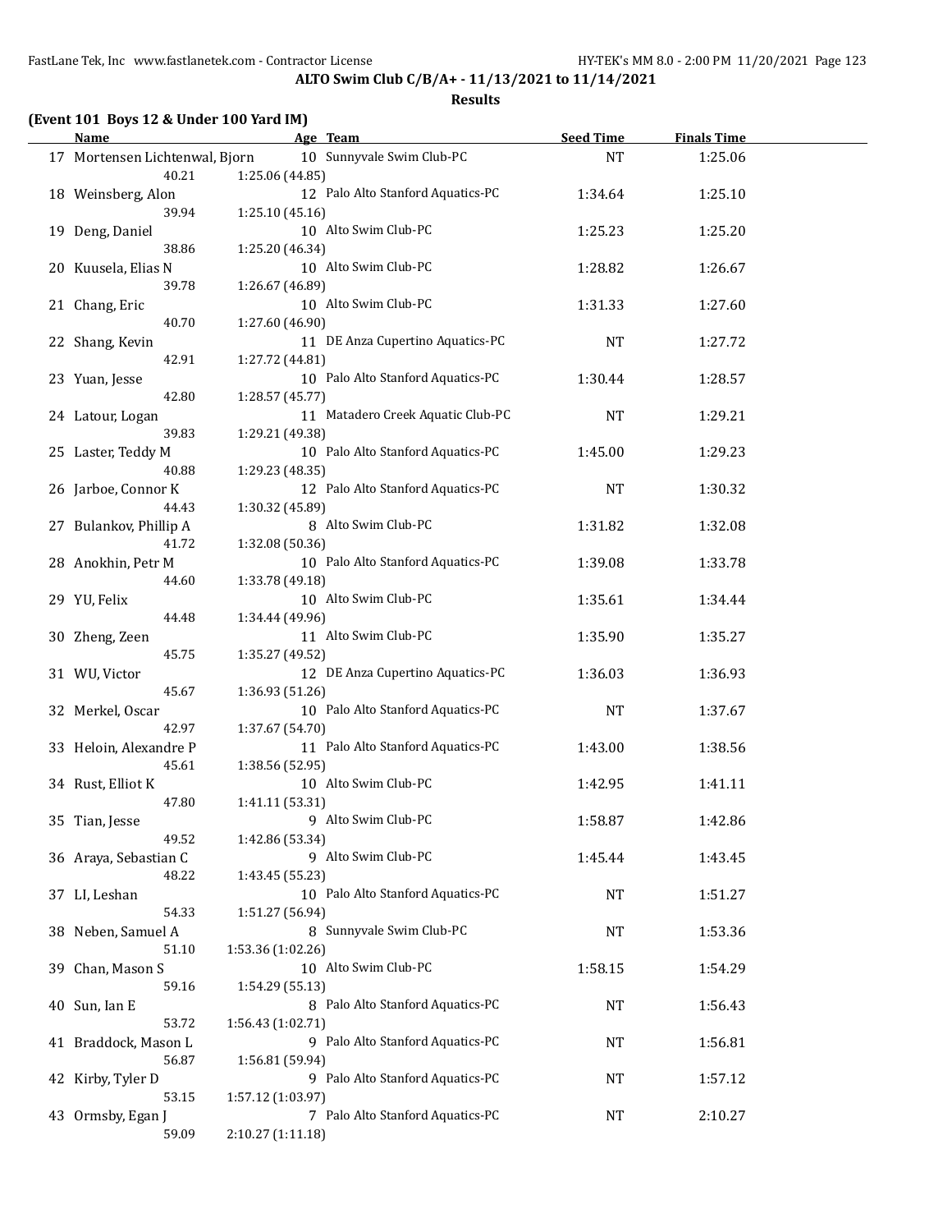**ALTO Swim Club C/B/A+ - 11/13/2021 to 11/14/2021**

**Results**

**(Event 101 Boys 12 & Under 100 Yard IM)**

| | Name | Age | Team | Seed Time | Finals Time |
|---|---|---|---|---|---|
| 17 | Mortensen Lichtenwal, Bjorn | 10 | Sunnyvale Swim Club-PC | NT | 1:25.06 |
| | 40.21 | 1:25.06 (44.85) | | | |
| 18 | Weinsberg, Alon | 12 | Palo Alto Stanford Aquatics-PC | 1:34.64 | 1:25.10 |
| | 39.94 | 1:25.10 (45.16) | | | |
| 19 | Deng, Daniel | 10 | Alto Swim Club-PC | 1:25.23 | 1:25.20 |
| | 38.86 | 1:25.20 (46.34) | | | |
| 20 | Kuusela, Elias N | 10 | Alto Swim Club-PC | 1:28.82 | 1:26.67 |
| | 39.78 | 1:26.67 (46.89) | | | |
| 21 | Chang, Eric | 10 | Alto Swim Club-PC | 1:31.33 | 1:27.60 |
| | 40.70 | 1:27.60 (46.90) | | | |
| 22 | Shang, Kevin | 11 | DE Anza Cupertino Aquatics-PC | NT | 1:27.72 |
| | 42.91 | 1:27.72 (44.81) | | | |
| 23 | Yuan, Jesse | 10 | Palo Alto Stanford Aquatics-PC | 1:30.44 | 1:28.57 |
| | 42.80 | 1:28.57 (45.77) | | | |
| 24 | Latour, Logan | 11 | Matadero Creek Aquatic Club-PC | NT | 1:29.21 |
| | 39.83 | 1:29.21 (49.38) | | | |
| 25 | Laster, Teddy M | 10 | Palo Alto Stanford Aquatics-PC | 1:45.00 | 1:29.23 |
| | 40.88 | 1:29.23 (48.35) | | | |
| 26 | Jarboe, Connor K | 12 | Palo Alto Stanford Aquatics-PC | NT | 1:30.32 |
| | 44.43 | 1:30.32 (45.89) | | | |
| 27 | Bulankov, Phillip A | 8 | Alto Swim Club-PC | 1:31.82 | 1:32.08 |
| | 41.72 | 1:32.08 (50.36) | | | |
| 28 | Anokhin, Petr M | 10 | Palo Alto Stanford Aquatics-PC | 1:39.08 | 1:33.78 |
| | 44.60 | 1:33.78 (49.18) | | | |
| 29 | YU, Felix | 10 | Alto Swim Club-PC | 1:35.61 | 1:34.44 |
| | 44.48 | 1:34.44 (49.96) | | | |
| 30 | Zheng, Zeen | 11 | Alto Swim Club-PC | 1:35.90 | 1:35.27 |
| | 45.75 | 1:35.27 (49.52) | | | |
| 31 | WU, Victor | 12 | DE Anza Cupertino Aquatics-PC | 1:36.03 | 1:36.93 |
| | 45.67 | 1:36.93 (51.26) | | | |
| 32 | Merkel, Oscar | 10 | Palo Alto Stanford Aquatics-PC | NT | 1:37.67 |
| | 42.97 | 1:37.67 (54.70) | | | |
| 33 | Heloin, Alexandre P | 11 | Palo Alto Stanford Aquatics-PC | 1:43.00 | 1:38.56 |
| | 45.61 | 1:38.56 (52.95) | | | |
| 34 | Rust, Elliot K | 10 | Alto Swim Club-PC | 1:42.95 | 1:41.11 |
| | 47.80 | 1:41.11 (53.31) | | | |
| 35 | Tian, Jesse | 9 | Alto Swim Club-PC | 1:58.87 | 1:42.86 |
| | 49.52 | 1:42.86 (53.34) | | | |
| 36 | Araya, Sebastian C | 9 | Alto Swim Club-PC | 1:45.44 | 1:43.45 |
| | 48.22 | 1:43.45 (55.23) | | | |
| 37 | LI, Leshan | 10 | Palo Alto Stanford Aquatics-PC | NT | 1:51.27 |
| | 54.33 | 1:51.27 (56.94) | | | |
| 38 | Neben, Samuel A | 8 | Sunnyvale Swim Club-PC | NT | 1:53.36 |
| | 51.10 | 1:53.36 (1:02.26) | | | |
| 39 | Chan, Mason S | 10 | Alto Swim Club-PC | 1:58.15 | 1:54.29 |
| | 59.16 | 1:54.29 (55.13) | | | |
| 40 | Sun, Ian E | 8 | Palo Alto Stanford Aquatics-PC | NT | 1:56.43 |
| | 53.72 | 1:56.43 (1:02.71) | | | |
| 41 | Braddock, Mason L | 9 | Palo Alto Stanford Aquatics-PC | NT | 1:56.81 |
| | 56.87 | 1:56.81 (59.94) | | | |
| 42 | Kirby, Tyler D | 9 | Palo Alto Stanford Aquatics-PC | NT | 1:57.12 |
| | 53.15 | 1:57.12 (1:03.97) | | | |
| 43 | Ormsby, Egan J | 7 | Palo Alto Stanford Aquatics-PC | NT | 2:10.27 |
| | 59.09 | 2:10.27 (1:11.18) | | | |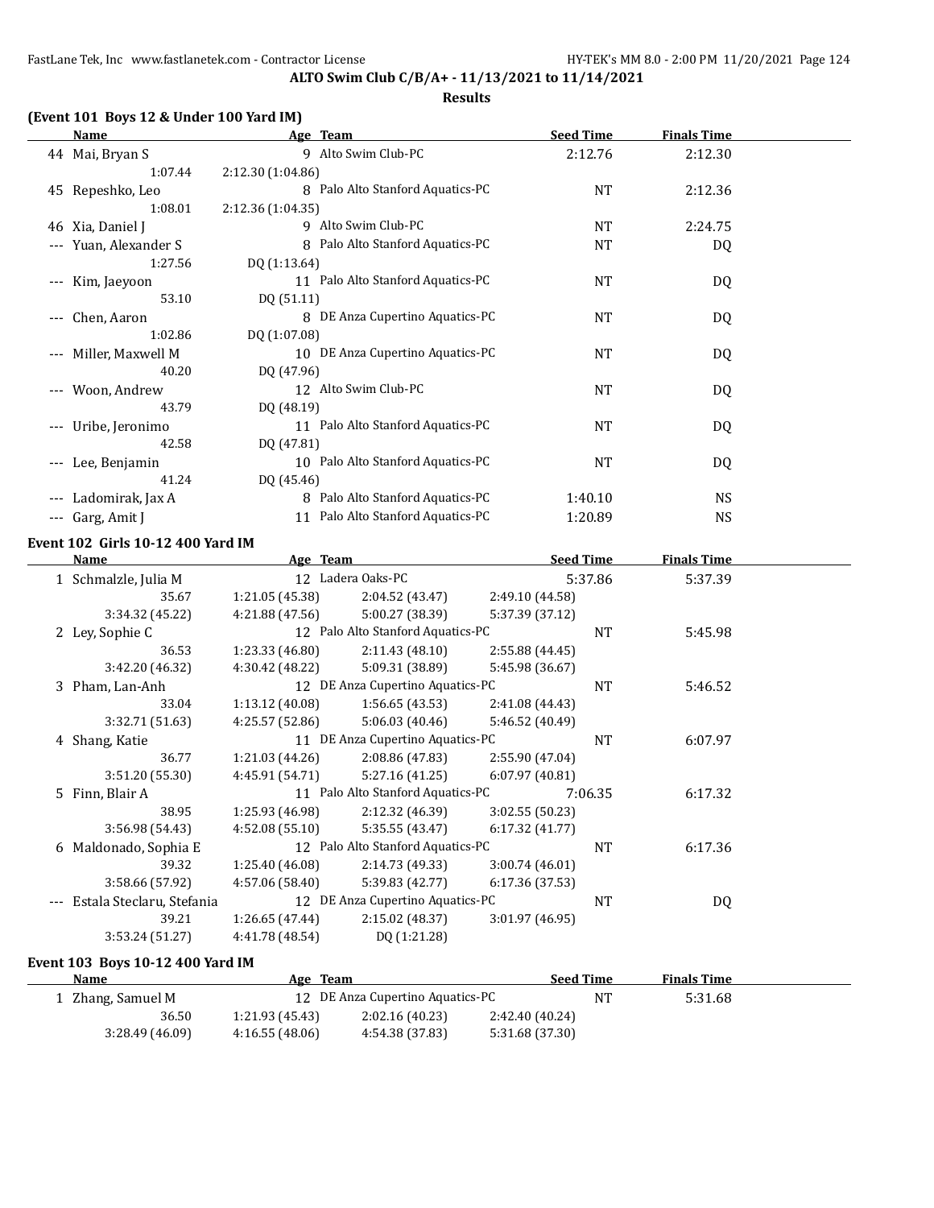## ALTO Swim Club C/B/A+ - 11/13/2021 to 11/14/2021

### Results

### (Event 101 Boys 12 & Under 100 Yard IM)

| | Name | Age | Team | Seed Time | Finals Time |
|---|---|---|---|---|---|
| 44 | Mai, Bryan S | 9 | Alto Swim Club-PC | 2:12.76 | 2:12.30 |
| | 1:07.44 | 2:12.30 (1:04.86) | | | |
| 45 | Repeshko, Leo | 8 | Palo Alto Stanford Aquatics-PC | NT | 2:12.36 |
| | 1:08.01 | 2:12.36 (1:04.35) | | | |
| 46 | Xia, Daniel J | 9 | Alto Swim Club-PC | NT | 2:24.75 |
| --- | Yuan, Alexander S | 8 | Palo Alto Stanford Aquatics-PC | NT | DQ |
| | 1:27.56 | DQ (1:13.64) | | | |
| --- | Kim, Jaeyoon | 11 | Palo Alto Stanford Aquatics-PC | NT | DQ |
| | 53.10 | DQ (51.11) | | | |
| --- | Chen, Aaron | 8 | DE Anza Cupertino Aquatics-PC | NT | DQ |
| | 1:02.86 | DQ (1:07.08) | | | |
| --- | Miller, Maxwell M | 10 | DE Anza Cupertino Aquatics-PC | NT | DQ |
| | 40.20 | DQ (47.96) | | | |
| --- | Woon, Andrew | 12 | Alto Swim Club-PC | NT | DQ |
| | 43.79 | DQ (48.19) | | | |
| --- | Uribe, Jeronimo | 11 | Palo Alto Stanford Aquatics-PC | NT | DQ |
| | 42.58 | DQ (47.81) | | | |
| --- | Lee, Benjamin | 10 | Palo Alto Stanford Aquatics-PC | NT | DQ |
| | 41.24 | DQ (45.46) | | | |
| --- | Ladomirak, Jax A | 8 | Palo Alto Stanford Aquatics-PC | 1:40.10 | NS |
| --- | Garg, Amit J | 11 | Palo Alto Stanford Aquatics-PC | 1:20.89 | NS |

### Event 102 Girls 10-12 400 Yard IM

| | Name | Age | Team | Seed Time | Finals Time |
|---|---|---|---|---|---|
| 1 | Schmalzle, Julia M | 12 | Ladera Oaks-PC | 5:37.86 | 5:37.39 |
| | 35.67 | 1:21.05 (45.38) | 2:04.52 (43.47) | 2:49.10 (44.58) | |
| | 3:34.32 (45.22) | 4:21.88 (47.56) | 5:00.27 (38.39) | 5:37.39 (37.12) | |
| 2 | Ley, Sophie C | 12 | Palo Alto Stanford Aquatics-PC | NT | 5:45.98 |
| | 36.53 | 1:23.33 (46.80) | 2:11.43 (48.10) | 2:55.88 (44.45) | |
| | 3:42.20 (46.32) | 4:30.42 (48.22) | 5:09.31 (38.89) | 5:45.98 (36.67) | |
| 3 | Pham, Lan-Anh | 12 | DE Anza Cupertino Aquatics-PC | NT | 5:46.52 |
| | 33.04 | 1:13.12 (40.08) | 1:56.65 (43.53) | 2:41.08 (44.43) | |
| | 3:32.71 (51.63) | 4:25.57 (52.86) | 5:06.03 (40.46) | 5:46.52 (40.49) | |
| 4 | Shang, Katie | 11 | DE Anza Cupertino Aquatics-PC | NT | 6:07.97 |
| | 36.77 | 1:21.03 (44.26) | 2:08.86 (47.83) | 2:55.90 (47.04) | |
| | 3:51.20 (55.30) | 4:45.91 (54.71) | 5:27.16 (41.25) | 6:07.97 (40.81) | |
| 5 | Finn, Blair A | 11 | Palo Alto Stanford Aquatics-PC | 7:06.35 | 6:17.32 |
| | 38.95 | 1:25.93 (46.98) | 2:12.32 (46.39) | 3:02.55 (50.23) | |
| | 3:56.98 (54.43) | 4:52.08 (55.10) | 5:35.55 (43.47) | 6:17.32 (41.77) | |
| 6 | Maldonado, Sophia E | 12 | Palo Alto Stanford Aquatics-PC | NT | 6:17.36 |
| | 39.32 | 1:25.40 (46.08) | 2:14.73 (49.33) | 3:00.74 (46.01) | |
| | 3:58.66 (57.92) | 4:57.06 (58.40) | 5:39.83 (42.77) | 6:17.36 (37.53) | |
| --- | Estala Steclaru, Stefania | 12 | DE Anza Cupertino Aquatics-PC | NT | DQ |
| | 39.21 | 1:26.65 (47.44) | 2:15.02 (48.37) | 3:01.97 (46.95) | |
| | 3:53.24 (51.27) | 4:41.78 (48.54) | DQ (1:21.28) | | |

### Event 103 Boys 10-12 400 Yard IM

| | Name | Age | Team | Seed Time | Finals Time |
|---|---|---|---|---|---|
| 1 | Zhang, Samuel M | 12 | DE Anza Cupertino Aquatics-PC | NT | 5:31.68 |
| | 36.50 | 1:21.93 (45.43) | 2:02.16 (40.23) | 2:42.40 (40.24) | |
| | 3:28.49 (46.09) | 4:16.55 (48.06) | 4:54.38 (37.83) | 5:31.68 (37.30) | |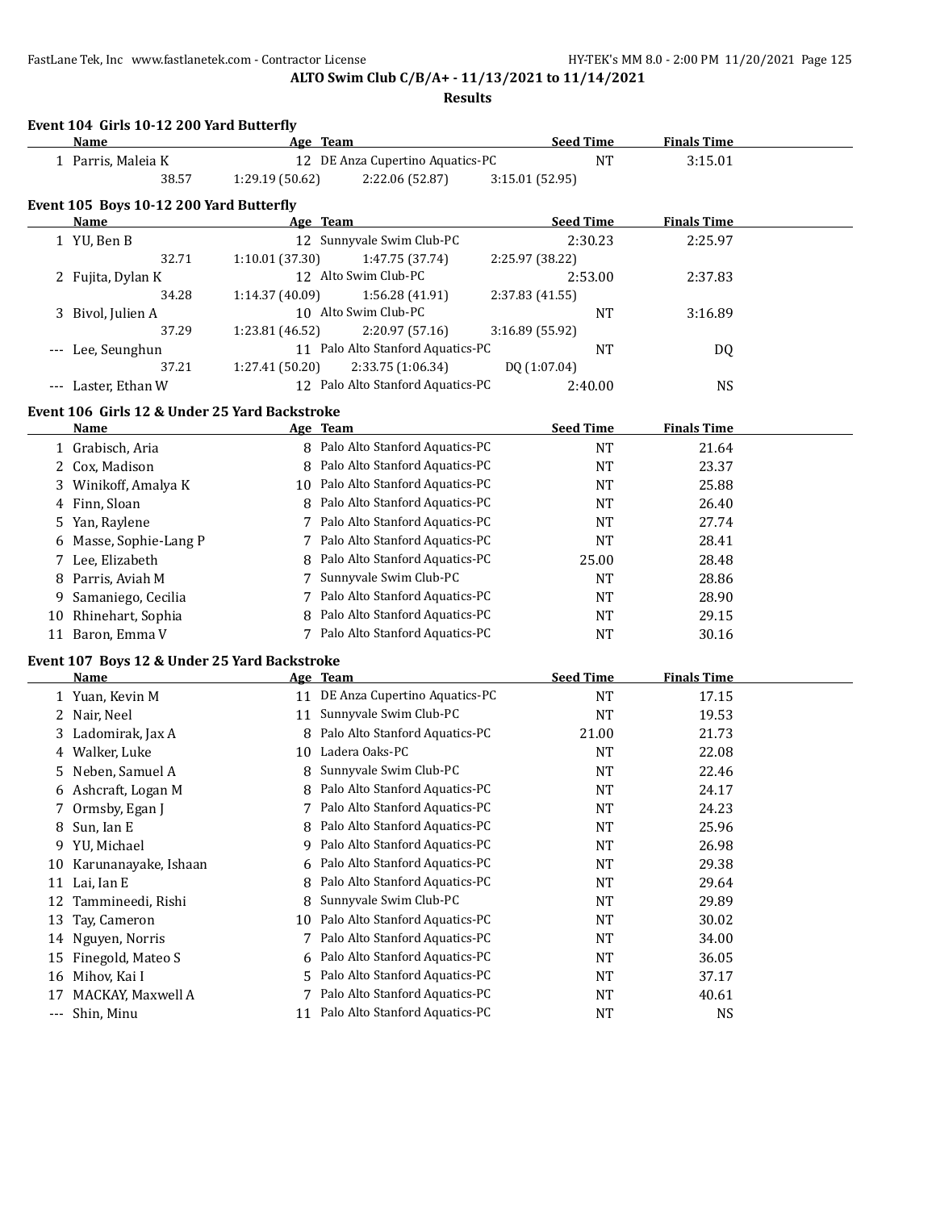## ALTO Swim Club C/B/A+ - 11/13/2021 to 11/14/2021

### Results

**Event 104 Girls 10-12 200 Yard Butterfly**

| | Name | Age | Team | Seed Time | Finals Time |
|---|---|---|---|---|---|
| 1 | Parris, Maleia K | 12 | DE Anza Cupertino Aquatics-PC | NT | 3:15.01 |
| | 38.57 | 1:29.19 (50.62) | 2:22.06 (52.87) | 3:15.01 (52.95) | |

**Event 105 Boys 10-12 200 Yard Butterfly**

| | Name | Age | Team | Seed Time | Finals Time |
|---|---|---|---|---|---|
| 1 | YU, Ben B | 12 | Sunnyvale Swim Club-PC | 2:30.23 | 2:25.97 |
| | 32.71 | 1:10.01 (37.30) | 1:47.75 (37.74) | 2:25.97 (38.22) | |
| 2 | Fujita, Dylan K | 12 | Alto Swim Club-PC | 2:53.00 | 2:37.83 |
| | 34.28 | 1:14.37 (40.09) | 1:56.28 (41.91) | 2:37.83 (41.55) | |
| 3 | Bivol, Julien A | 10 | Alto Swim Club-PC | NT | 3:16.89 |
| | 37.29 | 1:23.81 (46.52) | 2:20.97 (57.16) | 3:16.89 (55.92) | |
| --- | Lee, Seunghun | 11 | Palo Alto Stanford Aquatics-PC | NT | DQ |
| | 37.21 | 1:27.41 (50.20) | 2:33.75 (1:06.34) | DQ (1:07.04) | |
| --- | Laster, Ethan W | 12 | Palo Alto Stanford Aquatics-PC | 2:40.00 | NS |

**Event 106 Girls 12 & Under 25 Yard Backstroke**

| | Name | Age | Team | Seed Time | Finals Time |
|---|---|---|---|---|---|
| 1 | Grabisch, Aria | 8 | Palo Alto Stanford Aquatics-PC | NT | 21.64 |
| 2 | Cox, Madison | 8 | Palo Alto Stanford Aquatics-PC | NT | 23.37 |
| 3 | Winikoff, Amalya K | 10 | Palo Alto Stanford Aquatics-PC | NT | 25.88 |
| 4 | Finn, Sloan | 8 | Palo Alto Stanford Aquatics-PC | NT | 26.40 |
| 5 | Yan, Raylene | 7 | Palo Alto Stanford Aquatics-PC | NT | 27.74 |
| 6 | Masse, Sophie-Lang P | 7 | Palo Alto Stanford Aquatics-PC | NT | 28.41 |
| 7 | Lee, Elizabeth | 8 | Palo Alto Stanford Aquatics-PC | 25.00 | 28.48 |
| 8 | Parris, Aviah M | 7 | Sunnyvale Swim Club-PC | NT | 28.86 |
| 9 | Samaniego, Cecilia | 7 | Palo Alto Stanford Aquatics-PC | NT | 28.90 |
| 10 | Rhinehart, Sophia | 8 | Palo Alto Stanford Aquatics-PC | NT | 29.15 |
| 11 | Baron, Emma V | 7 | Palo Alto Stanford Aquatics-PC | NT | 30.16 |

**Event 107 Boys 12 & Under 25 Yard Backstroke**

| | Name | Age | Team | Seed Time | Finals Time |
|---|---|---|---|---|---|
| 1 | Yuan, Kevin M | 11 | DE Anza Cupertino Aquatics-PC | NT | 17.15 |
| 2 | Nair, Neel | 11 | Sunnyvale Swim Club-PC | NT | 19.53 |
| 3 | Ladomirak, Jax A | 8 | Palo Alto Stanford Aquatics-PC | 21.00 | 21.73 |
| 4 | Walker, Luke | 10 | Ladera Oaks-PC | NT | 22.08 |
| 5 | Neben, Samuel A | 8 | Sunnyvale Swim Club-PC | NT | 22.46 |
| 6 | Ashcraft, Logan M | 8 | Palo Alto Stanford Aquatics-PC | NT | 24.17 |
| 7 | Ormsby, Egan J | 7 | Palo Alto Stanford Aquatics-PC | NT | 24.23 |
| 8 | Sun, Ian E | 8 | Palo Alto Stanford Aquatics-PC | NT | 25.96 |
| 9 | YU, Michael | 9 | Palo Alto Stanford Aquatics-PC | NT | 26.98 |
| 10 | Karunanayake, Ishaan | 6 | Palo Alto Stanford Aquatics-PC | NT | 29.38 |
| 11 | Lai, Ian E | 8 | Palo Alto Stanford Aquatics-PC | NT | 29.64 |
| 12 | Tammineedi, Rishi | 8 | Sunnyvale Swim Club-PC | NT | 29.89 |
| 13 | Tay, Cameron | 10 | Palo Alto Stanford Aquatics-PC | NT | 30.02 |
| 14 | Nguyen, Norris | 7 | Palo Alto Stanford Aquatics-PC | NT | 34.00 |
| 15 | Finegold, Mateo S | 6 | Palo Alto Stanford Aquatics-PC | NT | 36.05 |
| 16 | Mihov, Kai I | 5 | Palo Alto Stanford Aquatics-PC | NT | 37.17 |
| 17 | MACKAY, Maxwell A | 7 | Palo Alto Stanford Aquatics-PC | NT | 40.61 |
| --- | Shin, Minu | 11 | Palo Alto Stanford Aquatics-PC | NT | NS |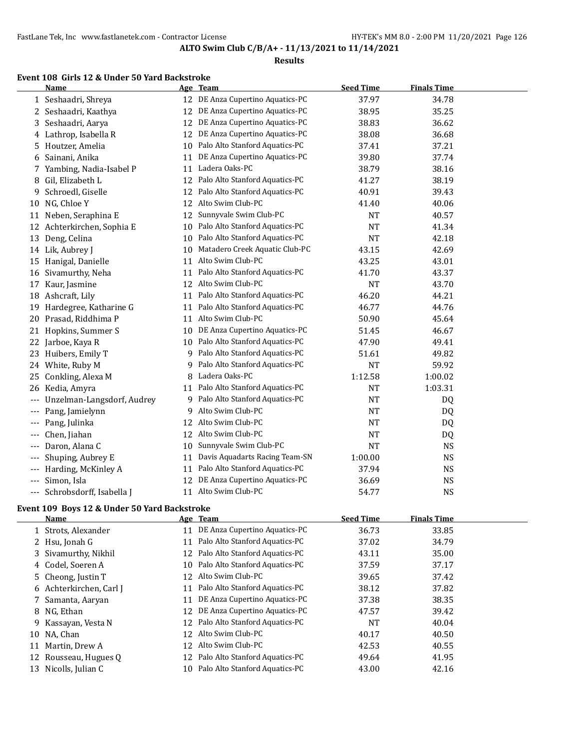# ALTO Swim Club C/B/A+ - 11/13/2021 to 11/14/2021

## Results

### Event 108 Girls 12 & Under 50 Yard Backstroke

| | Name | Age | Team | Seed Time | Finals Time |
|---|---|---|---|---|---|
| 1 | Seshaadri, Shreya | 12 | DE Anza Cupertino Aquatics-PC | 37.97 | 34.78 |
| 2 | Seshaadri, Kaathya | 12 | DE Anza Cupertino Aquatics-PC | 38.95 | 35.25 |
| 3 | Seshaadri, Aarya | 12 | DE Anza Cupertino Aquatics-PC | 38.83 | 36.62 |
| 4 | Lathrop, Isabella R | 12 | DE Anza Cupertino Aquatics-PC | 38.08 | 36.68 |
| 5 | Houtzer, Amelia | 10 | Palo Alto Stanford Aquatics-PC | 37.41 | 37.21 |
| 6 | Sainani, Anika | 11 | DE Anza Cupertino Aquatics-PC | 39.80 | 37.74 |
| 7 | Yambing, Nadia-Isabel P | 11 | Ladera Oaks-PC | 38.79 | 38.16 |
| 8 | Gil, Elizabeth L | 12 | Palo Alto Stanford Aquatics-PC | 41.27 | 38.19 |
| 9 | Schroedl, Giselle | 12 | Palo Alto Stanford Aquatics-PC | 40.91 | 39.43 |
| 10 | NG, Chloe Y | 12 | Alto Swim Club-PC | 41.40 | 40.06 |
| 11 | Neben, Seraphina E | 12 | Sunnyvale Swim Club-PC | NT | 40.57 |
| 12 | Achterkirchen, Sophia E | 10 | Palo Alto Stanford Aquatics-PC | NT | 41.34 |
| 13 | Deng, Celina | 10 | Palo Alto Stanford Aquatics-PC | NT | 42.18 |
| 14 | Lik, Aubrey J | 10 | Matadero Creek Aquatic Club-PC | 43.15 | 42.69 |
| 15 | Hanigal, Danielle | 11 | Alto Swim Club-PC | 43.25 | 43.01 |
| 16 | Sivamurthy, Neha | 11 | Palo Alto Stanford Aquatics-PC | 41.70 | 43.37 |
| 17 | Kaur, Jasmine | 12 | Alto Swim Club-PC | NT | 43.70 |
| 18 | Ashcraft, Lily | 11 | Palo Alto Stanford Aquatics-PC | 46.20 | 44.21 |
| 19 | Hardegree, Katharine G | 11 | Palo Alto Stanford Aquatics-PC | 46.77 | 44.76 |
| 20 | Prasad, Riddhima P | 11 | Alto Swim Club-PC | 50.90 | 45.64 |
| 21 | Hopkins, Summer S | 10 | DE Anza Cupertino Aquatics-PC | 51.45 | 46.67 |
| 22 | Jarboe, Kaya R | 10 | Palo Alto Stanford Aquatics-PC | 47.90 | 49.41 |
| 23 | Huibers, Emily T | 9 | Palo Alto Stanford Aquatics-PC | 51.61 | 49.82 |
| 24 | White, Ruby M | 9 | Palo Alto Stanford Aquatics-PC | NT | 59.92 |
| 25 | Conkling, Alexa M | 8 | Ladera Oaks-PC | 1:12.58 | 1:00.02 |
| 26 | Kedia, Amyra | 11 | Palo Alto Stanford Aquatics-PC | NT | 1:03.31 |
| --- | Unzelman-Langsdorf, Audrey | 9 | Palo Alto Stanford Aquatics-PC | NT | DQ |
| --- | Pang, Jamielynn | 9 | Alto Swim Club-PC | NT | DQ |
| --- | Pang, Julinka | 12 | Alto Swim Club-PC | NT | DQ |
| --- | Chen, Jiahan | 12 | Alto Swim Club-PC | NT | DQ |
| --- | Daron, Alana C | 10 | Sunnyvale Swim Club-PC | NT | NS |
| --- | Shuping, Aubrey E | 11 | Davis Aquadarts Racing Team-SN | 1:00.00 | NS |
| --- | Harding, McKinley A | 11 | Palo Alto Stanford Aquatics-PC | 37.94 | NS |
| --- | Simon, Isla | 12 | DE Anza Cupertino Aquatics-PC | 36.69 | NS |
| --- | Schrobsdorff, Isabella J | 11 | Alto Swim Club-PC | 54.77 | NS |

### Event 109 Boys 12 & Under 50 Yard Backstroke

| | Name | Age | Team | Seed Time | Finals Time |
|---|---|---|---|---|---|
| 1 | Strots, Alexander | 11 | DE Anza Cupertino Aquatics-PC | 36.73 | 33.85 |
| 2 | Hsu, Jonah G | 11 | Palo Alto Stanford Aquatics-PC | 37.02 | 34.79 |
| 3 | Sivamurthy, Nikhil | 12 | Palo Alto Stanford Aquatics-PC | 43.11 | 35.00 |
| 4 | Codel, Soeren A | 10 | Palo Alto Stanford Aquatics-PC | 37.59 | 37.17 |
| 5 | Cheong, Justin T | 12 | Alto Swim Club-PC | 39.65 | 37.42 |
| 6 | Achterkirchen, Carl J | 11 | Palo Alto Stanford Aquatics-PC | 38.12 | 37.82 |
| 7 | Samanta, Aaryan | 11 | DE Anza Cupertino Aquatics-PC | 37.38 | 38.35 |
| 8 | NG, Ethan | 12 | DE Anza Cupertino Aquatics-PC | 47.57 | 39.42 |
| 9 | Kassayan, Vesta N | 12 | Palo Alto Stanford Aquatics-PC | NT | 40.04 |
| 10 | NA, Chan | 12 | Alto Swim Club-PC | 40.17 | 40.50 |
| 11 | Martin, Drew A | 12 | Alto Swim Club-PC | 42.53 | 40.55 |
| 12 | Rousseau, Hugues Q | 12 | Palo Alto Stanford Aquatics-PC | 49.64 | 41.95 |
| 13 | Nicolls, Julian C | 10 | Palo Alto Stanford Aquatics-PC | 43.00 | 42.16 |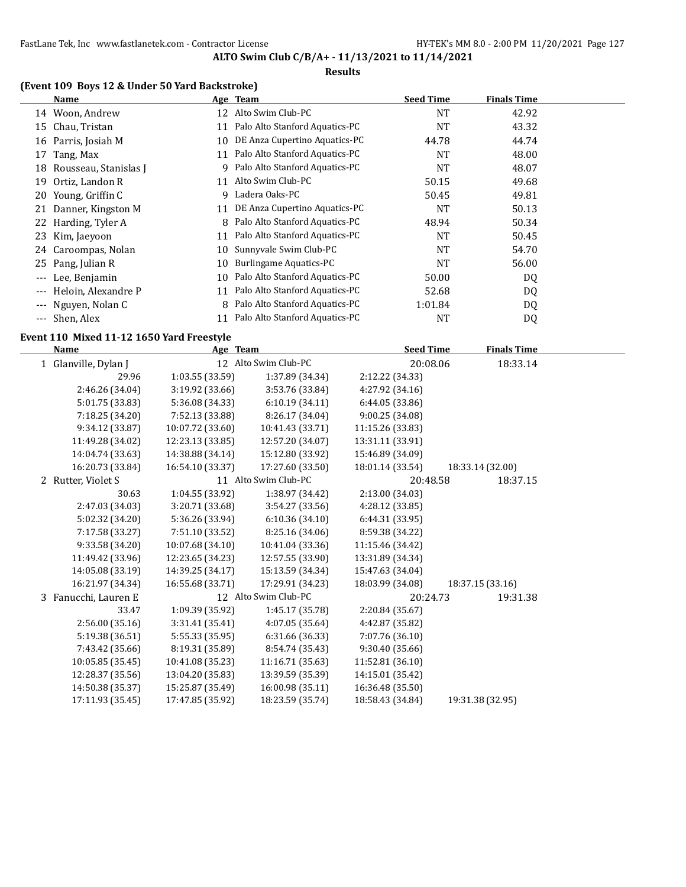**ALTO Swim Club C/B/A+ - 11/13/2021 to 11/14/2021**

**Results**

### (Event 109 Boys 12 & Under 50 Yard Backstroke)

| | Name | Age | Team | Seed Time | Finals Time |
|---|---|---|---|---|---|
| 14 | Woon, Andrew | 12 | Alto Swim Club-PC | NT | 42.92 |
| 15 | Chau, Tristan | 11 | Palo Alto Stanford Aquatics-PC | NT | 43.32 |
| 16 | Parris, Josiah M | 10 | DE Anza Cupertino Aquatics-PC | 44.78 | 44.74 |
| 17 | Tang, Max | 11 | Palo Alto Stanford Aquatics-PC | NT | 48.00 |
| 18 | Rousseau, Stanislas J | 9 | Palo Alto Stanford Aquatics-PC | NT | 48.07 |
| 19 | Ortiz, Landon R | 11 | Alto Swim Club-PC | 50.15 | 49.68 |
| 20 | Young, Griffin C | 9 | Ladera Oaks-PC | 50.45 | 49.81 |
| 21 | Danner, Kingston M | 11 | DE Anza Cupertino Aquatics-PC | NT | 50.13 |
| 22 | Harding, Tyler A | 8 | Palo Alto Stanford Aquatics-PC | 48.94 | 50.34 |
| 23 | Kim, Jaeyoon | 11 | Palo Alto Stanford Aquatics-PC | NT | 50.45 |
| 24 | Caroompas, Nolan | 10 | Sunnyvale Swim Club-PC | NT | 54.70 |
| 25 | Pang, Julian R | 10 | Burlingame Aquatics-PC | NT | 56.00 |
| --- | Lee, Benjamin | 10 | Palo Alto Stanford Aquatics-PC | 50.00 | DQ |
| --- | Heloin, Alexandre P | 11 | Palo Alto Stanford Aquatics-PC | 52.68 | DQ |
| --- | Nguyen, Nolan C | 8 | Palo Alto Stanford Aquatics-PC | 1:01.84 | DQ |
| --- | Shen, Alex | 11 | Palo Alto Stanford Aquatics-PC | NT | DQ |

### Event 110 Mixed 11-12 1650 Yard Freestyle

| | Name | Age | Team | Seed Time | Finals Time |
|---|---|---|---|---|---|
| 1 | Glanville, Dylan J | 12 | Alto Swim Club-PC | 20:08.06 | 18:33.14 |

| | | | | |
|---|---|---|---|---|
| 29.96 | 1:03.55 (33.59) | 1:37.89 (34.34) | 2:12.22 (34.33) | |
| 2:46.26 (34.04) | 3:19.92 (33.66) | 3:53.76 (33.84) | 4:27.92 (34.16) | |
| 5:01.75 (33.83) | 5:36.08 (34.33) | 6:10.19 (34.11) | 6:44.05 (33.86) | |
| 7:18.25 (34.20) | 7:52.13 (33.88) | 8:26.17 (34.04) | 9:00.25 (34.08) | |
| 9:34.12 (33.87) | 10:07.72 (33.60) | 10:41.43 (33.71) | 11:15.26 (33.83) | |
| 11:49.28 (34.02) | 12:23.13 (33.85) | 12:57.20 (34.07) | 13:31.11 (33.91) | |
| 14:04.74 (33.63) | 14:38.88 (34.14) | 15:12.80 (33.92) | 15:46.89 (34.09) | |
| 16:20.73 (33.84) | 16:54.10 (33.37) | 17:27.60 (33.50) | 18:01.14 (33.54) | 18:33.14 (32.00) |

| | Name | Age | Team | Seed Time | Finals Time |
|---|---|---|---|---|---|
| 2 | Rutter, Violet S | 11 | Alto Swim Club-PC | 20:48.58 | 18:37.15 |

| | | | | |
|---|---|---|---|---|
| 30.63 | 1:04.55 (33.92) | 1:38.97 (34.42) | 2:13.00 (34.03) | |
| 2:47.03 (34.03) | 3:20.71 (33.68) | 3:54.27 (33.56) | 4:28.12 (33.85) | |
| 5:02.32 (34.20) | 5:36.26 (33.94) | 6:10.36 (34.10) | 6:44.31 (33.95) | |
| 7:17.58 (33.27) | 7:51.10 (33.52) | 8:25.16 (34.06) | 8:59.38 (34.22) | |
| 9:33.58 (34.20) | 10:07.68 (34.10) | 10:41.04 (33.36) | 11:15.46 (34.42) | |
| 11:49.42 (33.96) | 12:23.65 (34.23) | 12:57.55 (33.90) | 13:31.89 (34.34) | |
| 14:05.08 (33.19) | 14:39.25 (34.17) | 15:13.59 (34.34) | 15:47.63 (34.04) | |
| 16:21.97 (34.34) | 16:55.68 (33.71) | 17:29.91 (34.23) | 18:03.99 (34.08) | 18:37.15 (33.16) |

| | Name | Age | Team | Seed Time | Finals Time |
|---|---|---|---|---|---|
| 3 | Fanucchi, Lauren E | 12 | Alto Swim Club-PC | 20:24.73 | 19:31.38 |

| | | | | |
|---|---|---|---|---|
| 33.47 | 1:09.39 (35.92) | 1:45.17 (35.78) | 2:20.84 (35.67) | |
| 2:56.00 (35.16) | 3:31.41 (35.41) | 4:07.05 (35.64) | 4:42.87 (35.82) | |
| 5:19.38 (36.51) | 5:55.33 (35.95) | 6:31.66 (36.33) | 7:07.76 (36.10) | |
| 7:43.42 (35.66) | 8:19.31 (35.89) | 8:54.74 (35.43) | 9:30.40 (35.66) | |
| 10:05.85 (35.45) | 10:41.08 (35.23) | 11:16.71 (35.63) | 11:52.81 (36.10) | |
| 12:28.37 (35.56) | 13:04.20 (35.83) | 13:39.59 (35.39) | 14:15.01 (35.42) | |
| 14:50.38 (35.37) | 15:25.87 (35.49) | 16:00.98 (35.11) | 16:36.48 (35.50) | |
| 17:11.93 (35.45) | 17:47.85 (35.92) | 18:23.59 (35.74) | 18:58.43 (34.84) | 19:31.38 (32.95) |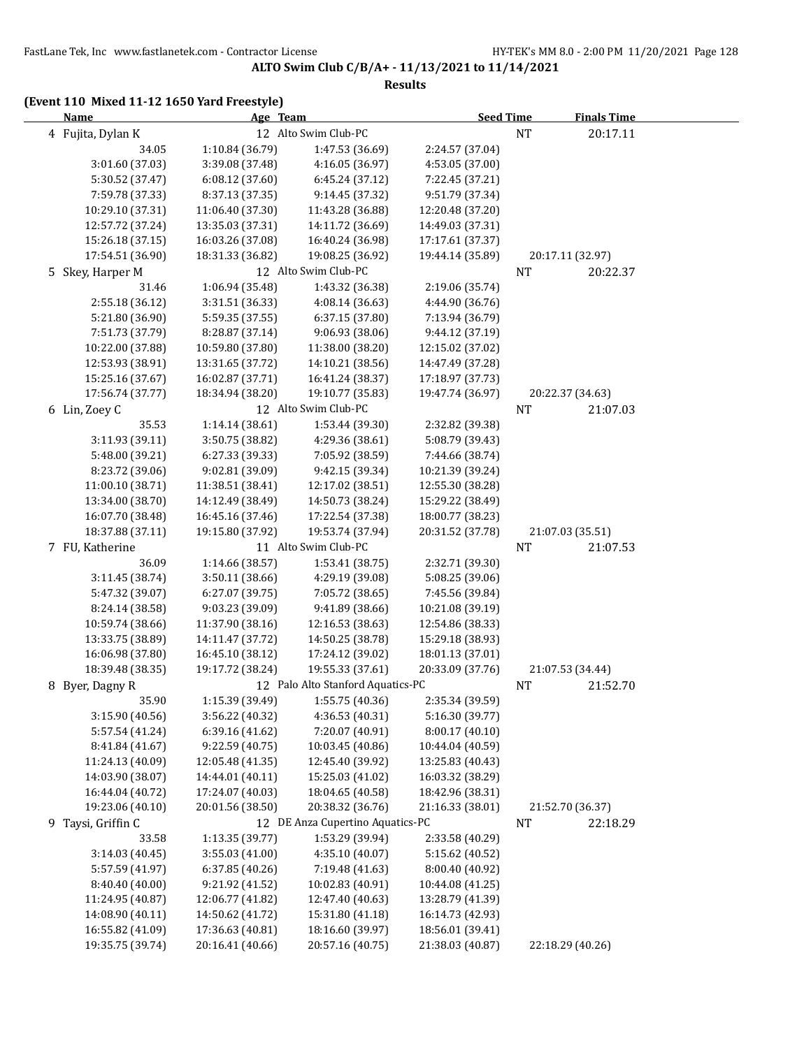**ALTO Swim Club C/B/A+ - 11/13/2021 to 11/14/2021**

**Results**

**(Event 110 Mixed 11-12 1650 Yard Freestyle)**

| Name | Age | Team | Seed Time | Finals Time |
|---|---|---|---|---|
| 4 Fujita, Dylan K | 12 | Alto Swim Club-PC | NT | 20:17.11 |

| | | | | |
|---|---|---|---|---|
| 34.05 | 1:10.84 (36.79) | 1:47.53 (36.69) | 2:24.57 (37.04) | |
| 3:01.60 (37.03) | 3:39.08 (37.48) | 4:16.05 (36.97) | 4:53.05 (37.00) | |
| 5:30.52 (37.47) | 6:08.12 (37.60) | 6:45.24 (37.12) | 7:22.45 (37.21) | |
| 7:59.78 (37.33) | 8:37.13 (37.35) | 9:14.45 (37.32) | 9:51.79 (37.34) | |
| 10:29.10 (37.31) | 11:06.40 (37.30) | 11:43.28 (36.88) | 12:20.48 (37.20) | |
| 12:57.72 (37.24) | 13:35.03 (37.31) | 14:11.72 (36.69) | 14:49.03 (37.31) | |
| 15:26.18 (37.15) | 16:03.26 (37.08) | 16:40.24 (36.98) | 17:17.61 (37.37) | |
| 17:54.51 (36.90) | 18:31.33 (36.82) | 19:08.25 (36.92) | 19:44.14 (35.89) | 20:17.11 (32.97) |

| Name | Age | Team | Seed Time | Finals Time |
|---|---|---|---|---|
| 5 Skey, Harper M | 12 | Alto Swim Club-PC | NT | 20:22.37 |

| | | | | |
|---|---|---|---|---|
| 31.46 | 1:06.94 (35.48) | 1:43.32 (36.38) | 2:19.06 (35.74) | |
| 2:55.18 (36.12) | 3:31.51 (36.33) | 4:08.14 (36.63) | 4:44.90 (36.76) | |
| 5:21.80 (36.90) | 5:59.35 (37.55) | 6:37.15 (37.80) | 7:13.94 (36.79) | |
| 7:51.73 (37.79) | 8:28.87 (37.14) | 9:06.93 (38.06) | 9:44.12 (37.19) | |
| 10:22.00 (37.88) | 10:59.80 (37.80) | 11:38.00 (38.20) | 12:15.02 (37.02) | |
| 12:53.93 (38.91) | 13:31.65 (37.72) | 14:10.21 (38.56) | 14:47.49 (37.28) | |
| 15:25.16 (37.67) | 16:02.87 (37.71) | 16:41.24 (38.37) | 17:18.97 (37.73) | |
| 17:56.74 (37.77) | 18:34.94 (38.20) | 19:10.77 (35.83) | 19:47.74 (36.97) | 20:22.37 (34.63) |

| Name | Age | Team | Seed Time | Finals Time |
|---|---|---|---|---|
| 6 Lin, Zoey C | 12 | Alto Swim Club-PC | NT | 21:07.03 |

| | | | | |
|---|---|---|---|---|
| 35.53 | 1:14.14 (38.61) | 1:53.44 (39.30) | 2:32.82 (39.38) | |
| 3:11.93 (39.11) | 3:50.75 (38.82) | 4:29.36 (38.61) | 5:08.79 (39.43) | |
| 5:48.00 (39.21) | 6:27.33 (39.33) | 7:05.92 (38.59) | 7:44.66 (38.74) | |
| 8:23.72 (39.06) | 9:02.81 (39.09) | 9:42.15 (39.34) | 10:21.39 (39.24) | |
| 11:00.10 (38.71) | 11:38.51 (38.41) | 12:17.02 (38.51) | 12:55.30 (38.28) | |
| 13:34.00 (38.70) | 14:12.49 (38.49) | 14:50.73 (38.24) | 15:29.22 (38.49) | |
| 16:07.70 (38.48) | 16:45.16 (37.46) | 17:22.54 (37.38) | 18:00.77 (38.23) | |
| 18:37.88 (37.11) | 19:15.80 (37.92) | 19:53.74 (37.94) | 20:31.52 (37.78) | 21:07.03 (35.51) |

| Name | Age | Team | Seed Time | Finals Time |
|---|---|---|---|---|
| 7 FU, Katherine | 11 | Alto Swim Club-PC | NT | 21:07.53 |

| | | | | |
|---|---|---|---|---|
| 36.09 | 1:14.66 (38.57) | 1:53.41 (38.75) | 2:32.71 (39.30) | |
| 3:11.45 (38.74) | 3:50.11 (38.66) | 4:29.19 (39.08) | 5:08.25 (39.06) | |
| 5:47.32 (39.07) | 6:27.07 (39.75) | 7:05.72 (38.65) | 7:45.56 (39.84) | |
| 8:24.14 (38.58) | 9:03.23 (39.09) | 9:41.89 (38.66) | 10:21.08 (39.19) | |
| 10:59.74 (38.66) | 11:37.90 (38.16) | 12:16.53 (38.63) | 12:54.86 (38.33) | |
| 13:33.75 (38.89) | 14:11.47 (37.72) | 14:50.25 (38.78) | 15:29.18 (38.93) | |
| 16:06.98 (37.80) | 16:45.10 (38.12) | 17:24.12 (39.02) | 18:01.13 (37.01) | |
| 18:39.48 (38.35) | 19:17.72 (38.24) | 19:55.33 (37.61) | 20:33.09 (37.76) | 21:07.53 (34.44) |

| Name | Age | Team | Seed Time | Finals Time |
|---|---|---|---|---|
| 8 Byer, Dagny R | 12 | Palo Alto Stanford Aquatics-PC | NT | 21:52.70 |

| | | | | |
|---|---|---|---|---|
| 35.90 | 1:15.39 (39.49) | 1:55.75 (40.36) | 2:35.34 (39.59) | |
| 3:15.90 (40.56) | 3:56.22 (40.32) | 4:36.53 (40.31) | 5:16.30 (39.77) | |
| 5:57.54 (41.24) | 6:39.16 (41.62) | 7:20.07 (40.91) | 8:00.17 (40.10) | |
| 8:41.84 (41.67) | 9:22.59 (40.75) | 10:03.45 (40.86) | 10:44.04 (40.59) | |
| 11:24.13 (40.09) | 12:05.48 (41.35) | 12:45.40 (39.92) | 13:25.83 (40.43) | |
| 14:03.90 (38.07) | 14:44.01 (40.11) | 15:25.03 (41.02) | 16:03.32 (38.29) | |
| 16:44.04 (40.72) | 17:24.07 (40.03) | 18:04.65 (40.58) | 18:42.96 (38.31) | |
| 19:23.06 (40.10) | 20:01.56 (38.50) | 20:38.32 (36.76) | 21:16.33 (38.01) | 21:52.70 (36.37) |

| Name | Age | Team | Seed Time | Finals Time |
|---|---|---|---|---|
| 9 Taysi, Griffin C | 12 | DE Anza Cupertino Aquatics-PC | NT | 22:18.29 |

| | | | | |
|---|---|---|---|---|
| 33.58 | 1:13.35 (39.77) | 1:53.29 (39.94) | 2:33.58 (40.29) | |
| 3:14.03 (40.45) | 3:55.03 (41.00) | 4:35.10 (40.07) | 5:15.62 (40.52) | |
| 5:57.59 (41.97) | 6:37.85 (40.26) | 7:19.48 (41.63) | 8:00.40 (40.92) | |
| 8:40.40 (40.00) | 9:21.92 (41.52) | 10:02.83 (40.91) | 10:44.08 (41.25) | |
| 11:24.95 (40.87) | 12:06.77 (41.82) | 12:47.40 (40.63) | 13:28.79 (41.39) | |
| 14:08.90 (40.11) | 14:50.62 (41.72) | 15:31.80 (41.18) | 16:14.73 (42.93) | |
| 16:55.82 (41.09) | 17:36.63 (40.81) | 18:16.60 (39.97) | 18:56.01 (39.41) | |
| 19:35.75 (39.74) | 20:16.41 (40.66) | 20:57.16 (40.75) | 21:38.03 (40.87) | 22:18.29 (40.26) |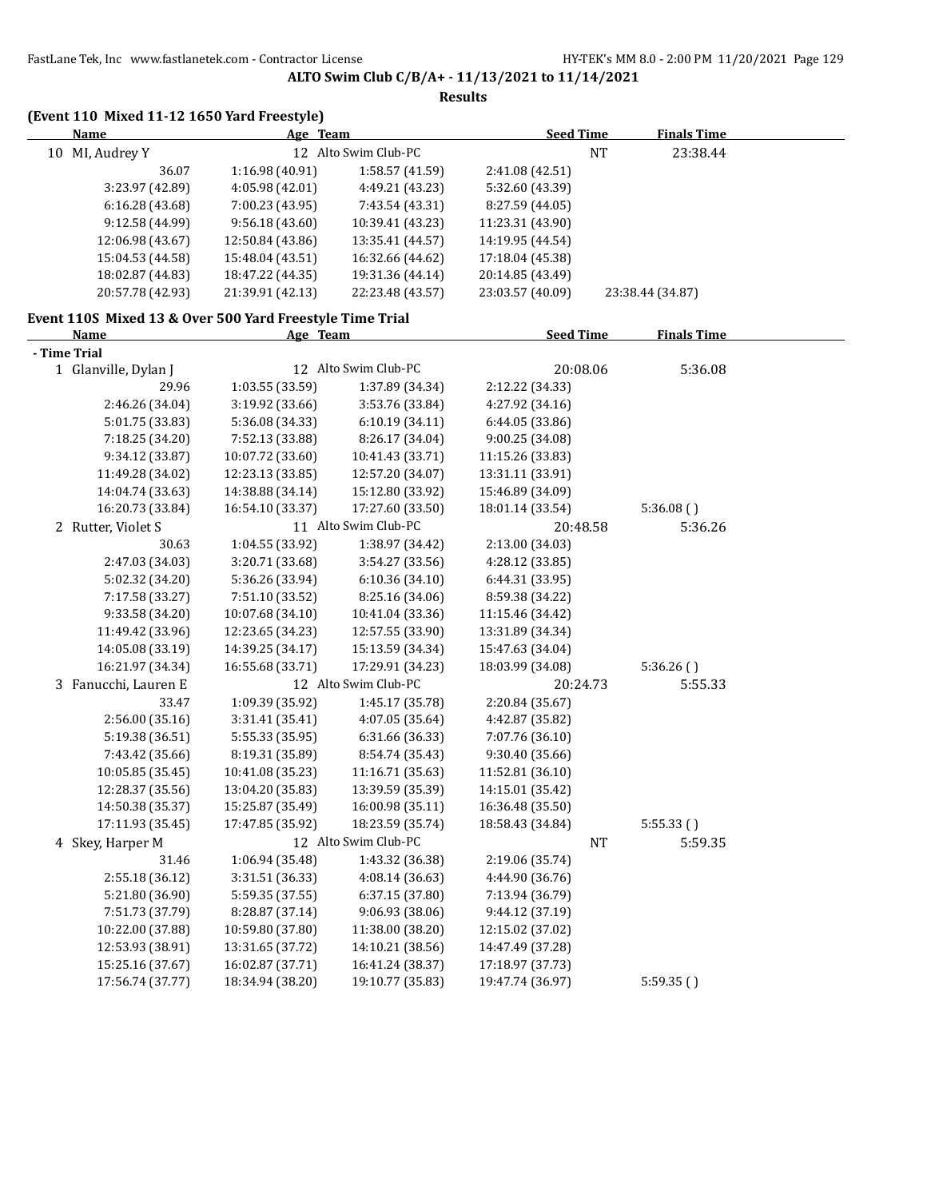**ALTO Swim Club C/B/A+ - 11/13/2021 to 11/14/2021**

**Results**

### (Event 110 Mixed 11-12 1650 Yard Freestyle)

| Name | Age | Team | Seed Time | Finals Time |
|---|---|---|---|---|
| 10 MI, Audrey Y | 12 | Alto Swim Club-PC | NT | 23:38.44 |

| | | | | |
|---|---|---|---|---|
| 36.07 | 1:16.98 (40.91) | 1:58.57 (41.59) | 2:41.08 (42.51) | |
| 3:23.97 (42.89) | 4:05.98 (42.01) | 4:49.21 (43.23) | 5:32.60 (43.39) | |
| 6:16.28 (43.68) | 7:00.23 (43.95) | 7:43.54 (43.31) | 8:27.59 (44.05) | |
| 9:12.58 (44.99) | 9:56.18 (43.60) | 10:39.41 (43.23) | 11:23.31 (43.90) | |
| 12:06.98 (43.67) | 12:50.84 (43.86) | 13:35.41 (44.57) | 14:19.95 (44.54) | |
| 15:04.53 (44.58) | 15:48.04 (43.51) | 16:32.66 (44.62) | 17:18.04 (45.38) | |
| 18:02.87 (44.83) | 18:47.22 (44.35) | 19:31.36 (44.14) | 20:14.85 (43.49) | |
| 20:57.78 (42.93) | 21:39.91 (42.13) | 22:23.48 (43.57) | 23:03.57 (40.09) | 23:38.44 (34.87) |

### Event 110S Mixed 13 & Over 500 Yard Freestyle Time Trial

| Name | Age | Team | Seed Time | Finals Time |
|---|---|---|---|---|
| **- Time Trial** | | | | |
| 1 Glanville, Dylan J | 12 | Alto Swim Club-PC | 20:08.06 | 5:36.08 |

| | | | | |
|---|---|---|---|---|
| 29.96 | 1:03.55 (33.59) | 1:37.89 (34.34) | 2:12.22 (34.33) | |
| 2:46.26 (34.04) | 3:19.92 (33.66) | 3:53.76 (33.84) | 4:27.92 (34.16) | |
| 5:01.75 (33.83) | 5:36.08 (34.33) | 6:10.19 (34.11) | 6:44.05 (33.86) | |
| 7:18.25 (34.20) | 7:52.13 (33.88) | 8:26.17 (34.04) | 9:00.25 (34.08) | |
| 9:34.12 (33.87) | 10:07.72 (33.60) | 10:41.43 (33.71) | 11:15.26 (33.83) | |
| 11:49.28 (34.02) | 12:23.13 (33.85) | 12:57.20 (34.07) | 13:31.11 (33.91) | |
| 14:04.74 (33.63) | 14:38.88 (34.14) | 15:12.80 (33.92) | 15:46.89 (34.09) | |
| 16:20.73 (33.84) | 16:54.10 (33.37) | 17:27.60 (33.50) | 18:01.14 (33.54) | 5:36.08 ( ) |

| Name | Age | Team | Seed Time | Finals Time |
|---|---|---|---|---|
| 2 Rutter, Violet S | 11 | Alto Swim Club-PC | 20:48.58 | 5:36.26 |

| | | | | |
|---|---|---|---|---|
| 30.63 | 1:04.55 (33.92) | 1:38.97 (34.42) | 2:13.00 (34.03) | |
| 2:47.03 (34.03) | 3:20.71 (33.68) | 3:54.27 (33.56) | 4:28.12 (33.85) | |
| 5:02.32 (34.20) | 5:36.26 (33.94) | 6:10.36 (34.10) | 6:44.31 (33.95) | |
| 7:17.58 (33.27) | 7:51.10 (33.52) | 8:25.16 (34.06) | 8:59.38 (34.22) | |
| 9:33.58 (34.20) | 10:07.68 (34.10) | 10:41.04 (33.36) | 11:15.46 (34.42) | |
| 11:49.42 (33.96) | 12:23.65 (34.23) | 12:57.55 (33.90) | 13:31.89 (34.34) | |
| 14:05.08 (33.19) | 14:39.25 (34.17) | 15:13.59 (34.34) | 15:47.63 (34.04) | |
| 16:21.97 (34.34) | 16:55.68 (33.71) | 17:29.91 (34.23) | 18:03.99 (34.08) | 5:36.26 ( ) |

| Name | Age | Team | Seed Time | Finals Time |
|---|---|---|---|---|
| 3 Fanucchi, Lauren E | 12 | Alto Swim Club-PC | 20:24.73 | 5:55.33 |

| | | | | |
|---|---|---|---|---|
| 33.47 | 1:09.39 (35.92) | 1:45.17 (35.78) | 2:20.84 (35.67) | |
| 2:56.00 (35.16) | 3:31.41 (35.41) | 4:07.05 (35.64) | 4:42.87 (35.82) | |
| 5:19.38 (36.51) | 5:55.33 (35.95) | 6:31.66 (36.33) | 7:07.76 (36.10) | |
| 7:43.42 (35.66) | 8:19.31 (35.89) | 8:54.74 (35.43) | 9:30.40 (35.66) | |
| 10:05.85 (35.45) | 10:41.08 (35.23) | 11:16.71 (35.63) | 11:52.81 (36.10) | |
| 12:28.37 (35.56) | 13:04.20 (35.83) | 13:39.59 (35.39) | 14:15.01 (35.42) | |
| 14:50.38 (35.37) | 15:25.87 (35.49) | 16:00.98 (35.11) | 16:36.48 (35.50) | |
| 17:11.93 (35.45) | 17:47.85 (35.92) | 18:23.59 (35.74) | 18:58.43 (34.84) | 5:55.33 ( ) |

| Name | Age | Team | Seed Time | Finals Time |
|---|---|---|---|---|
| 4 Skey, Harper M | 12 | Alto Swim Club-PC | NT | 5:59.35 |

| | | | | |
|---|---|---|---|---|
| 31.46 | 1:06.94 (35.48) | 1:43.32 (36.38) | 2:19.06 (35.74) | |
| 2:55.18 (36.12) | 3:31.51 (36.33) | 4:08.14 (36.63) | 4:44.90 (36.76) | |
| 5:21.80 (36.90) | 5:59.35 (37.55) | 6:37.15 (37.80) | 7:13.94 (36.79) | |
| 7:51.73 (37.79) | 8:28.87 (37.14) | 9:06.93 (38.06) | 9:44.12 (37.19) | |
| 10:22.00 (37.88) | 10:59.80 (37.80) | 11:38.00 (38.20) | 12:15.02 (37.02) | |
| 12:53.93 (38.91) | 13:31.65 (37.72) | 14:10.21 (38.56) | 14:47.49 (37.28) | |
| 15:25.16 (37.67) | 16:02.87 (37.71) | 16:41.24 (38.37) | 17:18.97 (37.73) | |
| 17:56.74 (37.77) | 18:34.94 (38.20) | 19:10.77 (35.83) | 19:47.74 (36.97) | 5:59.35 ( ) |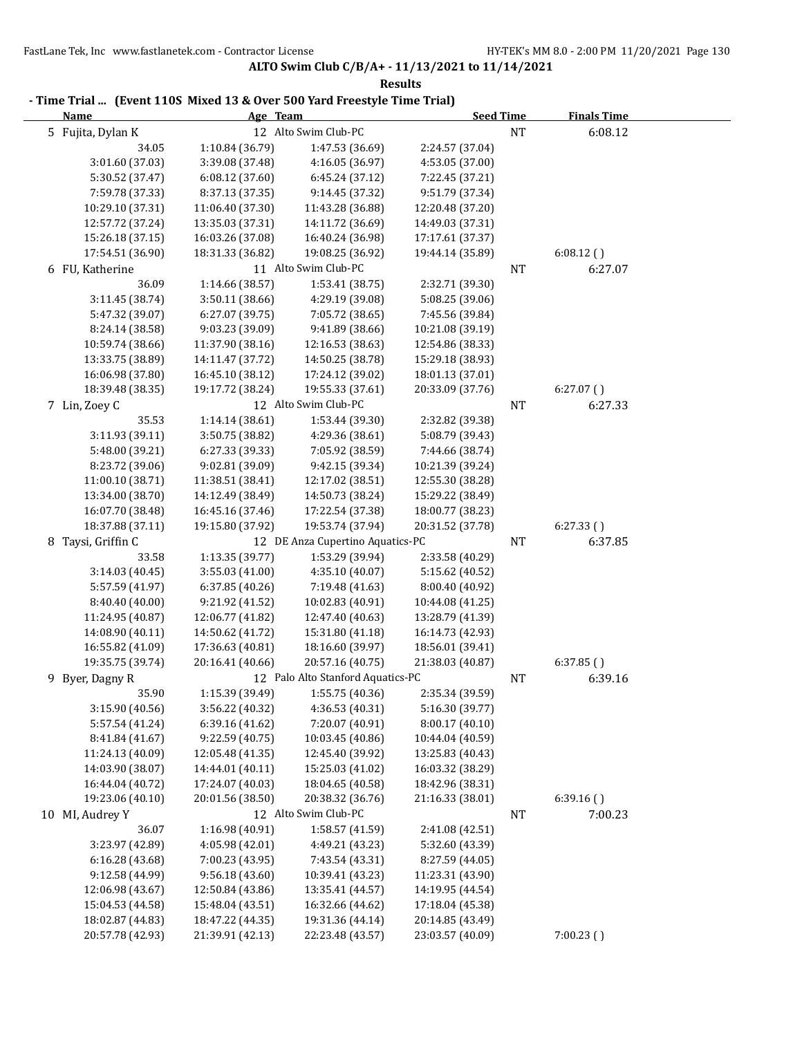**ALTO Swim Club C/B/A+ - 11/13/2021 to 11/14/2021**

**Results**

**- Time Trial ... (Event 110S Mixed 13 & Over 500 Yard Freestyle Time Trial)**

| Name | Age | Team | | Seed Time | Finals Time |
|---|---|---|---|---|---|
| 5 Fujita, Dylan K | 12 | Alto Swim Club-PC | | NT | 6:08.12 |
| 34.05 | 1:10.84 (36.79) | 1:47.53 (36.69) | 2:24.57 (37.04) | | |
| 3:01.60 (37.03) | 3:39.08 (37.48) | 4:16.05 (36.97) | 4:53.05 (37.00) | | |
| 5:30.52 (37.47) | 6:08.12 (37.60) | 6:45.24 (37.12) | 7:22.45 (37.21) | | |
| 7:59.78 (37.33) | 8:37.13 (37.35) | 9:14.45 (37.32) | 9:51.79 (37.34) | | |
| 10:29.10 (37.31) | 11:06.40 (37.30) | 11:43.28 (36.88) | 12:20.48 (37.20) | | |
| 12:57.72 (37.24) | 13:35.03 (37.31) | 14:11.72 (36.69) | 14:49.03 (37.31) | | |
| 15:26.18 (37.15) | 16:03.26 (37.08) | 16:40.24 (36.98) | 17:17.61 (37.37) | | |
| 17:54.51 (36.90) | 18:31.33 (36.82) | 19:08.25 (36.92) | 19:44.14 (35.89) | | 6:08.12 ( ) |
| 6 FU, Katherine | 11 | Alto Swim Club-PC | | NT | 6:27.07 |
| 36.09 | 1:14.66 (38.57) | 1:53.41 (38.75) | 2:32.71 (39.30) | | |
| 3:11.45 (38.74) | 3:50.11 (38.66) | 4:29.19 (39.08) | 5:08.25 (39.06) | | |
| 5:47.32 (39.07) | 6:27.07 (39.75) | 7:05.72 (38.65) | 7:45.56 (39.84) | | |
| 8:24.14 (38.58) | 9:03.23 (39.09) | 9:41.89 (38.66) | 10:21.08 (39.19) | | |
| 10:59.74 (38.66) | 11:37.90 (38.16) | 12:16.53 (38.63) | 12:54.86 (38.33) | | |
| 13:33.75 (38.89) | 14:11.47 (37.72) | 14:50.25 (38.78) | 15:29.18 (38.93) | | |
| 16:06.98 (37.80) | 16:45.10 (38.12) | 17:24.12 (39.02) | 18:01.13 (37.01) | | |
| 18:39.48 (38.35) | 19:17.72 (38.24) | 19:55.33 (37.61) | 20:33.09 (37.76) | | 6:27.07 ( ) |
| 7 Lin, Zoey C | 12 | Alto Swim Club-PC | | NT | 6:27.33 |
| 35.53 | 1:14.14 (38.61) | 1:53.44 (39.30) | 2:32.82 (39.38) | | |
| 3:11.93 (39.11) | 3:50.75 (38.82) | 4:29.36 (38.61) | 5:08.79 (39.43) | | |
| 5:48.00 (39.21) | 6:27.33 (39.33) | 7:05.92 (38.59) | 7:44.66 (38.74) | | |
| 8:23.72 (39.06) | 9:02.81 (39.09) | 9:42.15 (39.34) | 10:21.39 (39.24) | | |
| 11:00.10 (38.71) | 11:38.51 (38.41) | 12:17.02 (38.51) | 12:55.30 (38.28) | | |
| 13:34.00 (38.70) | 14:12.49 (38.49) | 14:50.73 (38.24) | 15:29.22 (38.49) | | |
| 16:07.70 (38.48) | 16:45.16 (37.46) | 17:22.54 (37.38) | 18:00.77 (38.23) | | |
| 18:37.88 (37.11) | 19:15.80 (37.92) | 19:53.74 (37.94) | 20:31.52 (37.78) | | 6:27.33 ( ) |
| 8 Taysi, Griffin C | 12 | DE Anza Cupertino Aquatics-PC | | NT | 6:37.85 |
| 33.58 | 1:13.35 (39.77) | 1:53.29 (39.94) | 2:33.58 (40.29) | | |
| 3:14.03 (40.45) | 3:55.03 (41.00) | 4:35.10 (40.07) | 5:15.62 (40.52) | | |
| 5:57.59 (41.97) | 6:37.85 (40.26) | 7:19.48 (41.63) | 8:00.40 (40.92) | | |
| 8:40.40 (40.00) | 9:21.92 (41.52) | 10:02.83 (40.91) | 10:44.08 (41.25) | | |
| 11:24.95 (40.87) | 12:06.77 (41.82) | 12:47.40 (40.63) | 13:28.79 (41.39) | | |
| 14:08.90 (40.11) | 14:50.62 (41.72) | 15:31.80 (41.18) | 16:14.73 (42.93) | | |
| 16:55.82 (41.09) | 17:36.63 (40.81) | 18:16.60 (39.97) | 18:56.01 (39.41) | | |
| 19:35.75 (39.74) | 20:16.41 (40.66) | 20:57.16 (40.75) | 21:38.03 (40.87) | | 6:37.85 ( ) |
| 9 Byer, Dagny R | 12 | Palo Alto Stanford Aquatics-PC | | NT | 6:39.16 |
| 35.90 | 1:15.39 (39.49) | 1:55.75 (40.36) | 2:35.34 (39.59) | | |
| 3:15.90 (40.56) | 3:56.22 (40.32) | 4:36.53 (40.31) | 5:16.30 (39.77) | | |
| 5:57.54 (41.24) | 6:39.16 (41.62) | 7:20.07 (40.91) | 8:00.17 (40.10) | | |
| 8:41.84 (41.67) | 9:22.59 (40.75) | 10:03.45 (40.86) | 10:44.04 (40.59) | | |
| 11:24.13 (40.09) | 12:05.48 (41.35) | 12:45.40 (39.92) | 13:25.83 (40.43) | | |
| 14:03.90 (38.07) | 14:44.01 (40.11) | 15:25.03 (41.02) | 16:03.32 (38.29) | | |
| 16:44.04 (40.72) | 17:24.07 (40.03) | 18:04.65 (40.58) | 18:42.96 (38.31) | | |
| 19:23.06 (40.10) | 20:01.56 (38.50) | 20:38.32 (36.76) | 21:16.33 (38.01) | | 6:39.16 ( ) |
| 10 MI, Audrey Y | 12 | Alto Swim Club-PC | | NT | 7:00.23 |
| 36.07 | 1:16.98 (40.91) | 1:58.57 (41.59) | 2:41.08 (42.51) | | |
| 3:23.97 (42.89) | 4:05.98 (42.01) | 4:49.21 (43.23) | 5:32.60 (43.39) | | |
| 6:16.28 (43.68) | 7:00.23 (43.95) | 7:43.54 (43.31) | 8:27.59 (44.05) | | |
| 9:12.58 (44.99) | 9:56.18 (43.60) | 10:39.41 (43.23) | 11:23.31 (43.90) | | |
| 12:06.98 (43.67) | 12:50.84 (43.86) | 13:35.41 (44.57) | 14:19.95 (44.54) | | |
| 15:04.53 (44.58) | 15:48.04 (43.51) | 16:32.66 (44.62) | 17:18.04 (45.38) | | |
| 18:02.87 (44.83) | 18:47.22 (44.35) | 19:31.36 (44.14) | 20:14.85 (43.49) | | |
| 20:57.78 (42.93) | 21:39.91 (42.13) | 22:23.48 (43.57) | 23:03.57 (40.09) | | 7:00.23 ( ) |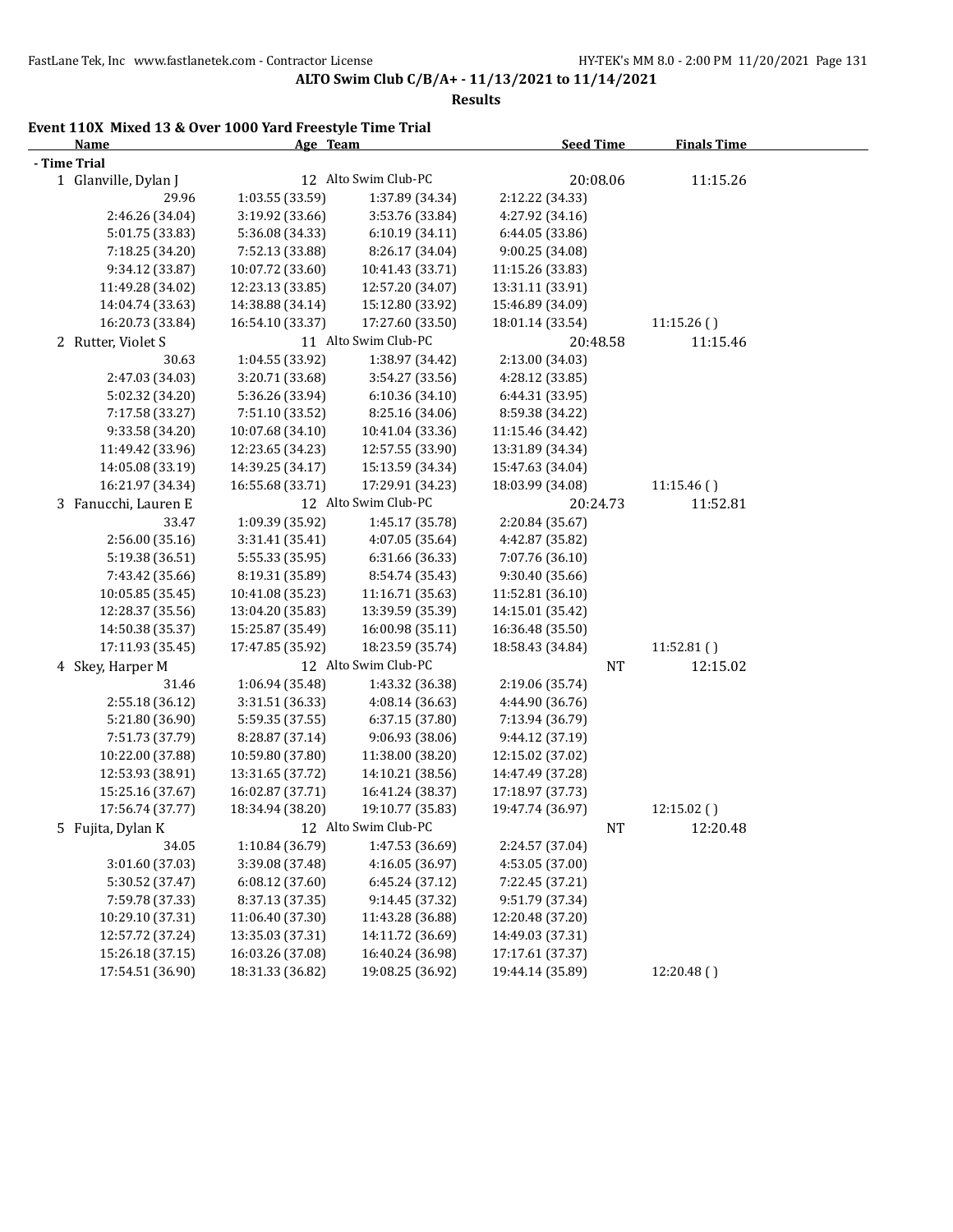**ALTO Swim Club C/B/A+ - 11/13/2021 to 11/14/2021**

**Results**

### Event 110X Mixed 13 & Over 1000 Yard Freestyle Time Trial

| Name | Age | Team | Seed Time | Finals Time |
|---|---|---|---|---|
| **- Time Trial** | | | | |
| 1 Glanville, Dylan J | 12 | Alto Swim Club-PC | 20:08.06 | 11:15.26 |
| 2 Rutter, Violet S | 11 | Alto Swim Club-PC | 20:48.58 | 11:15.46 |
| 3 Fanucchi, Lauren E | 12 | Alto Swim Club-PC | 20:24.73 | 11:52.81 |
| 4 Skey, Harper M | 12 | Alto Swim Club-PC | NT | 12:15.02 |
| 5 Fujita, Dylan K | 12 | Alto Swim Club-PC | NT | 12:20.48 |

**1 Glanville, Dylan J — Splits**

| | | | | |
|---|---|---|---|---|
| 29.96 | 1:03.55 (33.59) | 1:37.89 (34.34) | 2:12.22 (34.33) | |
| 2:46.26 (34.04) | 3:19.92 (33.66) | 3:53.76 (33.84) | 4:27.92 (34.16) | |
| 5:01.75 (33.83) | 5:36.08 (34.33) | 6:10.19 (34.11) | 6:44.05 (33.86) | |
| 7:18.25 (34.20) | 7:52.13 (33.88) | 8:26.17 (34.04) | 9:00.25 (34.08) | |
| 9:34.12 (33.87) | 10:07.72 (33.60) | 10:41.43 (33.71) | 11:15.26 (33.83) | |
| 11:49.28 (34.02) | 12:23.13 (33.85) | 12:57.20 (34.07) | 13:31.11 (33.91) | |
| 14:04.74 (33.63) | 14:38.88 (34.14) | 15:12.80 (33.92) | 15:46.89 (34.09) | |
| 16:20.73 (33.84) | 16:54.10 (33.37) | 17:27.60 (33.50) | 18:01.14 (33.54) | 11:15.26 ( ) |

**2 Rutter, Violet S — Splits**

| | | | | |
|---|---|---|---|---|
| 30.63 | 1:04.55 (33.92) | 1:38.97 (34.42) | 2:13.00 (34.03) | |
| 2:47.03 (34.03) | 3:20.71 (33.68) | 3:54.27 (33.56) | 4:28.12 (33.85) | |
| 5:02.32 (34.20) | 5:36.26 (33.94) | 6:10.36 (34.10) | 6:44.31 (33.95) | |
| 7:17.58 (33.27) | 7:51.10 (33.52) | 8:25.16 (34.06) | 8:59.38 (34.22) | |
| 9:33.58 (34.20) | 10:07.68 (34.10) | 10:41.04 (33.36) | 11:15.46 (34.42) | |
| 11:49.42 (33.96) | 12:23.65 (34.23) | 12:57.55 (33.90) | 13:31.89 (34.34) | |
| 14:05.08 (33.19) | 14:39.25 (34.17) | 15:13.59 (34.34) | 15:47.63 (34.04) | |
| 16:21.97 (34.34) | 16:55.68 (33.71) | 17:29.91 (34.23) | 18:03.99 (34.08) | 11:15.46 ( ) |

**3 Fanucchi, Lauren E — Splits**

| | | | | |
|---|---|---|---|---|
| 33.47 | 1:09.39 (35.92) | 1:45.17 (35.78) | 2:20.84 (35.67) | |
| 2:56.00 (35.16) | 3:31.41 (35.41) | 4:07.05 (35.64) | 4:42.87 (35.82) | |
| 5:19.38 (36.51) | 5:55.33 (35.95) | 6:31.66 (36.33) | 7:07.76 (36.10) | |
| 7:43.42 (35.66) | 8:19.31 (35.89) | 8:54.74 (35.43) | 9:30.40 (35.66) | |
| 10:05.85 (35.45) | 10:41.08 (35.23) | 11:16.71 (35.63) | 11:52.81 (36.10) | |
| 12:28.37 (35.56) | 13:04.20 (35.83) | 13:39.59 (35.39) | 14:15.01 (35.42) | |
| 14:50.38 (35.37) | 15:25.87 (35.49) | 16:00.98 (35.11) | 16:36.48 (35.50) | |
| 17:11.93 (35.45) | 17:47.85 (35.92) | 18:23.59 (35.74) | 18:58.43 (34.84) | 11:52.81 ( ) |

**4 Skey, Harper M — Splits**

| | | | | |
|---|---|---|---|---|
| 31.46 | 1:06.94 (35.48) | 1:43.32 (36.38) | 2:19.06 (35.74) | |
| 2:55.18 (36.12) | 3:31.51 (36.33) | 4:08.14 (36.63) | 4:44.90 (36.76) | |
| 5:21.80 (36.90) | 5:59.35 (37.55) | 6:37.15 (37.80) | 7:13.94 (36.79) | |
| 7:51.73 (37.79) | 8:28.87 (37.14) | 9:06.93 (38.06) | 9:44.12 (37.19) | |
| 10:22.00 (37.88) | 10:59.80 (37.80) | 11:38.00 (38.20) | 12:15.02 (37.02) | |
| 12:53.93 (38.91) | 13:31.65 (37.72) | 14:10.21 (38.56) | 14:47.49 (37.28) | |
| 15:25.16 (37.67) | 16:02.87 (37.71) | 16:41.24 (38.37) | 17:18.97 (37.73) | |
| 17:56.74 (37.77) | 18:34.94 (38.20) | 19:10.77 (35.83) | 19:47.74 (36.97) | 12:15.02 ( ) |

**5 Fujita, Dylan K — Splits**

| | | | | |
|---|---|---|---|---|
| 34.05 | 1:10.84 (36.79) | 1:47.53 (36.69) | 2:24.57 (37.04) | |
| 3:01.60 (37.03) | 3:39.08 (37.48) | 4:16.05 (36.97) | 4:53.05 (37.00) | |
| 5:30.52 (37.47) | 6:08.12 (37.60) | 6:45.24 (37.12) | 7:22.45 (37.21) | |
| 7:59.78 (37.33) | 8:37.13 (37.35) | 9:14.45 (37.32) | 9:51.79 (37.34) | |
| 10:29.10 (37.31) | 11:06.40 (37.30) | 11:43.28 (36.88) | 12:20.48 (37.20) | |
| 12:57.72 (37.24) | 13:35.03 (37.31) | 14:11.72 (36.69) | 14:49.03 (37.31) | |
| 15:26.18 (37.15) | 16:03.26 (37.08) | 16:40.24 (36.98) | 17:17.61 (37.37) | |
| 17:54.51 (36.90) | 18:31.33 (36.82) | 19:08.25 (36.92) | 19:44.14 (35.89) | 12:20.48 ( ) |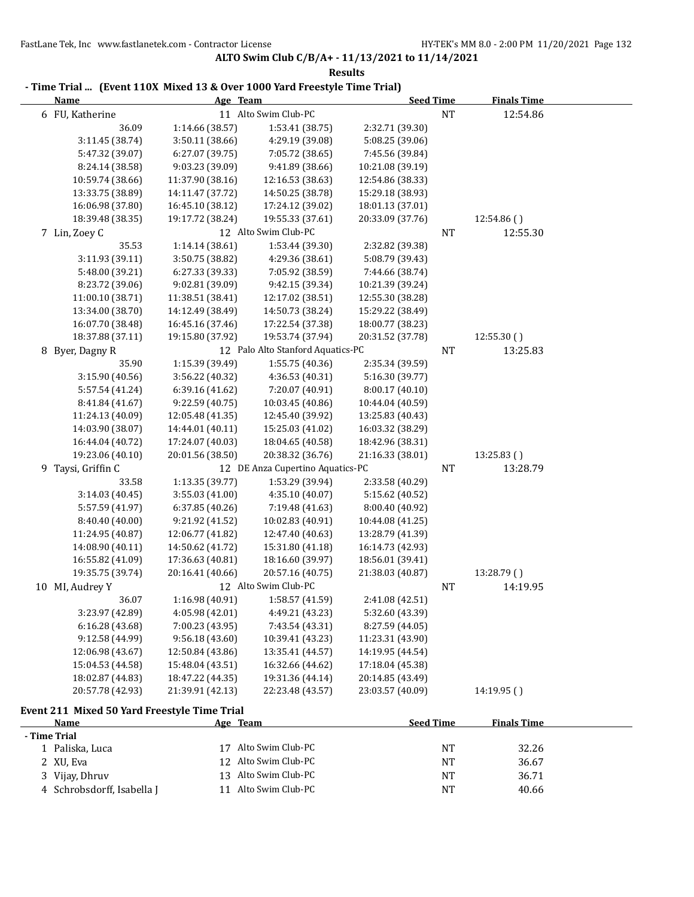**ALTO Swim Club C/B/A+ - 11/13/2021 to 11/14/2021**

**Results**

### - Time Trial ... (Event 110X Mixed 13 & Over 1000 Yard Freestyle Time Trial)

| Name | Age | Team | Seed Time | Finals Time |
|---|---|---|---|---|
| 6 FU, Katherine | 11 | Alto Swim Club-PC | NT | 12:54.86 |

36.09 | 1:14.66 (38.57) | 1:53.41 (38.75) | 2:32.71 (39.30)
3:11.45 (38.74) | 3:50.11 (38.66) | 4:29.19 (39.08) | 5:08.25 (39.06)
5:47.32 (39.07) | 6:27.07 (39.75) | 7:05.72 (38.65) | 7:45.56 (39.84)
8:24.14 (38.58) | 9:03.23 (39.09) | 9:41.89 (38.66) | 10:21.08 (39.19)
10:59.74 (38.66) | 11:37.90 (38.16) | 12:16.53 (38.63) | 12:54.86 (38.33)
13:33.75 (38.89) | 14:11.47 (37.72) | 14:50.25 (38.78) | 15:29.18 (38.93)
16:06.98 (37.80) | 16:45.10 (38.12) | 17:24.12 (39.02) | 18:01.13 (37.01)
18:39.48 (38.35) | 19:17.72 (38.24) | 19:55.33 (37.61) | 20:33.09 (37.76) | 12:54.86 ( )

| Name | Age | Team | Seed Time | Finals Time |
|---|---|---|---|---|
| 7 Lin, Zoey C | 12 | Alto Swim Club-PC | NT | 12:55.30 |

35.53 | 1:14.14 (38.61) | 1:53.44 (39.30) | 2:32.82 (39.38)
3:11.93 (39.11) | 3:50.75 (38.82) | 4:29.36 (38.61) | 5:08.79 (39.43)
5:48.00 (39.21) | 6:27.33 (39.33) | 7:05.92 (38.59) | 7:44.66 (38.74)
8:23.72 (39.06) | 9:02.81 (39.09) | 9:42.15 (39.34) | 10:21.39 (39.24)
11:00.10 (38.71) | 11:38.51 (38.41) | 12:17.02 (38.51) | 12:55.30 (38.28)
13:34.00 (38.70) | 14:12.49 (38.49) | 14:50.73 (38.24) | 15:29.22 (38.49)
16:07.70 (38.48) | 16:45.16 (37.46) | 17:22.54 (37.38) | 18:00.77 (38.23)
18:37.88 (37.11) | 19:15.80 (37.92) | 19:53.74 (37.94) | 20:31.52 (37.78) | 12:55.30 ( )

| Name | Age | Team | Seed Time | Finals Time |
|---|---|---|---|---|
| 8 Byer, Dagny R | 12 | Palo Alto Stanford Aquatics-PC | NT | 13:25.83 |

35.90 | 1:15.39 (39.49) | 1:55.75 (40.36) | 2:35.34 (39.59)
3:15.90 (40.56) | 3:56.22 (40.32) | 4:36.53 (40.31) | 5:16.30 (39.77)
5:57.54 (41.24) | 6:39.16 (41.62) | 7:20.07 (40.91) | 8:00.17 (40.10)
8:41.84 (41.67) | 9:22.59 (40.75) | 10:03.45 (40.86) | 10:44.04 (40.59)
11:24.13 (40.09) | 12:05.48 (41.35) | 12:45.40 (39.92) | 13:25.83 (40.43)
14:03.90 (38.07) | 14:44.01 (40.11) | 15:25.03 (41.02) | 16:03.32 (38.29)
16:44.04 (40.72) | 17:24.07 (40.03) | 18:04.65 (40.58) | 18:42.96 (38.31)
19:23.06 (40.10) | 20:01.56 (38.50) | 20:38.32 (36.76) | 21:16.33 (38.01) | 13:25.83 ( )

| Name | Age | Team | Seed Time | Finals Time |
|---|---|---|---|---|
| 9 Taysi, Griffin C | 12 | DE Anza Cupertino Aquatics-PC | NT | 13:28.79 |

33.58 | 1:13.35 (39.77) | 1:53.29 (39.94) | 2:33.58 (40.29)
3:14.03 (40.45) | 3:55.03 (41.00) | 4:35.10 (40.07) | 5:15.62 (40.52)
5:57.59 (41.97) | 6:37.85 (40.26) | 7:19.48 (41.63) | 8:00.40 (40.92)
8:40.40 (40.00) | 9:21.92 (41.52) | 10:02.83 (40.91) | 10:44.08 (41.25)
11:24.95 (40.87) | 12:06.77 (41.82) | 12:47.40 (40.63) | 13:28.79 (41.39)
14:08.90 (40.11) | 14:50.62 (41.72) | 15:31.80 (41.18) | 16:14.73 (42.93)
16:55.82 (41.09) | 17:36.63 (40.81) | 18:16.60 (39.97) | 18:56.01 (39.41)
19:35.75 (39.74) | 20:16.41 (40.66) | 20:57.16 (40.75) | 21:38.03 (40.87) | 13:28.79 ( )

| Name | Age | Team | Seed Time | Finals Time |
|---|---|---|---|---|
| 10 MI, Audrey Y | 12 | Alto Swim Club-PC | NT | 14:19.95 |

36.07 | 1:16.98 (40.91) | 1:58.57 (41.59) | 2:41.08 (42.51)
3:23.97 (42.89) | 4:05.98 (42.01) | 4:49.21 (43.23) | 5:32.60 (43.39)
6:16.28 (43.68) | 7:00.23 (43.95) | 7:43.54 (43.31) | 8:27.59 (44.05)
9:12.58 (44.99) | 9:56.18 (43.60) | 10:39.41 (43.23) | 11:23.31 (43.90)
12:06.98 (43.67) | 12:50.84 (43.86) | 13:35.41 (44.57) | 14:19.95 (44.54)
15:04.53 (44.58) | 15:48.04 (43.51) | 16:32.66 (44.62) | 17:18.04 (45.38)
18:02.87 (44.83) | 18:47.22 (44.35) | 19:31.36 (44.14) | 20:14.85 (43.49)
20:57.78 (42.93) | 21:39.91 (42.13) | 22:23.48 (43.57) | 23:03.57 (40.09) | 14:19.95 ( )

### Event 211 Mixed 50 Yard Freestyle Time Trial

| Name | Age | Team | Seed Time | Finals Time |
|---|---|---|---|---|
| **- Time Trial** | | | | |
| 1 Paliska, Luca | 17 | Alto Swim Club-PC | NT | 32.26 |
| 2 XU, Eva | 12 | Alto Swim Club-PC | NT | 36.67 |
| 3 Vijay, Dhruv | 13 | Alto Swim Club-PC | NT | 36.71 |
| 4 Schrobsdorff, Isabella J | 11 | Alto Swim Club-PC | NT | 40.66 |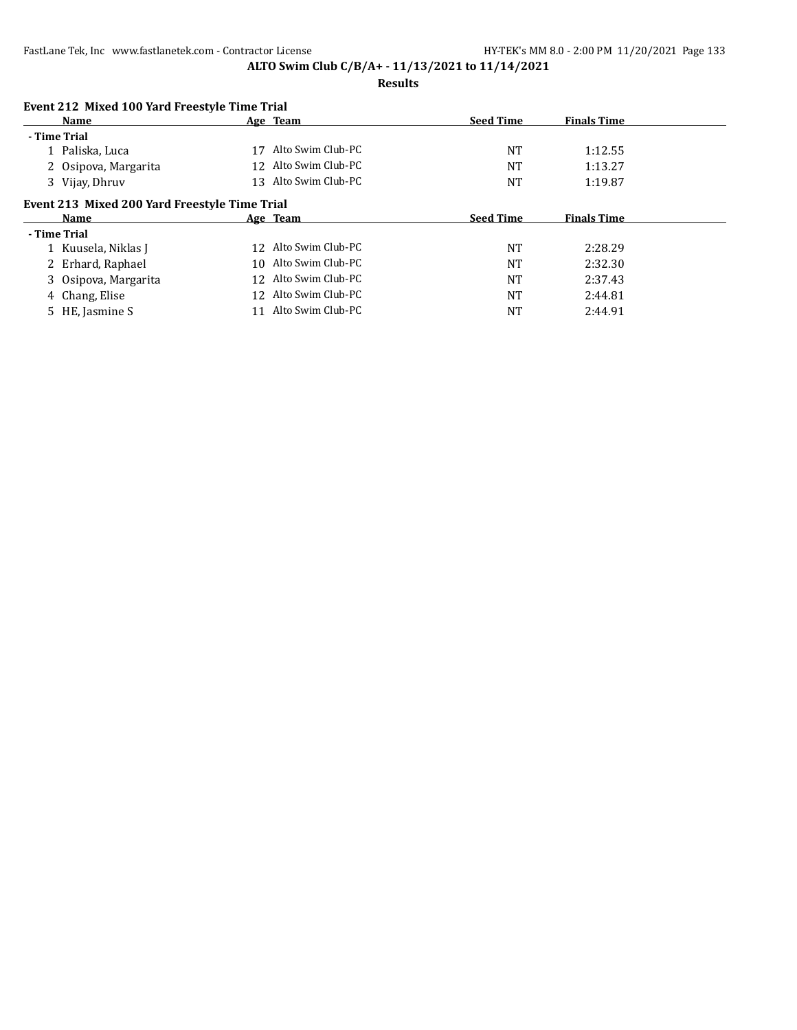## ALTO Swim Club C/B/A+ - 11/13/2021 to 11/14/2021

### Results

### Event 212 Mixed 100 Yard Freestyle Time Trial

| | Name | Age | Team | Seed Time | Finals Time |
|---|---|---|---|---|---|
| **- Time Trial** | | | | | |
| 1 | Paliska, Luca | 17 | Alto Swim Club-PC | NT | 1:12.55 |
| 2 | Osipova, Margarita | 12 | Alto Swim Club-PC | NT | 1:13.27 |
| 3 | Vijay, Dhruv | 13 | Alto Swim Club-PC | NT | 1:19.87 |

### Event 213 Mixed 200 Yard Freestyle Time Trial

| | Name | Age | Team | Seed Time | Finals Time |
|---|---|---|---|---|---|
| **- Time Trial** | | | | | |
| 1 | Kuusela, Niklas J | 12 | Alto Swim Club-PC | NT | 2:28.29 |
| 2 | Erhard, Raphael | 10 | Alto Swim Club-PC | NT | 2:32.30 |
| 3 | Osipova, Margarita | 12 | Alto Swim Club-PC | NT | 2:37.43 |
| 4 | Chang, Elise | 12 | Alto Swim Club-PC | NT | 2:44.81 |
| 5 | HE, Jasmine S | 11 | Alto Swim Club-PC | NT | 2:44.91 |